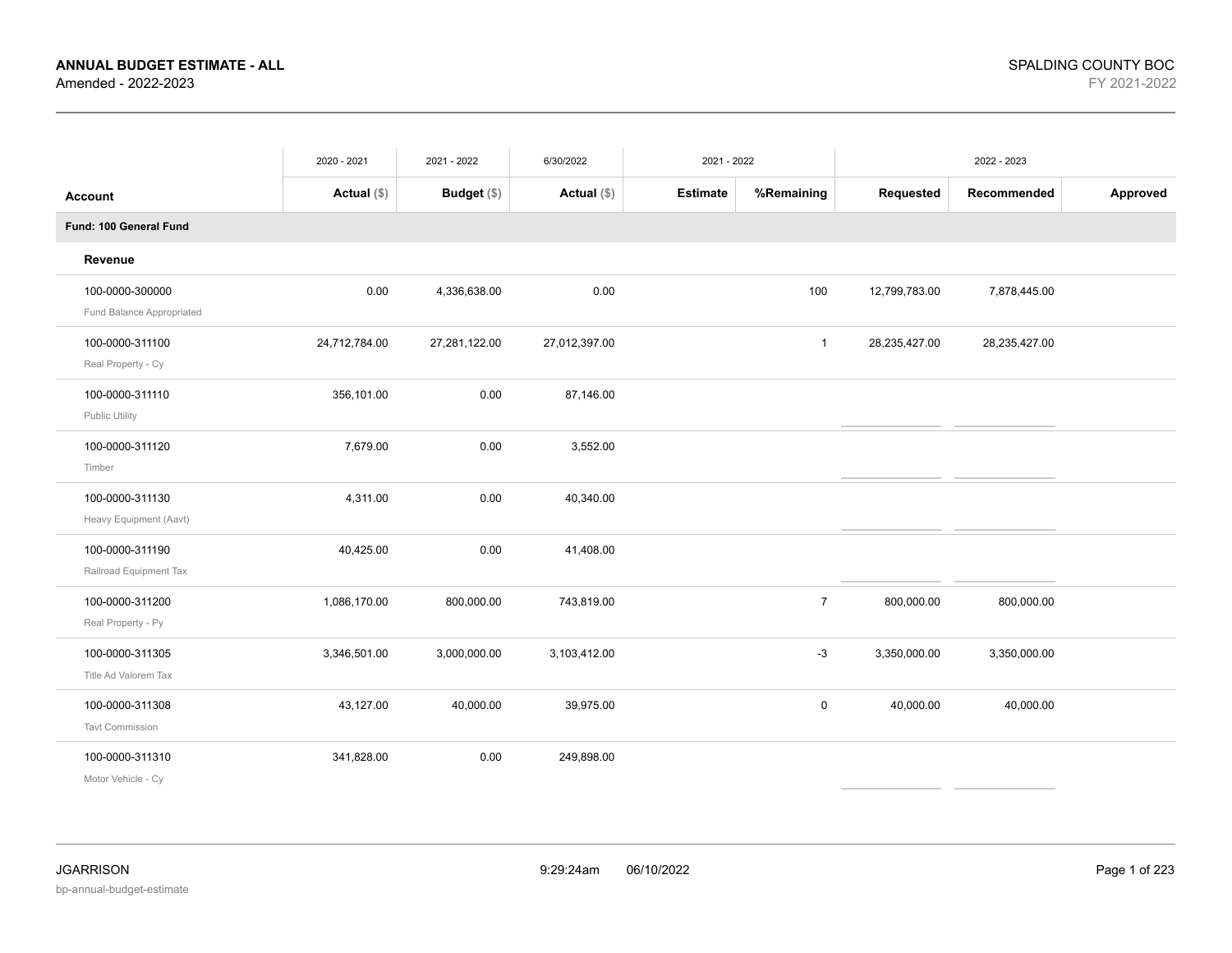**ANNUAL BUDGET ESTIMATE - ALL**
Amended - 2022-2023

SPALDING COUNTY BOC
FY 2021-2022

| Account | 2020 - 2021 Actual ($) | 2021 - 2022 Budget ($) | 6/30/2022 Actual ($) | 2021 - 2022 Estimate | %Remaining | 2022 - 2023 Requested | Recommended | Approved |
|---|---|---|---|---|---|---|---|---|
| **Fund: 100 General Fund** | | | | | | | | |
| **Revenue** | | | | | | | | |
| 100-0000-300000 Fund Balance Appropriated | 0.00 | 4,336,638.00 | 0.00 | | 100 | 12,799,783.00 | 7,878,445.00 | |
| 100-0000-311100 Real Property - Cy | 24,712,784.00 | 27,281,122.00 | 27,012,397.00 | | 1 | 28,235,427.00 | 28,235,427.00 | |
| 100-0000-311110 Public Utility | 356,101.00 | 0.00 | 87,146.00 | | | | | |
| 100-0000-311120 Timber | 7,679.00 | 0.00 | 3,552.00 | | | | | |
| 100-0000-311130 Heavy Equipment (Aavt) | 4,311.00 | 0.00 | 40,340.00 | | | | | |
| 100-0000-311190 Railroad Equipment Tax | 40,425.00 | 0.00 | 41,408.00 | | | | | |
| 100-0000-311200 Real Property - Py | 1,086,170.00 | 800,000.00 | 743,819.00 | | 7 | 800,000.00 | 800,000.00 | |
| 100-0000-311305 Title Ad Valorem Tax | 3,346,501.00 | 3,000,000.00 | 3,103,412.00 | | -3 | 3,350,000.00 | 3,350,000.00 | |
| 100-0000-311308 Tavt Commission | 43,127.00 | 40,000.00 | 39,975.00 | | 0 | 40,000.00 | 40,000.00 | |
| 100-0000-311310 Motor Vehicle - Cy | 341,828.00 | 0.00 | 249,898.00 | | | | | |

JGARRISON
bp-annual-budget-estimate
9:29:24am 06/10/2022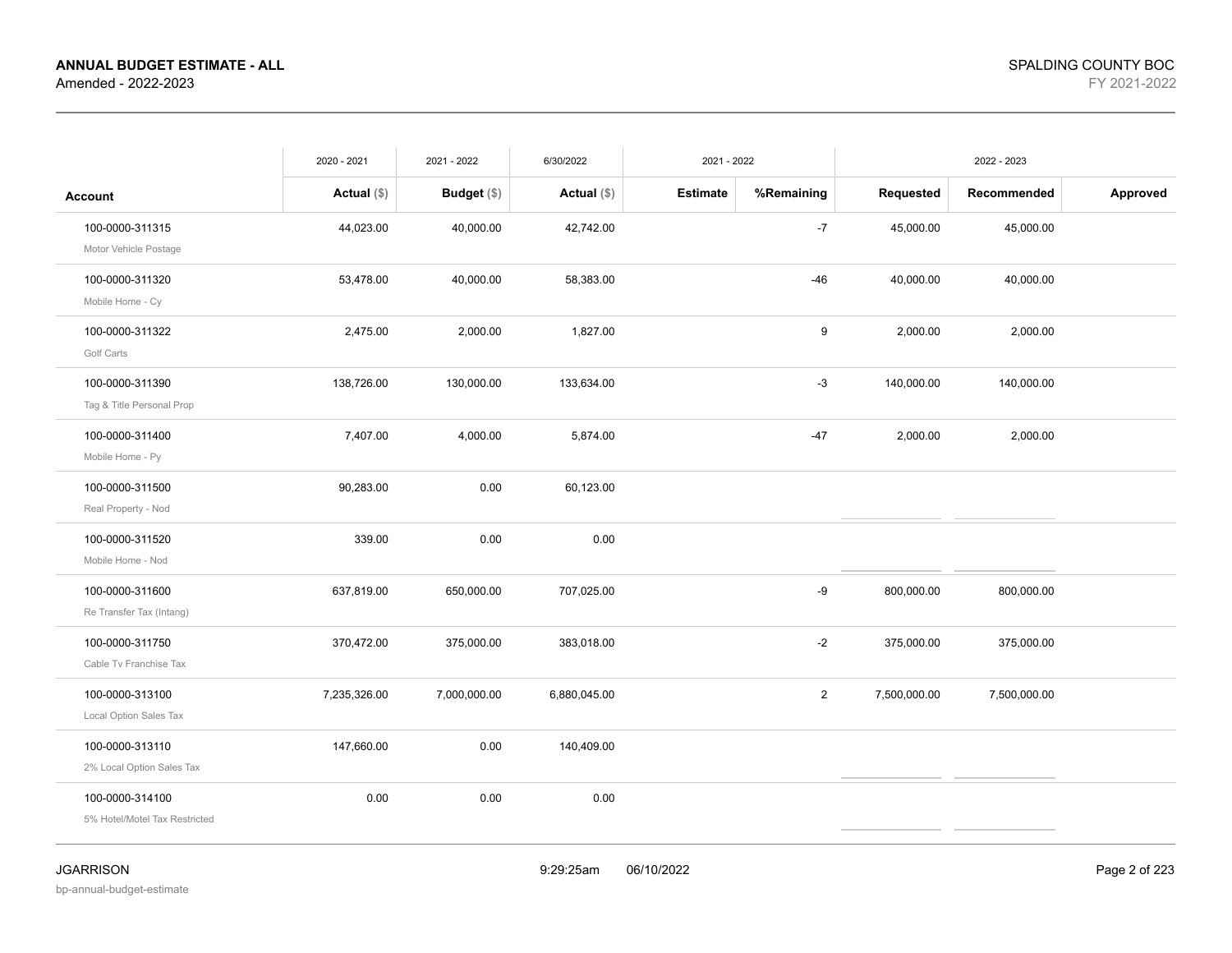**ANNUAL BUDGET ESTIMATE - ALL**
Amended - 2022-2023

SPALDING COUNTY BOC
FY 2021-2022

| Account | 2020 - 2021 | 2021 - 2022 | 6/30/2022 | 2021 - 2022 | | 2022 - 2023 | | |
|---|---|---|---|---|---|---|---|---|
| | Actual ($) | Budget ($) | Actual ($) | Estimate | %Remaining | Requested | Recommended | Approved |
| 100-0000-311315 Motor Vehicle Postage | 44,023.00 | 40,000.00 | 42,742.00 | | -7 | 45,000.00 | 45,000.00 | |
| 100-0000-311320 Mobile Home - Cy | 53,478.00 | 40,000.00 | 58,383.00 | | -46 | 40,000.00 | 40,000.00 | |
| 100-0000-311322 Golf Carts | 2,475.00 | 2,000.00 | 1,827.00 | | 9 | 2,000.00 | 2,000.00 | |
| 100-0000-311390 Tag & Title Personal Prop | 138,726.00 | 130,000.00 | 133,634.00 | | -3 | 140,000.00 | 140,000.00 | |
| 100-0000-311400 Mobile Home - Py | 7,407.00 | 4,000.00 | 5,874.00 | | -47 | 2,000.00 | 2,000.00 | |
| 100-0000-311500 Real Property - Nod | 90,283.00 | 0.00 | 60,123.00 | | | | | |
| 100-0000-311520 Mobile Home - Nod | 339.00 | 0.00 | 0.00 | | | | | |
| 100-0000-311600 Re Transfer Tax (Intang) | 637,819.00 | 650,000.00 | 707,025.00 | | -9 | 800,000.00 | 800,000.00 | |
| 100-0000-311750 Cable Tv Franchise Tax | 370,472.00 | 375,000.00 | 383,018.00 | | -2 | 375,000.00 | 375,000.00 | |
| 100-0000-313100 Local Option Sales Tax | 7,235,326.00 | 7,000,000.00 | 6,880,045.00 | | 2 | 7,500,000.00 | 7,500,000.00 | |
| 100-0000-313110 2% Local Option Sales Tax | 147,660.00 | 0.00 | 140,409.00 | | | | | |
| 100-0000-314100 5% Hotel/Motel Tax Restricted | 0.00 | 0.00 | 0.00 | | | | | |

JGARRISON
bp-annual-budget-estimate
9:29:25am 06/10/2022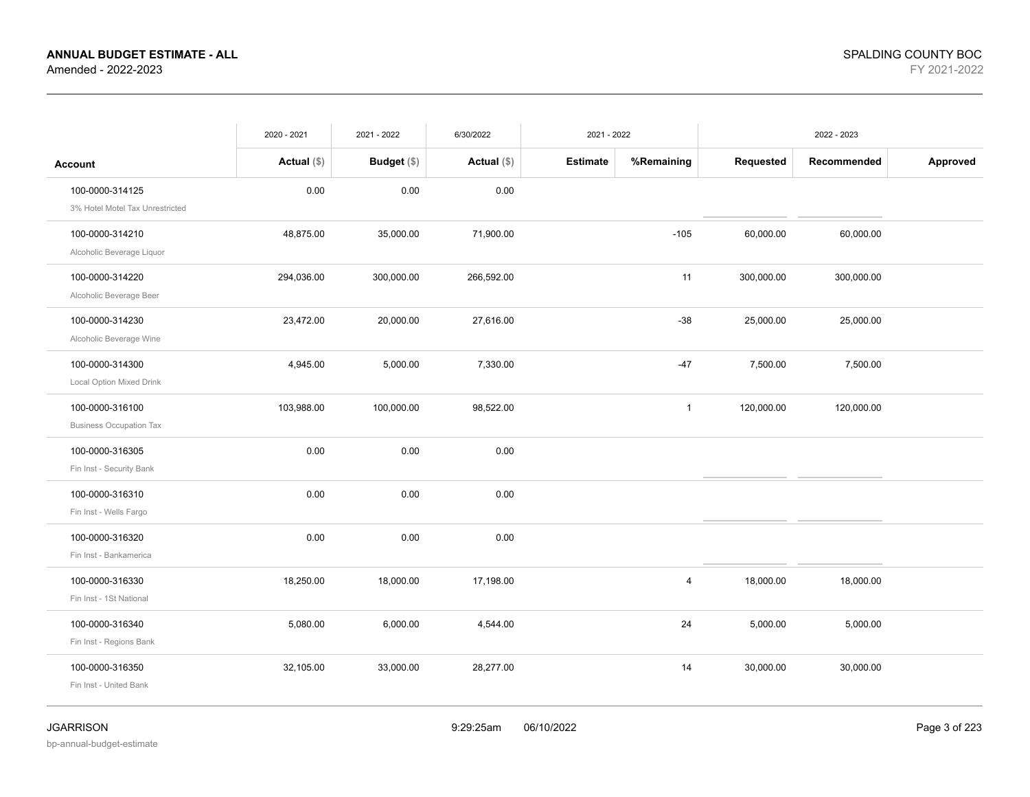| Account | 2020 - 2021 Actual ($) | 2021 - 2022 Budget ($) | 6/30/2022 Actual ($) | 2021 - 2022 Estimate | %Remaining | 2022 - 2023 Requested | Recommended | Approved |
|---|---|---|---|---|---|---|---|---|
| 100-0000-314125 3% Hotel Motel Tax Unrestricted | 0.00 | 0.00 | 0.00 | | | | | |
| 100-0000-314210 Alcoholic Beverage Liquor | 48,875.00 | 35,000.00 | 71,900.00 | | -105 | 60,000.00 | 60,000.00 | |
| 100-0000-314220 Alcoholic Beverage Beer | 294,036.00 | 300,000.00 | 266,592.00 | | 11 | 300,000.00 | 300,000.00 | |
| 100-0000-314230 Alcoholic Beverage Wine | 23,472.00 | 20,000.00 | 27,616.00 | | -38 | 25,000.00 | 25,000.00 | |
| 100-0000-314300 Local Option Mixed Drink | 4,945.00 | 5,000.00 | 7,330.00 | | -47 | 7,500.00 | 7,500.00 | |
| 100-0000-316100 Business Occupation Tax | 103,988.00 | 100,000.00 | 98,522.00 | | 1 | 120,000.00 | 120,000.00 | |
| 100-0000-316305 Fin Inst - Security Bank | 0.00 | 0.00 | 0.00 | | | | | |
| 100-0000-316310 Fin Inst - Wells Fargo | 0.00 | 0.00 | 0.00 | | | | | |
| 100-0000-316320 Fin Inst - Bankamerica | 0.00 | 0.00 | 0.00 | | | | | |
| 100-0000-316330 Fin Inst - 1St National | 18,250.00 | 18,000.00 | 17,198.00 | | 4 | 18,000.00 | 18,000.00 | |
| 100-0000-316340 Fin Inst - Regions Bank | 5,080.00 | 6,000.00 | 4,544.00 | | 24 | 5,000.00 | 5,000.00 | |
| 100-0000-316350 Fin Inst - United Bank | 32,105.00 | 33,000.00 | 28,277.00 | | 14 | 30,000.00 | 30,000.00 | |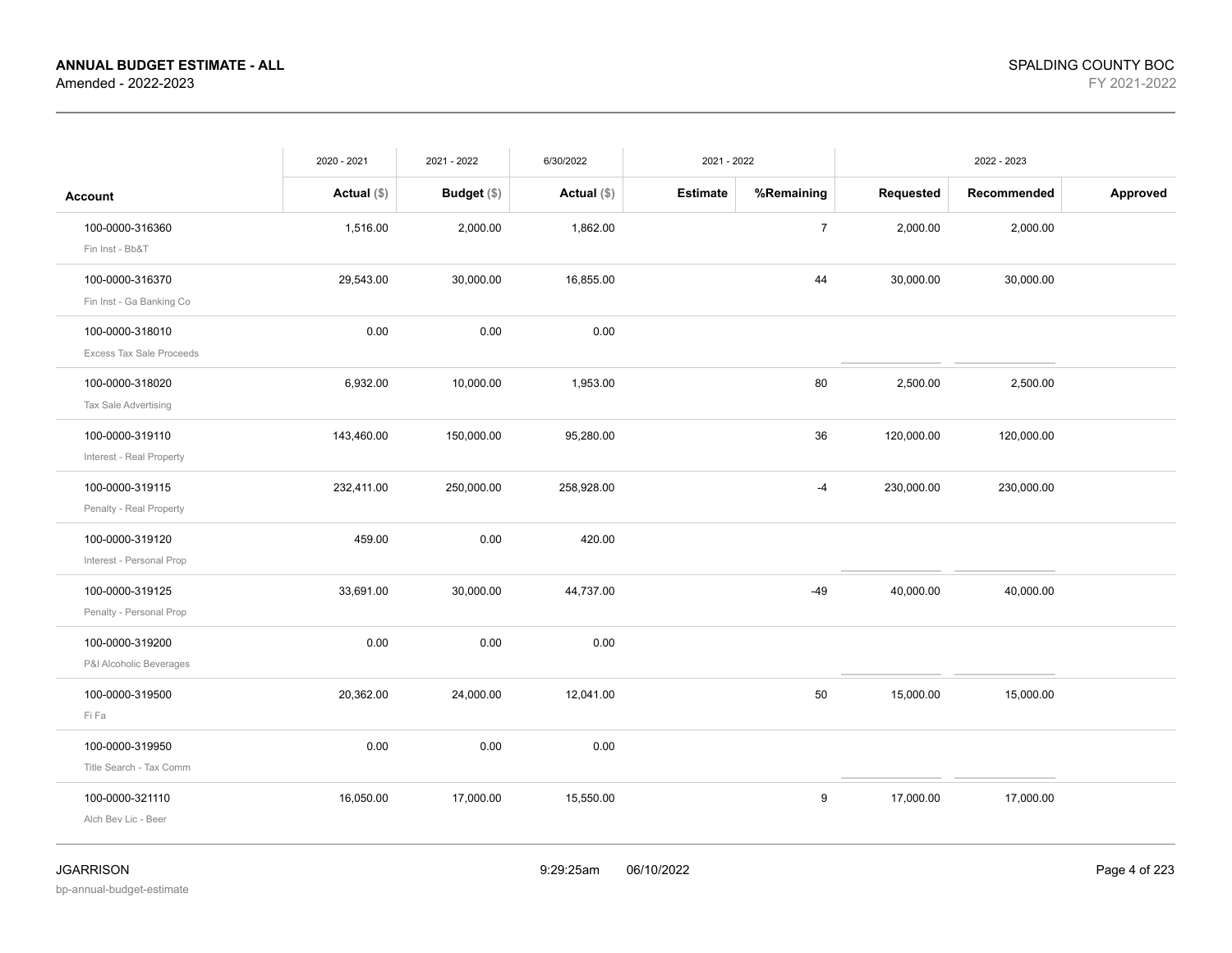**ANNUAL BUDGET ESTIMATE - ALL**
Amended - 2022-2023

SPALDING COUNTY BOC
FY 2021-2022

| Account | 2020 - 2021 Actual ($) | 2021 - 2022 Budget ($) | 6/30/2022 Actual ($) | 2021 - 2022 Estimate | 2021 - 2022 %Remaining | 2022 - 2023 Requested | 2022 - 2023 Recommended | 2022 - 2023 Approved |
|---|---|---|---|---|---|---|---|---|
| 100-0000-316360 Fin Inst - Bb&T | 1,516.00 | 2,000.00 | 1,862.00 | | 7 | 2,000.00 | 2,000.00 | |
| 100-0000-316370 Fin Inst - Ga Banking Co | 29,543.00 | 30,000.00 | 16,855.00 | | 44 | 30,000.00 | 30,000.00 | |
| 100-0000-318010 Excess Tax Sale Proceeds | 0.00 | 0.00 | 0.00 | | | | | |
| 100-0000-318020 Tax Sale Advertising | 6,932.00 | 10,000.00 | 1,953.00 | | 80 | 2,500.00 | 2,500.00 | |
| 100-0000-319110 Interest - Real Property | 143,460.00 | 150,000.00 | 95,280.00 | | 36 | 120,000.00 | 120,000.00 | |
| 100-0000-319115 Penalty - Real Property | 232,411.00 | 250,000.00 | 258,928.00 | | -4 | 230,000.00 | 230,000.00 | |
| 100-0000-319120 Interest - Personal Prop | 459.00 | 0.00 | 420.00 | | | | | |
| 100-0000-319125 Penalty - Personal Prop | 33,691.00 | 30,000.00 | 44,737.00 | | -49 | 40,000.00 | 40,000.00 | |
| 100-0000-319200 P&I Alcoholic Beverages | 0.00 | 0.00 | 0.00 | | | | | |
| 100-0000-319500 Fi Fa | 20,362.00 | 24,000.00 | 12,041.00 | | 50 | 15,000.00 | 15,000.00 | |
| 100-0000-319950 Title Search - Tax Comm | 0.00 | 0.00 | 0.00 | | | | | |
| 100-0000-321110 Alch Bev Lic - Beer | 16,050.00 | 17,000.00 | 15,550.00 | | 9 | 17,000.00 | 17,000.00 | |

JGARRISON
bp-annual-budget-estimate

9:29:25am 06/10/2022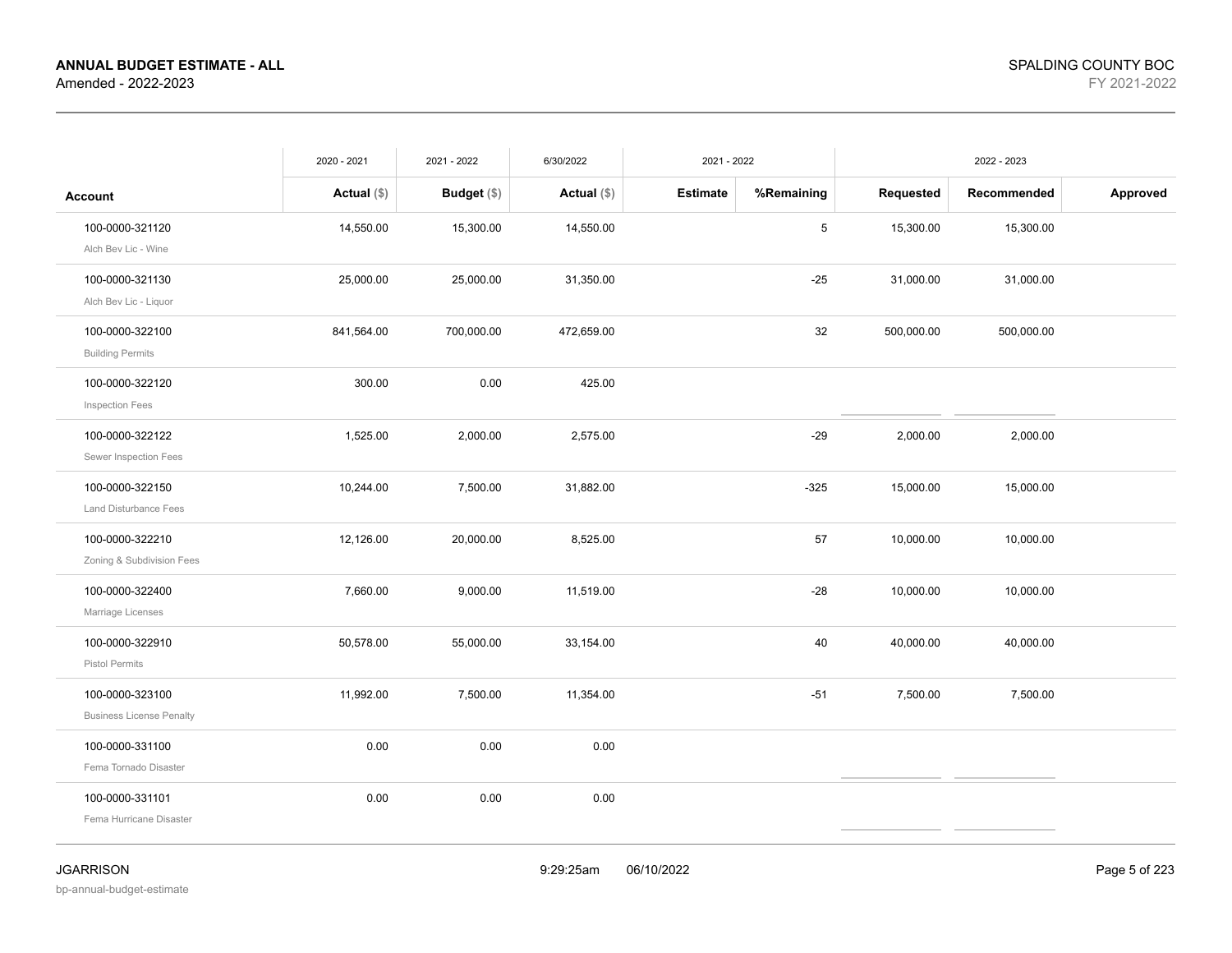**ANNUAL BUDGET ESTIMATE - ALL**
Amended - 2022-2023

SPALDING COUNTY BOC
FY 2021-2022

| Account | 2020 - 2021 Actual ($) | 2021 - 2022 Budget ($) | 6/30/2022 Actual ($) | 2021 - 2022 Estimate | 2021 - 2022 %Remaining | 2022 - 2023 Requested | 2022 - 2023 Recommended | 2022 - 2023 Approved |
|---|---|---|---|---|---|---|---|---|
| 100-0000-321120 Alch Bev Lic - Wine | 14,550.00 | 15,300.00 | 14,550.00 | | 5 | 15,300.00 | 15,300.00 | |
| 100-0000-321130 Alch Bev Lic - Liquor | 25,000.00 | 25,000.00 | 31,350.00 | | -25 | 31,000.00 | 31,000.00 | |
| 100-0000-322100 Building Permits | 841,564.00 | 700,000.00 | 472,659.00 | | 32 | 500,000.00 | 500,000.00 | |
| 100-0000-322120 Inspection Fees | 300.00 | 0.00 | 425.00 | | | | | |
| 100-0000-322122 Sewer Inspection Fees | 1,525.00 | 2,000.00 | 2,575.00 | | -29 | 2,000.00 | 2,000.00 | |
| 100-0000-322150 Land Disturbance Fees | 10,244.00 | 7,500.00 | 31,882.00 | | -325 | 15,000.00 | 15,000.00 | |
| 100-0000-322210 Zoning & Subdivision Fees | 12,126.00 | 20,000.00 | 8,525.00 | | 57 | 10,000.00 | 10,000.00 | |
| 100-0000-322400 Marriage Licenses | 7,660.00 | 9,000.00 | 11,519.00 | | -28 | 10,000.00 | 10,000.00 | |
| 100-0000-322910 Pistol Permits | 50,578.00 | 55,000.00 | 33,154.00 | | 40 | 40,000.00 | 40,000.00 | |
| 100-0000-323100 Business License Penalty | 11,992.00 | 7,500.00 | 11,354.00 | | -51 | 7,500.00 | 7,500.00 | |
| 100-0000-331100 Fema Tornado Disaster | 0.00 | 0.00 | 0.00 | | | | | |
| 100-0000-331101 Fema Hurricane Disaster | 0.00 | 0.00 | 0.00 | | | | | |

JGARRISON
bp-annual-budget-estimate

9:29:25am 06/10/2022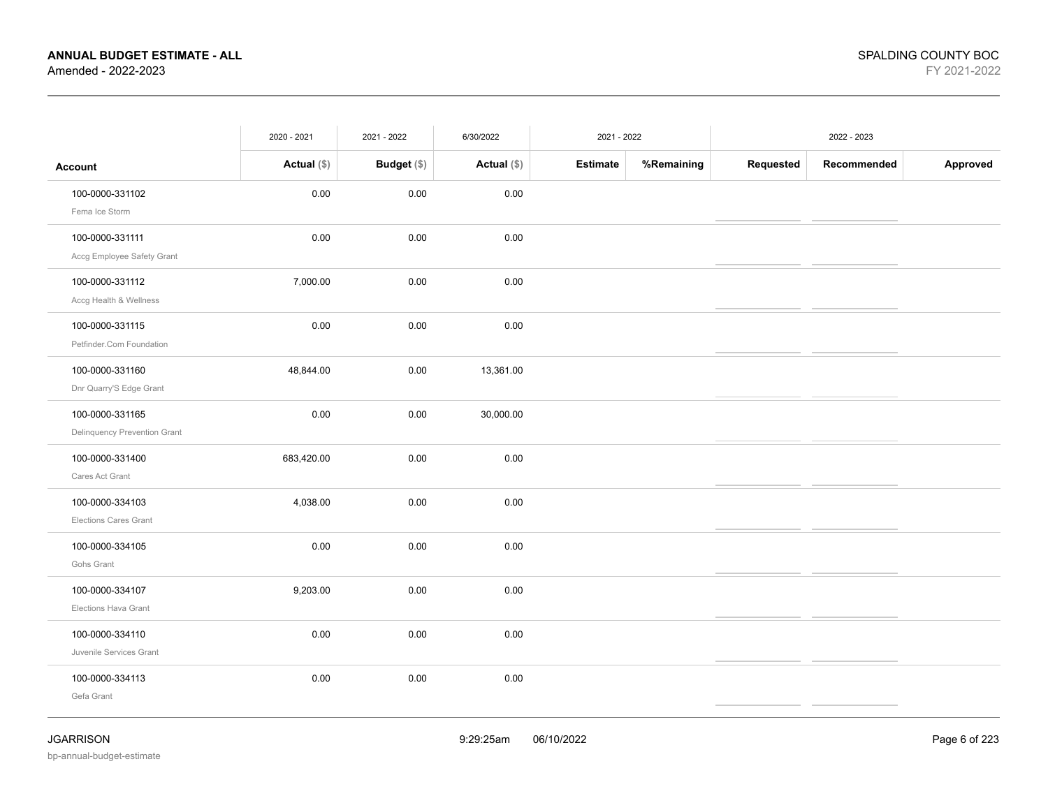**ANNUAL BUDGET ESTIMATE - ALL**
Amended - 2022-2023

SPALDING COUNTY BOC
FY 2021-2022

| Account | 2020 - 2021 Actual ($) | 2021 - 2022 Budget ($) | 6/30/2022 Actual ($) | 2021 - 2022 Estimate | 2021 - 2022 %Remaining | 2022 - 2023 Requested | 2022 - 2023 Recommended | 2022 - 2023 Approved |
|---|---|---|---|---|---|---|---|---|
| 100-0000-331102 Fema Ice Storm | 0.00 | 0.00 | 0.00 | | | | | |
| 100-0000-331111 Accg Employee Safety Grant | 0.00 | 0.00 | 0.00 | | | | | |
| 100-0000-331112 Accg Health & Wellness | 7,000.00 | 0.00 | 0.00 | | | | | |
| 100-0000-331115 Petfinder.Com Foundation | 0.00 | 0.00 | 0.00 | | | | | |
| 100-0000-331160 Dnr Quarry'S Edge Grant | 48,844.00 | 0.00 | 13,361.00 | | | | | |
| 100-0000-331165 Delinquency Prevention Grant | 0.00 | 0.00 | 30,000.00 | | | | | |
| 100-0000-331400 Cares Act Grant | 683,420.00 | 0.00 | 0.00 | | | | | |
| 100-0000-334103 Elections Cares Grant | 4,038.00 | 0.00 | 0.00 | | | | | |
| 100-0000-334105 Gohs Grant | 0.00 | 0.00 | 0.00 | | | | | |
| 100-0000-334107 Elections Hava Grant | 9,203.00 | 0.00 | 0.00 | | | | | |
| 100-0000-334110 Juvenile Services Grant | 0.00 | 0.00 | 0.00 | | | | | |
| 100-0000-334113 Gefa Grant | 0.00 | 0.00 | 0.00 | | | | | |

JGARRISON
bp-annual-budget-estimate
9:29:25am 06/10/2022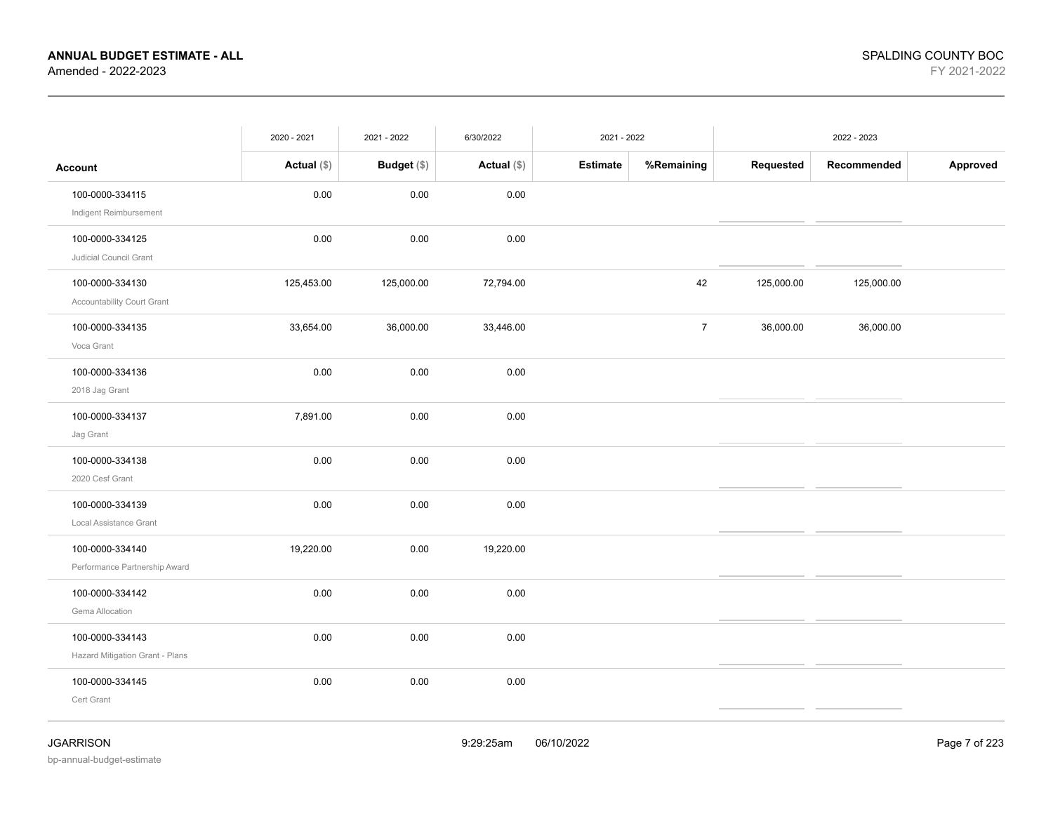**ANNUAL BUDGET ESTIMATE - ALL**
Amended - 2022-2023

SPALDING COUNTY BOC
FY 2021-2022

| | 2020 - 2021 | 2021 - 2022 | 6/30/2022 | 2021 - 2022 | | 2022 - 2023 | | |
|---|---|---|---|---|---|---|---|---|
| **Account** | **Actual** ($) | **Budget** ($) | **Actual** ($) | **Estimate** | **%Remaining** | **Requested** | **Recommended** | **Approved** |
| 100-0000-334115<br>Indigent Reimbursement | 0.00 | 0.00 | 0.00 | | | | | |
| 100-0000-334125<br>Judicial Council Grant | 0.00 | 0.00 | 0.00 | | | | | |
| 100-0000-334130<br>Accountability Court Grant | 125,453.00 | 125,000.00 | 72,794.00 | | 42 | 125,000.00 | 125,000.00 | |
| 100-0000-334135<br>Voca Grant | 33,654.00 | 36,000.00 | 33,446.00 | | 7 | 36,000.00 | 36,000.00 | |
| 100-0000-334136<br>2018 Jag Grant | 0.00 | 0.00 | 0.00 | | | | | |
| 100-0000-334137<br>Jag Grant | 7,891.00 | 0.00 | 0.00 | | | | | |
| 100-0000-334138<br>2020 Cesf Grant | 0.00 | 0.00 | 0.00 | | | | | |
| 100-0000-334139<br>Local Assistance Grant | 0.00 | 0.00 | 0.00 | | | | | |
| 100-0000-334140<br>Performance Partnership Award | 19,220.00 | 0.00 | 19,220.00 | | | | | |
| 100-0000-334142<br>Gema Allocation | 0.00 | 0.00 | 0.00 | | | | | |
| 100-0000-334143<br>Hazard Mitigation Grant - Plans | 0.00 | 0.00 | 0.00 | | | | | |
| 100-0000-334145<br>Cert Grant | 0.00 | 0.00 | 0.00 | | | | | |

JGARRISON
bp-annual-budget-estimate
9:29:25am 06/10/2022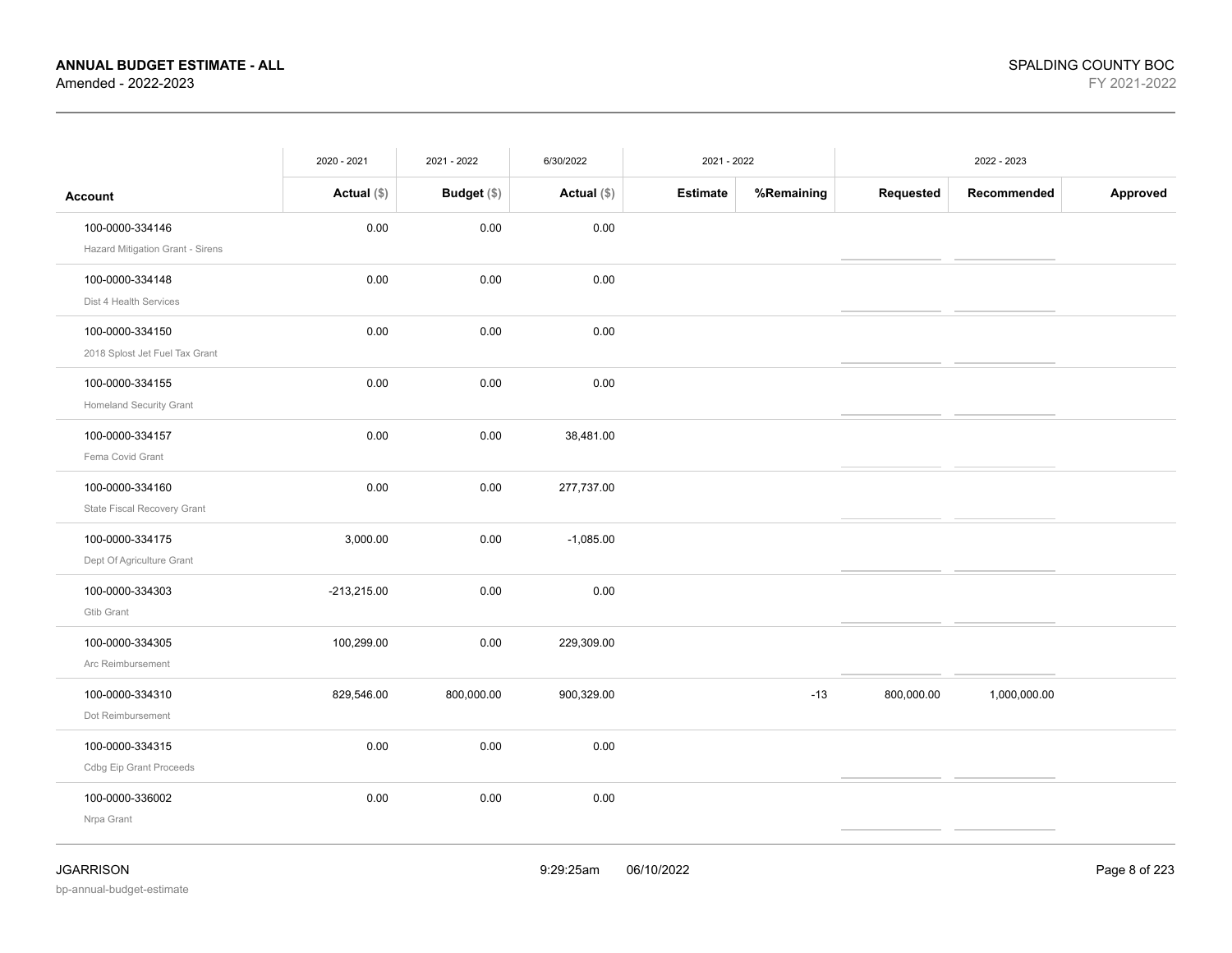**ANNUAL BUDGET ESTIMATE - ALL**
Amended - 2022-2023

SPALDING COUNTY BOC
FY 2021-2022

| | 2020 - 2021 | 2021 - 2022 | 6/30/2022 | 2021 - 2022 | | 2022 - 2023 | | |
|---|---|---|---|---|---|---|---|---|
| **Account** | **Actual ($)** | **Budget ($)** | **Actual ($)** | **Estimate** | **%Remaining** | **Requested** | **Recommended** | **Approved** |
| 100-0000-334146<br>Hazard Mitigation Grant - Sirens | 0.00 | 0.00 | 0.00 | | | | | |
| 100-0000-334148<br>Dist 4 Health Services | 0.00 | 0.00 | 0.00 | | | | | |
| 100-0000-334150<br>2018 Splost Jet Fuel Tax Grant | 0.00 | 0.00 | 0.00 | | | | | |
| 100-0000-334155<br>Homeland Security Grant | 0.00 | 0.00 | 0.00 | | | | | |
| 100-0000-334157<br>Fema Covid Grant | 0.00 | 0.00 | 38,481.00 | | | | | |
| 100-0000-334160<br>State Fiscal Recovery Grant | 0.00 | 0.00 | 277,737.00 | | | | | |
| 100-0000-334175<br>Dept Of Agriculture Grant | 3,000.00 | 0.00 | -1,085.00 | | | | | |
| 100-0000-334303<br>Gtib Grant | -213,215.00 | 0.00 | 0.00 | | | | | |
| 100-0000-334305<br>Arc Reimbursement | 100,299.00 | 0.00 | 229,309.00 | | | | | |
| 100-0000-334310<br>Dot Reimbursement | 829,546.00 | 800,000.00 | 900,329.00 | | -13 | 800,000.00 | 1,000,000.00 | |
| 100-0000-334315<br>Cdbg Eip Grant Proceeds | 0.00 | 0.00 | 0.00 | | | | | |
| 100-0000-336002<br>Nrpa Grant | 0.00 | 0.00 | 0.00 | | | | | |

JGARRISON
bp-annual-budget-estimate

9:29:25am 06/10/2022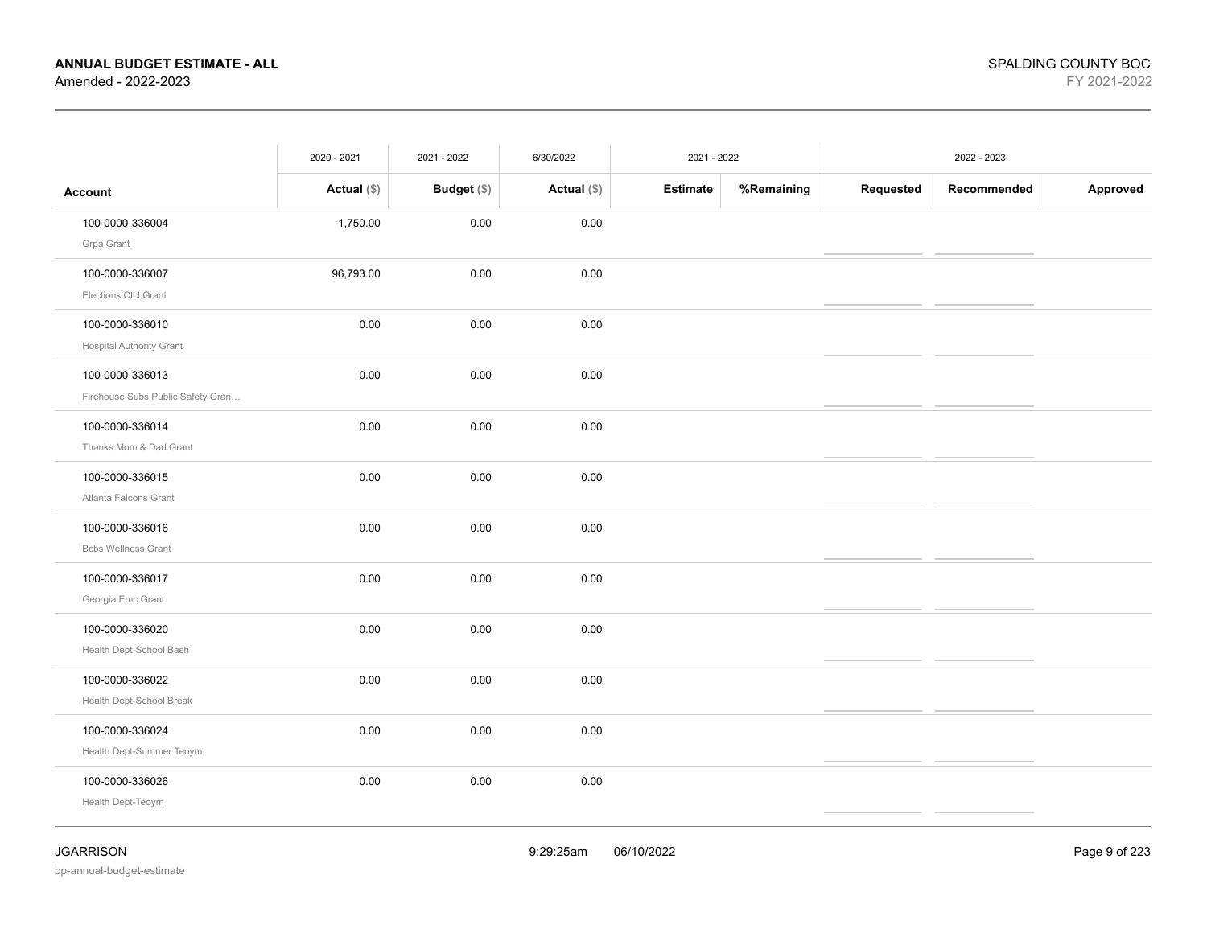|  | 2020 - 2021 | 2021 - 2022 | 6/30/2022 | 2021 - 2022 | | 2022 - 2023 | | |
|---|---|---|---|---|---|---|---|---|
| **Account** | **Actual** ($) | **Budget** ($) | **Actual** ($) | **Estimate** | **%Remaining** | **Requested** | **Recommended** | **Approved** |
| 100-0000-336004<br>Grpa Grant | 1,750.00 | 0.00 | 0.00 | | | | | |
| 100-0000-336007<br>Elections Ctcl Grant | 96,793.00 | 0.00 | 0.00 | | | | | |
| 100-0000-336010<br>Hospital Authority Grant | 0.00 | 0.00 | 0.00 | | | | | |
| 100-0000-336013<br>Firehouse Subs Public Safety Gran… | 0.00 | 0.00 | 0.00 | | | | | |
| 100-0000-336014<br>Thanks Mom & Dad Grant | 0.00 | 0.00 | 0.00 | | | | | |
| 100-0000-336015<br>Atlanta Falcons Grant | 0.00 | 0.00 | 0.00 | | | | | |
| 100-0000-336016<br>Bcbs Wellness Grant | 0.00 | 0.00 | 0.00 | | | | | |
| 100-0000-336017<br>Georgia Emc Grant | 0.00 | 0.00 | 0.00 | | | | | |
| 100-0000-336020<br>Health Dept-School Bash | 0.00 | 0.00 | 0.00 | | | | | |
| 100-0000-336022<br>Health Dept-School Break | 0.00 | 0.00 | 0.00 | | | | | |
| 100-0000-336024<br>Health Dept-Summer Teoym | 0.00 | 0.00 | 0.00 | | | | | |
| 100-0000-336026<br>Health Dept-Teoym | 0.00 | 0.00 | 0.00 | | | | | |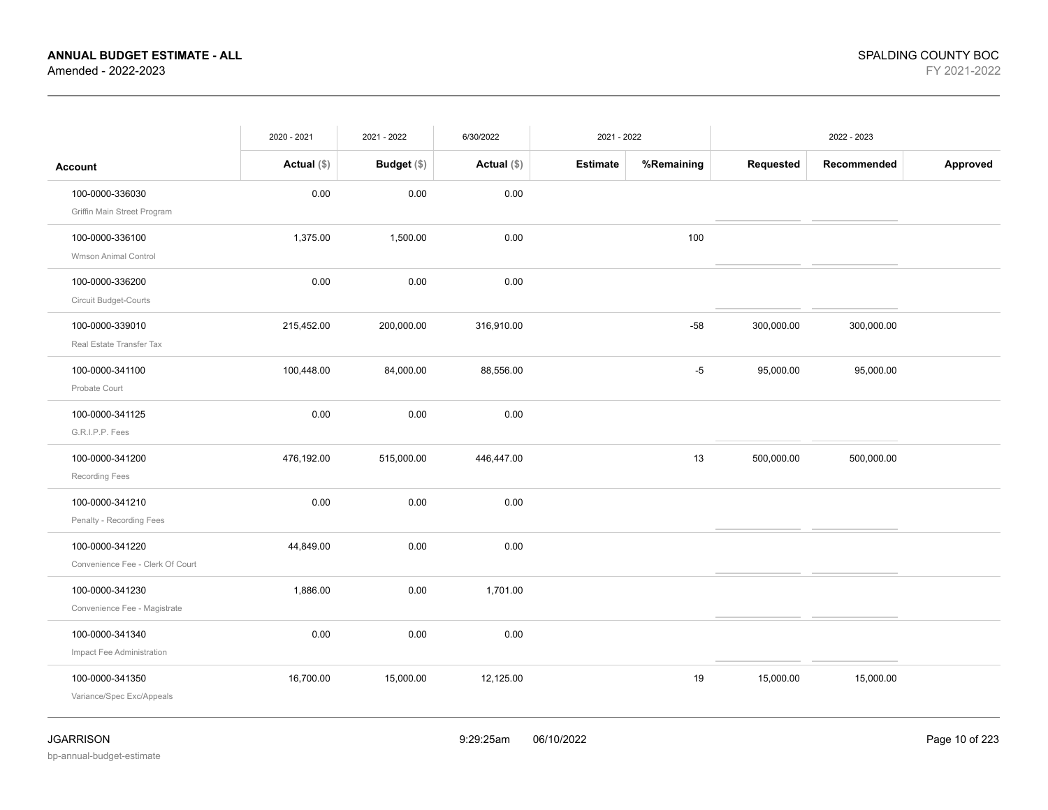| Account | 2020 - 2021 Actual ($) | 2021 - 2022 Budget ($) | 6/30/2022 Actual ($) | 2021 - 2022 Estimate | %Remaining | 2022 - 2023 Requested | Recommended | Approved |
|---|---|---|---|---|---|---|---|---|
| 100-0000-336030 Griffin Main Street Program | 0.00 | 0.00 | 0.00 | | | | | |
| 100-0000-336100 Wmson Animal Control | 1,375.00 | 1,500.00 | 0.00 | | 100 | | | |
| 100-0000-336200 Circuit Budget-Courts | 0.00 | 0.00 | 0.00 | | | | | |
| 100-0000-339010 Real Estate Transfer Tax | 215,452.00 | 200,000.00 | 316,910.00 | | -58 | 300,000.00 | 300,000.00 | |
| 100-0000-341100 Probate Court | 100,448.00 | 84,000.00 | 88,556.00 | | -5 | 95,000.00 | 95,000.00 | |
| 100-0000-341125 G.R.I.P.P. Fees | 0.00 | 0.00 | 0.00 | | | | | |
| 100-0000-341200 Recording Fees | 476,192.00 | 515,000.00 | 446,447.00 | | 13 | 500,000.00 | 500,000.00 | |
| 100-0000-341210 Penalty - Recording Fees | 0.00 | 0.00 | 0.00 | | | | | |
| 100-0000-341220 Convenience Fee - Clerk Of Court | 44,849.00 | 0.00 | 0.00 | | | | | |
| 100-0000-341230 Convenience Fee - Magistrate | 1,886.00 | 0.00 | 1,701.00 | | | | | |
| 100-0000-341340 Impact Fee Administration | 0.00 | 0.00 | 0.00 | | | | | |
| 100-0000-341350 Variance/Spec Exc/Appeals | 16,700.00 | 15,000.00 | 12,125.00 | | 19 | 15,000.00 | 15,000.00 | |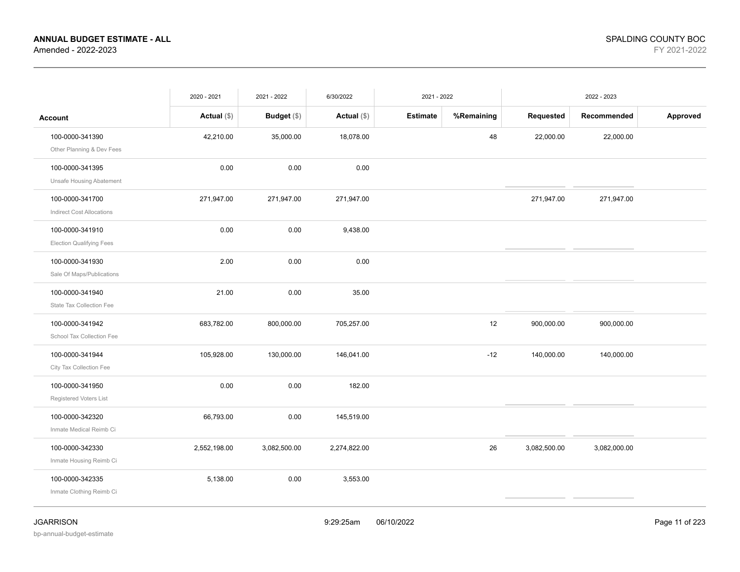**ANNUAL BUDGET ESTIMATE - ALL**
Amended - 2022-2023

SPALDING COUNTY BOC
FY 2021-2022

| Account | 2020 - 2021 Actual ($) | 2021 - 2022 Budget ($) | 6/30/2022 Actual ($) | 2021 - 2022 Estimate | 2021 - 2022 %Remaining | 2022 - 2023 Requested | 2022 - 2023 Recommended | 2022 - 2023 Approved |
|---|---|---|---|---|---|---|---|---|
| 100-0000-341390 Other Planning & Dev Fees | 42,210.00 | 35,000.00 | 18,078.00 | | 48 | 22,000.00 | 22,000.00 | |
| 100-0000-341395 Unsafe Housing Abatement | 0.00 | 0.00 | 0.00 | | | | | |
| 100-0000-341700 Indirect Cost Allocations | 271,947.00 | 271,947.00 | 271,947.00 | | | 271,947.00 | 271,947.00 | |
| 100-0000-341910 Election Qualifying Fees | 0.00 | 0.00 | 9,438.00 | | | | | |
| 100-0000-341930 Sale Of Maps/Publications | 2.00 | 0.00 | 0.00 | | | | | |
| 100-0000-341940 State Tax Collection Fee | 21.00 | 0.00 | 35.00 | | | | | |
| 100-0000-341942 School Tax Collection Fee | 683,782.00 | 800,000.00 | 705,257.00 | | 12 | 900,000.00 | 900,000.00 | |
| 100-0000-341944 City Tax Collection Fee | 105,928.00 | 130,000.00 | 146,041.00 | | -12 | 140,000.00 | 140,000.00 | |
| 100-0000-341950 Registered Voters List | 0.00 | 0.00 | 182.00 | | | | | |
| 100-0000-342320 Inmate Medical Reimb Ci | 66,793.00 | 0.00 | 145,519.00 | | | | | |
| 100-0000-342330 Inmate Housing Reimb Ci | 2,552,198.00 | 3,082,500.00 | 2,274,822.00 | | 26 | 3,082,500.00 | 3,082,000.00 | |
| 100-0000-342335 Inmate Clothing Reimb Ci | 5,138.00 | 0.00 | 3,553.00 | | | | | |

JGARRISON
bp-annual-budget-estimate

9:29:25am 06/10/2022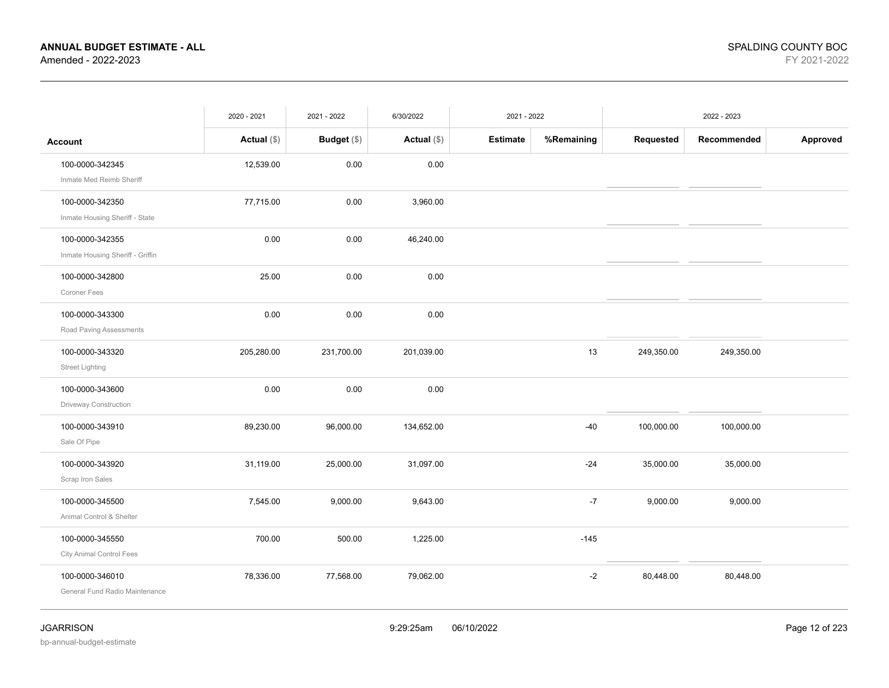**ANNUAL BUDGET ESTIMATE - ALL**
Amended - 2022-2023

SPALDING COUNTY BOC
FY 2021-2022

| | 2020 - 2021 | 2021 - 2022 | 6/30/2022 | 2021 - 2022 | | 2022 - 2023 | | |
|---|---|---|---|---|---|---|---|---|
| **Account** | **Actual** ($) | **Budget** ($) | **Actual** ($) | **Estimate** | **%Remaining** | **Requested** | **Recommended** | **Approved** |
| 100-0000-342345<br>Inmate Med Reimb Sheriff | 12,539.00 | 0.00 | 0.00 | | | | | |
| 100-0000-342350<br>Inmate Housing Sheriff - State | 77,715.00 | 0.00 | 3,960.00 | | | | | |
| 100-0000-342355<br>Inmate Housing Sheriff - Griffin | 0.00 | 0.00 | 46,240.00 | | | | | |
| 100-0000-342800<br>Coroner Fees | 25.00 | 0.00 | 0.00 | | | | | |
| 100-0000-343300<br>Road Paving Assessments | 0.00 | 0.00 | 0.00 | | | | | |
| 100-0000-343320<br>Street Lighting | 205,280.00 | 231,700.00 | 201,039.00 | | 13 | 249,350.00 | 249,350.00 | |
| 100-0000-343600<br>Driveway Construction | 0.00 | 0.00 | 0.00 | | | | | |
| 100-0000-343910<br>Sale Of Pipe | 89,230.00 | 96,000.00 | 134,652.00 | | -40 | 100,000.00 | 100,000.00 | |
| 100-0000-343920<br>Scrap Iron Sales | 31,119.00 | 25,000.00 | 31,097.00 | | -24 | 35,000.00 | 35,000.00 | |
| 100-0000-345500<br>Animal Control & Shelter | 7,545.00 | 9,000.00 | 9,643.00 | | -7 | 9,000.00 | 9,000.00 | |
| 100-0000-345550<br>City Animal Control Fees | 700.00 | 500.00 | 1,225.00 | | -145 | | | |
| 100-0000-346010<br>General Fund Radio Maintenance | 78,336.00 | 77,568.00 | 79,062.00 | | -2 | 80,448.00 | 80,448.00 | |

JGARRISON
bp-annual-budget-estimate

9:29:25am 06/10/2022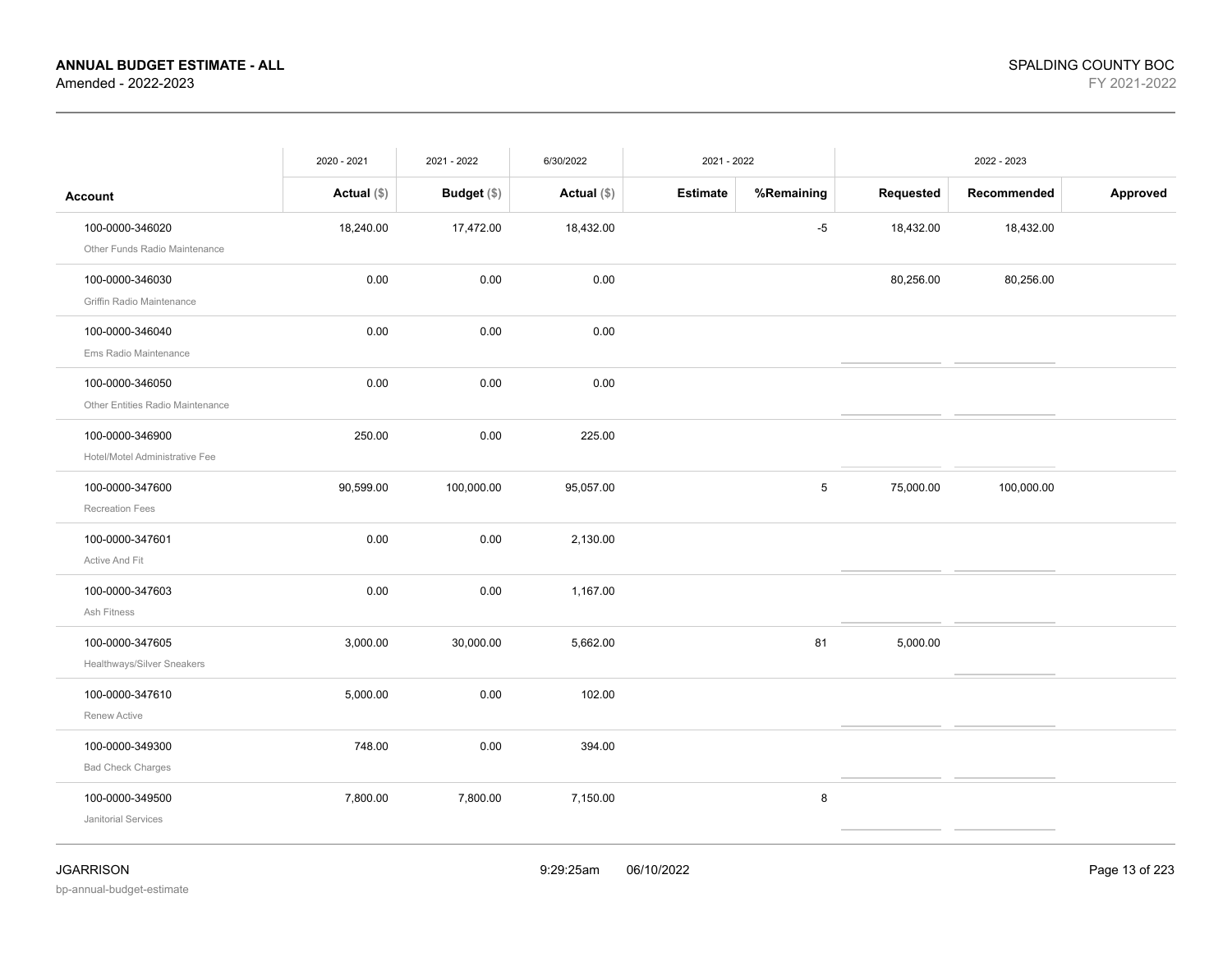# ANNUAL BUDGET ESTIMATE - ALL

Amended - 2022-2023

SPALDING COUNTY BOC

FY 2021-2022

| Account | 2020 - 2021 Actual ($) | 2021 - 2022 Budget ($) | 6/30/2022 Actual ($) | 2021 - 2022 Estimate | 2021 - 2022 %Remaining | 2022 - 2023 Requested | 2022 - 2023 Recommended | 2022 - 2023 Approved |
|---|---|---|---|---|---|---|---|---|
| 100-0000-346020 Other Funds Radio Maintenance | 18,240.00 | 17,472.00 | 18,432.00 | | -5 | 18,432.00 | 18,432.00 | |
| 100-0000-346030 Griffin Radio Maintenance | 0.00 | 0.00 | 0.00 | | | 80,256.00 | 80,256.00 | |
| 100-0000-346040 Ems Radio Maintenance | 0.00 | 0.00 | 0.00 | | | | | |
| 100-0000-346050 Other Entities Radio Maintenance | 0.00 | 0.00 | 0.00 | | | | | |
| 100-0000-346900 Hotel/Motel Administrative Fee | 250.00 | 0.00 | 225.00 | | | | | |
| 100-0000-347600 Recreation Fees | 90,599.00 | 100,000.00 | 95,057.00 | | 5 | 75,000.00 | 100,000.00 | |
| 100-0000-347601 Active And Fit | 0.00 | 0.00 | 2,130.00 | | | | | |
| 100-0000-347603 Ash Fitness | 0.00 | 0.00 | 1,167.00 | | | | | |
| 100-0000-347605 Healthways/Silver Sneakers | 3,000.00 | 30,000.00 | 5,662.00 | | 81 | 5,000.00 | | |
| 100-0000-347610 Renew Active | 5,000.00 | 0.00 | 102.00 | | | | | |
| 100-0000-349300 Bad Check Charges | 748.00 | 0.00 | 394.00 | | | | | |
| 100-0000-349500 Janitorial Services | 7,800.00 | 7,800.00 | 7,150.00 | | 8 | | | |

JGARRISON

bp-annual-budget-estimate

9:29:25am 06/10/2022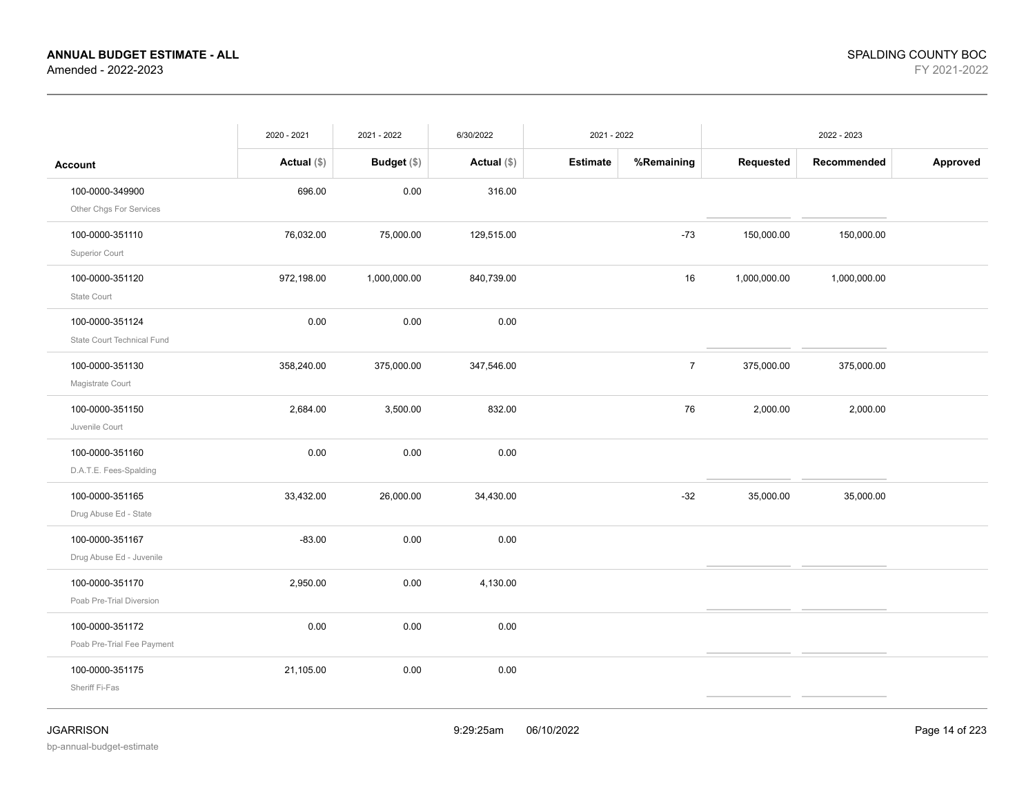| Account | 2020 - 2021 Actual ($) | 2021 - 2022 Budget ($) | 6/30/2022 Actual ($) | 2021 - 2022 Estimate | 2021 - 2022 %Remaining | 2022 - 2023 Requested | 2022 - 2023 Recommended | 2022 - 2023 Approved |
|---|---|---|---|---|---|---|---|---|
| 100-0000-349900 Other Chgs For Services | 696.00 | 0.00 | 316.00 | | | | | |
| 100-0000-351110 Superior Court | 76,032.00 | 75,000.00 | 129,515.00 | | -73 | 150,000.00 | 150,000.00 | |
| 100-0000-351120 State Court | 972,198.00 | 1,000,000.00 | 840,739.00 | | 16 | 1,000,000.00 | 1,000,000.00 | |
| 100-0000-351124 State Court Technical Fund | 0.00 | 0.00 | 0.00 | | | | | |
| 100-0000-351130 Magistrate Court | 358,240.00 | 375,000.00 | 347,546.00 | | 7 | 375,000.00 | 375,000.00 | |
| 100-0000-351150 Juvenile Court | 2,684.00 | 3,500.00 | 832.00 | | 76 | 2,000.00 | 2,000.00 | |
| 100-0000-351160 D.A.T.E. Fees-Spalding | 0.00 | 0.00 | 0.00 | | | | | |
| 100-0000-351165 Drug Abuse Ed - State | 33,432.00 | 26,000.00 | 34,430.00 | | -32 | 35,000.00 | 35,000.00 | |
| 100-0000-351167 Drug Abuse Ed - Juvenile | -83.00 | 0.00 | 0.00 | | | | | |
| 100-0000-351170 Poab Pre-Trial Diversion | 2,950.00 | 0.00 | 4,130.00 | | | | | |
| 100-0000-351172 Poab Pre-Trial Fee Payment | 0.00 | 0.00 | 0.00 | | | | | |
| 100-0000-351175 Sheriff Fi-Fas | 21,105.00 | 0.00 | 0.00 | | | | | |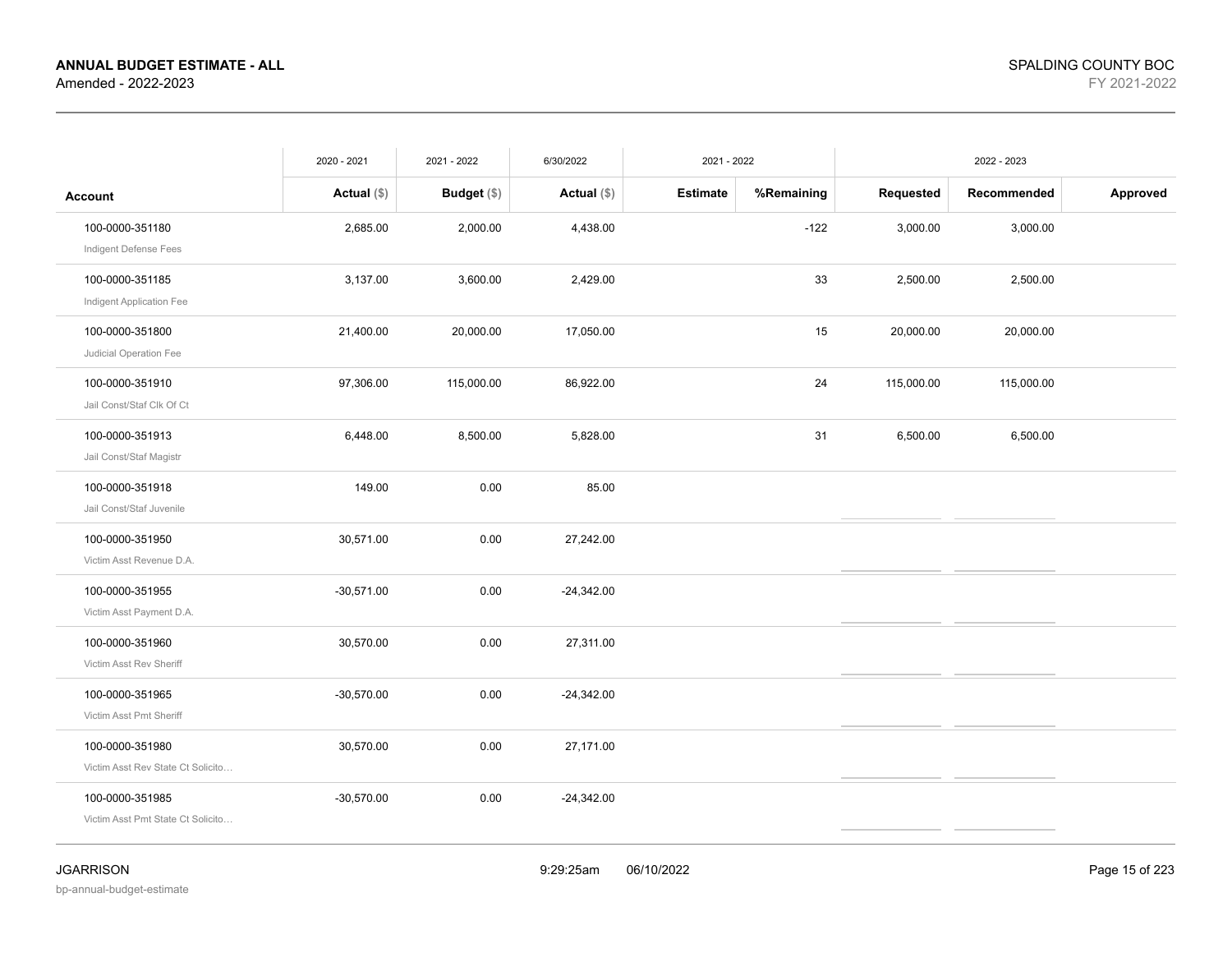**ANNUAL BUDGET ESTIMATE - ALL**
Amended - 2022-2023

SPALDING COUNTY BOC
FY 2021-2022

| | 2020 - 2021 | 2021 - 2022 | 6/30/2022 | 2021 - 2022 | | 2022 - 2023 | | |
|---|---|---|---|---|---|---|---|---|
| **Account** | **Actual** ($) | **Budget** ($) | **Actual** ($) | **Estimate** | **%Remaining** | **Requested** | **Recommended** | **Approved** |
| 100-0000-351180<br>Indigent Defense Fees | 2,685.00 | 2,000.00 | 4,438.00 | | -122 | 3,000.00 | 3,000.00 | |
| 100-0000-351185<br>Indigent Application Fee | 3,137.00 | 3,600.00 | 2,429.00 | | 33 | 2,500.00 | 2,500.00 | |
| 100-0000-351800<br>Judicial Operation Fee | 21,400.00 | 20,000.00 | 17,050.00 | | 15 | 20,000.00 | 20,000.00 | |
| 100-0000-351910<br>Jail Const/Staf Clk Of Ct | 97,306.00 | 115,000.00 | 86,922.00 | | 24 | 115,000.00 | 115,000.00 | |
| 100-0000-351913<br>Jail Const/Staf Magistr | 6,448.00 | 8,500.00 | 5,828.00 | | 31 | 6,500.00 | 6,500.00 | |
| 100-0000-351918<br>Jail Const/Staf Juvenile | 149.00 | 0.00 | 85.00 | | | | | |
| 100-0000-351950<br>Victim Asst Revenue D.A. | 30,571.00 | 0.00 | 27,242.00 | | | | | |
| 100-0000-351955<br>Victim Asst Payment D.A. | -30,571.00 | 0.00 | -24,342.00 | | | | | |
| 100-0000-351960<br>Victim Asst Rev Sheriff | 30,570.00 | 0.00 | 27,311.00 | | | | | |
| 100-0000-351965<br>Victim Asst Pmt Sheriff | -30,570.00 | 0.00 | -24,342.00 | | | | | |
| 100-0000-351980<br>Victim Asst Rev State Ct Solicito… | 30,570.00 | 0.00 | 27,171.00 | | | | | |
| 100-0000-351985<br>Victim Asst Pmt State Ct Solicito… | -30,570.00 | 0.00 | -24,342.00 | | | | | |

JGARRISON 9:29:25am 06/10/2022
bp-annual-budget-estimate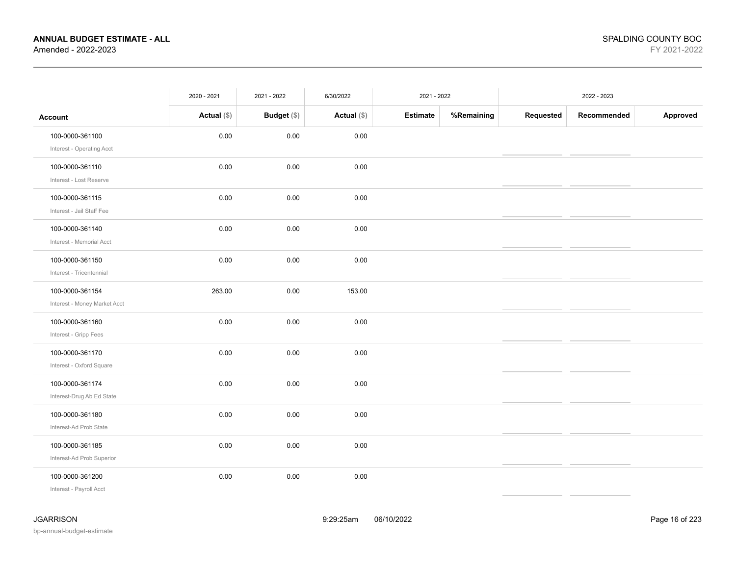**ANNUAL BUDGET ESTIMATE - ALL**
Amended - 2022-2023

SPALDING COUNTY BOC
FY 2021-2022

| | 2020 - 2021 | 2021 - 2022 | 6/30/2022 | 2021 - 2022 | | 2022 - 2023 | | |
|---|---|---|---|---|---|---|---|---|
| **Account** | **Actual** ($) | **Budget** ($) | **Actual** ($) | **Estimate** | **%Remaining** | **Requested** | **Recommended** | **Approved** |
| 100-0000-361100<br>Interest - Operating Acct | 0.00 | 0.00 | 0.00 | | | | | |
| 100-0000-361110<br>Interest - Lost Reserve | 0.00 | 0.00 | 0.00 | | | | | |
| 100-0000-361115<br>Interest - Jail Staff Fee | 0.00 | 0.00 | 0.00 | | | | | |
| 100-0000-361140<br>Interest - Memorial Acct | 0.00 | 0.00 | 0.00 | | | | | |
| 100-0000-361150<br>Interest - Tricentennial | 0.00 | 0.00 | 0.00 | | | | | |
| 100-0000-361154<br>Interest - Money Market Acct | 263.00 | 0.00 | 153.00 | | | | | |
| 100-0000-361160<br>Interest - Gripp Fees | 0.00 | 0.00 | 0.00 | | | | | |
| 100-0000-361170<br>Interest - Oxford Square | 0.00 | 0.00 | 0.00 | | | | | |
| 100-0000-361174<br>Interest-Drug Ab Ed State | 0.00 | 0.00 | 0.00 | | | | | |
| 100-0000-361180<br>Interest-Ad Prob State | 0.00 | 0.00 | 0.00 | | | | | |
| 100-0000-361185<br>Interest-Ad Prob Superior | 0.00 | 0.00 | 0.00 | | | | | |
| 100-0000-361200<br>Interest - Payroll Acct | 0.00 | 0.00 | 0.00 | | | | | |

JGARRISON
bp-annual-budget-estimate

9:29:25am 06/10/2022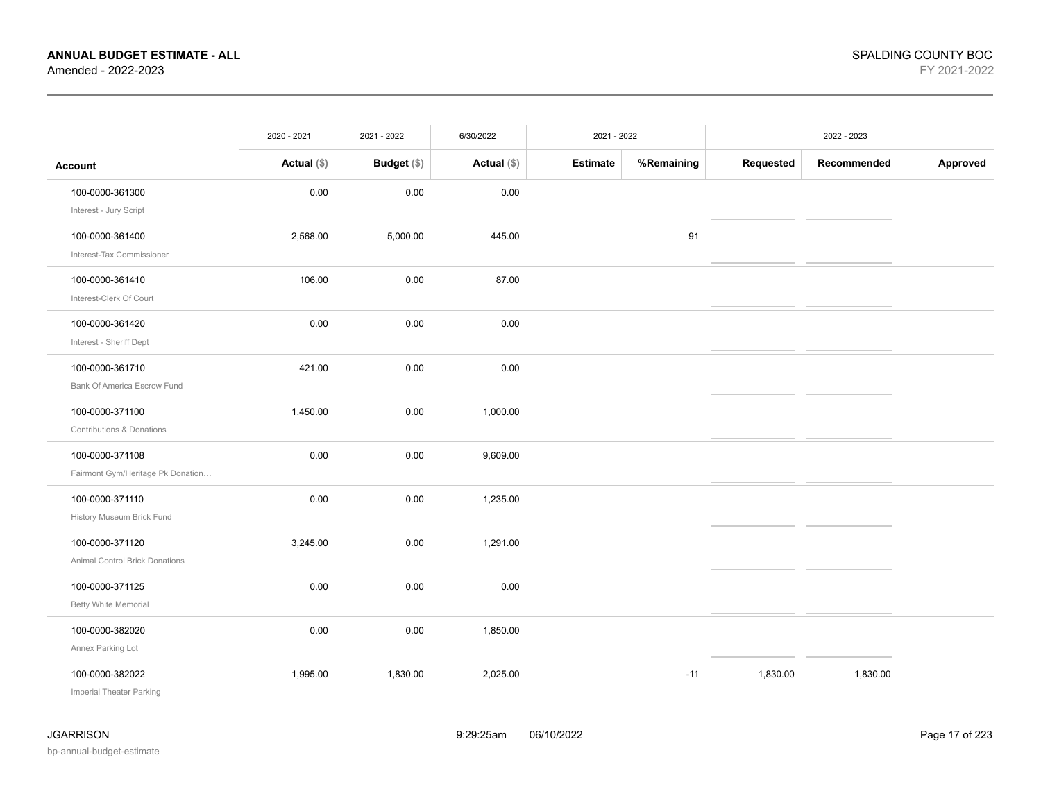| Account | 2020 - 2021 Actual ($) | 2021 - 2022 Budget ($) | 6/30/2022 Actual ($) | 2021 - 2022 Estimate | 2021 - 2022 %Remaining | 2022 - 2023 Requested | 2022 - 2023 Recommended | 2022 - 2023 Approved |
|---|---|---|---|---|---|---|---|---|
| 100-0000-361300 Interest - Jury Script | 0.00 | 0.00 | 0.00 | | | | | |
| 100-0000-361400 Interest-Tax Commissioner | 2,568.00 | 5,000.00 | 445.00 | | 91 | | | |
| 100-0000-361410 Interest-Clerk Of Court | 106.00 | 0.00 | 87.00 | | | | | |
| 100-0000-361420 Interest - Sheriff Dept | 0.00 | 0.00 | 0.00 | | | | | |
| 100-0000-361710 Bank Of America Escrow Fund | 421.00 | 0.00 | 0.00 | | | | | |
| 100-0000-371100 Contributions & Donations | 1,450.00 | 0.00 | 1,000.00 | | | | | |
| 100-0000-371108 Fairmont Gym/Heritage Pk Donation… | 0.00 | 0.00 | 9,609.00 | | | | | |
| 100-0000-371110 History Museum Brick Fund | 0.00 | 0.00 | 1,235.00 | | | | | |
| 100-0000-371120 Animal Control Brick Donations | 3,245.00 | 0.00 | 1,291.00 | | | | | |
| 100-0000-371125 Betty White Memorial | 0.00 | 0.00 | 0.00 | | | | | |
| 100-0000-382020 Annex Parking Lot | 0.00 | 0.00 | 1,850.00 | | | | | |
| 100-0000-382022 Imperial Theater Parking | 1,995.00 | 1,830.00 | 2,025.00 | | -11 | 1,830.00 | 1,830.00 | |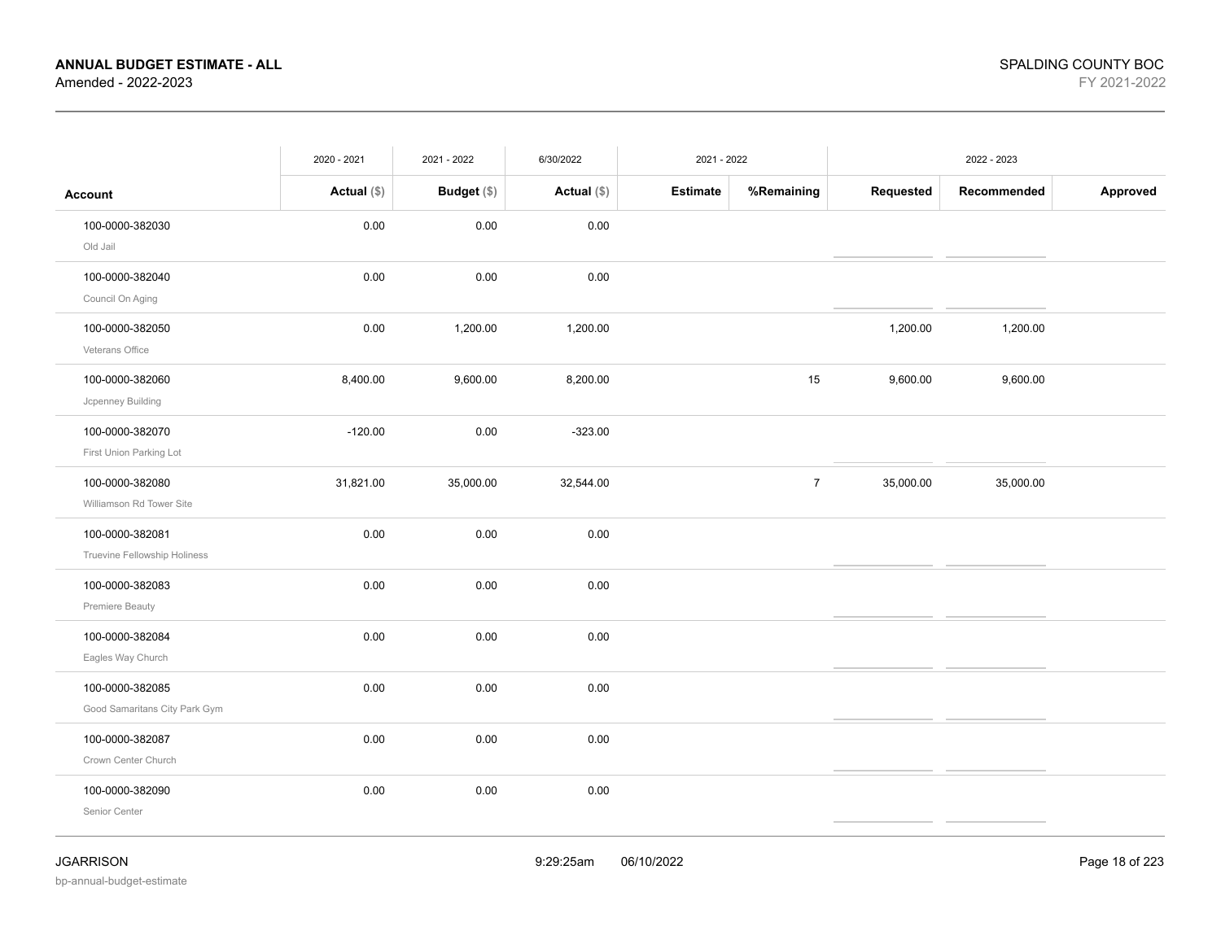# ANNUAL BUDGET ESTIMATE - ALL
Amended - 2022-2023

SPALDING COUNTY BOC
FY 2021-2022

| Account | 2020 - 2021 Actual ($) | 2021 - 2022 Budget ($) | 6/30/2022 Actual ($) | 2021 - 2022 Estimate | %Remaining | 2022 - 2023 Requested | Recommended | Approved |
|---|---|---|---|---|---|---|---|---|
| 100-0000-382030 Old Jail | 0.00 | 0.00 | 0.00 | | | | | |
| 100-0000-382040 Council On Aging | 0.00 | 0.00 | 0.00 | | | | | |
| 100-0000-382050 Veterans Office | 0.00 | 1,200.00 | 1,200.00 | | | 1,200.00 | 1,200.00 | |
| 100-0000-382060 Jcpenney Building | 8,400.00 | 9,600.00 | 8,200.00 | | 15 | 9,600.00 | 9,600.00 | |
| 100-0000-382070 First Union Parking Lot | -120.00 | 0.00 | -323.00 | | | | | |
| 100-0000-382080 Williamson Rd Tower Site | 31,821.00 | 35,000.00 | 32,544.00 | | 7 | 35,000.00 | 35,000.00 | |
| 100-0000-382081 Truevine Fellowship Holiness | 0.00 | 0.00 | 0.00 | | | | | |
| 100-0000-382083 Premiere Beauty | 0.00 | 0.00 | 0.00 | | | | | |
| 100-0000-382084 Eagles Way Church | 0.00 | 0.00 | 0.00 | | | | | |
| 100-0000-382085 Good Samaritans City Park Gym | 0.00 | 0.00 | 0.00 | | | | | |
| 100-0000-382087 Crown Center Church | 0.00 | 0.00 | 0.00 | | | | | |
| 100-0000-382090 Senior Center | 0.00 | 0.00 | 0.00 | | | | | |

JGARRISON 9:29:25am 06/10/2022
bp-annual-budget-estimate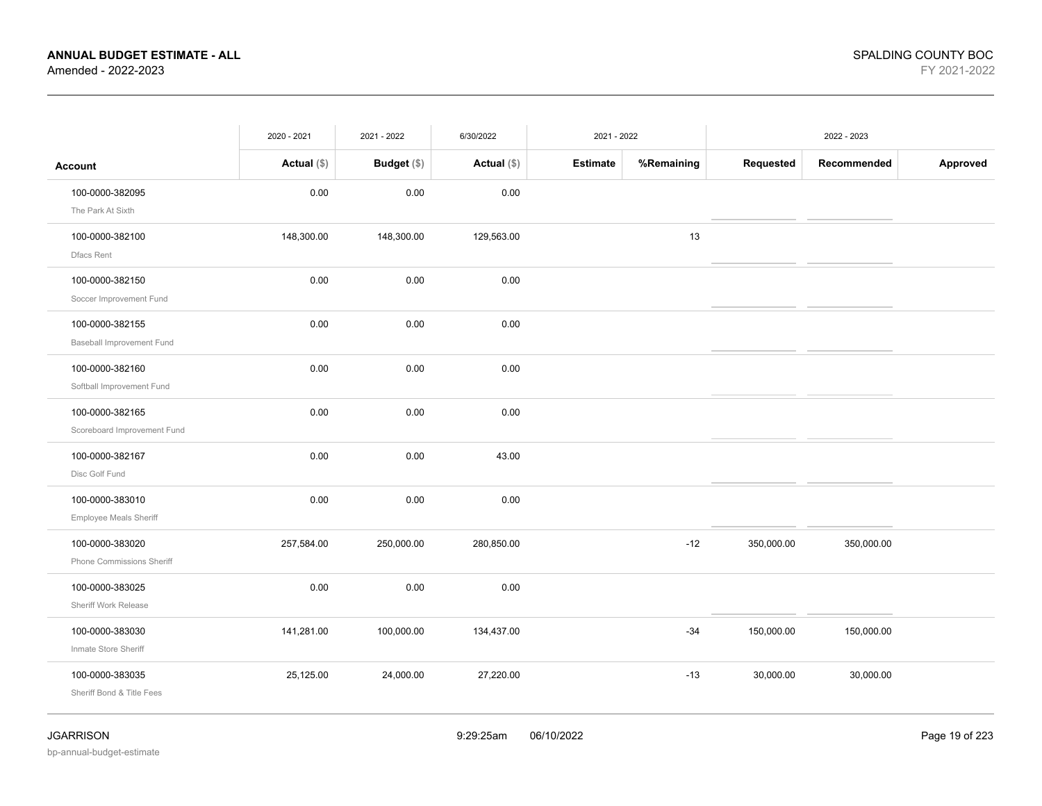# ANNUAL BUDGET ESTIMATE - ALL
Amended - 2022-2023

SPALDING COUNTY BOC
FY 2021-2022

| | 2020 - 2021 | 2021 - 2022 | 6/30/2022 | 2021 - 2022 | | 2022 - 2023 | | |
|---|---|---|---|---|---|---|---|---|
| **Account** | **Actual** ($) | **Budget** ($) | **Actual** ($) | **Estimate** | **%Remaining** | **Requested** | **Recommended** | **Approved** |
| 100-0000-382095<br>The Park At Sixth | 0.00 | 0.00 | 0.00 | | | | | |
| 100-0000-382100<br>Dfacs Rent | 148,300.00 | 148,300.00 | 129,563.00 | | 13 | | | |
| 100-0000-382150<br>Soccer Improvement Fund | 0.00 | 0.00 | 0.00 | | | | | |
| 100-0000-382155<br>Baseball Improvement Fund | 0.00 | 0.00 | 0.00 | | | | | |
| 100-0000-382160<br>Softball Improvement Fund | 0.00 | 0.00 | 0.00 | | | | | |
| 100-0000-382165<br>Scoreboard Improvement Fund | 0.00 | 0.00 | 0.00 | | | | | |
| 100-0000-382167<br>Disc Golf Fund | 0.00 | 0.00 | 43.00 | | | | | |
| 100-0000-383010<br>Employee Meals Sheriff | 0.00 | 0.00 | 0.00 | | | | | |
| 100-0000-383020<br>Phone Commissions Sheriff | 257,584.00 | 250,000.00 | 280,850.00 | | -12 | 350,000.00 | 350,000.00 | |
| 100-0000-383025<br>Sheriff Work Release | 0.00 | 0.00 | 0.00 | | | | | |
| 100-0000-383030<br>Inmate Store Sheriff | 141,281.00 | 100,000.00 | 134,437.00 | | -34 | 150,000.00 | 150,000.00 | |
| 100-0000-383035<br>Sheriff Bond & Title Fees | 25,125.00 | 24,000.00 | 27,220.00 | | -13 | 30,000.00 | 30,000.00 | |

JGARRISON
bp-annual-budget-estimate

9:29:25am 06/10/2022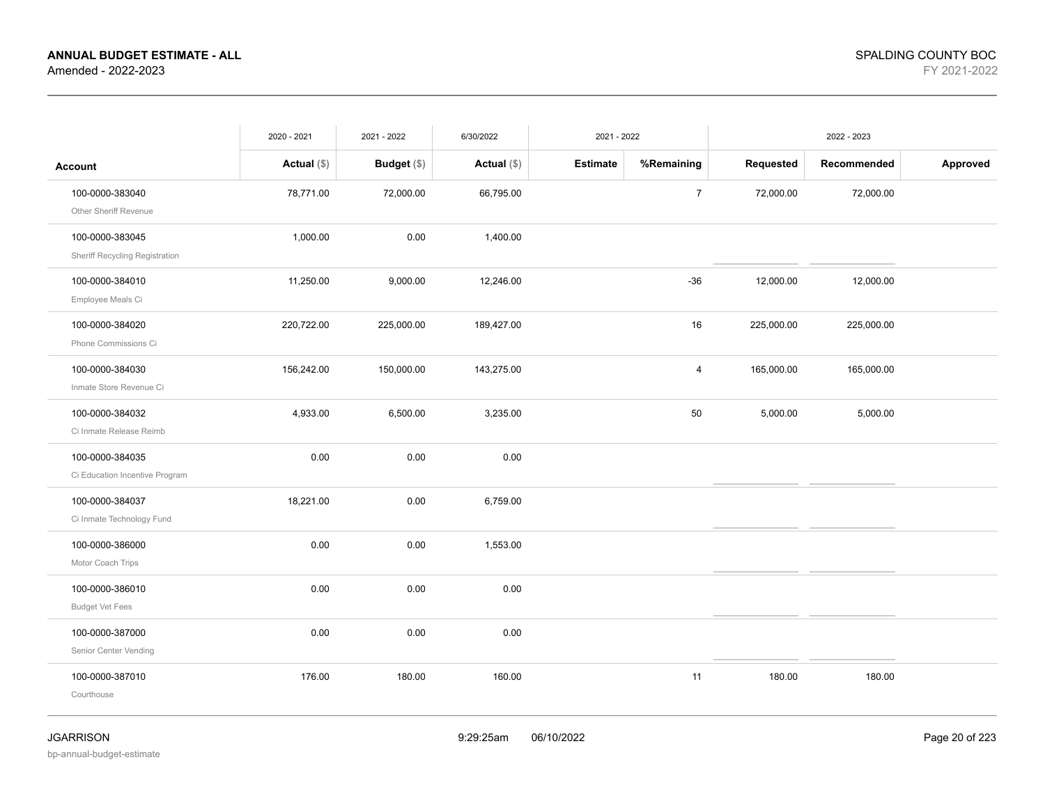**ANNUAL BUDGET ESTIMATE - ALL**
Amended - 2022-2023

SPALDING COUNTY BOC
FY 2021-2022

| | 2020 - 2021 | 2021 - 2022 | 6/30/2022 | 2021 - 2022 | | 2022 - 2023 | | |
|---|---|---|---|---|---|---|---|---|
| **Account** | **Actual ($)** | **Budget ($)** | **Actual ($)** | **Estimate** | **%Remaining** | **Requested** | **Recommended** | **Approved** |
| 100-0000-383040 Other Sheriff Revenue | 78,771.00 | 72,000.00 | 66,795.00 | | 7 | 72,000.00 | 72,000.00 | |
| 100-0000-383045 Sheriff Recycling Registration | 1,000.00 | 0.00 | 1,400.00 | | | | | |
| 100-0000-384010 Employee Meals Ci | 11,250.00 | 9,000.00 | 12,246.00 | | -36 | 12,000.00 | 12,000.00 | |
| 100-0000-384020 Phone Commissions Ci | 220,722.00 | 225,000.00 | 189,427.00 | | 16 | 225,000.00 | 225,000.00 | |
| 100-0000-384030 Inmate Store Revenue Ci | 156,242.00 | 150,000.00 | 143,275.00 | | 4 | 165,000.00 | 165,000.00 | |
| 100-0000-384032 Ci Inmate Release Reimb | 4,933.00 | 6,500.00 | 3,235.00 | | 50 | 5,000.00 | 5,000.00 | |
| 100-0000-384035 Ci Education Incentive Program | 0.00 | 0.00 | 0.00 | | | | | |
| 100-0000-384037 Ci Inmate Technology Fund | 18,221.00 | 0.00 | 6,759.00 | | | | | |
| 100-0000-386000 Motor Coach Trips | 0.00 | 0.00 | 1,553.00 | | | | | |
| 100-0000-386010 Budget Vet Fees | 0.00 | 0.00 | 0.00 | | | | | |
| 100-0000-387000 Senior Center Vending | 0.00 | 0.00 | 0.00 | | | | | |
| 100-0000-387010 Courthouse | 176.00 | 180.00 | 160.00 | | 11 | 180.00 | 180.00 | |

JGARRISON 9:29:25am 06/10/2022
bp-annual-budget-estimate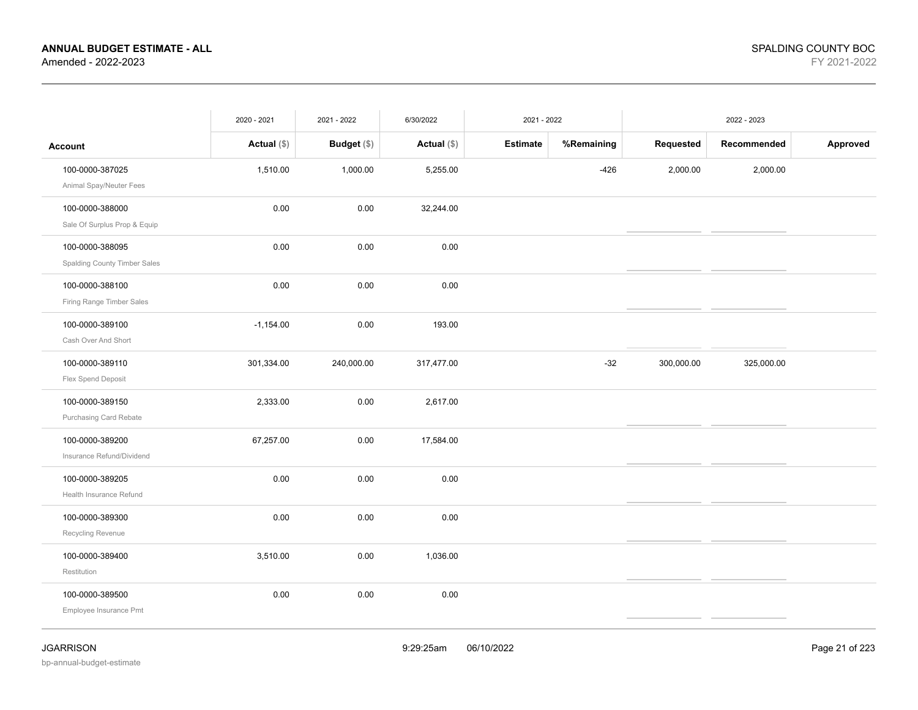**ANNUAL BUDGET ESTIMATE - ALL**
Amended - 2022-2023

SPALDING COUNTY BOC
FY 2021-2022

| | 2020 - 2021 | 2021 - 2022 | 6/30/2022 | 2021 - 2022 | | 2022 - 2023 | | |
|---|---|---|---|---|---|---|---|---|
| **Account** | **Actual ($)** | **Budget ($)** | **Actual ($)** | **Estimate** | **%Remaining** | **Requested** | **Recommended** | **Approved** |
| 100-0000-387025<br>Animal Spay/Neuter Fees | 1,510.00 | 1,000.00 | 5,255.00 | | -426 | 2,000.00 | 2,000.00 | |
| 100-0000-388000<br>Sale Of Surplus Prop & Equip | 0.00 | 0.00 | 32,244.00 | | | | | |
| 100-0000-388095<br>Spalding County Timber Sales | 0.00 | 0.00 | 0.00 | | | | | |
| 100-0000-388100<br>Firing Range Timber Sales | 0.00 | 0.00 | 0.00 | | | | | |
| 100-0000-389100<br>Cash Over And Short | -1,154.00 | 0.00 | 193.00 | | | | | |
| 100-0000-389110<br>Flex Spend Deposit | 301,334.00 | 240,000.00 | 317,477.00 | | -32 | 300,000.00 | 325,000.00 | |
| 100-0000-389150<br>Purchasing Card Rebate | 2,333.00 | 0.00 | 2,617.00 | | | | | |
| 100-0000-389200<br>Insurance Refund/Dividend | 67,257.00 | 0.00 | 17,584.00 | | | | | |
| 100-0000-389205<br>Health Insurance Refund | 0.00 | 0.00 | 0.00 | | | | | |
| 100-0000-389300<br>Recycling Revenue | 0.00 | 0.00 | 0.00 | | | | | |
| 100-0000-389400<br>Restitution | 3,510.00 | 0.00 | 1,036.00 | | | | | |
| 100-0000-389500<br>Employee Insurance Pmt | 0.00 | 0.00 | 0.00 | | | | | |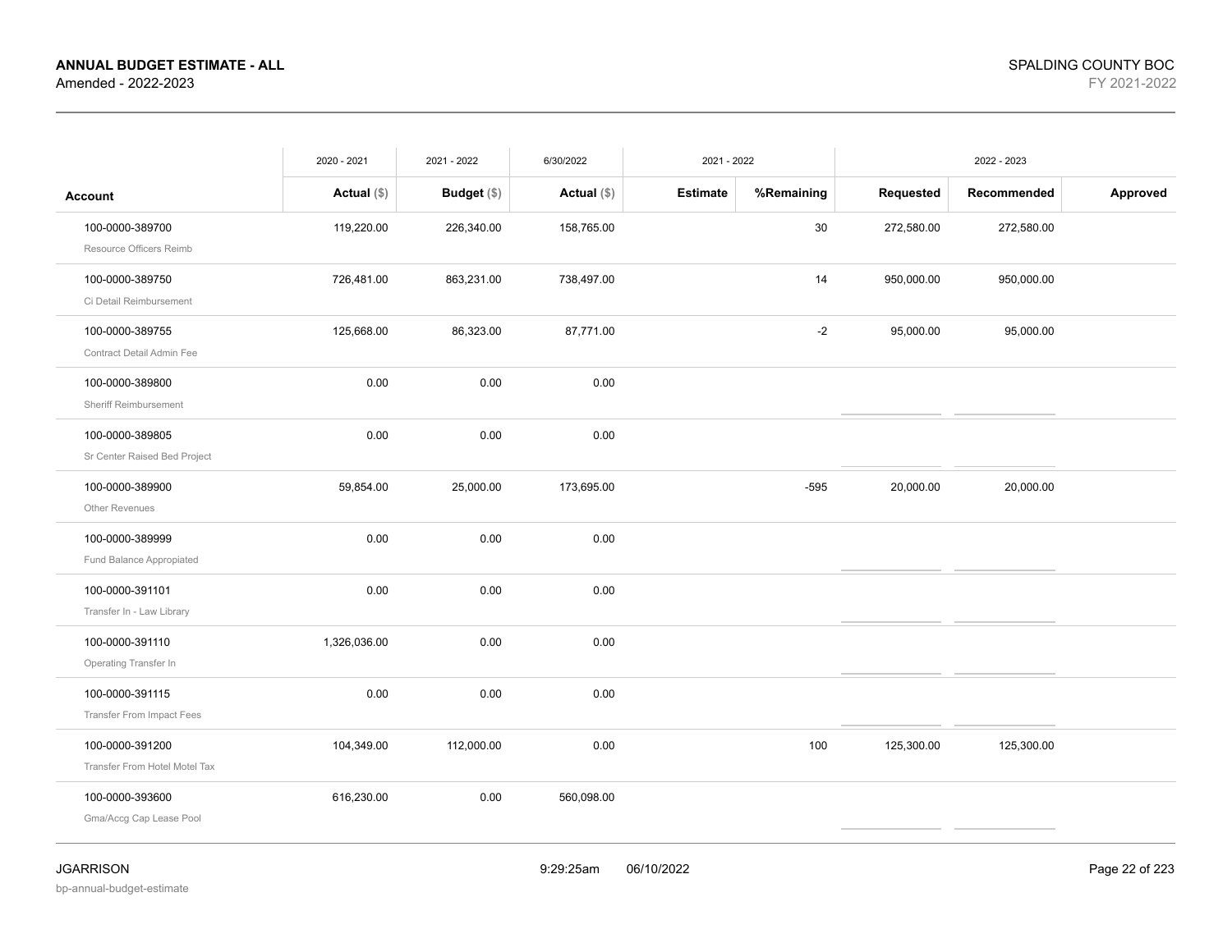**ANNUAL BUDGET ESTIMATE - ALL**
Amended - 2022-2023

SPALDING COUNTY BOC
FY 2021-2022

| | 2020 - 2021 | 2021 - 2022 | 6/30/2022 | 2021 - 2022 | | 2022 - 2023 | | |
|---|---|---|---|---|---|---|---|---|
| **Account** | **Actual ($)** | **Budget ($)** | **Actual ($)** | **Estimate** | **%Remaining** | **Requested** | **Recommended** | **Approved** |
| 100-0000-389700 Resource Officers Reimb | 119,220.00 | 226,340.00 | 158,765.00 | | 30 | 272,580.00 | 272,580.00 | |
| 100-0000-389750 Ci Detail Reimbursement | 726,481.00 | 863,231.00 | 738,497.00 | | 14 | 950,000.00 | 950,000.00 | |
| 100-0000-389755 Contract Detail Admin Fee | 125,668.00 | 86,323.00 | 87,771.00 | | -2 | 95,000.00 | 95,000.00 | |
| 100-0000-389800 Sheriff Reimbursement | 0.00 | 0.00 | 0.00 | | | | | |
| 100-0000-389805 Sr Center Raised Bed Project | 0.00 | 0.00 | 0.00 | | | | | |
| 100-0000-389900 Other Revenues | 59,854.00 | 25,000.00 | 173,695.00 | | -595 | 20,000.00 | 20,000.00 | |
| 100-0000-389999 Fund Balance Appropiated | 0.00 | 0.00 | 0.00 | | | | | |
| 100-0000-391101 Transfer In - Law Library | 0.00 | 0.00 | 0.00 | | | | | |
| 100-0000-391110 Operating Transfer In | 1,326,036.00 | 0.00 | 0.00 | | | | | |
| 100-0000-391115 Transfer From Impact Fees | 0.00 | 0.00 | 0.00 | | | | | |
| 100-0000-391200 Transfer From Hotel Motel Tax | 104,349.00 | 112,000.00 | 0.00 | | 100 | 125,300.00 | 125,300.00 | |
| 100-0000-393600 Gma/Accg Cap Lease Pool | 616,230.00 | 0.00 | 560,098.00 | | | | | |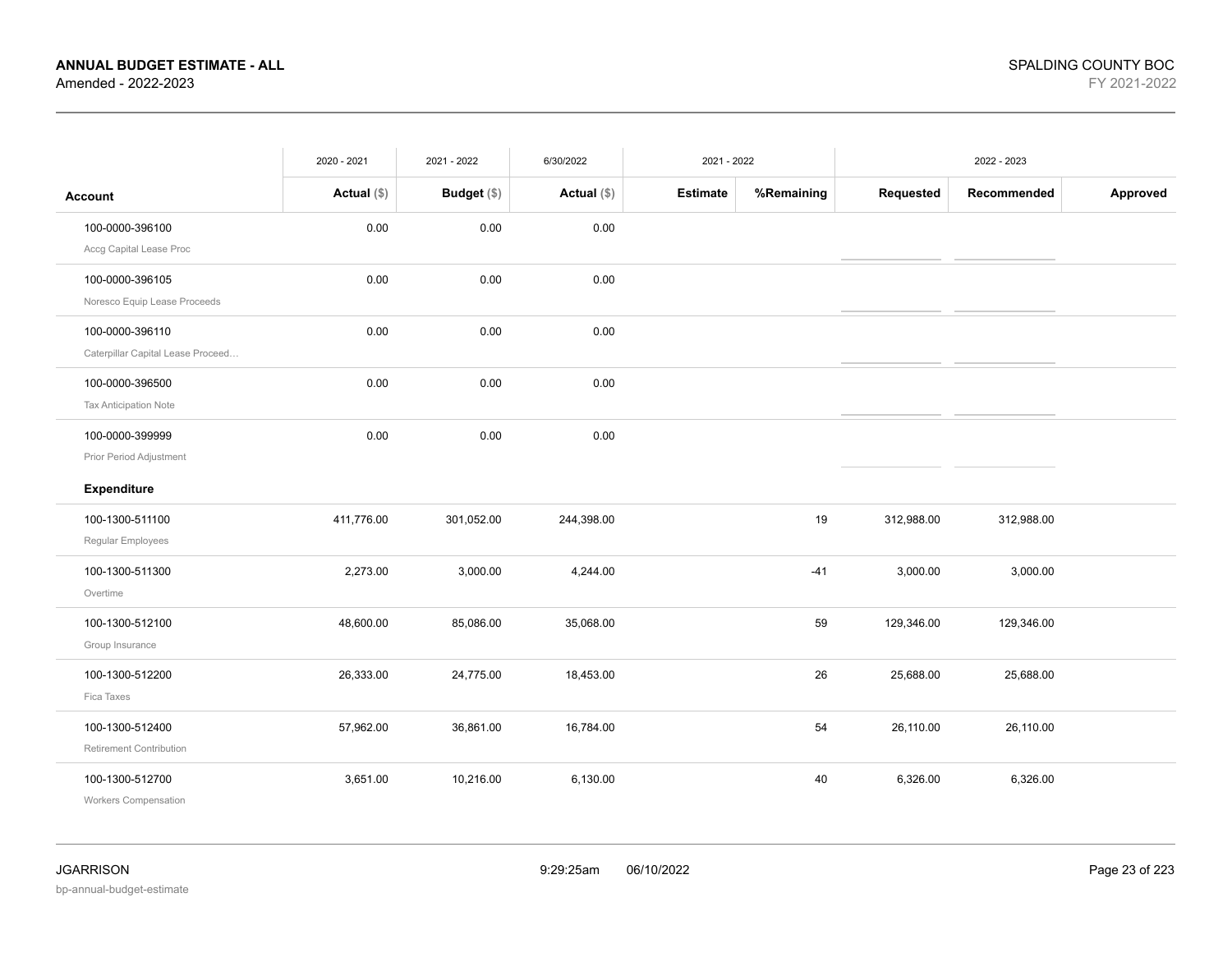| Account | 2020 - 2021 Actual ($) | 2021 - 2022 Budget ($) | 6/30/2022 Actual ($) | 2021 - 2022 Estimate | 2021 - 2022 %Remaining | 2022 - 2023 Requested | 2022 - 2023 Recommended | 2022 - 2023 Approved |
|---|---|---|---|---|---|---|---|---|
| 100-0000-396100 Accg Capital Lease Proc | 0.00 | 0.00 | 0.00 | | | | | |
| 100-0000-396105 Noresco Equip Lease Proceeds | 0.00 | 0.00 | 0.00 | | | | | |
| 100-0000-396110 Caterpillar Capital Lease Proceed… | 0.00 | 0.00 | 0.00 | | | | | |
| 100-0000-396500 Tax Anticipation Note | 0.00 | 0.00 | 0.00 | | | | | |
| 100-0000-399999 Prior Period Adjustment | 0.00 | 0.00 | 0.00 | | | | | |
| **Expenditure** | | | | | | | | |
| 100-1300-511100 Regular Employees | 411,776.00 | 301,052.00 | 244,398.00 | | 19 | 312,988.00 | 312,988.00 | |
| 100-1300-511300 Overtime | 2,273.00 | 3,000.00 | 4,244.00 | | -41 | 3,000.00 | 3,000.00 | |
| 100-1300-512100 Group Insurance | 48,600.00 | 85,086.00 | 35,068.00 | | 59 | 129,346.00 | 129,346.00 | |
| 100-1300-512200 Fica Taxes | 26,333.00 | 24,775.00 | 18,453.00 | | 26 | 25,688.00 | 25,688.00 | |
| 100-1300-512400 Retirement Contribution | 57,962.00 | 36,861.00 | 16,784.00 | | 54 | 26,110.00 | 26,110.00 | |
| 100-1300-512700 Workers Compensation | 3,651.00 | 10,216.00 | 6,130.00 | | 40 | 6,326.00 | 6,326.00 | |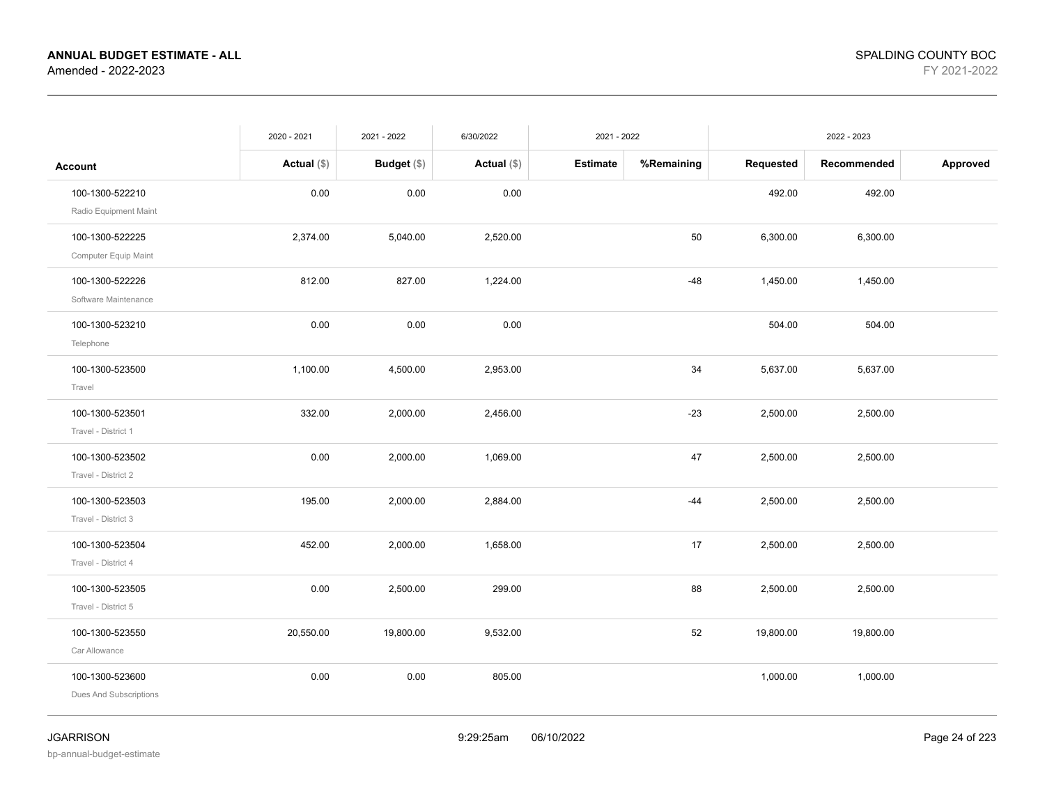**ANNUAL BUDGET ESTIMATE - ALL**
Amended - 2022-2023

SPALDING COUNTY BOC
FY 2021-2022

| Account | 2020 - 2021 Actual ($) | 2021 - 2022 Budget ($) | 6/30/2022 Actual ($) | 2021 - 2022 Estimate | 2021 - 2022 %Remaining | 2022 - 2023 Requested | 2022 - 2023 Recommended | 2022 - 2023 Approved |
|---|---|---|---|---|---|---|---|---|
| 100-1300-522210 Radio Equipment Maint | 0.00 | 0.00 | 0.00 | | | 492.00 | 492.00 | |
| 100-1300-522225 Computer Equip Maint | 2,374.00 | 5,040.00 | 2,520.00 | | 50 | 6,300.00 | 6,300.00 | |
| 100-1300-522226 Software Maintenance | 812.00 | 827.00 | 1,224.00 | | -48 | 1,450.00 | 1,450.00 | |
| 100-1300-523210 Telephone | 0.00 | 0.00 | 0.00 | | | 504.00 | 504.00 | |
| 100-1300-523500 Travel | 1,100.00 | 4,500.00 | 2,953.00 | | 34 | 5,637.00 | 5,637.00 | |
| 100-1300-523501 Travel - District 1 | 332.00 | 2,000.00 | 2,456.00 | | -23 | 2,500.00 | 2,500.00 | |
| 100-1300-523502 Travel - District 2 | 0.00 | 2,000.00 | 1,069.00 | | 47 | 2,500.00 | 2,500.00 | |
| 100-1300-523503 Travel - District 3 | 195.00 | 2,000.00 | 2,884.00 | | -44 | 2,500.00 | 2,500.00 | |
| 100-1300-523504 Travel - District 4 | 452.00 | 2,000.00 | 1,658.00 | | 17 | 2,500.00 | 2,500.00 | |
| 100-1300-523505 Travel - District 5 | 0.00 | 2,500.00 | 299.00 | | 88 | 2,500.00 | 2,500.00 | |
| 100-1300-523550 Car Allowance | 20,550.00 | 19,800.00 | 9,532.00 | | 52 | 19,800.00 | 19,800.00 | |
| 100-1300-523600 Dues And Subscriptions | 0.00 | 0.00 | 805.00 | | | 1,000.00 | 1,000.00 | |

JGARRISON
bp-annual-budget-estimate

9:29:25am 06/10/2022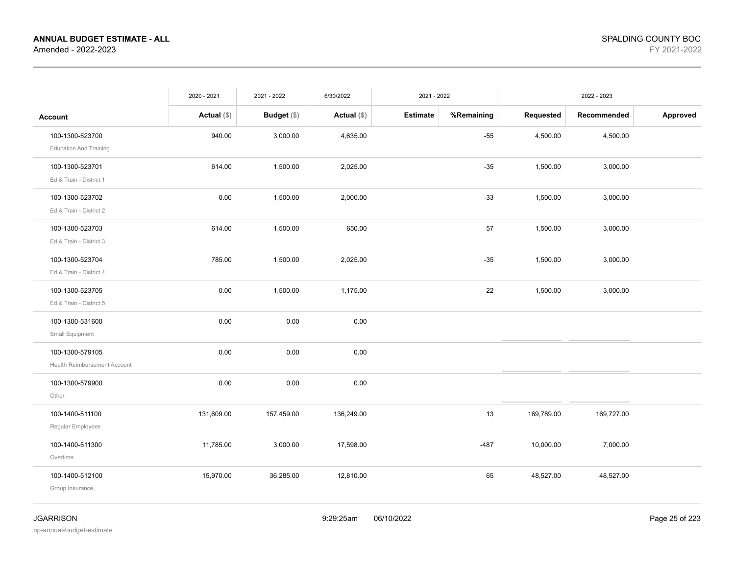| Account | 2020 - 2021 Actual ($) | 2021 - 2022 Budget ($) | 6/30/2022 Actual ($) | 2021 - 2022 Estimate | %Remaining | 2022 - 2023 Requested | Recommended | Approved |
|---|---|---|---|---|---|---|---|---|
| 100-1300-523700 Education And Training | 940.00 | 3,000.00 | 4,635.00 | | -55 | 4,500.00 | 4,500.00 | |
| 100-1300-523701 Ed & Train - District 1 | 614.00 | 1,500.00 | 2,025.00 | | -35 | 1,500.00 | 3,000.00 | |
| 100-1300-523702 Ed & Train - District 2 | 0.00 | 1,500.00 | 2,000.00 | | -33 | 1,500.00 | 3,000.00 | |
| 100-1300-523703 Ed & Train - District 3 | 614.00 | 1,500.00 | 650.00 | | 57 | 1,500.00 | 3,000.00 | |
| 100-1300-523704 Ed & Train - District 4 | 785.00 | 1,500.00 | 2,025.00 | | -35 | 1,500.00 | 3,000.00 | |
| 100-1300-523705 Ed & Train - District 5 | 0.00 | 1,500.00 | 1,175.00 | | 22 | 1,500.00 | 3,000.00 | |
| 100-1300-531600 Small Equipment | 0.00 | 0.00 | 0.00 | | | | | |
| 100-1300-579105 Health Reimbursement Account | 0.00 | 0.00 | 0.00 | | | | | |
| 100-1300-579900 Other | 0.00 | 0.00 | 0.00 | | | | | |
| 100-1400-511100 Regular Employees | 131,609.00 | 157,459.00 | 136,249.00 | | 13 | 169,789.00 | 169,727.00 | |
| 100-1400-511300 Overtime | 11,785.00 | 3,000.00 | 17,598.00 | | -487 | 10,000.00 | 7,000.00 | |
| 100-1400-512100 Group Insurance | 15,970.00 | 36,285.00 | 12,810.00 | | 65 | 48,527.00 | 48,527.00 | |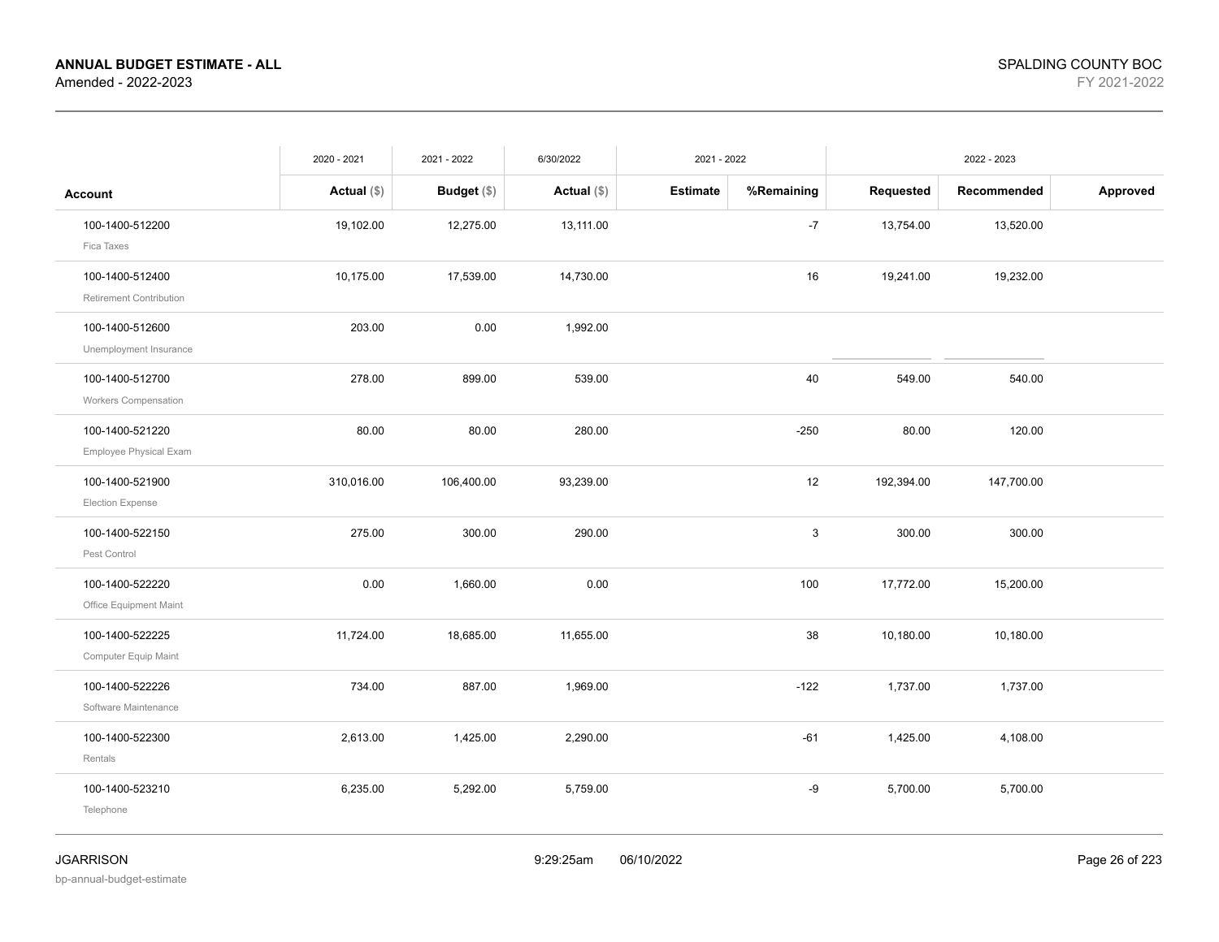**ANNUAL BUDGET ESTIMATE - ALL**
Amended - 2022-2023

SPALDING COUNTY BOC
FY 2021-2022

| Account | 2020 - 2021 Actual ($) | 2021 - 2022 Budget ($) | 6/30/2022 Actual ($) | 2021 - 2022 Estimate | 2021 - 2022 %Remaining | 2022 - 2023 Requested | 2022 - 2023 Recommended | 2022 - 2023 Approved |
|---|---|---|---|---|---|---|---|---|
| 100-1400-512200 Fica Taxes | 19,102.00 | 12,275.00 | 13,111.00 | | -7 | 13,754.00 | 13,520.00 | |
| 100-1400-512400 Retirement Contribution | 10,175.00 | 17,539.00 | 14,730.00 | | 16 | 19,241.00 | 19,232.00 | |
| 100-1400-512600 Unemployment Insurance | 203.00 | 0.00 | 1,992.00 | | | | | |
| 100-1400-512700 Workers Compensation | 278.00 | 899.00 | 539.00 | | 40 | 549.00 | 540.00 | |
| 100-1400-521220 Employee Physical Exam | 80.00 | 80.00 | 280.00 | | -250 | 80.00 | 120.00 | |
| 100-1400-521900 Election Expense | 310,016.00 | 106,400.00 | 93,239.00 | | 12 | 192,394.00 | 147,700.00 | |
| 100-1400-522150 Pest Control | 275.00 | 300.00 | 290.00 | | 3 | 300.00 | 300.00 | |
| 100-1400-522220 Office Equipment Maint | 0.00 | 1,660.00 | 0.00 | | 100 | 17,772.00 | 15,200.00 | |
| 100-1400-522225 Computer Equip Maint | 11,724.00 | 18,685.00 | 11,655.00 | | 38 | 10,180.00 | 10,180.00 | |
| 100-1400-522226 Software Maintenance | 734.00 | 887.00 | 1,969.00 | | -122 | 1,737.00 | 1,737.00 | |
| 100-1400-522300 Rentals | 2,613.00 | 1,425.00 | 2,290.00 | | -61 | 1,425.00 | 4,108.00 | |
| 100-1400-523210 Telephone | 6,235.00 | 5,292.00 | 5,759.00 | | -9 | 5,700.00 | 5,700.00 | |

JGARRISON
bp-annual-budget-estimate
9:29:25am 06/10/2022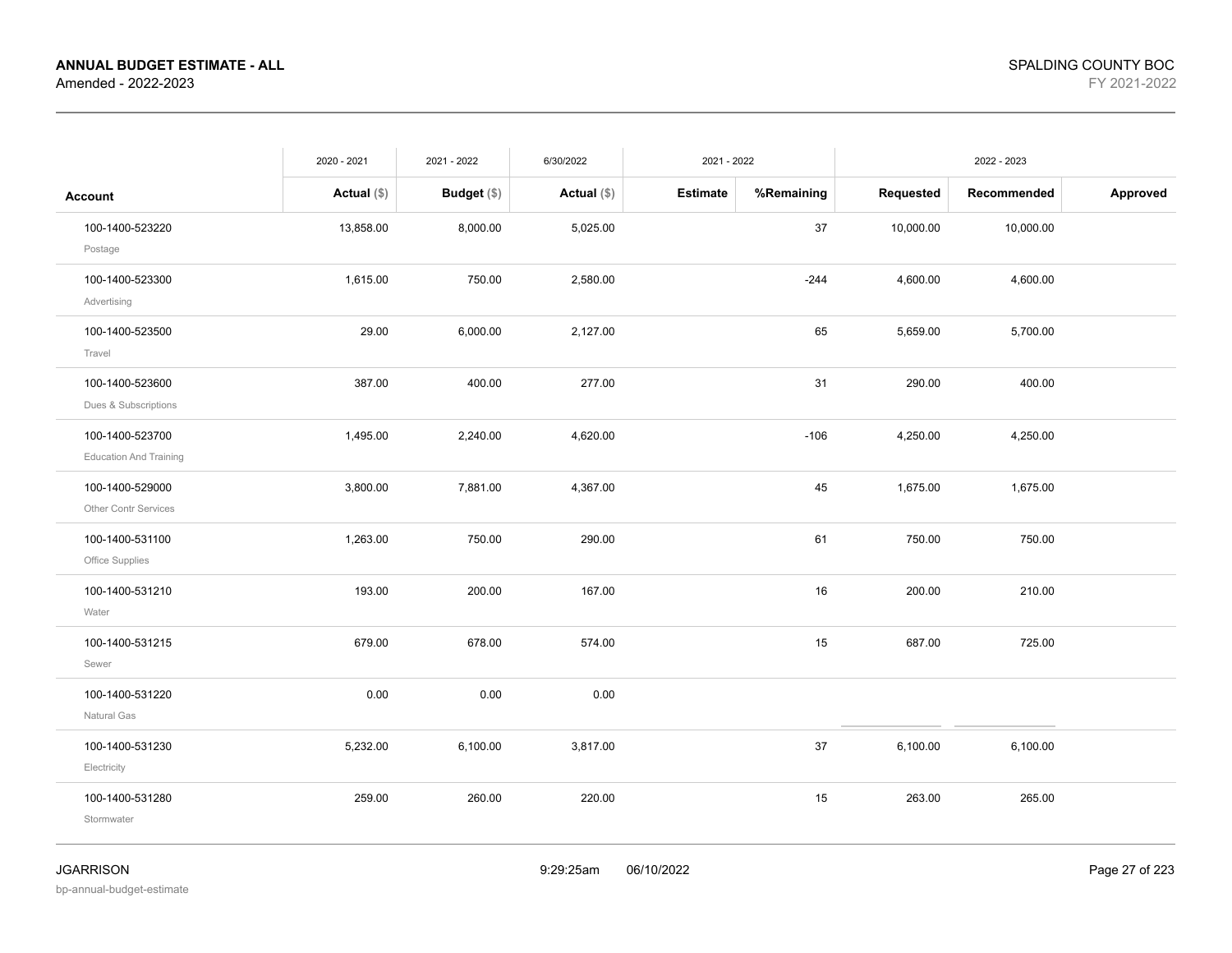**ANNUAL BUDGET ESTIMATE - ALL**
Amended - 2022-2023

SPALDING COUNTY BOC
FY 2021-2022

| | 2020 - 2021 | 2021 - 2022 | 6/30/2022 | 2021 - 2022 | | 2022 - 2023 | | |
|---|---|---|---|---|---|---|---|---|
| **Account** | **Actual** ($) | **Budget** ($) | **Actual** ($) | **Estimate** | **%Remaining** | **Requested** | **Recommended** | **Approved** |
| 100-1400-523220<br>Postage | 13,858.00 | 8,000.00 | 5,025.00 | | 37 | 10,000.00 | 10,000.00 | |
| 100-1400-523300<br>Advertising | 1,615.00 | 750.00 | 2,580.00 | | -244 | 4,600.00 | 4,600.00 | |
| 100-1400-523500<br>Travel | 29.00 | 6,000.00 | 2,127.00 | | 65 | 5,659.00 | 5,700.00 | |
| 100-1400-523600<br>Dues & Subscriptions | 387.00 | 400.00 | 277.00 | | 31 | 290.00 | 400.00 | |
| 100-1400-523700<br>Education And Training | 1,495.00 | 2,240.00 | 4,620.00 | | -106 | 4,250.00 | 4,250.00 | |
| 100-1400-529000<br>Other Contr Services | 3,800.00 | 7,881.00 | 4,367.00 | | 45 | 1,675.00 | 1,675.00 | |
| 100-1400-531100<br>Office Supplies | 1,263.00 | 750.00 | 290.00 | | 61 | 750.00 | 750.00 | |
| 100-1400-531210<br>Water | 193.00 | 200.00 | 167.00 | | 16 | 200.00 | 210.00 | |
| 100-1400-531215<br>Sewer | 679.00 | 678.00 | 574.00 | | 15 | 687.00 | 725.00 | |
| 100-1400-531220<br>Natural Gas | 0.00 | 0.00 | 0.00 | | | | | |
| 100-1400-531230<br>Electricity | 5,232.00 | 6,100.00 | 3,817.00 | | 37 | 6,100.00 | 6,100.00 | |
| 100-1400-531280<br>Stormwater | 259.00 | 260.00 | 220.00 | | 15 | 263.00 | 265.00 | |

JGARRISON
bp-annual-budget-estimate

9:29:25am 06/10/2022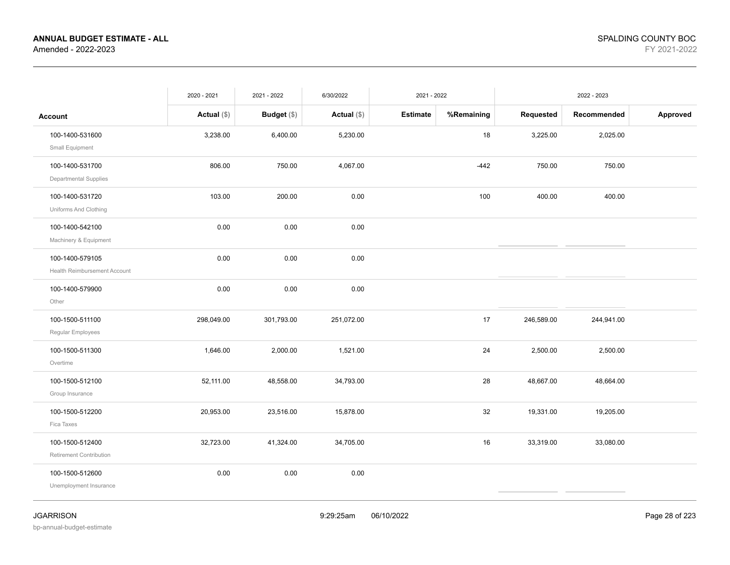**ANNUAL BUDGET ESTIMATE - ALL**
Amended - 2022-2023

SPALDING COUNTY BOC
FY 2021-2022

| Account | 2020 - 2021 Actual ($) | 2021 - 2022 Budget ($) | 6/30/2022 Actual ($) | 2021 - 2022 Estimate | 2021 - 2022 %Remaining | 2022 - 2023 Requested | 2022 - 2023 Recommended | 2022 - 2023 Approved |
|---|---|---|---|---|---|---|---|---|
| 100-1400-531600 Small Equipment | 3,238.00 | 6,400.00 | 5,230.00 | | 18 | 3,225.00 | 2,025.00 | |
| 100-1400-531700 Departmental Supplies | 806.00 | 750.00 | 4,067.00 | | -442 | 750.00 | 750.00 | |
| 100-1400-531720 Uniforms And Clothing | 103.00 | 200.00 | 0.00 | | 100 | 400.00 | 400.00 | |
| 100-1400-542100 Machinery & Equipment | 0.00 | 0.00 | 0.00 | | | | | |
| 100-1400-579105 Health Reimbursement Account | 0.00 | 0.00 | 0.00 | | | | | |
| 100-1400-579900 Other | 0.00 | 0.00 | 0.00 | | | | | |
| 100-1500-511100 Regular Employees | 298,049.00 | 301,793.00 | 251,072.00 | | 17 | 246,589.00 | 244,941.00 | |
| 100-1500-511300 Overtime | 1,646.00 | 2,000.00 | 1,521.00 | | 24 | 2,500.00 | 2,500.00 | |
| 100-1500-512100 Group Insurance | 52,111.00 | 48,558.00 | 34,793.00 | | 28 | 48,667.00 | 48,664.00 | |
| 100-1500-512200 Fica Taxes | 20,953.00 | 23,516.00 | 15,878.00 | | 32 | 19,331.00 | 19,205.00 | |
| 100-1500-512400 Retirement Contribution | 32,723.00 | 41,324.00 | 34,705.00 | | 16 | 33,319.00 | 33,080.00 | |
| 100-1500-512600 Unemployment Insurance | 0.00 | 0.00 | 0.00 | | | | | |

JGARRISON
bp-annual-budget-estimate
9:29:25am 06/10/2022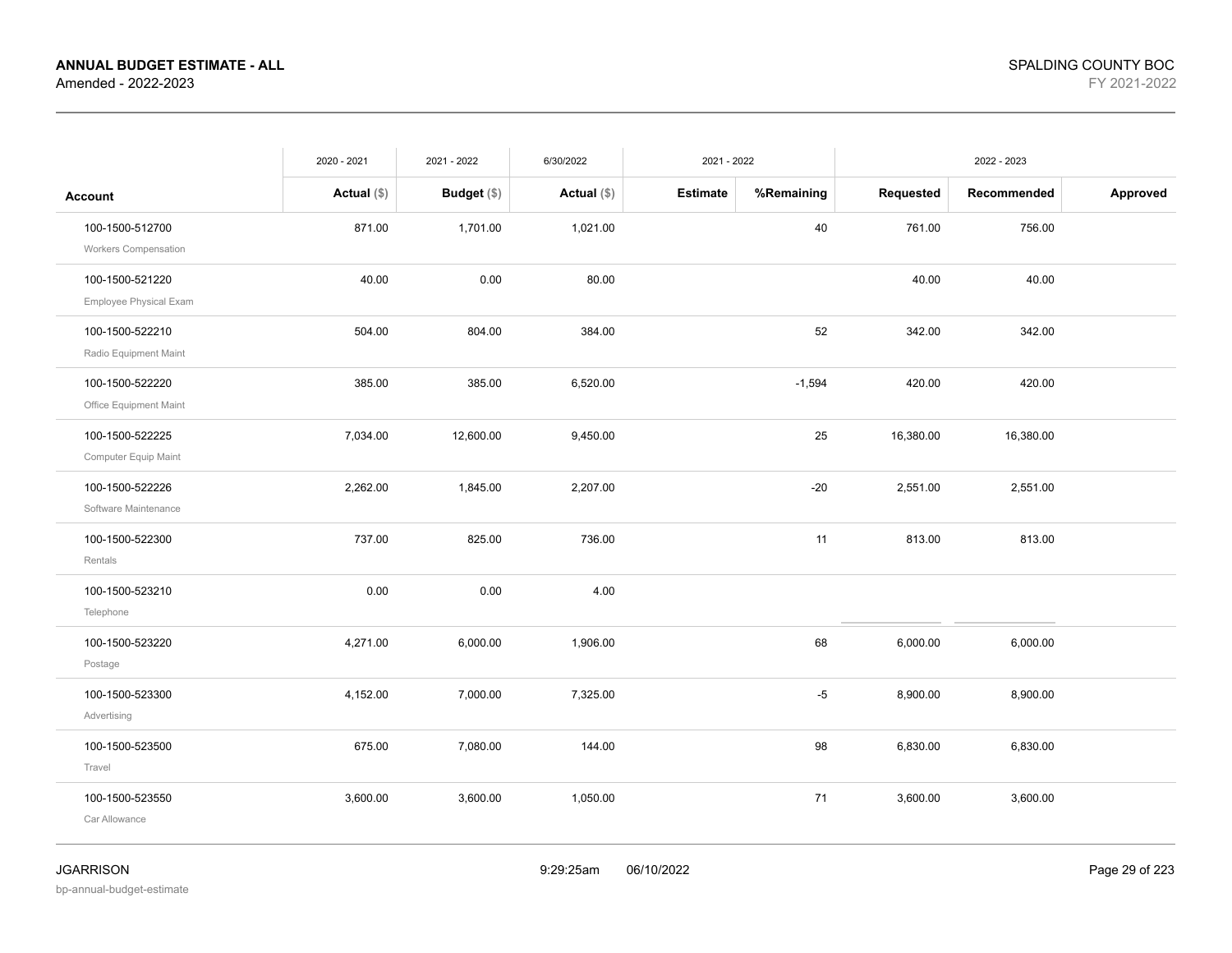**ANNUAL BUDGET ESTIMATE - ALL**
Amended - 2022-2023

SPALDING COUNTY BOC
FY 2021-2022

| | 2020 - 2021 | 2021 - 2022 | 6/30/2022 | 2021 - 2022 | | 2022 - 2023 | | |
|---|---|---|---|---|---|---|---|---|
| **Account** | **Actual ($)** | **Budget ($)** | **Actual ($)** | **Estimate** | **%Remaining** | **Requested** | **Recommended** | **Approved** |
| 100-1500-512700 Workers Compensation | 871.00 | 1,701.00 | 1,021.00 | | 40 | 761.00 | 756.00 | |
| 100-1500-521220 Employee Physical Exam | 40.00 | 0.00 | 80.00 | | | 40.00 | 40.00 | |
| 100-1500-522210 Radio Equipment Maint | 504.00 | 804.00 | 384.00 | | 52 | 342.00 | 342.00 | |
| 100-1500-522220 Office Equipment Maint | 385.00 | 385.00 | 6,520.00 | | -1,594 | 420.00 | 420.00 | |
| 100-1500-522225 Computer Equip Maint | 7,034.00 | 12,600.00 | 9,450.00 | | 25 | 16,380.00 | 16,380.00 | |
| 100-1500-522226 Software Maintenance | 2,262.00 | 1,845.00 | 2,207.00 | | -20 | 2,551.00 | 2,551.00 | |
| 100-1500-522300 Rentals | 737.00 | 825.00 | 736.00 | | 11 | 813.00 | 813.00 | |
| 100-1500-523210 Telephone | 0.00 | 0.00 | 4.00 | | | | | |
| 100-1500-523220 Postage | 4,271.00 | 6,000.00 | 1,906.00 | | 68 | 6,000.00 | 6,000.00 | |
| 100-1500-523300 Advertising | 4,152.00 | 7,000.00 | 7,325.00 | | -5 | 8,900.00 | 8,900.00 | |
| 100-1500-523500 Travel | 675.00 | 7,080.00 | 144.00 | | 98 | 6,830.00 | 6,830.00 | |
| 100-1500-523550 Car Allowance | 3,600.00 | 3,600.00 | 1,050.00 | | 71 | 3,600.00 | 3,600.00 | |

JGARRISON
bp-annual-budget-estimate

9:29:25am 06/10/2022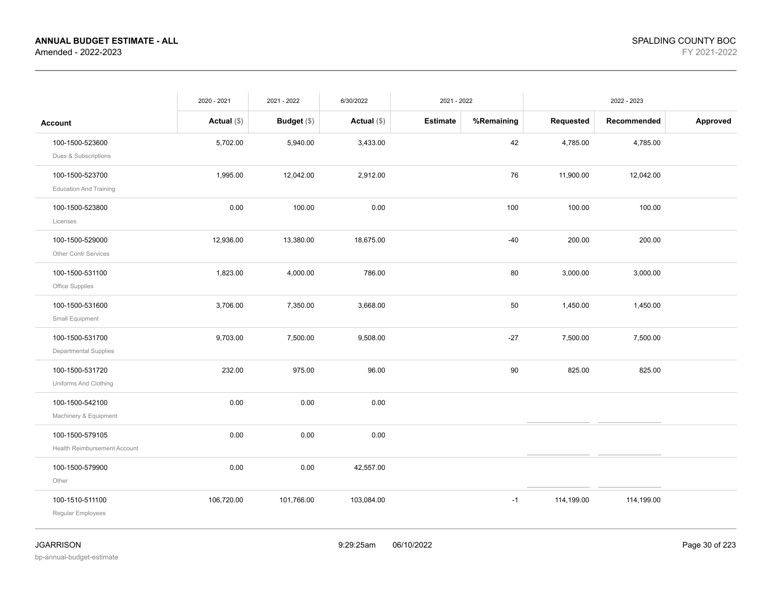**ANNUAL BUDGET ESTIMATE - ALL**
Amended - 2022-2023

SPALDING COUNTY BOC
FY 2021-2022

| Account | 2020 - 2021 Actual ($) | 2021 - 2022 Budget ($) | 6/30/2022 Actual ($) | 2021 - 2022 Estimate | 2021 - 2022 %Remaining | 2022 - 2023 Requested | 2022 - 2023 Recommended | 2022 - 2023 Approved |
|---|---|---|---|---|---|---|---|---|
| 100-1500-523600 Dues & Subscriptions | 5,702.00 | 5,940.00 | 3,433.00 | | 42 | 4,785.00 | 4,785.00 | |
| 100-1500-523700 Education And Training | 1,995.00 | 12,042.00 | 2,912.00 | | 76 | 11,900.00 | 12,042.00 | |
| 100-1500-523800 Licenses | 0.00 | 100.00 | 0.00 | | 100 | 100.00 | 100.00 | |
| 100-1500-529000 Other Contr Services | 12,936.00 | 13,380.00 | 18,675.00 | | -40 | 200.00 | 200.00 | |
| 100-1500-531100 Office Supplies | 1,823.00 | 4,000.00 | 786.00 | | 80 | 3,000.00 | 3,000.00 | |
| 100-1500-531600 Small Equipment | 3,706.00 | 7,350.00 | 3,668.00 | | 50 | 1,450.00 | 1,450.00 | |
| 100-1500-531700 Departmental Supplies | 9,703.00 | 7,500.00 | 9,508.00 | | -27 | 7,500.00 | 7,500.00 | |
| 100-1500-531720 Uniforms And Clothing | 232.00 | 975.00 | 96.00 | | 90 | 825.00 | 825.00 | |
| 100-1500-542100 Machinery & Equipment | 0.00 | 0.00 | 0.00 | | | | | |
| 100-1500-579105 Health Reimbursement Account | 0.00 | 0.00 | 0.00 | | | | | |
| 100-1500-579900 Other | 0.00 | 0.00 | 42,557.00 | | | | | |
| 100-1510-511100 Regular Employees | 106,720.00 | 101,766.00 | 103,084.00 | | -1 | 114,199.00 | 114,199.00 | |

JGARRISON
bp-annual-budget-estimate

9:29:25am 06/10/2022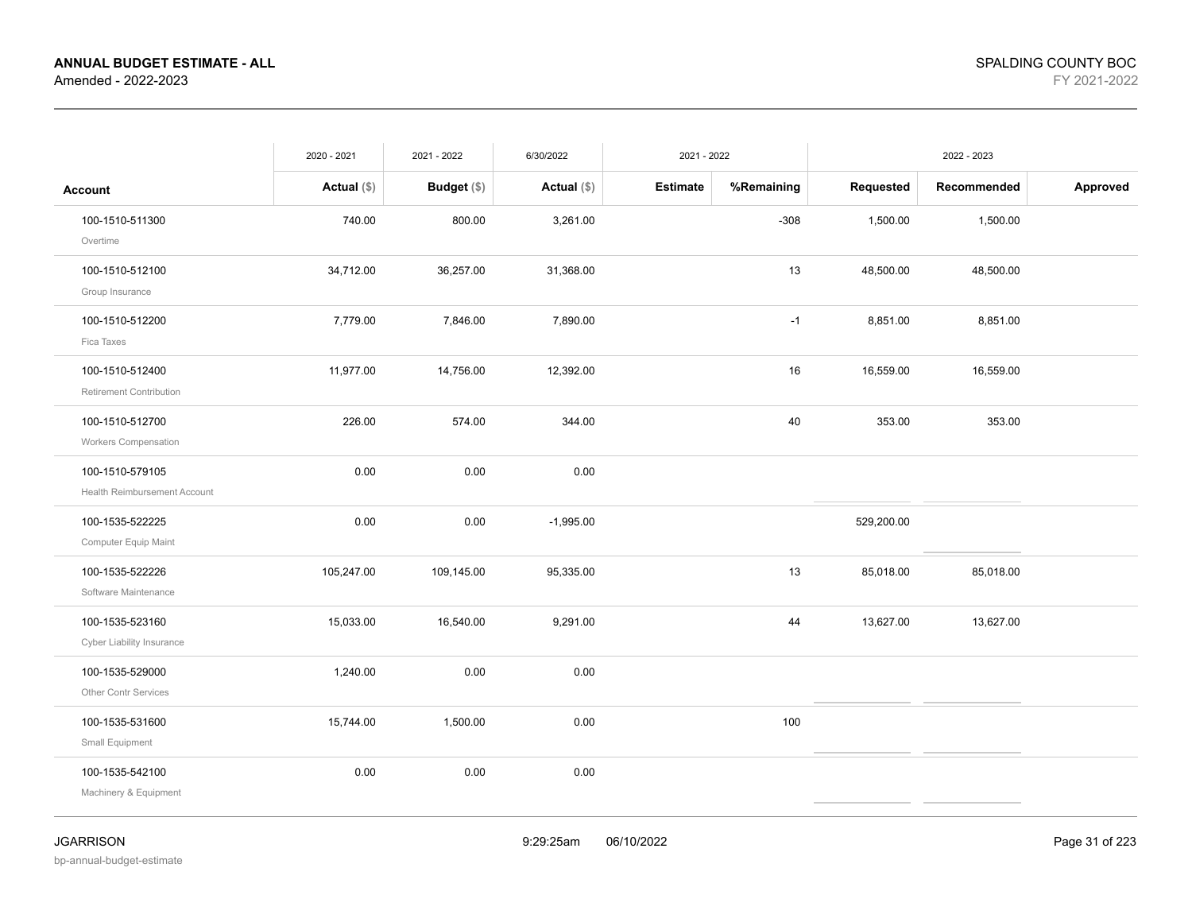**ANNUAL BUDGET ESTIMATE - ALL**
Amended - 2022-2023

SPALDING COUNTY BOC
FY 2021-2022

| | 2020 - 2021 | 2021 - 2022 | 6/30/2022 | 2021 - 2022 | | 2022 - 2023 | | |
|---|---|---|---|---|---|---|---|---|
| **Account** | **Actual ($)** | **Budget ($)** | **Actual ($)** | **Estimate** | **%Remaining** | **Requested** | **Recommended** | **Approved** |
| 100-1510-511300 Overtime | 740.00 | 800.00 | 3,261.00 | | -308 | 1,500.00 | 1,500.00 | |
| 100-1510-512100 Group Insurance | 34,712.00 | 36,257.00 | 31,368.00 | | 13 | 48,500.00 | 48,500.00 | |
| 100-1510-512200 Fica Taxes | 7,779.00 | 7,846.00 | 7,890.00 | | -1 | 8,851.00 | 8,851.00 | |
| 100-1510-512400 Retirement Contribution | 11,977.00 | 14,756.00 | 12,392.00 | | 16 | 16,559.00 | 16,559.00 | |
| 100-1510-512700 Workers Compensation | 226.00 | 574.00 | 344.00 | | 40 | 353.00 | 353.00 | |
| 100-1510-579105 Health Reimbursement Account | 0.00 | 0.00 | 0.00 | | | | | |
| 100-1535-522225 Computer Equip Maint | 0.00 | 0.00 | -1,995.00 | | | 529,200.00 | | |
| 100-1535-522226 Software Maintenance | 105,247.00 | 109,145.00 | 95,335.00 | | 13 | 85,018.00 | 85,018.00 | |
| 100-1535-523160 Cyber Liability Insurance | 15,033.00 | 16,540.00 | 9,291.00 | | 44 | 13,627.00 | 13,627.00 | |
| 100-1535-529000 Other Contr Services | 1,240.00 | 0.00 | 0.00 | | | | | |
| 100-1535-531600 Small Equipment | 15,744.00 | 1,500.00 | 0.00 | | 100 | | | |
| 100-1535-542100 Machinery & Equipment | 0.00 | 0.00 | 0.00 | | | | | |

JGARRISON 9:29:25am 06/10/2022
bp-annual-budget-estimate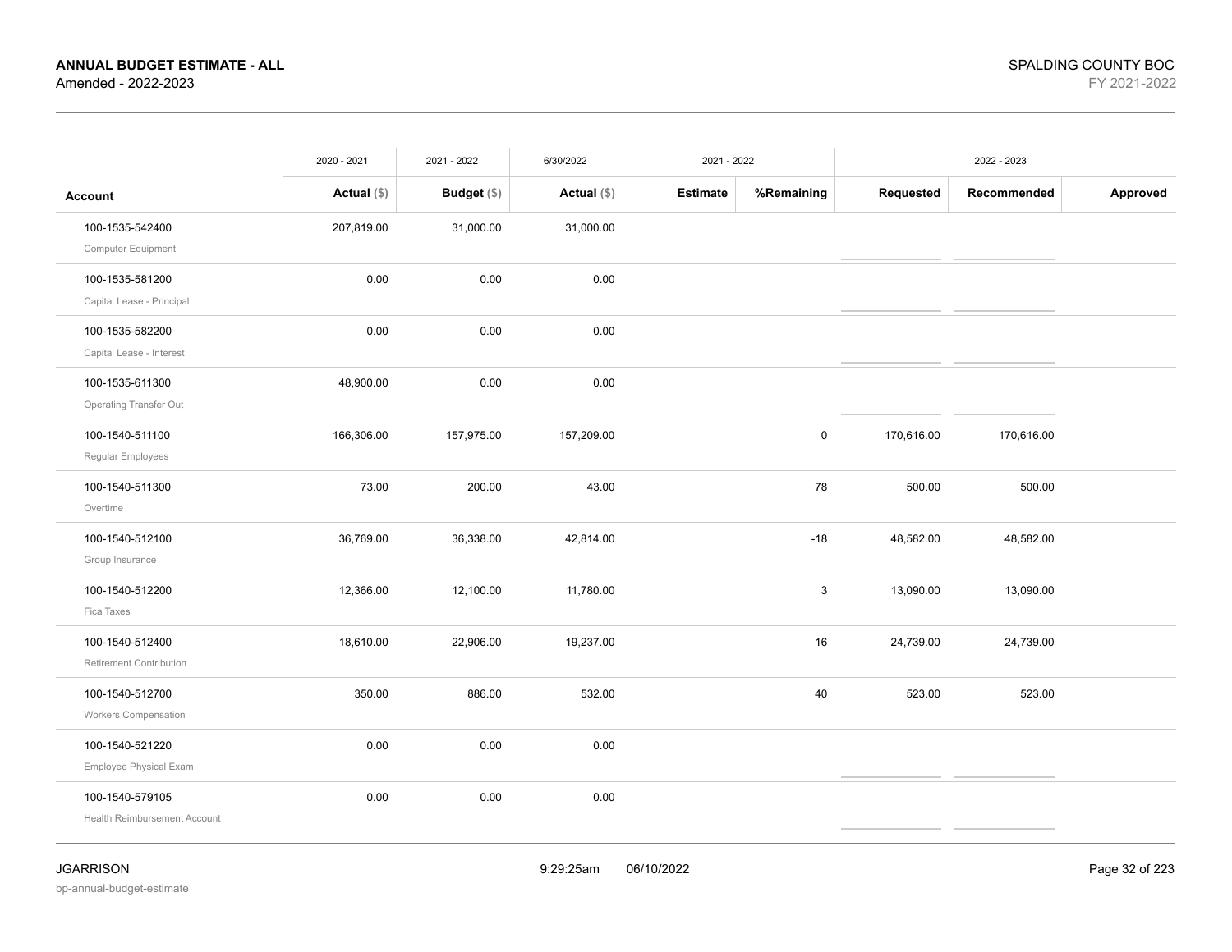| Account | 2020 - 2021 Actual ($) | 2021 - 2022 Budget ($) | 6/30/2022 Actual ($) | 2021 - 2022 Estimate | 2021 - 2022 %Remaining | 2022 - 2023 Requested | 2022 - 2023 Recommended | 2022 - 2023 Approved |
|---|---|---|---|---|---|---|---|---|
| 100-1535-542400 Computer Equipment | 207,819.00 | 31,000.00 | 31,000.00 | | | | | |
| 100-1535-581200 Capital Lease - Principal | 0.00 | 0.00 | 0.00 | | | | | |
| 100-1535-582200 Capital Lease - Interest | 0.00 | 0.00 | 0.00 | | | | | |
| 100-1535-611300 Operating Transfer Out | 48,900.00 | 0.00 | 0.00 | | | | | |
| 100-1540-511100 Regular Employees | 166,306.00 | 157,975.00 | 157,209.00 | | 0 | 170,616.00 | 170,616.00 | |
| 100-1540-511300 Overtime | 73.00 | 200.00 | 43.00 | | 78 | 500.00 | 500.00 | |
| 100-1540-512100 Group Insurance | 36,769.00 | 36,338.00 | 42,814.00 | | -18 | 48,582.00 | 48,582.00 | |
| 100-1540-512200 Fica Taxes | 12,366.00 | 12,100.00 | 11,780.00 | | 3 | 13,090.00 | 13,090.00 | |
| 100-1540-512400 Retirement Contribution | 18,610.00 | 22,906.00 | 19,237.00 | | 16 | 24,739.00 | 24,739.00 | |
| 100-1540-512700 Workers Compensation | 350.00 | 886.00 | 532.00 | | 40 | 523.00 | 523.00 | |
| 100-1540-521220 Employee Physical Exam | 0.00 | 0.00 | 0.00 | | | | | |
| 100-1540-579105 Health Reimbursement Account | 0.00 | 0.00 | 0.00 | | | | | |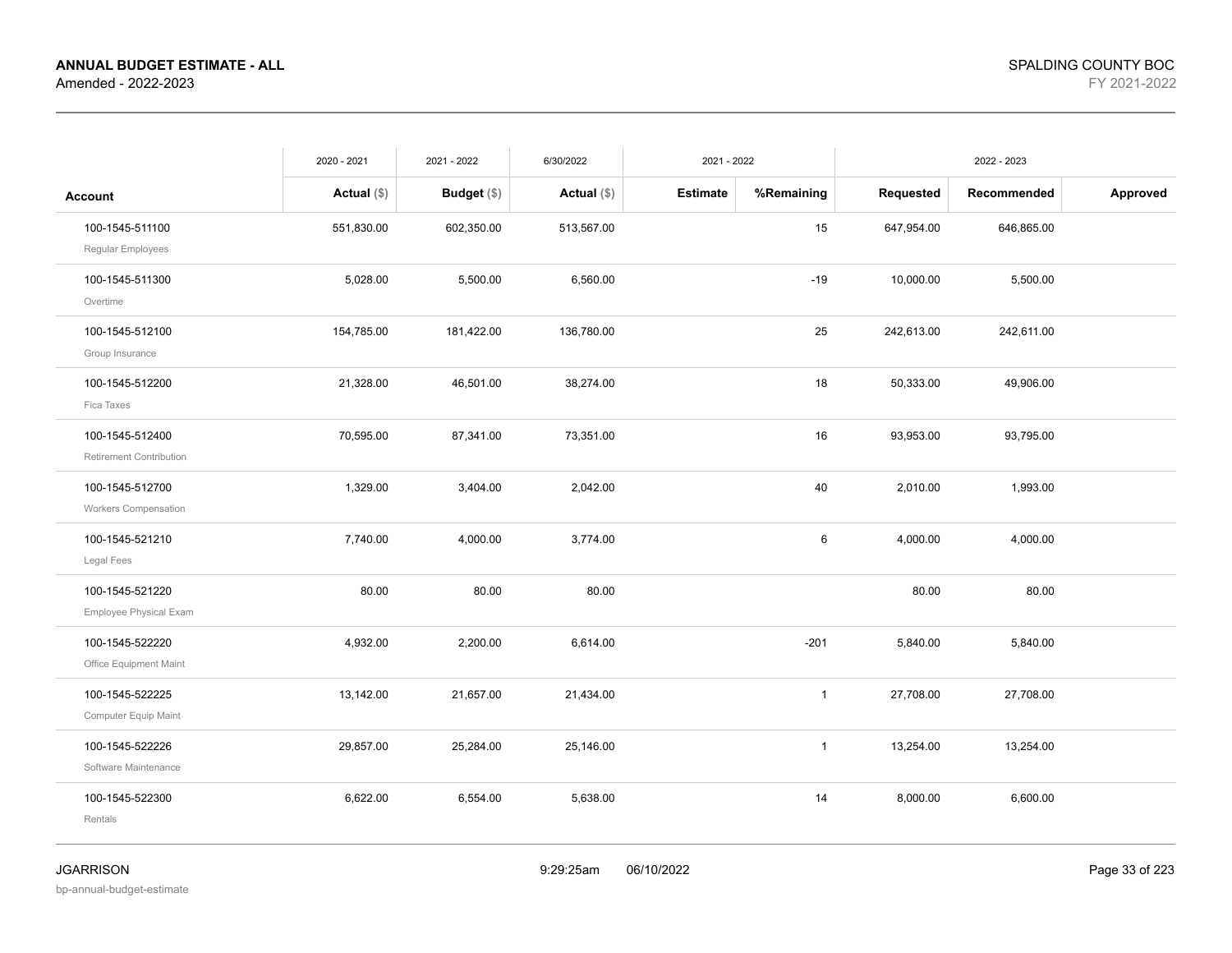**ANNUAL BUDGET ESTIMATE - ALL**
Amended - 2022-2023

SPALDING COUNTY BOC
FY 2021-2022

| Account | 2020 - 2021 Actual ($) | 2021 - 2022 Budget ($) | 6/30/2022 Actual ($) | 2021 - 2022 Estimate | 2021 - 2022 %Remaining | 2022 - 2023 Requested | 2022 - 2023 Recommended | 2022 - 2023 Approved |
|---|---|---|---|---|---|---|---|---|
| 100-1545-511100 Regular Employees | 551,830.00 | 602,350.00 | 513,567.00 | | 15 | 647,954.00 | 646,865.00 | |
| 100-1545-511300 Overtime | 5,028.00 | 5,500.00 | 6,560.00 | | -19 | 10,000.00 | 5,500.00 | |
| 100-1545-512100 Group Insurance | 154,785.00 | 181,422.00 | 136,780.00 | | 25 | 242,613.00 | 242,611.00 | |
| 100-1545-512200 Fica Taxes | 21,328.00 | 46,501.00 | 38,274.00 | | 18 | 50,333.00 | 49,906.00 | |
| 100-1545-512400 Retirement Contribution | 70,595.00 | 87,341.00 | 73,351.00 | | 16 | 93,953.00 | 93,795.00 | |
| 100-1545-512700 Workers Compensation | 1,329.00 | 3,404.00 | 2,042.00 | | 40 | 2,010.00 | 1,993.00 | |
| 100-1545-521210 Legal Fees | 7,740.00 | 4,000.00 | 3,774.00 | | 6 | 4,000.00 | 4,000.00 | |
| 100-1545-521220 Employee Physical Exam | 80.00 | 80.00 | 80.00 | | | 80.00 | 80.00 | |
| 100-1545-522220 Office Equipment Maint | 4,932.00 | 2,200.00 | 6,614.00 | | -201 | 5,840.00 | 5,840.00 | |
| 100-1545-522225 Computer Equip Maint | 13,142.00 | 21,657.00 | 21,434.00 | | 1 | 27,708.00 | 27,708.00 | |
| 100-1545-522226 Software Maintenance | 29,857.00 | 25,284.00 | 25,146.00 | | 1 | 13,254.00 | 13,254.00 | |
| 100-1545-522300 Rentals | 6,622.00 | 6,554.00 | 5,638.00 | | 14 | 8,000.00 | 6,600.00 | |

JGARRISON
bp-annual-budget-estimate
9:29:25am 06/10/2022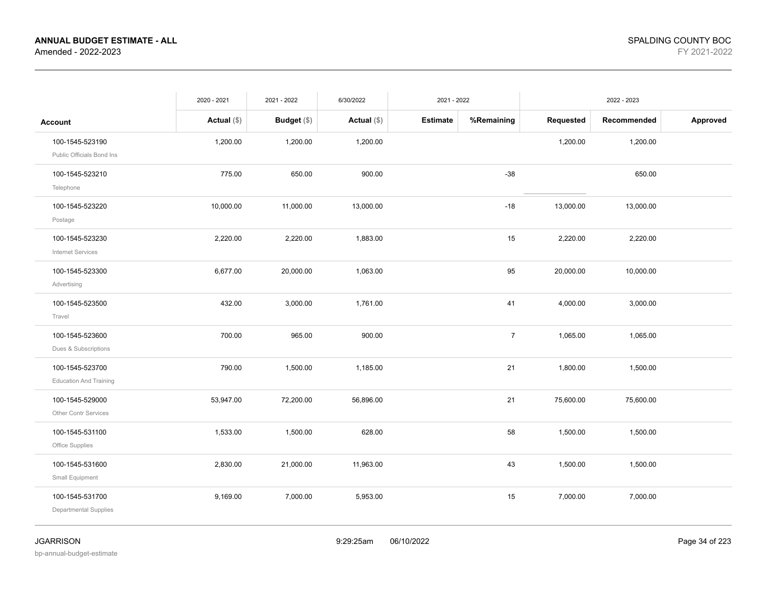**ANNUAL BUDGET ESTIMATE - ALL**
Amended - 2022-2023

SPALDING COUNTY BOC
FY 2021-2022

| | 2020 - 2021 | 2021 - 2022 | 6/30/2022 | 2021 - 2022 | | 2022 - 2023 | | |
|---|---|---|---|---|---|---|---|---|
| **Account** | **Actual** ($) | **Budget** ($) | **Actual** ($) | **Estimate** | **%Remaining** | **Requested** | **Recommended** | **Approved** |
| 100-1545-523190 Public Officials Bond Ins | 1,200.00 | 1,200.00 | 1,200.00 | | | 1,200.00 | 1,200.00 | |
| 100-1545-523210 Telephone | 775.00 | 650.00 | 900.00 | | -38 | | 650.00 | |
| 100-1545-523220 Postage | 10,000.00 | 11,000.00 | 13,000.00 | | -18 | 13,000.00 | 13,000.00 | |
| 100-1545-523230 Internet Services | 2,220.00 | 2,220.00 | 1,883.00 | | 15 | 2,220.00 | 2,220.00 | |
| 100-1545-523300 Advertising | 6,677.00 | 20,000.00 | 1,063.00 | | 95 | 20,000.00 | 10,000.00 | |
| 100-1545-523500 Travel | 432.00 | 3,000.00 | 1,761.00 | | 41 | 4,000.00 | 3,000.00 | |
| 100-1545-523600 Dues & Subscriptions | 700.00 | 965.00 | 900.00 | | 7 | 1,065.00 | 1,065.00 | |
| 100-1545-523700 Education And Training | 790.00 | 1,500.00 | 1,185.00 | | 21 | 1,800.00 | 1,500.00 | |
| 100-1545-529000 Other Contr Services | 53,947.00 | 72,200.00 | 56,896.00 | | 21 | 75,600.00 | 75,600.00 | |
| 100-1545-531100 Office Supplies | 1,533.00 | 1,500.00 | 628.00 | | 58 | 1,500.00 | 1,500.00 | |
| 100-1545-531600 Small Equipment | 2,830.00 | 21,000.00 | 11,963.00 | | 43 | 1,500.00 | 1,500.00 | |
| 100-1545-531700 Departmental Supplies | 9,169.00 | 7,000.00 | 5,953.00 | | 15 | 7,000.00 | 7,000.00 | |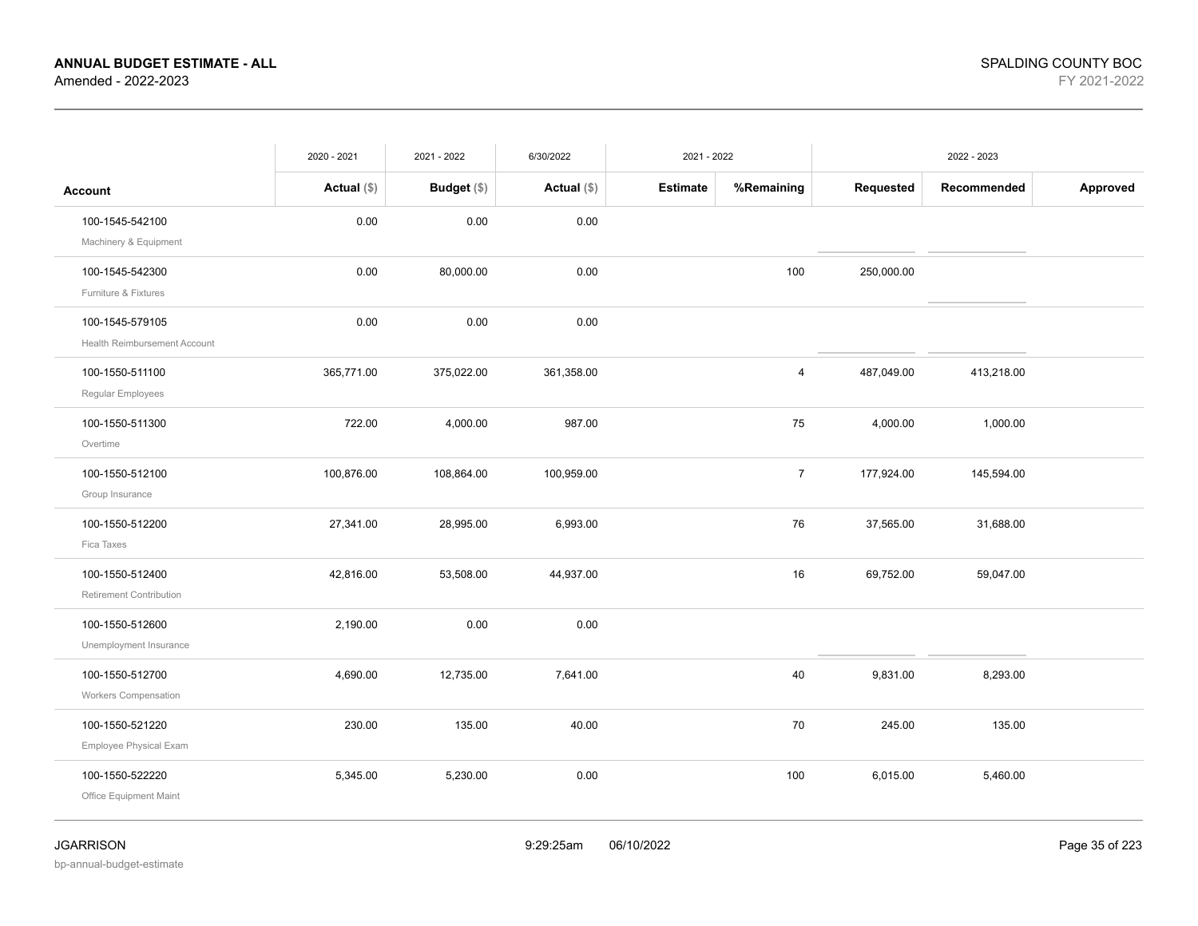**ANNUAL BUDGET ESTIMATE - ALL**
Amended - 2022-2023

SPALDING COUNTY BOC
FY 2021-2022

| | 2020 - 2021 | 2021 - 2022 | 6/30/2022 | 2021 - 2022 | | 2022 - 2023 | | |
|---|---|---|---|---|---|---|---|---|
| **Account** | **Actual ($)** | **Budget ($)** | **Actual ($)** | **Estimate** | **%Remaining** | **Requested** | **Recommended** | **Approved** |
| 100-1545-542100 Machinery & Equipment | 0.00 | 0.00 | 0.00 | | | | | |
| 100-1545-542300 Furniture & Fixtures | 0.00 | 80,000.00 | 0.00 | | 100 | 250,000.00 | | |
| 100-1545-579105 Health Reimbursement Account | 0.00 | 0.00 | 0.00 | | | | | |
| 100-1550-511100 Regular Employees | 365,771.00 | 375,022.00 | 361,358.00 | | 4 | 487,049.00 | 413,218.00 | |
| 100-1550-511300 Overtime | 722.00 | 4,000.00 | 987.00 | | 75 | 4,000.00 | 1,000.00 | |
| 100-1550-512100 Group Insurance | 100,876.00 | 108,864.00 | 100,959.00 | | 7 | 177,924.00 | 145,594.00 | |
| 100-1550-512200 Fica Taxes | 27,341.00 | 28,995.00 | 6,993.00 | | 76 | 37,565.00 | 31,688.00 | |
| 100-1550-512400 Retirement Contribution | 42,816.00 | 53,508.00 | 44,937.00 | | 16 | 69,752.00 | 59,047.00 | |
| 100-1550-512600 Unemployment Insurance | 2,190.00 | 0.00 | 0.00 | | | | | |
| 100-1550-512700 Workers Compensation | 4,690.00 | 12,735.00 | 7,641.00 | | 40 | 9,831.00 | 8,293.00 | |
| 100-1550-521220 Employee Physical Exam | 230.00 | 135.00 | 40.00 | | 70 | 245.00 | 135.00 | |
| 100-1550-522220 Office Equipment Maint | 5,345.00 | 5,230.00 | 0.00 | | 100 | 6,015.00 | 5,460.00 | |

JGARRISON
bp-annual-budget-estimate
9:29:25am 06/10/2022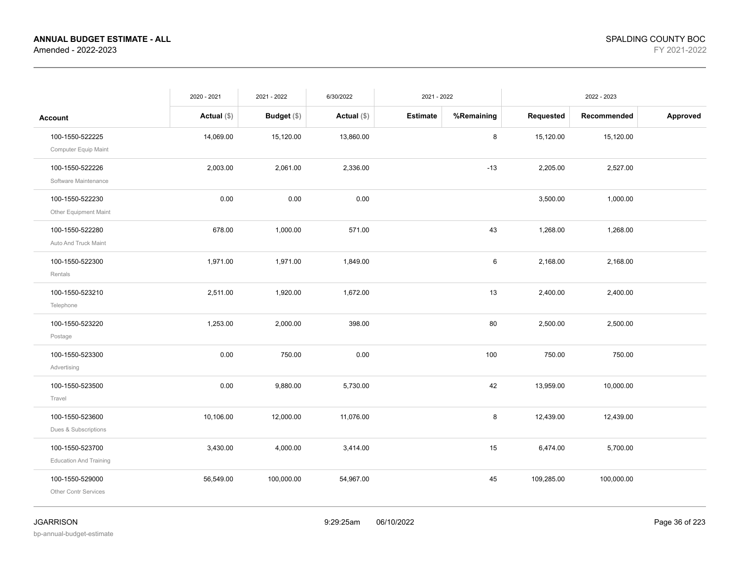**ANNUAL BUDGET ESTIMATE - ALL**
Amended - 2022-2023

SPALDING COUNTY BOC
FY 2021-2022

| | 2020 - 2021 | 2021 - 2022 | 6/30/2022 | 2021 - 2022 | | 2022 - 2023 | | |
|---|---|---|---|---|---|---|---|---|
| **Account** | **Actual ($)** | **Budget ($)** | **Actual ($)** | **Estimate** | **%Remaining** | **Requested** | **Recommended** | **Approved** |
| 100-1550-522225<br>Computer Equip Maint | 14,069.00 | 15,120.00 | 13,860.00 | | 8 | 15,120.00 | 15,120.00 | |
| 100-1550-522226<br>Software Maintenance | 2,003.00 | 2,061.00 | 2,336.00 | | -13 | 2,205.00 | 2,527.00 | |
| 100-1550-522230<br>Other Equipment Maint | 0.00 | 0.00 | 0.00 | | | 3,500.00 | 1,000.00 | |
| 100-1550-522280<br>Auto And Truck Maint | 678.00 | 1,000.00 | 571.00 | | 43 | 1,268.00 | 1,268.00 | |
| 100-1550-522300<br>Rentals | 1,971.00 | 1,971.00 | 1,849.00 | | 6 | 2,168.00 | 2,168.00 | |
| 100-1550-523210<br>Telephone | 2,511.00 | 1,920.00 | 1,672.00 | | 13 | 2,400.00 | 2,400.00 | |
| 100-1550-523220<br>Postage | 1,253.00 | 2,000.00 | 398.00 | | 80 | 2,500.00 | 2,500.00 | |
| 100-1550-523300<br>Advertising | 0.00 | 750.00 | 0.00 | | 100 | 750.00 | 750.00 | |
| 100-1550-523500<br>Travel | 0.00 | 9,880.00 | 5,730.00 | | 42 | 13,959.00 | 10,000.00 | |
| 100-1550-523600<br>Dues & Subscriptions | 10,106.00 | 12,000.00 | 11,076.00 | | 8 | 12,439.00 | 12,439.00 | |
| 100-1550-523700<br>Education And Training | 3,430.00 | 4,000.00 | 3,414.00 | | 15 | 6,474.00 | 5,700.00 | |
| 100-1550-529000<br>Other Contr Services | 56,549.00 | 100,000.00 | 54,967.00 | | 45 | 109,285.00 | 100,000.00 | |

JGARRISON
bp-annual-budget-estimate

9:29:25am 06/10/2022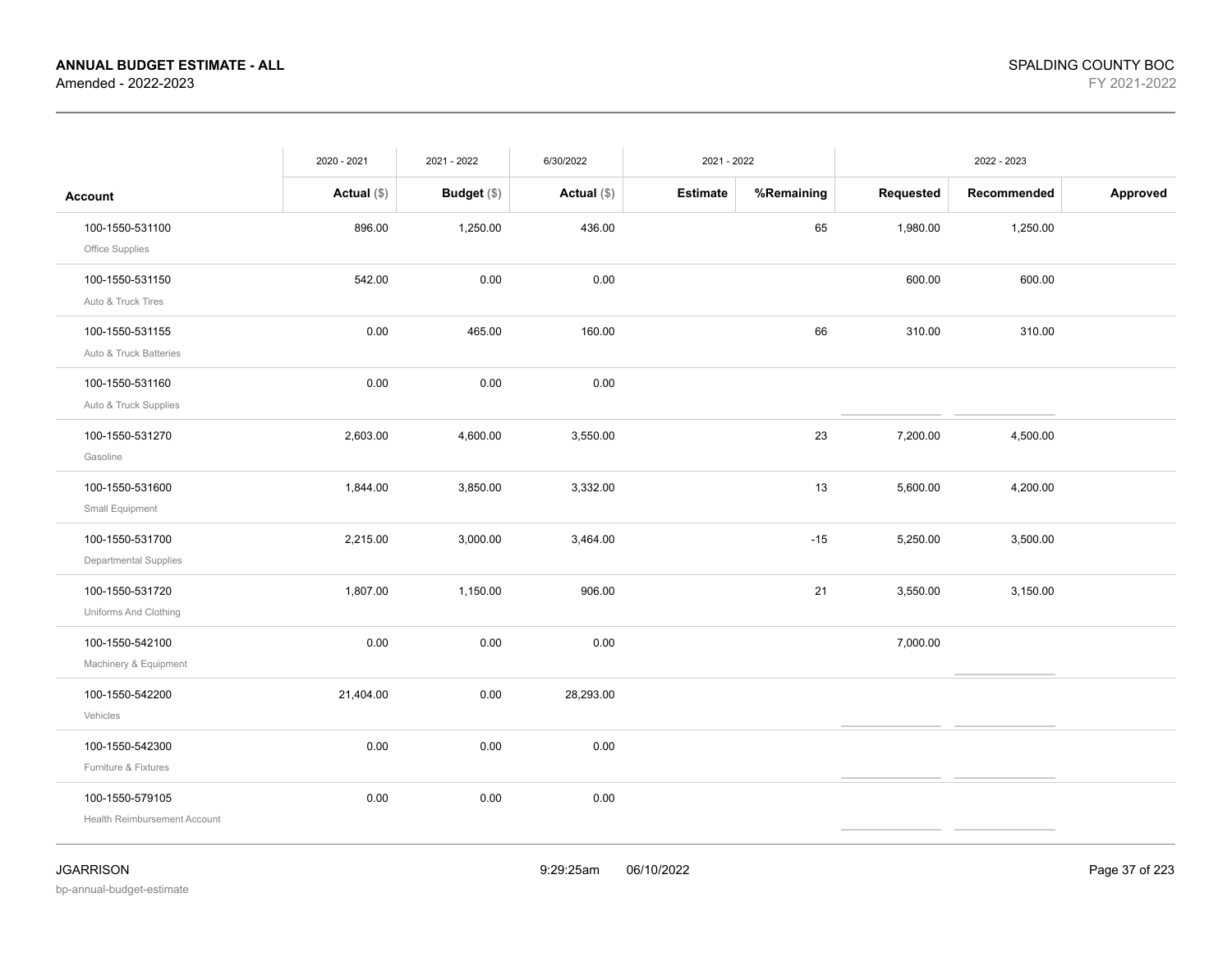**ANNUAL BUDGET ESTIMATE - ALL**
Amended - 2022-2023

SPALDING COUNTY BOC
FY 2021-2022

| Account | 2020 - 2021 Actual ($) | 2021 - 2022 Budget ($) | 6/30/2022 Actual ($) | 2021 - 2022 Estimate | %Remaining | 2022 - 2023 Requested | Recommended | Approved |
|---|---|---|---|---|---|---|---|---|
| 100-1550-531100 Office Supplies | 896.00 | 1,250.00 | 436.00 | | 65 | 1,980.00 | 1,250.00 | |
| 100-1550-531150 Auto & Truck Tires | 542.00 | 0.00 | 0.00 | | | 600.00 | 600.00 | |
| 100-1550-531155 Auto & Truck Batteries | 0.00 | 465.00 | 160.00 | | 66 | 310.00 | 310.00 | |
| 100-1550-531160 Auto & Truck Supplies | 0.00 | 0.00 | 0.00 | | | | | |
| 100-1550-531270 Gasoline | 2,603.00 | 4,600.00 | 3,550.00 | | 23 | 7,200.00 | 4,500.00 | |
| 100-1550-531600 Small Equipment | 1,844.00 | 3,850.00 | 3,332.00 | | 13 | 5,600.00 | 4,200.00 | |
| 100-1550-531700 Departmental Supplies | 2,215.00 | 3,000.00 | 3,464.00 | | -15 | 5,250.00 | 3,500.00 | |
| 100-1550-531720 Uniforms And Clothing | 1,807.00 | 1,150.00 | 906.00 | | 21 | 3,550.00 | 3,150.00 | |
| 100-1550-542100 Machinery & Equipment | 0.00 | 0.00 | 0.00 | | | 7,000.00 | | |
| 100-1550-542200 Vehicles | 21,404.00 | 0.00 | 28,293.00 | | | | | |
| 100-1550-542300 Furniture & Fixtures | 0.00 | 0.00 | 0.00 | | | | | |
| 100-1550-579105 Health Reimbursement Account | 0.00 | 0.00 | 0.00 | | | | | |

JGARRISON
bp-annual-budget-estimate

9:29:25am 06/10/2022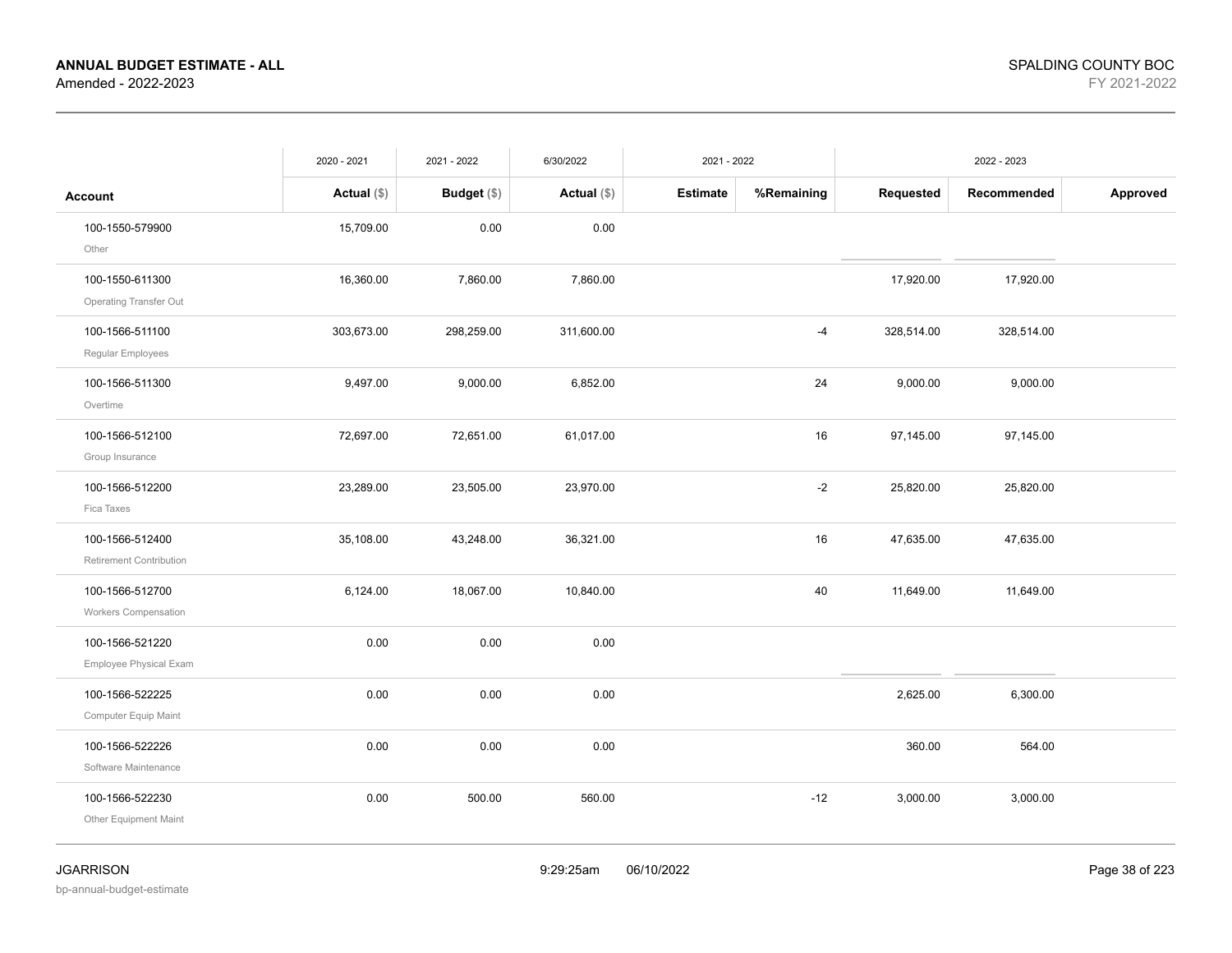**ANNUAL BUDGET ESTIMATE - ALL**
Amended - 2022-2023

SPALDING COUNTY BOC
FY 2021-2022

| | 2020 - 2021 | 2021 - 2022 | 6/30/2022 | 2021 - 2022 | | 2022 - 2023 | | |
|---|---|---|---|---|---|---|---|---|
| **Account** | **Actual ($)** | **Budget ($)** | **Actual ($)** | **Estimate** | **%Remaining** | **Requested** | **Recommended** | **Approved** |
| 100-1550-579900<br>Other | 15,709.00 | 0.00 | 0.00 | | | | | |
| 100-1550-611300<br>Operating Transfer Out | 16,360.00 | 7,860.00 | 7,860.00 | | | 17,920.00 | 17,920.00 | |
| 100-1566-511100<br>Regular Employees | 303,673.00 | 298,259.00 | 311,600.00 | | -4 | 328,514.00 | 328,514.00 | |
| 100-1566-511300<br>Overtime | 9,497.00 | 9,000.00 | 6,852.00 | | 24 | 9,000.00 | 9,000.00 | |
| 100-1566-512100<br>Group Insurance | 72,697.00 | 72,651.00 | 61,017.00 | | 16 | 97,145.00 | 97,145.00 | |
| 100-1566-512200<br>Fica Taxes | 23,289.00 | 23,505.00 | 23,970.00 | | -2 | 25,820.00 | 25,820.00 | |
| 100-1566-512400<br>Retirement Contribution | 35,108.00 | 43,248.00 | 36,321.00 | | 16 | 47,635.00 | 47,635.00 | |
| 100-1566-512700<br>Workers Compensation | 6,124.00 | 18,067.00 | 10,840.00 | | 40 | 11,649.00 | 11,649.00 | |
| 100-1566-521220<br>Employee Physical Exam | 0.00 | 0.00 | 0.00 | | | | | |
| 100-1566-522225<br>Computer Equip Maint | 0.00 | 0.00 | 0.00 | | | 2,625.00 | 6,300.00 | |
| 100-1566-522226<br>Software Maintenance | 0.00 | 0.00 | 0.00 | | | 360.00 | 564.00 | |
| 100-1566-522230<br>Other Equipment Maint | 0.00 | 500.00 | 560.00 | | -12 | 3,000.00 | 3,000.00 | |

JGARRISON
bp-annual-budget-estimate

9:29:25am 06/10/2022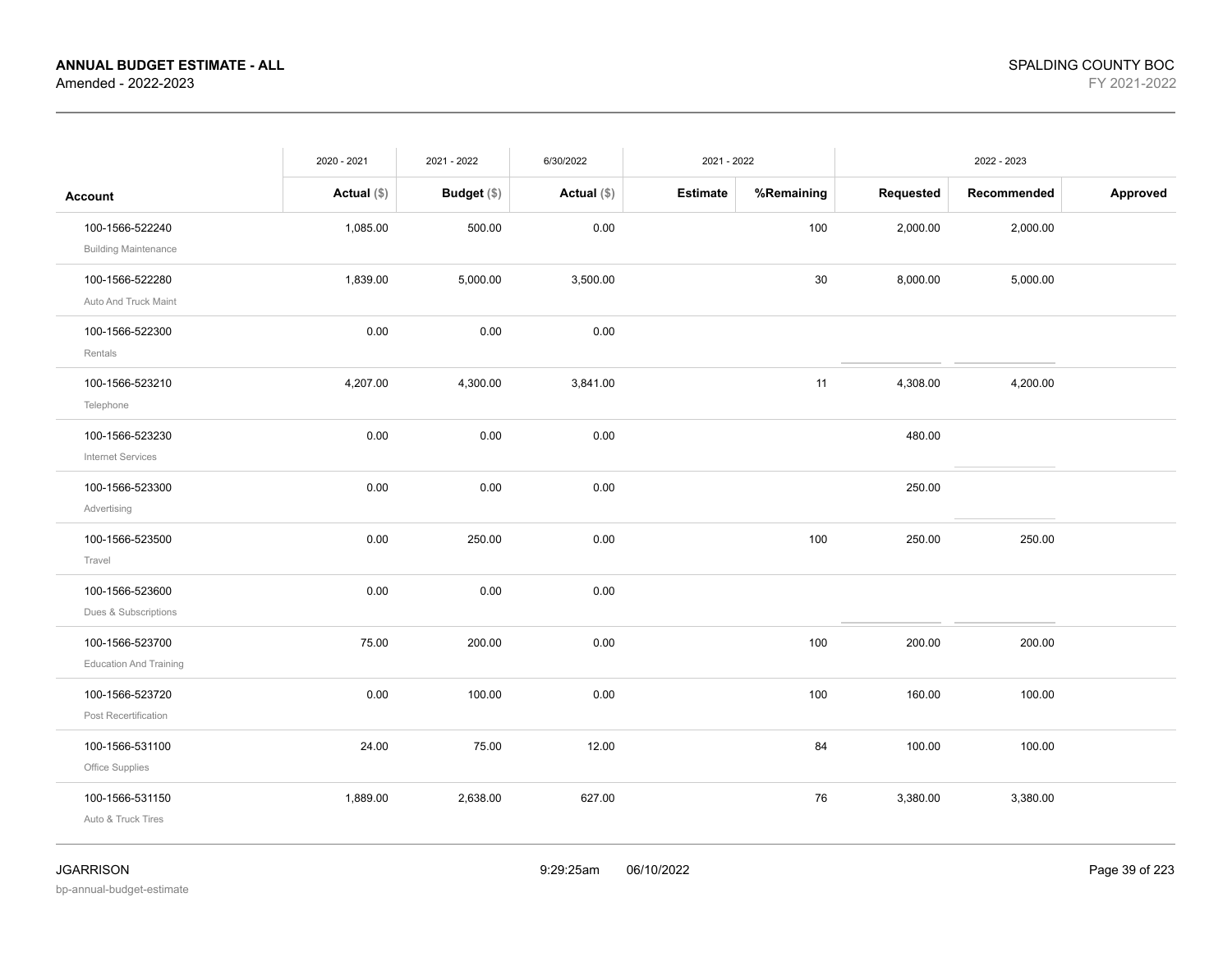**ANNUAL BUDGET ESTIMATE - ALL**
Amended - 2022-2023

SPALDING COUNTY BOC
FY 2021-2022

| | 2020 - 2021 | 2021 - 2022 | 6/30/2022 | 2021 - 2022 | | 2022 - 2023 | | |
|---|---|---|---|---|---|---|---|---|
| **Account** | **Actual ($)** | **Budget ($)** | **Actual ($)** | **Estimate** | **%Remaining** | **Requested** | **Recommended** | **Approved** |
| 100-1566-522240 Building Maintenance | 1,085.00 | 500.00 | 0.00 | | 100 | 2,000.00 | 2,000.00 | |
| 100-1566-522280 Auto And Truck Maint | 1,839.00 | 5,000.00 | 3,500.00 | | 30 | 8,000.00 | 5,000.00 | |
| 100-1566-522300 Rentals | 0.00 | 0.00 | 0.00 | | | | | |
| 100-1566-523210 Telephone | 4,207.00 | 4,300.00 | 3,841.00 | | 11 | 4,308.00 | 4,200.00 | |
| 100-1566-523230 Internet Services | 0.00 | 0.00 | 0.00 | | | 480.00 | | |
| 100-1566-523300 Advertising | 0.00 | 0.00 | 0.00 | | | 250.00 | | |
| 100-1566-523500 Travel | 0.00 | 250.00 | 0.00 | | 100 | 250.00 | 250.00 | |
| 100-1566-523600 Dues & Subscriptions | 0.00 | 0.00 | 0.00 | | | | | |
| 100-1566-523700 Education And Training | 75.00 | 200.00 | 0.00 | | 100 | 200.00 | 200.00 | |
| 100-1566-523720 Post Recertification | 0.00 | 100.00 | 0.00 | | 100 | 160.00 | 100.00 | |
| 100-1566-531100 Office Supplies | 24.00 | 75.00 | 12.00 | | 84 | 100.00 | 100.00 | |
| 100-1566-531150 Auto & Truck Tires | 1,889.00 | 2,638.00 | 627.00 | | 76 | 3,380.00 | 3,380.00 | |

JGARRISON
bp-annual-budget-estimate

9:29:25am 06/10/2022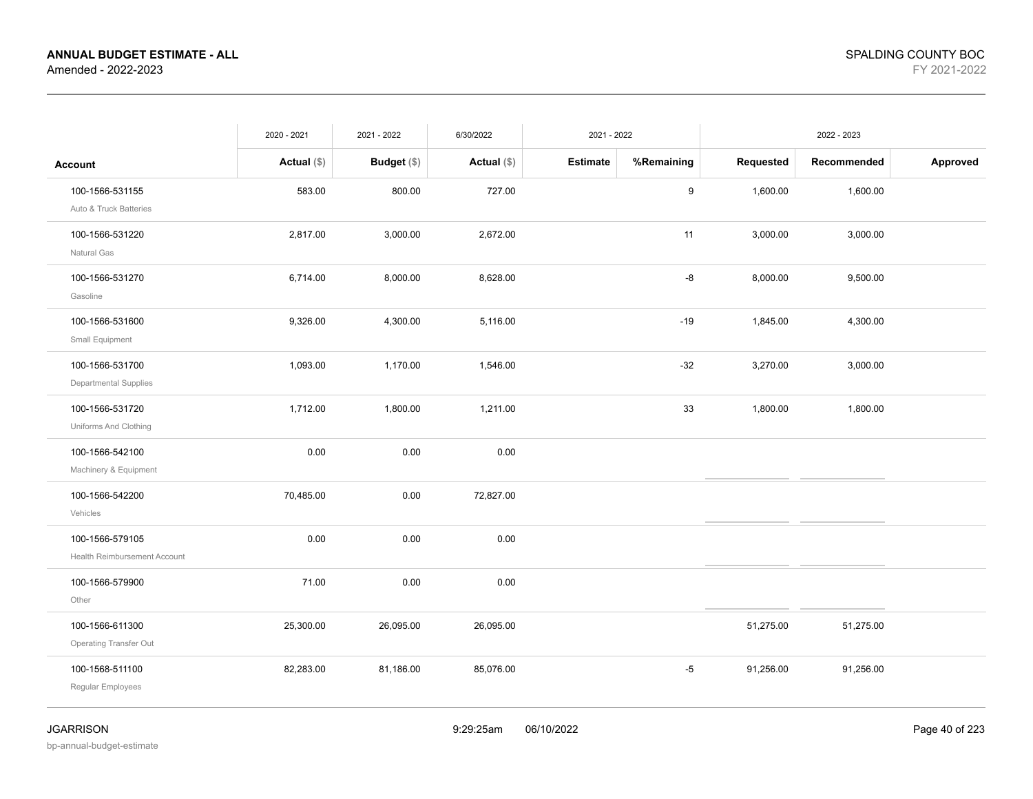**ANNUAL BUDGET ESTIMATE - ALL**
Amended - 2022-2023

SPALDING COUNTY BOC
FY 2021-2022

| | 2020 - 2021 | 2021 - 2022 | 6/30/2022 | 2021 - 2022 | | 2022 - 2023 | | |
|---|---|---|---|---|---|---|---|---|
| **Account** | **Actual** ($) | **Budget** ($) | **Actual** ($) | **Estimate** | **%Remaining** | **Requested** | **Recommended** | **Approved** |
| 100-1566-531155 Auto & Truck Batteries | 583.00 | 800.00 | 727.00 | | 9 | 1,600.00 | 1,600.00 | |
| 100-1566-531220 Natural Gas | 2,817.00 | 3,000.00 | 2,672.00 | | 11 | 3,000.00 | 3,000.00 | |
| 100-1566-531270 Gasoline | 6,714.00 | 8,000.00 | 8,628.00 | | -8 | 8,000.00 | 9,500.00 | |
| 100-1566-531600 Small Equipment | 9,326.00 | 4,300.00 | 5,116.00 | | -19 | 1,845.00 | 4,300.00 | |
| 100-1566-531700 Departmental Supplies | 1,093.00 | 1,170.00 | 1,546.00 | | -32 | 3,270.00 | 3,000.00 | |
| 100-1566-531720 Uniforms And Clothing | 1,712.00 | 1,800.00 | 1,211.00 | | 33 | 1,800.00 | 1,800.00 | |
| 100-1566-542100 Machinery & Equipment | 0.00 | 0.00 | 0.00 | | | | | |
| 100-1566-542200 Vehicles | 70,485.00 | 0.00 | 72,827.00 | | | | | |
| 100-1566-579105 Health Reimbursement Account | 0.00 | 0.00 | 0.00 | | | | | |
| 100-1566-579900 Other | 71.00 | 0.00 | 0.00 | | | | | |
| 100-1566-611300 Operating Transfer Out | 25,300.00 | 26,095.00 | 26,095.00 | | | 51,275.00 | 51,275.00 | |
| 100-1568-511100 Regular Employees | 82,283.00 | 81,186.00 | 85,076.00 | | -5 | 91,256.00 | 91,256.00 | |

JGARRISON
bp-annual-budget-estimate

9:29:25am 06/10/2022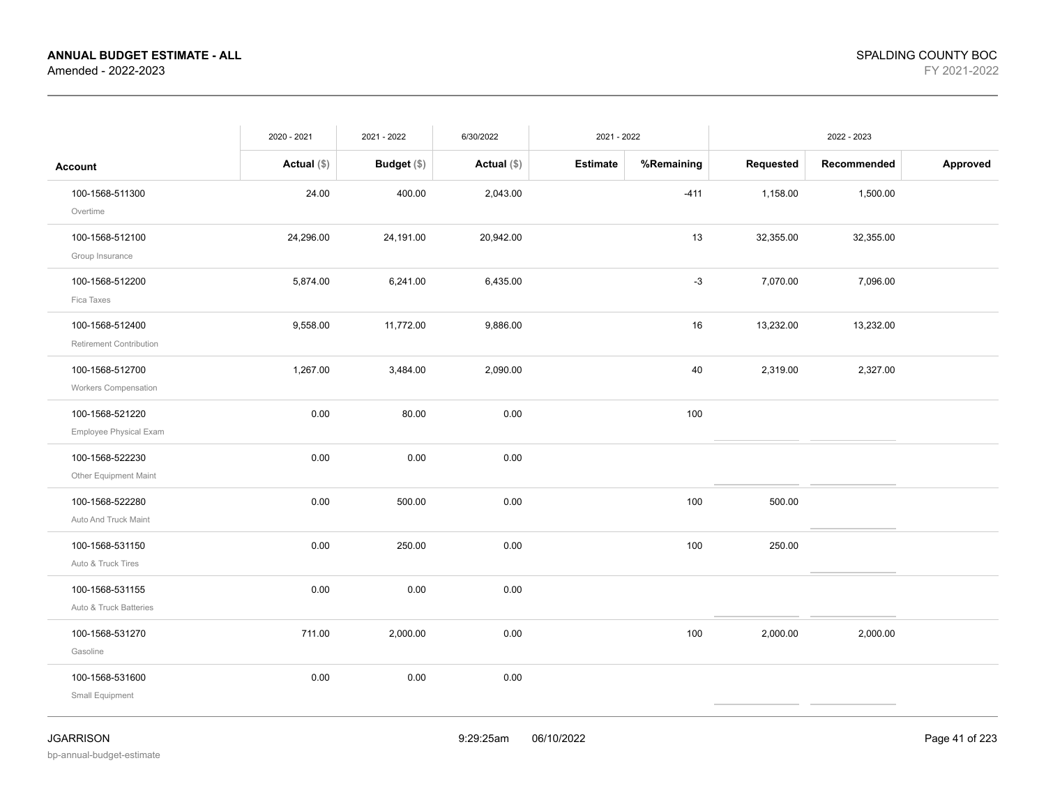**ANNUAL BUDGET ESTIMATE - ALL**
Amended - 2022-2023

SPALDING COUNTY BOC
FY 2021-2022

| Account | 2020 - 2021 Actual ($) | 2021 - 2022 Budget ($) | 6/30/2022 Actual ($) | 2021 - 2022 Estimate | 2021 - 2022 %Remaining | 2022 - 2023 Requested | 2022 - 2023 Recommended | 2022 - 2023 Approved |
|---|---|---|---|---|---|---|---|---|
| 100-1568-511300 Overtime | 24.00 | 400.00 | 2,043.00 | | -411 | 1,158.00 | 1,500.00 | |
| 100-1568-512100 Group Insurance | 24,296.00 | 24,191.00 | 20,942.00 | | 13 | 32,355.00 | 32,355.00 | |
| 100-1568-512200 Fica Taxes | 5,874.00 | 6,241.00 | 6,435.00 | | -3 | 7,070.00 | 7,096.00 | |
| 100-1568-512400 Retirement Contribution | 9,558.00 | 11,772.00 | 9,886.00 | | 16 | 13,232.00 | 13,232.00 | |
| 100-1568-512700 Workers Compensation | 1,267.00 | 3,484.00 | 2,090.00 | | 40 | 2,319.00 | 2,327.00 | |
| 100-1568-521220 Employee Physical Exam | 0.00 | 80.00 | 0.00 | | 100 | | | |
| 100-1568-522230 Other Equipment Maint | 0.00 | 0.00 | 0.00 | | | | | |
| 100-1568-522280 Auto And Truck Maint | 0.00 | 500.00 | 0.00 | | 100 | 500.00 | | |
| 100-1568-531150 Auto & Truck Tires | 0.00 | 250.00 | 0.00 | | 100 | 250.00 | | |
| 100-1568-531155 Auto & Truck Batteries | 0.00 | 0.00 | 0.00 | | | | | |
| 100-1568-531270 Gasoline | 711.00 | 2,000.00 | 0.00 | | 100 | 2,000.00 | 2,000.00 | |
| 100-1568-531600 Small Equipment | 0.00 | 0.00 | 0.00 | | | | | |

JGARRISON
bp-annual-budget-estimate

9:29:25am 06/10/2022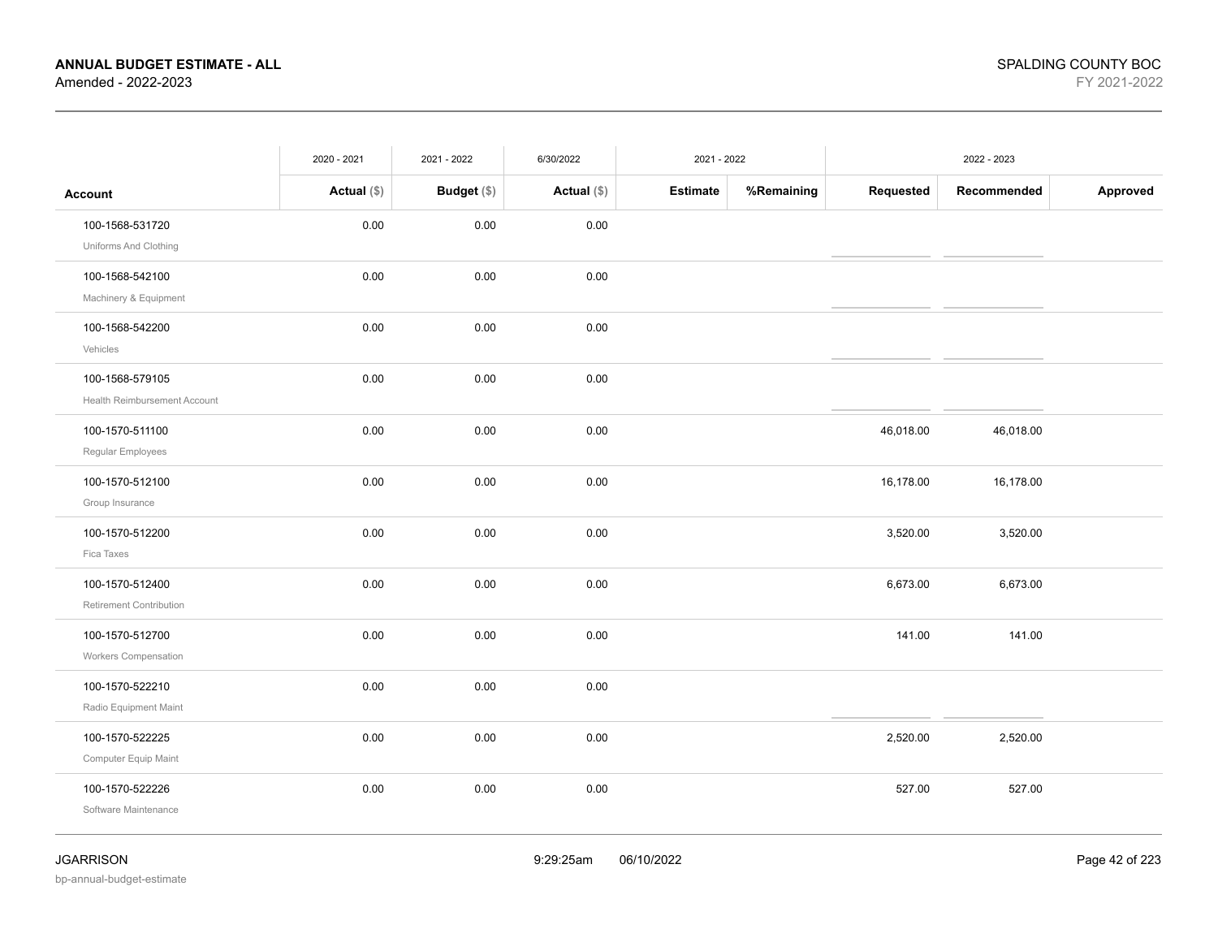| Account | 2020 - 2021 | 2021 - 2022 | 6/30/2022 | 2021 - 2022 | | 2022 - 2023 | | |
|---|---|---|---|---|---|---|---|---|
| | Actual ($) | Budget ($) | Actual ($) | Estimate | %Remaining | Requested | Recommended | Approved |
| 100-1568-531720 Uniforms And Clothing | 0.00 | 0.00 | 0.00 | | | | | |
| 100-1568-542100 Machinery & Equipment | 0.00 | 0.00 | 0.00 | | | | | |
| 100-1568-542200 Vehicles | 0.00 | 0.00 | 0.00 | | | | | |
| 100-1568-579105 Health Reimbursement Account | 0.00 | 0.00 | 0.00 | | | | | |
| 100-1570-511100 Regular Employees | 0.00 | 0.00 | 0.00 | | | 46,018.00 | 46,018.00 | |
| 100-1570-512100 Group Insurance | 0.00 | 0.00 | 0.00 | | | 16,178.00 | 16,178.00 | |
| 100-1570-512200 Fica Taxes | 0.00 | 0.00 | 0.00 | | | 3,520.00 | 3,520.00 | |
| 100-1570-512400 Retirement Contribution | 0.00 | 0.00 | 0.00 | | | 6,673.00 | 6,673.00 | |
| 100-1570-512700 Workers Compensation | 0.00 | 0.00 | 0.00 | | | 141.00 | 141.00 | |
| 100-1570-522210 Radio Equipment Maint | 0.00 | 0.00 | 0.00 | | | | | |
| 100-1570-522225 Computer Equip Maint | 0.00 | 0.00 | 0.00 | | | 2,520.00 | 2,520.00 | |
| 100-1570-522226 Software Maintenance | 0.00 | 0.00 | 0.00 | | | 527.00 | 527.00 | |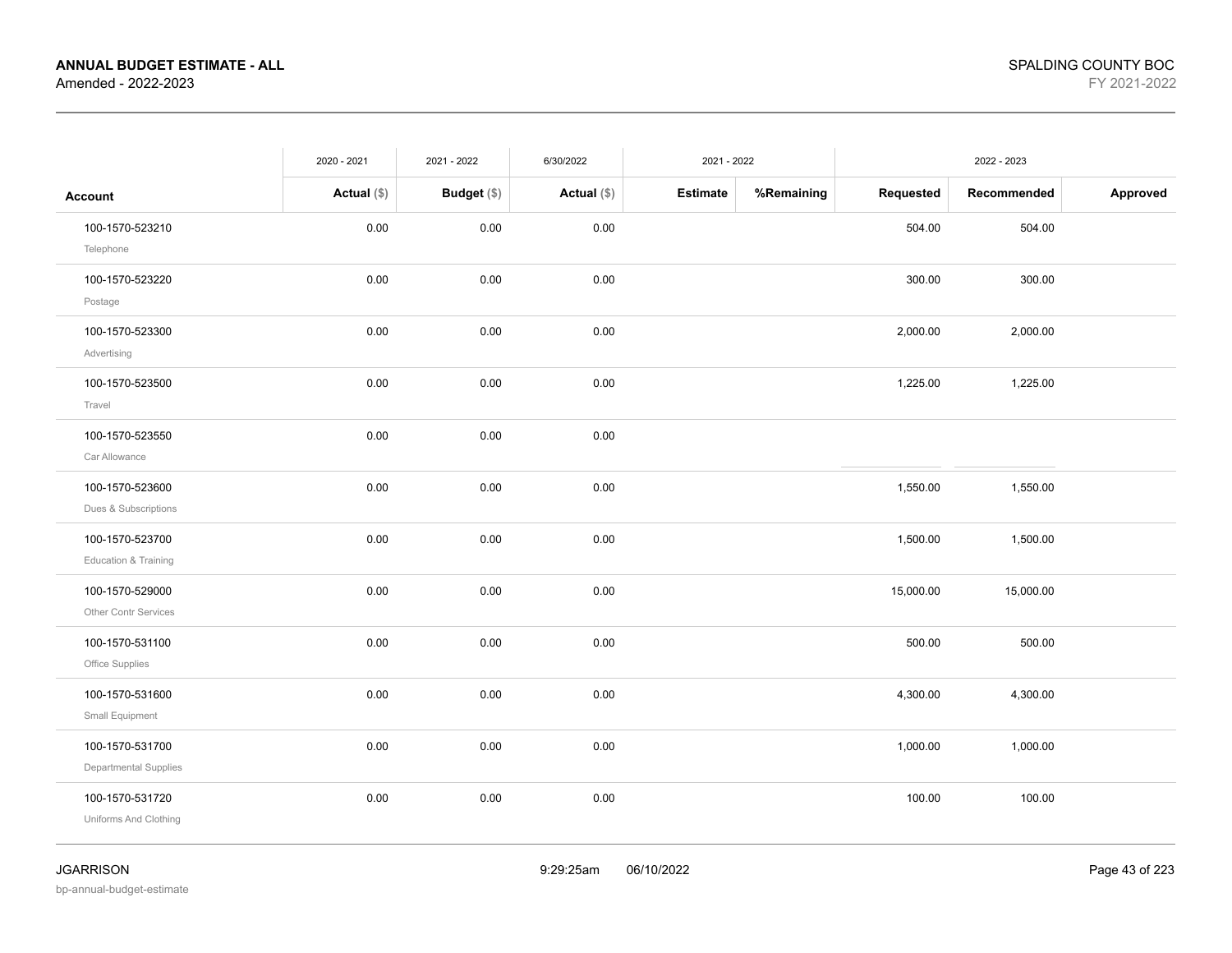**ANNUAL BUDGET ESTIMATE - ALL**
Amended - 2022-2023

SPALDING COUNTY BOC
FY 2021-2022

| Account | 2020 - 2021 Actual ($) | 2021 - 2022 Budget ($) | 6/30/2022 Actual ($) | 2021 - 2022 Estimate | 2021 - 2022 %Remaining | 2022 - 2023 Requested | 2022 - 2023 Recommended | 2022 - 2023 Approved |
|---|---|---|---|---|---|---|---|---|
| 100-1570-523210 Telephone | 0.00 | 0.00 | 0.00 | | | 504.00 | 504.00 | |
| 100-1570-523220 Postage | 0.00 | 0.00 | 0.00 | | | 300.00 | 300.00 | |
| 100-1570-523300 Advertising | 0.00 | 0.00 | 0.00 | | | 2,000.00 | 2,000.00 | |
| 100-1570-523500 Travel | 0.00 | 0.00 | 0.00 | | | 1,225.00 | 1,225.00 | |
| 100-1570-523550 Car Allowance | 0.00 | 0.00 | 0.00 | | | | | |
| 100-1570-523600 Dues & Subscriptions | 0.00 | 0.00 | 0.00 | | | 1,550.00 | 1,550.00 | |
| 100-1570-523700 Education & Training | 0.00 | 0.00 | 0.00 | | | 1,500.00 | 1,500.00 | |
| 100-1570-529000 Other Contr Services | 0.00 | 0.00 | 0.00 | | | 15,000.00 | 15,000.00 | |
| 100-1570-531100 Office Supplies | 0.00 | 0.00 | 0.00 | | | 500.00 | 500.00 | |
| 100-1570-531600 Small Equipment | 0.00 | 0.00 | 0.00 | | | 4,300.00 | 4,300.00 | |
| 100-1570-531700 Departmental Supplies | 0.00 | 0.00 | 0.00 | | | 1,000.00 | 1,000.00 | |
| 100-1570-531720 Uniforms And Clothing | 0.00 | 0.00 | 0.00 | | | 100.00 | 100.00 | |

JGARRISON
bp-annual-budget-estimate
9:29:25am 06/10/2022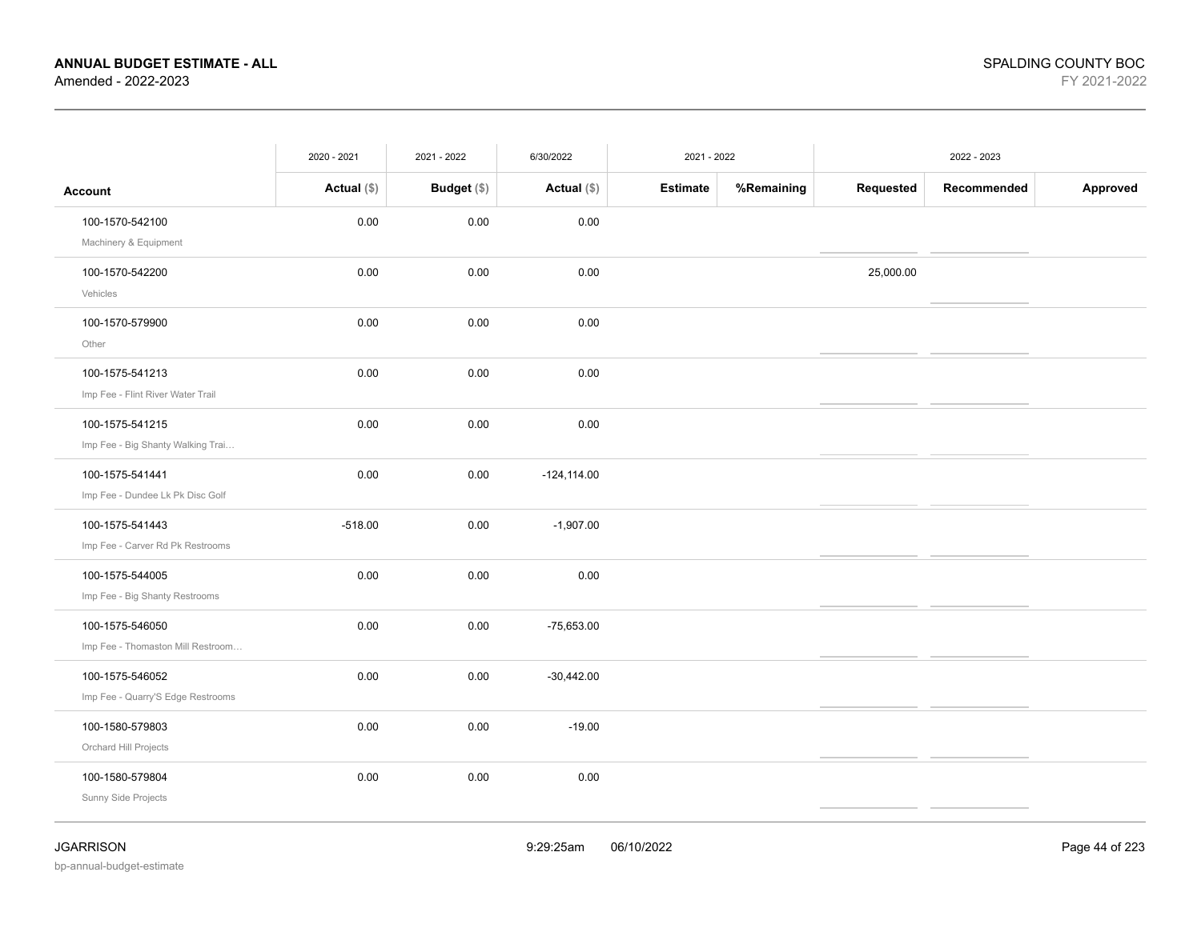**ANNUAL BUDGET ESTIMATE - ALL**
Amended - 2022-2023

SPALDING COUNTY BOC
FY 2021-2022

| | 2020 - 2021 | 2021 - 2022 | 6/30/2022 | 2021 - 2022 | | 2022 - 2023 | | |
|---|---|---|---|---|---|---|---|---|
| **Account** | **Actual ($)** | **Budget ($)** | **Actual ($)** | **Estimate** | **%Remaining** | **Requested** | **Recommended** | **Approved** |
| 100-1570-542100<br>Machinery & Equipment | 0.00 | 0.00 | 0.00 | | | | | |
| 100-1570-542200<br>Vehicles | 0.00 | 0.00 | 0.00 | | | 25,000.00 | | |
| 100-1570-579900<br>Other | 0.00 | 0.00 | 0.00 | | | | | |
| 100-1575-541213<br>Imp Fee - Flint River Water Trail | 0.00 | 0.00 | 0.00 | | | | | |
| 100-1575-541215<br>Imp Fee - Big Shanty Walking Trai… | 0.00 | 0.00 | 0.00 | | | | | |
| 100-1575-541441<br>Imp Fee - Dundee Lk Pk Disc Golf | 0.00 | 0.00 | -124,114.00 | | | | | |
| 100-1575-541443<br>Imp Fee - Carver Rd Pk Restrooms | -518.00 | 0.00 | -1,907.00 | | | | | |
| 100-1575-544005<br>Imp Fee - Big Shanty Restrooms | 0.00 | 0.00 | 0.00 | | | | | |
| 100-1575-546050<br>Imp Fee - Thomaston Mill Restroom… | 0.00 | 0.00 | -75,653.00 | | | | | |
| 100-1575-546052<br>Imp Fee - Quarry'S Edge Restrooms | 0.00 | 0.00 | -30,442.00 | | | | | |
| 100-1580-579803<br>Orchard Hill Projects | 0.00 | 0.00 | -19.00 | | | | | |
| 100-1580-579804<br>Sunny Side Projects | 0.00 | 0.00 | 0.00 | | | | | |

JGARRISON
bp-annual-budget-estimate

9:29:25am 06/10/2022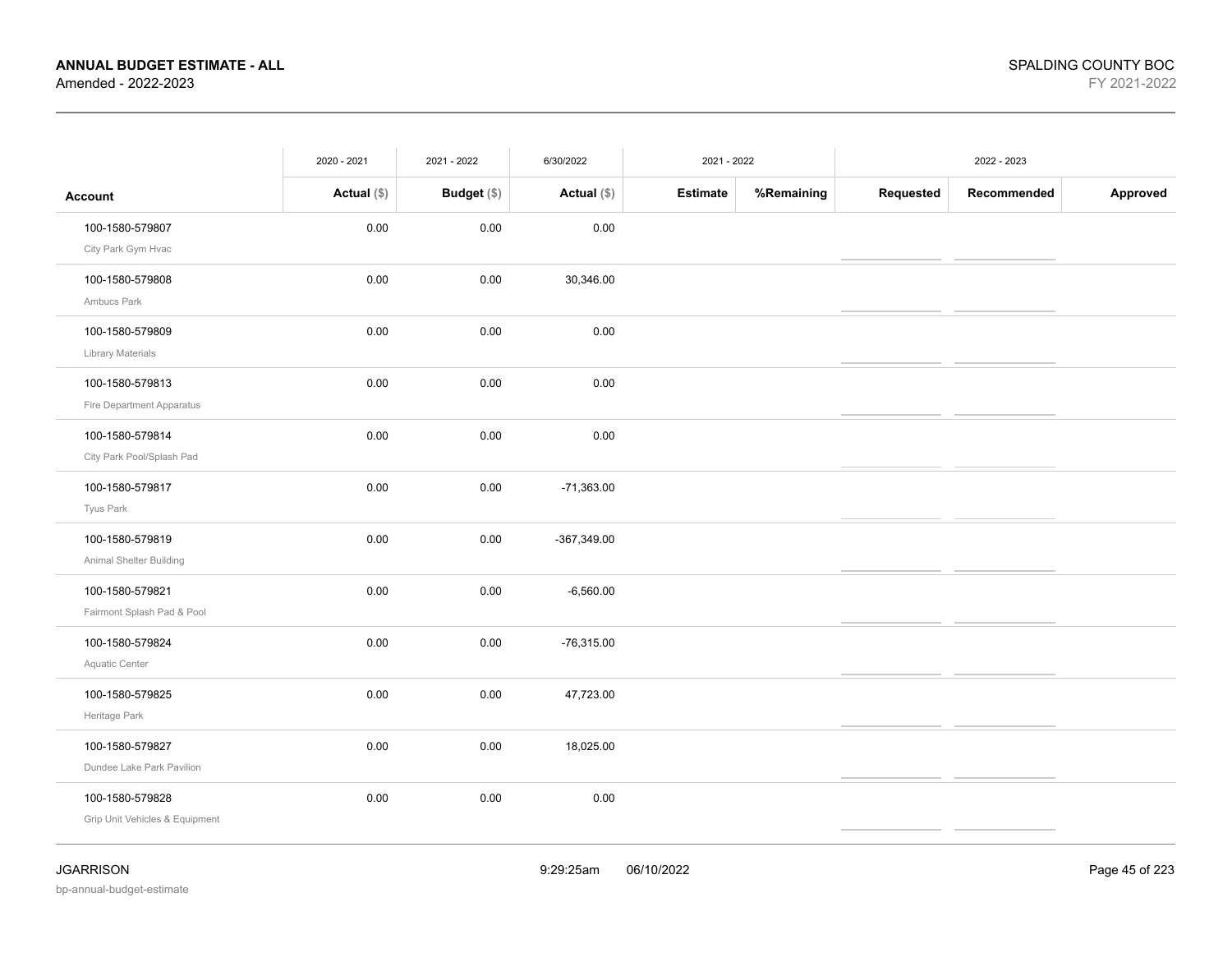# ANNUAL BUDGET ESTIMATE - ALL

Amended - 2022-2023

SPALDING COUNTY BOC

FY 2021-2022

| | 2020 - 2021 | 2021 - 2022 | 6/30/2022 | 2021 - 2022 | | 2022 - 2023 | | |
|---|---|---|---|---|---|---|---|---|
| **Account** | **Actual ($)** | **Budget ($)** | **Actual ($)** | **Estimate** | **%Remaining** | **Requested** | **Recommended** | **Approved** |
| 100-1580-579807<br>City Park Gym Hvac | 0.00 | 0.00 | 0.00 | | | | | |
| 100-1580-579808<br>Ambucs Park | 0.00 | 0.00 | 30,346.00 | | | | | |
| 100-1580-579809<br>Library Materials | 0.00 | 0.00 | 0.00 | | | | | |
| 100-1580-579813<br>Fire Department Apparatus | 0.00 | 0.00 | 0.00 | | | | | |
| 100-1580-579814<br>City Park Pool/Splash Pad | 0.00 | 0.00 | 0.00 | | | | | |
| 100-1580-579817<br>Tyus Park | 0.00 | 0.00 | -71,363.00 | | | | | |
| 100-1580-579819<br>Animal Shelter Building | 0.00 | 0.00 | -367,349.00 | | | | | |
| 100-1580-579821<br>Fairmont Splash Pad & Pool | 0.00 | 0.00 | -6,560.00 | | | | | |
| 100-1580-579824<br>Aquatic Center | 0.00 | 0.00 | -76,315.00 | | | | | |
| 100-1580-579825<br>Heritage Park | 0.00 | 0.00 | 47,723.00 | | | | | |
| 100-1580-579827<br>Dundee Lake Park Pavilion | 0.00 | 0.00 | 18,025.00 | | | | | |
| 100-1580-579828<br>Grip Unit Vehicles & Equipment | 0.00 | 0.00 | 0.00 | | | | | |

JGARRISON

bp-annual-budget-estimate

9:29:25am 06/10/2022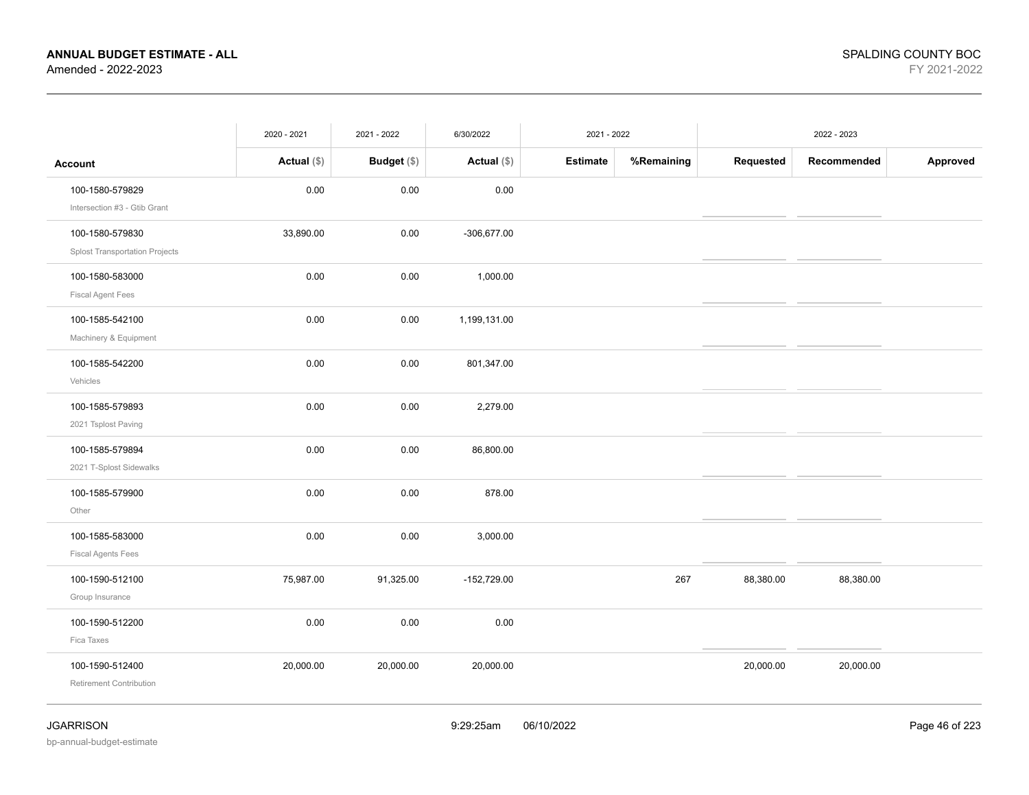# ANNUAL BUDGET ESTIMATE - ALL

Amended - 2022-2023

SPALDING COUNTY BOC

FY 2021-2022

| Account | 2020 - 2021 Actual ($) | 2021 - 2022 Budget ($) | 6/30/2022 Actual ($) | 2021 - 2022 Estimate | 2021 - 2022 %Remaining | 2022 - 2023 Requested | 2022 - 2023 Recommended | 2022 - 2023 Approved |
|---|---|---|---|---|---|---|---|---|
| 100-1580-579829 Intersection #3 - Gtib Grant | 0.00 | 0.00 | 0.00 | | | | | |
| 100-1580-579830 Splost Transportation Projects | 33,890.00 | 0.00 | -306,677.00 | | | | | |
| 100-1580-583000 Fiscal Agent Fees | 0.00 | 0.00 | 1,000.00 | | | | | |
| 100-1585-542100 Machinery & Equipment | 0.00 | 0.00 | 1,199,131.00 | | | | | |
| 100-1585-542200 Vehicles | 0.00 | 0.00 | 801,347.00 | | | | | |
| 100-1585-579893 2021 Tsplost Paving | 0.00 | 0.00 | 2,279.00 | | | | | |
| 100-1585-579894 2021 T-Splost Sidewalks | 0.00 | 0.00 | 86,800.00 | | | | | |
| 100-1585-579900 Other | 0.00 | 0.00 | 878.00 | | | | | |
| 100-1585-583000 Fiscal Agents Fees | 0.00 | 0.00 | 3,000.00 | | | | | |
| 100-1590-512100 Group Insurance | 75,987.00 | 91,325.00 | -152,729.00 | | 267 | 88,380.00 | 88,380.00 | |
| 100-1590-512200 Fica Taxes | 0.00 | 0.00 | 0.00 | | | | | |
| 100-1590-512400 Retirement Contribution | 20,000.00 | 20,000.00 | 20,000.00 | | | 20,000.00 | 20,000.00 | |

JGARRISON

bp-annual-budget-estimate

9:29:25am 06/10/2022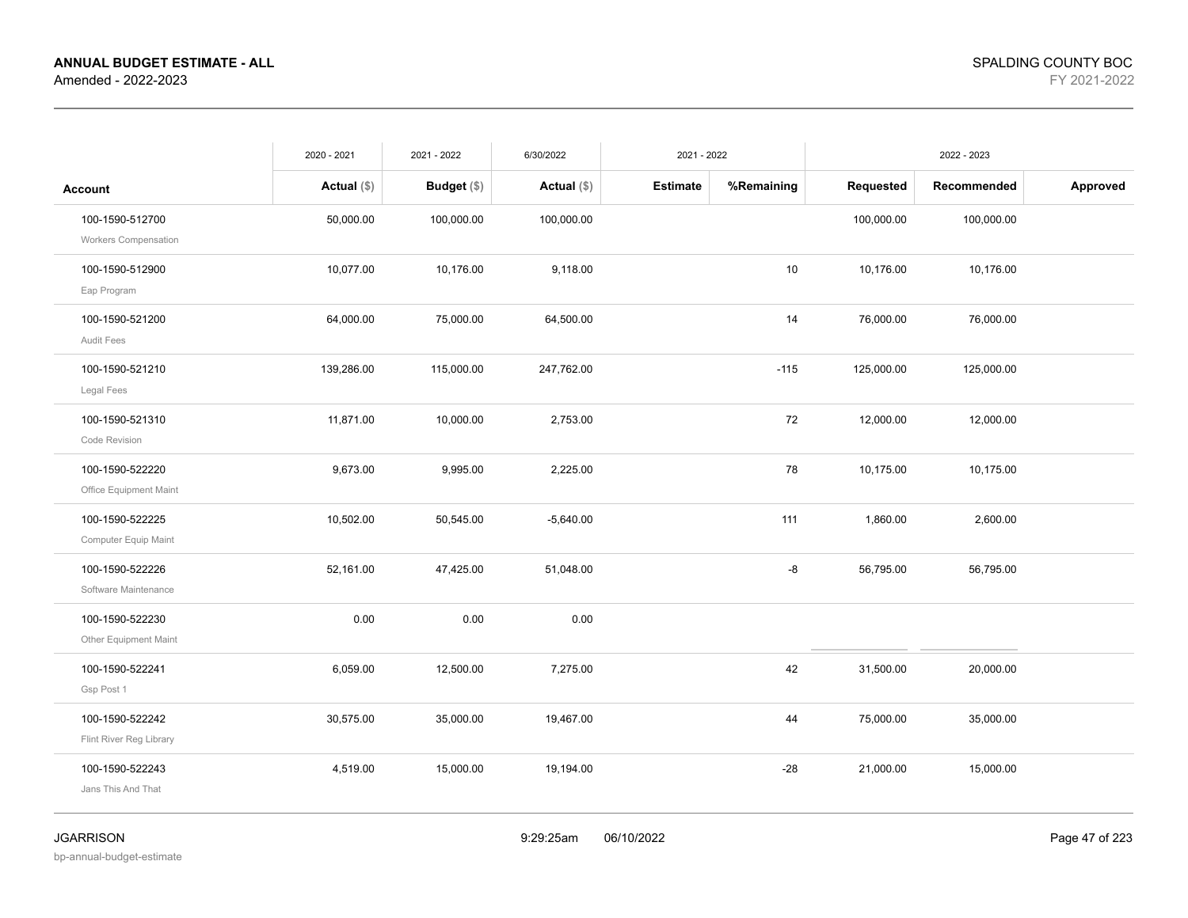**ANNUAL BUDGET ESTIMATE - ALL**
Amended - 2022-2023

SPALDING COUNTY BOC
FY 2021-2022

| Account | 2020 - 2021 Actual ($) | 2021 - 2022 Budget ($) | 6/30/2022 Actual ($) | 2021 - 2022 Estimate | 2021 - 2022 %Remaining | 2022 - 2023 Requested | 2022 - 2023 Recommended | 2022 - 2023 Approved |
|---|---|---|---|---|---|---|---|---|
| 100-1590-512700 Workers Compensation | 50,000.00 | 100,000.00 | 100,000.00 | | | 100,000.00 | 100,000.00 | |
| 100-1590-512900 Eap Program | 10,077.00 | 10,176.00 | 9,118.00 | | 10 | 10,176.00 | 10,176.00 | |
| 100-1590-521200 Audit Fees | 64,000.00 | 75,000.00 | 64,500.00 | | 14 | 76,000.00 | 76,000.00 | |
| 100-1590-521210 Legal Fees | 139,286.00 | 115,000.00 | 247,762.00 | | -115 | 125,000.00 | 125,000.00 | |
| 100-1590-521310 Code Revision | 11,871.00 | 10,000.00 | 2,753.00 | | 72 | 12,000.00 | 12,000.00 | |
| 100-1590-522220 Office Equipment Maint | 9,673.00 | 9,995.00 | 2,225.00 | | 78 | 10,175.00 | 10,175.00 | |
| 100-1590-522225 Computer Equip Maint | 10,502.00 | 50,545.00 | -5,640.00 | | 111 | 1,860.00 | 2,600.00 | |
| 100-1590-522226 Software Maintenance | 52,161.00 | 47,425.00 | 51,048.00 | | -8 | 56,795.00 | 56,795.00 | |
| 100-1590-522230 Other Equipment Maint | 0.00 | 0.00 | 0.00 | | | | | |
| 100-1590-522241 Gsp Post 1 | 6,059.00 | 12,500.00 | 7,275.00 | | 42 | 31,500.00 | 20,000.00 | |
| 100-1590-522242 Flint River Reg Library | 30,575.00 | 35,000.00 | 19,467.00 | | 44 | 75,000.00 | 35,000.00 | |
| 100-1590-522243 Jans This And That | 4,519.00 | 15,000.00 | 19,194.00 | | -28 | 21,000.00 | 15,000.00 | |

JGARRISON
bp-annual-budget-estimate

9:29:25am 06/10/2022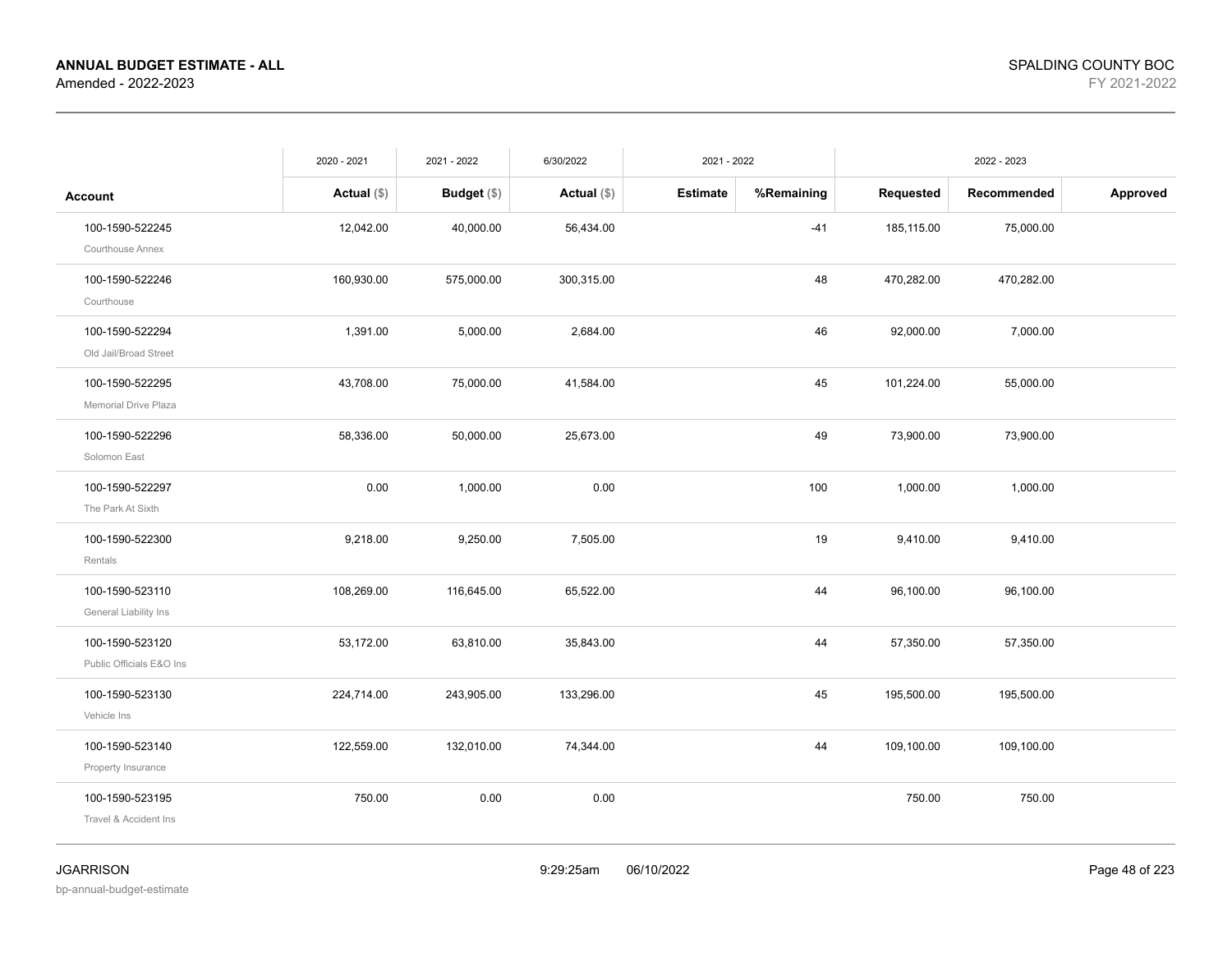**ANNUAL BUDGET ESTIMATE - ALL**
Amended - 2022-2023

SPALDING COUNTY BOC
FY 2021-2022

| | 2020 - 2021 | 2021 - 2022 | 6/30/2022 | 2021 - 2022 | | 2022 - 2023 | | |
|---|---|---|---|---|---|---|---|---|
| **Account** | **Actual ($)** | **Budget ($)** | **Actual ($)** | **Estimate** | **%Remaining** | **Requested** | **Recommended** | **Approved** |
| 100-1590-522245 Courthouse Annex | 12,042.00 | 40,000.00 | 56,434.00 | | -41 | 185,115.00 | 75,000.00 | |
| 100-1590-522246 Courthouse | 160,930.00 | 575,000.00 | 300,315.00 | | 48 | 470,282.00 | 470,282.00 | |
| 100-1590-522294 Old Jail/Broad Street | 1,391.00 | 5,000.00 | 2,684.00 | | 46 | 92,000.00 | 7,000.00 | |
| 100-1590-522295 Memorial Drive Plaza | 43,708.00 | 75,000.00 | 41,584.00 | | 45 | 101,224.00 | 55,000.00 | |
| 100-1590-522296 Solomon East | 58,336.00 | 50,000.00 | 25,673.00 | | 49 | 73,900.00 | 73,900.00 | |
| 100-1590-522297 The Park At Sixth | 0.00 | 1,000.00 | 0.00 | | 100 | 1,000.00 | 1,000.00 | |
| 100-1590-522300 Rentals | 9,218.00 | 9,250.00 | 7,505.00 | | 19 | 9,410.00 | 9,410.00 | |
| 100-1590-523110 General Liability Ins | 108,269.00 | 116,645.00 | 65,522.00 | | 44 | 96,100.00 | 96,100.00 | |
| 100-1590-523120 Public Officials E&O Ins | 53,172.00 | 63,810.00 | 35,843.00 | | 44 | 57,350.00 | 57,350.00 | |
| 100-1590-523130 Vehicle Ins | 224,714.00 | 243,905.00 | 133,296.00 | | 45 | 195,500.00 | 195,500.00 | |
| 100-1590-523140 Property Insurance | 122,559.00 | 132,010.00 | 74,344.00 | | 44 | 109,100.00 | 109,100.00 | |
| 100-1590-523195 Travel & Accident Ins | 750.00 | 0.00 | 0.00 | | | 750.00 | 750.00 | |

JGARRISON
bp-annual-budget-estimate

9:29:25am 06/10/2022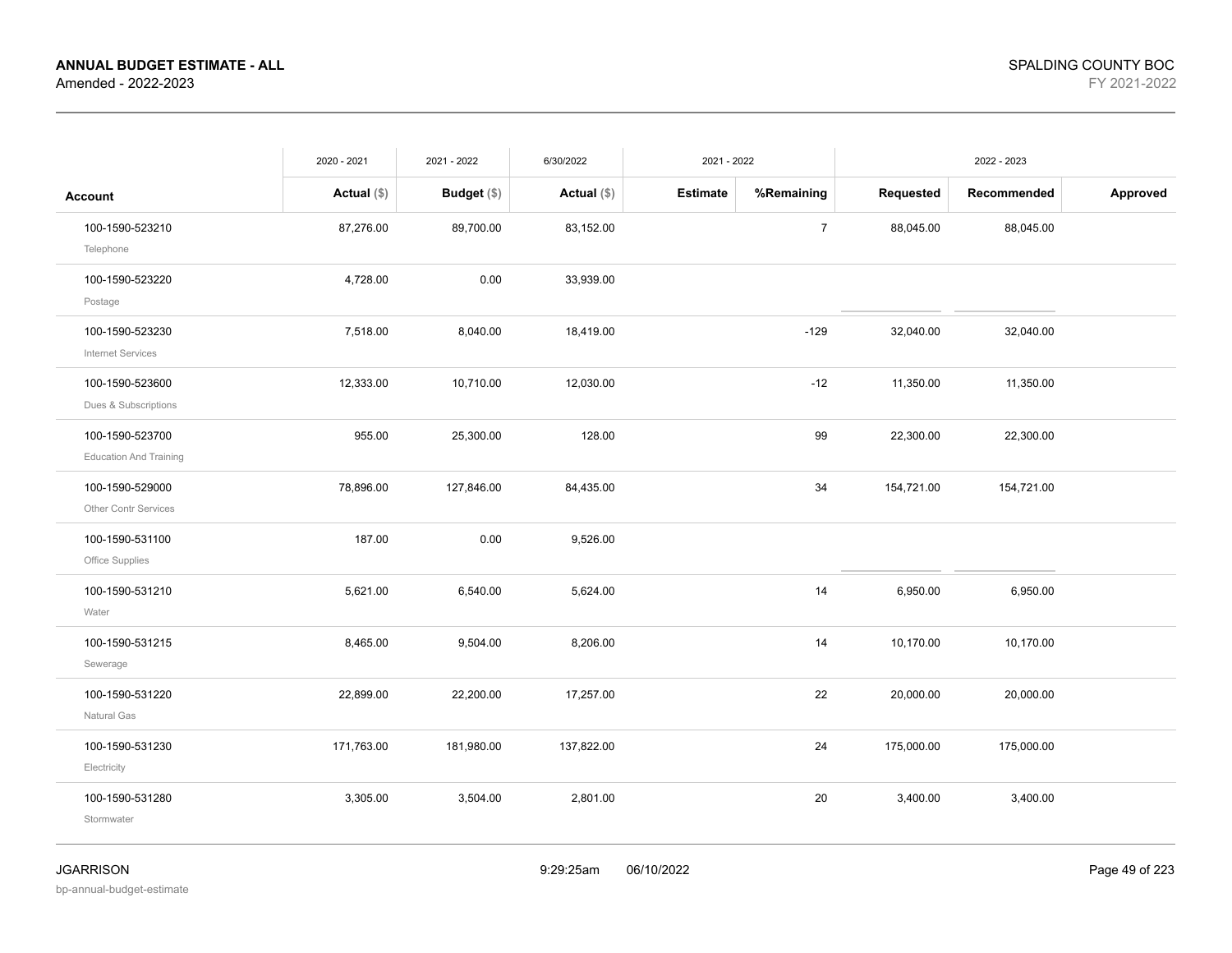**ANNUAL BUDGET ESTIMATE - ALL**
Amended - 2022-2023

SPALDING COUNTY BOC
FY 2021-2022

| | 2020 - 2021 | 2021 - 2022 | 6/30/2022 | 2021 - 2022 | | 2022 - 2023 | | |
|---|---|---|---|---|---|---|---|---|
| **Account** | **Actual** ($) | **Budget** ($) | **Actual** ($) | **Estimate** | **%Remaining** | **Requested** | **Recommended** | **Approved** |
| 100-1590-523210 Telephone | 87,276.00 | 89,700.00 | 83,152.00 | | 7 | 88,045.00 | 88,045.00 | |
| 100-1590-523220 Postage | 4,728.00 | 0.00 | 33,939.00 | | | | | |
| 100-1590-523230 Internet Services | 7,518.00 | 8,040.00 | 18,419.00 | | -129 | 32,040.00 | 32,040.00 | |
| 100-1590-523600 Dues & Subscriptions | 12,333.00 | 10,710.00 | 12,030.00 | | -12 | 11,350.00 | 11,350.00 | |
| 100-1590-523700 Education And Training | 955.00 | 25,300.00 | 128.00 | | 99 | 22,300.00 | 22,300.00 | |
| 100-1590-529000 Other Contr Services | 78,896.00 | 127,846.00 | 84,435.00 | | 34 | 154,721.00 | 154,721.00 | |
| 100-1590-531100 Office Supplies | 187.00 | 0.00 | 9,526.00 | | | | | |
| 100-1590-531210 Water | 5,621.00 | 6,540.00 | 5,624.00 | | 14 | 6,950.00 | 6,950.00 | |
| 100-1590-531215 Sewerage | 8,465.00 | 9,504.00 | 8,206.00 | | 14 | 10,170.00 | 10,170.00 | |
| 100-1590-531220 Natural Gas | 22,899.00 | 22,200.00 | 17,257.00 | | 22 | 20,000.00 | 20,000.00 | |
| 100-1590-531230 Electricity | 171,763.00 | 181,980.00 | 137,822.00 | | 24 | 175,000.00 | 175,000.00 | |
| 100-1590-531280 Stormwater | 3,305.00 | 3,504.00 | 2,801.00 | | 20 | 3,400.00 | 3,400.00 | |

JGARRISON
bp-annual-budget-estimate

9:29:25am 06/10/2022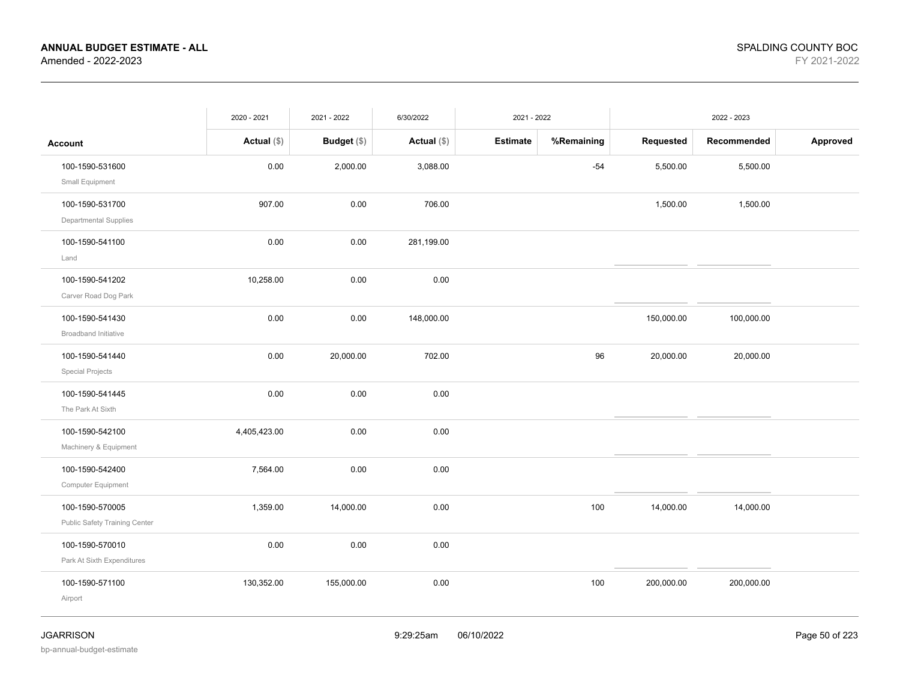**ANNUAL BUDGET ESTIMATE - ALL**
Amended - 2022-2023

SPALDING COUNTY BOC
FY 2021-2022

| | 2020 - 2021 | 2021 - 2022 | 6/30/2022 | 2021 - 2022 | | 2022 - 2023 | | |
|---|---|---|---|---|---|---|---|---|
| **Account** | **Actual ($)** | **Budget ($)** | **Actual ($)** | **Estimate** | **%Remaining** | **Requested** | **Recommended** | **Approved** |
| 100-1590-531600<br>Small Equipment | 0.00 | 2,000.00 | 3,088.00 | | -54 | 5,500.00 | 5,500.00 | |
| 100-1590-531700<br>Departmental Supplies | 907.00 | 0.00 | 706.00 | | | 1,500.00 | 1,500.00 | |
| 100-1590-541100<br>Land | 0.00 | 0.00 | 281,199.00 | | | | | |
| 100-1590-541202<br>Carver Road Dog Park | 10,258.00 | 0.00 | 0.00 | | | | | |
| 100-1590-541430<br>Broadband Initiative | 0.00 | 0.00 | 148,000.00 | | | 150,000.00 | 100,000.00 | |
| 100-1590-541440<br>Special Projects | 0.00 | 20,000.00 | 702.00 | | 96 | 20,000.00 | 20,000.00 | |
| 100-1590-541445<br>The Park At Sixth | 0.00 | 0.00 | 0.00 | | | | | |
| 100-1590-542100<br>Machinery & Equipment | 4,405,423.00 | 0.00 | 0.00 | | | | | |
| 100-1590-542400<br>Computer Equipment | 7,564.00 | 0.00 | 0.00 | | | | | |
| 100-1590-570005<br>Public Safety Training Center | 1,359.00 | 14,000.00 | 0.00 | | 100 | 14,000.00 | 14,000.00 | |
| 100-1590-570010<br>Park At Sixth Expenditures | 0.00 | 0.00 | 0.00 | | | | | |
| 100-1590-571100<br>Airport | 130,352.00 | 155,000.00 | 0.00 | | 100 | 200,000.00 | 200,000.00 | |

JGARRISON
bp-annual-budget-estimate
9:29:25am 06/10/2022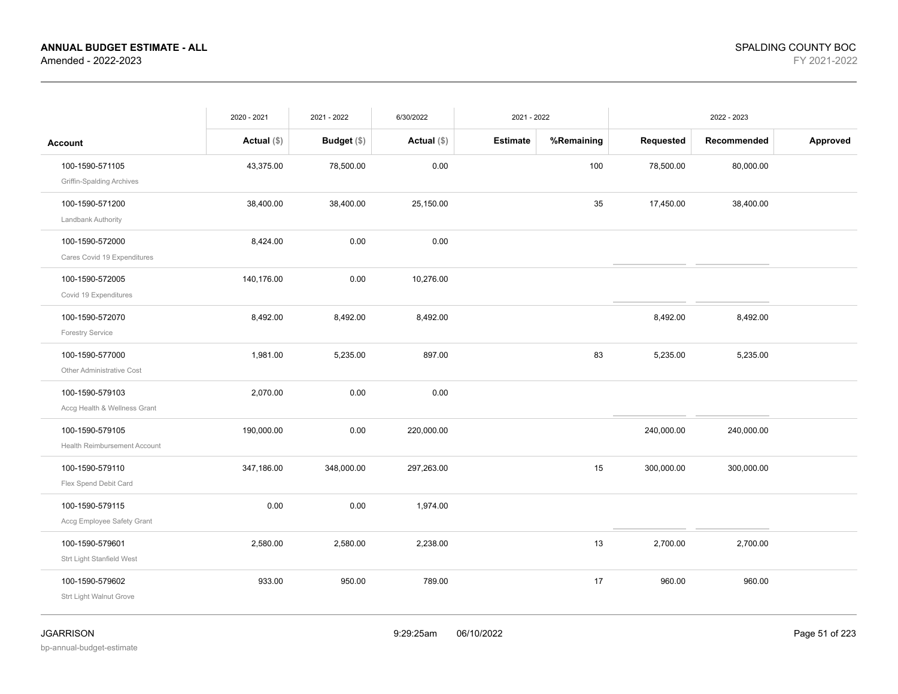**ANNUAL BUDGET ESTIMATE - ALL**
Amended - 2022-2023

SPALDING COUNTY BOC
FY 2021-2022

| | 2020 - 2021 | 2021 - 2022 | 6/30/2022 | 2021 - 2022 | | 2022 - 2023 | | |
|---|---|---|---|---|---|---|---|---|
| **Account** | **Actual** ($) | **Budget** ($) | **Actual** ($) | **Estimate** | **%Remaining** | **Requested** | **Recommended** | **Approved** |
| 100-1590-571105 Griffin-Spalding Archives | 43,375.00 | 78,500.00 | 0.00 | | 100 | 78,500.00 | 80,000.00 | |
| 100-1590-571200 Landbank Authority | 38,400.00 | 38,400.00 | 25,150.00 | | 35 | 17,450.00 | 38,400.00 | |
| 100-1590-572000 Cares Covid 19 Expenditures | 8,424.00 | 0.00 | 0.00 | | | | | |
| 100-1590-572005 Covid 19 Expenditures | 140,176.00 | 0.00 | 10,276.00 | | | | | |
| 100-1590-572070 Forestry Service | 8,492.00 | 8,492.00 | 8,492.00 | | | 8,492.00 | 8,492.00 | |
| 100-1590-577000 Other Administrative Cost | 1,981.00 | 5,235.00 | 897.00 | | 83 | 5,235.00 | 5,235.00 | |
| 100-1590-579103 Accg Health & Wellness Grant | 2,070.00 | 0.00 | 0.00 | | | | | |
| 100-1590-579105 Health Reimbursement Account | 190,000.00 | 0.00 | 220,000.00 | | | 240,000.00 | 240,000.00 | |
| 100-1590-579110 Flex Spend Debit Card | 347,186.00 | 348,000.00 | 297,263.00 | | 15 | 300,000.00 | 300,000.00 | |
| 100-1590-579115 Accg Employee Safety Grant | 0.00 | 0.00 | 1,974.00 | | | | | |
| 100-1590-579601 Strt Light Stanfield West | 2,580.00 | 2,580.00 | 2,238.00 | | 13 | 2,700.00 | 2,700.00 | |
| 100-1590-579602 Strt Light Walnut Grove | 933.00 | 950.00 | 789.00 | | 17 | 960.00 | 960.00 | |

JGARRISON
bp-annual-budget-estimate

9:29:25am 06/10/2022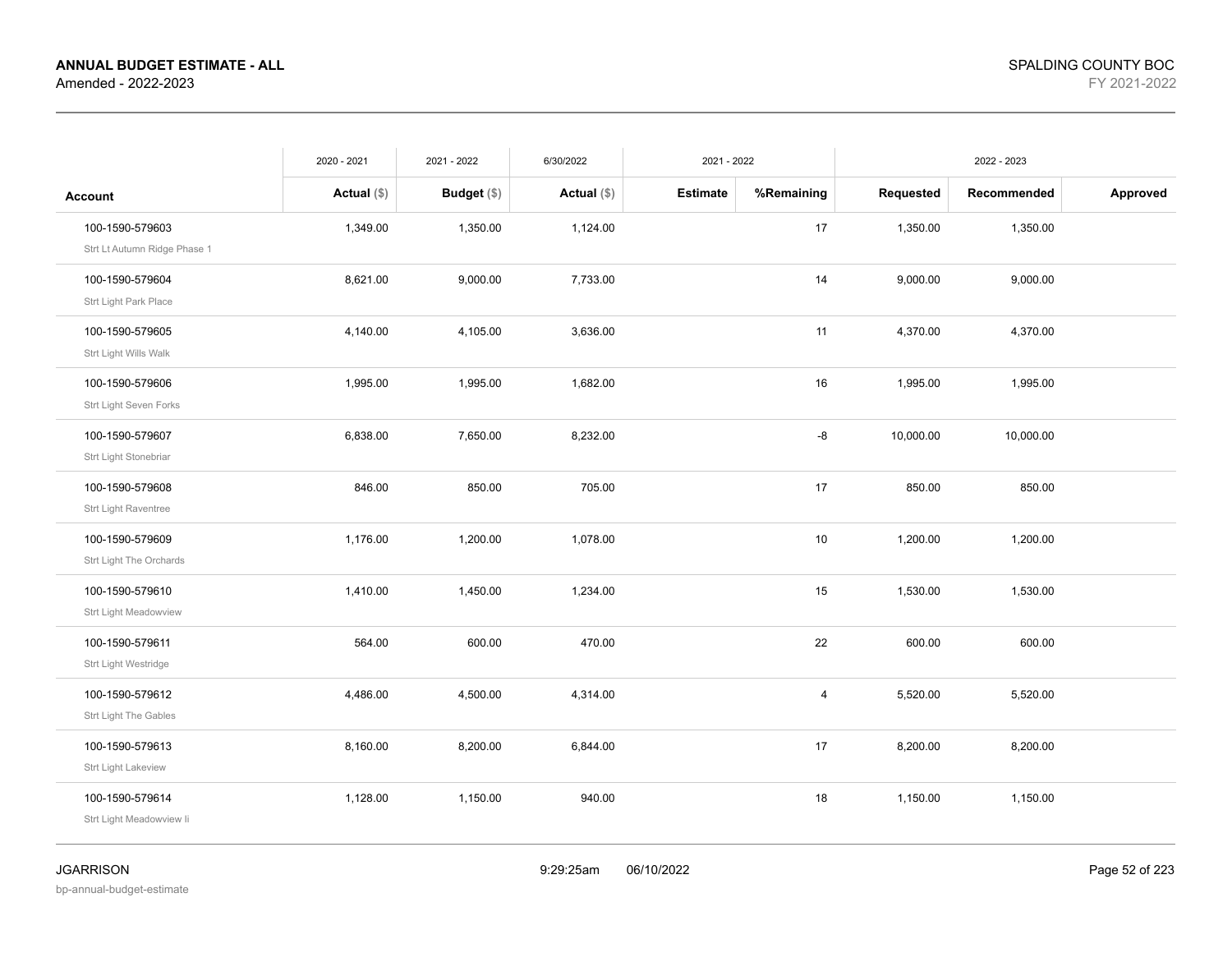**ANNUAL BUDGET ESTIMATE - ALL**
Amended - 2022-2023

SPALDING COUNTY BOC
FY 2021-2022

| Account | 2020 - 2021 Actual ($) | 2021 - 2022 Budget ($) | 6/30/2022 Actual ($) | 2021 - 2022 Estimate | %Remaining | 2022 - 2023 Requested | Recommended | Approved |
|---|---|---|---|---|---|---|---|---|
| 100-1590-579603 Strt Lt Autumn Ridge Phase 1 | 1,349.00 | 1,350.00 | 1,124.00 | | 17 | 1,350.00 | 1,350.00 | |
| 100-1590-579604 Strt Light Park Place | 8,621.00 | 9,000.00 | 7,733.00 | | 14 | 9,000.00 | 9,000.00 | |
| 100-1590-579605 Strt Light Wills Walk | 4,140.00 | 4,105.00 | 3,636.00 | | 11 | 4,370.00 | 4,370.00 | |
| 100-1590-579606 Strt Light Seven Forks | 1,995.00 | 1,995.00 | 1,682.00 | | 16 | 1,995.00 | 1,995.00 | |
| 100-1590-579607 Strt Light Stonebriar | 6,838.00 | 7,650.00 | 8,232.00 | | -8 | 10,000.00 | 10,000.00 | |
| 100-1590-579608 Strt Light Raventree | 846.00 | 850.00 | 705.00 | | 17 | 850.00 | 850.00 | |
| 100-1590-579609 Strt Light The Orchards | 1,176.00 | 1,200.00 | 1,078.00 | | 10 | 1,200.00 | 1,200.00 | |
| 100-1590-579610 Strt Light Meadowview | 1,410.00 | 1,450.00 | 1,234.00 | | 15 | 1,530.00 | 1,530.00 | |
| 100-1590-579611 Strt Light Westridge | 564.00 | 600.00 | 470.00 | | 22 | 600.00 | 600.00 | |
| 100-1590-579612 Strt Light The Gables | 4,486.00 | 4,500.00 | 4,314.00 | | 4 | 5,520.00 | 5,520.00 | |
| 100-1590-579613 Strt Light Lakeview | 8,160.00 | 8,200.00 | 6,844.00 | | 17 | 8,200.00 | 8,200.00 | |
| 100-1590-579614 Strt Light Meadowview Ii | 1,128.00 | 1,150.00 | 940.00 | | 18 | 1,150.00 | 1,150.00 | |

JGARRISON
bp-annual-budget-estimate
9:29:25am 06/10/2022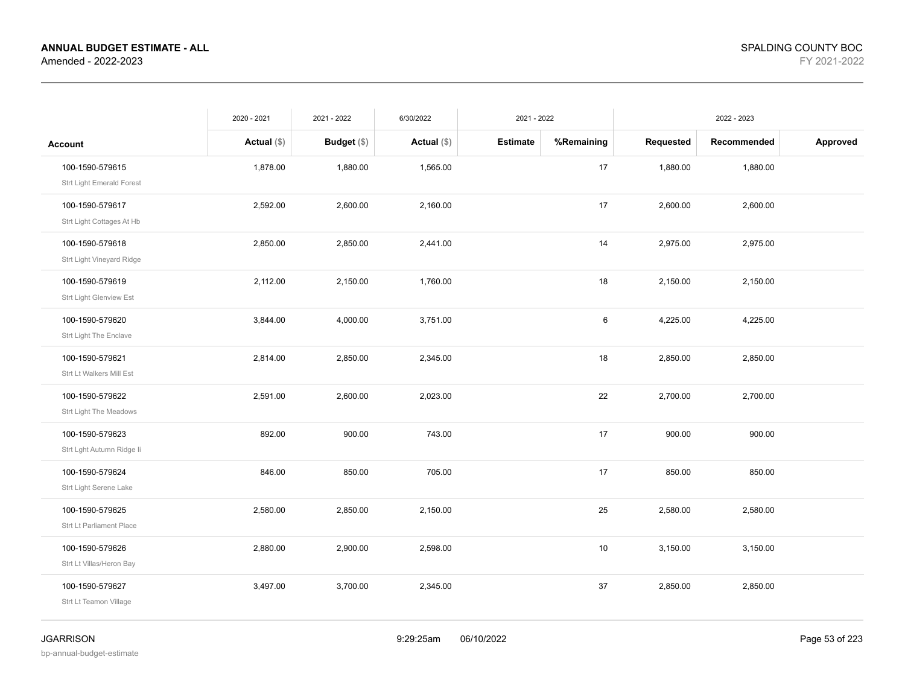**ANNUAL BUDGET ESTIMATE - ALL**
Amended - 2022-2023

SPALDING COUNTY BOC
FY 2021-2022

| | 2020 - 2021 | 2021 - 2022 | 6/30/2022 | 2021 - 2022 | | 2022 - 2023 | | |
|---|---|---|---|---|---|---|---|---|
| **Account** | **Actual** ($) | **Budget** ($) | **Actual** ($) | **Estimate** | **%Remaining** | **Requested** | **Recommended** | **Approved** |
| 100-1590-579615<br>Strt Light Emerald Forest | 1,878.00 | 1,880.00 | 1,565.00 | | 17 | 1,880.00 | 1,880.00 | |
| 100-1590-579617<br>Strt Light Cottages At Hb | 2,592.00 | 2,600.00 | 2,160.00 | | 17 | 2,600.00 | 2,600.00 | |
| 100-1590-579618<br>Strt Light Vineyard Ridge | 2,850.00 | 2,850.00 | 2,441.00 | | 14 | 2,975.00 | 2,975.00 | |
| 100-1590-579619<br>Strt Light Glenview Est | 2,112.00 | 2,150.00 | 1,760.00 | | 18 | 2,150.00 | 2,150.00 | |
| 100-1590-579620<br>Strt Light The Enclave | 3,844.00 | 4,000.00 | 3,751.00 | | 6 | 4,225.00 | 4,225.00 | |
| 100-1590-579621<br>Strt Lt Walkers Mill Est | 2,814.00 | 2,850.00 | 2,345.00 | | 18 | 2,850.00 | 2,850.00 | |
| 100-1590-579622<br>Strt Light The Meadows | 2,591.00 | 2,600.00 | 2,023.00 | | 22 | 2,700.00 | 2,700.00 | |
| 100-1590-579623<br>Strt Lght Autumn Ridge Ii | 892.00 | 900.00 | 743.00 | | 17 | 900.00 | 900.00 | |
| 100-1590-579624<br>Strt Light Serene Lake | 846.00 | 850.00 | 705.00 | | 17 | 850.00 | 850.00 | |
| 100-1590-579625<br>Strt Lt Parliament Place | 2,580.00 | 2,850.00 | 2,150.00 | | 25 | 2,580.00 | 2,580.00 | |
| 100-1590-579626<br>Strt Lt Villas/Heron Bay | 2,880.00 | 2,900.00 | 2,598.00 | | 10 | 3,150.00 | 3,150.00 | |
| 100-1590-579627<br>Strt Lt Teamon Village | 3,497.00 | 3,700.00 | 2,345.00 | | 37 | 2,850.00 | 2,850.00 | |

JGARRISON
bp-annual-budget-estimate
9:29:25am 06/10/2022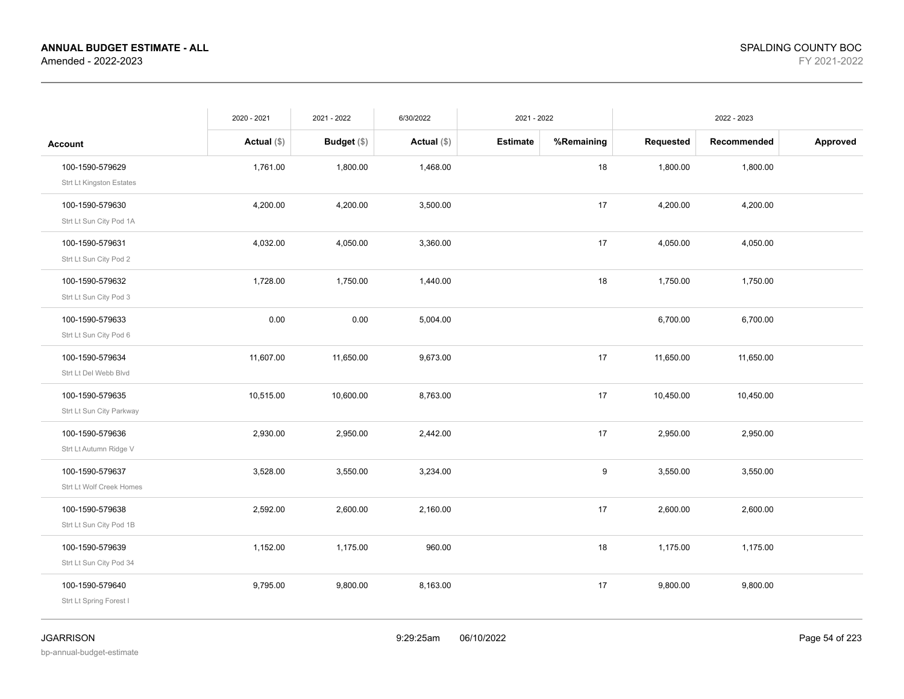**ANNUAL BUDGET ESTIMATE - ALL**
Amended - 2022-2023

SPALDING COUNTY BOC
FY 2021-2022

| | 2020 - 2021 | 2021 - 2022 | 6/30/2022 | 2021 - 2022 | | 2022 - 2023 | | |
|---|---|---|---|---|---|---|---|---|
| **Account** | **Actual ($)** | **Budget ($)** | **Actual ($)** | **Estimate** | **%Remaining** | **Requested** | **Recommended** | **Approved** |
| 100-1590-579629<br>Strt Lt Kingston Estates | 1,761.00 | 1,800.00 | 1,468.00 | | 18 | 1,800.00 | 1,800.00 | |
| 100-1590-579630<br>Strt Lt Sun City Pod 1A | 4,200.00 | 4,200.00 | 3,500.00 | | 17 | 4,200.00 | 4,200.00 | |
| 100-1590-579631<br>Strt Lt Sun City Pod 2 | 4,032.00 | 4,050.00 | 3,360.00 | | 17 | 4,050.00 | 4,050.00 | |
| 100-1590-579632<br>Strt Lt Sun City Pod 3 | 1,728.00 | 1,750.00 | 1,440.00 | | 18 | 1,750.00 | 1,750.00 | |
| 100-1590-579633<br>Strt Lt Sun City Pod 6 | 0.00 | 0.00 | 5,004.00 | | | 6,700.00 | 6,700.00 | |
| 100-1590-579634<br>Strt Lt Del Webb Blvd | 11,607.00 | 11,650.00 | 9,673.00 | | 17 | 11,650.00 | 11,650.00 | |
| 100-1590-579635<br>Strt Lt Sun City Parkway | 10,515.00 | 10,600.00 | 8,763.00 | | 17 | 10,450.00 | 10,450.00 | |
| 100-1590-579636<br>Strt Lt Autumn Ridge V | 2,930.00 | 2,950.00 | 2,442.00 | | 17 | 2,950.00 | 2,950.00 | |
| 100-1590-579637<br>Strt Lt Wolf Creek Homes | 3,528.00 | 3,550.00 | 3,234.00 | | 9 | 3,550.00 | 3,550.00 | |
| 100-1590-579638<br>Strt Lt Sun City Pod 1B | 2,592.00 | 2,600.00 | 2,160.00 | | 17 | 2,600.00 | 2,600.00 | |
| 100-1590-579639<br>Strt Lt Sun City Pod 34 | 1,152.00 | 1,175.00 | 960.00 | | 18 | 1,175.00 | 1,175.00 | |
| 100-1590-579640<br>Strt Lt Spring Forest I | 9,795.00 | 9,800.00 | 8,163.00 | | 17 | 9,800.00 | 9,800.00 | |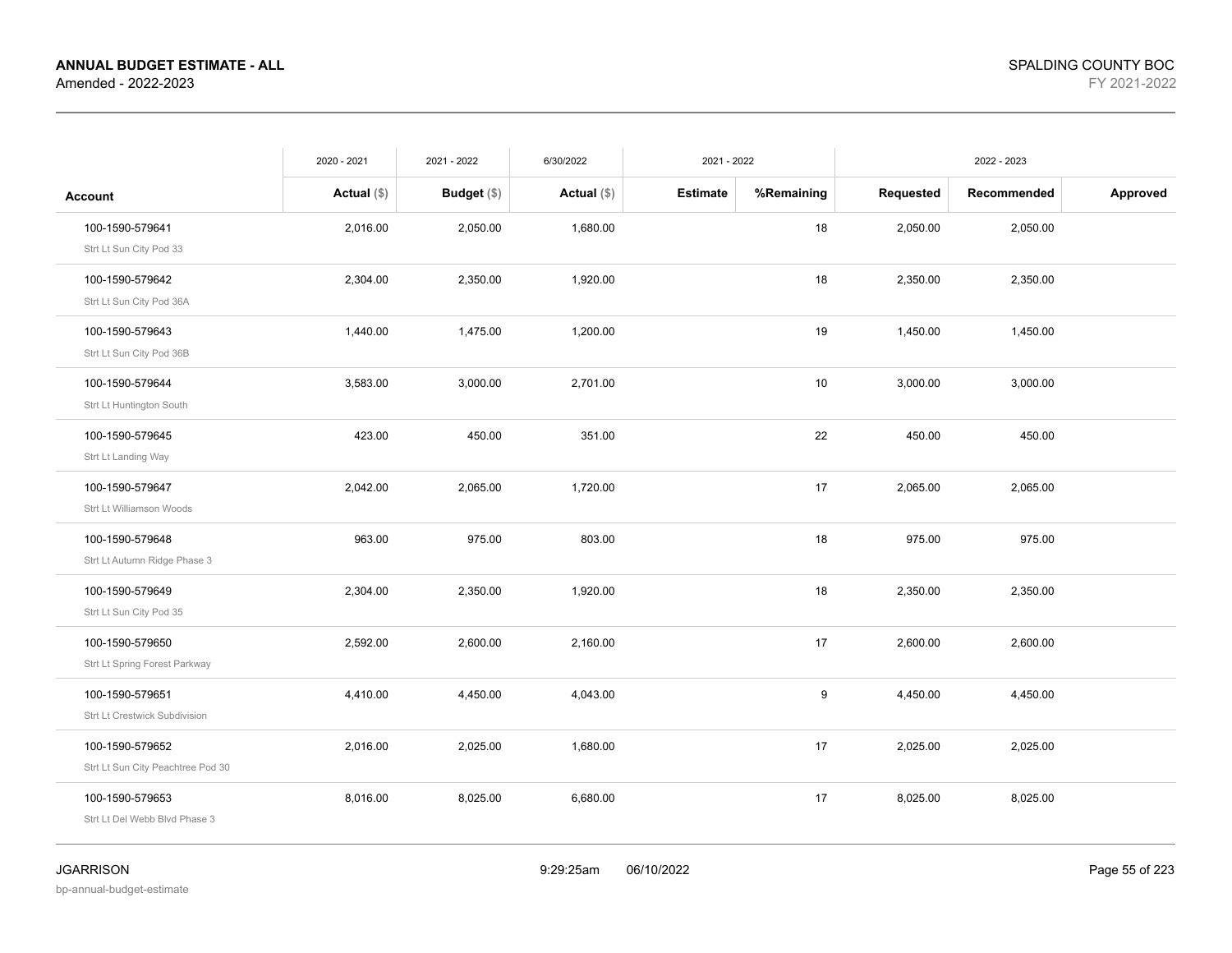**ANNUAL BUDGET ESTIMATE - ALL**
Amended - 2022-2023

SPALDING COUNTY BOC
FY 2021-2022

| Account | 2020 - 2021 Actual ($) | 2021 - 2022 Budget ($) | 6/30/2022 Actual ($) | 2021 - 2022 Estimate | 2021 - 2022 %Remaining | 2022 - 2023 Requested | 2022 - 2023 Recommended | 2022 - 2023 Approved |
|---|---|---|---|---|---|---|---|---|
| 100-1590-579641<br>Strt Lt Sun City Pod 33 | 2,016.00 | 2,050.00 | 1,680.00 | | 18 | 2,050.00 | 2,050.00 | |
| 100-1590-579642<br>Strt Lt Sun City Pod 36A | 2,304.00 | 2,350.00 | 1,920.00 | | 18 | 2,350.00 | 2,350.00 | |
| 100-1590-579643<br>Strt Lt Sun City Pod 36B | 1,440.00 | 1,475.00 | 1,200.00 | | 19 | 1,450.00 | 1,450.00 | |
| 100-1590-579644<br>Strt Lt Huntington South | 3,583.00 | 3,000.00 | 2,701.00 | | 10 | 3,000.00 | 3,000.00 | |
| 100-1590-579645<br>Strt Lt Landing Way | 423.00 | 450.00 | 351.00 | | 22 | 450.00 | 450.00 | |
| 100-1590-579647<br>Strt Lt Williamson Woods | 2,042.00 | 2,065.00 | 1,720.00 | | 17 | 2,065.00 | 2,065.00 | |
| 100-1590-579648<br>Strt Lt Autumn Ridge Phase 3 | 963.00 | 975.00 | 803.00 | | 18 | 975.00 | 975.00 | |
| 100-1590-579649<br>Strt Lt Sun City Pod 35 | 2,304.00 | 2,350.00 | 1,920.00 | | 18 | 2,350.00 | 2,350.00 | |
| 100-1590-579650<br>Strt Lt Spring Forest Parkway | 2,592.00 | 2,600.00 | 2,160.00 | | 17 | 2,600.00 | 2,600.00 | |
| 100-1590-579651<br>Strt Lt Crestwick Subdivision | 4,410.00 | 4,450.00 | 4,043.00 | | 9 | 4,450.00 | 4,450.00 | |
| 100-1590-579652<br>Strt Lt Sun City Peachtree Pod 30 | 2,016.00 | 2,025.00 | 1,680.00 | | 17 | 2,025.00 | 2,025.00 | |
| 100-1590-579653<br>Strt Lt Del Webb Blvd Phase 3 | 8,016.00 | 8,025.00 | 6,680.00 | | 17 | 8,025.00 | 8,025.00 | |

JGARRISON
bp-annual-budget-estimate

9:29:25am 06/10/2022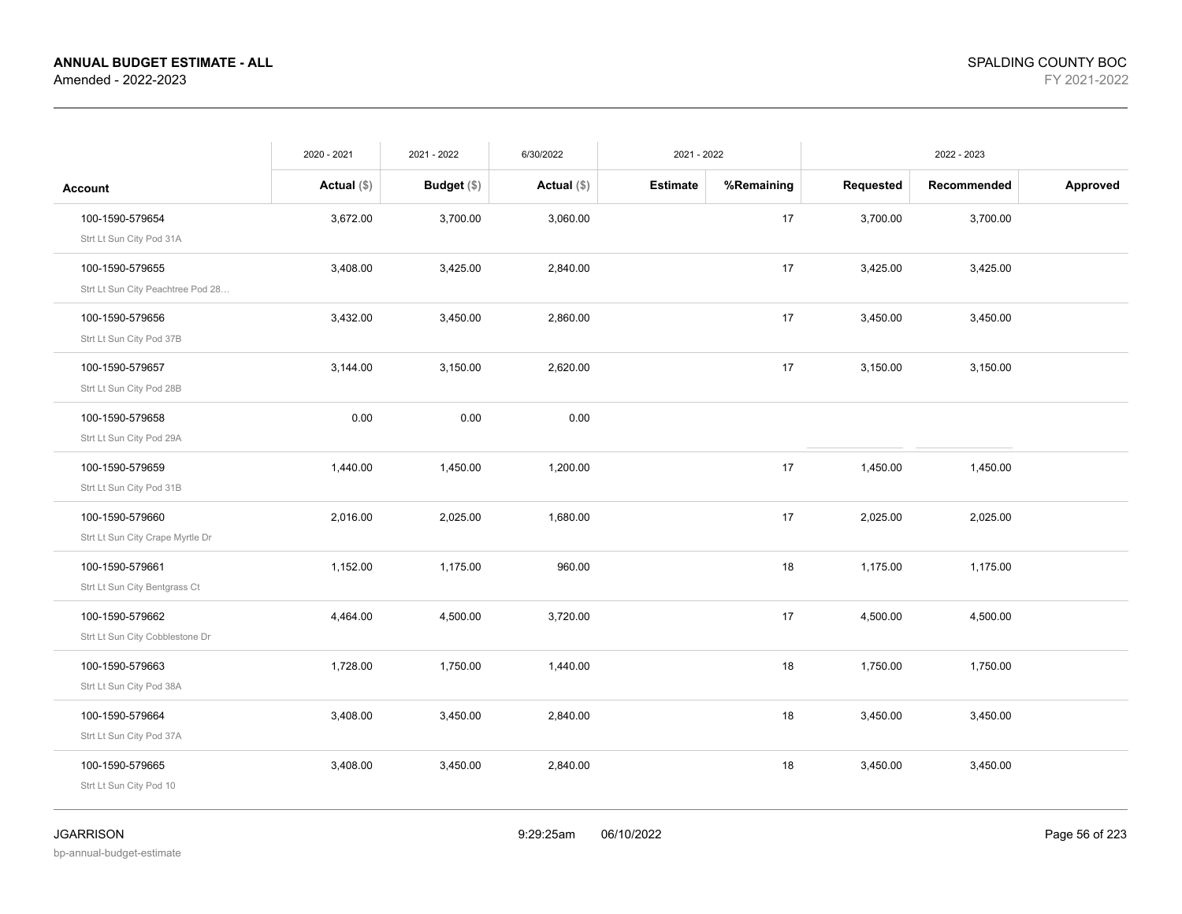**ANNUAL BUDGET ESTIMATE - ALL**
Amended - 2022-2023

SPALDING COUNTY BOC
FY 2021-2022

| Account | 2020 - 2021 Actual ($) | 2021 - 2022 Budget ($) | 6/30/2022 Actual ($) | 2021 - 2022 Estimate | %Remaining | 2022 - 2023 Requested | Recommended | Approved |
|---|---|---|---|---|---|---|---|---|
| 100-1590-579654 Strt Lt Sun City Pod 31A | 3,672.00 | 3,700.00 | 3,060.00 | | 17 | 3,700.00 | 3,700.00 | |
| 100-1590-579655 Strt Lt Sun City Peachtree Pod 28… | 3,408.00 | 3,425.00 | 2,840.00 | | 17 | 3,425.00 | 3,425.00 | |
| 100-1590-579656 Strt Lt Sun City Pod 37B | 3,432.00 | 3,450.00 | 2,860.00 | | 17 | 3,450.00 | 3,450.00 | |
| 100-1590-579657 Strt Lt Sun City Pod 28B | 3,144.00 | 3,150.00 | 2,620.00 | | 17 | 3,150.00 | 3,150.00 | |
| 100-1590-579658 Strt Lt Sun City Pod 29A | 0.00 | 0.00 | 0.00 | | | | | |
| 100-1590-579659 Strt Lt Sun City Pod 31B | 1,440.00 | 1,450.00 | 1,200.00 | | 17 | 1,450.00 | 1,450.00 | |
| 100-1590-579660 Strt Lt Sun City Crape Myrtle Dr | 2,016.00 | 2,025.00 | 1,680.00 | | 17 | 2,025.00 | 2,025.00 | |
| 100-1590-579661 Strt Lt Sun City Bentgrass Ct | 1,152.00 | 1,175.00 | 960.00 | | 18 | 1,175.00 | 1,175.00 | |
| 100-1590-579662 Strt Lt Sun City Cobblestone Dr | 4,464.00 | 4,500.00 | 3,720.00 | | 17 | 4,500.00 | 4,500.00 | |
| 100-1590-579663 Strt Lt Sun City Pod 38A | 1,728.00 | 1,750.00 | 1,440.00 | | 18 | 1,750.00 | 1,750.00 | |
| 100-1590-579664 Strt Lt Sun City Pod 37A | 3,408.00 | 3,450.00 | 2,840.00 | | 18 | 3,450.00 | 3,450.00 | |
| 100-1590-579665 Strt Lt Sun City Pod 10 | 3,408.00 | 3,450.00 | 2,840.00 | | 18 | 3,450.00 | 3,450.00 | |

JGARRISON
bp-annual-budget-estimate
9:29:25am 06/10/2022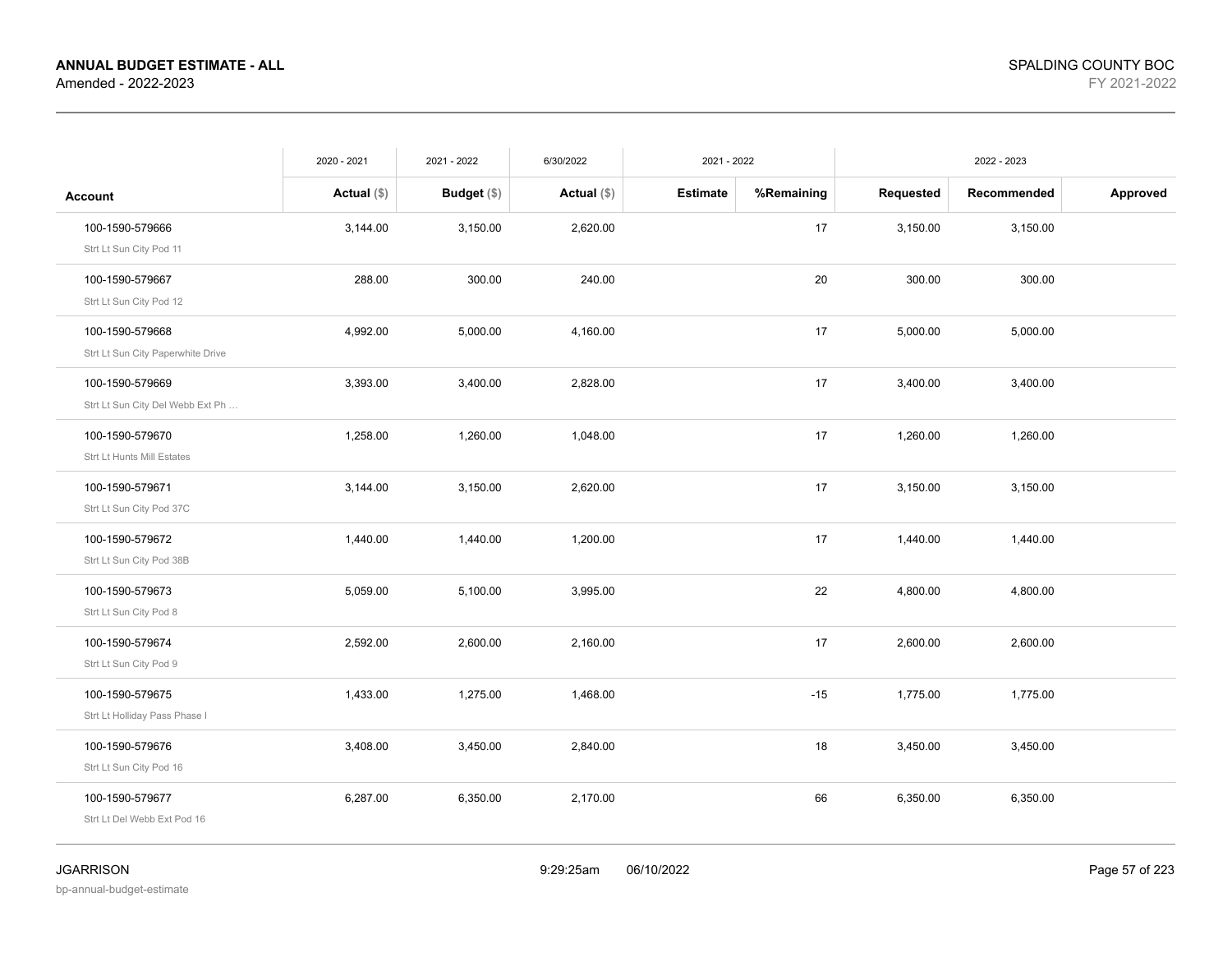**ANNUAL BUDGET ESTIMATE - ALL**
Amended - 2022-2023

SPALDING COUNTY BOC
FY 2021-2022

| | 2020 - 2021 | 2021 - 2022 | 6/30/2022 | 2021 - 2022 | | 2022 - 2023 | | |
|---|---|---|---|---|---|---|---|---|
| **Account** | **Actual ($)** | **Budget ($)** | **Actual ($)** | **Estimate** | **%Remaining** | **Requested** | **Recommended** | **Approved** |
| 100-1590-579666<br>Strt Lt Sun City Pod 11 | 3,144.00 | 3,150.00 | 2,620.00 | | 17 | 3,150.00 | 3,150.00 | |
| 100-1590-579667<br>Strt Lt Sun City Pod 12 | 288.00 | 300.00 | 240.00 | | 20 | 300.00 | 300.00 | |
| 100-1590-579668<br>Strt Lt Sun City Paperwhite Drive | 4,992.00 | 5,000.00 | 4,160.00 | | 17 | 5,000.00 | 5,000.00 | |
| 100-1590-579669<br>Strt Lt Sun City Del Webb Ext Ph … | 3,393.00 | 3,400.00 | 2,828.00 | | 17 | 3,400.00 | 3,400.00 | |
| 100-1590-579670<br>Strt Lt Hunts Mill Estates | 1,258.00 | 1,260.00 | 1,048.00 | | 17 | 1,260.00 | 1,260.00 | |
| 100-1590-579671<br>Strt Lt Sun City Pod 37C | 3,144.00 | 3,150.00 | 2,620.00 | | 17 | 3,150.00 | 3,150.00 | |
| 100-1590-579672<br>Strt Lt Sun City Pod 38B | 1,440.00 | 1,440.00 | 1,200.00 | | 17 | 1,440.00 | 1,440.00 | |
| 100-1590-579673<br>Strt Lt Sun City Pod 8 | 5,059.00 | 5,100.00 | 3,995.00 | | 22 | 4,800.00 | 4,800.00 | |
| 100-1590-579674<br>Strt Lt Sun City Pod 9 | 2,592.00 | 2,600.00 | 2,160.00 | | 17 | 2,600.00 | 2,600.00 | |
| 100-1590-579675<br>Strt Lt Holliday Pass Phase I | 1,433.00 | 1,275.00 | 1,468.00 | | -15 | 1,775.00 | 1,775.00 | |
| 100-1590-579676<br>Strt Lt Sun City Pod 16 | 3,408.00 | 3,450.00 | 2,840.00 | | 18 | 3,450.00 | 3,450.00 | |
| 100-1590-579677<br>Strt Lt Del Webb Ext Pod 16 | 6,287.00 | 6,350.00 | 2,170.00 | | 66 | 6,350.00 | 6,350.00 | |

JGARRISON
bp-annual-budget-estimate
9:29:25am 06/10/2022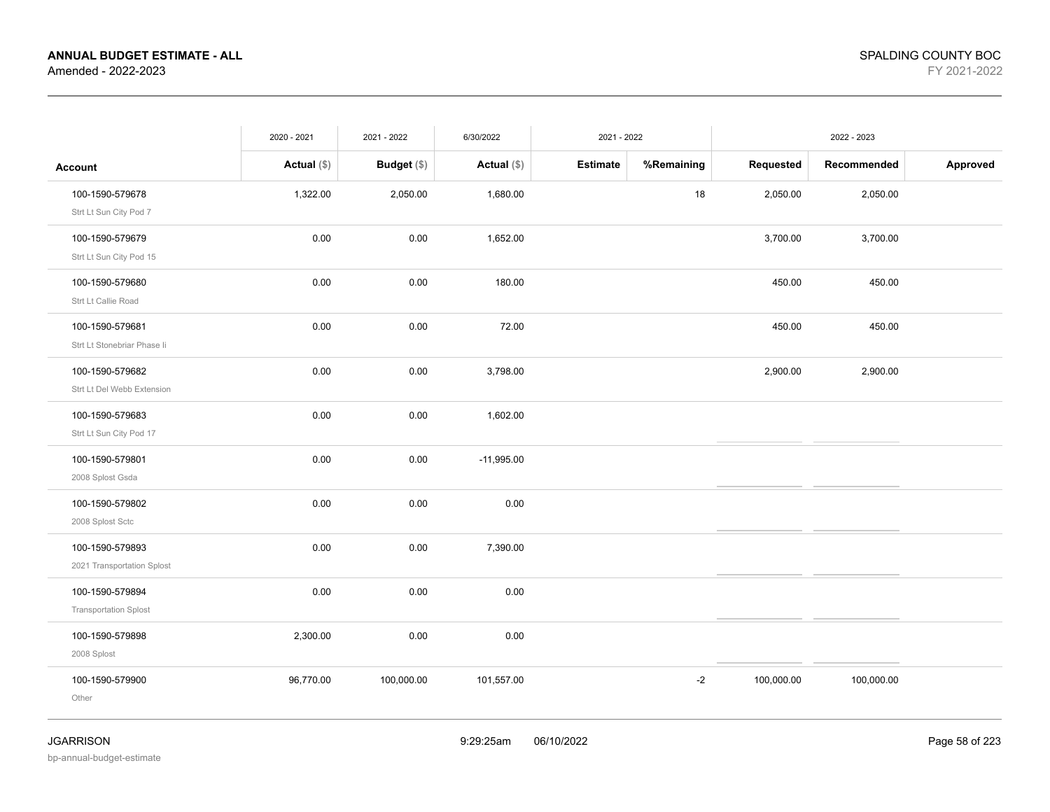**ANNUAL BUDGET ESTIMATE - ALL**
Amended - 2022-2023

SPALDING COUNTY BOC
FY 2021-2022

| | 2020 - 2021 | 2021 - 2022 | 6/30/2022 | 2021 - 2022 | | 2022 - 2023 | | |
|---|---|---|---|---|---|---|---|---|
| **Account** | **Actual ($)** | **Budget ($)** | **Actual ($)** | **Estimate** | **%Remaining** | **Requested** | **Recommended** | **Approved** |
| 100-1590-579678<br>Strt Lt Sun City Pod 7 | 1,322.00 | 2,050.00 | 1,680.00 | | 18 | 2,050.00 | 2,050.00 | |
| 100-1590-579679<br>Strt Lt Sun City Pod 15 | 0.00 | 0.00 | 1,652.00 | | | 3,700.00 | 3,700.00 | |
| 100-1590-579680<br>Strt Lt Callie Road | 0.00 | 0.00 | 180.00 | | | 450.00 | 450.00 | |
| 100-1590-579681<br>Strt Lt Stonebriar Phase Ii | 0.00 | 0.00 | 72.00 | | | 450.00 | 450.00 | |
| 100-1590-579682<br>Strt Lt Del Webb Extension | 0.00 | 0.00 | 3,798.00 | | | 2,900.00 | 2,900.00 | |
| 100-1590-579683<br>Strt Lt Sun City Pod 17 | 0.00 | 0.00 | 1,602.00 | | | | | |
| 100-1590-579801<br>2008 Splost Gsda | 0.00 | 0.00 | -11,995.00 | | | | | |
| 100-1590-579802<br>2008 Splost Sctc | 0.00 | 0.00 | 0.00 | | | | | |
| 100-1590-579893<br>2021 Transportation Splost | 0.00 | 0.00 | 7,390.00 | | | | | |
| 100-1590-579894<br>Transportation Splost | 0.00 | 0.00 | 0.00 | | | | | |
| 100-1590-579898<br>2008 Splost | 2,300.00 | 0.00 | 0.00 | | | | | |
| 100-1590-579900<br>Other | 96,770.00 | 100,000.00 | 101,557.00 | | -2 | 100,000.00 | 100,000.00 | |

JGARRISON
bp-annual-budget-estimate

9:29:25am 06/10/2022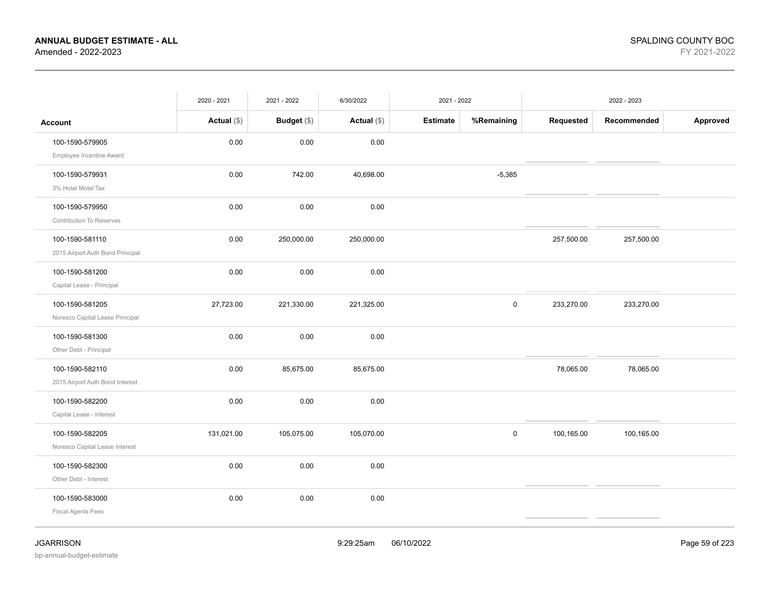# ANNUAL BUDGET ESTIMATE - ALL

Amended - 2022-2023

SPALDING COUNTY BOC

FY 2021-2022

| Account | 2020 - 2021 Actual ($) | 2021 - 2022 Budget ($) | 6/30/2022 Actual ($) | 2021 - 2022 Estimate | 2021 - 2022 %Remaining | 2022 - 2023 Requested | 2022 - 2023 Recommended | 2022 - 2023 Approved |
|---|---|---|---|---|---|---|---|---|
| 100-1590-579905<br>Employee Incentive Award | 0.00 | 0.00 | 0.00 | | | | | |
| 100-1590-579931<br>3% Hotel Motel Tax | 0.00 | 742.00 | 40,698.00 | | -5,385 | | | |
| 100-1590-579950<br>Contribution To Reserves | 0.00 | 0.00 | 0.00 | | | | | |
| 100-1590-581110<br>2015 Airport Auth Bond Principal | 0.00 | 250,000.00 | 250,000.00 | | | 257,500.00 | 257,500.00 | |
| 100-1590-581200<br>Capital Lease - Principal | 0.00 | 0.00 | 0.00 | | | | | |
| 100-1590-581205<br>Noresco Capital Lease Principal | 27,723.00 | 221,330.00 | 221,325.00 | | 0 | 233,270.00 | 233,270.00 | |
| 100-1590-581300<br>Other Debt - Principal | 0.00 | 0.00 | 0.00 | | | | | |
| 100-1590-582110<br>2015 Airport Auth Bond Interest | 0.00 | 85,675.00 | 85,675.00 | | | 78,065.00 | 78,065.00 | |
| 100-1590-582200<br>Capital Lease - Interest | 0.00 | 0.00 | 0.00 | | | | | |
| 100-1590-582205<br>Noresco Capital Lease Interest | 131,021.00 | 105,075.00 | 105,070.00 | | 0 | 100,165.00 | 100,165.00 | |
| 100-1590-582300<br>Other Debt - Interest | 0.00 | 0.00 | 0.00 | | | | | |
| 100-1590-583000<br>Fiscal Agents Fees | 0.00 | 0.00 | 0.00 | | | | | |

JGARRISON

bp-annual-budget-estimate

9:29:25am 06/10/2022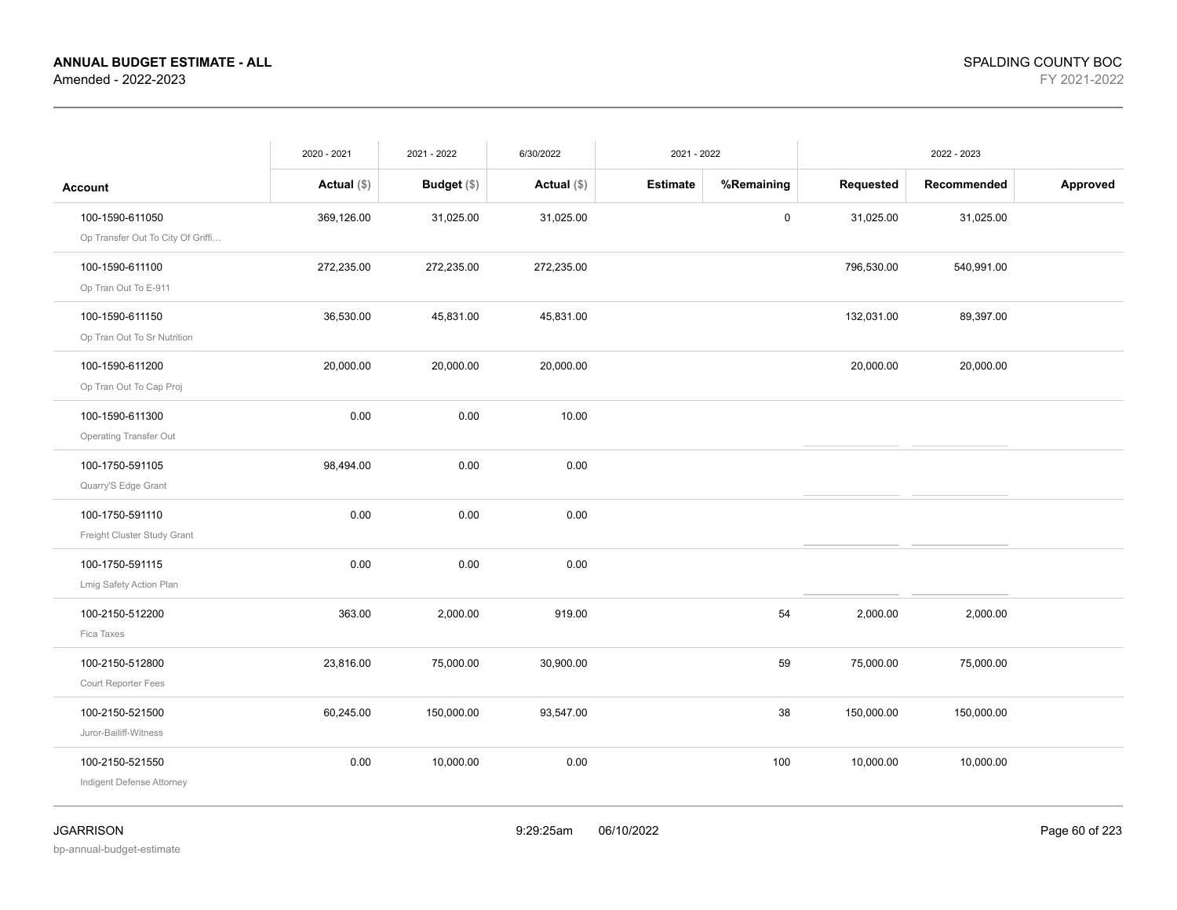**ANNUAL BUDGET ESTIMATE - ALL**
Amended - 2022-2023

SPALDING COUNTY BOC
FY 2021-2022

| Account | 2020 - 2021 Actual ($) | 2021 - 2022 Budget ($) | 6/30/2022 Actual ($) | 2021 - 2022 Estimate | 2021 - 2022 %Remaining | 2022 - 2023 Requested | 2022 - 2023 Recommended | 2022 - 2023 Approved |
|---|---|---|---|---|---|---|---|---|
| 100-1590-611050 Op Transfer Out To City Of Griffi… | 369,126.00 | 31,025.00 | 31,025.00 | | 0 | 31,025.00 | 31,025.00 | |
| 100-1590-611100 Op Tran Out To E-911 | 272,235.00 | 272,235.00 | 272,235.00 | | | 796,530.00 | 540,991.00 | |
| 100-1590-611150 Op Tran Out To Sr Nutrition | 36,530.00 | 45,831.00 | 45,831.00 | | | 132,031.00 | 89,397.00 | |
| 100-1590-611200 Op Tran Out To Cap Proj | 20,000.00 | 20,000.00 | 20,000.00 | | | 20,000.00 | 20,000.00 | |
| 100-1590-611300 Operating Transfer Out | 0.00 | 0.00 | 10.00 | | | | | |
| 100-1750-591105 Quarry'S Edge Grant | 98,494.00 | 0.00 | 0.00 | | | | | |
| 100-1750-591110 Freight Cluster Study Grant | 0.00 | 0.00 | 0.00 | | | | | |
| 100-1750-591115 Lmig Safety Action Plan | 0.00 | 0.00 | 0.00 | | | | | |
| 100-2150-512200 Fica Taxes | 363.00 | 2,000.00 | 919.00 | | 54 | 2,000.00 | 2,000.00 | |
| 100-2150-512800 Court Reporter Fees | 23,816.00 | 75,000.00 | 30,900.00 | | 59 | 75,000.00 | 75,000.00 | |
| 100-2150-521500 Juror-Bailiff-Witness | 60,245.00 | 150,000.00 | 93,547.00 | | 38 | 150,000.00 | 150,000.00 | |
| 100-2150-521550 Indigent Defense Attorney | 0.00 | 10,000.00 | 0.00 | | 100 | 10,000.00 | 10,000.00 | |

JGARRISON
bp-annual-budget-estimate
9:29:25am 06/10/2022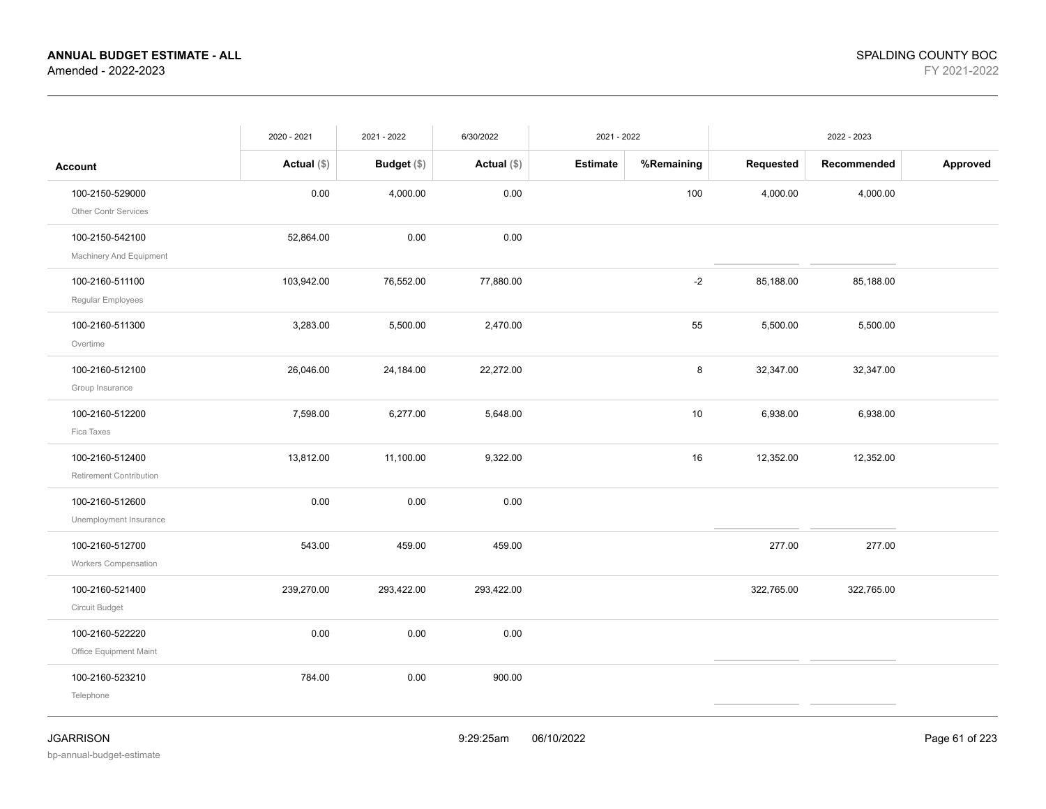**ANNUAL BUDGET ESTIMATE - ALL**
Amended - 2022-2023

SPALDING COUNTY BOC
FY 2021-2022

| Account | 2020 - 2021 Actual ($) | 2021 - 2022 Budget ($) | 6/30/2022 Actual ($) | 2021 - 2022 Estimate | %Remaining | 2022 - 2023 Requested | Recommended | Approved |
|---|---|---|---|---|---|---|---|---|
| 100-2150-529000 Other Contr Services | 0.00 | 4,000.00 | 0.00 | | 100 | 4,000.00 | 4,000.00 | |
| 100-2150-542100 Machinery And Equipment | 52,864.00 | 0.00 | 0.00 | | | | | |
| 100-2160-511100 Regular Employees | 103,942.00 | 76,552.00 | 77,880.00 | | -2 | 85,188.00 | 85,188.00 | |
| 100-2160-511300 Overtime | 3,283.00 | 5,500.00 | 2,470.00 | | 55 | 5,500.00 | 5,500.00 | |
| 100-2160-512100 Group Insurance | 26,046.00 | 24,184.00 | 22,272.00 | | 8 | 32,347.00 | 32,347.00 | |
| 100-2160-512200 Fica Taxes | 7,598.00 | 6,277.00 | 5,648.00 | | 10 | 6,938.00 | 6,938.00 | |
| 100-2160-512400 Retirement Contribution | 13,812.00 | 11,100.00 | 9,322.00 | | 16 | 12,352.00 | 12,352.00 | |
| 100-2160-512600 Unemployment Insurance | 0.00 | 0.00 | 0.00 | | | | | |
| 100-2160-512700 Workers Compensation | 543.00 | 459.00 | 459.00 | | | 277.00 | 277.00 | |
| 100-2160-521400 Circuit Budget | 239,270.00 | 293,422.00 | 293,422.00 | | | 322,765.00 | 322,765.00 | |
| 100-2160-522220 Office Equipment Maint | 0.00 | 0.00 | 0.00 | | | | | |
| 100-2160-523210 Telephone | 784.00 | 0.00 | 900.00 | | | | | |

JGARRISON
bp-annual-budget-estimate
9:29:25am 06/10/2022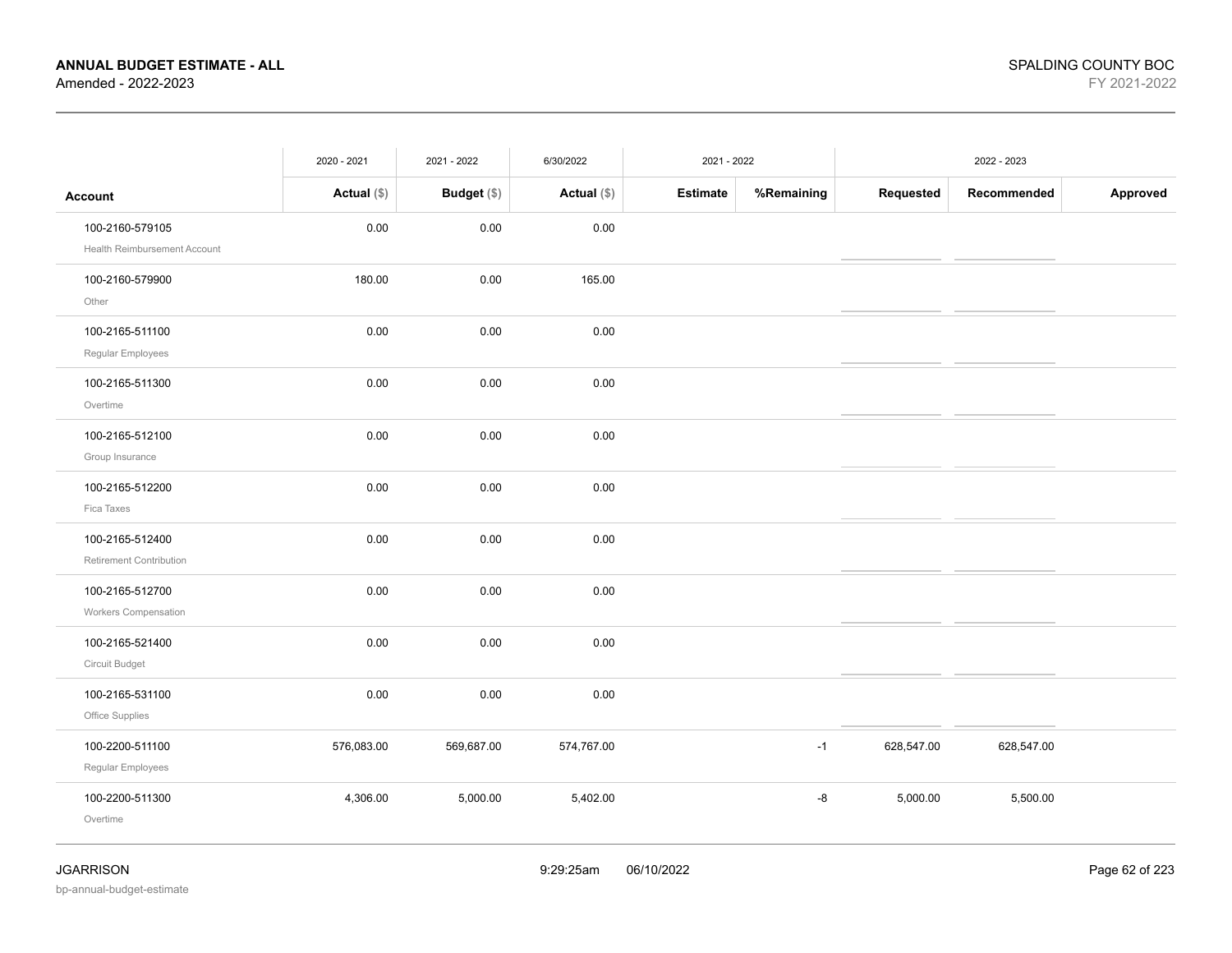**ANNUAL BUDGET ESTIMATE - ALL**
Amended - 2022-2023

SPALDING COUNTY BOC
FY 2021-2022

| | 2020 - 2021 | 2021 - 2022 | 6/30/2022 | 2021 - 2022 | | 2022 - 2023 | | |
|---|---|---|---|---|---|---|---|---|
| **Account** | **Actual ($)** | **Budget ($)** | **Actual ($)** | **Estimate** | **%Remaining** | **Requested** | **Recommended** | **Approved** |
| 100-2160-579105 Health Reimbursement Account | 0.00 | 0.00 | 0.00 | | | | | |
| 100-2160-579900 Other | 180.00 | 0.00 | 165.00 | | | | | |
| 100-2165-511100 Regular Employees | 0.00 | 0.00 | 0.00 | | | | | |
| 100-2165-511300 Overtime | 0.00 | 0.00 | 0.00 | | | | | |
| 100-2165-512100 Group Insurance | 0.00 | 0.00 | 0.00 | | | | | |
| 100-2165-512200 Fica Taxes | 0.00 | 0.00 | 0.00 | | | | | |
| 100-2165-512400 Retirement Contribution | 0.00 | 0.00 | 0.00 | | | | | |
| 100-2165-512700 Workers Compensation | 0.00 | 0.00 | 0.00 | | | | | |
| 100-2165-521400 Circuit Budget | 0.00 | 0.00 | 0.00 | | | | | |
| 100-2165-531100 Office Supplies | 0.00 | 0.00 | 0.00 | | | | | |
| 100-2200-511100 Regular Employees | 576,083.00 | 569,687.00 | 574,767.00 | | -1 | 628,547.00 | 628,547.00 | |
| 100-2200-511300 Overtime | 4,306.00 | 5,000.00 | 5,402.00 | | -8 | 5,000.00 | 5,500.00 | |

JGARRISON
bp-annual-budget-estimate
9:29:25am 06/10/2022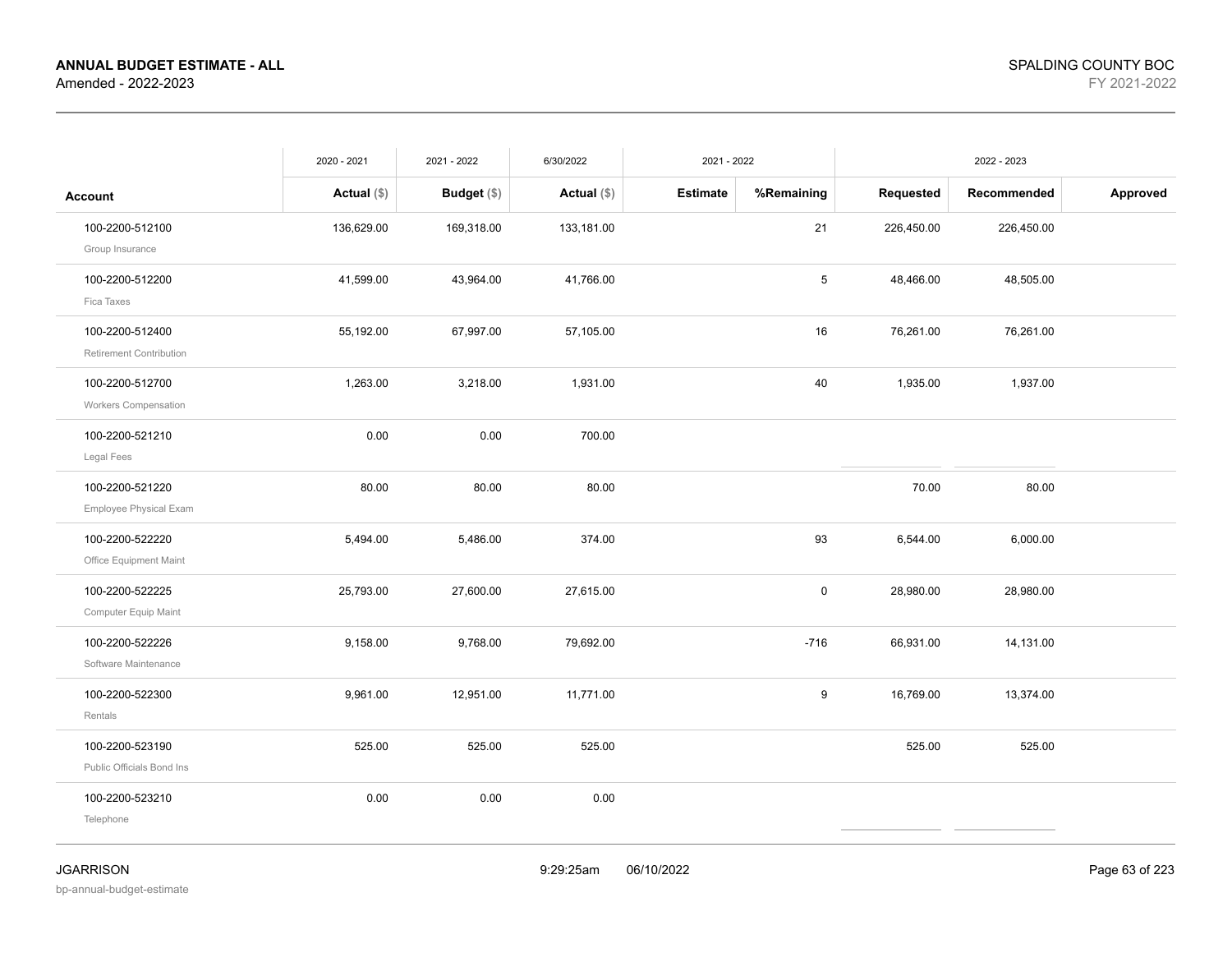**ANNUAL BUDGET ESTIMATE - ALL**
Amended - 2022-2023

SPALDING COUNTY BOC
FY 2021-2022

| Account | 2020 - 2021 Actual ($) | 2021 - 2022 Budget ($) | 6/30/2022 Actual ($) | 2021 - 2022 Estimate | 2021 - 2022 %Remaining | 2022 - 2023 Requested | 2022 - 2023 Recommended | 2022 - 2023 Approved |
|---|---|---|---|---|---|---|---|---|
| 100-2200-512100 Group Insurance | 136,629.00 | 169,318.00 | 133,181.00 | | 21 | 226,450.00 | 226,450.00 | |
| 100-2200-512200 Fica Taxes | 41,599.00 | 43,964.00 | 41,766.00 | | 5 | 48,466.00 | 48,505.00 | |
| 100-2200-512400 Retirement Contribution | 55,192.00 | 67,997.00 | 57,105.00 | | 16 | 76,261.00 | 76,261.00 | |
| 100-2200-512700 Workers Compensation | 1,263.00 | 3,218.00 | 1,931.00 | | 40 | 1,935.00 | 1,937.00 | |
| 100-2200-521210 Legal Fees | 0.00 | 0.00 | 700.00 | | | | | |
| 100-2200-521220 Employee Physical Exam | 80.00 | 80.00 | 80.00 | | | 70.00 | 80.00 | |
| 100-2200-522220 Office Equipment Maint | 5,494.00 | 5,486.00 | 374.00 | | 93 | 6,544.00 | 6,000.00 | |
| 100-2200-522225 Computer Equip Maint | 25,793.00 | 27,600.00 | 27,615.00 | | 0 | 28,980.00 | 28,980.00 | |
| 100-2200-522226 Software Maintenance | 9,158.00 | 9,768.00 | 79,692.00 | | -716 | 66,931.00 | 14,131.00 | |
| 100-2200-522300 Rentals | 9,961.00 | 12,951.00 | 11,771.00 | | 9 | 16,769.00 | 13,374.00 | |
| 100-2200-523190 Public Officials Bond Ins | 525.00 | 525.00 | 525.00 | | | 525.00 | 525.00 | |
| 100-2200-523210 Telephone | 0.00 | 0.00 | 0.00 | | | | | |

JGARRISON
bp-annual-budget-estimate
9:29:25am 06/10/2022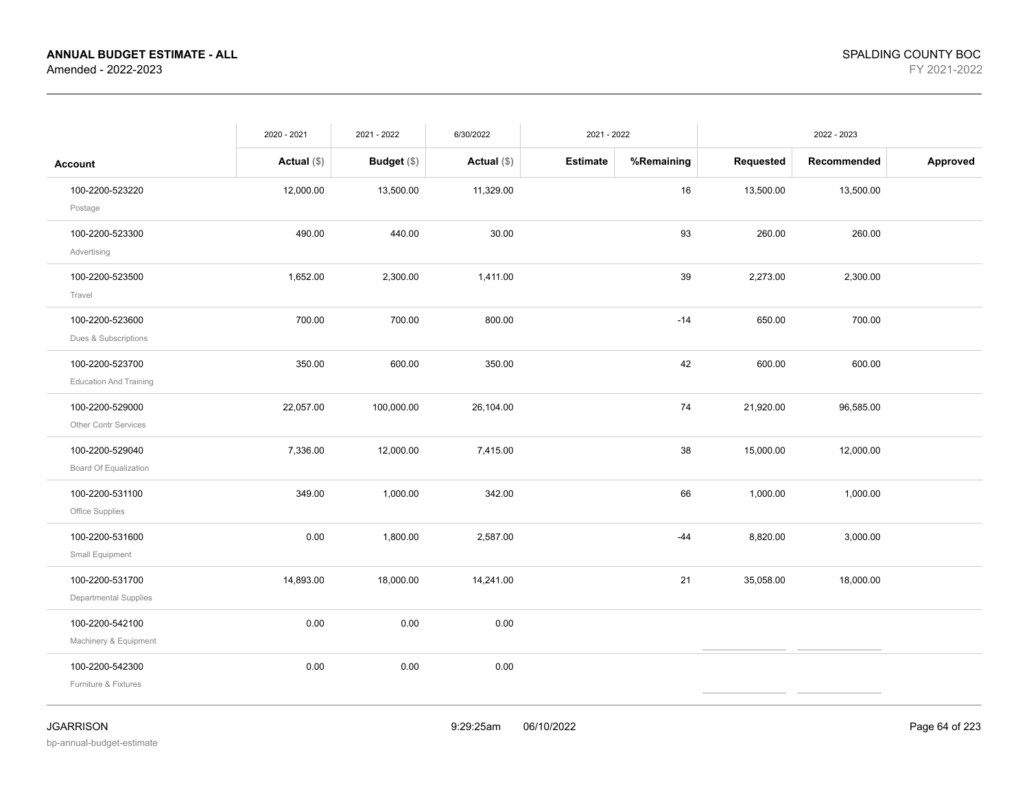**ANNUAL BUDGET ESTIMATE - ALL**
Amended - 2022-2023

SPALDING COUNTY BOC
FY 2021-2022

| | 2020 - 2021 | 2021 - 2022 | 6/30/2022 | 2021 - 2022 | | 2022 - 2023 | | |
|---|---|---|---|---|---|---|---|---|
| **Account** | **Actual** ($) | **Budget** ($) | **Actual** ($) | **Estimate** | **%Remaining** | **Requested** | **Recommended** | **Approved** |
| 100-2200-523220<br>Postage | 12,000.00 | 13,500.00 | 11,329.00 | | 16 | 13,500.00 | 13,500.00 | |
| 100-2200-523300<br>Advertising | 490.00 | 440.00 | 30.00 | | 93 | 260.00 | 260.00 | |
| 100-2200-523500<br>Travel | 1,652.00 | 2,300.00 | 1,411.00 | | 39 | 2,273.00 | 2,300.00 | |
| 100-2200-523600<br>Dues & Subscriptions | 700.00 | 700.00 | 800.00 | | -14 | 650.00 | 700.00 | |
| 100-2200-523700<br>Education And Training | 350.00 | 600.00 | 350.00 | | 42 | 600.00 | 600.00 | |
| 100-2200-529000<br>Other Contr Services | 22,057.00 | 100,000.00 | 26,104.00 | | 74 | 21,920.00 | 96,585.00 | |
| 100-2200-529040<br>Board Of Equalization | 7,336.00 | 12,000.00 | 7,415.00 | | 38 | 15,000.00 | 12,000.00 | |
| 100-2200-531100<br>Office Supplies | 349.00 | 1,000.00 | 342.00 | | 66 | 1,000.00 | 1,000.00 | |
| 100-2200-531600<br>Small Equipment | 0.00 | 1,800.00 | 2,587.00 | | -44 | 8,820.00 | 3,000.00 | |
| 100-2200-531700<br>Departmental Supplies | 14,893.00 | 18,000.00 | 14,241.00 | | 21 | 35,058.00 | 18,000.00 | |
| 100-2200-542100<br>Machinery & Equipment | 0.00 | 0.00 | 0.00 | | | | | |
| 100-2200-542300<br>Furniture & Fixtures | 0.00 | 0.00 | 0.00 | | | | | |

JGARRISON
bp-annual-budget-estimate

9:29:25am 06/10/2022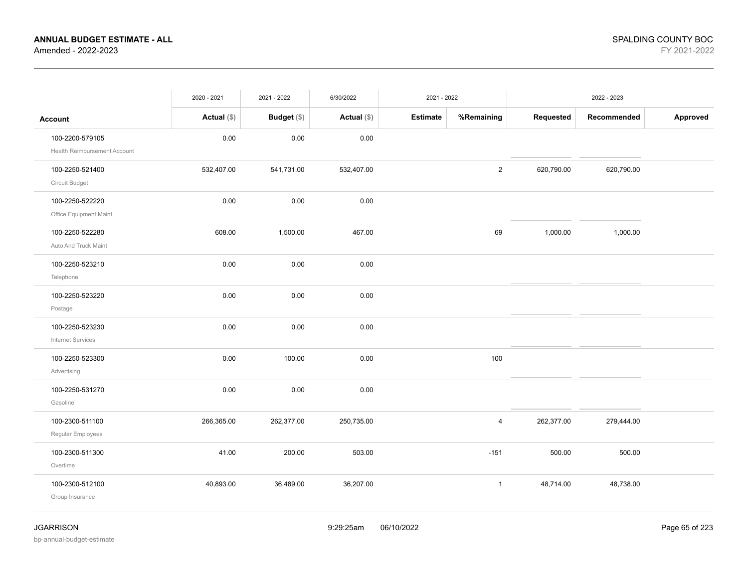**ANNUAL BUDGET ESTIMATE - ALL**
Amended - 2022-2023

SPALDING COUNTY BOC
FY 2021-2022

| | 2020 - 2021 | 2021 - 2022 | 6/30/2022 | 2021 - 2022 | | 2022 - 2023 | | |
|---|---|---|---|---|---|---|---|---|
| **Account** | **Actual ($)** | **Budget ($)** | **Actual ($)** | **Estimate** | **%Remaining** | **Requested** | **Recommended** | **Approved** |
| 100-2200-579105 Health Reimbursement Account | 0.00 | 0.00 | 0.00 | | | | | |
| 100-2250-521400 Circuit Budget | 532,407.00 | 541,731.00 | 532,407.00 | | 2 | 620,790.00 | 620,790.00 | |
| 100-2250-522220 Office Equipment Maint | 0.00 | 0.00 | 0.00 | | | | | |
| 100-2250-522280 Auto And Truck Maint | 608.00 | 1,500.00 | 467.00 | | 69 | 1,000.00 | 1,000.00 | |
| 100-2250-523210 Telephone | 0.00 | 0.00 | 0.00 | | | | | |
| 100-2250-523220 Postage | 0.00 | 0.00 | 0.00 | | | | | |
| 100-2250-523230 Internet Services | 0.00 | 0.00 | 0.00 | | | | | |
| 100-2250-523300 Advertising | 0.00 | 100.00 | 0.00 | | 100 | | | |
| 100-2250-531270 Gasoline | 0.00 | 0.00 | 0.00 | | | | | |
| 100-2300-511100 Regular Employees | 266,365.00 | 262,377.00 | 250,735.00 | | 4 | 262,377.00 | 279,444.00 | |
| 100-2300-511300 Overtime | 41.00 | 200.00 | 503.00 | | -151 | 500.00 | 500.00 | |
| 100-2300-512100 Group Insurance | 40,893.00 | 36,489.00 | 36,207.00 | | 1 | 48,714.00 | 48,738.00 | |

JGARRISON
bp-annual-budget-estimate

9:29:25am 06/10/2022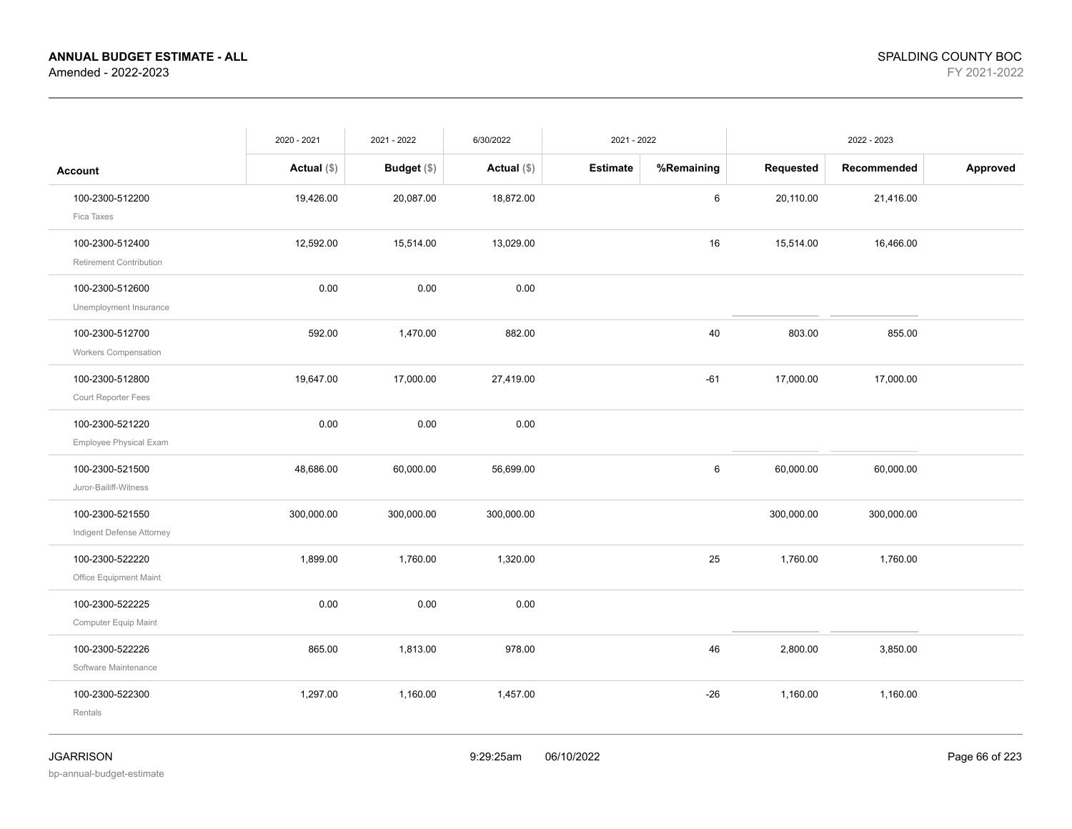**ANNUAL BUDGET ESTIMATE - ALL**
Amended - 2022-2023

SPALDING COUNTY BOC
FY 2021-2022

| Account | 2020 - 2021 Actual ($) | 2021 - 2022 Budget ($) | 6/30/2022 Actual ($) | 2021 - 2022 Estimate | 2021 - 2022 %Remaining | 2022 - 2023 Requested | 2022 - 2023 Recommended | 2022 - 2023 Approved |
|---|---|---|---|---|---|---|---|---|
| 100-2300-512200 Fica Taxes | 19,426.00 | 20,087.00 | 18,872.00 | | 6 | 20,110.00 | 21,416.00 | |
| 100-2300-512400 Retirement Contribution | 12,592.00 | 15,514.00 | 13,029.00 | | 16 | 15,514.00 | 16,466.00 | |
| 100-2300-512600 Unemployment Insurance | 0.00 | 0.00 | 0.00 | | | | | |
| 100-2300-512700 Workers Compensation | 592.00 | 1,470.00 | 882.00 | | 40 | 803.00 | 855.00 | |
| 100-2300-512800 Court Reporter Fees | 19,647.00 | 17,000.00 | 27,419.00 | | -61 | 17,000.00 | 17,000.00 | |
| 100-2300-521220 Employee Physical Exam | 0.00 | 0.00 | 0.00 | | | | | |
| 100-2300-521500 Juror-Bailiff-Witness | 48,686.00 | 60,000.00 | 56,699.00 | | 6 | 60,000.00 | 60,000.00 | |
| 100-2300-521550 Indigent Defense Attorney | 300,000.00 | 300,000.00 | 300,000.00 | | | 300,000.00 | 300,000.00 | |
| 100-2300-522220 Office Equipment Maint | 1,899.00 | 1,760.00 | 1,320.00 | | 25 | 1,760.00 | 1,760.00 | |
| 100-2300-522225 Computer Equip Maint | 0.00 | 0.00 | 0.00 | | | | | |
| 100-2300-522226 Software Maintenance | 865.00 | 1,813.00 | 978.00 | | 46 | 2,800.00 | 3,850.00 | |
| 100-2300-522300 Rentals | 1,297.00 | 1,160.00 | 1,457.00 | | -26 | 1,160.00 | 1,160.00 | |

JGARRISON
bp-annual-budget-estimate

9:29:25am 06/10/2022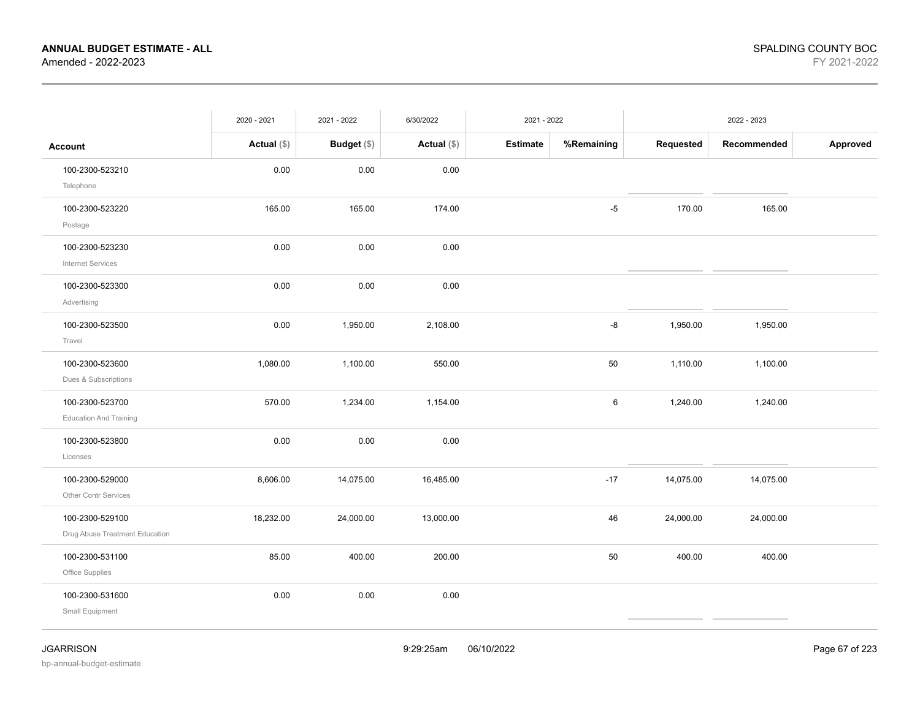**ANNUAL BUDGET ESTIMATE - ALL**
Amended - 2022-2023

SPALDING COUNTY BOC
FY 2021-2022

| | 2020 - 2021 | 2021 - 2022 | 6/30/2022 | 2021 - 2022 | | 2022 - 2023 | | |
|---|---|---|---|---|---|---|---|---|
| **Account** | **Actual ($)** | **Budget ($)** | **Actual ($)** | **Estimate** | **%Remaining** | **Requested** | **Recommended** | **Approved** |
| 100-2300-523210<br>Telephone | 0.00 | 0.00 | 0.00 | | | | | |
| 100-2300-523220<br>Postage | 165.00 | 165.00 | 174.00 | | -5 | 170.00 | 165.00 | |
| 100-2300-523230<br>Internet Services | 0.00 | 0.00 | 0.00 | | | | | |
| 100-2300-523300<br>Advertising | 0.00 | 0.00 | 0.00 | | | | | |
| 100-2300-523500<br>Travel | 0.00 | 1,950.00 | 2,108.00 | | -8 | 1,950.00 | 1,950.00 | |
| 100-2300-523600<br>Dues & Subscriptions | 1,080.00 | 1,100.00 | 550.00 | | 50 | 1,110.00 | 1,100.00 | |
| 100-2300-523700<br>Education And Training | 570.00 | 1,234.00 | 1,154.00 | | 6 | 1,240.00 | 1,240.00 | |
| 100-2300-523800<br>Licenses | 0.00 | 0.00 | 0.00 | | | | | |
| 100-2300-529000<br>Other Contr Services | 8,606.00 | 14,075.00 | 16,485.00 | | -17 | 14,075.00 | 14,075.00 | |
| 100-2300-529100<br>Drug Abuse Treatment Education | 18,232.00 | 24,000.00 | 13,000.00 | | 46 | 24,000.00 | 24,000.00 | |
| 100-2300-531100<br>Office Supplies | 85.00 | 400.00 | 200.00 | | 50 | 400.00 | 400.00 | |
| 100-2300-531600<br>Small Equipment | 0.00 | 0.00 | 0.00 | | | | | |

JGARRISON
bp-annual-budget-estimate

9:29:25am 06/10/2022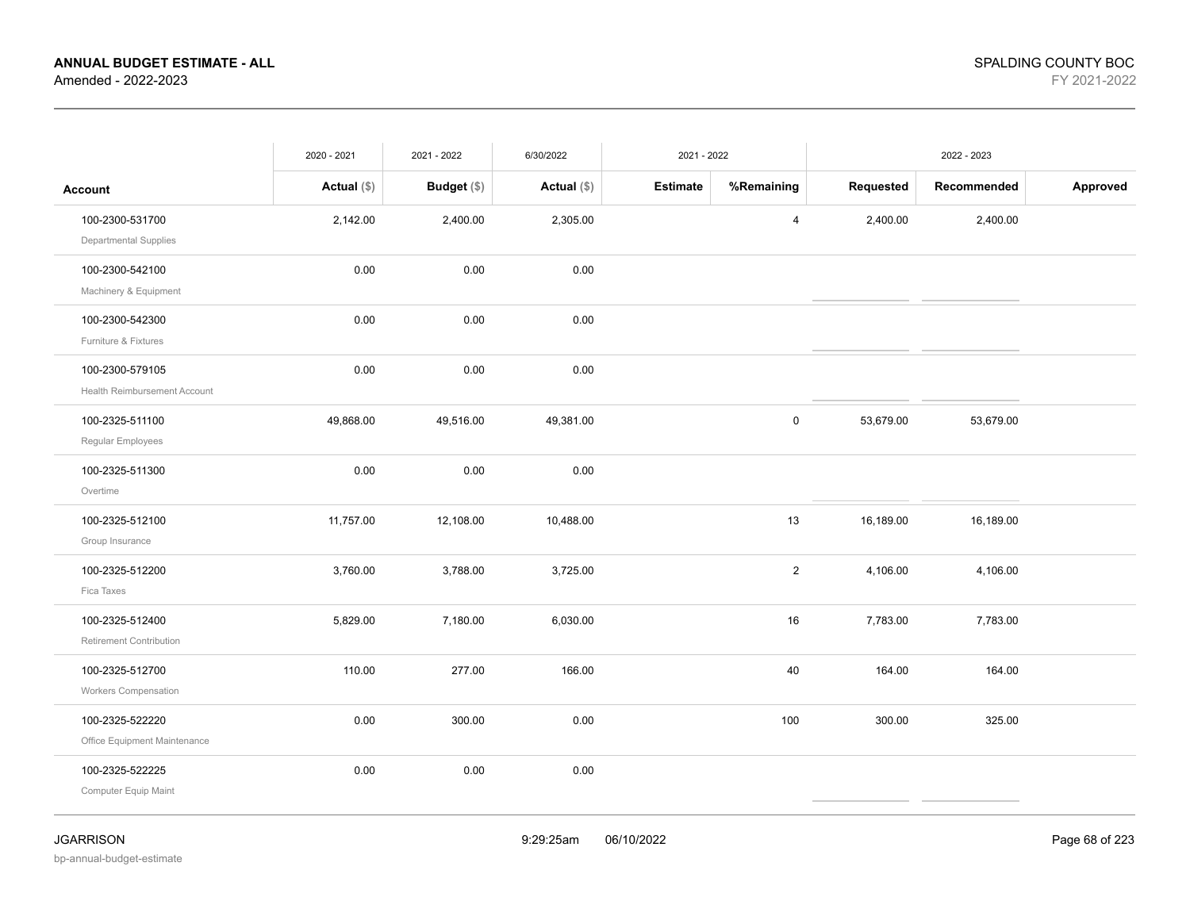**ANNUAL BUDGET ESTIMATE - ALL**
Amended - 2022-2023

SPALDING COUNTY BOC
FY 2021-2022

| | 2020 - 2021 | 2021 - 2022 | 6/30/2022 | 2021 - 2022 | | 2022 - 2023 | | |
|---|---|---|---|---|---|---|---|---|
| **Account** | **Actual ($)** | **Budget ($)** | **Actual ($)** | **Estimate** | **%Remaining** | **Requested** | **Recommended** | **Approved** |
| 100-2300-531700 Departmental Supplies | 2,142.00 | 2,400.00 | 2,305.00 | | 4 | 2,400.00 | 2,400.00 | |
| 100-2300-542100 Machinery & Equipment | 0.00 | 0.00 | 0.00 | | | | | |
| 100-2300-542300 Furniture & Fixtures | 0.00 | 0.00 | 0.00 | | | | | |
| 100-2300-579105 Health Reimbursement Account | 0.00 | 0.00 | 0.00 | | | | | |
| 100-2325-511100 Regular Employees | 49,868.00 | 49,516.00 | 49,381.00 | | 0 | 53,679.00 | 53,679.00 | |
| 100-2325-511300 Overtime | 0.00 | 0.00 | 0.00 | | | | | |
| 100-2325-512100 Group Insurance | 11,757.00 | 12,108.00 | 10,488.00 | | 13 | 16,189.00 | 16,189.00 | |
| 100-2325-512200 Fica Taxes | 3,760.00 | 3,788.00 | 3,725.00 | | 2 | 4,106.00 | 4,106.00 | |
| 100-2325-512400 Retirement Contribution | 5,829.00 | 7,180.00 | 6,030.00 | | 16 | 7,783.00 | 7,783.00 | |
| 100-2325-512700 Workers Compensation | 110.00 | 277.00 | 166.00 | | 40 | 164.00 | 164.00 | |
| 100-2325-522220 Office Equipment Maintenance | 0.00 | 300.00 | 0.00 | | 100 | 300.00 | 325.00 | |
| 100-2325-522225 Computer Equip Maint | 0.00 | 0.00 | 0.00 | | | | | |

JGARRISON
bp-annual-budget-estimate

9:29:25am 06/10/2022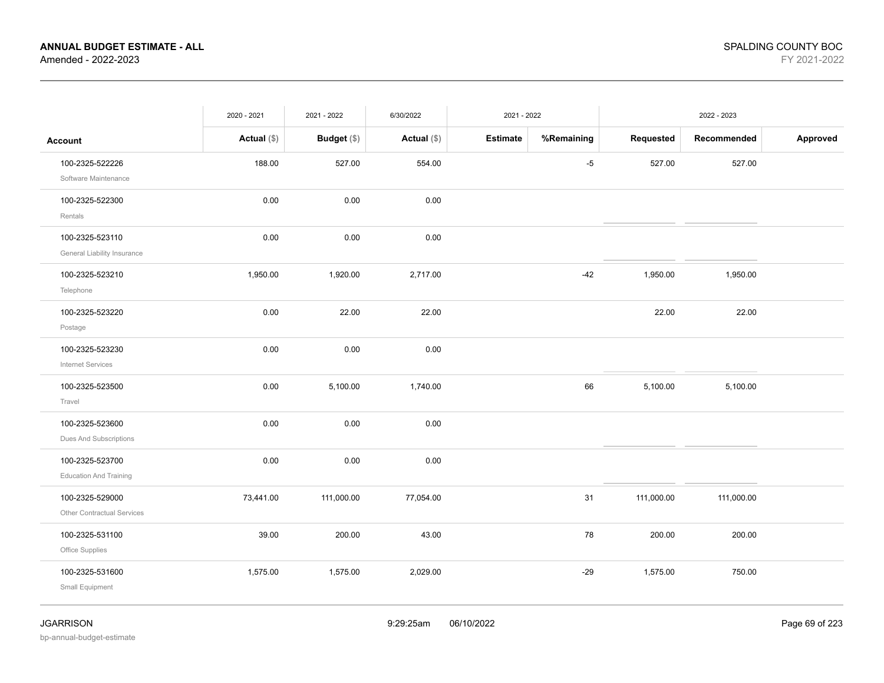**ANNUAL BUDGET ESTIMATE - ALL**
Amended - 2022-2023

SPALDING COUNTY BOC
FY 2021-2022

| | 2020 - 2021 | 2021 - 2022 | 6/30/2022 | 2021 - 2022 | | 2022 - 2023 | | |
|---|---|---|---|---|---|---|---|---|
| **Account** | **Actual ($)** | **Budget ($)** | **Actual ($)** | **Estimate** | **%Remaining** | **Requested** | **Recommended** | **Approved** |
| 100-2325-522226 Software Maintenance | 188.00 | 527.00 | 554.00 | | -5 | 527.00 | 527.00 | |
| 100-2325-522300 Rentals | 0.00 | 0.00 | 0.00 | | | | | |
| 100-2325-523110 General Liability Insurance | 0.00 | 0.00 | 0.00 | | | | | |
| 100-2325-523210 Telephone | 1,950.00 | 1,920.00 | 2,717.00 | | -42 | 1,950.00 | 1,950.00 | |
| 100-2325-523220 Postage | 0.00 | 22.00 | 22.00 | | | 22.00 | 22.00 | |
| 100-2325-523230 Internet Services | 0.00 | 0.00 | 0.00 | | | | | |
| 100-2325-523500 Travel | 0.00 | 5,100.00 | 1,740.00 | | 66 | 5,100.00 | 5,100.00 | |
| 100-2325-523600 Dues And Subscriptions | 0.00 | 0.00 | 0.00 | | | | | |
| 100-2325-523700 Education And Training | 0.00 | 0.00 | 0.00 | | | | | |
| 100-2325-529000 Other Contractual Services | 73,441.00 | 111,000.00 | 77,054.00 | | 31 | 111,000.00 | 111,000.00 | |
| 100-2325-531100 Office Supplies | 39.00 | 200.00 | 43.00 | | 78 | 200.00 | 200.00 | |
| 100-2325-531600 Small Equipment | 1,575.00 | 1,575.00 | 2,029.00 | | -29 | 1,575.00 | 750.00 | |

JGARRISON
bp-annual-budget-estimate

9:29:25am 06/10/2022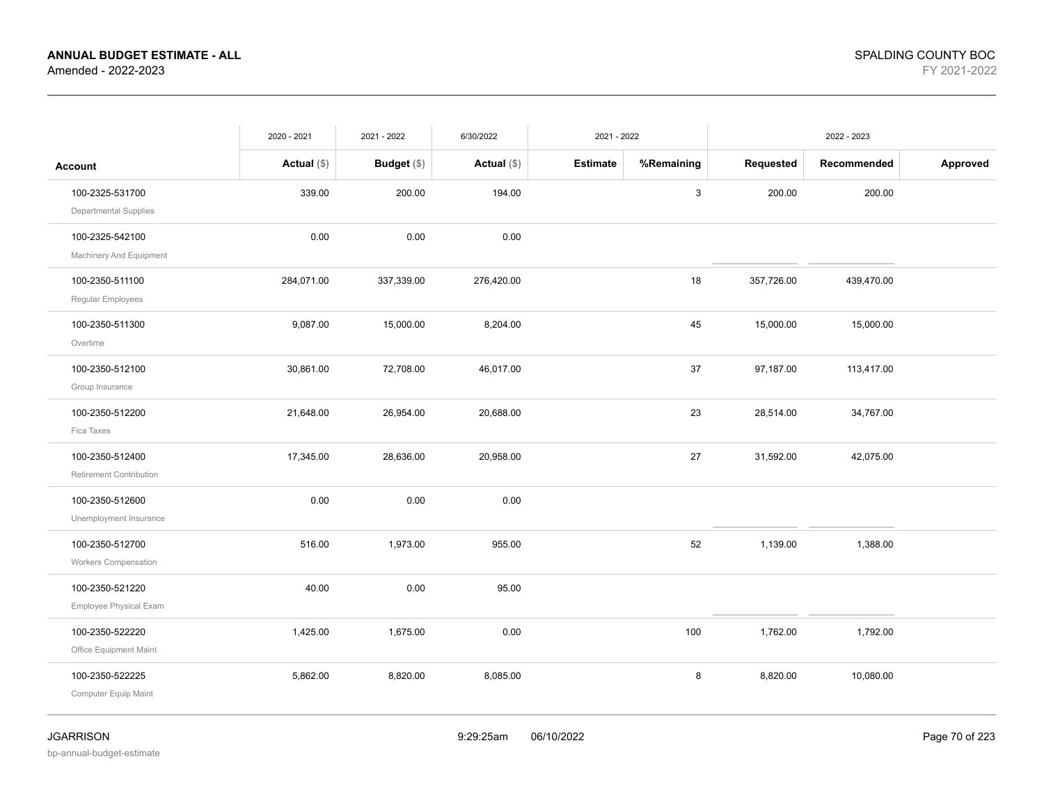**ANNUAL BUDGET ESTIMATE - ALL**
Amended - 2022-2023

SPALDING COUNTY BOC
FY 2021-2022

| | 2020 - 2021 | 2021 - 2022 | 6/30/2022 | 2021 - 2022 | | 2022 - 2023 | | |
|---|---|---|---|---|---|---|---|---|
| **Account** | **Actual ($)** | **Budget ($)** | **Actual ($)** | **Estimate** | **%Remaining** | **Requested** | **Recommended** | **Approved** |
| 100-2325-531700 Departmental Supplies | 339.00 | 200.00 | 194.00 | | 3 | 200.00 | 200.00 | |
| 100-2325-542100 Machinery And Equipment | 0.00 | 0.00 | 0.00 | | | | | |
| 100-2350-511100 Regular Employees | 284,071.00 | 337,339.00 | 276,420.00 | | 18 | 357,726.00 | 439,470.00 | |
| 100-2350-511300 Overtime | 9,087.00 | 15,000.00 | 8,204.00 | | 45 | 15,000.00 | 15,000.00 | |
| 100-2350-512100 Group Insurance | 30,861.00 | 72,708.00 | 46,017.00 | | 37 | 97,187.00 | 113,417.00 | |
| 100-2350-512200 Fica Taxes | 21,648.00 | 26,954.00 | 20,688.00 | | 23 | 28,514.00 | 34,767.00 | |
| 100-2350-512400 Retirement Contribution | 17,345.00 | 28,636.00 | 20,958.00 | | 27 | 31,592.00 | 42,075.00 | |
| 100-2350-512600 Unemployment Insurance | 0.00 | 0.00 | 0.00 | | | | | |
| 100-2350-512700 Workers Compensation | 516.00 | 1,973.00 | 955.00 | | 52 | 1,139.00 | 1,388.00 | |
| 100-2350-521220 Employee Physical Exam | 40.00 | 0.00 | 95.00 | | | | | |
| 100-2350-522220 Office Equipment Maint | 1,425.00 | 1,675.00 | 0.00 | | 100 | 1,762.00 | 1,792.00 | |
| 100-2350-522225 Computer Equip Maint | 5,862.00 | 8,820.00 | 8,085.00 | | 8 | 8,820.00 | 10,080.00 | |

JGARRISON
bp-annual-budget-estimate

9:29:25am 06/10/2022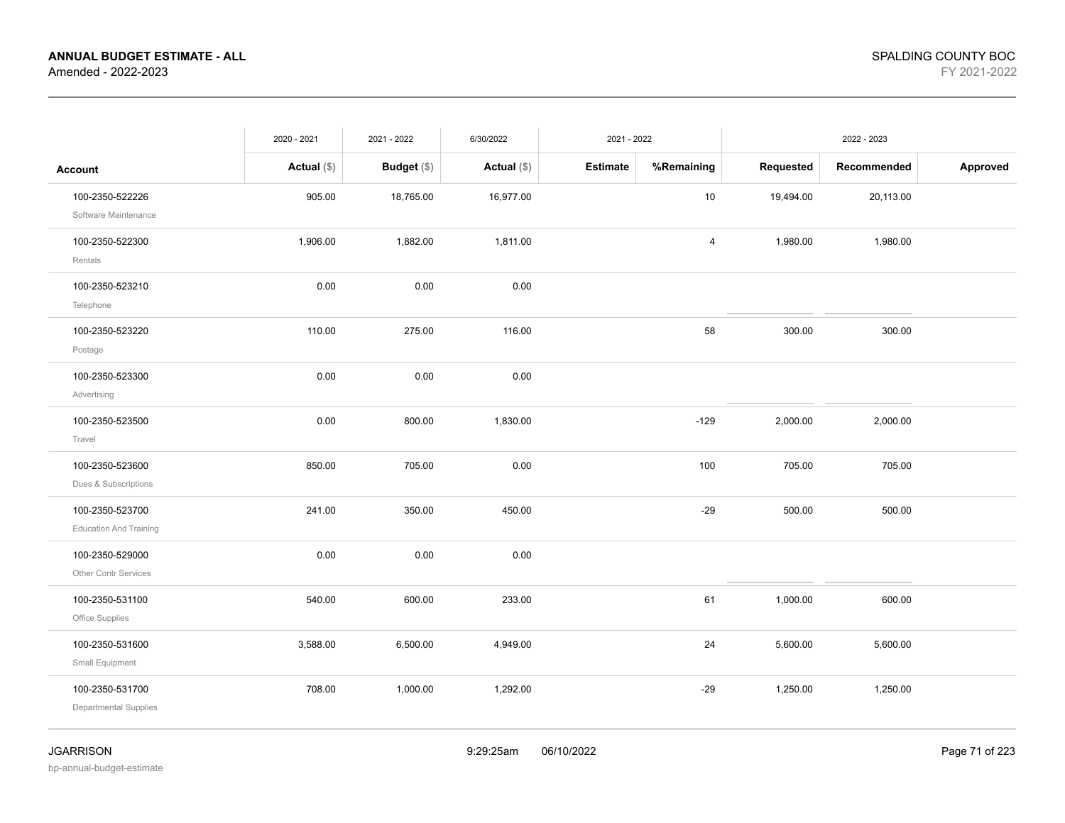**ANNUAL BUDGET ESTIMATE - ALL**
Amended - 2022-2023

SPALDING COUNTY BOC
FY 2021-2022

| | 2020 - 2021 | 2021 - 2022 | 6/30/2022 | 2021 - 2022 | | 2022 - 2023 | | |
|---|---|---|---|---|---|---|---|---|
| **Account** | **Actual ($)** | **Budget ($)** | **Actual ($)** | **Estimate** | **%Remaining** | **Requested** | **Recommended** | **Approved** |
| 100-2350-522226 Software Maintenance | 905.00 | 18,765.00 | 16,977.00 | | 10 | 19,494.00 | 20,113.00 | |
| 100-2350-522300 Rentals | 1,906.00 | 1,882.00 | 1,811.00 | | 4 | 1,980.00 | 1,980.00 | |
| 100-2350-523210 Telephone | 0.00 | 0.00 | 0.00 | | | | | |
| 100-2350-523220 Postage | 110.00 | 275.00 | 116.00 | | 58 | 300.00 | 300.00 | |
| 100-2350-523300 Advertising | 0.00 | 0.00 | 0.00 | | | | | |
| 100-2350-523500 Travel | 0.00 | 800.00 | 1,830.00 | | -129 | 2,000.00 | 2,000.00 | |
| 100-2350-523600 Dues & Subscriptions | 850.00 | 705.00 | 0.00 | | 100 | 705.00 | 705.00 | |
| 100-2350-523700 Education And Training | 241.00 | 350.00 | 450.00 | | -29 | 500.00 | 500.00 | |
| 100-2350-529000 Other Contr Services | 0.00 | 0.00 | 0.00 | | | | | |
| 100-2350-531100 Office Supplies | 540.00 | 600.00 | 233.00 | | 61 | 1,000.00 | 600.00 | |
| 100-2350-531600 Small Equipment | 3,588.00 | 6,500.00 | 4,949.00 | | 24 | 5,600.00 | 5,600.00 | |
| 100-2350-531700 Departmental Supplies | 708.00 | 1,000.00 | 1,292.00 | | -29 | 1,250.00 | 1,250.00 | |

JGARRISON 9:29:25am 06/10/2022
bp-annual-budget-estimate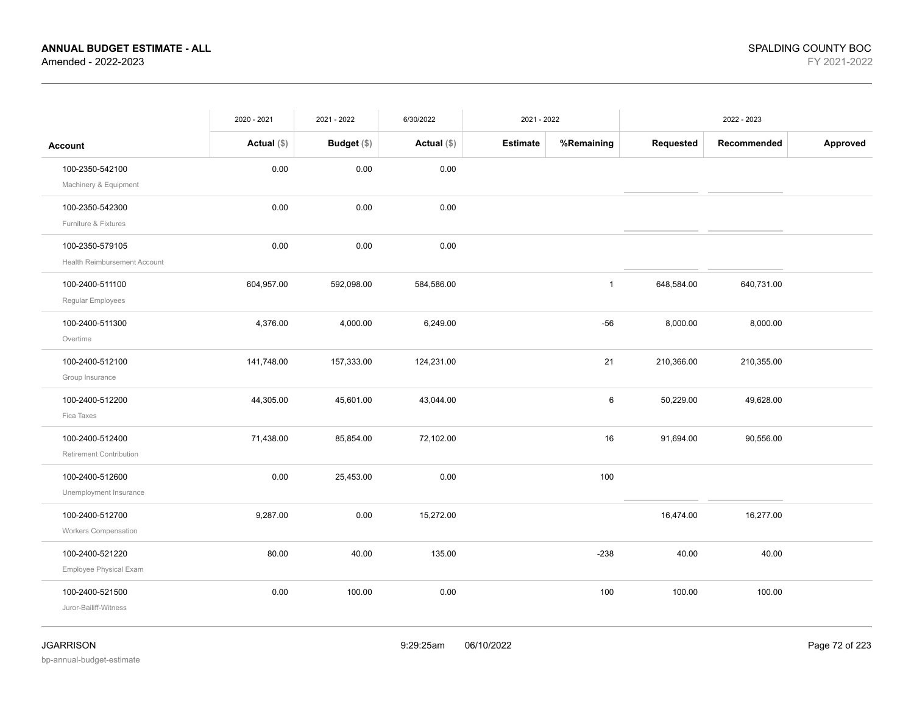**ANNUAL BUDGET ESTIMATE - ALL**
Amended - 2022-2023

SPALDING COUNTY BOC
FY 2021-2022

| Account | 2020 - 2021 Actual ($) | 2021 - 2022 Budget ($) | 6/30/2022 Actual ($) | 2021 - 2022 Estimate | 2021 - 2022 %Remaining | 2022 - 2023 Requested | 2022 - 2023 Recommended | 2022 - 2023 Approved |
|---|---|---|---|---|---|---|---|---|
| 100-2350-542100 Machinery & Equipment | 0.00 | 0.00 | 0.00 | | | | | |
| 100-2350-542300 Furniture & Fixtures | 0.00 | 0.00 | 0.00 | | | | | |
| 100-2350-579105 Health Reimbursement Account | 0.00 | 0.00 | 0.00 | | | | | |
| 100-2400-511100 Regular Employees | 604,957.00 | 592,098.00 | 584,586.00 | | 1 | 648,584.00 | 640,731.00 | |
| 100-2400-511300 Overtime | 4,376.00 | 4,000.00 | 6,249.00 | | -56 | 8,000.00 | 8,000.00 | |
| 100-2400-512100 Group Insurance | 141,748.00 | 157,333.00 | 124,231.00 | | 21 | 210,366.00 | 210,355.00 | |
| 100-2400-512200 Fica Taxes | 44,305.00 | 45,601.00 | 43,044.00 | | 6 | 50,229.00 | 49,628.00 | |
| 100-2400-512400 Retirement Contribution | 71,438.00 | 85,854.00 | 72,102.00 | | 16 | 91,694.00 | 90,556.00 | |
| 100-2400-512600 Unemployment Insurance | 0.00 | 25,453.00 | 0.00 | | 100 | | | |
| 100-2400-512700 Workers Compensation | 9,287.00 | 0.00 | 15,272.00 | | | 16,474.00 | 16,277.00 | |
| 100-2400-521220 Employee Physical Exam | 80.00 | 40.00 | 135.00 | | -238 | 40.00 | 40.00 | |
| 100-2400-521500 Juror-Bailiff-Witness | 0.00 | 100.00 | 0.00 | | 100 | 100.00 | 100.00 | |

JGARRISON
bp-annual-budget-estimate
9:29:25am 06/10/2022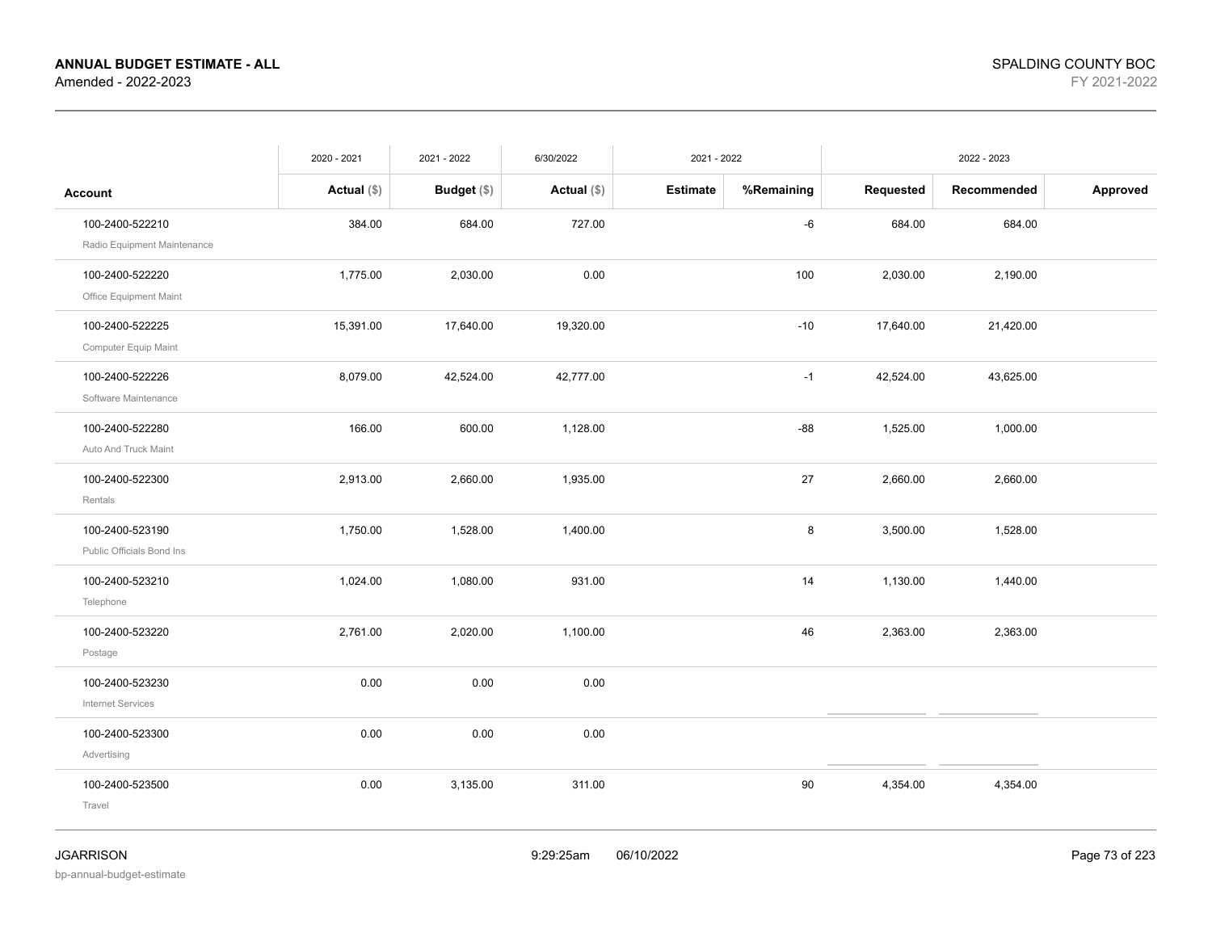**ANNUAL BUDGET ESTIMATE - ALL**
Amended - 2022-2023

SPALDING COUNTY BOC
FY 2021-2022

| Account | 2020 - 2021 Actual ($) | 2021 - 2022 Budget ($) | 6/30/2022 Actual ($) | 2021 - 2022 Estimate | %Remaining | 2022 - 2023 Requested | Recommended | Approved |
|---|---|---|---|---|---|---|---|---|
| 100-2400-522210 Radio Equipment Maintenance | 384.00 | 684.00 | 727.00 | | -6 | 684.00 | 684.00 | |
| 100-2400-522220 Office Equipment Maint | 1,775.00 | 2,030.00 | 0.00 | | 100 | 2,030.00 | 2,190.00 | |
| 100-2400-522225 Computer Equip Maint | 15,391.00 | 17,640.00 | 19,320.00 | | -10 | 17,640.00 | 21,420.00 | |
| 100-2400-522226 Software Maintenance | 8,079.00 | 42,524.00 | 42,777.00 | | -1 | 42,524.00 | 43,625.00 | |
| 100-2400-522280 Auto And Truck Maint | 166.00 | 600.00 | 1,128.00 | | -88 | 1,525.00 | 1,000.00 | |
| 100-2400-522300 Rentals | 2,913.00 | 2,660.00 | 1,935.00 | | 27 | 2,660.00 | 2,660.00 | |
| 100-2400-523190 Public Officials Bond Ins | 1,750.00 | 1,528.00 | 1,400.00 | | 8 | 3,500.00 | 1,528.00 | |
| 100-2400-523210 Telephone | 1,024.00 | 1,080.00 | 931.00 | | 14 | 1,130.00 | 1,440.00 | |
| 100-2400-523220 Postage | 2,761.00 | 2,020.00 | 1,100.00 | | 46 | 2,363.00 | 2,363.00 | |
| 100-2400-523230 Internet Services | 0.00 | 0.00 | 0.00 | | | | | |
| 100-2400-523300 Advertising | 0.00 | 0.00 | 0.00 | | | | | |
| 100-2400-523500 Travel | 0.00 | 3,135.00 | 311.00 | | 90 | 4,354.00 | 4,354.00 | |

JGARRISON
bp-annual-budget-estimate
9:29:25am 06/10/2022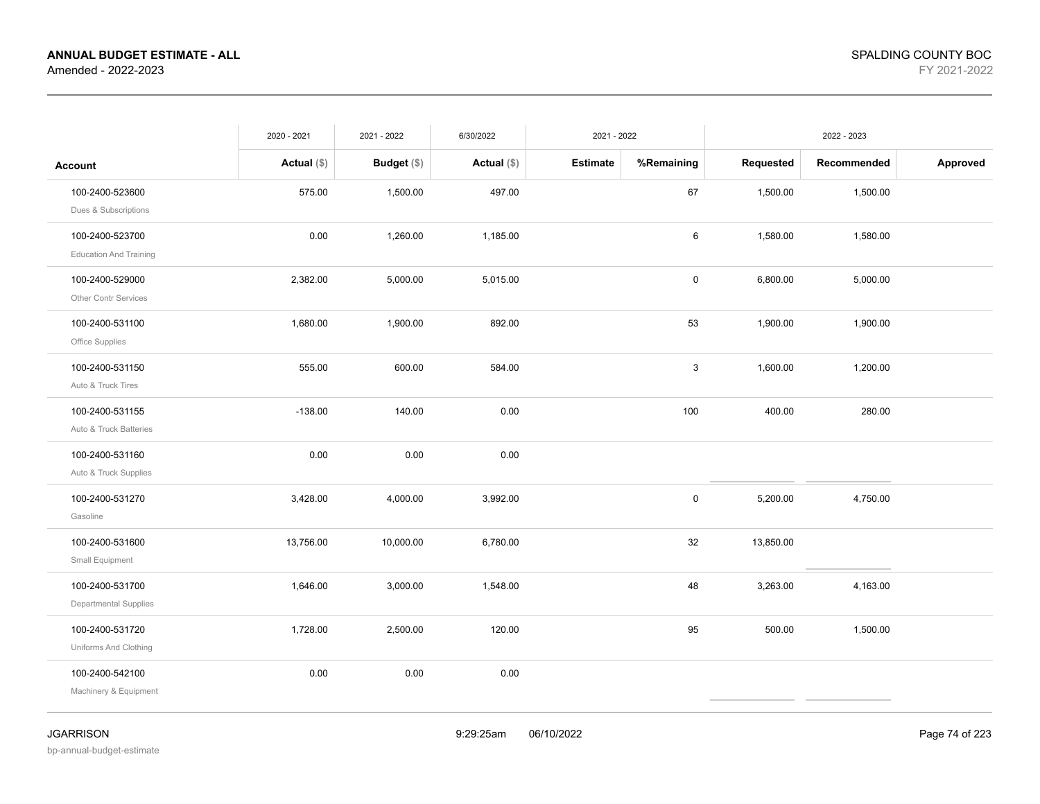# ANNUAL BUDGET ESTIMATE - ALL

Amended - 2022-2023

SPALDING COUNTY BOC

FY 2021-2022

| Account | 2020 - 2021 Actual ($) | 2021 - 2022 Budget ($) | 6/30/2022 Actual ($) | 2021 - 2022 Estimate | %Remaining | 2022 - 2023 Requested | Recommended | Approved |
|---|---|---|---|---|---|---|---|---|
| 100-2400-523600 Dues & Subscriptions | 575.00 | 1,500.00 | 497.00 | | 67 | 1,500.00 | 1,500.00 | |
| 100-2400-523700 Education And Training | 0.00 | 1,260.00 | 1,185.00 | | 6 | 1,580.00 | 1,580.00 | |
| 100-2400-529000 Other Contr Services | 2,382.00 | 5,000.00 | 5,015.00 | | 0 | 6,800.00 | 5,000.00 | |
| 100-2400-531100 Office Supplies | 1,680.00 | 1,900.00 | 892.00 | | 53 | 1,900.00 | 1,900.00 | |
| 100-2400-531150 Auto & Truck Tires | 555.00 | 600.00 | 584.00 | | 3 | 1,600.00 | 1,200.00 | |
| 100-2400-531155 Auto & Truck Batteries | -138.00 | 140.00 | 0.00 | | 100 | 400.00 | 280.00 | |
| 100-2400-531160 Auto & Truck Supplies | 0.00 | 0.00 | 0.00 | | | | | |
| 100-2400-531270 Gasoline | 3,428.00 | 4,000.00 | 3,992.00 | | 0 | 5,200.00 | 4,750.00 | |
| 100-2400-531600 Small Equipment | 13,756.00 | 10,000.00 | 6,780.00 | | 32 | 13,850.00 | | |
| 100-2400-531700 Departmental Supplies | 1,646.00 | 3,000.00 | 1,548.00 | | 48 | 3,263.00 | 4,163.00 | |
| 100-2400-531720 Uniforms And Clothing | 1,728.00 | 2,500.00 | 120.00 | | 95 | 500.00 | 1,500.00 | |
| 100-2400-542100 Machinery & Equipment | 0.00 | 0.00 | 0.00 | | | | | |

JGARRISON

bp-annual-budget-estimate

9:29:25am 06/10/2022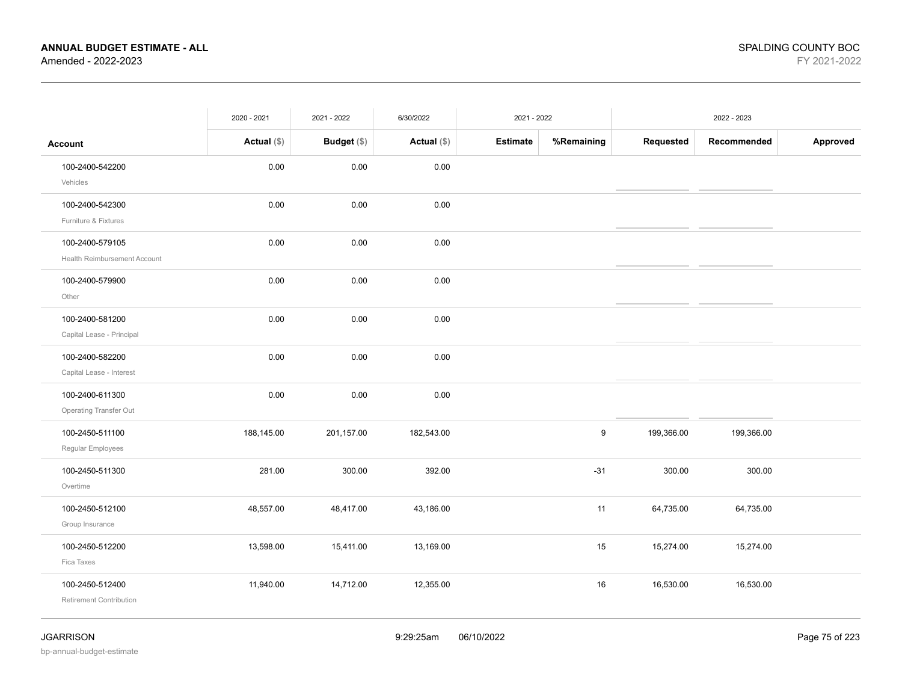**ANNUAL BUDGET ESTIMATE - ALL**
Amended - 2022-2023

SPALDING COUNTY BOC
FY 2021-2022

| | 2020 - 2021 | 2021 - 2022 | 6/30/2022 | 2021 - 2022 | | 2022 - 2023 | | |
|---|---|---|---|---|---|---|---|---|
| **Account** | **Actual ($)** | **Budget ($)** | **Actual ($)** | **Estimate** | **%Remaining** | **Requested** | **Recommended** | **Approved** |
| 100-2400-542200<br>Vehicles | 0.00 | 0.00 | 0.00 | | | | | |
| 100-2400-542300<br>Furniture & Fixtures | 0.00 | 0.00 | 0.00 | | | | | |
| 100-2400-579105<br>Health Reimbursement Account | 0.00 | 0.00 | 0.00 | | | | | |
| 100-2400-579900<br>Other | 0.00 | 0.00 | 0.00 | | | | | |
| 100-2400-581200<br>Capital Lease - Principal | 0.00 | 0.00 | 0.00 | | | | | |
| 100-2400-582200<br>Capital Lease - Interest | 0.00 | 0.00 | 0.00 | | | | | |
| 100-2400-611300<br>Operating Transfer Out | 0.00 | 0.00 | 0.00 | | | | | |
| 100-2450-511100<br>Regular Employees | 188,145.00 | 201,157.00 | 182,543.00 | | 9 | 199,366.00 | 199,366.00 | |
| 100-2450-511300<br>Overtime | 281.00 | 300.00 | 392.00 | | -31 | 300.00 | 300.00 | |
| 100-2450-512100<br>Group Insurance | 48,557.00 | 48,417.00 | 43,186.00 | | 11 | 64,735.00 | 64,735.00 | |
| 100-2450-512200<br>Fica Taxes | 13,598.00 | 15,411.00 | 13,169.00 | | 15 | 15,274.00 | 15,274.00 | |
| 100-2450-512400<br>Retirement Contribution | 11,940.00 | 14,712.00 | 12,355.00 | | 16 | 16,530.00 | 16,530.00 | |

JGARRISON
bp-annual-budget-estimate

9:29:25am 06/10/2022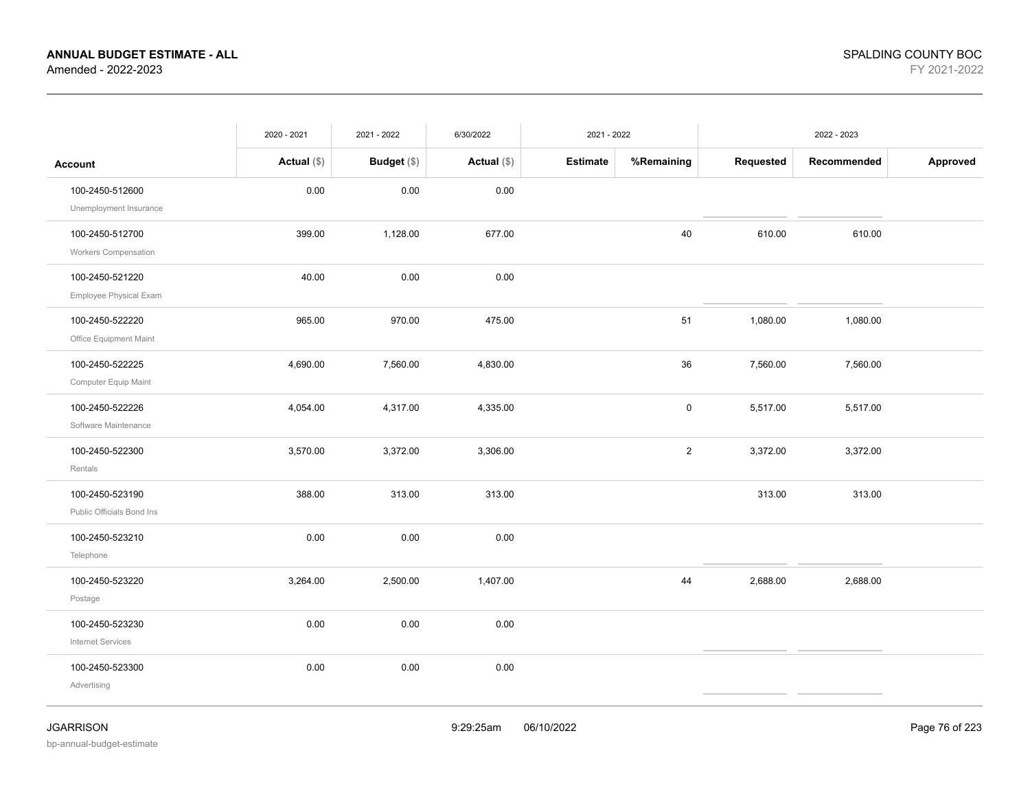**ANNUAL BUDGET ESTIMATE - ALL**
Amended - 2022-2023

SPALDING COUNTY BOC
FY 2021-2022

| | 2020 - 2021 | 2021 - 2022 | 6/30/2022 | 2021 - 2022 | | 2022 - 2023 | | |
|---|---|---|---|---|---|---|---|---|
| **Account** | **Actual ($)** | **Budget ($)** | **Actual ($)** | **Estimate** | **%Remaining** | **Requested** | **Recommended** | **Approved** |
| 100-2450-512600<br>Unemployment Insurance | 0.00 | 0.00 | 0.00 | | | | | |
| 100-2450-512700<br>Workers Compensation | 399.00 | 1,128.00 | 677.00 | | 40 | 610.00 | 610.00 | |
| 100-2450-521220<br>Employee Physical Exam | 40.00 | 0.00 | 0.00 | | | | | |
| 100-2450-522220<br>Office Equipment Maint | 965.00 | 970.00 | 475.00 | | 51 | 1,080.00 | 1,080.00 | |
| 100-2450-522225<br>Computer Equip Maint | 4,690.00 | 7,560.00 | 4,830.00 | | 36 | 7,560.00 | 7,560.00 | |
| 100-2450-522226<br>Software Maintenance | 4,054.00 | 4,317.00 | 4,335.00 | | 0 | 5,517.00 | 5,517.00 | |
| 100-2450-522300<br>Rentals | 3,570.00 | 3,372.00 | 3,306.00 | | 2 | 3,372.00 | 3,372.00 | |
| 100-2450-523190<br>Public Officials Bond Ins | 388.00 | 313.00 | 313.00 | | | 313.00 | 313.00 | |
| 100-2450-523210<br>Telephone | 0.00 | 0.00 | 0.00 | | | | | |
| 100-2450-523220<br>Postage | 3,264.00 | 2,500.00 | 1,407.00 | | 44 | 2,688.00 | 2,688.00 | |
| 100-2450-523230<br>Internet Services | 0.00 | 0.00 | 0.00 | | | | | |
| 100-2450-523300<br>Advertising | 0.00 | 0.00 | 0.00 | | | | | |

JGARRISON
bp-annual-budget-estimate

9:29:25am 06/10/2022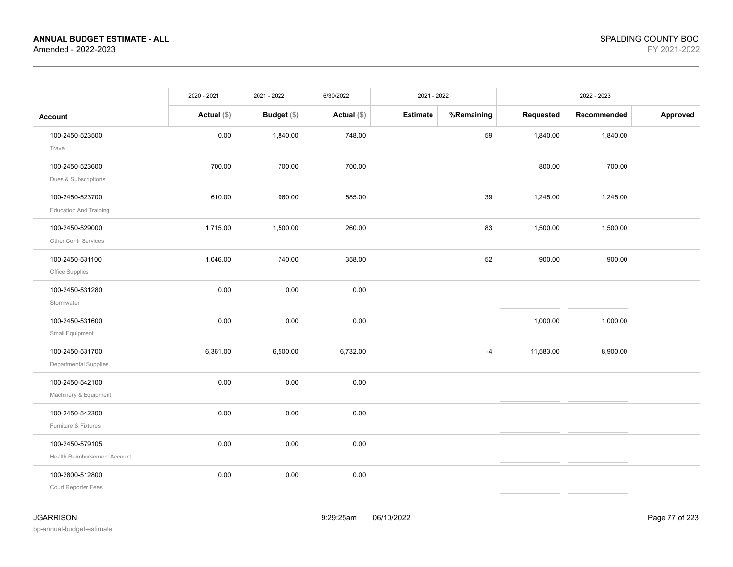**ANNUAL BUDGET ESTIMATE - ALL**
Amended - 2022-2023

SPALDING COUNTY BOC
FY 2021-2022

| Account | 2020 - 2021 Actual ($) | 2021 - 2022 Budget ($) | 6/30/2022 Actual ($) | 2021 - 2022 Estimate | %Remaining | 2022 - 2023 Requested | Recommended | Approved |
|---|---|---|---|---|---|---|---|---|
| 100-2450-523500 Travel | 0.00 | 1,840.00 | 748.00 | | 59 | 1,840.00 | 1,840.00 | |
| 100-2450-523600 Dues & Subscriptions | 700.00 | 700.00 | 700.00 | | | 800.00 | 700.00 | |
| 100-2450-523700 Education And Training | 610.00 | 960.00 | 585.00 | | 39 | 1,245.00 | 1,245.00 | |
| 100-2450-529000 Other Contr Services | 1,715.00 | 1,500.00 | 260.00 | | 83 | 1,500.00 | 1,500.00 | |
| 100-2450-531100 Office Supplies | 1,046.00 | 740.00 | 358.00 | | 52 | 900.00 | 900.00 | |
| 100-2450-531280 Stormwater | 0.00 | 0.00 | 0.00 | | | | | |
| 100-2450-531600 Small Equipment | 0.00 | 0.00 | 0.00 | | | 1,000.00 | 1,000.00 | |
| 100-2450-531700 Departmental Supplies | 6,361.00 | 6,500.00 | 6,732.00 | | -4 | 11,583.00 | 8,900.00 | |
| 100-2450-542100 Machinery & Equipment | 0.00 | 0.00 | 0.00 | | | | | |
| 100-2450-542300 Furniture & Fixtures | 0.00 | 0.00 | 0.00 | | | | | |
| 100-2450-579105 Health Reimbursement Account | 0.00 | 0.00 | 0.00 | | | | | |
| 100-2800-512800 Court Reporter Fees | 0.00 | 0.00 | 0.00 | | | | | |

JGARRISON
bp-annual-budget-estimate
9:29:25am 06/10/2022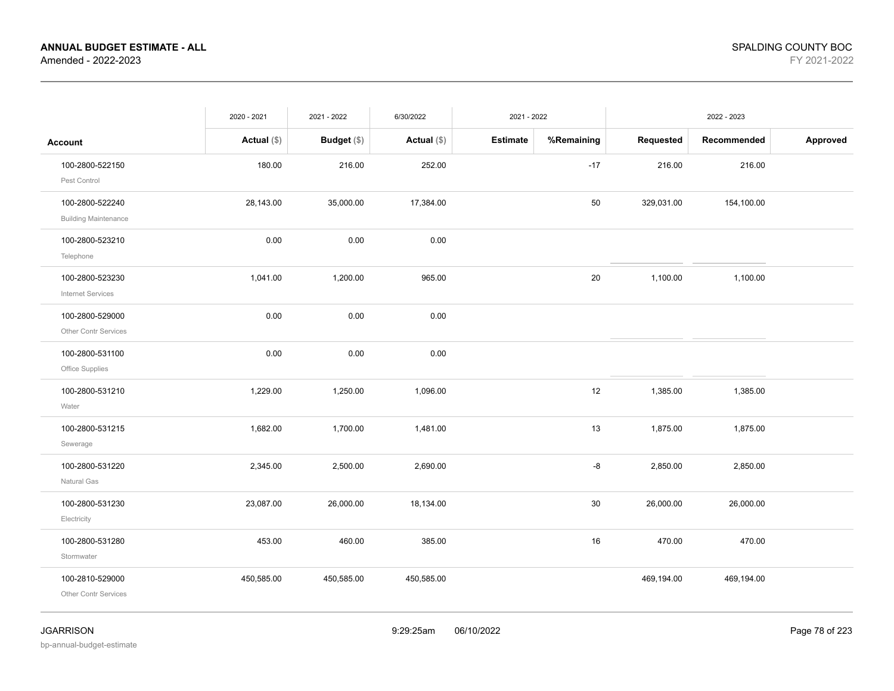**ANNUAL BUDGET ESTIMATE - ALL**
Amended - 2022-2023

SPALDING COUNTY BOC
FY 2021-2022

| Account | 2020 - 2021 Actual ($) | 2021 - 2022 Budget ($) | 6/30/2022 Actual ($) | 2021 - 2022 Estimate | 2021 - 2022 %Remaining | 2022 - 2023 Requested | 2022 - 2023 Recommended | 2022 - 2023 Approved |
|---|---|---|---|---|---|---|---|---|
| 100-2800-522150 Pest Control | 180.00 | 216.00 | 252.00 | | -17 | 216.00 | 216.00 | |
| 100-2800-522240 Building Maintenance | 28,143.00 | 35,000.00 | 17,384.00 | | 50 | 329,031.00 | 154,100.00 | |
| 100-2800-523210 Telephone | 0.00 | 0.00 | 0.00 | | | | | |
| 100-2800-523230 Internet Services | 1,041.00 | 1,200.00 | 965.00 | | 20 | 1,100.00 | 1,100.00 | |
| 100-2800-529000 Other Contr Services | 0.00 | 0.00 | 0.00 | | | | | |
| 100-2800-531100 Office Supplies | 0.00 | 0.00 | 0.00 | | | | | |
| 100-2800-531210 Water | 1,229.00 | 1,250.00 | 1,096.00 | | 12 | 1,385.00 | 1,385.00 | |
| 100-2800-531215 Sewerage | 1,682.00 | 1,700.00 | 1,481.00 | | 13 | 1,875.00 | 1,875.00 | |
| 100-2800-531220 Natural Gas | 2,345.00 | 2,500.00 | 2,690.00 | | -8 | 2,850.00 | 2,850.00 | |
| 100-2800-531230 Electricity | 23,087.00 | 26,000.00 | 18,134.00 | | 30 | 26,000.00 | 26,000.00 | |
| 100-2800-531280 Stormwater | 453.00 | 460.00 | 385.00 | | 16 | 470.00 | 470.00 | |
| 100-2810-529000 Other Contr Services | 450,585.00 | 450,585.00 | 450,585.00 | | | 469,194.00 | 469,194.00 | |

JGARRISON
bp-annual-budget-estimate
9:29:25am 06/10/2022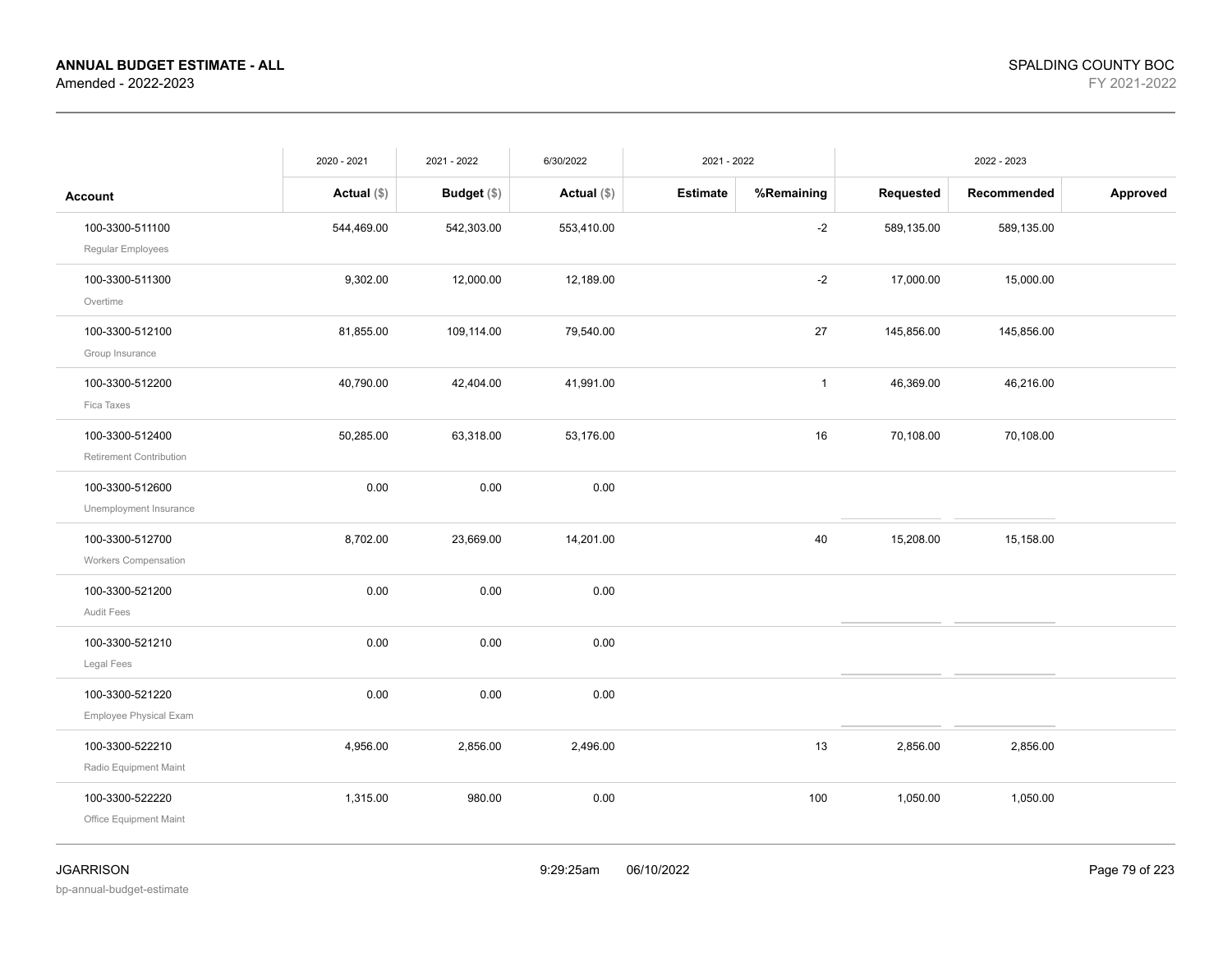**ANNUAL BUDGET ESTIMATE - ALL**
Amended - 2022-2023

SPALDING COUNTY BOC
FY 2021-2022

| | 2020 - 2021 | 2021 - 2022 | 6/30/2022 | 2021 - 2022 | | 2022 - 2023 | | |
|---|---|---|---|---|---|---|---|---|
| **Account** | **Actual ($)** | **Budget ($)** | **Actual ($)** | **Estimate** | **%Remaining** | **Requested** | **Recommended** | **Approved** |
| 100-3300-511100 Regular Employees | 544,469.00 | 542,303.00 | 553,410.00 | | -2 | 589,135.00 | 589,135.00 | |
| 100-3300-511300 Overtime | 9,302.00 | 12,000.00 | 12,189.00 | | -2 | 17,000.00 | 15,000.00 | |
| 100-3300-512100 Group Insurance | 81,855.00 | 109,114.00 | 79,540.00 | | 27 | 145,856.00 | 145,856.00 | |
| 100-3300-512200 Fica Taxes | 40,790.00 | 42,404.00 | 41,991.00 | | 1 | 46,369.00 | 46,216.00 | |
| 100-3300-512400 Retirement Contribution | 50,285.00 | 63,318.00 | 53,176.00 | | 16 | 70,108.00 | 70,108.00 | |
| 100-3300-512600 Unemployment Insurance | 0.00 | 0.00 | 0.00 | | | | | |
| 100-3300-512700 Workers Compensation | 8,702.00 | 23,669.00 | 14,201.00 | | 40 | 15,208.00 | 15,158.00 | |
| 100-3300-521200 Audit Fees | 0.00 | 0.00 | 0.00 | | | | | |
| 100-3300-521210 Legal Fees | 0.00 | 0.00 | 0.00 | | | | | |
| 100-3300-521220 Employee Physical Exam | 0.00 | 0.00 | 0.00 | | | | | |
| 100-3300-522210 Radio Equipment Maint | 4,956.00 | 2,856.00 | 2,496.00 | | 13 | 2,856.00 | 2,856.00 | |
| 100-3300-522220 Office Equipment Maint | 1,315.00 | 980.00 | 0.00 | | 100 | 1,050.00 | 1,050.00 | |

JGARRISON
bp-annual-budget-estimate

9:29:25am 06/10/2022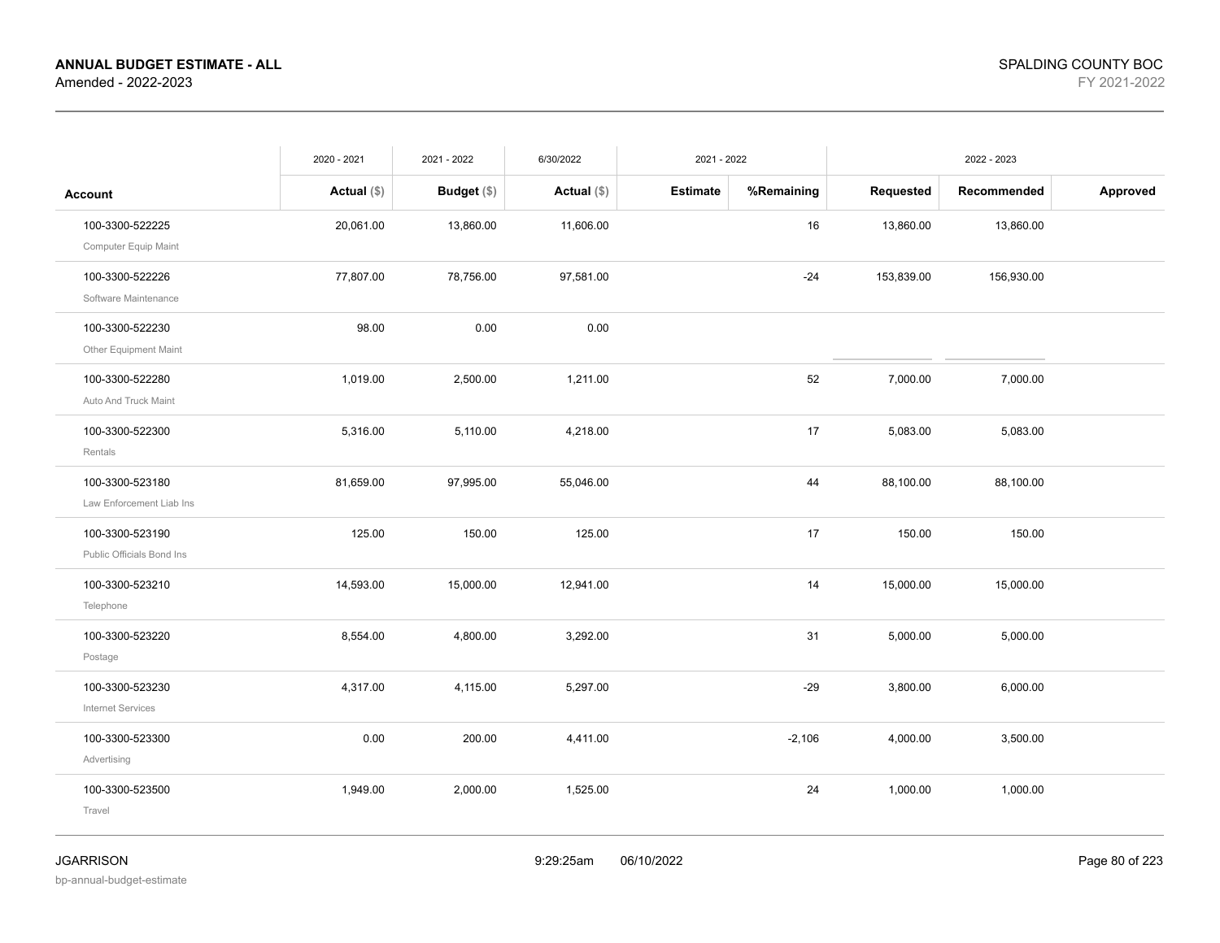**ANNUAL BUDGET ESTIMATE - ALL**
Amended - 2022-2023

SPALDING COUNTY BOC
FY 2021-2022

| | 2020 - 2021 | 2021 - 2022 | 6/30/2022 | 2021 - 2022 | | 2022 - 2023 | | |
|---|---|---|---|---|---|---|---|---|
| **Account** | **Actual ($)** | **Budget ($)** | **Actual ($)** | **Estimate** | **%Remaining** | **Requested** | **Recommended** | **Approved** |
| 100-3300-522225 Computer Equip Maint | 20,061.00 | 13,860.00 | 11,606.00 | | 16 | 13,860.00 | 13,860.00 | |
| 100-3300-522226 Software Maintenance | 77,807.00 | 78,756.00 | 97,581.00 | | -24 | 153,839.00 | 156,930.00 | |
| 100-3300-522230 Other Equipment Maint | 98.00 | 0.00 | 0.00 | | | | | |
| 100-3300-522280 Auto And Truck Maint | 1,019.00 | 2,500.00 | 1,211.00 | | 52 | 7,000.00 | 7,000.00 | |
| 100-3300-522300 Rentals | 5,316.00 | 5,110.00 | 4,218.00 | | 17 | 5,083.00 | 5,083.00 | |
| 100-3300-523180 Law Enforcement Liab Ins | 81,659.00 | 97,995.00 | 55,046.00 | | 44 | 88,100.00 | 88,100.00 | |
| 100-3300-523190 Public Officials Bond Ins | 125.00 | 150.00 | 125.00 | | 17 | 150.00 | 150.00 | |
| 100-3300-523210 Telephone | 14,593.00 | 15,000.00 | 12,941.00 | | 14 | 15,000.00 | 15,000.00 | |
| 100-3300-523220 Postage | 8,554.00 | 4,800.00 | 3,292.00 | | 31 | 5,000.00 | 5,000.00 | |
| 100-3300-523230 Internet Services | 4,317.00 | 4,115.00 | 5,297.00 | | -29 | 3,800.00 | 6,000.00 | |
| 100-3300-523300 Advertising | 0.00 | 200.00 | 4,411.00 | | -2,106 | 4,000.00 | 3,500.00 | |
| 100-3300-523500 Travel | 1,949.00 | 2,000.00 | 1,525.00 | | 24 | 1,000.00 | 1,000.00 | |

JGARRISON
bp-annual-budget-estimate

9:29:25am 06/10/2022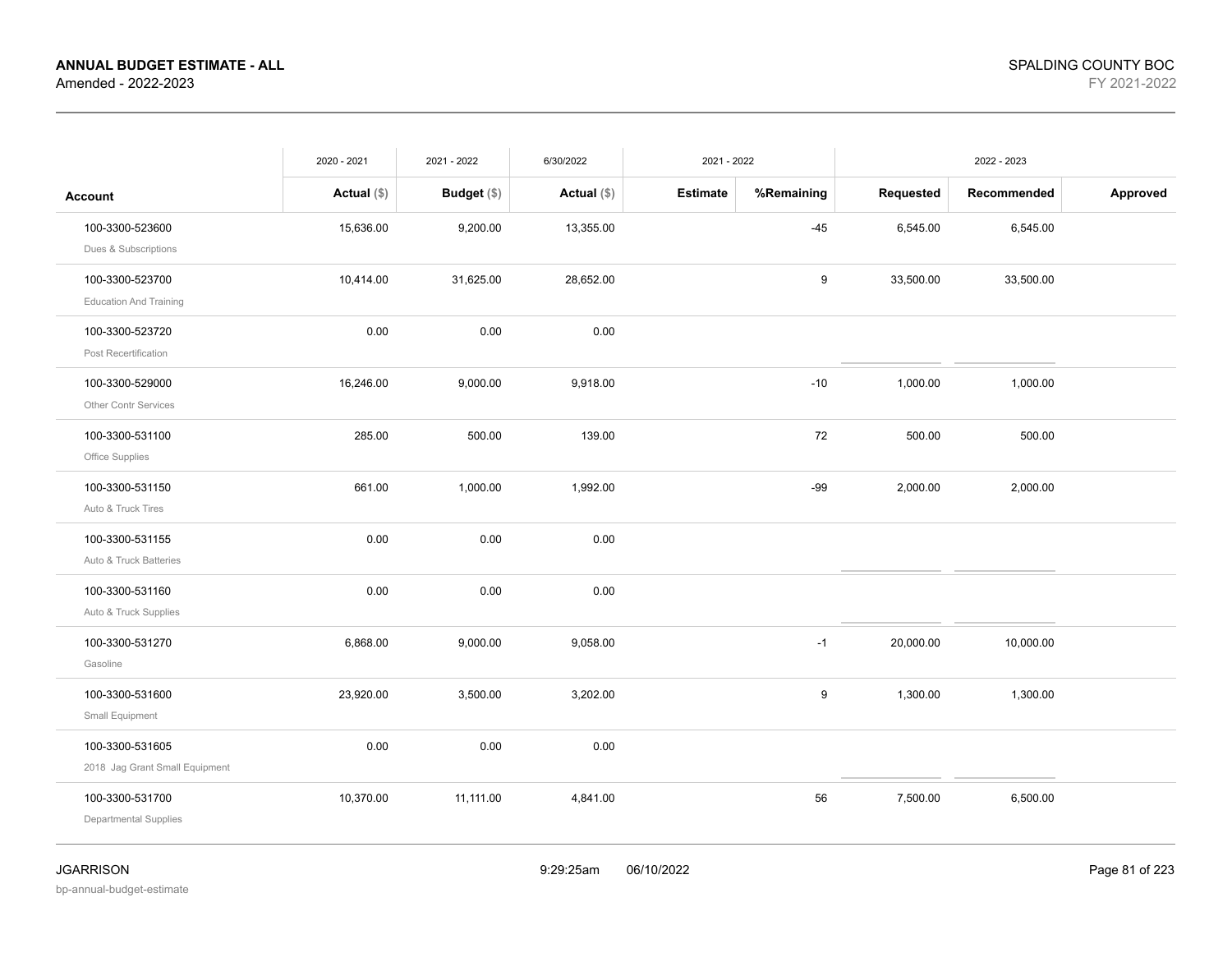**ANNUAL BUDGET ESTIMATE - ALL**
Amended - 2022-2023

SPALDING COUNTY BOC
FY 2021-2022

| Account | 2020 - 2021 Actual ($) | 2021 - 2022 Budget ($) | 6/30/2022 Actual ($) | 2021 - 2022 Estimate | 2021 - 2022 %Remaining | 2022 - 2023 Requested | 2022 - 2023 Recommended | 2022 - 2023 Approved |
|---|---|---|---|---|---|---|---|---|
| 100-3300-523600 Dues & Subscriptions | 15,636.00 | 9,200.00 | 13,355.00 | | -45 | 6,545.00 | 6,545.00 | |
| 100-3300-523700 Education And Training | 10,414.00 | 31,625.00 | 28,652.00 | | 9 | 33,500.00 | 33,500.00 | |
| 100-3300-523720 Post Recertification | 0.00 | 0.00 | 0.00 | | | | | |
| 100-3300-529000 Other Contr Services | 16,246.00 | 9,000.00 | 9,918.00 | | -10 | 1,000.00 | 1,000.00 | |
| 100-3300-531100 Office Supplies | 285.00 | 500.00 | 139.00 | | 72 | 500.00 | 500.00 | |
| 100-3300-531150 Auto & Truck Tires | 661.00 | 1,000.00 | 1,992.00 | | -99 | 2,000.00 | 2,000.00 | |
| 100-3300-531155 Auto & Truck Batteries | 0.00 | 0.00 | 0.00 | | | | | |
| 100-3300-531160 Auto & Truck Supplies | 0.00 | 0.00 | 0.00 | | | | | |
| 100-3300-531270 Gasoline | 6,868.00 | 9,000.00 | 9,058.00 | | -1 | 20,000.00 | 10,000.00 | |
| 100-3300-531600 Small Equipment | 23,920.00 | 3,500.00 | 3,202.00 | | 9 | 1,300.00 | 1,300.00 | |
| 100-3300-531605 2018 Jag Grant Small Equipment | 0.00 | 0.00 | 0.00 | | | | | |
| 100-3300-531700 Departmental Supplies | 10,370.00 | 11,111.00 | 4,841.00 | | 56 | 7,500.00 | 6,500.00 | |

JGARRISON
bp-annual-budget-estimate

9:29:25am 06/10/2022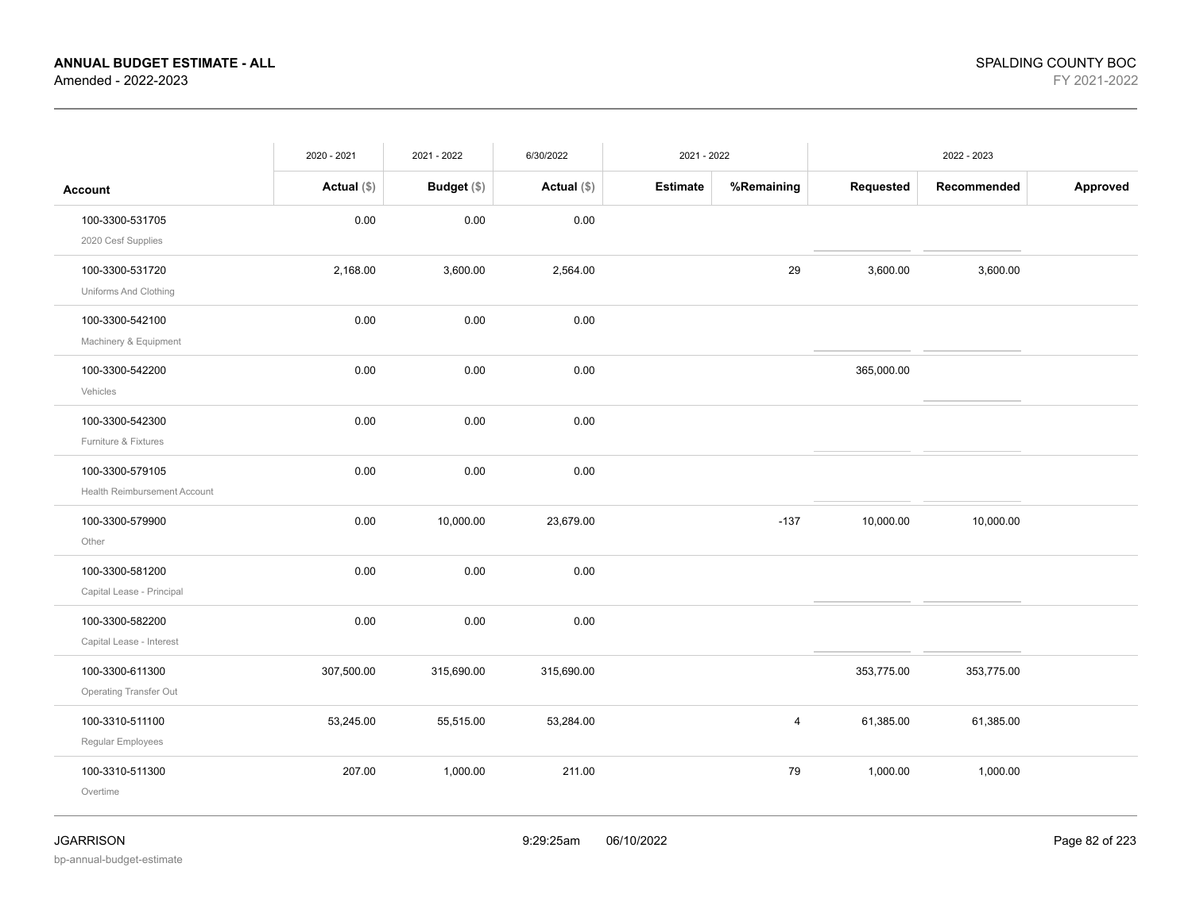**ANNUAL BUDGET ESTIMATE - ALL**
Amended - 2022-2023

SPALDING COUNTY BOC
FY 2021-2022

| | 2020 - 2021 | 2021 - 2022 | 6/30/2022 | 2021 - 2022 | | 2022 - 2023 | | |
|---|---|---|---|---|---|---|---|---|
| **Account** | **Actual ($)** | **Budget ($)** | **Actual ($)** | **Estimate** | **%Remaining** | **Requested** | **Recommended** | **Approved** |
| 100-3300-531705 2020 Cesf Supplies | 0.00 | 0.00 | 0.00 | | | | | |
| 100-3300-531720 Uniforms And Clothing | 2,168.00 | 3,600.00 | 2,564.00 | | 29 | 3,600.00 | 3,600.00 | |
| 100-3300-542100 Machinery & Equipment | 0.00 | 0.00 | 0.00 | | | | | |
| 100-3300-542200 Vehicles | 0.00 | 0.00 | 0.00 | | | 365,000.00 | | |
| 100-3300-542300 Furniture & Fixtures | 0.00 | 0.00 | 0.00 | | | | | |
| 100-3300-579105 Health Reimbursement Account | 0.00 | 0.00 | 0.00 | | | | | |
| 100-3300-579900 Other | 0.00 | 10,000.00 | 23,679.00 | | -137 | 10,000.00 | 10,000.00 | |
| 100-3300-581200 Capital Lease - Principal | 0.00 | 0.00 | 0.00 | | | | | |
| 100-3300-582200 Capital Lease - Interest | 0.00 | 0.00 | 0.00 | | | | | |
| 100-3300-611300 Operating Transfer Out | 307,500.00 | 315,690.00 | 315,690.00 | | | 353,775.00 | 353,775.00 | |
| 100-3310-511100 Regular Employees | 53,245.00 | 55,515.00 | 53,284.00 | | 4 | 61,385.00 | 61,385.00 | |
| 100-3310-511300 Overtime | 207.00 | 1,000.00 | 211.00 | | 79 | 1,000.00 | 1,000.00 | |

JGARRISON 9:29:25am 06/10/2022
bp-annual-budget-estimate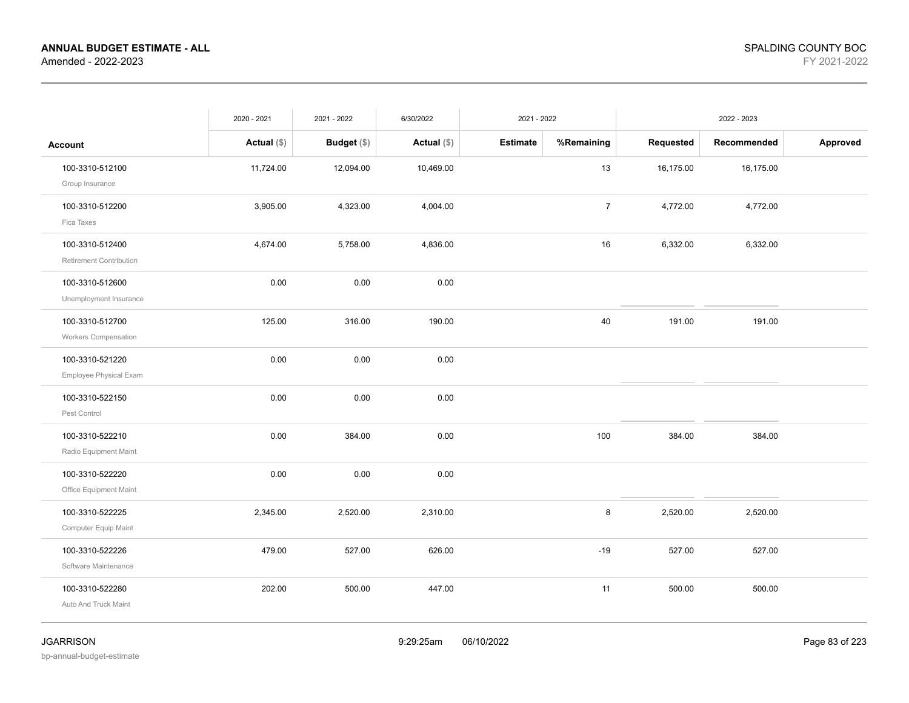**ANNUAL BUDGET ESTIMATE - ALL**
Amended - 2022-2023

SPALDING COUNTY BOC
FY 2021-2022

| | 2020 - 2021 | 2021 - 2022 | 6/30/2022 | 2021 - 2022 | | 2022 - 2023 | | |
|---|---|---|---|---|---|---|---|---|
| **Account** | **Actual ($)** | **Budget ($)** | **Actual ($)** | **Estimate** | **%Remaining** | **Requested** | **Recommended** | **Approved** |
| 100-3310-512100<br>Group Insurance | 11,724.00 | 12,094.00 | 10,469.00 | | 13 | 16,175.00 | 16,175.00 | |
| 100-3310-512200<br>Fica Taxes | 3,905.00 | 4,323.00 | 4,004.00 | | 7 | 4,772.00 | 4,772.00 | |
| 100-3310-512400<br>Retirement Contribution | 4,674.00 | 5,758.00 | 4,836.00 | | 16 | 6,332.00 | 6,332.00 | |
| 100-3310-512600<br>Unemployment Insurance | 0.00 | 0.00 | 0.00 | | | | | |
| 100-3310-512700<br>Workers Compensation | 125.00 | 316.00 | 190.00 | | 40 | 191.00 | 191.00 | |
| 100-3310-521220<br>Employee Physical Exam | 0.00 | 0.00 | 0.00 | | | | | |
| 100-3310-522150<br>Pest Control | 0.00 | 0.00 | 0.00 | | | | | |
| 100-3310-522210<br>Radio Equipment Maint | 0.00 | 384.00 | 0.00 | | 100 | 384.00 | 384.00 | |
| 100-3310-522220<br>Office Equipment Maint | 0.00 | 0.00 | 0.00 | | | | | |
| 100-3310-522225<br>Computer Equip Maint | 2,345.00 | 2,520.00 | 2,310.00 | | 8 | 2,520.00 | 2,520.00 | |
| 100-3310-522226<br>Software Maintenance | 479.00 | 527.00 | 626.00 | | -19 | 527.00 | 527.00 | |
| 100-3310-522280<br>Auto And Truck Maint | 202.00 | 500.00 | 447.00 | | 11 | 500.00 | 500.00 | |

JGARRISON
bp-annual-budget-estimate
9:29:25am 06/10/2022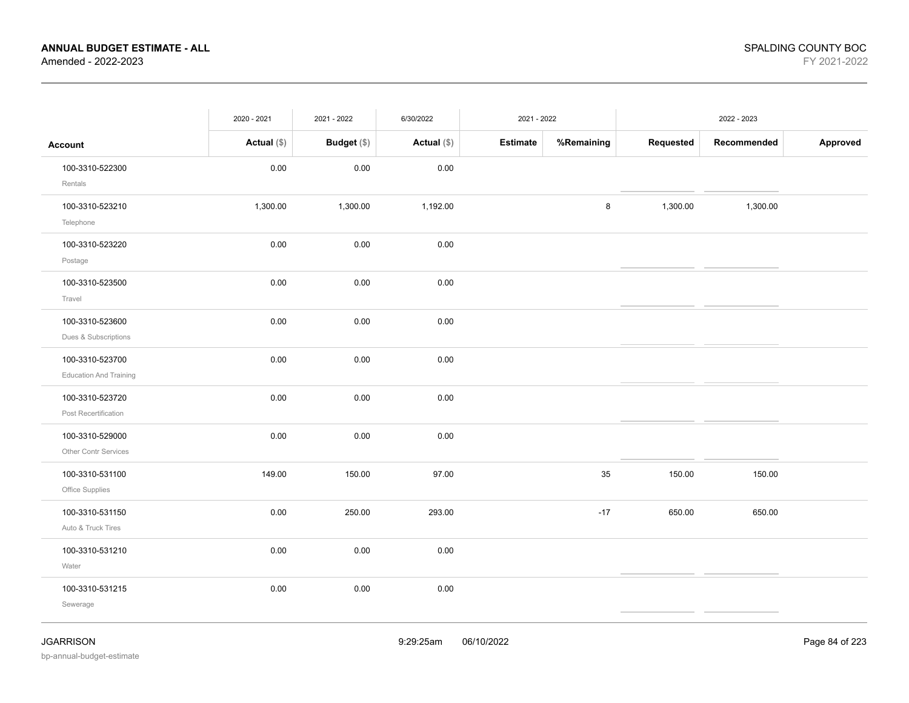**ANNUAL BUDGET ESTIMATE - ALL**
Amended - 2022-2023

SPALDING COUNTY BOC
FY 2021-2022

| | 2020 - 2021 | 2021 - 2022 | 6/30/2022 | 2021 - 2022 | | 2022 - 2023 | | |
|---|---|---|---|---|---|---|---|---|
| **Account** | **Actual** ($) | **Budget** ($) | **Actual** ($) | **Estimate** | **%Remaining** | **Requested** | **Recommended** | **Approved** |
| 100-3310-522300 Rentals | 0.00 | 0.00 | 0.00 | | | | | |
| 100-3310-523210 Telephone | 1,300.00 | 1,300.00 | 1,192.00 | | 8 | 1,300.00 | 1,300.00 | |
| 100-3310-523220 Postage | 0.00 | 0.00 | 0.00 | | | | | |
| 100-3310-523500 Travel | 0.00 | 0.00 | 0.00 | | | | | |
| 100-3310-523600 Dues & Subscriptions | 0.00 | 0.00 | 0.00 | | | | | |
| 100-3310-523700 Education And Training | 0.00 | 0.00 | 0.00 | | | | | |
| 100-3310-523720 Post Recertification | 0.00 | 0.00 | 0.00 | | | | | |
| 100-3310-529000 Other Contr Services | 0.00 | 0.00 | 0.00 | | | | | |
| 100-3310-531100 Office Supplies | 149.00 | 150.00 | 97.00 | | 35 | 150.00 | 150.00 | |
| 100-3310-531150 Auto & Truck Tires | 0.00 | 250.00 | 293.00 | | -17 | 650.00 | 650.00 | |
| 100-3310-531210 Water | 0.00 | 0.00 | 0.00 | | | | | |
| 100-3310-531215 Sewerage | 0.00 | 0.00 | 0.00 | | | | | |

JGARRISON
bp-annual-budget-estimate

9:29:25am 06/10/2022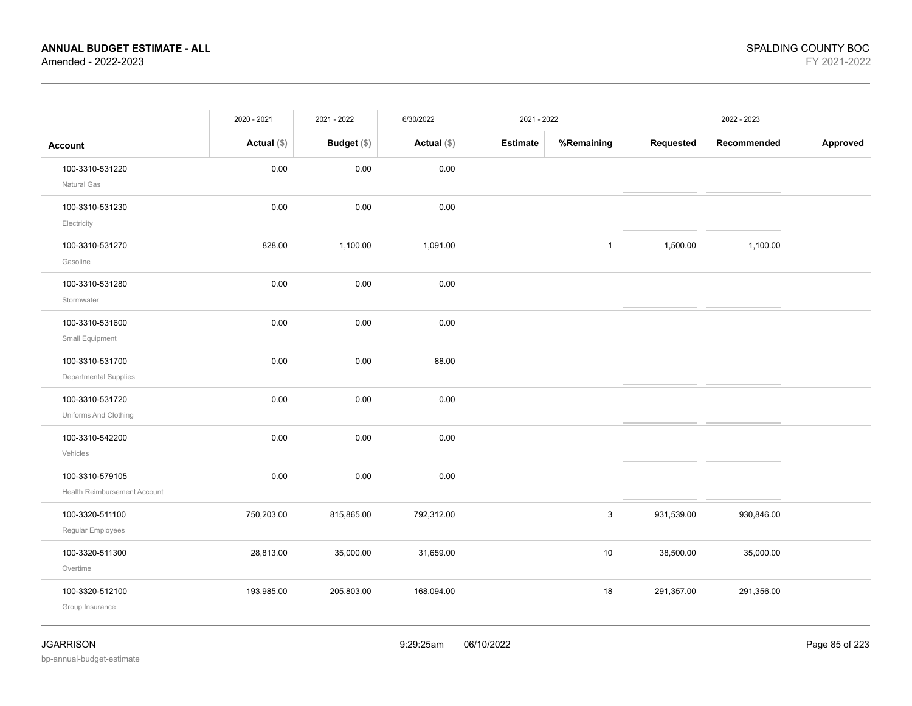**ANNUAL BUDGET ESTIMATE - ALL**
Amended - 2022-2023

SPALDING COUNTY BOC
FY 2021-2022

| | 2020 - 2021 | 2021 - 2022 | 6/30/2022 | 2021 - 2022 | | 2022 - 2023 | | |
|---|---|---|---|---|---|---|---|---|
| **Account** | **Actual ($)** | **Budget ($)** | **Actual ($)** | **Estimate** | **%Remaining** | **Requested** | **Recommended** | **Approved** |
| 100-3310-531220<br>Natural Gas | 0.00 | 0.00 | 0.00 | | | | | |
| 100-3310-531230<br>Electricity | 0.00 | 0.00 | 0.00 | | | | | |
| 100-3310-531270<br>Gasoline | 828.00 | 1,100.00 | 1,091.00 | | 1 | 1,500.00 | 1,100.00 | |
| 100-3310-531280<br>Stormwater | 0.00 | 0.00 | 0.00 | | | | | |
| 100-3310-531600<br>Small Equipment | 0.00 | 0.00 | 0.00 | | | | | |
| 100-3310-531700<br>Departmental Supplies | 0.00 | 0.00 | 88.00 | | | | | |
| 100-3310-531720<br>Uniforms And Clothing | 0.00 | 0.00 | 0.00 | | | | | |
| 100-3310-542200<br>Vehicles | 0.00 | 0.00 | 0.00 | | | | | |
| 100-3310-579105<br>Health Reimbursement Account | 0.00 | 0.00 | 0.00 | | | | | |
| 100-3320-511100<br>Regular Employees | 750,203.00 | 815,865.00 | 792,312.00 | | 3 | 931,539.00 | 930,846.00 | |
| 100-3320-511300<br>Overtime | 28,813.00 | 35,000.00 | 31,659.00 | | 10 | 38,500.00 | 35,000.00 | |
| 100-3320-512100<br>Group Insurance | 193,985.00 | 205,803.00 | 168,094.00 | | 18 | 291,357.00 | 291,356.00 | |

JGARRISON
bp-annual-budget-estimate
9:29:25am 06/10/2022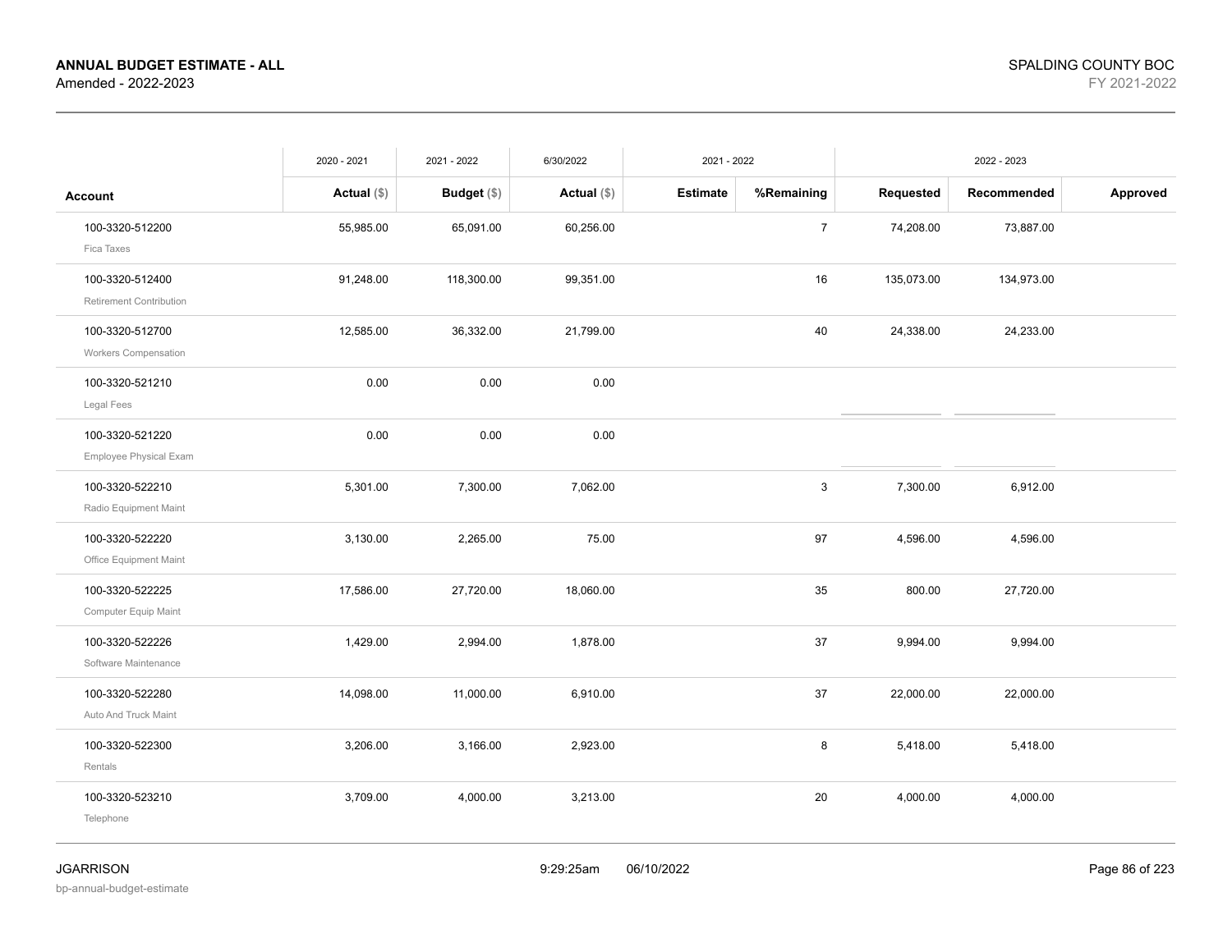**ANNUAL BUDGET ESTIMATE - ALL**
Amended - 2022-2023

SPALDING COUNTY BOC
FY 2021-2022

| Account | 2020 - 2021 Actual ($) | 2021 - 2022 Budget ($) | 6/30/2022 Actual ($) | 2021 - 2022 Estimate | 2021 - 2022 %Remaining | 2022 - 2023 Requested | 2022 - 2023 Recommended | 2022 - 2023 Approved |
|---|---|---|---|---|---|---|---|---|
| 100-3320-512200 Fica Taxes | 55,985.00 | 65,091.00 | 60,256.00 | | 7 | 74,208.00 | 73,887.00 | |
| 100-3320-512400 Retirement Contribution | 91,248.00 | 118,300.00 | 99,351.00 | | 16 | 135,073.00 | 134,973.00 | |
| 100-3320-512700 Workers Compensation | 12,585.00 | 36,332.00 | 21,799.00 | | 40 | 24,338.00 | 24,233.00 | |
| 100-3320-521210 Legal Fees | 0.00 | 0.00 | 0.00 | | | | | |
| 100-3320-521220 Employee Physical Exam | 0.00 | 0.00 | 0.00 | | | | | |
| 100-3320-522210 Radio Equipment Maint | 5,301.00 | 7,300.00 | 7,062.00 | | 3 | 7,300.00 | 6,912.00 | |
| 100-3320-522220 Office Equipment Maint | 3,130.00 | 2,265.00 | 75.00 | | 97 | 4,596.00 | 4,596.00 | |
| 100-3320-522225 Computer Equip Maint | 17,586.00 | 27,720.00 | 18,060.00 | | 35 | 800.00 | 27,720.00 | |
| 100-3320-522226 Software Maintenance | 1,429.00 | 2,994.00 | 1,878.00 | | 37 | 9,994.00 | 9,994.00 | |
| 100-3320-522280 Auto And Truck Maint | 14,098.00 | 11,000.00 | 6,910.00 | | 37 | 22,000.00 | 22,000.00 | |
| 100-3320-522300 Rentals | 3,206.00 | 3,166.00 | 2,923.00 | | 8 | 5,418.00 | 5,418.00 | |
| 100-3320-523210 Telephone | 3,709.00 | 4,000.00 | 3,213.00 | | 20 | 4,000.00 | 4,000.00 | |

JGARRISON
bp-annual-budget-estimate
9:29:25am 06/10/2022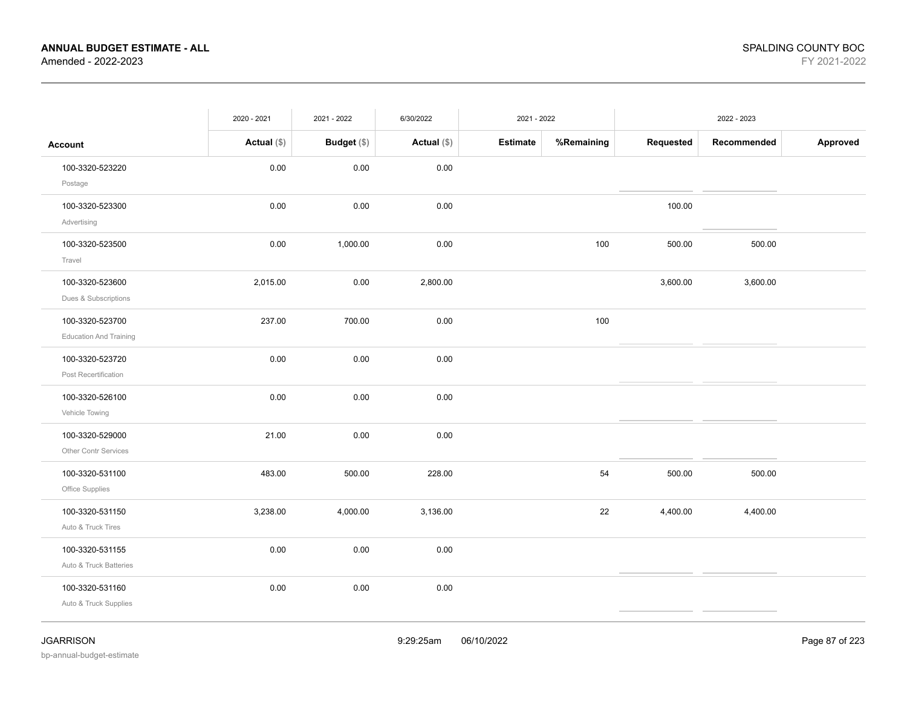**ANNUAL BUDGET ESTIMATE - ALL**
Amended - 2022-2023

SPALDING COUNTY BOC
FY 2021-2022

| Account | 2020 - 2021 Actual ($) | 2021 - 2022 Budget ($) | 6/30/2022 Actual ($) | 2021 - 2022 Estimate | 2021 - 2022 %Remaining | 2022 - 2023 Requested | 2022 - 2023 Recommended | 2022 - 2023 Approved |
|---|---|---|---|---|---|---|---|---|
| 100-3320-523220 Postage | 0.00 | 0.00 | 0.00 | | | | | |
| 100-3320-523300 Advertising | 0.00 | 0.00 | 0.00 | | | 100.00 | | |
| 100-3320-523500 Travel | 0.00 | 1,000.00 | 0.00 | | 100 | 500.00 | 500.00 | |
| 100-3320-523600 Dues & Subscriptions | 2,015.00 | 0.00 | 2,800.00 | | | 3,600.00 | 3,600.00 | |
| 100-3320-523700 Education And Training | 237.00 | 700.00 | 0.00 | | 100 | | | |
| 100-3320-523720 Post Recertification | 0.00 | 0.00 | 0.00 | | | | | |
| 100-3320-526100 Vehicle Towing | 0.00 | 0.00 | 0.00 | | | | | |
| 100-3320-529000 Other Contr Services | 21.00 | 0.00 | 0.00 | | | | | |
| 100-3320-531100 Office Supplies | 483.00 | 500.00 | 228.00 | | 54 | 500.00 | 500.00 | |
| 100-3320-531150 Auto & Truck Tires | 3,238.00 | 4,000.00 | 3,136.00 | | 22 | 4,400.00 | 4,400.00 | |
| 100-3320-531155 Auto & Truck Batteries | 0.00 | 0.00 | 0.00 | | | | | |
| 100-3320-531160 Auto & Truck Supplies | 0.00 | 0.00 | 0.00 | | | | | |

JGARRISON 9:29:25am 06/10/2022
bp-annual-budget-estimate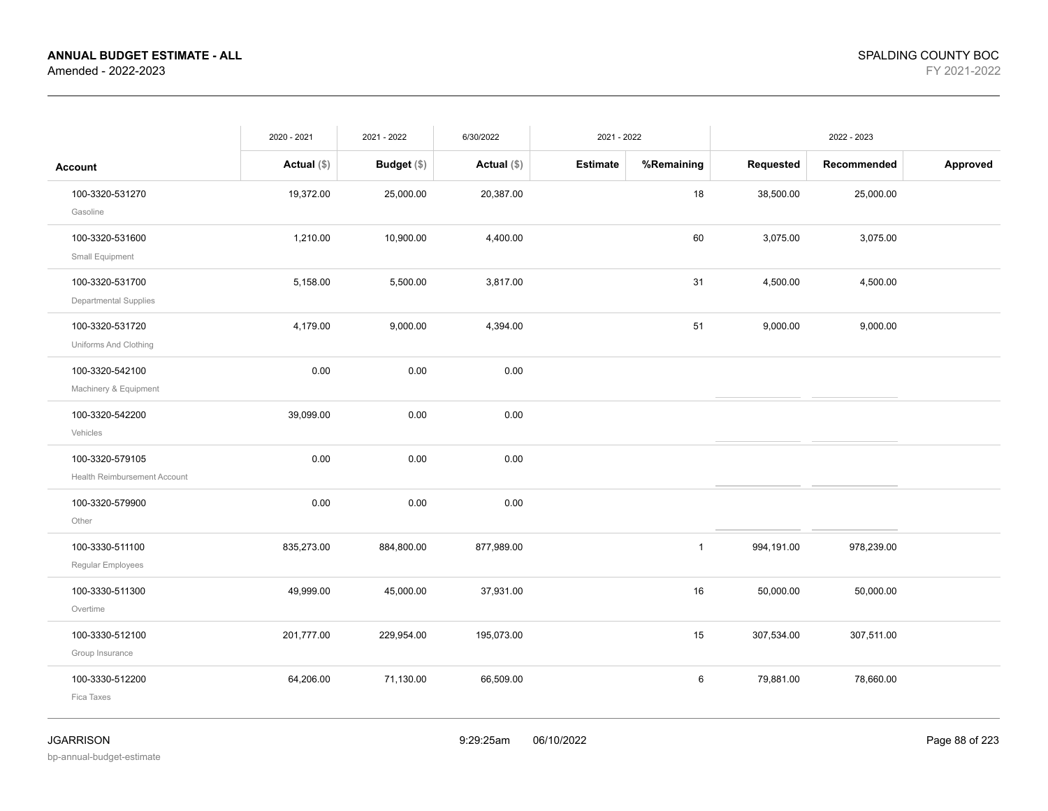**ANNUAL BUDGET ESTIMATE - ALL**
Amended - 2022-2023

SPALDING COUNTY BOC
FY 2021-2022

| Account | 2020 - 2021 Actual ($) | 2021 - 2022 Budget ($) | 6/30/2022 Actual ($) | 2021 - 2022 Estimate | 2021 - 2022 %Remaining | 2022 - 2023 Requested | 2022 - 2023 Recommended | 2022 - 2023 Approved |
|---|---|---|---|---|---|---|---|---|
| 100-3320-531270 Gasoline | 19,372.00 | 25,000.00 | 20,387.00 | | 18 | 38,500.00 | 25,000.00 | |
| 100-3320-531600 Small Equipment | 1,210.00 | 10,900.00 | 4,400.00 | | 60 | 3,075.00 | 3,075.00 | |
| 100-3320-531700 Departmental Supplies | 5,158.00 | 5,500.00 | 3,817.00 | | 31 | 4,500.00 | 4,500.00 | |
| 100-3320-531720 Uniforms And Clothing | 4,179.00 | 9,000.00 | 4,394.00 | | 51 | 9,000.00 | 9,000.00 | |
| 100-3320-542100 Machinery & Equipment | 0.00 | 0.00 | 0.00 | | | | | |
| 100-3320-542200 Vehicles | 39,099.00 | 0.00 | 0.00 | | | | | |
| 100-3320-579105 Health Reimbursement Account | 0.00 | 0.00 | 0.00 | | | | | |
| 100-3320-579900 Other | 0.00 | 0.00 | 0.00 | | | | | |
| 100-3330-511100 Regular Employees | 835,273.00 | 884,800.00 | 877,989.00 | | 1 | 994,191.00 | 978,239.00 | |
| 100-3330-511300 Overtime | 49,999.00 | 45,000.00 | 37,931.00 | | 16 | 50,000.00 | 50,000.00 | |
| 100-3330-512100 Group Insurance | 201,777.00 | 229,954.00 | 195,073.00 | | 15 | 307,534.00 | 307,511.00 | |
| 100-3330-512200 Fica Taxes | 64,206.00 | 71,130.00 | 66,509.00 | | 6 | 79,881.00 | 78,660.00 | |

JGARRISON
bp-annual-budget-estimate

9:29:25am 06/10/2022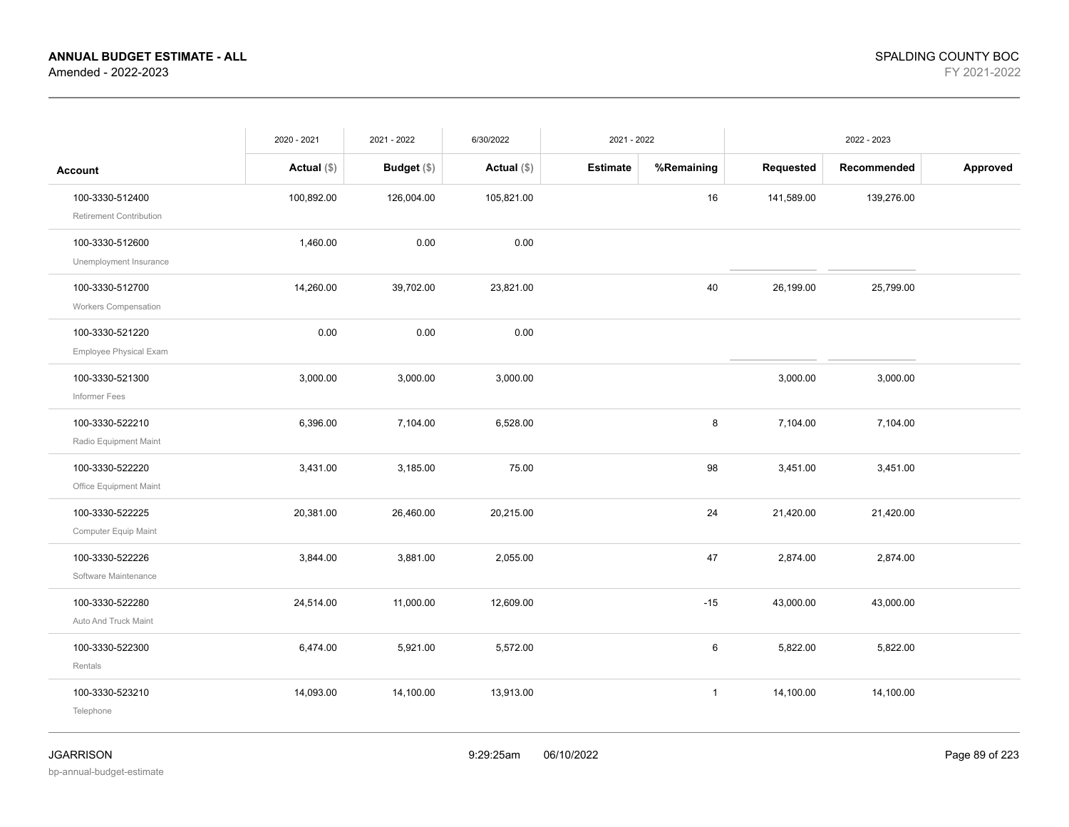**ANNUAL BUDGET ESTIMATE - ALL**
Amended - 2022-2023

SPALDING COUNTY BOC
FY 2021-2022

| | 2020 - 2021 | 2021 - 2022 | 6/30/2022 | 2021 - 2022 | | 2022 - 2023 | | |
|---|---|---|---|---|---|---|---|---|
| **Account** | **Actual ($)** | **Budget ($)** | **Actual ($)** | **Estimate** | **%Remaining** | **Requested** | **Recommended** | **Approved** |
| 100-3330-512400 Retirement Contribution | 100,892.00 | 126,004.00 | 105,821.00 | | 16 | 141,589.00 | 139,276.00 | |
| 100-3330-512600 Unemployment Insurance | 1,460.00 | 0.00 | 0.00 | | | | | |
| 100-3330-512700 Workers Compensation | 14,260.00 | 39,702.00 | 23,821.00 | | 40 | 26,199.00 | 25,799.00 | |
| 100-3330-521220 Employee Physical Exam | 0.00 | 0.00 | 0.00 | | | | | |
| 100-3330-521300 Informer Fees | 3,000.00 | 3,000.00 | 3,000.00 | | | 3,000.00 | 3,000.00 | |
| 100-3330-522210 Radio Equipment Maint | 6,396.00 | 7,104.00 | 6,528.00 | | 8 | 7,104.00 | 7,104.00 | |
| 100-3330-522220 Office Equipment Maint | 3,431.00 | 3,185.00 | 75.00 | | 98 | 3,451.00 | 3,451.00 | |
| 100-3330-522225 Computer Equip Maint | 20,381.00 | 26,460.00 | 20,215.00 | | 24 | 21,420.00 | 21,420.00 | |
| 100-3330-522226 Software Maintenance | 3,844.00 | 3,881.00 | 2,055.00 | | 47 | 2,874.00 | 2,874.00 | |
| 100-3330-522280 Auto And Truck Maint | 24,514.00 | 11,000.00 | 12,609.00 | | -15 | 43,000.00 | 43,000.00 | |
| 100-3330-522300 Rentals | 6,474.00 | 5,921.00 | 5,572.00 | | 6 | 5,822.00 | 5,822.00 | |
| 100-3330-523210 Telephone | 14,093.00 | 14,100.00 | 13,913.00 | | 1 | 14,100.00 | 14,100.00 | |

JGARRISON
bp-annual-budget-estimate

9:29:25am 06/10/2022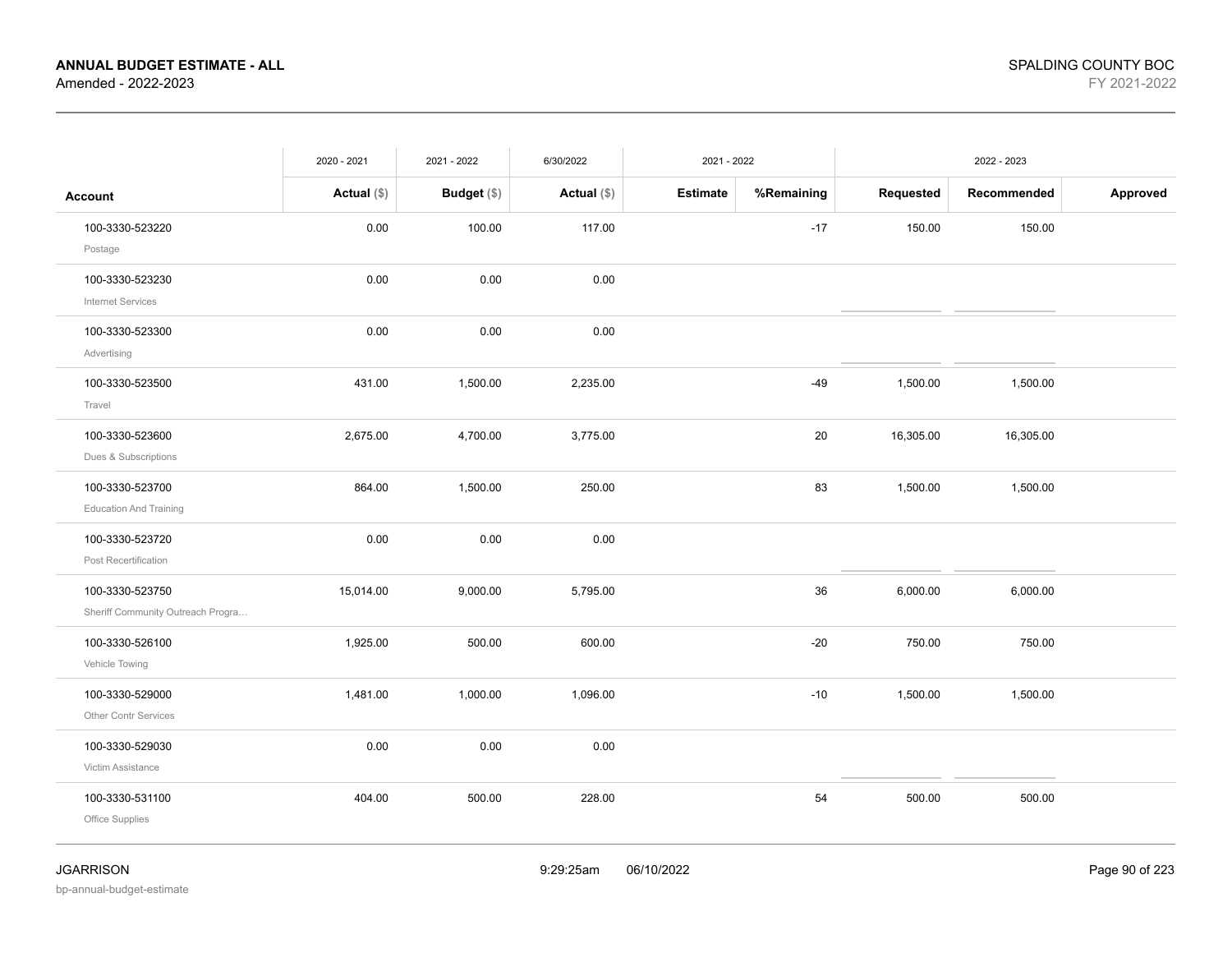**ANNUAL BUDGET ESTIMATE - ALL**
Amended - 2022-2023

SPALDING COUNTY BOC
FY 2021-2022

| Account | 2020 - 2021 Actual ($) | 2021 - 2022 Budget ($) | 6/30/2022 Actual ($) | 2021 - 2022 Estimate | %Remaining | 2022 - 2023 Requested | Recommended | Approved |
|---|---|---|---|---|---|---|---|---|
| 100-3330-523220 Postage | 0.00 | 100.00 | 117.00 | | -17 | 150.00 | 150.00 | |
| 100-3330-523230 Internet Services | 0.00 | 0.00 | 0.00 | | | | | |
| 100-3330-523300 Advertising | 0.00 | 0.00 | 0.00 | | | | | |
| 100-3330-523500 Travel | 431.00 | 1,500.00 | 2,235.00 | | -49 | 1,500.00 | 1,500.00 | |
| 100-3330-523600 Dues & Subscriptions | 2,675.00 | 4,700.00 | 3,775.00 | | 20 | 16,305.00 | 16,305.00 | |
| 100-3330-523700 Education And Training | 864.00 | 1,500.00 | 250.00 | | 83 | 1,500.00 | 1,500.00 | |
| 100-3330-523720 Post Recertification | 0.00 | 0.00 | 0.00 | | | | | |
| 100-3330-523750 Sheriff Community Outreach Progra… | 15,014.00 | 9,000.00 | 5,795.00 | | 36 | 6,000.00 | 6,000.00 | |
| 100-3330-526100 Vehicle Towing | 1,925.00 | 500.00 | 600.00 | | -20 | 750.00 | 750.00 | |
| 100-3330-529000 Other Contr Services | 1,481.00 | 1,000.00 | 1,096.00 | | -10 | 1,500.00 | 1,500.00 | |
| 100-3330-529030 Victim Assistance | 0.00 | 0.00 | 0.00 | | | | | |
| 100-3330-531100 Office Supplies | 404.00 | 500.00 | 228.00 | | 54 | 500.00 | 500.00 | |

JGARRISON
bp-annual-budget-estimate
9:29:25am 06/10/2022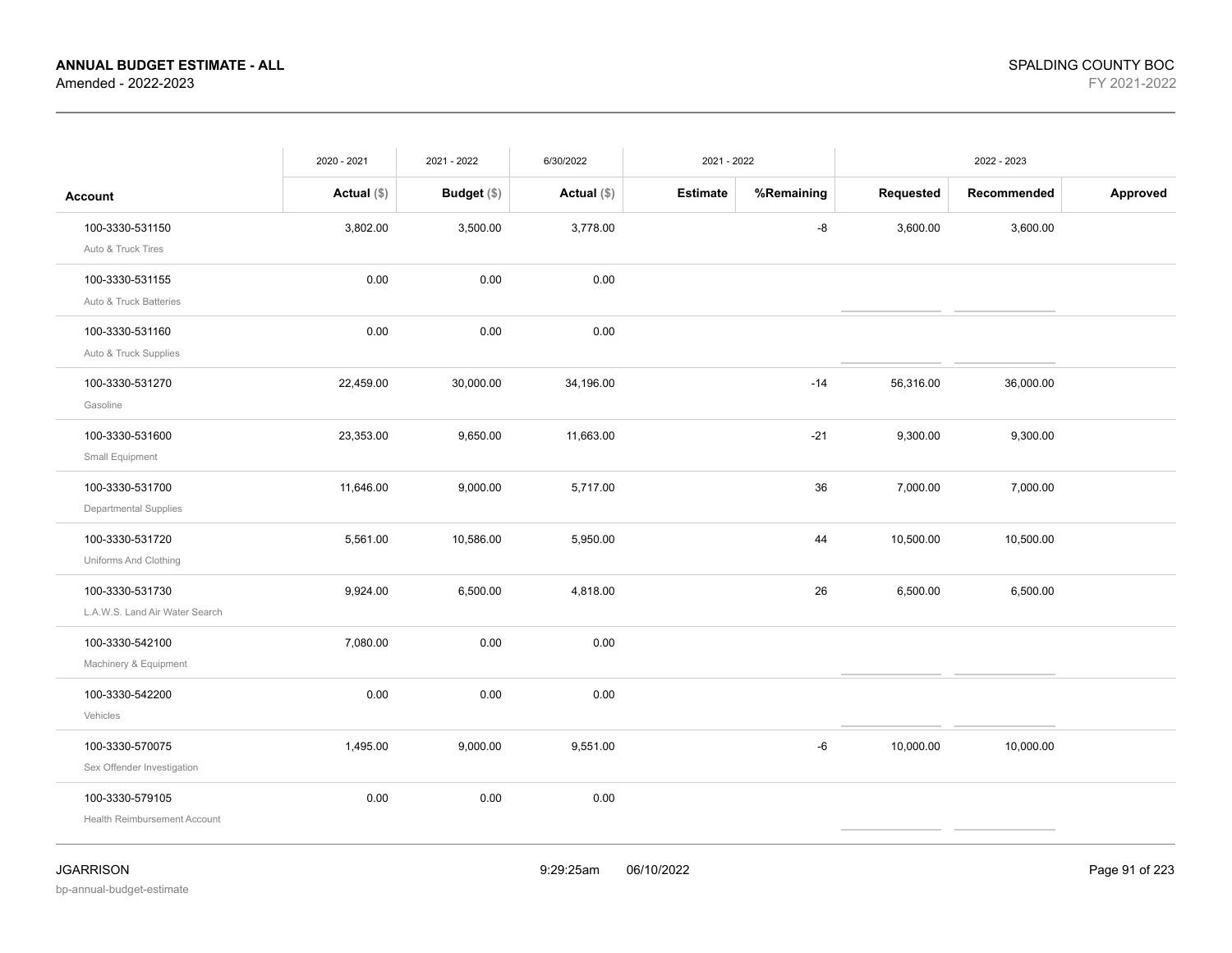# ANNUAL BUDGET ESTIMATE - ALL

Amended - 2022-2023

SPALDING COUNTY BOC

FY 2021-2022

| Account | 2020 - 2021 Actual ($) | 2021 - 2022 Budget ($) | 6/30/2022 Actual ($) | 2021 - 2022 Estimate | %Remaining | 2022 - 2023 Requested | Recommended | Approved |
|---|---|---|---|---|---|---|---|---|
| 100-3330-531150 Auto & Truck Tires | 3,802.00 | 3,500.00 | 3,778.00 | | -8 | 3,600.00 | 3,600.00 | |
| 100-3330-531155 Auto & Truck Batteries | 0.00 | 0.00 | 0.00 | | | | | |
| 100-3330-531160 Auto & Truck Supplies | 0.00 | 0.00 | 0.00 | | | | | |
| 100-3330-531270 Gasoline | 22,459.00 | 30,000.00 | 34,196.00 | | -14 | 56,316.00 | 36,000.00 | |
| 100-3330-531600 Small Equipment | 23,353.00 | 9,650.00 | 11,663.00 | | -21 | 9,300.00 | 9,300.00 | |
| 100-3330-531700 Departmental Supplies | 11,646.00 | 9,000.00 | 5,717.00 | | 36 | 7,000.00 | 7,000.00 | |
| 100-3330-531720 Uniforms And Clothing | 5,561.00 | 10,586.00 | 5,950.00 | | 44 | 10,500.00 | 10,500.00 | |
| 100-3330-531730 L.A.W.S. Land Air Water Search | 9,924.00 | 6,500.00 | 4,818.00 | | 26 | 6,500.00 | 6,500.00 | |
| 100-3330-542100 Machinery & Equipment | 7,080.00 | 0.00 | 0.00 | | | | | |
| 100-3330-542200 Vehicles | 0.00 | 0.00 | 0.00 | | | | | |
| 100-3330-570075 Sex Offender Investigation | 1,495.00 | 9,000.00 | 9,551.00 | | -6 | 10,000.00 | 10,000.00 | |
| 100-3330-579105 Health Reimbursement Account | 0.00 | 0.00 | 0.00 | | | | | |

JGARRISON

bp-annual-budget-estimate

9:29:25am 06/10/2022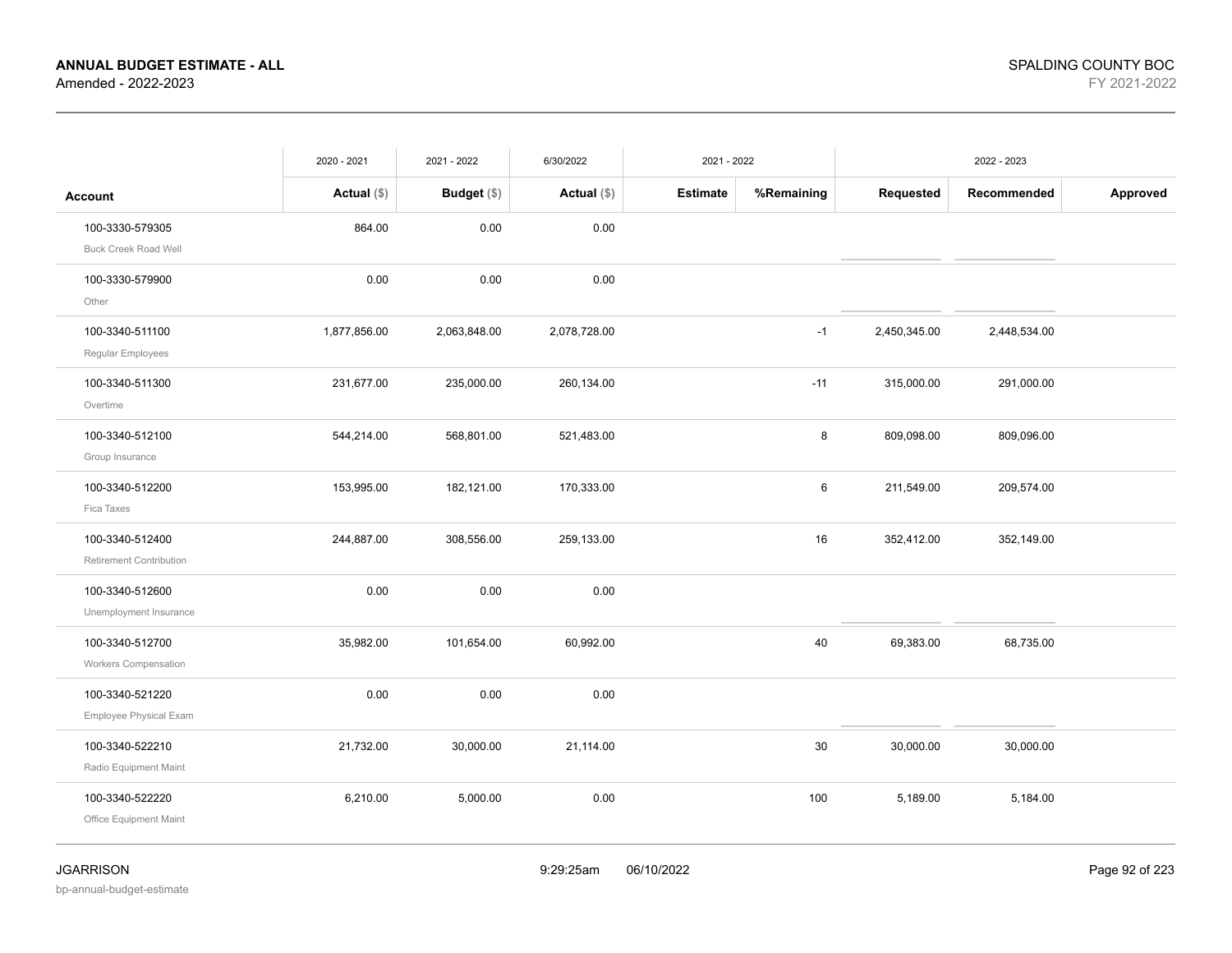| Account | 2020 - 2021 Actual ($) | 2021 - 2022 Budget ($) | 6/30/2022 Actual ($) | 2021 - 2022 Estimate | 2021 - 2022 %Remaining | 2022 - 2023 Requested | 2022 - 2023 Recommended | 2022 - 2023 Approved |
|---|---|---|---|---|---|---|---|---|
| 100-3330-579305 Buck Creek Road Well | 864.00 | 0.00 | 0.00 | | | | | |
| 100-3330-579900 Other | 0.00 | 0.00 | 0.00 | | | | | |
| 100-3340-511100 Regular Employees | 1,877,856.00 | 2,063,848.00 | 2,078,728.00 | | -1 | 2,450,345.00 | 2,448,534.00 | |
| 100-3340-511300 Overtime | 231,677.00 | 235,000.00 | 260,134.00 | | -11 | 315,000.00 | 291,000.00 | |
| 100-3340-512100 Group Insurance | 544,214.00 | 568,801.00 | 521,483.00 | | 8 | 809,098.00 | 809,096.00 | |
| 100-3340-512200 Fica Taxes | 153,995.00 | 182,121.00 | 170,333.00 | | 6 | 211,549.00 | 209,574.00 | |
| 100-3340-512400 Retirement Contribution | 244,887.00 | 308,556.00 | 259,133.00 | | 16 | 352,412.00 | 352,149.00 | |
| 100-3340-512600 Unemployment Insurance | 0.00 | 0.00 | 0.00 | | | | | |
| 100-3340-512700 Workers Compensation | 35,982.00 | 101,654.00 | 60,992.00 | | 40 | 69,383.00 | 68,735.00 | |
| 100-3340-521220 Employee Physical Exam | 0.00 | 0.00 | 0.00 | | | | | |
| 100-3340-522210 Radio Equipment Maint | 21,732.00 | 30,000.00 | 21,114.00 | | 30 | 30,000.00 | 30,000.00 | |
| 100-3340-522220 Office Equipment Maint | 6,210.00 | 5,000.00 | 0.00 | | 100 | 5,189.00 | 5,184.00 | |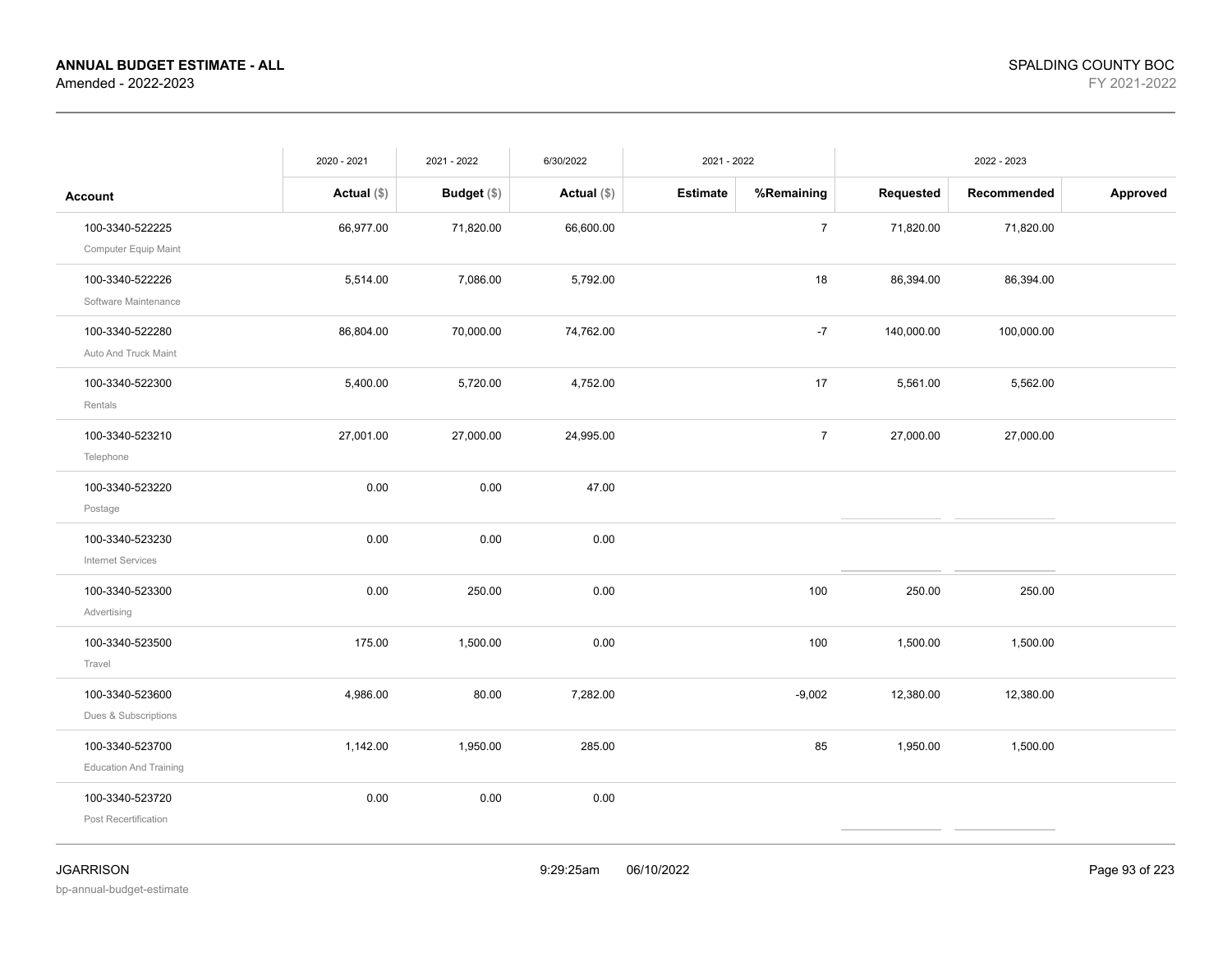**ANNUAL BUDGET ESTIMATE - ALL**
Amended - 2022-2023

SPALDING COUNTY BOC
FY 2021-2022

| | 2020 - 2021 | 2021 - 2022 | 6/30/2022 | 2021 - 2022 | | 2022 - 2023 | | |
|---|---|---|---|---|---|---|---|---|
| **Account** | **Actual ($)** | **Budget ($)** | **Actual ($)** | **Estimate** | **%Remaining** | **Requested** | **Recommended** | **Approved** |
| 100-3340-522225<br>Computer Equip Maint | 66,977.00 | 71,820.00 | 66,600.00 | | 7 | 71,820.00 | 71,820.00 | |
| 100-3340-522226<br>Software Maintenance | 5,514.00 | 7,086.00 | 5,792.00 | | 18 | 86,394.00 | 86,394.00 | |
| 100-3340-522280<br>Auto And Truck Maint | 86,804.00 | 70,000.00 | 74,762.00 | | -7 | 140,000.00 | 100,000.00 | |
| 100-3340-522300<br>Rentals | 5,400.00 | 5,720.00 | 4,752.00 | | 17 | 5,561.00 | 5,562.00 | |
| 100-3340-523210<br>Telephone | 27,001.00 | 27,000.00 | 24,995.00 | | 7 | 27,000.00 | 27,000.00 | |
| 100-3340-523220<br>Postage | 0.00 | 0.00 | 47.00 | | | | | |
| 100-3340-523230<br>Internet Services | 0.00 | 0.00 | 0.00 | | | | | |
| 100-3340-523300<br>Advertising | 0.00 | 250.00 | 0.00 | | 100 | 250.00 | 250.00 | |
| 100-3340-523500<br>Travel | 175.00 | 1,500.00 | 0.00 | | 100 | 1,500.00 | 1,500.00 | |
| 100-3340-523600<br>Dues & Subscriptions | 4,986.00 | 80.00 | 7,282.00 | | -9,002 | 12,380.00 | 12,380.00 | |
| 100-3340-523700<br>Education And Training | 1,142.00 | 1,950.00 | 285.00 | | 85 | 1,950.00 | 1,500.00 | |
| 100-3340-523720<br>Post Recertification | 0.00 | 0.00 | 0.00 | | | | | |

JGARRISON
bp-annual-budget-estimate

9:29:25am 06/10/2022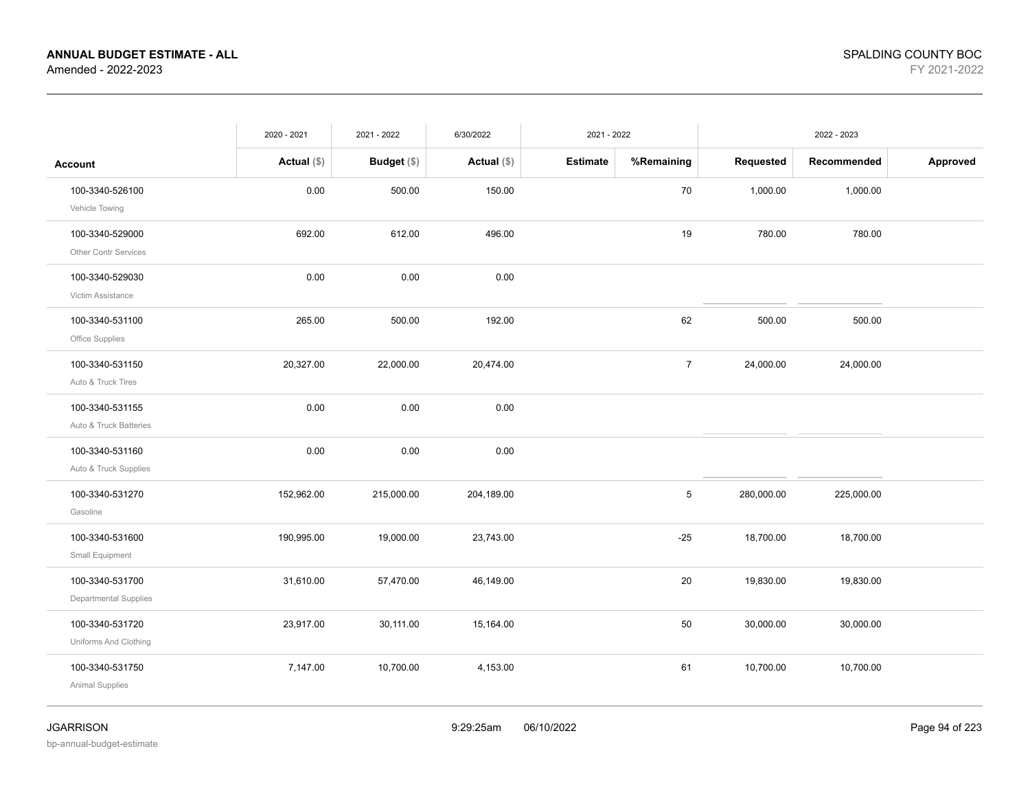**ANNUAL BUDGET ESTIMATE - ALL**
Amended - 2022-2023

SPALDING COUNTY BOC
FY 2021-2022

| | 2020 - 2021 | 2021 - 2022 | 6/30/2022 | 2021 - 2022 | | 2022 - 2023 | | |
|---|---|---|---|---|---|---|---|---|
| **Account** | **Actual ($)** | **Budget ($)** | **Actual ($)** | **Estimate** | **%Remaining** | **Requested** | **Recommended** | **Approved** |
| 100-3340-526100<br>Vehicle Towing | 0.00 | 500.00 | 150.00 | | 70 | 1,000.00 | 1,000.00 | |
| 100-3340-529000<br>Other Contr Services | 692.00 | 612.00 | 496.00 | | 19 | 780.00 | 780.00 | |
| 100-3340-529030<br>Victim Assistance | 0.00 | 0.00 | 0.00 | | | | | |
| 100-3340-531100<br>Office Supplies | 265.00 | 500.00 | 192.00 | | 62 | 500.00 | 500.00 | |
| 100-3340-531150<br>Auto & Truck Tires | 20,327.00 | 22,000.00 | 20,474.00 | | 7 | 24,000.00 | 24,000.00 | |
| 100-3340-531155<br>Auto & Truck Batteries | 0.00 | 0.00 | 0.00 | | | | | |
| 100-3340-531160<br>Auto & Truck Supplies | 0.00 | 0.00 | 0.00 | | | | | |
| 100-3340-531270<br>Gasoline | 152,962.00 | 215,000.00 | 204,189.00 | | 5 | 280,000.00 | 225,000.00 | |
| 100-3340-531600<br>Small Equipment | 190,995.00 | 19,000.00 | 23,743.00 | | -25 | 18,700.00 | 18,700.00 | |
| 100-3340-531700<br>Departmental Supplies | 31,610.00 | 57,470.00 | 46,149.00 | | 20 | 19,830.00 | 19,830.00 | |
| 100-3340-531720<br>Uniforms And Clothing | 23,917.00 | 30,111.00 | 15,164.00 | | 50 | 30,000.00 | 30,000.00 | |
| 100-3340-531750<br>Animal Supplies | 7,147.00 | 10,700.00 | 4,153.00 | | 61 | 10,700.00 | 10,700.00 | |

JGARRISON
bp-annual-budget-estimate

9:29:25am 06/10/2022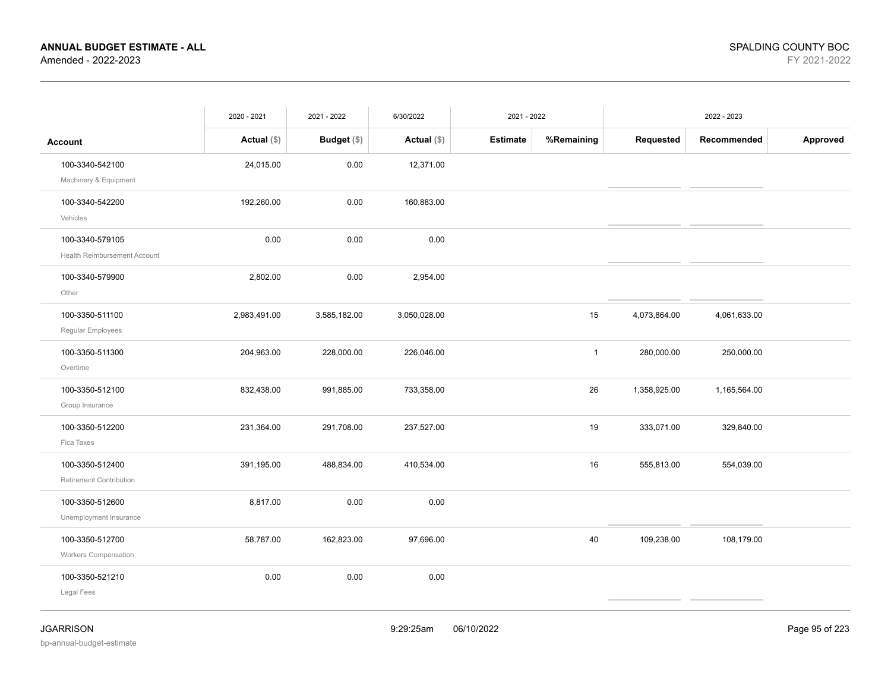| Account | 2020 - 2021 Actual ($) | 2021 - 2022 Budget ($) | 6/30/2022 Actual ($) | 2021 - 2022 Estimate | 2021 - 2022 %Remaining | 2022 - 2023 Requested | 2022 - 2023 Recommended | 2022 - 2023 Approved |
|---|---|---|---|---|---|---|---|---|
| 100-3340-542100 Machinery & Equipment | 24,015.00 | 0.00 | 12,371.00 | | | | | |
| 100-3340-542200 Vehicles | 192,260.00 | 0.00 | 160,883.00 | | | | | |
| 100-3340-579105 Health Reimbursement Account | 0.00 | 0.00 | 0.00 | | | | | |
| 100-3340-579900 Other | 2,802.00 | 0.00 | 2,954.00 | | | | | |
| 100-3350-511100 Regular Employees | 2,983,491.00 | 3,585,182.00 | 3,050,028.00 | | 15 | 4,073,864.00 | 4,061,633.00 | |
| 100-3350-511300 Overtime | 204,963.00 | 228,000.00 | 226,046.00 | | 1 | 280,000.00 | 250,000.00 | |
| 100-3350-512100 Group Insurance | 832,438.00 | 991,885.00 | 733,358.00 | | 26 | 1,358,925.00 | 1,165,564.00 | |
| 100-3350-512200 Fica Taxes | 231,364.00 | 291,708.00 | 237,527.00 | | 19 | 333,071.00 | 329,840.00 | |
| 100-3350-512400 Retirement Contribution | 391,195.00 | 488,834.00 | 410,534.00 | | 16 | 555,813.00 | 554,039.00 | |
| 100-3350-512600 Unemployment Insurance | 8,817.00 | 0.00 | 0.00 | | | | | |
| 100-3350-512700 Workers Compensation | 58,787.00 | 162,823.00 | 97,696.00 | | 40 | 109,238.00 | 108,179.00 | |
| 100-3350-521210 Legal Fees | 0.00 | 0.00 | 0.00 | | | | | |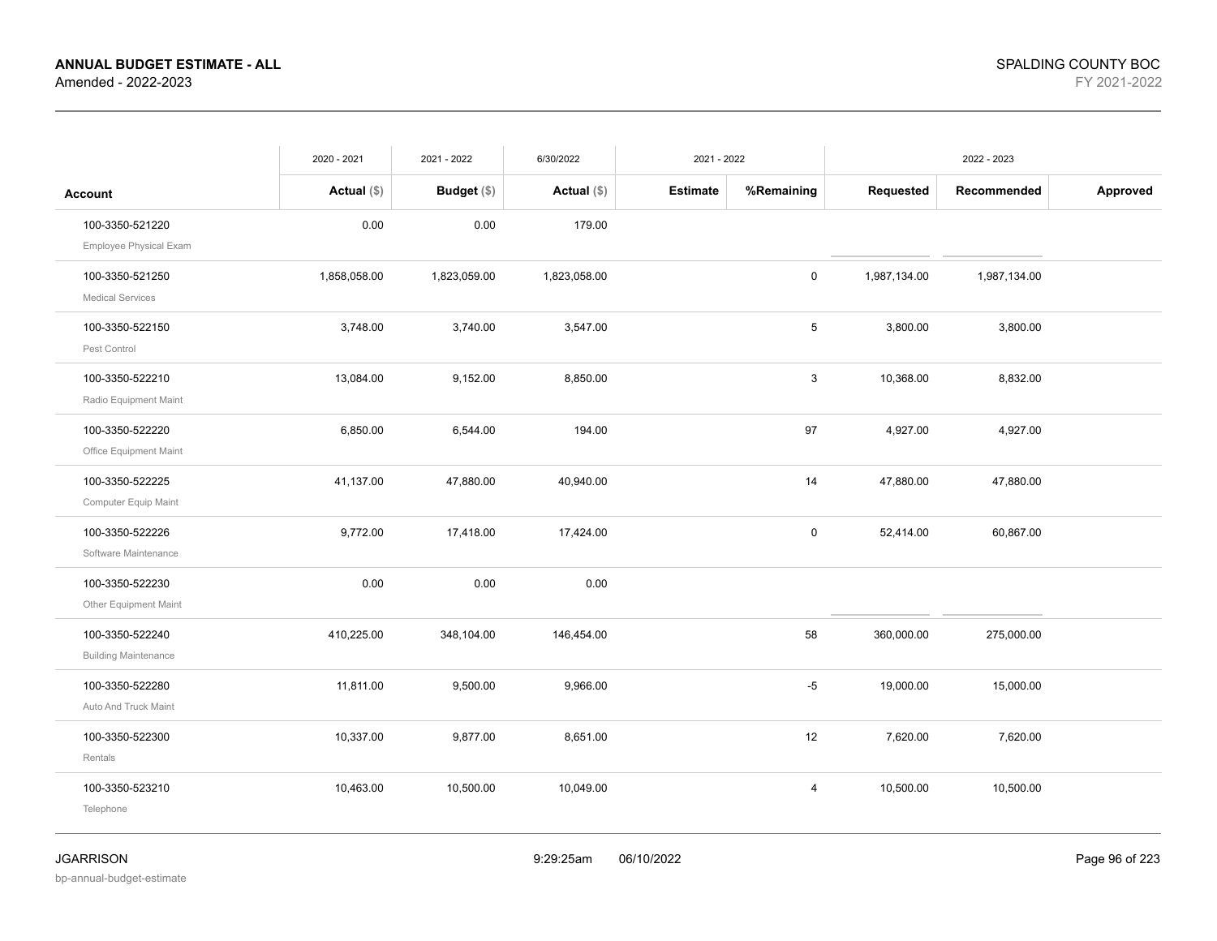| Account | 2020 - 2021 Actual ($) | 2021 - 2022 Budget ($) | 6/30/2022 Actual ($) | 2021 - 2022 Estimate | %Remaining | 2022 - 2023 Requested | Recommended | Approved |
|---|---|---|---|---|---|---|---|---|
| 100-3350-521220 Employee Physical Exam | 0.00 | 0.00 | 179.00 | | | | | |
| 100-3350-521250 Medical Services | 1,858,058.00 | 1,823,059.00 | 1,823,058.00 | | 0 | 1,987,134.00 | 1,987,134.00 | |
| 100-3350-522150 Pest Control | 3,748.00 | 3,740.00 | 3,547.00 | | 5 | 3,800.00 | 3,800.00 | |
| 100-3350-522210 Radio Equipment Maint | 13,084.00 | 9,152.00 | 8,850.00 | | 3 | 10,368.00 | 8,832.00 | |
| 100-3350-522220 Office Equipment Maint | 6,850.00 | 6,544.00 | 194.00 | | 97 | 4,927.00 | 4,927.00 | |
| 100-3350-522225 Computer Equip Maint | 41,137.00 | 47,880.00 | 40,940.00 | | 14 | 47,880.00 | 47,880.00 | |
| 100-3350-522226 Software Maintenance | 9,772.00 | 17,418.00 | 17,424.00 | | 0 | 52,414.00 | 60,867.00 | |
| 100-3350-522230 Other Equipment Maint | 0.00 | 0.00 | 0.00 | | | | | |
| 100-3350-522240 Building Maintenance | 410,225.00 | 348,104.00 | 146,454.00 | | 58 | 360,000.00 | 275,000.00 | |
| 100-3350-522280 Auto And Truck Maint | 11,811.00 | 9,500.00 | 9,966.00 | | -5 | 19,000.00 | 15,000.00 | |
| 100-3350-522300 Rentals | 10,337.00 | 9,877.00 | 8,651.00 | | 12 | 7,620.00 | 7,620.00 | |
| 100-3350-523210 Telephone | 10,463.00 | 10,500.00 | 10,049.00 | | 4 | 10,500.00 | 10,500.00 | |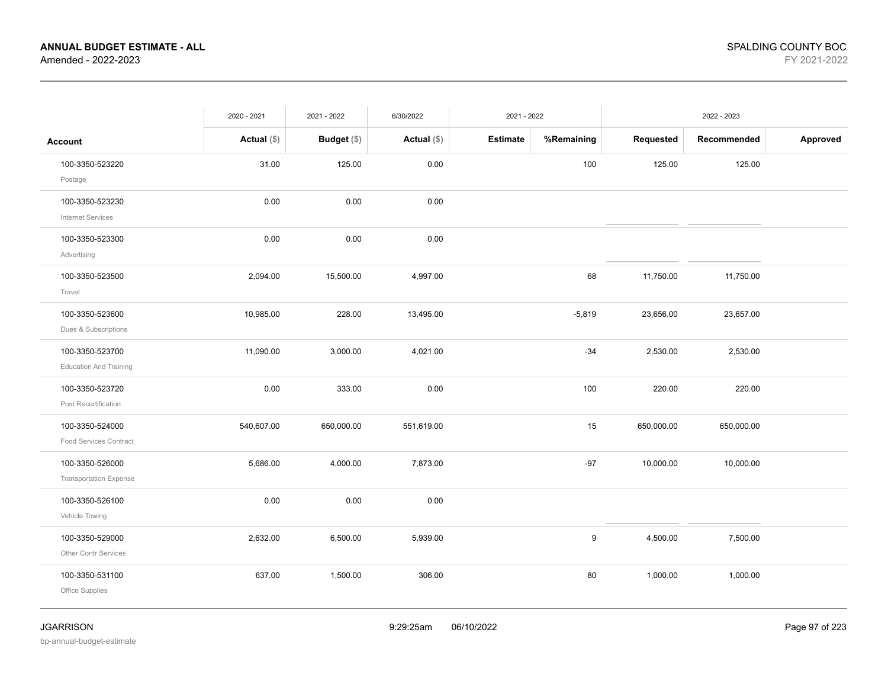**ANNUAL BUDGET ESTIMATE - ALL**
Amended - 2022-2023

SPALDING COUNTY BOC
FY 2021-2022

| | 2020 - 2021 | 2021 - 2022 | 6/30/2022 | 2021 - 2022 | | 2022 - 2023 | | |
|---|---|---|---|---|---|---|---|---|
| **Account** | **Actual ($)** | **Budget ($)** | **Actual ($)** | **Estimate** | **%Remaining** | **Requested** | **Recommended** | **Approved** |
| 100-3350-523220 Postage | 31.00 | 125.00 | 0.00 | | 100 | 125.00 | 125.00 | |
| 100-3350-523230 Internet Services | 0.00 | 0.00 | 0.00 | | | | | |
| 100-3350-523300 Advertising | 0.00 | 0.00 | 0.00 | | | | | |
| 100-3350-523500 Travel | 2,094.00 | 15,500.00 | 4,997.00 | | 68 | 11,750.00 | 11,750.00 | |
| 100-3350-523600 Dues & Subscriptions | 10,985.00 | 228.00 | 13,495.00 | | -5,819 | 23,656.00 | 23,657.00 | |
| 100-3350-523700 Education And Training | 11,090.00 | 3,000.00 | 4,021.00 | | -34 | 2,530.00 | 2,530.00 | |
| 100-3350-523720 Post Recertification | 0.00 | 333.00 | 0.00 | | 100 | 220.00 | 220.00 | |
| 100-3350-524000 Food Services Contract | 540,607.00 | 650,000.00 | 551,619.00 | | 15 | 650,000.00 | 650,000.00 | |
| 100-3350-526000 Transportation Expense | 5,686.00 | 4,000.00 | 7,873.00 | | -97 | 10,000.00 | 10,000.00 | |
| 100-3350-526100 Vehicle Towing | 0.00 | 0.00 | 0.00 | | | | | |
| 100-3350-529000 Other Contr Services | 2,632.00 | 6,500.00 | 5,939.00 | | 9 | 4,500.00 | 7,500.00 | |
| 100-3350-531100 Office Supplies | 637.00 | 1,500.00 | 306.00 | | 80 | 1,000.00 | 1,000.00 | |

JGARRISON
bp-annual-budget-estimate

9:29:25am 06/10/2022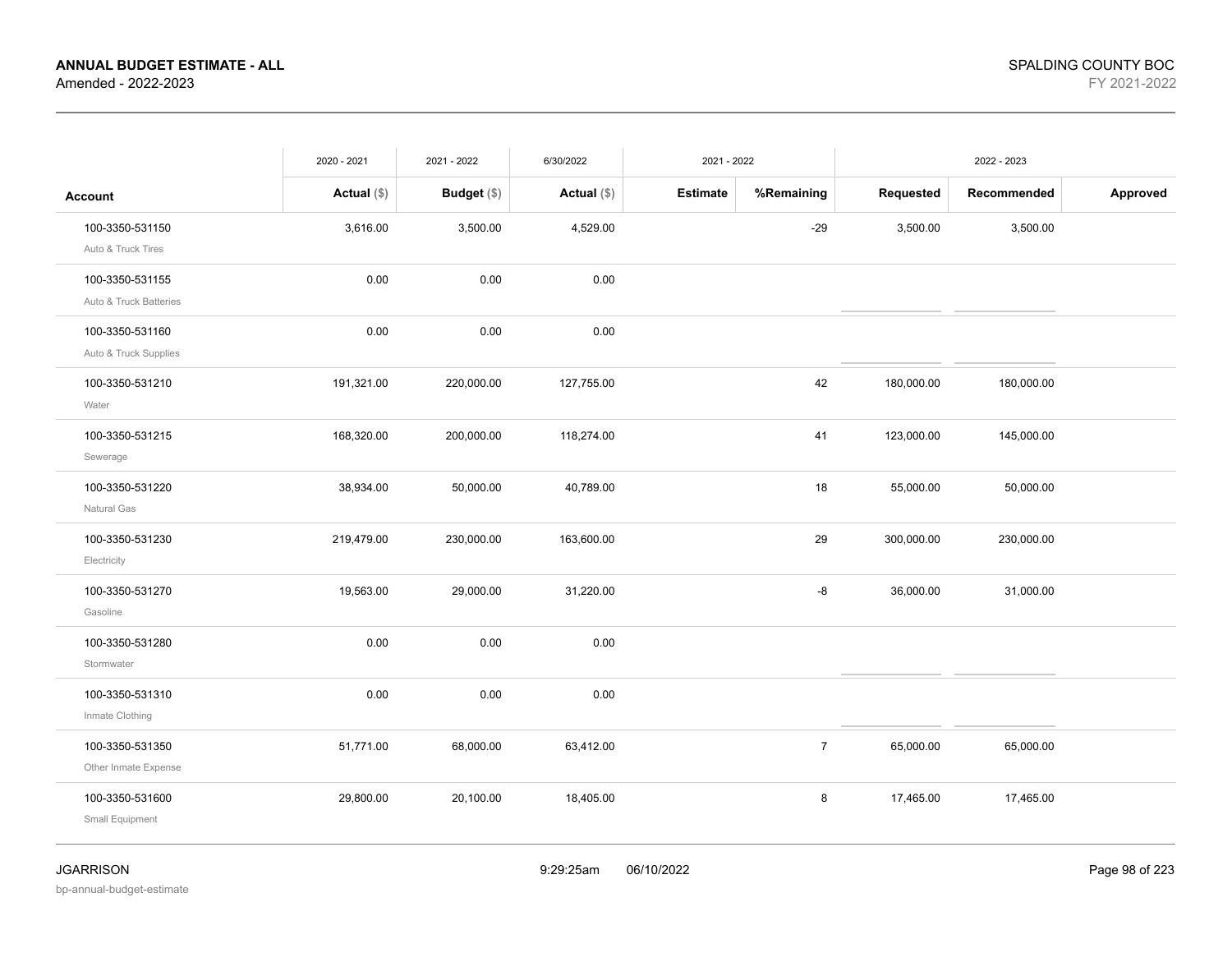**ANNUAL BUDGET ESTIMATE - ALL**
Amended - 2022-2023

SPALDING COUNTY BOC
FY 2021-2022

| | 2020 - 2021 | 2021 - 2022 | 6/30/2022 | 2021 - 2022 | | 2022 - 2023 | | |
|---|---|---|---|---|---|---|---|---|
| **Account** | **Actual ($)** | **Budget ($)** | **Actual ($)** | **Estimate** | **%Remaining** | **Requested** | **Recommended** | **Approved** |
| 100-3350-531150 Auto & Truck Tires | 3,616.00 | 3,500.00 | 4,529.00 | | -29 | 3,500.00 | 3,500.00 | |
| 100-3350-531155 Auto & Truck Batteries | 0.00 | 0.00 | 0.00 | | | | | |
| 100-3350-531160 Auto & Truck Supplies | 0.00 | 0.00 | 0.00 | | | | | |
| 100-3350-531210 Water | 191,321.00 | 220,000.00 | 127,755.00 | | 42 | 180,000.00 | 180,000.00 | |
| 100-3350-531215 Sewerage | 168,320.00 | 200,000.00 | 118,274.00 | | 41 | 123,000.00 | 145,000.00 | |
| 100-3350-531220 Natural Gas | 38,934.00 | 50,000.00 | 40,789.00 | | 18 | 55,000.00 | 50,000.00 | |
| 100-3350-531230 Electricity | 219,479.00 | 230,000.00 | 163,600.00 | | 29 | 300,000.00 | 230,000.00 | |
| 100-3350-531270 Gasoline | 19,563.00 | 29,000.00 | 31,220.00 | | -8 | 36,000.00 | 31,000.00 | |
| 100-3350-531280 Stormwater | 0.00 | 0.00 | 0.00 | | | | | |
| 100-3350-531310 Inmate Clothing | 0.00 | 0.00 | 0.00 | | | | | |
| 100-3350-531350 Other Inmate Expense | 51,771.00 | 68,000.00 | 63,412.00 | | 7 | 65,000.00 | 65,000.00 | |
| 100-3350-531600 Small Equipment | 29,800.00 | 20,100.00 | 18,405.00 | | 8 | 17,465.00 | 17,465.00 | |

JGARRISON
bp-annual-budget-estimate

9:29:25am 06/10/2022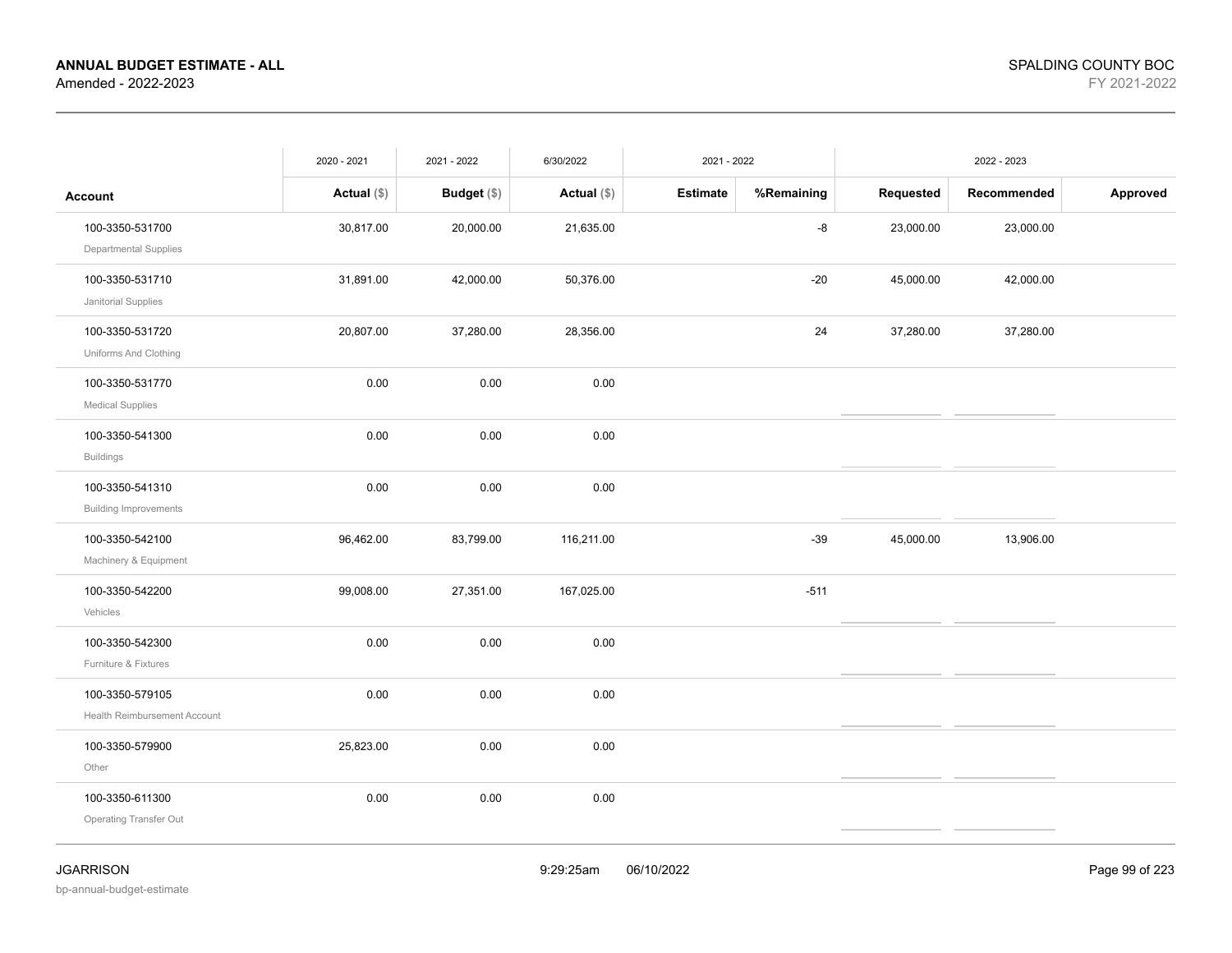**ANNUAL BUDGET ESTIMATE - ALL**
Amended - 2022-2023

SPALDING COUNTY BOC
FY 2021-2022

| Account | 2020 - 2021 Actual ($) | 2021 - 2022 Budget ($) | 6/30/2022 Actual ($) | 2021 - 2022 Estimate | 2021 - 2022 %Remaining | 2022 - 2023 Requested | 2022 - 2023 Recommended | 2022 - 2023 Approved |
|---|---|---|---|---|---|---|---|---|
| 100-3350-531700 Departmental Supplies | 30,817.00 | 20,000.00 | 21,635.00 | | -8 | 23,000.00 | 23,000.00 | |
| 100-3350-531710 Janitorial Supplies | 31,891.00 | 42,000.00 | 50,376.00 | | -20 | 45,000.00 | 42,000.00 | |
| 100-3350-531720 Uniforms And Clothing | 20,807.00 | 37,280.00 | 28,356.00 | | 24 | 37,280.00 | 37,280.00 | |
| 100-3350-531770 Medical Supplies | 0.00 | 0.00 | 0.00 | | | | | |
| 100-3350-541300 Buildings | 0.00 | 0.00 | 0.00 | | | | | |
| 100-3350-541310 Building Improvements | 0.00 | 0.00 | 0.00 | | | | | |
| 100-3350-542100 Machinery & Equipment | 96,462.00 | 83,799.00 | 116,211.00 | | -39 | 45,000.00 | 13,906.00 | |
| 100-3350-542200 Vehicles | 99,008.00 | 27,351.00 | 167,025.00 | | -511 | | | |
| 100-3350-542300 Furniture & Fixtures | 0.00 | 0.00 | 0.00 | | | | | |
| 100-3350-579105 Health Reimbursement Account | 0.00 | 0.00 | 0.00 | | | | | |
| 100-3350-579900 Other | 25,823.00 | 0.00 | 0.00 | | | | | |
| 100-3350-611300 Operating Transfer Out | 0.00 | 0.00 | 0.00 | | | | | |

JGARRISON
bp-annual-budget-estimate

9:29:25am 06/10/2022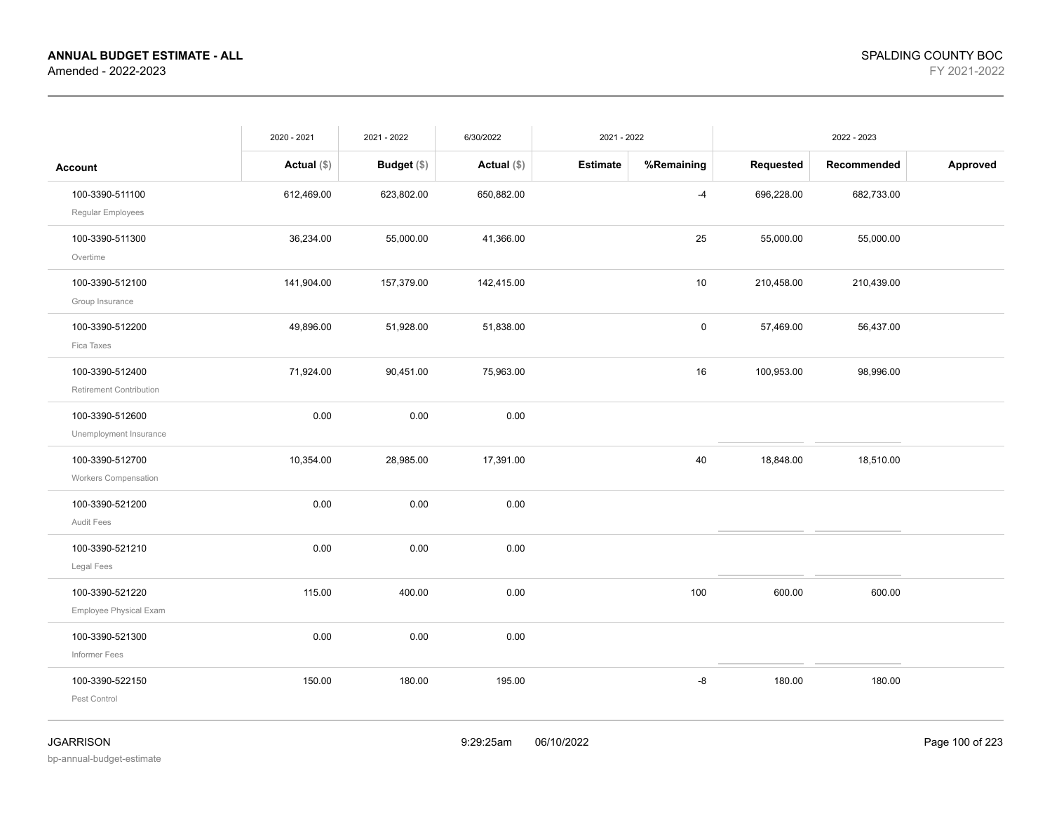| Account | 2020 - 2021 Actual ($) | 2021 - 2022 Budget ($) | 6/30/2022 Actual ($) | 2021 - 2022 Estimate | 2021 - 2022 %Remaining | 2022 - 2023 Requested | 2022 - 2023 Recommended | 2022 - 2023 Approved |
|---|---|---|---|---|---|---|---|---|
| 100-3390-511100 Regular Employees | 612,469.00 | 623,802.00 | 650,882.00 | | -4 | 696,228.00 | 682,733.00 | |
| 100-3390-511300 Overtime | 36,234.00 | 55,000.00 | 41,366.00 | | 25 | 55,000.00 | 55,000.00 | |
| 100-3390-512100 Group Insurance | 141,904.00 | 157,379.00 | 142,415.00 | | 10 | 210,458.00 | 210,439.00 | |
| 100-3390-512200 Fica Taxes | 49,896.00 | 51,928.00 | 51,838.00 | | 0 | 57,469.00 | 56,437.00 | |
| 100-3390-512400 Retirement Contribution | 71,924.00 | 90,451.00 | 75,963.00 | | 16 | 100,953.00 | 98,996.00 | |
| 100-3390-512600 Unemployment Insurance | 0.00 | 0.00 | 0.00 | | | | | |
| 100-3390-512700 Workers Compensation | 10,354.00 | 28,985.00 | 17,391.00 | | 40 | 18,848.00 | 18,510.00 | |
| 100-3390-521200 Audit Fees | 0.00 | 0.00 | 0.00 | | | | | |
| 100-3390-521210 Legal Fees | 0.00 | 0.00 | 0.00 | | | | | |
| 100-3390-521220 Employee Physical Exam | 115.00 | 400.00 | 0.00 | | 100 | 600.00 | 600.00 | |
| 100-3390-521300 Informer Fees | 0.00 | 0.00 | 0.00 | | | | | |
| 100-3390-522150 Pest Control | 150.00 | 180.00 | 195.00 | | -8 | 180.00 | 180.00 | |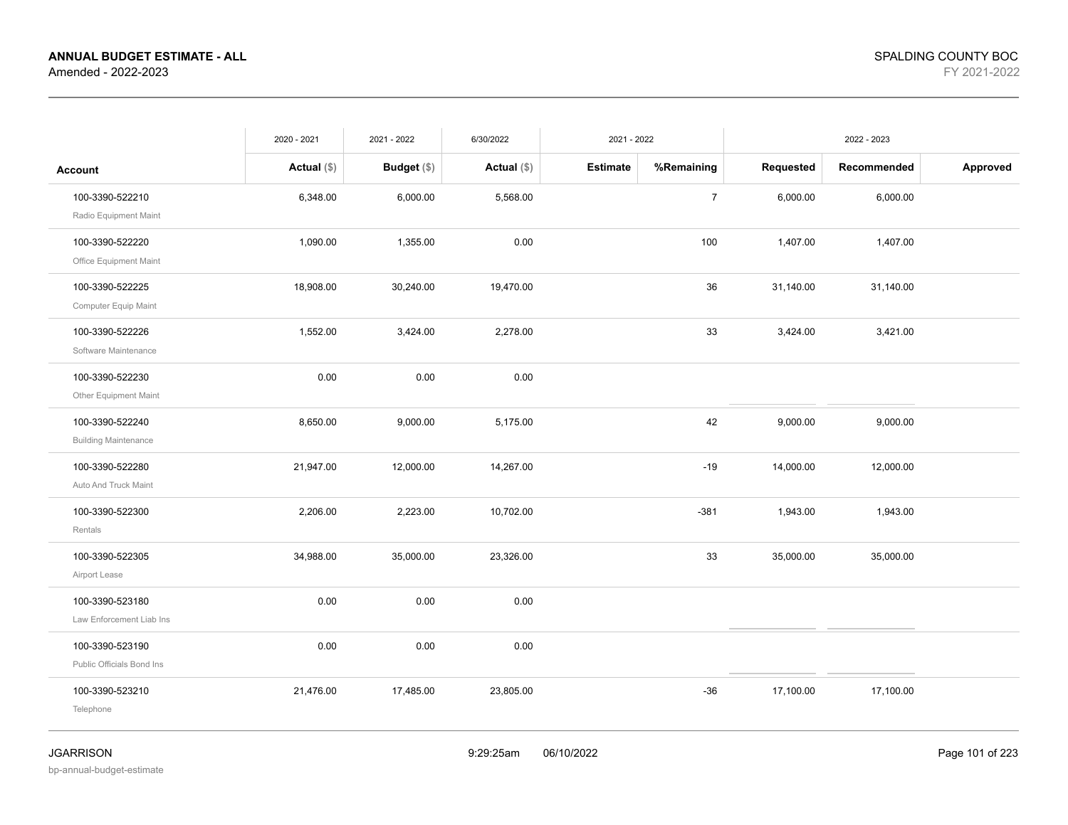**ANNUAL BUDGET ESTIMATE - ALL**
Amended - 2022-2023

SPALDING COUNTY BOC
FY 2021-2022

| Account | 2020 - 2021 Actual ($) | 2021 - 2022 Budget ($) | 6/30/2022 Actual ($) | 2021 - 2022 Estimate | 2021 - 2022 %Remaining | 2022 - 2023 Requested | 2022 - 2023 Recommended | 2022 - 2023 Approved |
|---|---|---|---|---|---|---|---|---|
| 100-3390-522210 Radio Equipment Maint | 6,348.00 | 6,000.00 | 5,568.00 | | 7 | 6,000.00 | 6,000.00 | |
| 100-3390-522220 Office Equipment Maint | 1,090.00 | 1,355.00 | 0.00 | | 100 | 1,407.00 | 1,407.00 | |
| 100-3390-522225 Computer Equip Maint | 18,908.00 | 30,240.00 | 19,470.00 | | 36 | 31,140.00 | 31,140.00 | |
| 100-3390-522226 Software Maintenance | 1,552.00 | 3,424.00 | 2,278.00 | | 33 | 3,424.00 | 3,421.00 | |
| 100-3390-522230 Other Equipment Maint | 0.00 | 0.00 | 0.00 | | | | | |
| 100-3390-522240 Building Maintenance | 8,650.00 | 9,000.00 | 5,175.00 | | 42 | 9,000.00 | 9,000.00 | |
| 100-3390-522280 Auto And Truck Maint | 21,947.00 | 12,000.00 | 14,267.00 | | -19 | 14,000.00 | 12,000.00 | |
| 100-3390-522300 Rentals | 2,206.00 | 2,223.00 | 10,702.00 | | -381 | 1,943.00 | 1,943.00 | |
| 100-3390-522305 Airport Lease | 34,988.00 | 35,000.00 | 23,326.00 | | 33 | 35,000.00 | 35,000.00 | |
| 100-3390-523180 Law Enforcement Liab Ins | 0.00 | 0.00 | 0.00 | | | | | |
| 100-3390-523190 Public Officials Bond Ins | 0.00 | 0.00 | 0.00 | | | | | |
| 100-3390-523210 Telephone | 21,476.00 | 17,485.00 | 23,805.00 | | -36 | 17,100.00 | 17,100.00 | |

JGARRISON
bp-annual-budget-estimate

9:29:25am 06/10/2022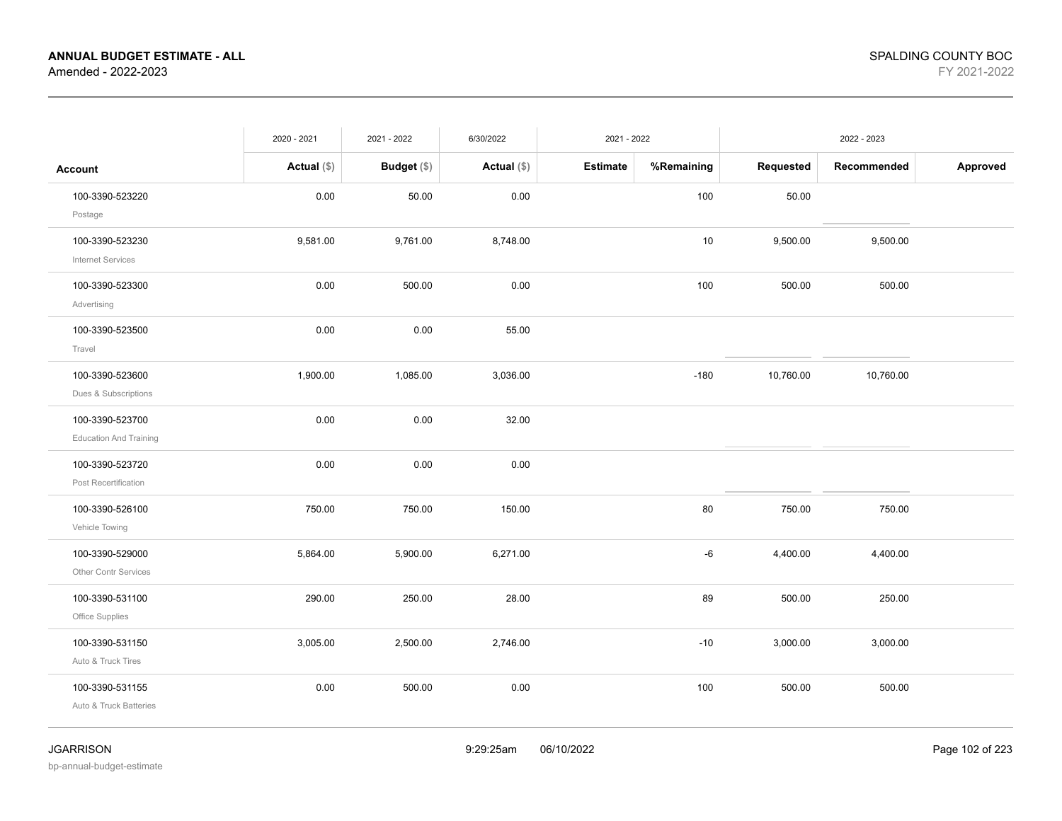**ANNUAL BUDGET ESTIMATE - ALL**
Amended - 2022-2023

SPALDING COUNTY BOC
FY 2021-2022

| | 2020 - 2021 | 2021 - 2022 | 6/30/2022 | 2021 - 2022 | | 2022 - 2023 | | |
|---|---|---|---|---|---|---|---|---|
| **Account** | **Actual ($)** | **Budget ($)** | **Actual ($)** | **Estimate** | **%Remaining** | **Requested** | **Recommended** | **Approved** |
| 100-3390-523220 Postage | 0.00 | 50.00 | 0.00 | | 100 | 50.00 | | |
| 100-3390-523230 Internet Services | 9,581.00 | 9,761.00 | 8,748.00 | | 10 | 9,500.00 | 9,500.00 | |
| 100-3390-523300 Advertising | 0.00 | 500.00 | 0.00 | | 100 | 500.00 | 500.00 | |
| 100-3390-523500 Travel | 0.00 | 0.00 | 55.00 | | | | | |
| 100-3390-523600 Dues & Subscriptions | 1,900.00 | 1,085.00 | 3,036.00 | | -180 | 10,760.00 | 10,760.00 | |
| 100-3390-523700 Education And Training | 0.00 | 0.00 | 32.00 | | | | | |
| 100-3390-523720 Post Recertification | 0.00 | 0.00 | 0.00 | | | | | |
| 100-3390-526100 Vehicle Towing | 750.00 | 750.00 | 150.00 | | 80 | 750.00 | 750.00 | |
| 100-3390-529000 Other Contr Services | 5,864.00 | 5,900.00 | 6,271.00 | | -6 | 4,400.00 | 4,400.00 | |
| 100-3390-531100 Office Supplies | 290.00 | 250.00 | 28.00 | | 89 | 500.00 | 250.00 | |
| 100-3390-531150 Auto & Truck Tires | 3,005.00 | 2,500.00 | 2,746.00 | | -10 | 3,000.00 | 3,000.00 | |
| 100-3390-531155 Auto & Truck Batteries | 0.00 | 500.00 | 0.00 | | 100 | 500.00 | 500.00 | |

JGARRISON
bp-annual-budget-estimate

9:29:25am 06/10/2022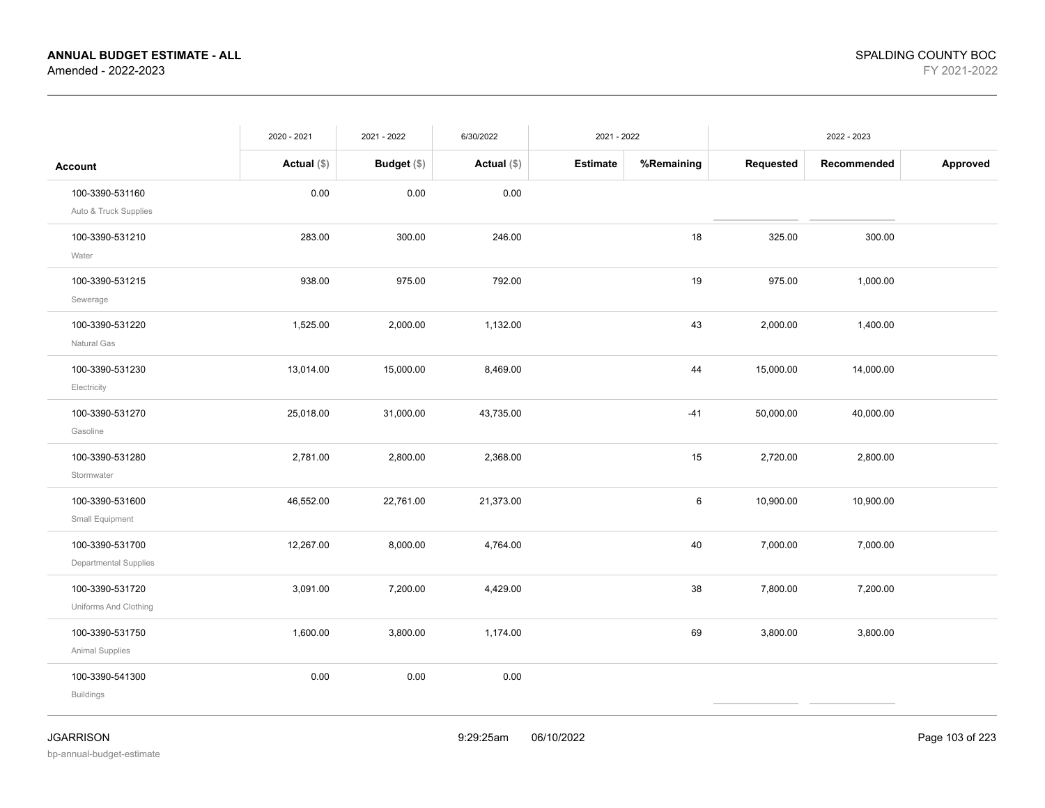**ANNUAL BUDGET ESTIMATE - ALL**
Amended - 2022-2023

SPALDING COUNTY BOC
FY 2021-2022

| | 2020 - 2021 | 2021 - 2022 | 6/30/2022 | 2021 - 2022 | | 2022 - 2023 | | |
|---|---|---|---|---|---|---|---|---|
| **Account** | **Actual ($)** | **Budget ($)** | **Actual ($)** | **Estimate** | **%Remaining** | **Requested** | **Recommended** | **Approved** |
| 100-3390-531160 Auto & Truck Supplies | 0.00 | 0.00 | 0.00 | | | | | |
| 100-3390-531210 Water | 283.00 | 300.00 | 246.00 | | 18 | 325.00 | 300.00 | |
| 100-3390-531215 Sewerage | 938.00 | 975.00 | 792.00 | | 19 | 975.00 | 1,000.00 | |
| 100-3390-531220 Natural Gas | 1,525.00 | 2,000.00 | 1,132.00 | | 43 | 2,000.00 | 1,400.00 | |
| 100-3390-531230 Electricity | 13,014.00 | 15,000.00 | 8,469.00 | | 44 | 15,000.00 | 14,000.00 | |
| 100-3390-531270 Gasoline | 25,018.00 | 31,000.00 | 43,735.00 | | -41 | 50,000.00 | 40,000.00 | |
| 100-3390-531280 Stormwater | 2,781.00 | 2,800.00 | 2,368.00 | | 15 | 2,720.00 | 2,800.00 | |
| 100-3390-531600 Small Equipment | 46,552.00 | 22,761.00 | 21,373.00 | | 6 | 10,900.00 | 10,900.00 | |
| 100-3390-531700 Departmental Supplies | 12,267.00 | 8,000.00 | 4,764.00 | | 40 | 7,000.00 | 7,000.00 | |
| 100-3390-531720 Uniforms And Clothing | 3,091.00 | 7,200.00 | 4,429.00 | | 38 | 7,800.00 | 7,200.00 | |
| 100-3390-531750 Animal Supplies | 1,600.00 | 3,800.00 | 1,174.00 | | 69 | 3,800.00 | 3,800.00 | |
| 100-3390-541300 Buildings | 0.00 | 0.00 | 0.00 | | | | | |

JGARRISON
bp-annual-budget-estimate

9:29:25am 06/10/2022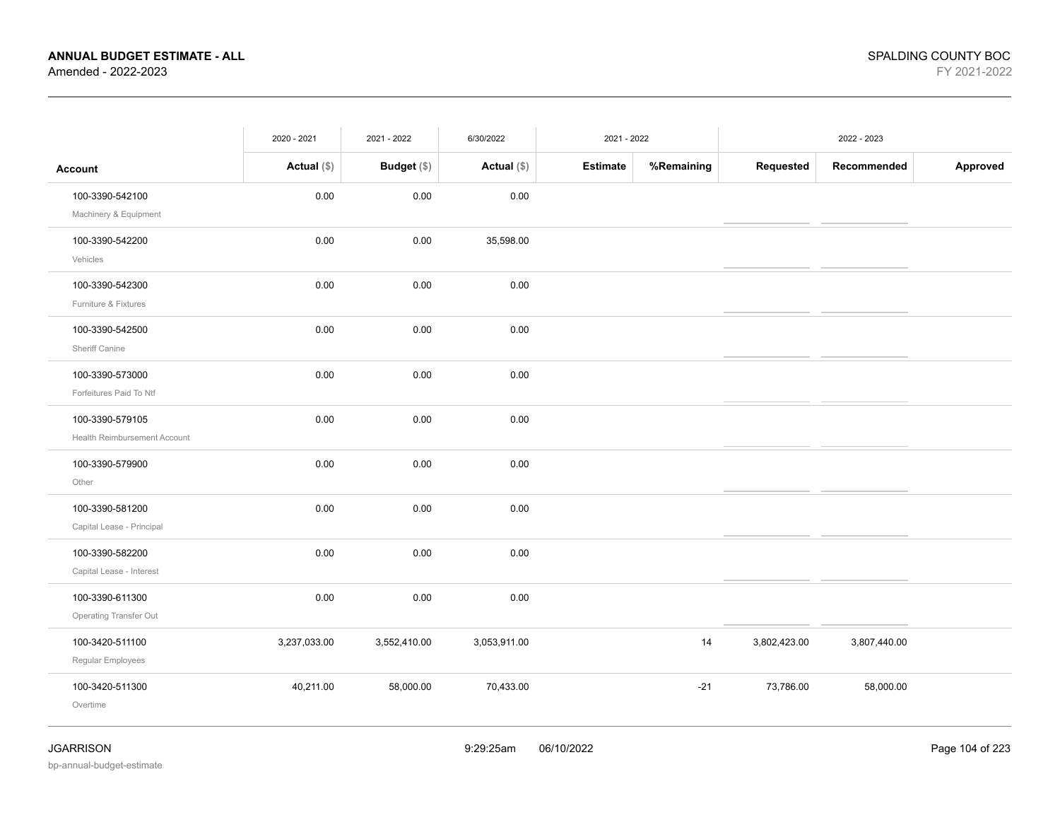| Account | 2020 - 2021 Actual ($) | 2021 - 2022 Budget ($) | 6/30/2022 Actual ($) | 2021 - 2022 Estimate | 2021 - 2022 %Remaining | 2022 - 2023 Requested | 2022 - 2023 Recommended | 2022 - 2023 Approved |
|---|---|---|---|---|---|---|---|---|
| 100-3390-542100 Machinery & Equipment | 0.00 | 0.00 | 0.00 | | | | | |
| 100-3390-542200 Vehicles | 0.00 | 0.00 | 35,598.00 | | | | | |
| 100-3390-542300 Furniture & Fixtures | 0.00 | 0.00 | 0.00 | | | | | |
| 100-3390-542500 Sheriff Canine | 0.00 | 0.00 | 0.00 | | | | | |
| 100-3390-573000 Forfeitures Paid To Ntf | 0.00 | 0.00 | 0.00 | | | | | |
| 100-3390-579105 Health Reimbursement Account | 0.00 | 0.00 | 0.00 | | | | | |
| 100-3390-579900 Other | 0.00 | 0.00 | 0.00 | | | | | |
| 100-3390-581200 Capital Lease - Principal | 0.00 | 0.00 | 0.00 | | | | | |
| 100-3390-582200 Capital Lease - Interest | 0.00 | 0.00 | 0.00 | | | | | |
| 100-3390-611300 Operating Transfer Out | 0.00 | 0.00 | 0.00 | | | | | |
| 100-3420-511100 Regular Employees | 3,237,033.00 | 3,552,410.00 | 3,053,911.00 | | 14 | 3,802,423.00 | 3,807,440.00 | |
| 100-3420-511300 Overtime | 40,211.00 | 58,000.00 | 70,433.00 | | -21 | 73,786.00 | 58,000.00 | |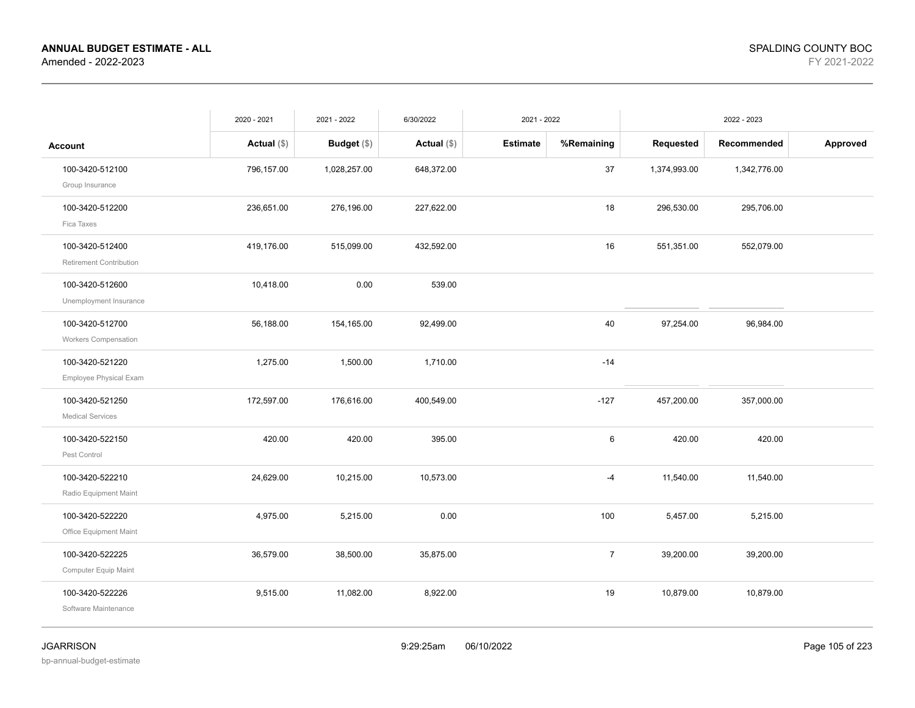**ANNUAL BUDGET ESTIMATE - ALL**
Amended - 2022-2023

SPALDING COUNTY BOC
FY 2021-2022

| Account | 2020 - 2021 Actual ($) | 2021 - 2022 Budget ($) | 6/30/2022 Actual ($) | 2021 - 2022 Estimate | 2021 - 2022 %Remaining | 2022 - 2023 Requested | 2022 - 2023 Recommended | 2022 - 2023 Approved |
|---|---|---|---|---|---|---|---|---|
| 100-3420-512100 Group Insurance | 796,157.00 | 1,028,257.00 | 648,372.00 | | 37 | 1,374,993.00 | 1,342,776.00 | |
| 100-3420-512200 Fica Taxes | 236,651.00 | 276,196.00 | 227,622.00 | | 18 | 296,530.00 | 295,706.00 | |
| 100-3420-512400 Retirement Contribution | 419,176.00 | 515,099.00 | 432,592.00 | | 16 | 551,351.00 | 552,079.00 | |
| 100-3420-512600 Unemployment Insurance | 10,418.00 | 0.00 | 539.00 | | | | | |
| 100-3420-512700 Workers Compensation | 56,188.00 | 154,165.00 | 92,499.00 | | 40 | 97,254.00 | 96,984.00 | |
| 100-3420-521220 Employee Physical Exam | 1,275.00 | 1,500.00 | 1,710.00 | | -14 | | | |
| 100-3420-521250 Medical Services | 172,597.00 | 176,616.00 | 400,549.00 | | -127 | 457,200.00 | 357,000.00 | |
| 100-3420-522150 Pest Control | 420.00 | 420.00 | 395.00 | | 6 | 420.00 | 420.00 | |
| 100-3420-522210 Radio Equipment Maint | 24,629.00 | 10,215.00 | 10,573.00 | | -4 | 11,540.00 | 11,540.00 | |
| 100-3420-522220 Office Equipment Maint | 4,975.00 | 5,215.00 | 0.00 | | 100 | 5,457.00 | 5,215.00 | |
| 100-3420-522225 Computer Equip Maint | 36,579.00 | 38,500.00 | 35,875.00 | | 7 | 39,200.00 | 39,200.00 | |
| 100-3420-522226 Software Maintenance | 9,515.00 | 11,082.00 | 8,922.00 | | 19 | 10,879.00 | 10,879.00 | |

JGARRISON
bp-annual-budget-estimate
9:29:25am 06/10/2022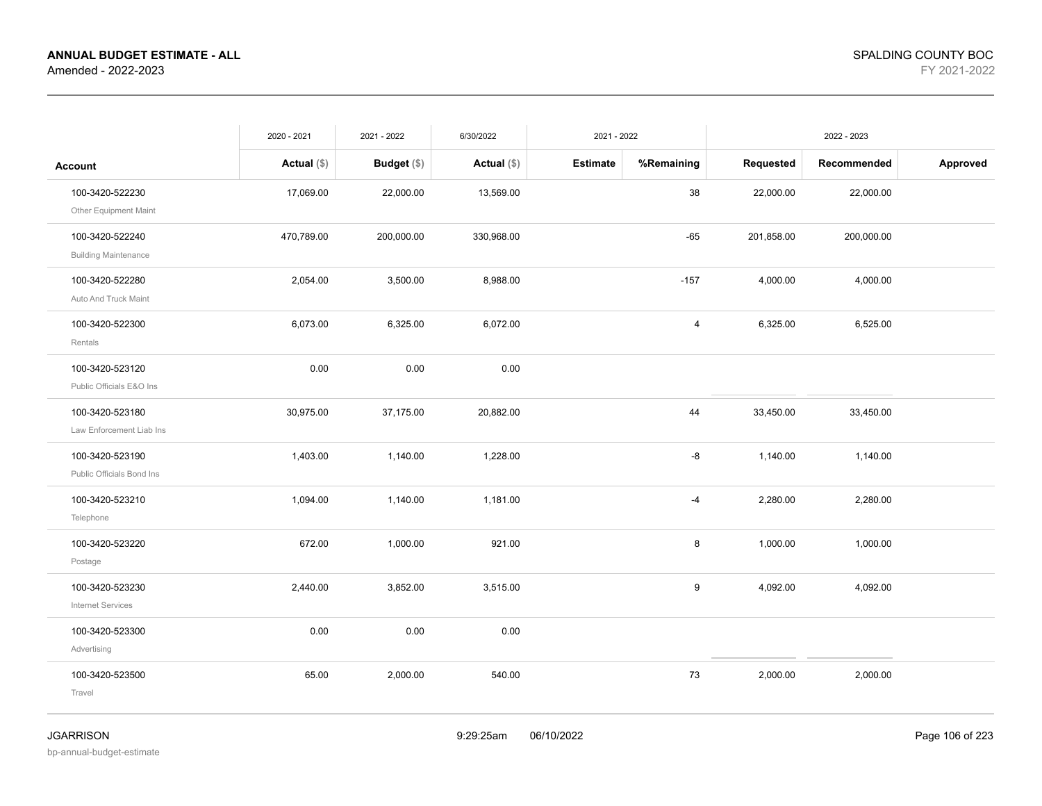**ANNUAL BUDGET ESTIMATE - ALL**
Amended - 2022-2023

SPALDING COUNTY BOC
FY 2021-2022

| | 2020 - 2021 | 2021 - 2022 | 6/30/2022 | 2021 - 2022 | | 2022 - 2023 | | |
|---|---|---|---|---|---|---|---|---|
| **Account** | **Actual ($)** | **Budget ($)** | **Actual ($)** | **Estimate** | **%Remaining** | **Requested** | **Recommended** | **Approved** |
| 100-3420-522230 Other Equipment Maint | 17,069.00 | 22,000.00 | 13,569.00 | | 38 | 22,000.00 | 22,000.00 | |
| 100-3420-522240 Building Maintenance | 470,789.00 | 200,000.00 | 330,968.00 | | -65 | 201,858.00 | 200,000.00 | |
| 100-3420-522280 Auto And Truck Maint | 2,054.00 | 3,500.00 | 8,988.00 | | -157 | 4,000.00 | 4,000.00 | |
| 100-3420-522300 Rentals | 6,073.00 | 6,325.00 | 6,072.00 | | 4 | 6,325.00 | 6,525.00 | |
| 100-3420-523120 Public Officials E&O Ins | 0.00 | 0.00 | 0.00 | | | | | |
| 100-3420-523180 Law Enforcement Liab Ins | 30,975.00 | 37,175.00 | 20,882.00 | | 44 | 33,450.00 | 33,450.00 | |
| 100-3420-523190 Public Officials Bond Ins | 1,403.00 | 1,140.00 | 1,228.00 | | -8 | 1,140.00 | 1,140.00 | |
| 100-3420-523210 Telephone | 1,094.00 | 1,140.00 | 1,181.00 | | -4 | 2,280.00 | 2,280.00 | |
| 100-3420-523220 Postage | 672.00 | 1,000.00 | 921.00 | | 8 | 1,000.00 | 1,000.00 | |
| 100-3420-523230 Internet Services | 2,440.00 | 3,852.00 | 3,515.00 | | 9 | 4,092.00 | 4,092.00 | |
| 100-3420-523300 Advertising | 0.00 | 0.00 | 0.00 | | | | | |
| 100-3420-523500 Travel | 65.00 | 2,000.00 | 540.00 | | 73 | 2,000.00 | 2,000.00 | |

JGARRISON
bp-annual-budget-estimate

9:29:25am 06/10/2022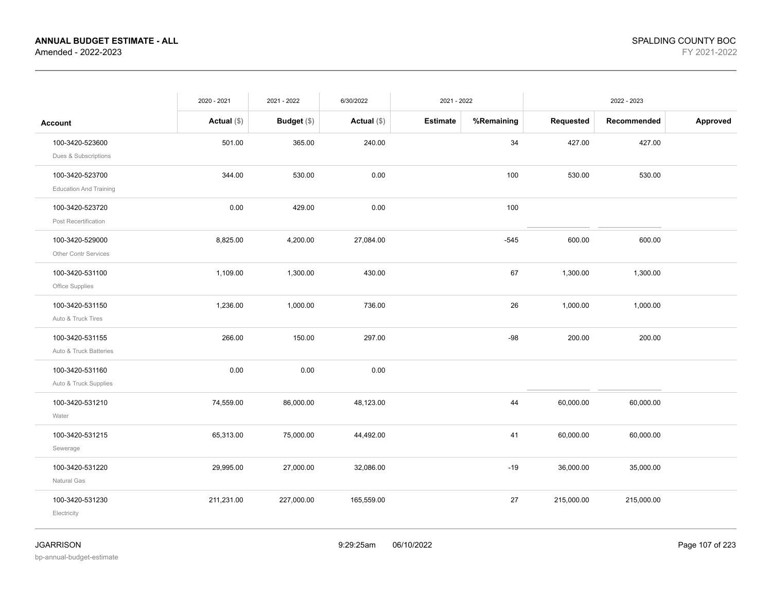**ANNUAL BUDGET ESTIMATE - ALL**
Amended - 2022-2023

SPALDING COUNTY BOC
FY 2021-2022

| | 2020 - 2021 | 2021 - 2022 | 6/30/2022 | 2021 - 2022 | | 2022 - 2023 | | |
|---|---|---|---|---|---|---|---|---|
| **Account** | **Actual ($)** | **Budget ($)** | **Actual ($)** | **Estimate** | **%Remaining** | **Requested** | **Recommended** | **Approved** |
| 100-3420-523600 Dues & Subscriptions | 501.00 | 365.00 | 240.00 | | 34 | 427.00 | 427.00 | |
| 100-3420-523700 Education And Training | 344.00 | 530.00 | 0.00 | | 100 | 530.00 | 530.00 | |
| 100-3420-523720 Post Recertification | 0.00 | 429.00 | 0.00 | | 100 | | | |
| 100-3420-529000 Other Contr Services | 8,825.00 | 4,200.00 | 27,084.00 | | -545 | 600.00 | 600.00 | |
| 100-3420-531100 Office Supplies | 1,109.00 | 1,300.00 | 430.00 | | 67 | 1,300.00 | 1,300.00 | |
| 100-3420-531150 Auto & Truck Tires | 1,236.00 | 1,000.00 | 736.00 | | 26 | 1,000.00 | 1,000.00 | |
| 100-3420-531155 Auto & Truck Batteries | 266.00 | 150.00 | 297.00 | | -98 | 200.00 | 200.00 | |
| 100-3420-531160 Auto & Truck Supplies | 0.00 | 0.00 | 0.00 | | | | | |
| 100-3420-531210 Water | 74,559.00 | 86,000.00 | 48,123.00 | | 44 | 60,000.00 | 60,000.00 | |
| 100-3420-531215 Sewerage | 65,313.00 | 75,000.00 | 44,492.00 | | 41 | 60,000.00 | 60,000.00 | |
| 100-3420-531220 Natural Gas | 29,995.00 | 27,000.00 | 32,086.00 | | -19 | 36,000.00 | 35,000.00 | |
| 100-3420-531230 Electricity | 211,231.00 | 227,000.00 | 165,559.00 | | 27 | 215,000.00 | 215,000.00 | |

JGARRISON
bp-annual-budget-estimate

9:29:25am 06/10/2022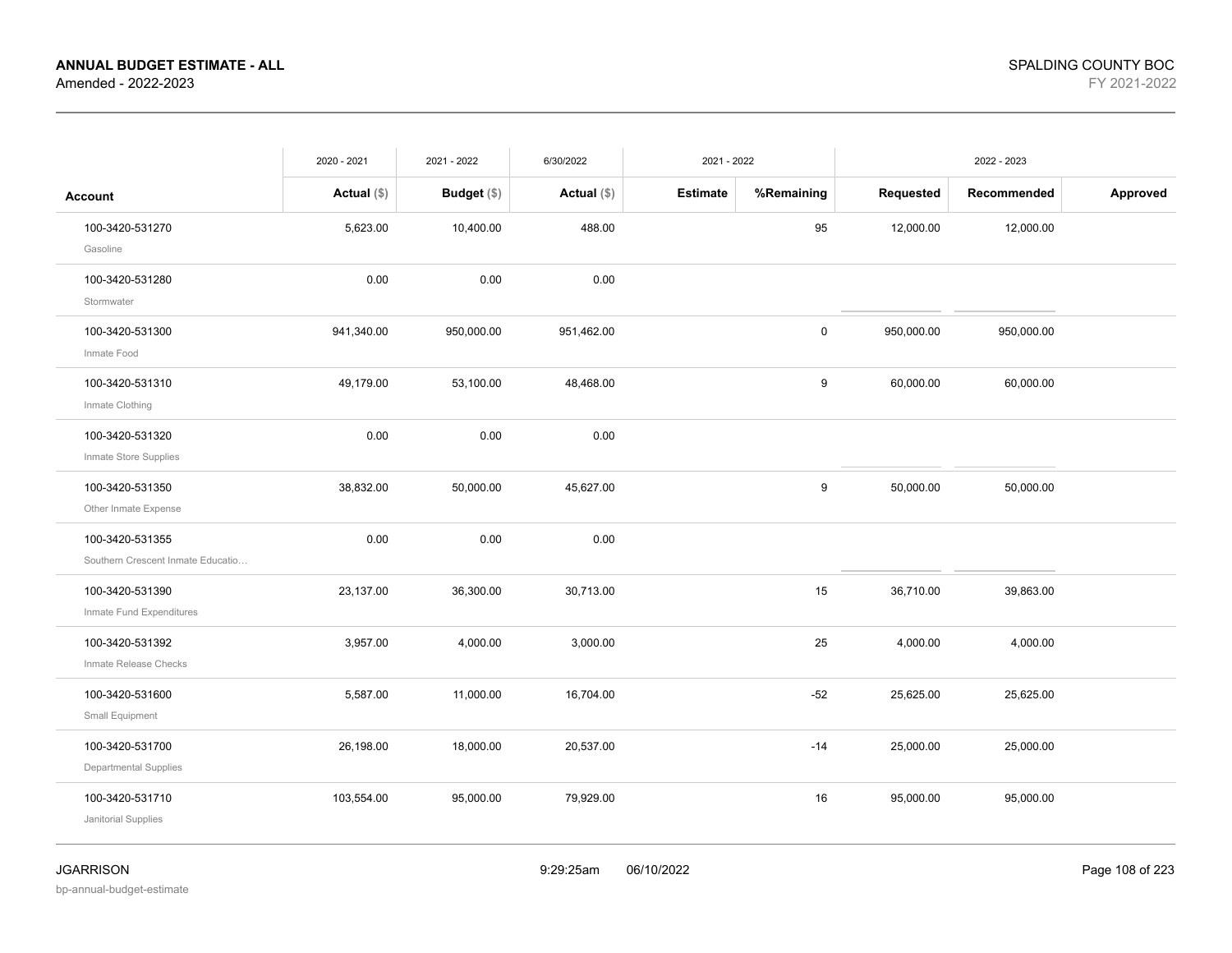**ANNUAL BUDGET ESTIMATE - ALL**
Amended - 2022-2023

SPALDING COUNTY BOC
FY 2021-2022

| | 2020 - 2021 | 2021 - 2022 | 6/30/2022 | 2021 - 2022 | | 2022 - 2023 | | |
|---|---|---|---|---|---|---|---|---|
| **Account** | **Actual ($)** | **Budget ($)** | **Actual ($)** | **Estimate** | **%Remaining** | **Requested** | **Recommended** | **Approved** |
| 100-3420-531270<br>Gasoline | 5,623.00 | 10,400.00 | 488.00 | | 95 | 12,000.00 | 12,000.00 | |
| 100-3420-531280<br>Stormwater | 0.00 | 0.00 | 0.00 | | | | | |
| 100-3420-531300<br>Inmate Food | 941,340.00 | 950,000.00 | 951,462.00 | | 0 | 950,000.00 | 950,000.00 | |
| 100-3420-531310<br>Inmate Clothing | 49,179.00 | 53,100.00 | 48,468.00 | | 9 | 60,000.00 | 60,000.00 | |
| 100-3420-531320<br>Inmate Store Supplies | 0.00 | 0.00 | 0.00 | | | | | |
| 100-3420-531350<br>Other Inmate Expense | 38,832.00 | 50,000.00 | 45,627.00 | | 9 | 50,000.00 | 50,000.00 | |
| 100-3420-531355<br>Southern Crescent Inmate Educatio… | 0.00 | 0.00 | 0.00 | | | | | |
| 100-3420-531390<br>Inmate Fund Expenditures | 23,137.00 | 36,300.00 | 30,713.00 | | 15 | 36,710.00 | 39,863.00 | |
| 100-3420-531392<br>Inmate Release Checks | 3,957.00 | 4,000.00 | 3,000.00 | | 25 | 4,000.00 | 4,000.00 | |
| 100-3420-531600<br>Small Equipment | 5,587.00 | 11,000.00 | 16,704.00 | | -52 | 25,625.00 | 25,625.00 | |
| 100-3420-531700<br>Departmental Supplies | 26,198.00 | 18,000.00 | 20,537.00 | | -14 | 25,000.00 | 25,000.00 | |
| 100-3420-531710<br>Janitorial Supplies | 103,554.00 | 95,000.00 | 79,929.00 | | 16 | 95,000.00 | 95,000.00 | |

JGARRISON
bp-annual-budget-estimate

9:29:25am 06/10/2022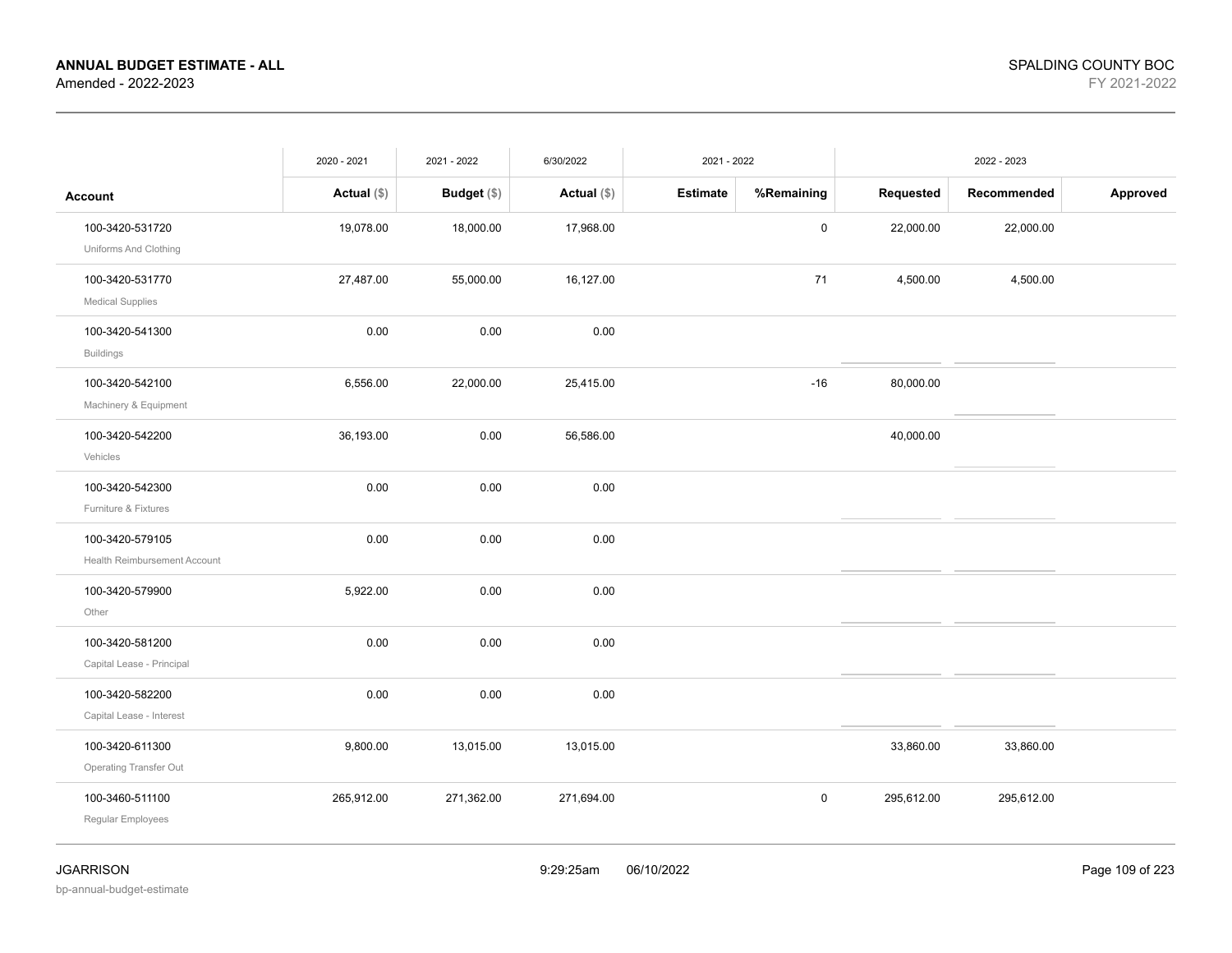| Account | 2020 - 2021 Actual ($) | 2021 - 2022 Budget ($) | 6/30/2022 Actual ($) | 2021 - 2022 Estimate | 2021 - 2022 %Remaining | 2022 - 2023 Requested | 2022 - 2023 Recommended | 2022 - 2023 Approved |
|---|---|---|---|---|---|---|---|---|
| 100-3420-531720 Uniforms And Clothing | 19,078.00 | 18,000.00 | 17,968.00 | | 0 | 22,000.00 | 22,000.00 | |
| 100-3420-531770 Medical Supplies | 27,487.00 | 55,000.00 | 16,127.00 | | 71 | 4,500.00 | 4,500.00 | |
| 100-3420-541300 Buildings | 0.00 | 0.00 | 0.00 | | | | | |
| 100-3420-542100 Machinery & Equipment | 6,556.00 | 22,000.00 | 25,415.00 | | -16 | 80,000.00 | | |
| 100-3420-542200 Vehicles | 36,193.00 | 0.00 | 56,586.00 | | | 40,000.00 | | |
| 100-3420-542300 Furniture & Fixtures | 0.00 | 0.00 | 0.00 | | | | | |
| 100-3420-579105 Health Reimbursement Account | 0.00 | 0.00 | 0.00 | | | | | |
| 100-3420-579900 Other | 5,922.00 | 0.00 | 0.00 | | | | | |
| 100-3420-581200 Capital Lease - Principal | 0.00 | 0.00 | 0.00 | | | | | |
| 100-3420-582200 Capital Lease - Interest | 0.00 | 0.00 | 0.00 | | | | | |
| 100-3420-611300 Operating Transfer Out | 9,800.00 | 13,015.00 | 13,015.00 | | | 33,860.00 | 33,860.00 | |
| 100-3460-511100 Regular Employees | 265,912.00 | 271,362.00 | 271,694.00 | | 0 | 295,612.00 | 295,612.00 | |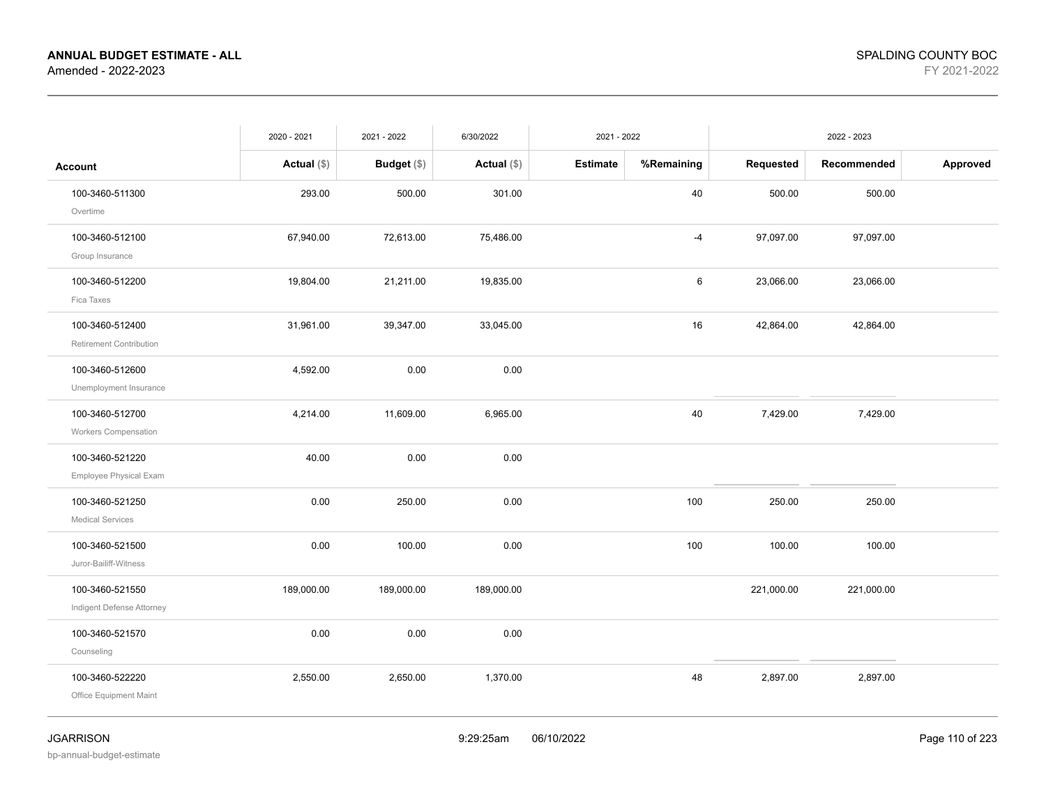**ANNUAL BUDGET ESTIMATE - ALL**
Amended - 2022-2023

SPALDING COUNTY BOC
FY 2021-2022

| Account | 2020 - 2021 Actual ($) | 2021 - 2022 Budget ($) | 6/30/2022 Actual ($) | 2021 - 2022 Estimate | %Remaining | 2022 - 2023 Requested | Recommended | Approved |
|---|---|---|---|---|---|---|---|---|
| 100-3460-511300 Overtime | 293.00 | 500.00 | 301.00 | | 40 | 500.00 | 500.00 | |
| 100-3460-512100 Group Insurance | 67,940.00 | 72,613.00 | 75,486.00 | | -4 | 97,097.00 | 97,097.00 | |
| 100-3460-512200 Fica Taxes | 19,804.00 | 21,211.00 | 19,835.00 | | 6 | 23,066.00 | 23,066.00 | |
| 100-3460-512400 Retirement Contribution | 31,961.00 | 39,347.00 | 33,045.00 | | 16 | 42,864.00 | 42,864.00 | |
| 100-3460-512600 Unemployment Insurance | 4,592.00 | 0.00 | 0.00 | | | | | |
| 100-3460-512700 Workers Compensation | 4,214.00 | 11,609.00 | 6,965.00 | | 40 | 7,429.00 | 7,429.00 | |
| 100-3460-521220 Employee Physical Exam | 40.00 | 0.00 | 0.00 | | | | | |
| 100-3460-521250 Medical Services | 0.00 | 250.00 | 0.00 | | 100 | 250.00 | 250.00 | |
| 100-3460-521500 Juror-Bailiff-Witness | 0.00 | 100.00 | 0.00 | | 100 | 100.00 | 100.00 | |
| 100-3460-521550 Indigent Defense Attorney | 189,000.00 | 189,000.00 | 189,000.00 | | | 221,000.00 | 221,000.00 | |
| 100-3460-521570 Counseling | 0.00 | 0.00 | 0.00 | | | | | |
| 100-3460-522220 Office Equipment Maint | 2,550.00 | 2,650.00 | 1,370.00 | | 48 | 2,897.00 | 2,897.00 | |

JGARRISON
bp-annual-budget-estimate
9:29:25am 06/10/2022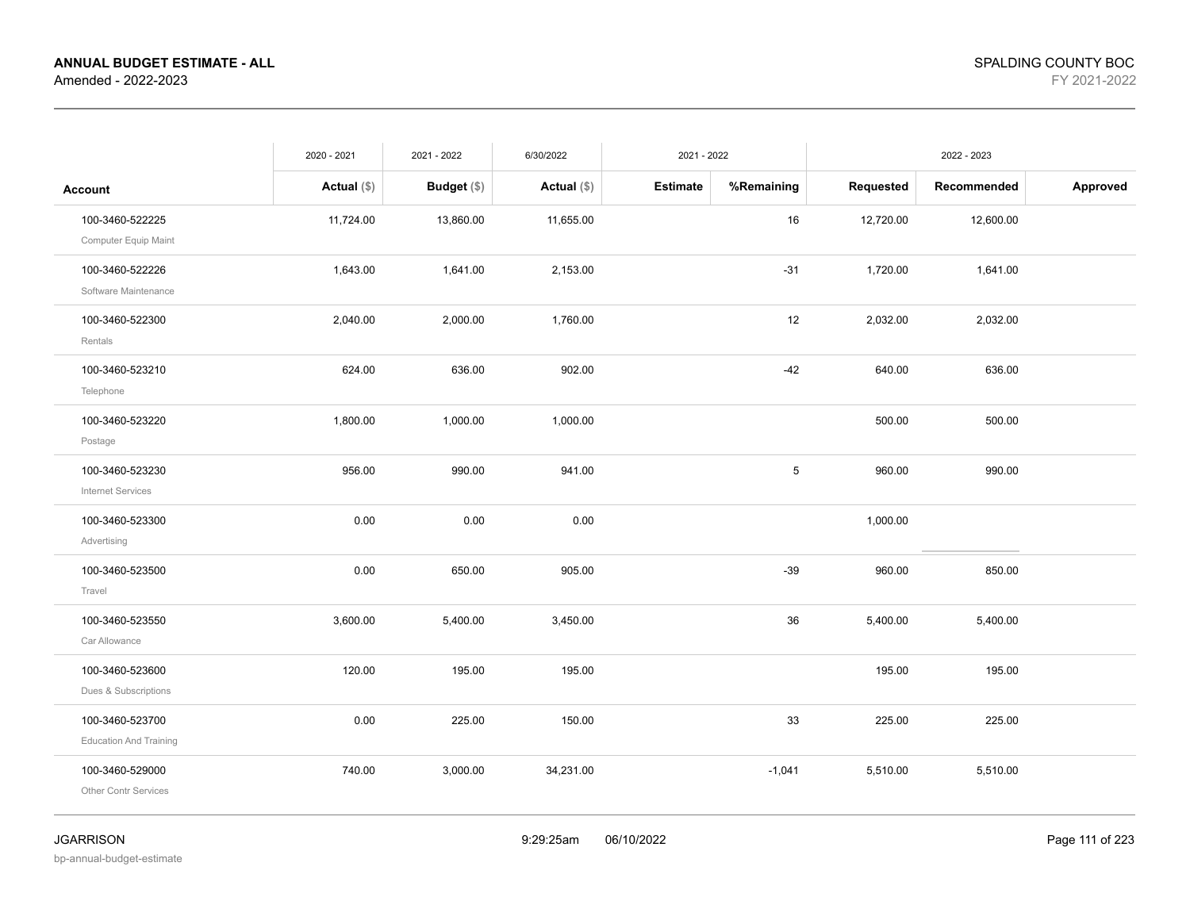# ANNUAL BUDGET ESTIMATE - ALL

Amended - 2022-2023

SPALDING COUNTY BOC

FY 2021-2022

| Account | 2020 - 2021 Actual ($) | 2021 - 2022 Budget ($) | 6/30/2022 Actual ($) | 2021 - 2022 Estimate | %Remaining | 2022 - 2023 Requested | Recommended | Approved |
|---|---|---|---|---|---|---|---|---|
| 100-3460-522225 Computer Equip Maint | 11,724.00 | 13,860.00 | 11,655.00 | | 16 | 12,720.00 | 12,600.00 | |
| 100-3460-522226 Software Maintenance | 1,643.00 | 1,641.00 | 2,153.00 | | -31 | 1,720.00 | 1,641.00 | |
| 100-3460-522300 Rentals | 2,040.00 | 2,000.00 | 1,760.00 | | 12 | 2,032.00 | 2,032.00 | |
| 100-3460-523210 Telephone | 624.00 | 636.00 | 902.00 | | -42 | 640.00 | 636.00 | |
| 100-3460-523220 Postage | 1,800.00 | 1,000.00 | 1,000.00 | | | 500.00 | 500.00 | |
| 100-3460-523230 Internet Services | 956.00 | 990.00 | 941.00 | | 5 | 960.00 | 990.00 | |
| 100-3460-523300 Advertising | 0.00 | 0.00 | 0.00 | | | 1,000.00 | | |
| 100-3460-523500 Travel | 0.00 | 650.00 | 905.00 | | -39 | 960.00 | 850.00 | |
| 100-3460-523550 Car Allowance | 3,600.00 | 5,400.00 | 3,450.00 | | 36 | 5,400.00 | 5,400.00 | |
| 100-3460-523600 Dues & Subscriptions | 120.00 | 195.00 | 195.00 | | | 195.00 | 195.00 | |
| 100-3460-523700 Education And Training | 0.00 | 225.00 | 150.00 | | 33 | 225.00 | 225.00 | |
| 100-3460-529000 Other Contr Services | 740.00 | 3,000.00 | 34,231.00 | | -1,041 | 5,510.00 | 5,510.00 | |

JGARRISON

bp-annual-budget-estimate

9:29:25am 06/10/2022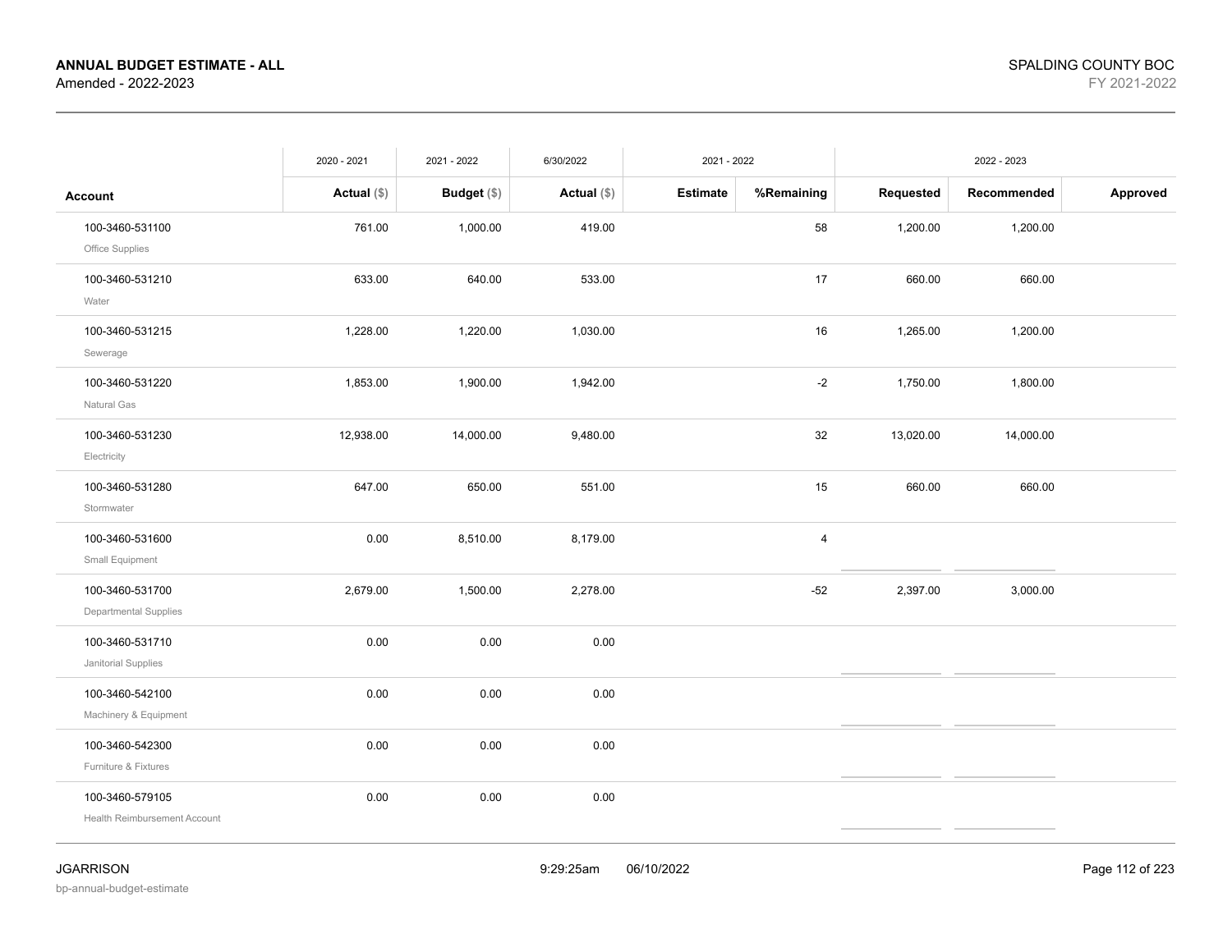| Account | 2020 - 2021 Actual ($) | 2021 - 2022 Budget ($) | 6/30/2022 Actual ($) | 2021 - 2022 Estimate | %Remaining | 2022 - 2023 Requested | Recommended | Approved |
|---|---|---|---|---|---|---|---|---|
| 100-3460-531100 Office Supplies | 761.00 | 1,000.00 | 419.00 | | 58 | 1,200.00 | 1,200.00 | |
| 100-3460-531210 Water | 633.00 | 640.00 | 533.00 | | 17 | 660.00 | 660.00 | |
| 100-3460-531215 Sewerage | 1,228.00 | 1,220.00 | 1,030.00 | | 16 | 1,265.00 | 1,200.00 | |
| 100-3460-531220 Natural Gas | 1,853.00 | 1,900.00 | 1,942.00 | | -2 | 1,750.00 | 1,800.00 | |
| 100-3460-531230 Electricity | 12,938.00 | 14,000.00 | 9,480.00 | | 32 | 13,020.00 | 14,000.00 | |
| 100-3460-531280 Stormwater | 647.00 | 650.00 | 551.00 | | 15 | 660.00 | 660.00 | |
| 100-3460-531600 Small Equipment | 0.00 | 8,510.00 | 8,179.00 | | 4 | | | |
| 100-3460-531700 Departmental Supplies | 2,679.00 | 1,500.00 | 2,278.00 | | -52 | 2,397.00 | 3,000.00 | |
| 100-3460-531710 Janitorial Supplies | 0.00 | 0.00 | 0.00 | | | | | |
| 100-3460-542100 Machinery & Equipment | 0.00 | 0.00 | 0.00 | | | | | |
| 100-3460-542300 Furniture & Fixtures | 0.00 | 0.00 | 0.00 | | | | | |
| 100-3460-579105 Health Reimbursement Account | 0.00 | 0.00 | 0.00 | | | | | |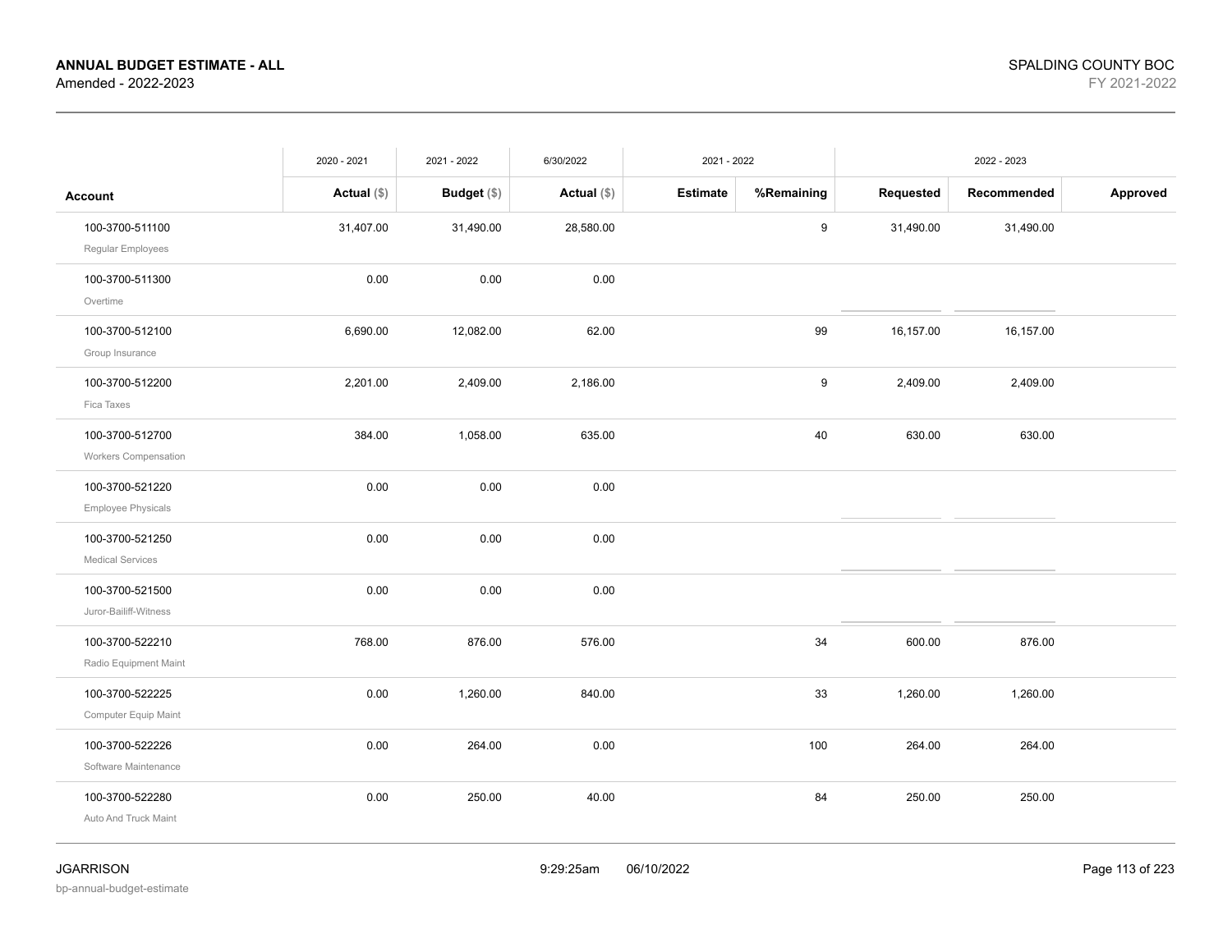**ANNUAL BUDGET ESTIMATE - ALL**
Amended - 2022-2023

SPALDING COUNTY BOC
FY 2021-2022

| | 2020 - 2021 | 2021 - 2022 | 6/30/2022 | 2021 - 2022 | | 2022 - 2023 | | |
|---|---|---|---|---|---|---|---|---|
| **Account** | **Actual ($)** | **Budget ($)** | **Actual ($)** | **Estimate** | **%Remaining** | **Requested** | **Recommended** | **Approved** |
| 100-3700-511100 Regular Employees | 31,407.00 | 31,490.00 | 28,580.00 | | 9 | 31,490.00 | 31,490.00 | |
| 100-3700-511300 Overtime | 0.00 | 0.00 | 0.00 | | | | | |
| 100-3700-512100 Group Insurance | 6,690.00 | 12,082.00 | 62.00 | | 99 | 16,157.00 | 16,157.00 | |
| 100-3700-512200 Fica Taxes | 2,201.00 | 2,409.00 | 2,186.00 | | 9 | 2,409.00 | 2,409.00 | |
| 100-3700-512700 Workers Compensation | 384.00 | 1,058.00 | 635.00 | | 40 | 630.00 | 630.00 | |
| 100-3700-521220 Employee Physicals | 0.00 | 0.00 | 0.00 | | | | | |
| 100-3700-521250 Medical Services | 0.00 | 0.00 | 0.00 | | | | | |
| 100-3700-521500 Juror-Bailiff-Witness | 0.00 | 0.00 | 0.00 | | | | | |
| 100-3700-522210 Radio Equipment Maint | 768.00 | 876.00 | 576.00 | | 34 | 600.00 | 876.00 | |
| 100-3700-522225 Computer Equip Maint | 0.00 | 1,260.00 | 840.00 | | 33 | 1,260.00 | 1,260.00 | |
| 100-3700-522226 Software Maintenance | 0.00 | 264.00 | 0.00 | | 100 | 264.00 | 264.00 | |
| 100-3700-522280 Auto And Truck Maint | 0.00 | 250.00 | 40.00 | | 84 | 250.00 | 250.00 | |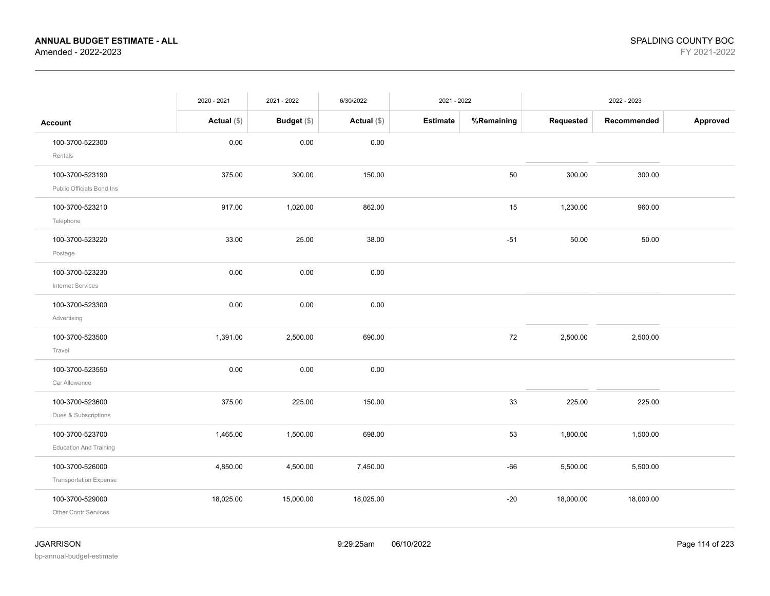| Account | 2020 - 2021 Actual ($) | 2021 - 2022 Budget ($) | 6/30/2022 Actual ($) | 2021 - 2022 Estimate | 2021 - 2022 %Remaining | 2022 - 2023 Requested | 2022 - 2023 Recommended | 2022 - 2023 Approved |
|---|---|---|---|---|---|---|---|---|
| 100-3700-522300 Rentals | 0.00 | 0.00 | 0.00 | | | | | |
| 100-3700-523190 Public Officials Bond Ins | 375.00 | 300.00 | 150.00 | | 50 | 300.00 | 300.00 | |
| 100-3700-523210 Telephone | 917.00 | 1,020.00 | 862.00 | | 15 | 1,230.00 | 960.00 | |
| 100-3700-523220 Postage | 33.00 | 25.00 | 38.00 | | -51 | 50.00 | 50.00 | |
| 100-3700-523230 Internet Services | 0.00 | 0.00 | 0.00 | | | | | |
| 100-3700-523300 Advertising | 0.00 | 0.00 | 0.00 | | | | | |
| 100-3700-523500 Travel | 1,391.00 | 2,500.00 | 690.00 | | 72 | 2,500.00 | 2,500.00 | |
| 100-3700-523550 Car Allowance | 0.00 | 0.00 | 0.00 | | | | | |
| 100-3700-523600 Dues & Subscriptions | 375.00 | 225.00 | 150.00 | | 33 | 225.00 | 225.00 | |
| 100-3700-523700 Education And Training | 1,465.00 | 1,500.00 | 698.00 | | 53 | 1,800.00 | 1,500.00 | |
| 100-3700-526000 Transportation Expense | 4,850.00 | 4,500.00 | 7,450.00 | | -66 | 5,500.00 | 5,500.00 | |
| 100-3700-529000 Other Contr Services | 18,025.00 | 15,000.00 | 18,025.00 | | -20 | 18,000.00 | 18,000.00 | |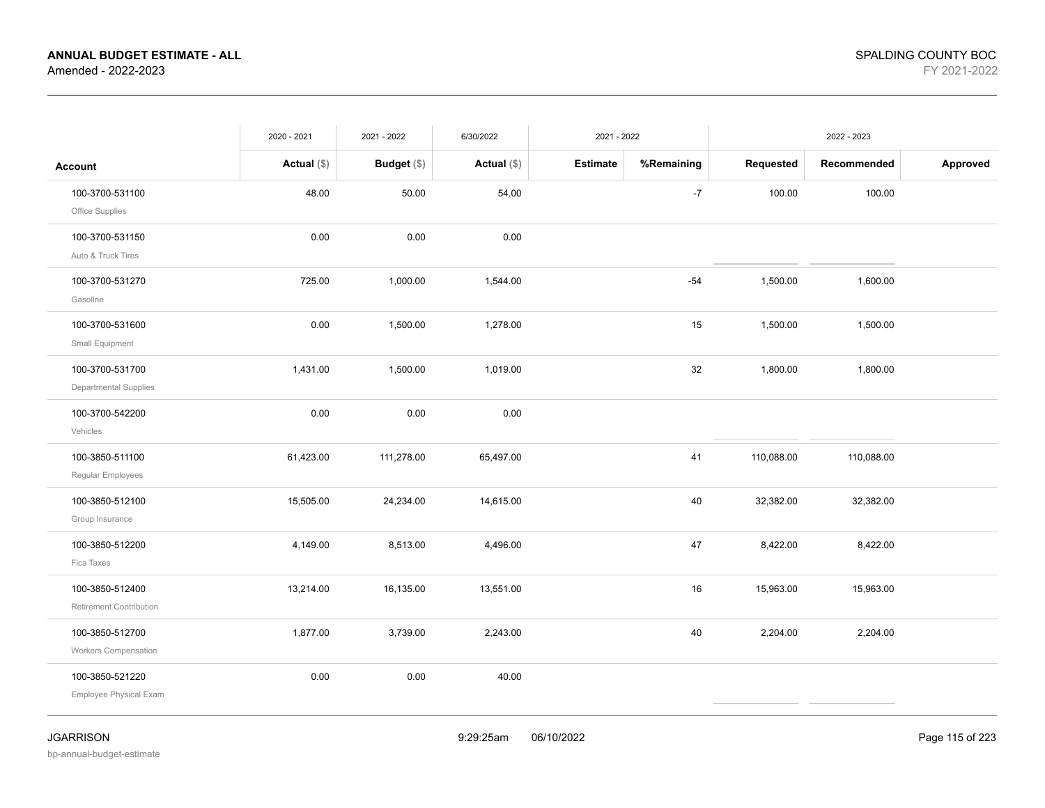**ANNUAL BUDGET ESTIMATE - ALL**
Amended - 2022-2023

SPALDING COUNTY BOC
FY 2021-2022

| | 2020 - 2021 | 2021 - 2022 | 6/30/2022 | 2021 - 2022 | | 2022 - 2023 | | |
|---|---|---|---|---|---|---|---|---|
| **Account** | **Actual ($)** | **Budget ($)** | **Actual ($)** | **Estimate** | **%Remaining** | **Requested** | **Recommended** | **Approved** |
| 100-3700-531100 Office Supplies | 48.00 | 50.00 | 54.00 | | -7 | 100.00 | 100.00 | |
| 100-3700-531150 Auto & Truck Tires | 0.00 | 0.00 | 0.00 | | | | | |
| 100-3700-531270 Gasoline | 725.00 | 1,000.00 | 1,544.00 | | -54 | 1,500.00 | 1,600.00 | |
| 100-3700-531600 Small Equipment | 0.00 | 1,500.00 | 1,278.00 | | 15 | 1,500.00 | 1,500.00 | |
| 100-3700-531700 Departmental Supplies | 1,431.00 | 1,500.00 | 1,019.00 | | 32 | 1,800.00 | 1,800.00 | |
| 100-3700-542200 Vehicles | 0.00 | 0.00 | 0.00 | | | | | |
| 100-3850-511100 Regular Employees | 61,423.00 | 111,278.00 | 65,497.00 | | 41 | 110,088.00 | 110,088.00 | |
| 100-3850-512100 Group Insurance | 15,505.00 | 24,234.00 | 14,615.00 | | 40 | 32,382.00 | 32,382.00 | |
| 100-3850-512200 Fica Taxes | 4,149.00 | 8,513.00 | 4,496.00 | | 47 | 8,422.00 | 8,422.00 | |
| 100-3850-512400 Retirement Contribution | 13,214.00 | 16,135.00 | 13,551.00 | | 16 | 15,963.00 | 15,963.00 | |
| 100-3850-512700 Workers Compensation | 1,877.00 | 3,739.00 | 2,243.00 | | 40 | 2,204.00 | 2,204.00 | |
| 100-3850-521220 Employee Physical Exam | 0.00 | 0.00 | 40.00 | | | | | |

JGARRISON
bp-annual-budget-estimate

9:29:25am 06/10/2022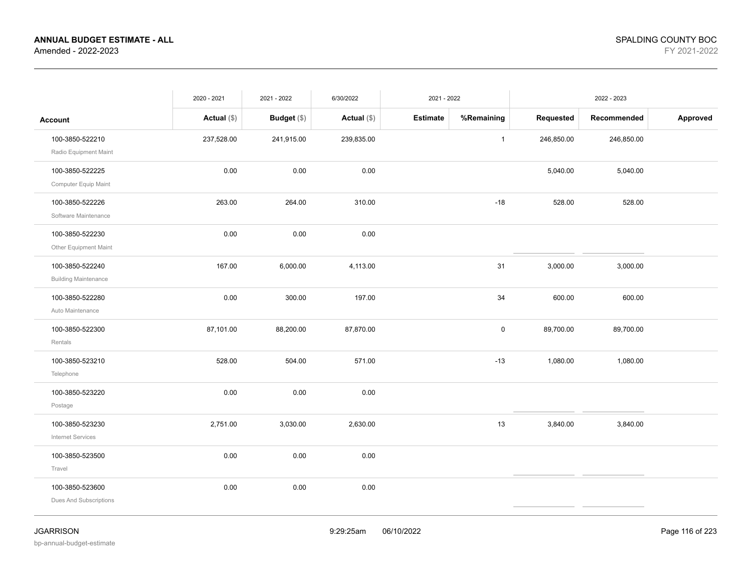**ANNUAL BUDGET ESTIMATE - ALL**
Amended - 2022-2023

SPALDING COUNTY BOC
FY 2021-2022

| Account | 2020 - 2021 Actual ($) | 2021 - 2022 Budget ($) | 6/30/2022 Actual ($) | 2021 - 2022 Estimate | 2021 - 2022 %Remaining | 2022 - 2023 Requested | 2022 - 2023 Recommended | 2022 - 2023 Approved |
|---|---|---|---|---|---|---|---|---|
| 100-3850-522210 Radio Equipment Maint | 237,528.00 | 241,915.00 | 239,835.00 | | 1 | 246,850.00 | 246,850.00 | |
| 100-3850-522225 Computer Equip Maint | 0.00 | 0.00 | 0.00 | | | 5,040.00 | 5,040.00 | |
| 100-3850-522226 Software Maintenance | 263.00 | 264.00 | 310.00 | | -18 | 528.00 | 528.00 | |
| 100-3850-522230 Other Equipment Maint | 0.00 | 0.00 | 0.00 | | | | | |
| 100-3850-522240 Building Maintenance | 167.00 | 6,000.00 | 4,113.00 | | 31 | 3,000.00 | 3,000.00 | |
| 100-3850-522280 Auto Maintenance | 0.00 | 300.00 | 197.00 | | 34 | 600.00 | 600.00 | |
| 100-3850-522300 Rentals | 87,101.00 | 88,200.00 | 87,870.00 | | 0 | 89,700.00 | 89,700.00 | |
| 100-3850-523210 Telephone | 528.00 | 504.00 | 571.00 | | -13 | 1,080.00 | 1,080.00 | |
| 100-3850-523220 Postage | 0.00 | 0.00 | 0.00 | | | | | |
| 100-3850-523230 Internet Services | 2,751.00 | 3,030.00 | 2,630.00 | | 13 | 3,840.00 | 3,840.00 | |
| 100-3850-523500 Travel | 0.00 | 0.00 | 0.00 | | | | | |
| 100-3850-523600 Dues And Subscriptions | 0.00 | 0.00 | 0.00 | | | | | |

JGARRISON
bp-annual-budget-estimate

9:29:25am 06/10/2022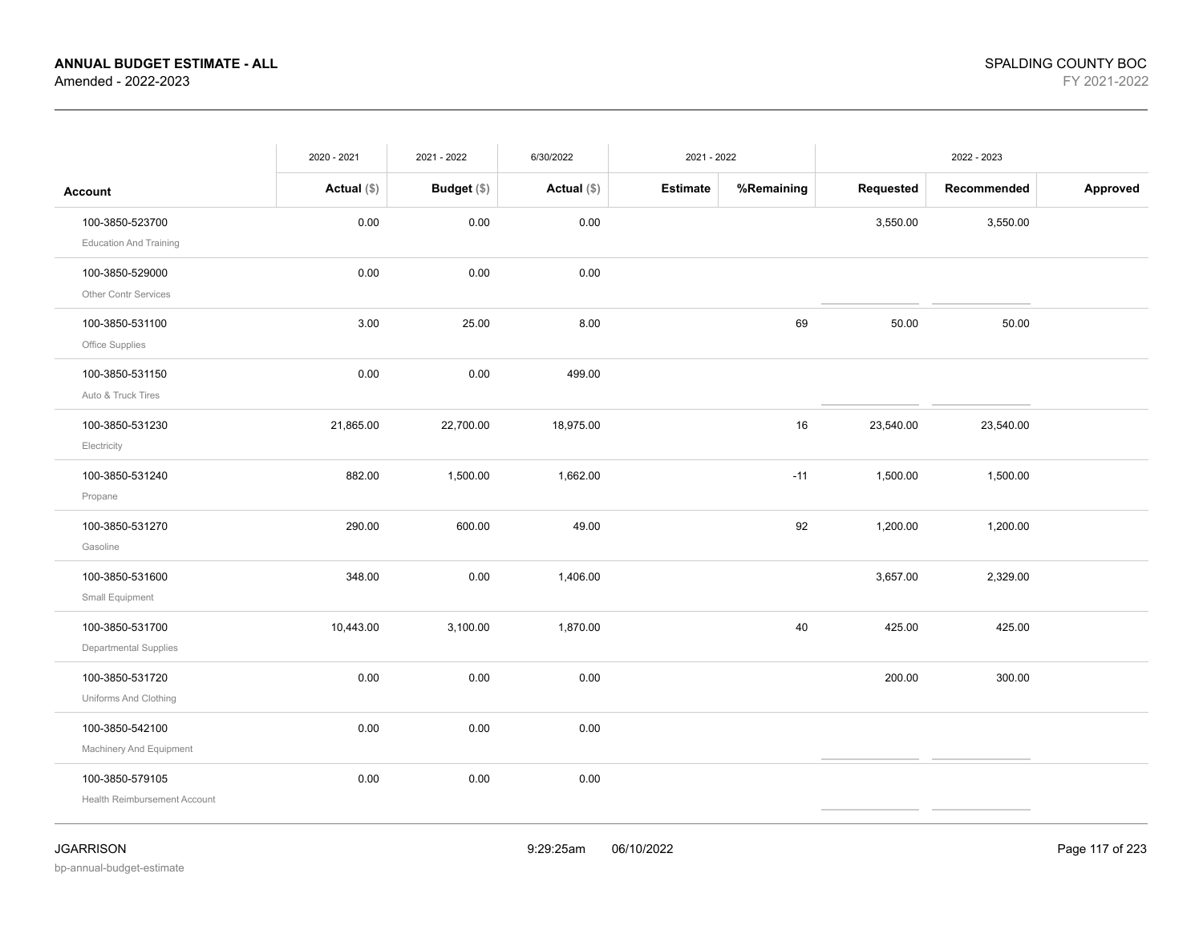| Account | 2020 - 2021 Actual ($) | 2021 - 2022 Budget ($) | 6/30/2022 Actual ($) | 2021 - 2022 Estimate | 2021 - 2022 %Remaining | 2022 - 2023 Requested | 2022 - 2023 Recommended | 2022 - 2023 Approved |
|---|---|---|---|---|---|---|---|---|
| 100-3850-523700 Education And Training | 0.00 | 0.00 | 0.00 | | | 3,550.00 | 3,550.00 | |
| 100-3850-529000 Other Contr Services | 0.00 | 0.00 | 0.00 | | | | | |
| 100-3850-531100 Office Supplies | 3.00 | 25.00 | 8.00 | | 69 | 50.00 | 50.00 | |
| 100-3850-531150 Auto & Truck Tires | 0.00 | 0.00 | 499.00 | | | | | |
| 100-3850-531230 Electricity | 21,865.00 | 22,700.00 | 18,975.00 | | 16 | 23,540.00 | 23,540.00 | |
| 100-3850-531240 Propane | 882.00 | 1,500.00 | 1,662.00 | | -11 | 1,500.00 | 1,500.00 | |
| 100-3850-531270 Gasoline | 290.00 | 600.00 | 49.00 | | 92 | 1,200.00 | 1,200.00 | |
| 100-3850-531600 Small Equipment | 348.00 | 0.00 | 1,406.00 | | | 3,657.00 | 2,329.00 | |
| 100-3850-531700 Departmental Supplies | 10,443.00 | 3,100.00 | 1,870.00 | | 40 | 425.00 | 425.00 | |
| 100-3850-531720 Uniforms And Clothing | 0.00 | 0.00 | 0.00 | | | 200.00 | 300.00 | |
| 100-3850-542100 Machinery And Equipment | 0.00 | 0.00 | 0.00 | | | | | |
| 100-3850-579105 Health Reimbursement Account | 0.00 | 0.00 | 0.00 | | | | | |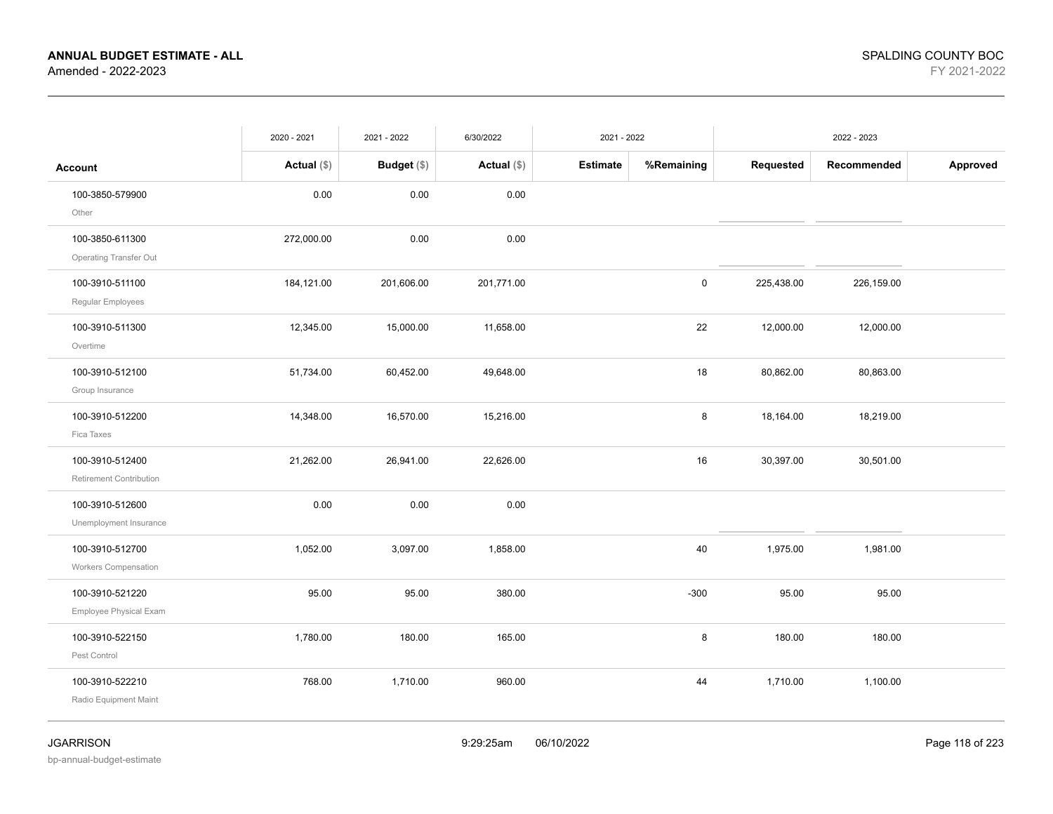| Account | 2020 - 2021 Actual ($) | 2021 - 2022 Budget ($) | 6/30/2022 Actual ($) | 2021 - 2022 Estimate | 2021 - 2022 %Remaining | 2022 - 2023 Requested | 2022 - 2023 Recommended | 2022 - 2023 Approved |
|---|---|---|---|---|---|---|---|---|
| 100-3850-579900 Other | 0.00 | 0.00 | 0.00 | | | | | |
| 100-3850-611300 Operating Transfer Out | 272,000.00 | 0.00 | 0.00 | | | | | |
| 100-3910-511100 Regular Employees | 184,121.00 | 201,606.00 | 201,771.00 | | 0 | 225,438.00 | 226,159.00 | |
| 100-3910-511300 Overtime | 12,345.00 | 15,000.00 | 11,658.00 | | 22 | 12,000.00 | 12,000.00 | |
| 100-3910-512100 Group Insurance | 51,734.00 | 60,452.00 | 49,648.00 | | 18 | 80,862.00 | 80,863.00 | |
| 100-3910-512200 Fica Taxes | 14,348.00 | 16,570.00 | 15,216.00 | | 8 | 18,164.00 | 18,219.00 | |
| 100-3910-512400 Retirement Contribution | 21,262.00 | 26,941.00 | 22,626.00 | | 16 | 30,397.00 | 30,501.00 | |
| 100-3910-512600 Unemployment Insurance | 0.00 | 0.00 | 0.00 | | | | | |
| 100-3910-512700 Workers Compensation | 1,052.00 | 3,097.00 | 1,858.00 | | 40 | 1,975.00 | 1,981.00 | |
| 100-3910-521220 Employee Physical Exam | 95.00 | 95.00 | 380.00 | | -300 | 95.00 | 95.00 | |
| 100-3910-522150 Pest Control | 1,780.00 | 180.00 | 165.00 | | 8 | 180.00 | 180.00 | |
| 100-3910-522210 Radio Equipment Maint | 768.00 | 1,710.00 | 960.00 | | 44 | 1,710.00 | 1,100.00 | |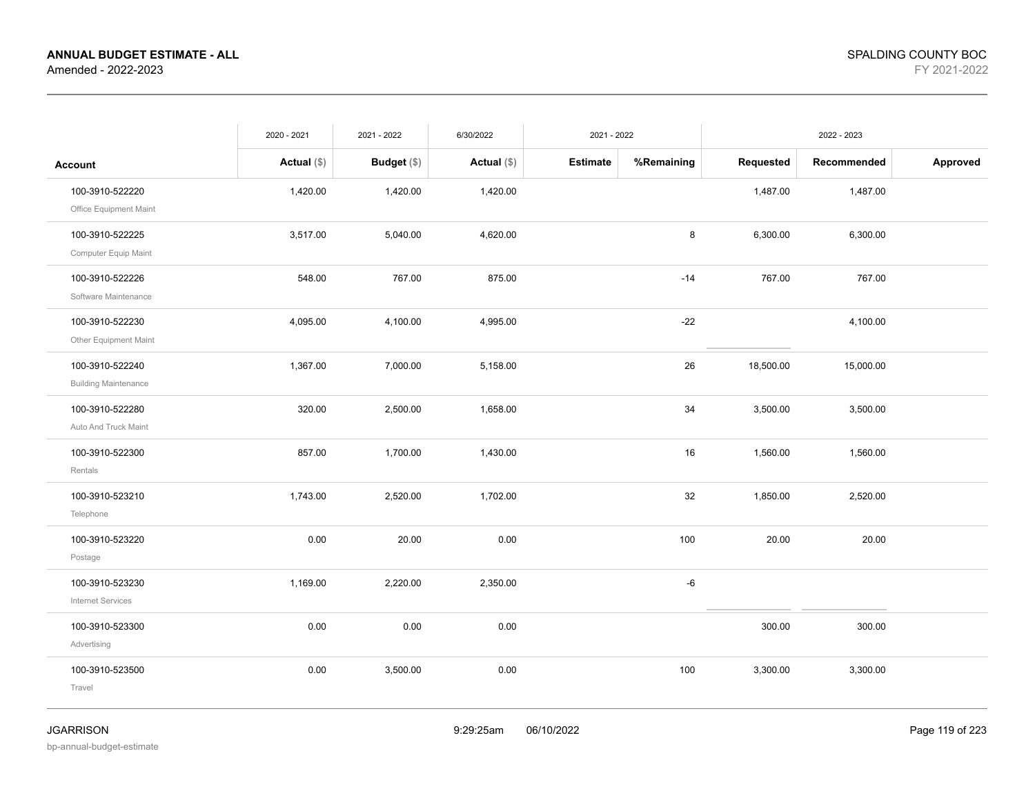**ANNUAL BUDGET ESTIMATE - ALL**
Amended - 2022-2023

SPALDING COUNTY BOC
FY 2021-2022

| Account | 2020 - 2021 Actual ($) | 2021 - 2022 Budget ($) | 6/30/2022 Actual ($) | 2021 - 2022 Estimate | %Remaining | 2022 - 2023 Requested | Recommended | Approved |
|---|---|---|---|---|---|---|---|---|
| 100-3910-522220 Office Equipment Maint | 1,420.00 | 1,420.00 | 1,420.00 | | | 1,487.00 | 1,487.00 | |
| 100-3910-522225 Computer Equip Maint | 3,517.00 | 5,040.00 | 4,620.00 | | 8 | 6,300.00 | 6,300.00 | |
| 100-3910-522226 Software Maintenance | 548.00 | 767.00 | 875.00 | | -14 | 767.00 | 767.00 | |
| 100-3910-522230 Other Equipment Maint | 4,095.00 | 4,100.00 | 4,995.00 | | -22 | | 4,100.00 | |
| 100-3910-522240 Building Maintenance | 1,367.00 | 7,000.00 | 5,158.00 | | 26 | 18,500.00 | 15,000.00 | |
| 100-3910-522280 Auto And Truck Maint | 320.00 | 2,500.00 | 1,658.00 | | 34 | 3,500.00 | 3,500.00 | |
| 100-3910-522300 Rentals | 857.00 | 1,700.00 | 1,430.00 | | 16 | 1,560.00 | 1,560.00 | |
| 100-3910-523210 Telephone | 1,743.00 | 2,520.00 | 1,702.00 | | 32 | 1,850.00 | 2,520.00 | |
| 100-3910-523220 Postage | 0.00 | 20.00 | 0.00 | | 100 | 20.00 | 20.00 | |
| 100-3910-523230 Internet Services | 1,169.00 | 2,220.00 | 2,350.00 | | -6 | | | |
| 100-3910-523300 Advertising | 0.00 | 0.00 | 0.00 | | | 300.00 | 300.00 | |
| 100-3910-523500 Travel | 0.00 | 3,500.00 | 0.00 | | 100 | 3,300.00 | 3,300.00 | |

JGARRISON
bp-annual-budget-estimate

9:29:25am 06/10/2022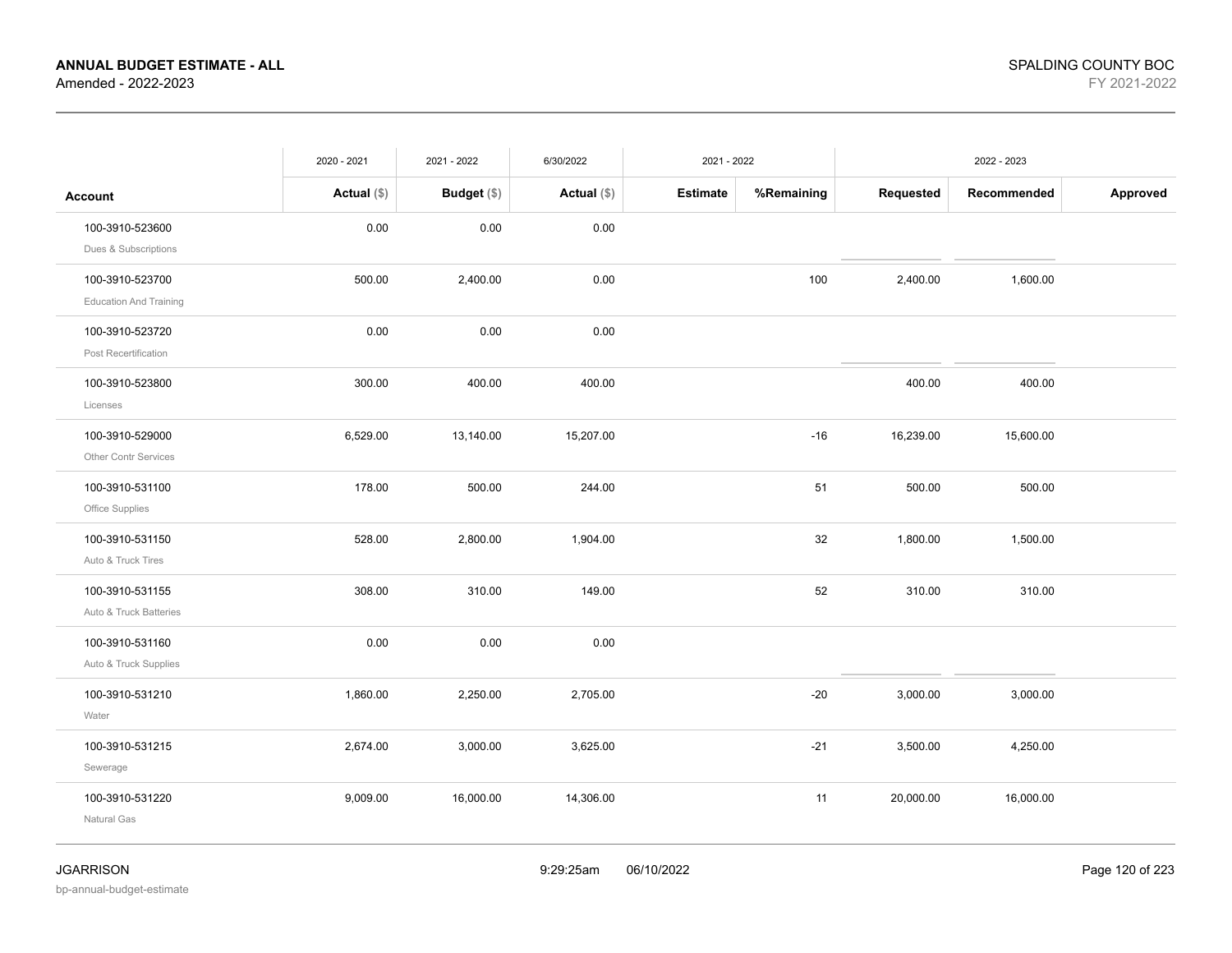**ANNUAL BUDGET ESTIMATE - ALL**
Amended - 2022-2023

SPALDING COUNTY BOC
FY 2021-2022

| Account | 2020 - 2021 Actual ($) | 2021 - 2022 Budget ($) | 6/30/2022 Actual ($) | 2021 - 2022 Estimate | 2021 - 2022 %Remaining | 2022 - 2023 Requested | 2022 - 2023 Recommended | 2022 - 2023 Approved |
|---|---|---|---|---|---|---|---|---|
| 100-3910-523600 Dues & Subscriptions | 0.00 | 0.00 | 0.00 | | | | | |
| 100-3910-523700 Education And Training | 500.00 | 2,400.00 | 0.00 | | 100 | 2,400.00 | 1,600.00 | |
| 100-3910-523720 Post Recertification | 0.00 | 0.00 | 0.00 | | | | | |
| 100-3910-523800 Licenses | 300.00 | 400.00 | 400.00 | | | 400.00 | 400.00 | |
| 100-3910-529000 Other Contr Services | 6,529.00 | 13,140.00 | 15,207.00 | | -16 | 16,239.00 | 15,600.00 | |
| 100-3910-531100 Office Supplies | 178.00 | 500.00 | 244.00 | | 51 | 500.00 | 500.00 | |
| 100-3910-531150 Auto & Truck Tires | 528.00 | 2,800.00 | 1,904.00 | | 32 | 1,800.00 | 1,500.00 | |
| 100-3910-531155 Auto & Truck Batteries | 308.00 | 310.00 | 149.00 | | 52 | 310.00 | 310.00 | |
| 100-3910-531160 Auto & Truck Supplies | 0.00 | 0.00 | 0.00 | | | | | |
| 100-3910-531210 Water | 1,860.00 | 2,250.00 | 2,705.00 | | -20 | 3,000.00 | 3,000.00 | |
| 100-3910-531215 Sewerage | 2,674.00 | 3,000.00 | 3,625.00 | | -21 | 3,500.00 | 4,250.00 | |
| 100-3910-531220 Natural Gas | 9,009.00 | 16,000.00 | 14,306.00 | | 11 | 20,000.00 | 16,000.00 | |

JGARRISON
bp-annual-budget-estimate
9:29:25am 06/10/2022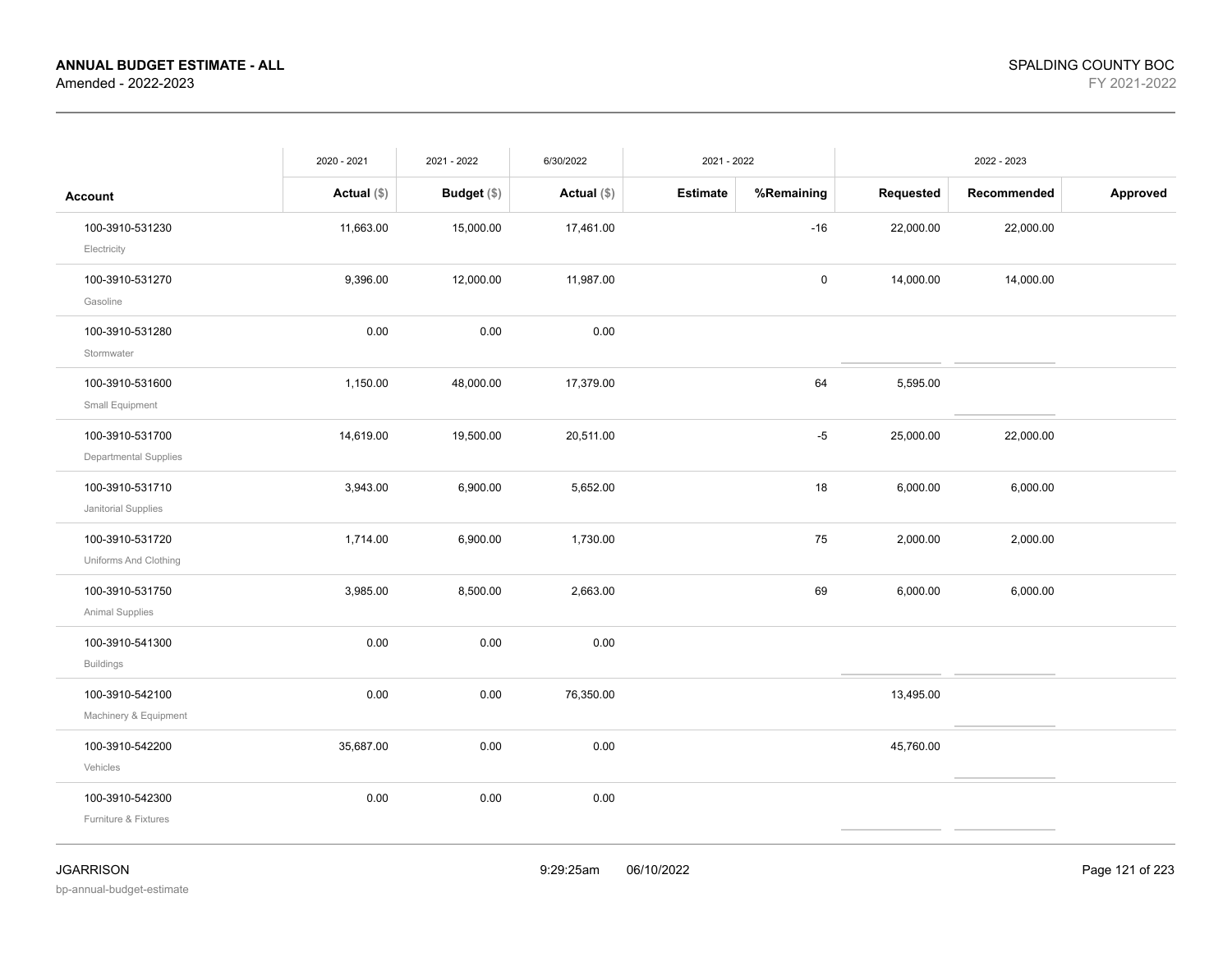**ANNUAL BUDGET ESTIMATE - ALL**
Amended - 2022-2023

SPALDING COUNTY BOC
FY 2021-2022

| Account | 2020 - 2021 Actual ($) | 2021 - 2022 Budget ($) | 6/30/2022 Actual ($) | 2021 - 2022 Estimate | %Remaining | 2022 - 2023 Requested | Recommended | Approved |
|---|---|---|---|---|---|---|---|---|
| 100-3910-531230 Electricity | 11,663.00 | 15,000.00 | 17,461.00 | | -16 | 22,000.00 | 22,000.00 | |
| 100-3910-531270 Gasoline | 9,396.00 | 12,000.00 | 11,987.00 | | 0 | 14,000.00 | 14,000.00 | |
| 100-3910-531280 Stormwater | 0.00 | 0.00 | 0.00 | | | | | |
| 100-3910-531600 Small Equipment | 1,150.00 | 48,000.00 | 17,379.00 | | 64 | 5,595.00 | | |
| 100-3910-531700 Departmental Supplies | 14,619.00 | 19,500.00 | 20,511.00 | | -5 | 25,000.00 | 22,000.00 | |
| 100-3910-531710 Janitorial Supplies | 3,943.00 | 6,900.00 | 5,652.00 | | 18 | 6,000.00 | 6,000.00 | |
| 100-3910-531720 Uniforms And Clothing | 1,714.00 | 6,900.00 | 1,730.00 | | 75 | 2,000.00 | 2,000.00 | |
| 100-3910-531750 Animal Supplies | 3,985.00 | 8,500.00 | 2,663.00 | | 69 | 6,000.00 | 6,000.00 | |
| 100-3910-541300 Buildings | 0.00 | 0.00 | 0.00 | | | | | |
| 100-3910-542100 Machinery & Equipment | 0.00 | 0.00 | 76,350.00 | | | 13,495.00 | | |
| 100-3910-542200 Vehicles | 35,687.00 | 0.00 | 0.00 | | | 45,760.00 | | |
| 100-3910-542300 Furniture & Fixtures | 0.00 | 0.00 | 0.00 | | | | | |

JGARRISON
bp-annual-budget-estimate

9:29:25am 06/10/2022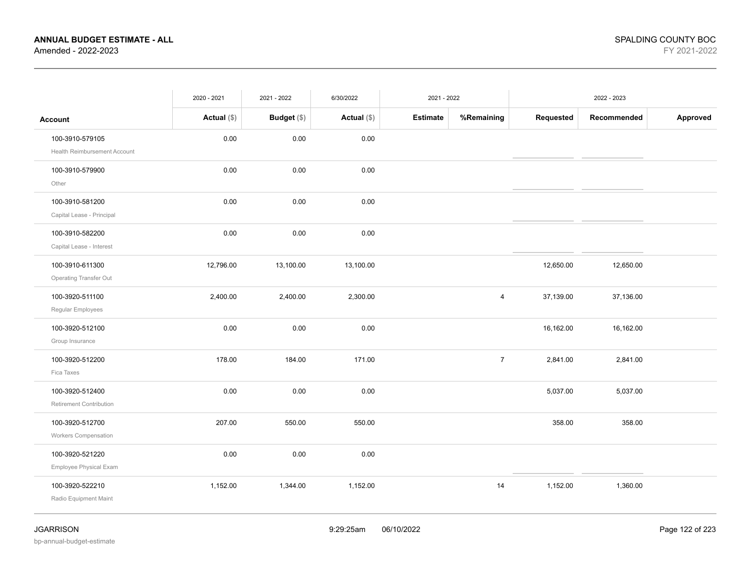**ANNUAL BUDGET ESTIMATE - ALL**
Amended - 2022-2023

SPALDING COUNTY BOC
FY 2021-2022

| Account | 2020 - 2021 Actual ($) | 2021 - 2022 Budget ($) | 6/30/2022 Actual ($) | 2021 - 2022 Estimate | 2021 - 2022 %Remaining | 2022 - 2023 Requested | 2022 - 2023 Recommended | 2022 - 2023 Approved |
|---|---|---|---|---|---|---|---|---|
| 100-3910-579105 Health Reimbursement Account | 0.00 | 0.00 | 0.00 | | | | | |
| 100-3910-579900 Other | 0.00 | 0.00 | 0.00 | | | | | |
| 100-3910-581200 Capital Lease - Principal | 0.00 | 0.00 | 0.00 | | | | | |
| 100-3910-582200 Capital Lease - Interest | 0.00 | 0.00 | 0.00 | | | | | |
| 100-3910-611300 Operating Transfer Out | 12,796.00 | 13,100.00 | 13,100.00 | | | 12,650.00 | 12,650.00 | |
| 100-3920-511100 Regular Employees | 2,400.00 | 2,400.00 | 2,300.00 | | 4 | 37,139.00 | 37,136.00 | |
| 100-3920-512100 Group Insurance | 0.00 | 0.00 | 0.00 | | | 16,162.00 | 16,162.00 | |
| 100-3920-512200 Fica Taxes | 178.00 | 184.00 | 171.00 | | 7 | 2,841.00 | 2,841.00 | |
| 100-3920-512400 Retirement Contribution | 0.00 | 0.00 | 0.00 | | | 5,037.00 | 5,037.00 | |
| 100-3920-512700 Workers Compensation | 207.00 | 550.00 | 550.00 | | | 358.00 | 358.00 | |
| 100-3920-521220 Employee Physical Exam | 0.00 | 0.00 | 0.00 | | | | | |
| 100-3920-522210 Radio Equipment Maint | 1,152.00 | 1,344.00 | 1,152.00 | | 14 | 1,152.00 | 1,360.00 | |

JGARRISON
bp-annual-budget-estimate
9:29:25am 06/10/2022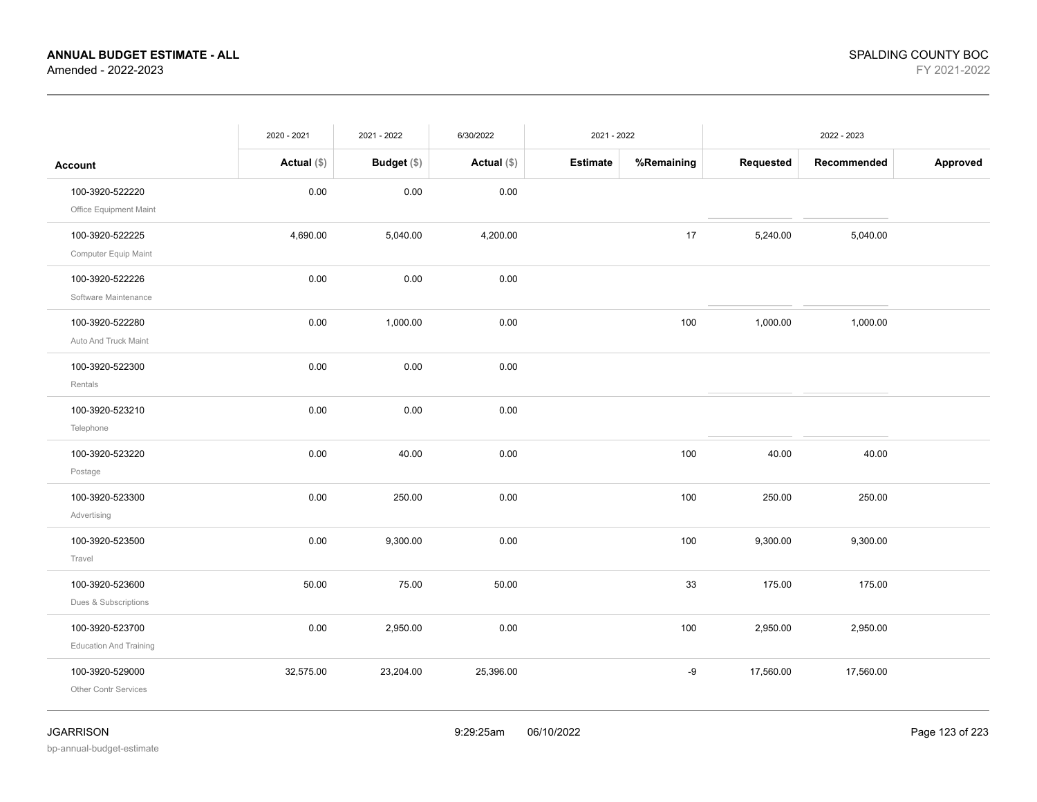| | 2020 - 2021 | 2021 - 2022 | 6/30/2022 | 2021 - 2022 | | 2022 - 2023 | | |
|---|---|---|---|---|---|---|---|---|
| **Account** | **Actual ($)** | **Budget ($)** | **Actual ($)** | **Estimate** | **%Remaining** | **Requested** | **Recommended** | **Approved** |
| 100-3920-522220 Office Equipment Maint | 0.00 | 0.00 | 0.00 | | | | | |
| 100-3920-522225 Computer Equip Maint | 4,690.00 | 5,040.00 | 4,200.00 | | 17 | 5,240.00 | 5,040.00 | |
| 100-3920-522226 Software Maintenance | 0.00 | 0.00 | 0.00 | | | | | |
| 100-3920-522280 Auto And Truck Maint | 0.00 | 1,000.00 | 0.00 | | 100 | 1,000.00 | 1,000.00 | |
| 100-3920-522300 Rentals | 0.00 | 0.00 | 0.00 | | | | | |
| 100-3920-523210 Telephone | 0.00 | 0.00 | 0.00 | | | | | |
| 100-3920-523220 Postage | 0.00 | 40.00 | 0.00 | | 100 | 40.00 | 40.00 | |
| 100-3920-523300 Advertising | 0.00 | 250.00 | 0.00 | | 100 | 250.00 | 250.00 | |
| 100-3920-523500 Travel | 0.00 | 9,300.00 | 0.00 | | 100 | 9,300.00 | 9,300.00 | |
| 100-3920-523600 Dues & Subscriptions | 50.00 | 75.00 | 50.00 | | 33 | 175.00 | 175.00 | |
| 100-3920-523700 Education And Training | 0.00 | 2,950.00 | 0.00 | | 100 | 2,950.00 | 2,950.00 | |
| 100-3920-529000 Other Contr Services | 32,575.00 | 23,204.00 | 25,396.00 | | -9 | 17,560.00 | 17,560.00 | |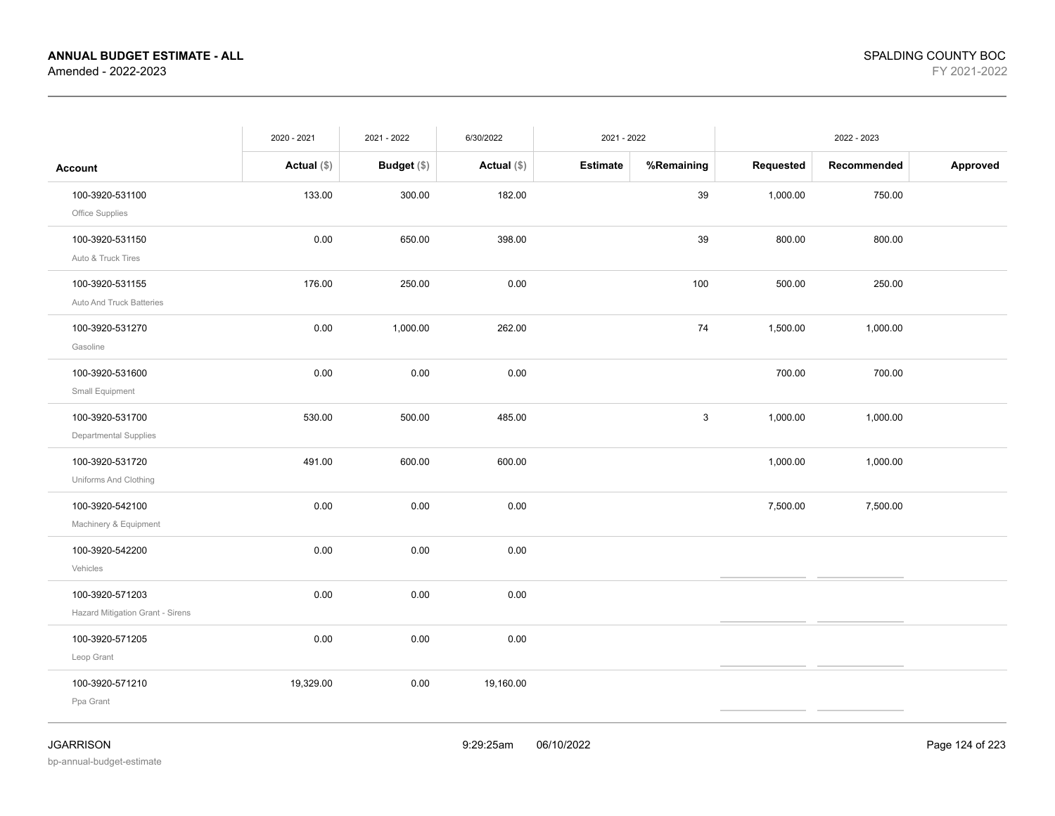**ANNUAL BUDGET ESTIMATE - ALL**
Amended - 2022-2023

SPALDING COUNTY BOC
FY 2021-2022

| Account | 2020 - 2021 Actual ($) | 2021 - 2022 Budget ($) | 6/30/2022 Actual ($) | 2021 - 2022 Estimate | %Remaining | 2022 - 2023 Requested | Recommended | Approved |
|---|---|---|---|---|---|---|---|---|
| 100-3920-531100 Office Supplies | 133.00 | 300.00 | 182.00 | | 39 | 1,000.00 | 750.00 | |
| 100-3920-531150 Auto & Truck Tires | 0.00 | 650.00 | 398.00 | | 39 | 800.00 | 800.00 | |
| 100-3920-531155 Auto And Truck Batteries | 176.00 | 250.00 | 0.00 | | 100 | 500.00 | 250.00 | |
| 100-3920-531270 Gasoline | 0.00 | 1,000.00 | 262.00 | | 74 | 1,500.00 | 1,000.00 | |
| 100-3920-531600 Small Equipment | 0.00 | 0.00 | 0.00 | | | 700.00 | 700.00 | |
| 100-3920-531700 Departmental Supplies | 530.00 | 500.00 | 485.00 | | 3 | 1,000.00 | 1,000.00 | |
| 100-3920-531720 Uniforms And Clothing | 491.00 | 600.00 | 600.00 | | | 1,000.00 | 1,000.00 | |
| 100-3920-542100 Machinery & Equipment | 0.00 | 0.00 | 0.00 | | | 7,500.00 | 7,500.00 | |
| 100-3920-542200 Vehicles | 0.00 | 0.00 | 0.00 | | | | | |
| 100-3920-571203 Hazard Mitigation Grant - Sirens | 0.00 | 0.00 | 0.00 | | | | | |
| 100-3920-571205 Leop Grant | 0.00 | 0.00 | 0.00 | | | | | |
| 100-3920-571210 Ppa Grant | 19,329.00 | 0.00 | 19,160.00 | | | | | |

JGARRISON
bp-annual-budget-estimate

9:29:25am 06/10/2022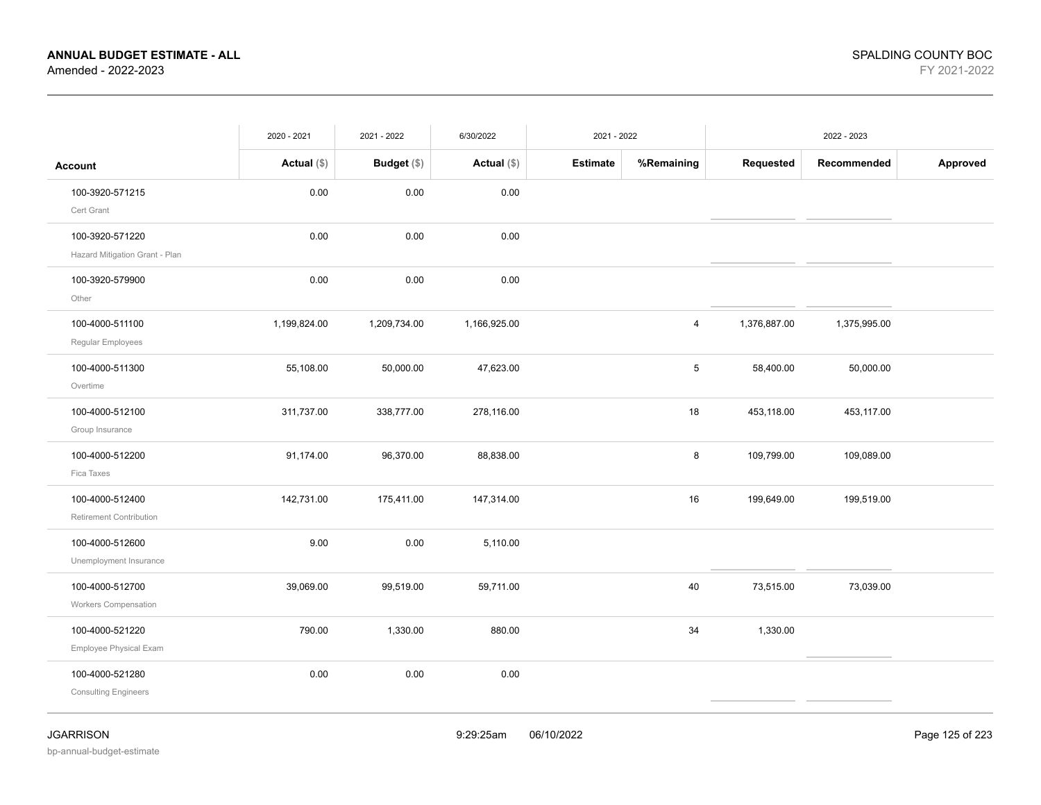**ANNUAL BUDGET ESTIMATE - ALL**
Amended - 2022-2023

SPALDING COUNTY BOC
FY 2021-2022

| Account | 2020 - 2021 Actual ($) | 2021 - 2022 Budget ($) | 6/30/2022 Actual ($) | 2021 - 2022 Estimate | 2021 - 2022 %Remaining | 2022 - 2023 Requested | 2022 - 2023 Recommended | 2022 - 2023 Approved |
|---|---|---|---|---|---|---|---|---|
| 100-3920-571215 Cert Grant | 0.00 | 0.00 | 0.00 | | | | | |
| 100-3920-571220 Hazard Mitigation Grant - Plan | 0.00 | 0.00 | 0.00 | | | | | |
| 100-3920-579900 Other | 0.00 | 0.00 | 0.00 | | | | | |
| 100-4000-511100 Regular Employees | 1,199,824.00 | 1,209,734.00 | 1,166,925.00 | | 4 | 1,376,887.00 | 1,375,995.00 | |
| 100-4000-511300 Overtime | 55,108.00 | 50,000.00 | 47,623.00 | | 5 | 58,400.00 | 50,000.00 | |
| 100-4000-512100 Group Insurance | 311,737.00 | 338,777.00 | 278,116.00 | | 18 | 453,118.00 | 453,117.00 | |
| 100-4000-512200 Fica Taxes | 91,174.00 | 96,370.00 | 88,838.00 | | 8 | 109,799.00 | 109,089.00 | |
| 100-4000-512400 Retirement Contribution | 142,731.00 | 175,411.00 | 147,314.00 | | 16 | 199,649.00 | 199,519.00 | |
| 100-4000-512600 Unemployment Insurance | 9.00 | 0.00 | 5,110.00 | | | | | |
| 100-4000-512700 Workers Compensation | 39,069.00 | 99,519.00 | 59,711.00 | | 40 | 73,515.00 | 73,039.00 | |
| 100-4000-521220 Employee Physical Exam | 790.00 | 1,330.00 | 880.00 | | 34 | 1,330.00 | | |
| 100-4000-521280 Consulting Engineers | 0.00 | 0.00 | 0.00 | | | | | |

JGARRISON
bp-annual-budget-estimate
9:29:25am 06/10/2022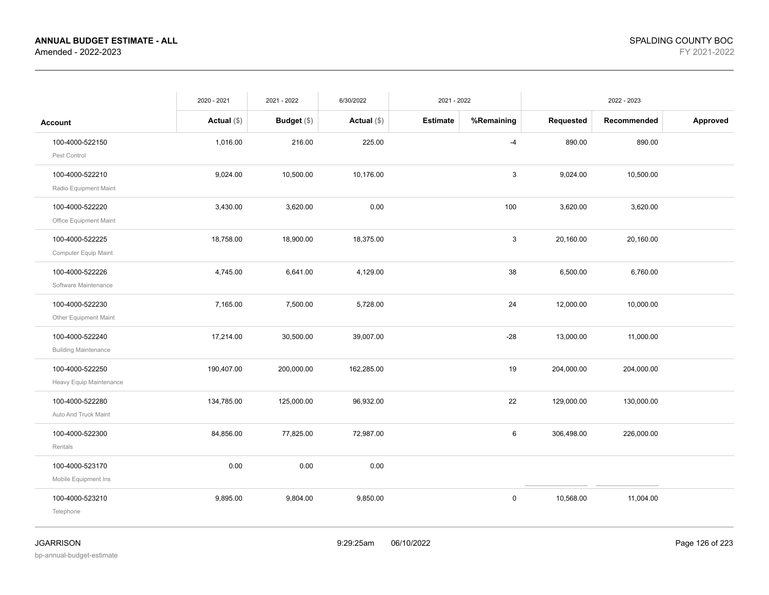**ANNUAL BUDGET ESTIMATE - ALL**
Amended - 2022-2023

SPALDING COUNTY BOC
FY 2021-2022

| | 2020 - 2021 | 2021 - 2022 | 6/30/2022 | 2021 - 2022 | | 2022 - 2023 | | |
|---|---|---|---|---|---|---|---|---|
| **Account** | **Actual** ($) | **Budget** ($) | **Actual** ($) | **Estimate** | **%Remaining** | **Requested** | **Recommended** | **Approved** |
| 100-4000-522150 Pest Control | 1,016.00 | 216.00 | 225.00 | | -4 | 890.00 | 890.00 | |
| 100-4000-522210 Radio Equipment Maint | 9,024.00 | 10,500.00 | 10,176.00 | | 3 | 9,024.00 | 10,500.00 | |
| 100-4000-522220 Office Equipment Maint | 3,430.00 | 3,620.00 | 0.00 | | 100 | 3,620.00 | 3,620.00 | |
| 100-4000-522225 Computer Equip Maint | 18,758.00 | 18,900.00 | 18,375.00 | | 3 | 20,160.00 | 20,160.00 | |
| 100-4000-522226 Software Maintenance | 4,745.00 | 6,641.00 | 4,129.00 | | 38 | 6,500.00 | 6,760.00 | |
| 100-4000-522230 Other Equipment Maint | 7,165.00 | 7,500.00 | 5,728.00 | | 24 | 12,000.00 | 10,000.00 | |
| 100-4000-522240 Building Maintenance | 17,214.00 | 30,500.00 | 39,007.00 | | -28 | 13,000.00 | 11,000.00 | |
| 100-4000-522250 Heavy Equip Maintenance | 190,407.00 | 200,000.00 | 162,285.00 | | 19 | 204,000.00 | 204,000.00 | |
| 100-4000-522280 Auto And Truck Maint | 134,785.00 | 125,000.00 | 96,932.00 | | 22 | 129,000.00 | 130,000.00 | |
| 100-4000-522300 Rentals | 84,856.00 | 77,825.00 | 72,987.00 | | 6 | 306,498.00 | 226,000.00 | |
| 100-4000-523170 Mobile Equipment Ins | 0.00 | 0.00 | 0.00 | | | | | |
| 100-4000-523210 Telephone | 9,895.00 | 9,804.00 | 9,850.00 | | 0 | 10,568.00 | 11,004.00 | |

JGARRISON
bp-annual-budget-estimate

9:29:25am 06/10/2022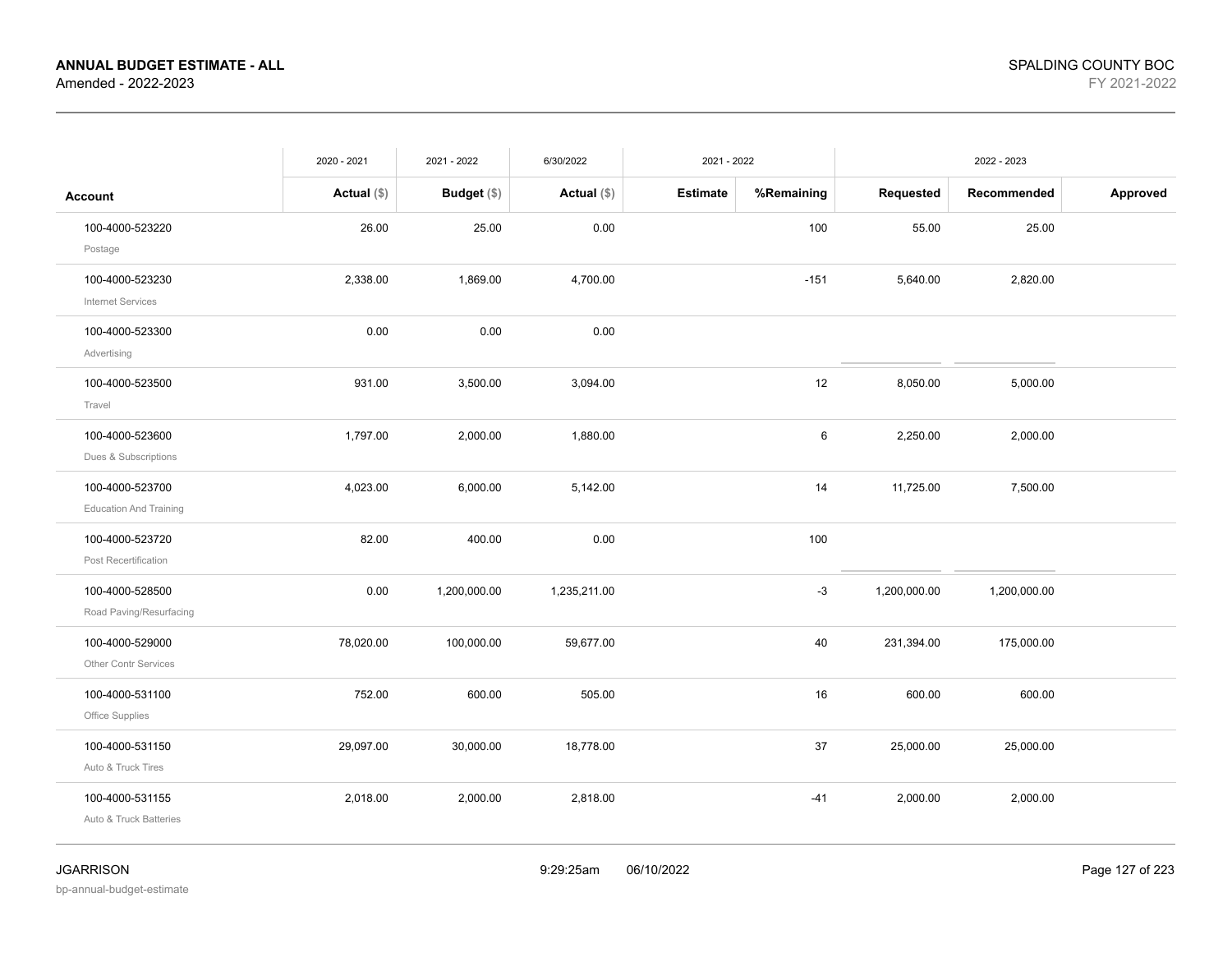**ANNUAL BUDGET ESTIMATE - ALL**
Amended - 2022-2023

SPALDING COUNTY BOC
FY 2021-2022

| Account | 2020 - 2021 Actual ($) | 2021 - 2022 Budget ($) | 6/30/2022 Actual ($) | 2021 - 2022 Estimate | 2021 - 2022 %Remaining | 2022 - 2023 Requested | 2022 - 2023 Recommended | 2022 - 2023 Approved |
|---|---|---|---|---|---|---|---|---|
| 100-4000-523220 Postage | 26.00 | 25.00 | 0.00 | | 100 | 55.00 | 25.00 | |
| 100-4000-523230 Internet Services | 2,338.00 | 1,869.00 | 4,700.00 | | -151 | 5,640.00 | 2,820.00 | |
| 100-4000-523300 Advertising | 0.00 | 0.00 | 0.00 | | | | | |
| 100-4000-523500 Travel | 931.00 | 3,500.00 | 3,094.00 | | 12 | 8,050.00 | 5,000.00 | |
| 100-4000-523600 Dues & Subscriptions | 1,797.00 | 2,000.00 | 1,880.00 | | 6 | 2,250.00 | 2,000.00 | |
| 100-4000-523700 Education And Training | 4,023.00 | 6,000.00 | 5,142.00 | | 14 | 11,725.00 | 7,500.00 | |
| 100-4000-523720 Post Recertification | 82.00 | 400.00 | 0.00 | | 100 | | | |
| 100-4000-528500 Road Paving/Resurfacing | 0.00 | 1,200,000.00 | 1,235,211.00 | | -3 | 1,200,000.00 | 1,200,000.00 | |
| 100-4000-529000 Other Contr Services | 78,020.00 | 100,000.00 | 59,677.00 | | 40 | 231,394.00 | 175,000.00 | |
| 100-4000-531100 Office Supplies | 752.00 | 600.00 | 505.00 | | 16 | 600.00 | 600.00 | |
| 100-4000-531150 Auto & Truck Tires | 29,097.00 | 30,000.00 | 18,778.00 | | 37 | 25,000.00 | 25,000.00 | |
| 100-4000-531155 Auto & Truck Batteries | 2,018.00 | 2,000.00 | 2,818.00 | | -41 | 2,000.00 | 2,000.00 | |

JGARRISON
bp-annual-budget-estimate
9:29:25am 06/10/2022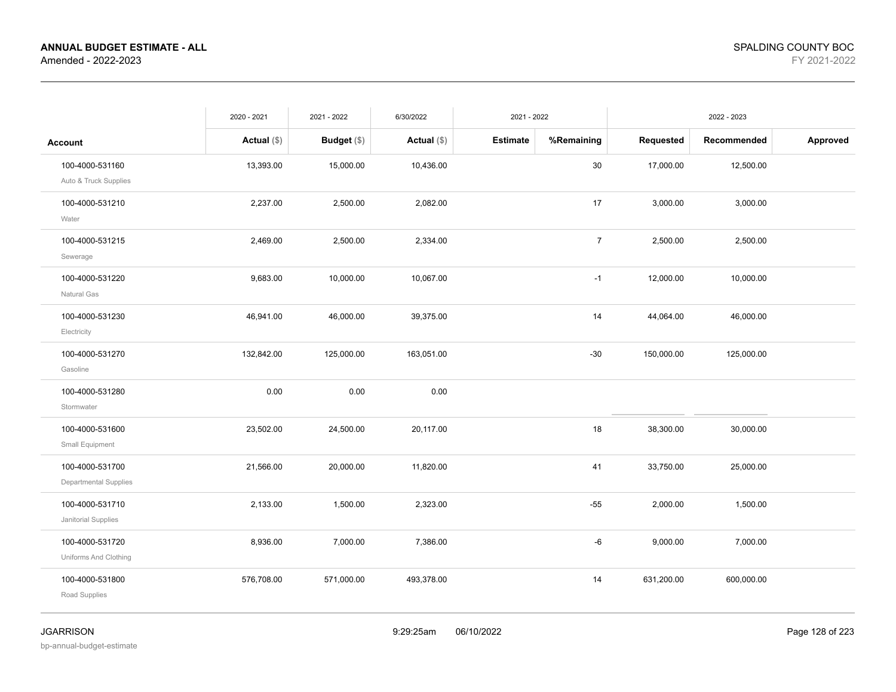| Account | 2020 - 2021 Actual ($) | 2021 - 2022 Budget ($) | 6/30/2022 Actual ($) | 2021 - 2022 Estimate | 2021 - 2022 %Remaining | 2022 - 2023 Requested | 2022 - 2023 Recommended | 2022 - 2023 Approved |
|---|---|---|---|---|---|---|---|---|
| 100-4000-531160 Auto & Truck Supplies | 13,393.00 | 15,000.00 | 10,436.00 | | 30 | 17,000.00 | 12,500.00 | |
| 100-4000-531210 Water | 2,237.00 | 2,500.00 | 2,082.00 | | 17 | 3,000.00 | 3,000.00 | |
| 100-4000-531215 Sewerage | 2,469.00 | 2,500.00 | 2,334.00 | | 7 | 2,500.00 | 2,500.00 | |
| 100-4000-531220 Natural Gas | 9,683.00 | 10,000.00 | 10,067.00 | | -1 | 12,000.00 | 10,000.00 | |
| 100-4000-531230 Electricity | 46,941.00 | 46,000.00 | 39,375.00 | | 14 | 44,064.00 | 46,000.00 | |
| 100-4000-531270 Gasoline | 132,842.00 | 125,000.00 | 163,051.00 | | -30 | 150,000.00 | 125,000.00 | |
| 100-4000-531280 Stormwater | 0.00 | 0.00 | 0.00 | | | | | |
| 100-4000-531600 Small Equipment | 23,502.00 | 24,500.00 | 20,117.00 | | 18 | 38,300.00 | 30,000.00 | |
| 100-4000-531700 Departmental Supplies | 21,566.00 | 20,000.00 | 11,820.00 | | 41 | 33,750.00 | 25,000.00 | |
| 100-4000-531710 Janitorial Supplies | 2,133.00 | 1,500.00 | 2,323.00 | | -55 | 2,000.00 | 1,500.00 | |
| 100-4000-531720 Uniforms And Clothing | 8,936.00 | 7,000.00 | 7,386.00 | | -6 | 9,000.00 | 7,000.00 | |
| 100-4000-531800 Road Supplies | 576,708.00 | 571,000.00 | 493,378.00 | | 14 | 631,200.00 | 600,000.00 | |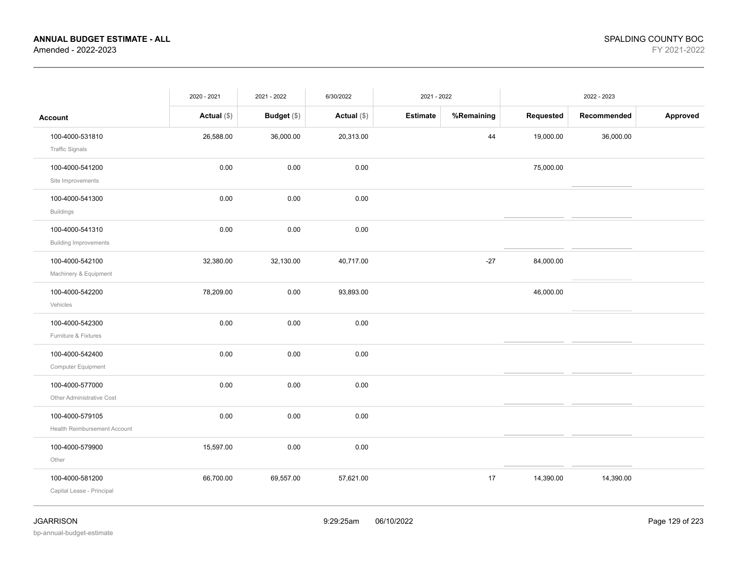**ANNUAL BUDGET ESTIMATE - ALL**
Amended - 2022-2023

SPALDING COUNTY BOC
FY 2021-2022

| | 2020 - 2021 | 2021 - 2022 | 6/30/2022 | 2021 - 2022 | | 2022 - 2023 | | |
|---|---|---|---|---|---|---|---|---|
| **Account** | **Actual ($)** | **Budget ($)** | **Actual ($)** | **Estimate** | **%Remaining** | **Requested** | **Recommended** | **Approved** |
| 100-4000-531810 Traffic Signals | 26,588.00 | 36,000.00 | 20,313.00 | | 44 | 19,000.00 | 36,000.00 | |
| 100-4000-541200 Site Improvements | 0.00 | 0.00 | 0.00 | | | 75,000.00 | | |
| 100-4000-541300 Buildings | 0.00 | 0.00 | 0.00 | | | | | |
| 100-4000-541310 Building Improvements | 0.00 | 0.00 | 0.00 | | | | | |
| 100-4000-542100 Machinery & Equipment | 32,380.00 | 32,130.00 | 40,717.00 | | -27 | 84,000.00 | | |
| 100-4000-542200 Vehicles | 78,209.00 | 0.00 | 93,893.00 | | | 46,000.00 | | |
| 100-4000-542300 Furniture & Fixtures | 0.00 | 0.00 | 0.00 | | | | | |
| 100-4000-542400 Computer Equipment | 0.00 | 0.00 | 0.00 | | | | | |
| 100-4000-577000 Other Administrative Cost | 0.00 | 0.00 | 0.00 | | | | | |
| 100-4000-579105 Health Reimbursement Account | 0.00 | 0.00 | 0.00 | | | | | |
| 100-4000-579900 Other | 15,597.00 | 0.00 | 0.00 | | | | | |
| 100-4000-581200 Capital Lease - Principal | 66,700.00 | 69,557.00 | 57,621.00 | | 17 | 14,390.00 | 14,390.00 | |

JGARRISON
bp-annual-budget-estimate

9:29:25am 06/10/2022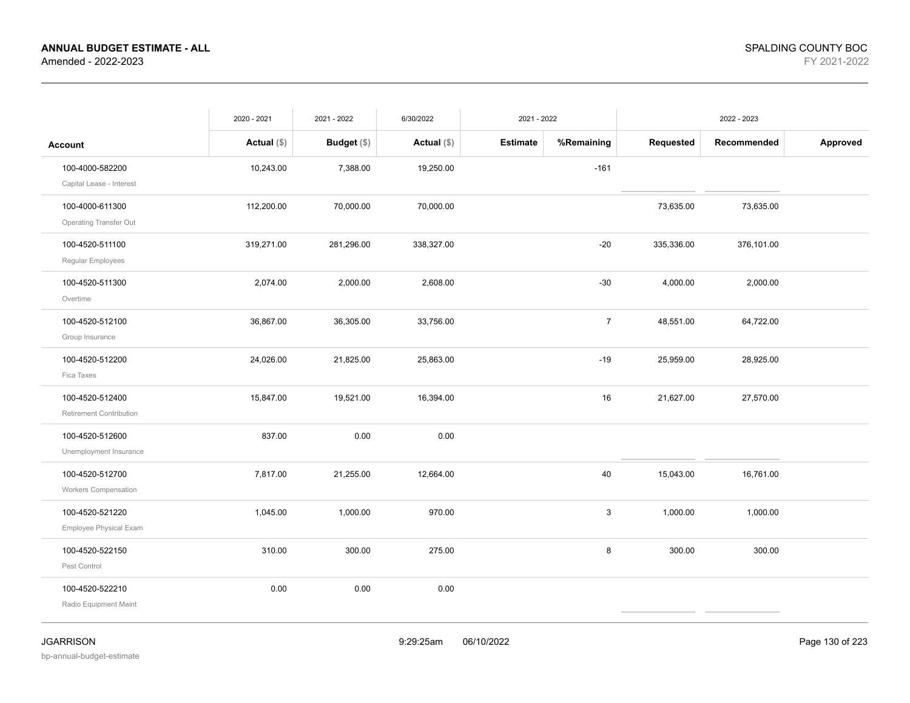**ANNUAL BUDGET ESTIMATE - ALL**
Amended - 2022-2023

SPALDING COUNTY BOC
FY 2021-2022

| Account | 2020 - 2021 Actual ($) | 2021 - 2022 Budget ($) | 6/30/2022 Actual ($) | 2021 - 2022 Estimate | 2021 - 2022 %Remaining | 2022 - 2023 Requested | 2022 - 2023 Recommended | 2022 - 2023 Approved |
|---|---|---|---|---|---|---|---|---|
| 100-4000-582200 Capital Lease - Interest | 10,243.00 | 7,388.00 | 19,250.00 | | -161 | | | |
| 100-4000-611300 Operating Transfer Out | 112,200.00 | 70,000.00 | 70,000.00 | | | 73,635.00 | 73,635.00 | |
| 100-4520-511100 Regular Employees | 319,271.00 | 281,296.00 | 338,327.00 | | -20 | 335,336.00 | 376,101.00 | |
| 100-4520-511300 Overtime | 2,074.00 | 2,000.00 | 2,608.00 | | -30 | 4,000.00 | 2,000.00 | |
| 100-4520-512100 Group Insurance | 36,867.00 | 36,305.00 | 33,756.00 | | 7 | 48,551.00 | 64,722.00 | |
| 100-4520-512200 Fica Taxes | 24,026.00 | 21,825.00 | 25,863.00 | | -19 | 25,959.00 | 28,925.00 | |
| 100-4520-512400 Retirement Contribution | 15,847.00 | 19,521.00 | 16,394.00 | | 16 | 21,627.00 | 27,570.00 | |
| 100-4520-512600 Unemployment Insurance | 837.00 | 0.00 | 0.00 | | | | | |
| 100-4520-512700 Workers Compensation | 7,817.00 | 21,255.00 | 12,664.00 | | 40 | 15,043.00 | 16,761.00 | |
| 100-4520-521220 Employee Physical Exam | 1,045.00 | 1,000.00 | 970.00 | | 3 | 1,000.00 | 1,000.00 | |
| 100-4520-522150 Pest Control | 310.00 | 300.00 | 275.00 | | 8 | 300.00 | 300.00 | |
| 100-4520-522210 Radio Equipment Maint | 0.00 | 0.00 | 0.00 | | | | | |

JGARRISON
bp-annual-budget-estimate
9:29:25am 06/10/2022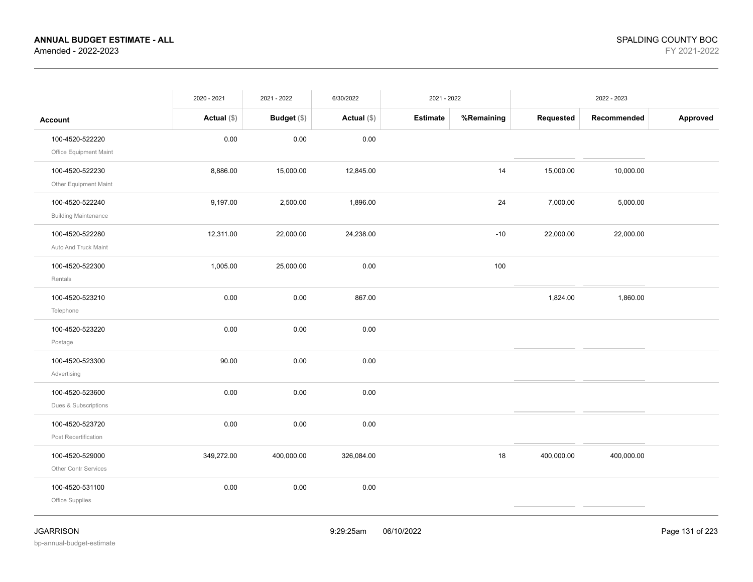**ANNUAL BUDGET ESTIMATE - ALL**
Amended - 2022-2023

SPALDING COUNTY BOC
FY 2021-2022

| | 2020 - 2021 | 2021 - 2022 | 6/30/2022 | 2021 - 2022 | | 2022 - 2023 | | |
|---|---|---|---|---|---|---|---|---|
| **Account** | **Actual ($)** | **Budget ($)** | **Actual ($)** | **Estimate** | **%Remaining** | **Requested** | **Recommended** | **Approved** |
| 100-4520-522220 Office Equipment Maint | 0.00 | 0.00 | 0.00 | | | | | |
| 100-4520-522230 Other Equipment Maint | 8,886.00 | 15,000.00 | 12,845.00 | | 14 | 15,000.00 | 10,000.00 | |
| 100-4520-522240 Building Maintenance | 9,197.00 | 2,500.00 | 1,896.00 | | 24 | 7,000.00 | 5,000.00 | |
| 100-4520-522280 Auto And Truck Maint | 12,311.00 | 22,000.00 | 24,238.00 | | -10 | 22,000.00 | 22,000.00 | |
| 100-4520-522300 Rentals | 1,005.00 | 25,000.00 | 0.00 | | 100 | | | |
| 100-4520-523210 Telephone | 0.00 | 0.00 | 867.00 | | | 1,824.00 | 1,860.00 | |
| 100-4520-523220 Postage | 0.00 | 0.00 | 0.00 | | | | | |
| 100-4520-523300 Advertising | 90.00 | 0.00 | 0.00 | | | | | |
| 100-4520-523600 Dues & Subscriptions | 0.00 | 0.00 | 0.00 | | | | | |
| 100-4520-523720 Post Recertification | 0.00 | 0.00 | 0.00 | | | | | |
| 100-4520-529000 Other Contr Services | 349,272.00 | 400,000.00 | 326,084.00 | | 18 | 400,000.00 | 400,000.00 | |
| 100-4520-531100 Office Supplies | 0.00 | 0.00 | 0.00 | | | | | |

JGARRISON
bp-annual-budget-estimate

9:29:25am 06/10/2022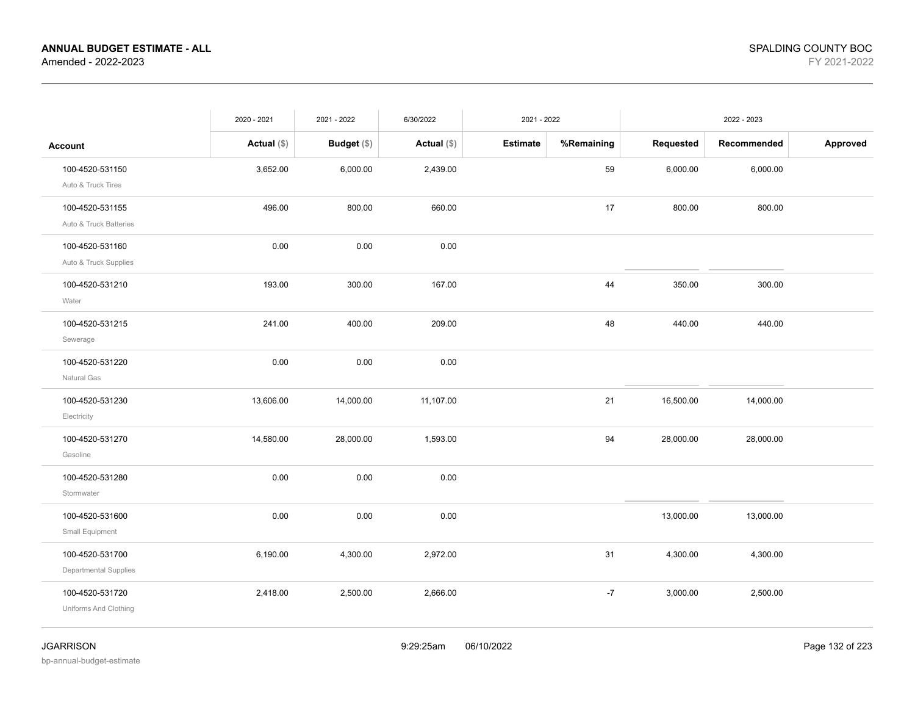**ANNUAL BUDGET ESTIMATE - ALL**
Amended - 2022-2023

SPALDING COUNTY BOC
FY 2021-2022

| | 2020 - 2021 | 2021 - 2022 | 6/30/2022 | 2021 - 2022 | | 2022 - 2023 | | |
|---|---|---|---|---|---|---|---|---|
| **Account** | **Actual ($)** | **Budget ($)** | **Actual ($)** | **Estimate** | **%Remaining** | **Requested** | **Recommended** | **Approved** |
| 100-4520-531150 Auto & Truck Tires | 3,652.00 | 6,000.00 | 2,439.00 | | 59 | 6,000.00 | 6,000.00 | |
| 100-4520-531155 Auto & Truck Batteries | 496.00 | 800.00 | 660.00 | | 17 | 800.00 | 800.00 | |
| 100-4520-531160 Auto & Truck Supplies | 0.00 | 0.00 | 0.00 | | | | | |
| 100-4520-531210 Water | 193.00 | 300.00 | 167.00 | | 44 | 350.00 | 300.00 | |
| 100-4520-531215 Sewerage | 241.00 | 400.00 | 209.00 | | 48 | 440.00 | 440.00 | |
| 100-4520-531220 Natural Gas | 0.00 | 0.00 | 0.00 | | | | | |
| 100-4520-531230 Electricity | 13,606.00 | 14,000.00 | 11,107.00 | | 21 | 16,500.00 | 14,000.00 | |
| 100-4520-531270 Gasoline | 14,580.00 | 28,000.00 | 1,593.00 | | 94 | 28,000.00 | 28,000.00 | |
| 100-4520-531280 Stormwater | 0.00 | 0.00 | 0.00 | | | | | |
| 100-4520-531600 Small Equipment | 0.00 | 0.00 | 0.00 | | | 13,000.00 | 13,000.00 | |
| 100-4520-531700 Departmental Supplies | 6,190.00 | 4,300.00 | 2,972.00 | | 31 | 4,300.00 | 4,300.00 | |
| 100-4520-531720 Uniforms And Clothing | 2,418.00 | 2,500.00 | 2,666.00 | | -7 | 3,000.00 | 2,500.00 | |

JGARRISON
bp-annual-budget-estimate
9:29:25am 06/10/2022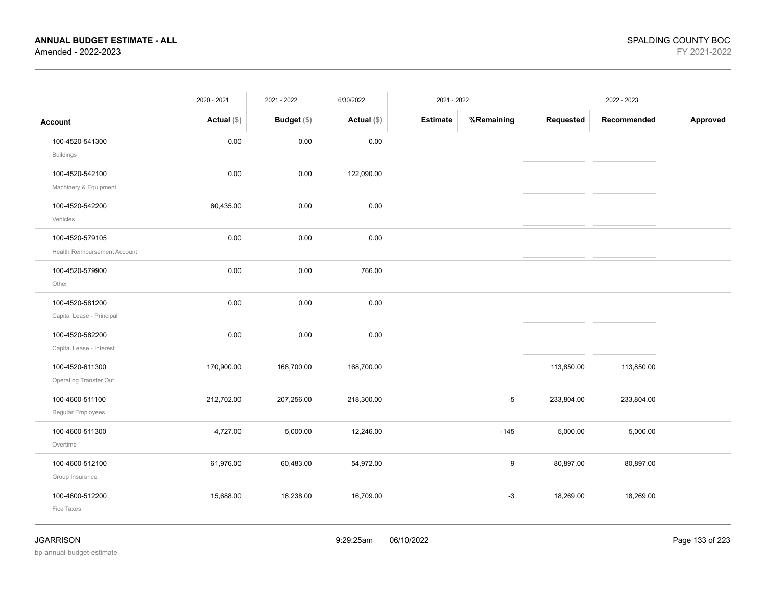**ANNUAL BUDGET ESTIMATE - ALL**
Amended - 2022-2023

SPALDING COUNTY BOC
FY 2021-2022

| Account | 2020 - 2021 Actual ($) | 2021 - 2022 Budget ($) | 6/30/2022 Actual ($) | 2021 - 2022 Estimate | %Remaining | 2022 - 2023 Requested | Recommended | Approved |
|---|---|---|---|---|---|---|---|---|
| 100-4520-541300 Buildings | 0.00 | 0.00 | 0.00 | | | | | |
| 100-4520-542100 Machinery & Equipment | 0.00 | 0.00 | 122,090.00 | | | | | |
| 100-4520-542200 Vehicles | 60,435.00 | 0.00 | 0.00 | | | | | |
| 100-4520-579105 Health Reimbursement Account | 0.00 | 0.00 | 0.00 | | | | | |
| 100-4520-579900 Other | 0.00 | 0.00 | 766.00 | | | | | |
| 100-4520-581200 Capital Lease - Principal | 0.00 | 0.00 | 0.00 | | | | | |
| 100-4520-582200 Capital Lease - Interest | 0.00 | 0.00 | 0.00 | | | | | |
| 100-4520-611300 Operating Transfer Out | 170,900.00 | 168,700.00 | 168,700.00 | | | 113,850.00 | 113,850.00 | |
| 100-4600-511100 Regular Employees | 212,702.00 | 207,256.00 | 218,300.00 | | -5 | 233,804.00 | 233,804.00 | |
| 100-4600-511300 Overtime | 4,727.00 | 5,000.00 | 12,246.00 | | -145 | 5,000.00 | 5,000.00 | |
| 100-4600-512100 Group Insurance | 61,976.00 | 60,483.00 | 54,972.00 | | 9 | 80,897.00 | 80,897.00 | |
| 100-4600-512200 Fica Taxes | 15,688.00 | 16,238.00 | 16,709.00 | | -3 | 18,269.00 | 18,269.00 | |

JGARRISON
bp-annual-budget-estimate

9:29:25am 06/10/2022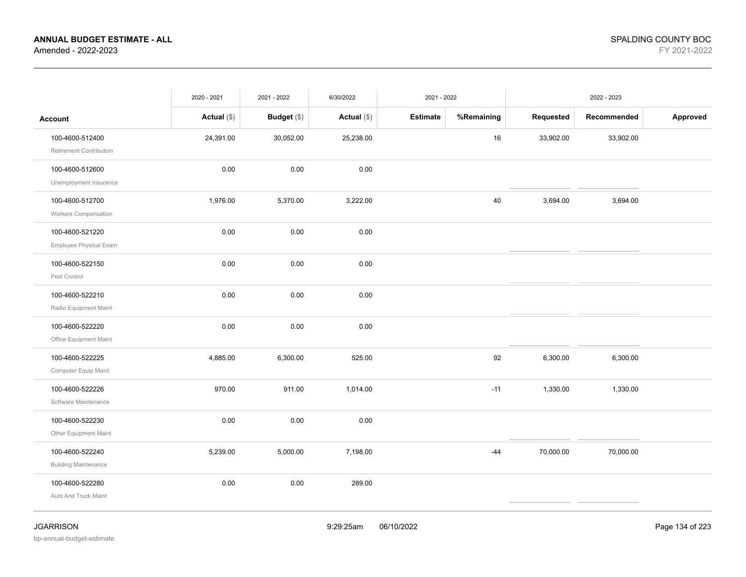**ANNUAL BUDGET ESTIMATE - ALL**
Amended - 2022-2023

SPALDING COUNTY BOC
FY 2021-2022

| | 2020 - 2021 | 2021 - 2022 | 6/30/2022 | 2021 - 2022 | | 2022 - 2023 | | |
|---|---|---|---|---|---|---|---|---|
| **Account** | **Actual ($)** | **Budget ($)** | **Actual ($)** | **Estimate** | **%Remaining** | **Requested** | **Recommended** | **Approved** |
| 100-4600-512400 Retirement Contribution | 24,391.00 | 30,052.00 | 25,238.00 | | 16 | 33,902.00 | 33,902.00 | |
| 100-4600-512600 Unemployment Insurance | 0.00 | 0.00 | 0.00 | | | | | |
| 100-4600-512700 Workers Compensation | 1,976.00 | 5,370.00 | 3,222.00 | | 40 | 3,694.00 | 3,694.00 | |
| 100-4600-521220 Employee Physical Exam | 0.00 | 0.00 | 0.00 | | | | | |
| 100-4600-522150 Pest Control | 0.00 | 0.00 | 0.00 | | | | | |
| 100-4600-522210 Radio Equipment Maint | 0.00 | 0.00 | 0.00 | | | | | |
| 100-4600-522220 Office Equipment Maint | 0.00 | 0.00 | 0.00 | | | | | |
| 100-4600-522225 Computer Equip Maint | 4,885.00 | 6,300.00 | 525.00 | | 92 | 6,300.00 | 6,300.00 | |
| 100-4600-522226 Software Maintenance | 970.00 | 911.00 | 1,014.00 | | -11 | 1,330.00 | 1,330.00 | |
| 100-4600-522230 Other Equipment Maint | 0.00 | 0.00 | 0.00 | | | | | |
| 100-4600-522240 Building Maintenance | 5,239.00 | 5,000.00 | 7,198.00 | | -44 | 70,000.00 | 70,000.00 | |
| 100-4600-522280 Auto And Truck Maint | 0.00 | 0.00 | 289.00 | | | | | |

JGARRISON
bp-annual-budget-estimate
9:29:25am 06/10/2022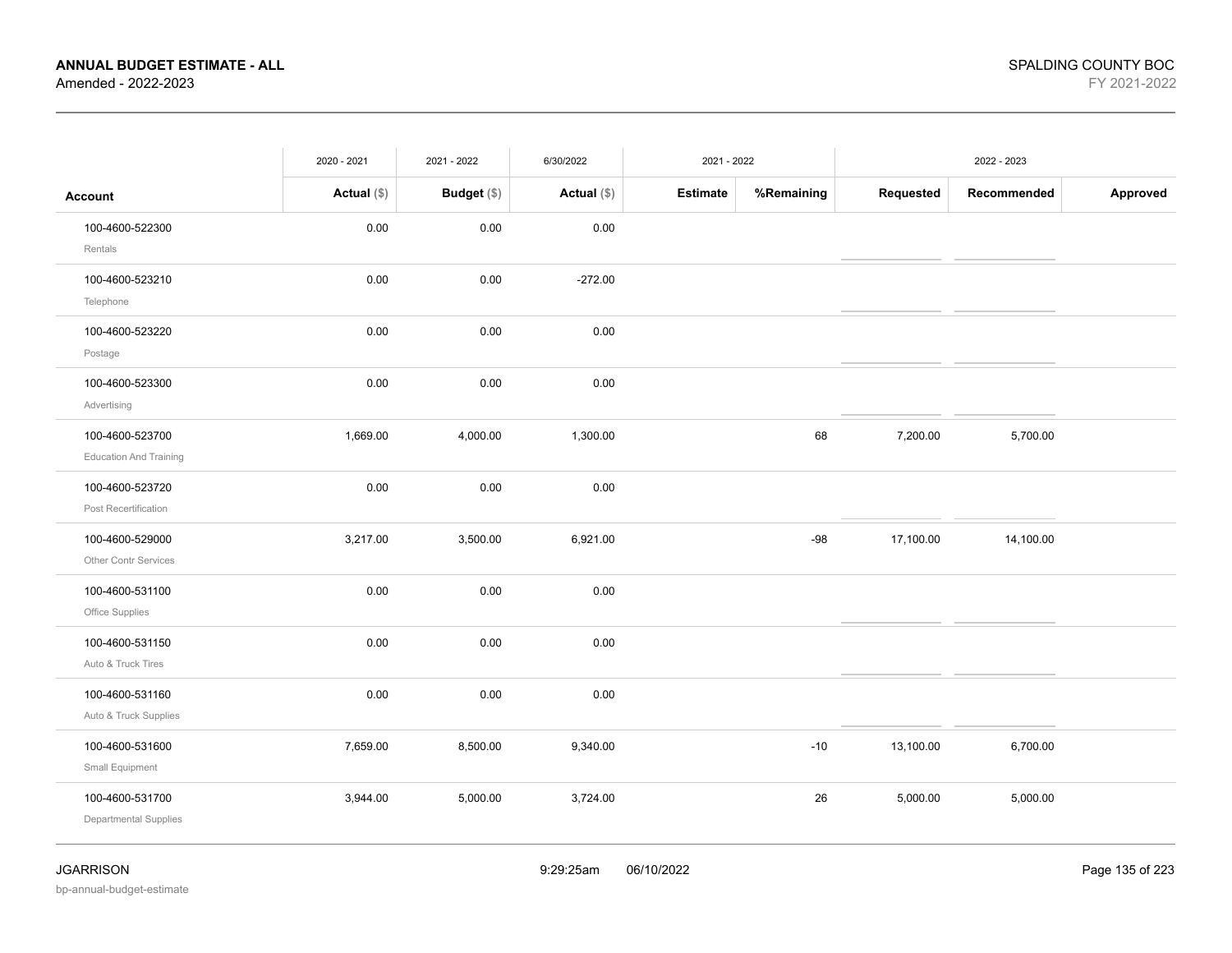# ANNUAL BUDGET ESTIMATE - ALL
Amended - 2022-2023

SPALDING COUNTY BOC
FY 2021-2022

| | 2020 - 2021 | 2021 - 2022 | 6/30/2022 | 2021 - 2022 | | 2022 - 2023 | | |
|---|---|---|---|---|---|---|---|---|
| **Account** | **Actual ($)** | **Budget ($)** | **Actual ($)** | **Estimate** | **%Remaining** | **Requested** | **Recommended** | **Approved** |
| 100-4600-522300 Rentals | 0.00 | 0.00 | 0.00 | | | | | |
| 100-4600-523210 Telephone | 0.00 | 0.00 | -272.00 | | | | | |
| 100-4600-523220 Postage | 0.00 | 0.00 | 0.00 | | | | | |
| 100-4600-523300 Advertising | 0.00 | 0.00 | 0.00 | | | | | |
| 100-4600-523700 Education And Training | 1,669.00 | 4,000.00 | 1,300.00 | | 68 | 7,200.00 | 5,700.00 | |
| 100-4600-523720 Post Recertification | 0.00 | 0.00 | 0.00 | | | | | |
| 100-4600-529000 Other Contr Services | 3,217.00 | 3,500.00 | 6,921.00 | | -98 | 17,100.00 | 14,100.00 | |
| 100-4600-531100 Office Supplies | 0.00 | 0.00 | 0.00 | | | | | |
| 100-4600-531150 Auto & Truck Tires | 0.00 | 0.00 | 0.00 | | | | | |
| 100-4600-531160 Auto & Truck Supplies | 0.00 | 0.00 | 0.00 | | | | | |
| 100-4600-531600 Small Equipment | 7,659.00 | 8,500.00 | 9,340.00 | | -10 | 13,100.00 | 6,700.00 | |
| 100-4600-531700 Departmental Supplies | 3,944.00 | 5,000.00 | 3,724.00 | | 26 | 5,000.00 | 5,000.00 | |

JGARRISON
bp-annual-budget-estimate

9:29:25am 06/10/2022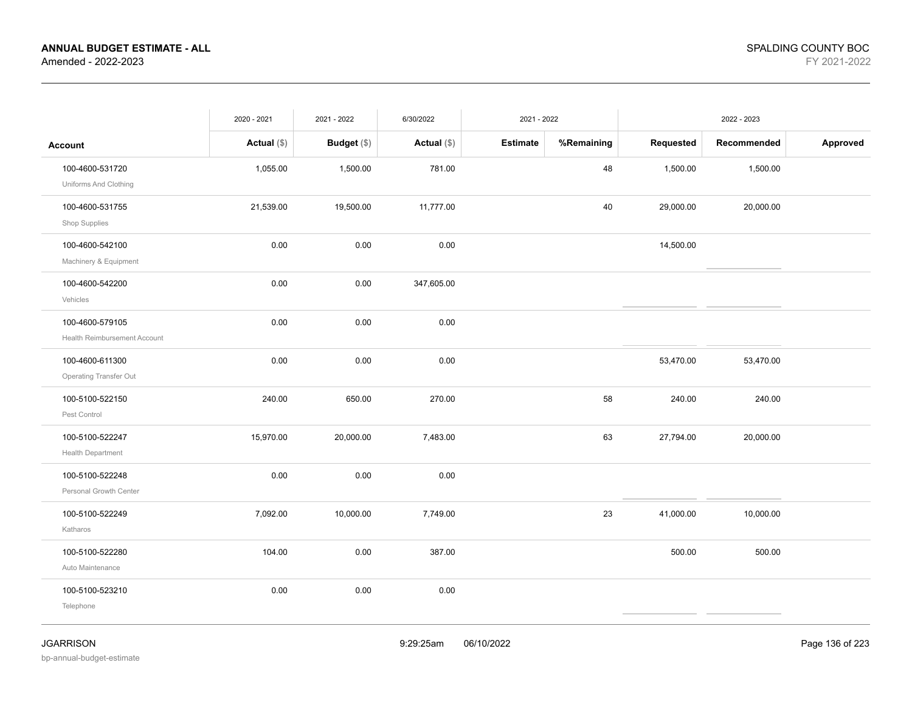**ANNUAL BUDGET ESTIMATE - ALL**
Amended - 2022-2023

SPALDING COUNTY BOC
FY 2021-2022

| | 2020 - 2021 | 2021 - 2022 | 6/30/2022 | 2021 - 2022 | | 2022 - 2023 | | |
|---|---|---|---|---|---|---|---|---|
| **Account** | **Actual ($)** | **Budget ($)** | **Actual ($)** | **Estimate** | **%Remaining** | **Requested** | **Recommended** | **Approved** |
| 100-4600-531720<br>Uniforms And Clothing | 1,055.00 | 1,500.00 | 781.00 | | 48 | 1,500.00 | 1,500.00 | |
| 100-4600-531755<br>Shop Supplies | 21,539.00 | 19,500.00 | 11,777.00 | | 40 | 29,000.00 | 20,000.00 | |
| 100-4600-542100<br>Machinery & Equipment | 0.00 | 0.00 | 0.00 | | | 14,500.00 | | |
| 100-4600-542200<br>Vehicles | 0.00 | 0.00 | 347,605.00 | | | | | |
| 100-4600-579105<br>Health Reimbursement Account | 0.00 | 0.00 | 0.00 | | | | | |
| 100-4600-611300<br>Operating Transfer Out | 0.00 | 0.00 | 0.00 | | | 53,470.00 | 53,470.00 | |
| 100-5100-522150<br>Pest Control | 240.00 | 650.00 | 270.00 | | 58 | 240.00 | 240.00 | |
| 100-5100-522247<br>Health Department | 15,970.00 | 20,000.00 | 7,483.00 | | 63 | 27,794.00 | 20,000.00 | |
| 100-5100-522248<br>Personal Growth Center | 0.00 | 0.00 | 0.00 | | | | | |
| 100-5100-522249<br>Katharos | 7,092.00 | 10,000.00 | 7,749.00 | | 23 | 41,000.00 | 10,000.00 | |
| 100-5100-522280<br>Auto Maintenance | 104.00 | 0.00 | 387.00 | | | 500.00 | 500.00 | |
| 100-5100-523210<br>Telephone | 0.00 | 0.00 | 0.00 | | | | | |

JGARRISON
bp-annual-budget-estimate

9:29:25am 06/10/2022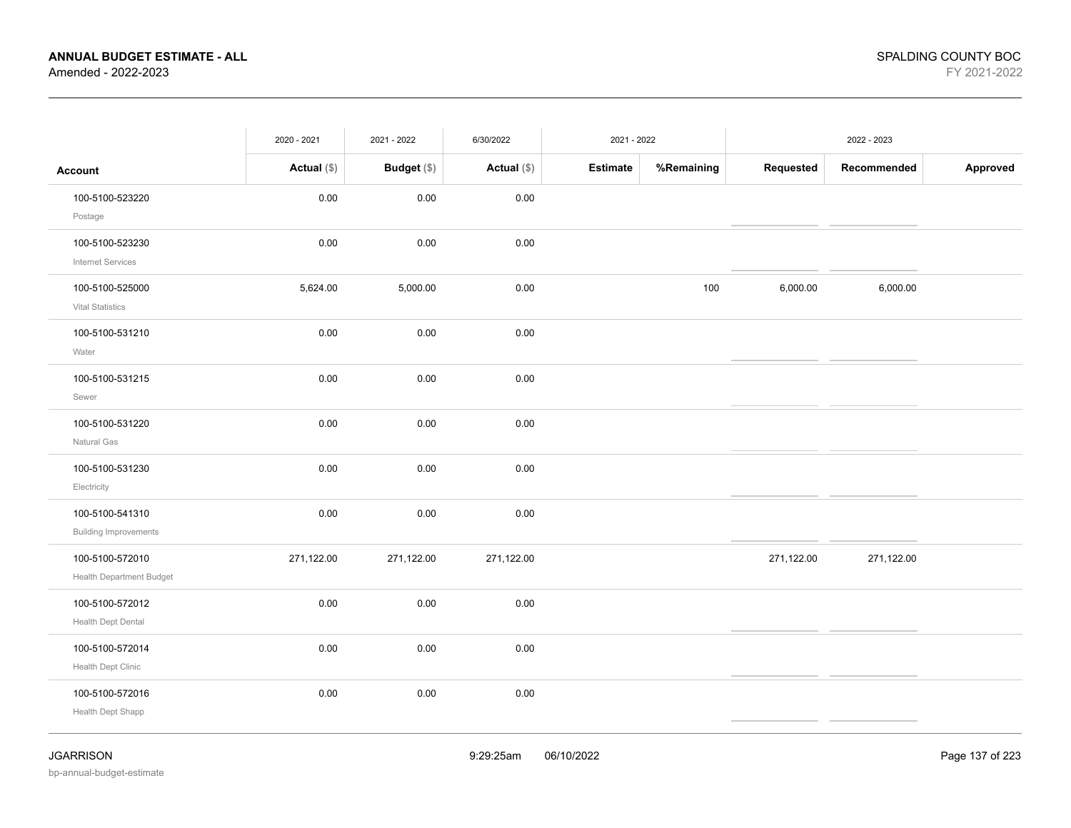**ANNUAL BUDGET ESTIMATE - ALL**
Amended - 2022-2023

SPALDING COUNTY BOC
FY 2021-2022

| Account | 2020 - 2021 Actual ($) | 2021 - 2022 Budget ($) | 6/30/2022 Actual ($) | 2021 - 2022 Estimate | 2021 - 2022 %Remaining | 2022 - 2023 Requested | 2022 - 2023 Recommended | 2022 - 2023 Approved |
|---|---|---|---|---|---|---|---|---|
| 100-5100-523220 Postage | 0.00 | 0.00 | 0.00 | | | | | |
| 100-5100-523230 Internet Services | 0.00 | 0.00 | 0.00 | | | | | |
| 100-5100-525000 Vital Statistics | 5,624.00 | 5,000.00 | 0.00 | | 100 | 6,000.00 | 6,000.00 | |
| 100-5100-531210 Water | 0.00 | 0.00 | 0.00 | | | | | |
| 100-5100-531215 Sewer | 0.00 | 0.00 | 0.00 | | | | | |
| 100-5100-531220 Natural Gas | 0.00 | 0.00 | 0.00 | | | | | |
| 100-5100-531230 Electricity | 0.00 | 0.00 | 0.00 | | | | | |
| 100-5100-541310 Building Improvements | 0.00 | 0.00 | 0.00 | | | | | |
| 100-5100-572010 Health Department Budget | 271,122.00 | 271,122.00 | 271,122.00 | | | 271,122.00 | 271,122.00 | |
| 100-5100-572012 Health Dept Dental | 0.00 | 0.00 | 0.00 | | | | | |
| 100-5100-572014 Health Dept Clinic | 0.00 | 0.00 | 0.00 | | | | | |
| 100-5100-572016 Health Dept Shapp | 0.00 | 0.00 | 0.00 | | | | | |

JGARRISON
bp-annual-budget-estimate
9:29:25am 06/10/2022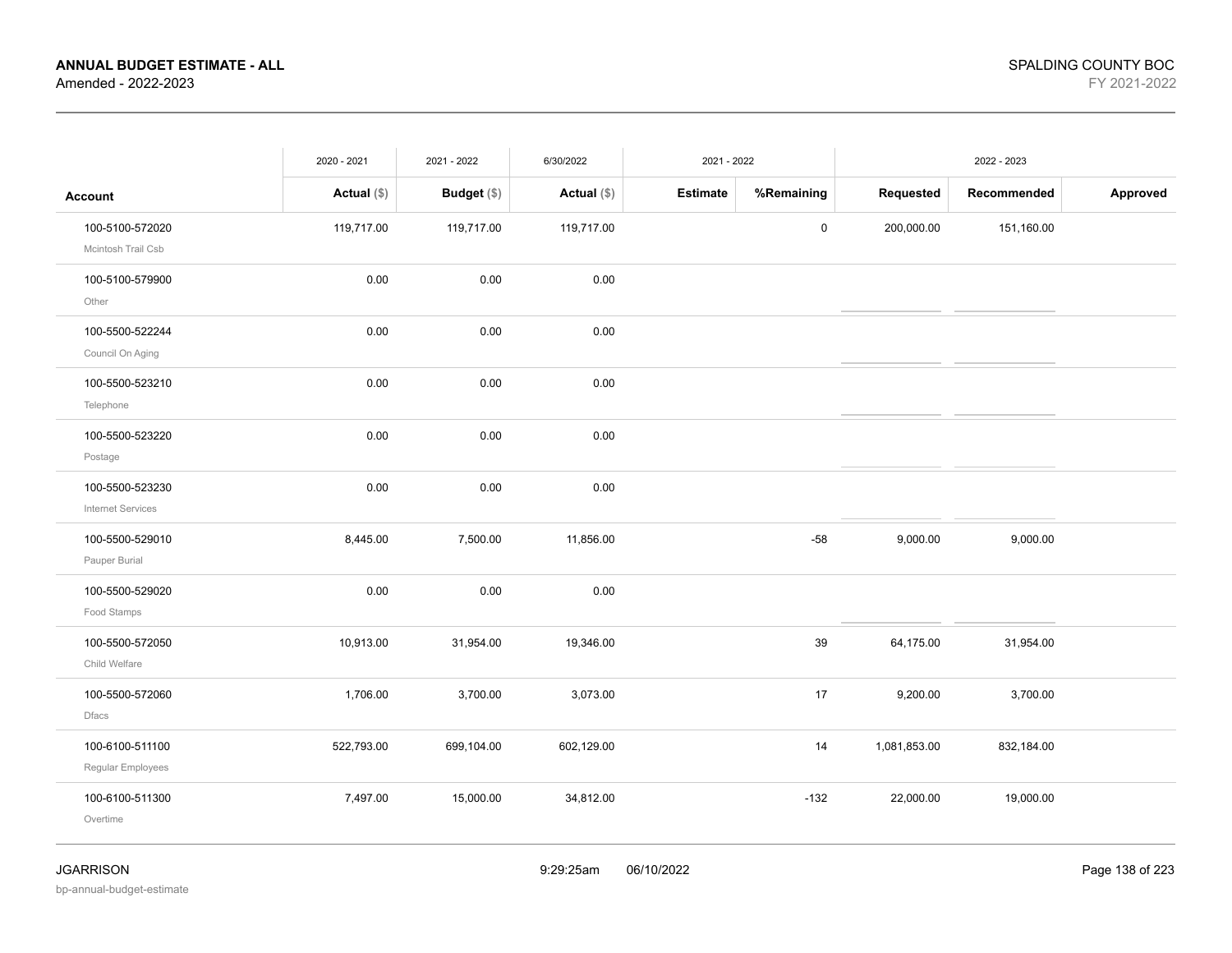**ANNUAL BUDGET ESTIMATE - ALL**
Amended - 2022-2023

SPALDING COUNTY BOC
FY 2021-2022

| | 2020 - 2021 | 2021 - 2022 | 6/30/2022 | 2021 - 2022 | | 2022 - 2023 | | |
|---|---|---|---|---|---|---|---|---|
| **Account** | **Actual ($)** | **Budget ($)** | **Actual ($)** | **Estimate** | **%Remaining** | **Requested** | **Recommended** | **Approved** |
| 100-5100-572020 Mcintosh Trail Csb | 119,717.00 | 119,717.00 | 119,717.00 | | 0 | 200,000.00 | 151,160.00 | |
| 100-5100-579900 Other | 0.00 | 0.00 | 0.00 | | | | | |
| 100-5500-522244 Council On Aging | 0.00 | 0.00 | 0.00 | | | | | |
| 100-5500-523210 Telephone | 0.00 | 0.00 | 0.00 | | | | | |
| 100-5500-523220 Postage | 0.00 | 0.00 | 0.00 | | | | | |
| 100-5500-523230 Internet Services | 0.00 | 0.00 | 0.00 | | | | | |
| 100-5500-529010 Pauper Burial | 8,445.00 | 7,500.00 | 11,856.00 | | -58 | 9,000.00 | 9,000.00 | |
| 100-5500-529020 Food Stamps | 0.00 | 0.00 | 0.00 | | | | | |
| 100-5500-572050 Child Welfare | 10,913.00 | 31,954.00 | 19,346.00 | | 39 | 64,175.00 | 31,954.00 | |
| 100-5500-572060 Dfacs | 1,706.00 | 3,700.00 | 3,073.00 | | 17 | 9,200.00 | 3,700.00 | |
| 100-6100-511100 Regular Employees | 522,793.00 | 699,104.00 | 602,129.00 | | 14 | 1,081,853.00 | 832,184.00 | |
| 100-6100-511300 Overtime | 7,497.00 | 15,000.00 | 34,812.00 | | -132 | 22,000.00 | 19,000.00 | |

JGARRISON
bp-annual-budget-estimate

9:29:25am 06/10/2022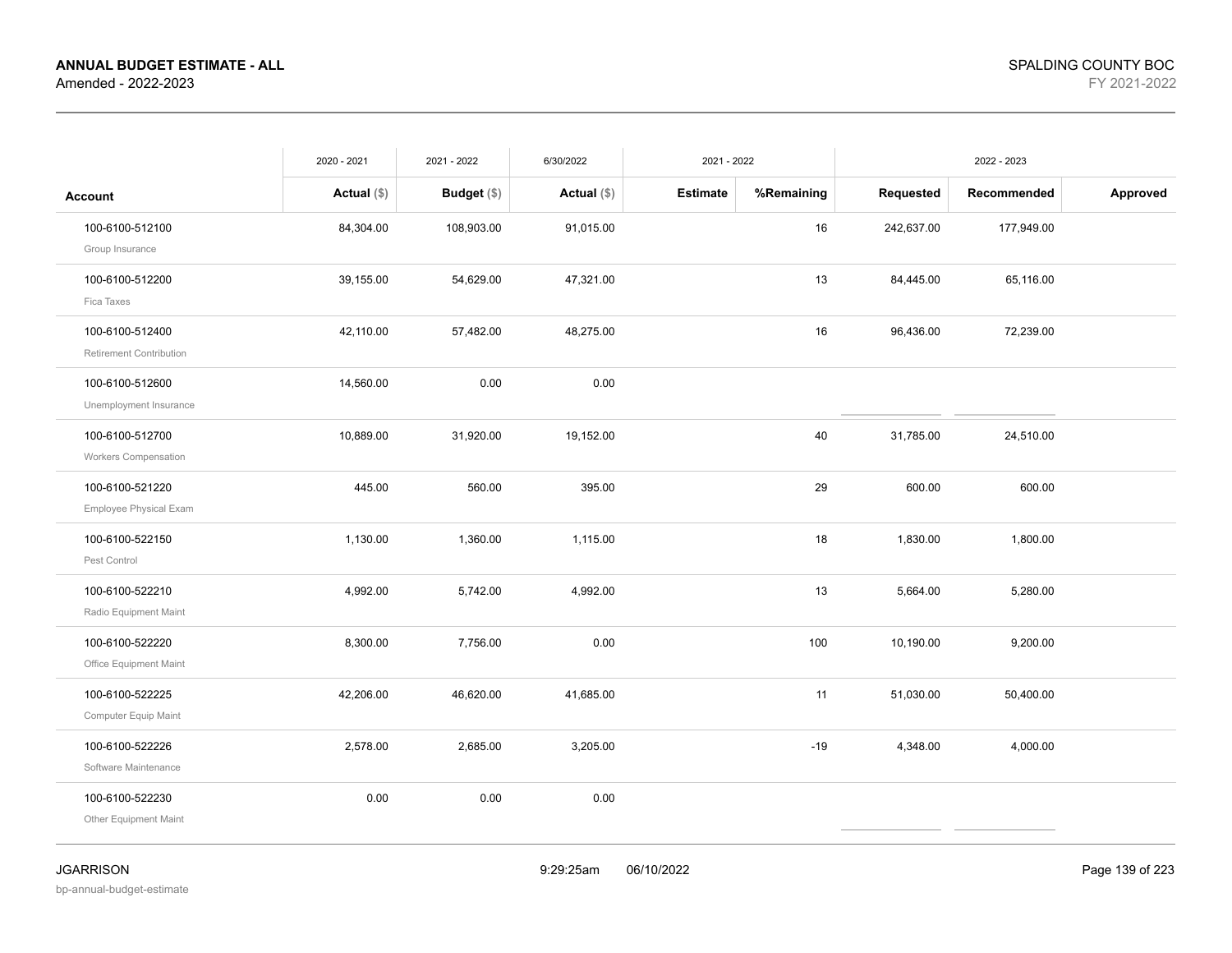**ANNUAL BUDGET ESTIMATE - ALL**
Amended - 2022-2023

SPALDING COUNTY BOC
FY 2021-2022

| | 2020 - 2021 | 2021 - 2022 | 6/30/2022 | 2021 - 2022 | | 2022 - 2023 | | |
|---|---|---|---|---|---|---|---|---|
| **Account** | **Actual** ($) | **Budget** ($) | **Actual** ($) | **Estimate** | **%Remaining** | **Requested** | **Recommended** | **Approved** |
| 100-6100-512100 Group Insurance | 84,304.00 | 108,903.00 | 91,015.00 | | 16 | 242,637.00 | 177,949.00 | |
| 100-6100-512200 Fica Taxes | 39,155.00 | 54,629.00 | 47,321.00 | | 13 | 84,445.00 | 65,116.00 | |
| 100-6100-512400 Retirement Contribution | 42,110.00 | 57,482.00 | 48,275.00 | | 16 | 96,436.00 | 72,239.00 | |
| 100-6100-512600 Unemployment Insurance | 14,560.00 | 0.00 | 0.00 | | | | | |
| 100-6100-512700 Workers Compensation | 10,889.00 | 31,920.00 | 19,152.00 | | 40 | 31,785.00 | 24,510.00 | |
| 100-6100-521220 Employee Physical Exam | 445.00 | 560.00 | 395.00 | | 29 | 600.00 | 600.00 | |
| 100-6100-522150 Pest Control | 1,130.00 | 1,360.00 | 1,115.00 | | 18 | 1,830.00 | 1,800.00 | |
| 100-6100-522210 Radio Equipment Maint | 4,992.00 | 5,742.00 | 4,992.00 | | 13 | 5,664.00 | 5,280.00 | |
| 100-6100-522220 Office Equipment Maint | 8,300.00 | 7,756.00 | 0.00 | | 100 | 10,190.00 | 9,200.00 | |
| 100-6100-522225 Computer Equip Maint | 42,206.00 | 46,620.00 | 41,685.00 | | 11 | 51,030.00 | 50,400.00 | |
| 100-6100-522226 Software Maintenance | 2,578.00 | 2,685.00 | 3,205.00 | | -19 | 4,348.00 | 4,000.00 | |
| 100-6100-522230 Other Equipment Maint | 0.00 | 0.00 | 0.00 | | | | | |

JGARRISON
bp-annual-budget-estimate

9:29:25am 06/10/2022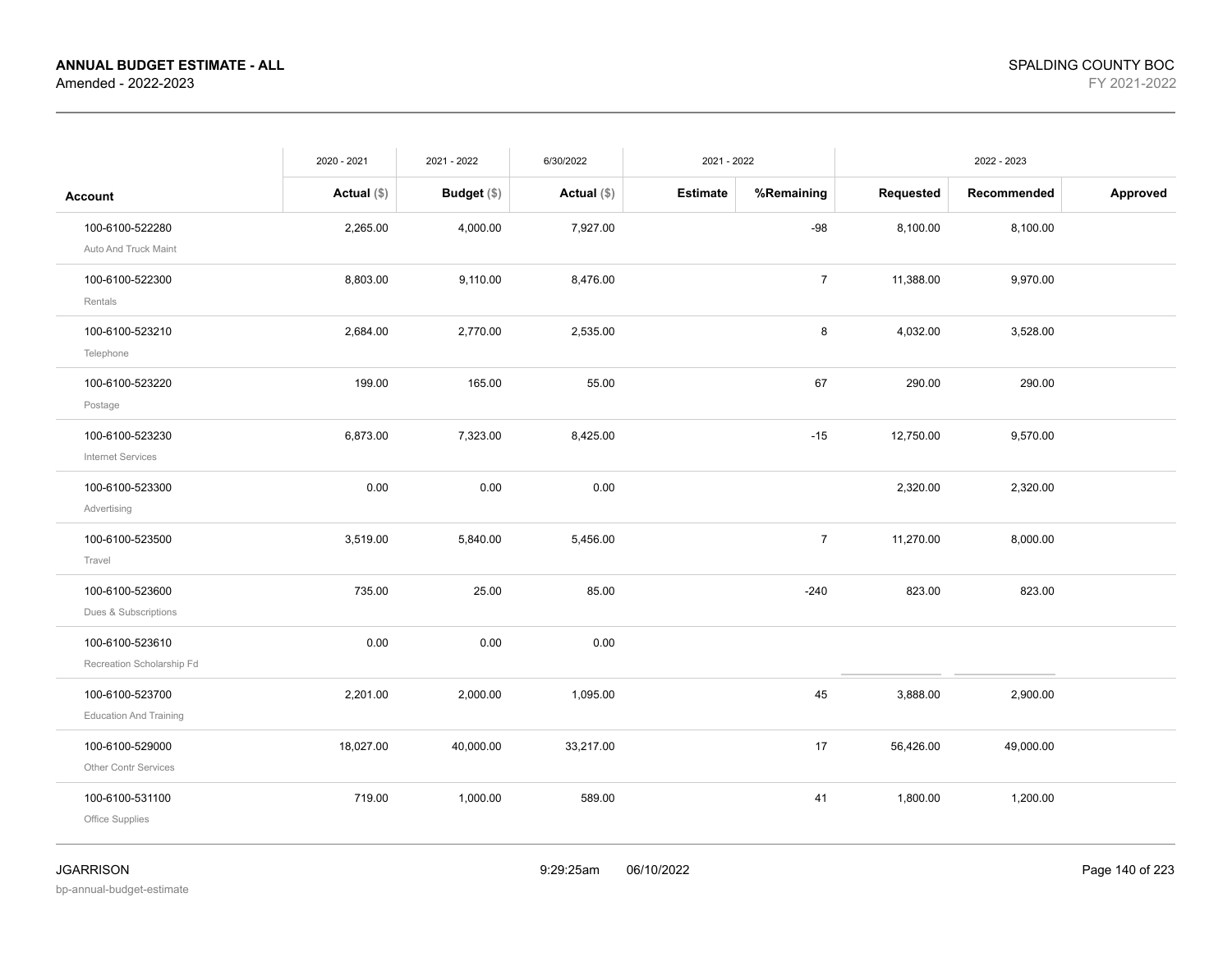| Account | 2020 - 2021 Actual ($) | 2021 - 2022 Budget ($) | 6/30/2022 Actual ($) | 2021 - 2022 Estimate | 2021 - 2022 %Remaining | 2022 - 2023 Requested | 2022 - 2023 Recommended | 2022 - 2023 Approved |
|---|---|---|---|---|---|---|---|---|
| 100-6100-522280 Auto And Truck Maint | 2,265.00 | 4,000.00 | 7,927.00 | | -98 | 8,100.00 | 8,100.00 | |
| 100-6100-522300 Rentals | 8,803.00 | 9,110.00 | 8,476.00 | | 7 | 11,388.00 | 9,970.00 | |
| 100-6100-523210 Telephone | 2,684.00 | 2,770.00 | 2,535.00 | | 8 | 4,032.00 | 3,528.00 | |
| 100-6100-523220 Postage | 199.00 | 165.00 | 55.00 | | 67 | 290.00 | 290.00 | |
| 100-6100-523230 Internet Services | 6,873.00 | 7,323.00 | 8,425.00 | | -15 | 12,750.00 | 9,570.00 | |
| 100-6100-523300 Advertising | 0.00 | 0.00 | 0.00 | | | 2,320.00 | 2,320.00 | |
| 100-6100-523500 Travel | 3,519.00 | 5,840.00 | 5,456.00 | | 7 | 11,270.00 | 8,000.00 | |
| 100-6100-523600 Dues & Subscriptions | 735.00 | 25.00 | 85.00 | | -240 | 823.00 | 823.00 | |
| 100-6100-523610 Recreation Scholarship Fd | 0.00 | 0.00 | 0.00 | | | | | |
| 100-6100-523700 Education And Training | 2,201.00 | 2,000.00 | 1,095.00 | | 45 | 3,888.00 | 2,900.00 | |
| 100-6100-529000 Other Contr Services | 18,027.00 | 40,000.00 | 33,217.00 | | 17 | 56,426.00 | 49,000.00 | |
| 100-6100-531100 Office Supplies | 719.00 | 1,000.00 | 589.00 | | 41 | 1,800.00 | 1,200.00 | |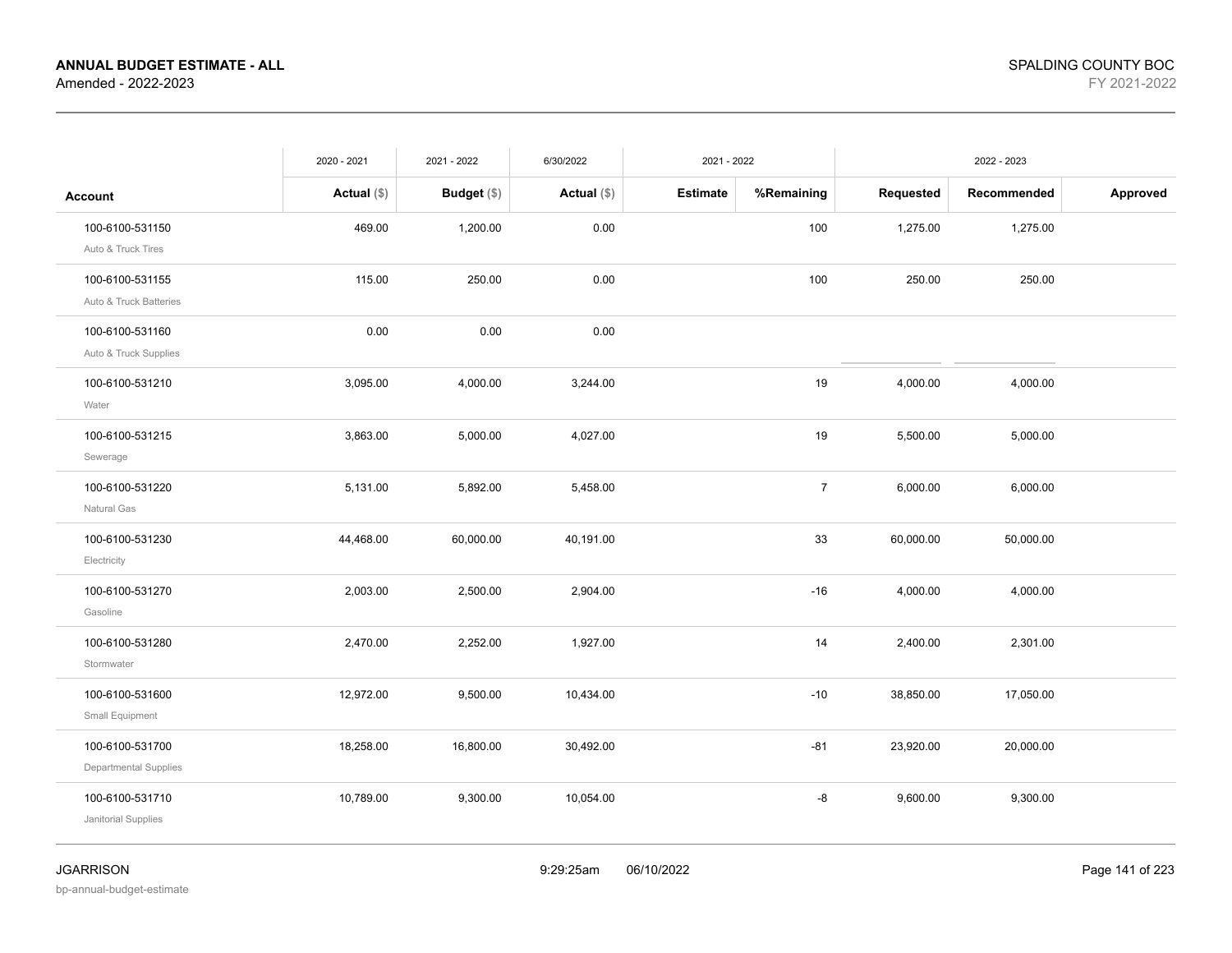**ANNUAL BUDGET ESTIMATE - ALL**
Amended - 2022-2023

SPALDING COUNTY BOC
FY 2021-2022

| | 2020 - 2021 | 2021 - 2022 | 6/30/2022 | 2021 - 2022 | | 2022 - 2023 | | |
|---|---|---|---|---|---|---|---|---|
| **Account** | **Actual ($)** | **Budget ($)** | **Actual ($)** | **Estimate** | **%Remaining** | **Requested** | **Recommended** | **Approved** |
| 100-6100-531150 Auto & Truck Tires | 469.00 | 1,200.00 | 0.00 | | 100 | 1,275.00 | 1,275.00 | |
| 100-6100-531155 Auto & Truck Batteries | 115.00 | 250.00 | 0.00 | | 100 | 250.00 | 250.00 | |
| 100-6100-531160 Auto & Truck Supplies | 0.00 | 0.00 | 0.00 | | | | | |
| 100-6100-531210 Water | 3,095.00 | 4,000.00 | 3,244.00 | | 19 | 4,000.00 | 4,000.00 | |
| 100-6100-531215 Sewerage | 3,863.00 | 5,000.00 | 4,027.00 | | 19 | 5,500.00 | 5,000.00 | |
| 100-6100-531220 Natural Gas | 5,131.00 | 5,892.00 | 5,458.00 | | 7 | 6,000.00 | 6,000.00 | |
| 100-6100-531230 Electricity | 44,468.00 | 60,000.00 | 40,191.00 | | 33 | 60,000.00 | 50,000.00 | |
| 100-6100-531270 Gasoline | 2,003.00 | 2,500.00 | 2,904.00 | | -16 | 4,000.00 | 4,000.00 | |
| 100-6100-531280 Stormwater | 2,470.00 | 2,252.00 | 1,927.00 | | 14 | 2,400.00 | 2,301.00 | |
| 100-6100-531600 Small Equipment | 12,972.00 | 9,500.00 | 10,434.00 | | -10 | 38,850.00 | 17,050.00 | |
| 100-6100-531700 Departmental Supplies | 18,258.00 | 16,800.00 | 30,492.00 | | -81 | 23,920.00 | 20,000.00 | |
| 100-6100-531710 Janitorial Supplies | 10,789.00 | 9,300.00 | 10,054.00 | | -8 | 9,600.00 | 9,300.00 | |

JGARRISON
bp-annual-budget-estimate
9:29:25am 06/10/2022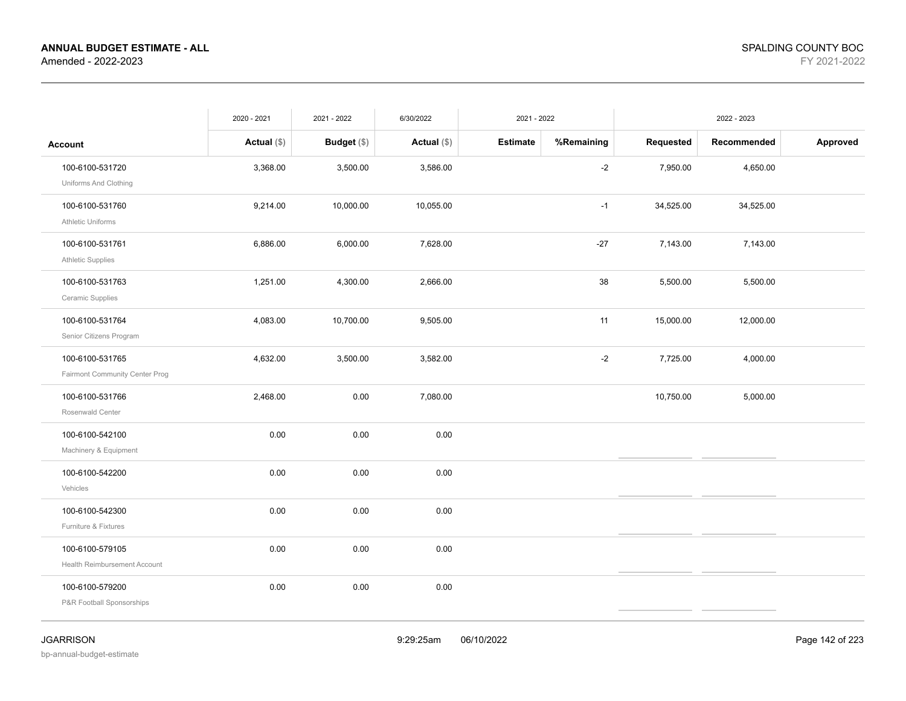**ANNUAL BUDGET ESTIMATE - ALL**
Amended - 2022-2023

SPALDING COUNTY BOC
FY 2021-2022

| Account | 2020 - 2021 Actual ($) | 2021 - 2022 Budget ($) | 6/30/2022 Actual ($) | 2021 - 2022 Estimate | 2021 - 2022 %Remaining | 2022 - 2023 Requested | 2022 - 2023 Recommended | 2022 - 2023 Approved |
|---|---|---|---|---|---|---|---|---|
| 100-6100-531720 Uniforms And Clothing | 3,368.00 | 3,500.00 | 3,586.00 | | -2 | 7,950.00 | 4,650.00 | |
| 100-6100-531760 Athletic Uniforms | 9,214.00 | 10,000.00 | 10,055.00 | | -1 | 34,525.00 | 34,525.00 | |
| 100-6100-531761 Athletic Supplies | 6,886.00 | 6,000.00 | 7,628.00 | | -27 | 7,143.00 | 7,143.00 | |
| 100-6100-531763 Ceramic Supplies | 1,251.00 | 4,300.00 | 2,666.00 | | 38 | 5,500.00 | 5,500.00 | |
| 100-6100-531764 Senior Citizens Program | 4,083.00 | 10,700.00 | 9,505.00 | | 11 | 15,000.00 | 12,000.00 | |
| 100-6100-531765 Fairmont Community Center Prog | 4,632.00 | 3,500.00 | 3,582.00 | | -2 | 7,725.00 | 4,000.00 | |
| 100-6100-531766 Rosenwald Center | 2,468.00 | 0.00 | 7,080.00 | | | 10,750.00 | 5,000.00 | |
| 100-6100-542100 Machinery & Equipment | 0.00 | 0.00 | 0.00 | | | | | |
| 100-6100-542200 Vehicles | 0.00 | 0.00 | 0.00 | | | | | |
| 100-6100-542300 Furniture & Fixtures | 0.00 | 0.00 | 0.00 | | | | | |
| 100-6100-579105 Health Reimbursement Account | 0.00 | 0.00 | 0.00 | | | | | |
| 100-6100-579200 P&R Football Sponsorships | 0.00 | 0.00 | 0.00 | | | | | |

JGARRISON
bp-annual-budget-estimate

9:29:25am 06/10/2022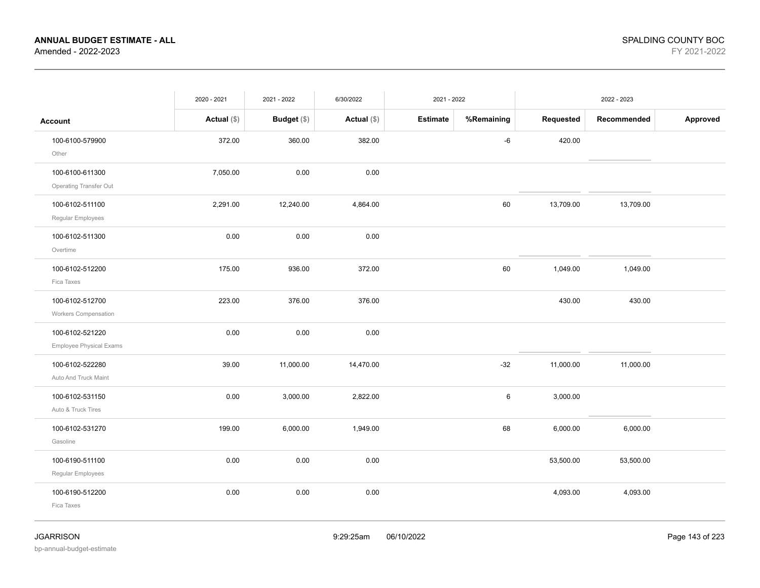**ANNUAL BUDGET ESTIMATE - ALL**
Amended - 2022-2023

SPALDING COUNTY BOC
FY 2021-2022

| | 2020 - 2021 | 2021 - 2022 | 6/30/2022 | 2021 - 2022 | | 2022 - 2023 | | |
|---|---|---|---|---|---|---|---|---|
| **Account** | **Actual ($)** | **Budget ($)** | **Actual ($)** | **Estimate** | **%Remaining** | **Requested** | **Recommended** | **Approved** |
| 100-6100-579900 Other | 372.00 | 360.00 | 382.00 | | -6 | 420.00 | | |
| 100-6100-611300 Operating Transfer Out | 7,050.00 | 0.00 | 0.00 | | | | | |
| 100-6102-511100 Regular Employees | 2,291.00 | 12,240.00 | 4,864.00 | | 60 | 13,709.00 | 13,709.00 | |
| 100-6102-511300 Overtime | 0.00 | 0.00 | 0.00 | | | | | |
| 100-6102-512200 Fica Taxes | 175.00 | 936.00 | 372.00 | | 60 | 1,049.00 | 1,049.00 | |
| 100-6102-512700 Workers Compensation | 223.00 | 376.00 | 376.00 | | | 430.00 | 430.00 | |
| 100-6102-521220 Employee Physical Exams | 0.00 | 0.00 | 0.00 | | | | | |
| 100-6102-522280 Auto And Truck Maint | 39.00 | 11,000.00 | 14,470.00 | | -32 | 11,000.00 | 11,000.00 | |
| 100-6102-531150 Auto & Truck Tires | 0.00 | 3,000.00 | 2,822.00 | | 6 | 3,000.00 | | |
| 100-6102-531270 Gasoline | 199.00 | 6,000.00 | 1,949.00 | | 68 | 6,000.00 | 6,000.00 | |
| 100-6190-511100 Regular Employees | 0.00 | 0.00 | 0.00 | | | 53,500.00 | 53,500.00 | |
| 100-6190-512200 Fica Taxes | 0.00 | 0.00 | 0.00 | | | 4,093.00 | 4,093.00 | |

JGARRISON
bp-annual-budget-estimate

9:29:25am 06/10/2022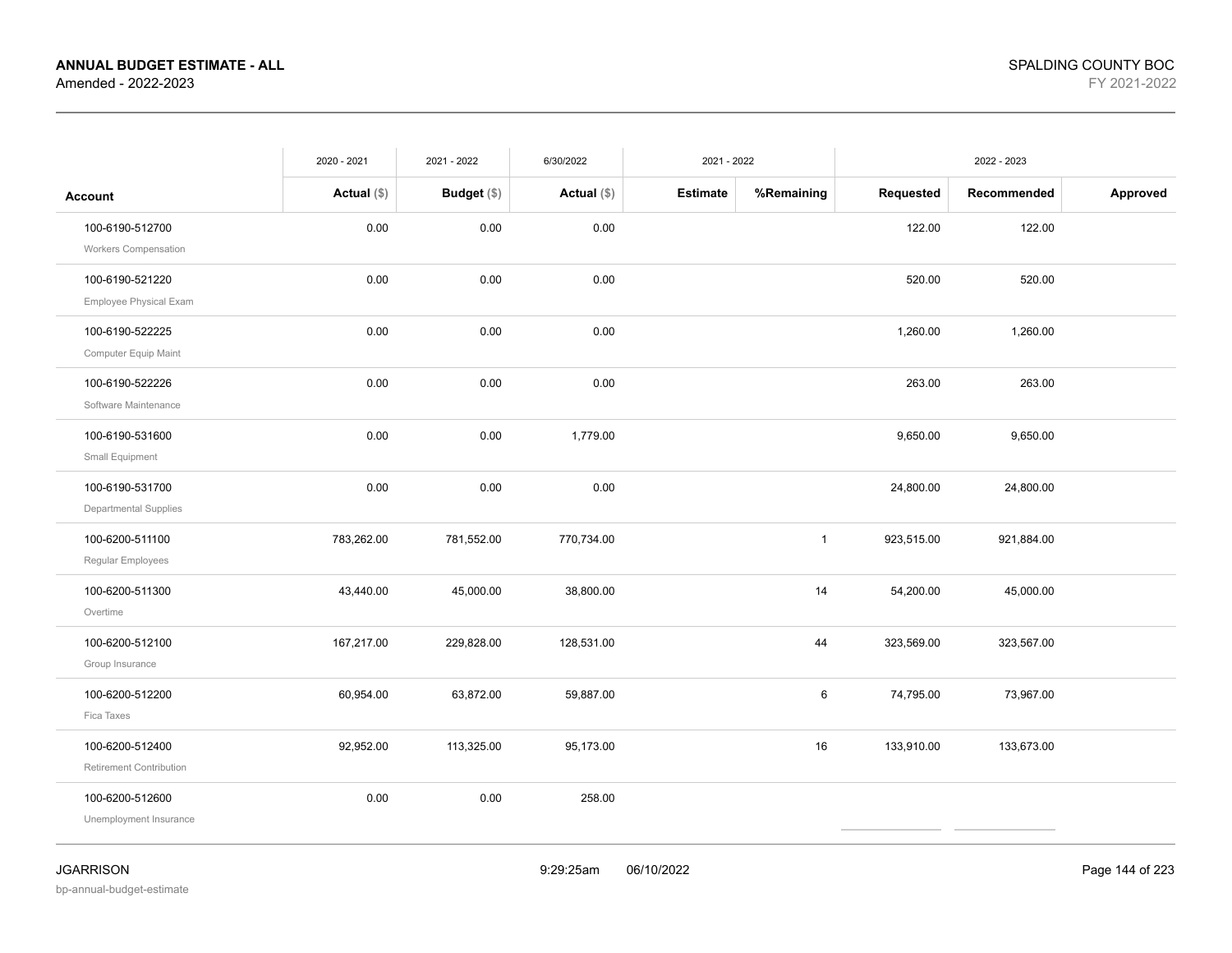**ANNUAL BUDGET ESTIMATE - ALL**
Amended - 2022-2023

SPALDING COUNTY BOC
FY 2021-2022

| Account | 2020 - 2021 Actual ($) | 2021 - 2022 Budget ($) | 6/30/2022 Actual ($) | 2021 - 2022 Estimate | 2021 - 2022 %Remaining | 2022 - 2023 Requested | 2022 - 2023 Recommended | 2022 - 2023 Approved |
|---|---|---|---|---|---|---|---|---|
| 100-6190-512700<br>Workers Compensation | 0.00 | 0.00 | 0.00 | | | 122.00 | 122.00 | |
| 100-6190-521220<br>Employee Physical Exam | 0.00 | 0.00 | 0.00 | | | 520.00 | 520.00 | |
| 100-6190-522225<br>Computer Equip Maint | 0.00 | 0.00 | 0.00 | | | 1,260.00 | 1,260.00 | |
| 100-6190-522226<br>Software Maintenance | 0.00 | 0.00 | 0.00 | | | 263.00 | 263.00 | |
| 100-6190-531600<br>Small Equipment | 0.00 | 0.00 | 1,779.00 | | | 9,650.00 | 9,650.00 | |
| 100-6190-531700<br>Departmental Supplies | 0.00 | 0.00 | 0.00 | | | 24,800.00 | 24,800.00 | |
| 100-6200-511100<br>Regular Employees | 783,262.00 | 781,552.00 | 770,734.00 | | 1 | 923,515.00 | 921,884.00 | |
| 100-6200-511300<br>Overtime | 43,440.00 | 45,000.00 | 38,800.00 | | 14 | 54,200.00 | 45,000.00 | |
| 100-6200-512100<br>Group Insurance | 167,217.00 | 229,828.00 | 128,531.00 | | 44 | 323,569.00 | 323,567.00 | |
| 100-6200-512200<br>Fica Taxes | 60,954.00 | 63,872.00 | 59,887.00 | | 6 | 74,795.00 | 73,967.00 | |
| 100-6200-512400<br>Retirement Contribution | 92,952.00 | 113,325.00 | 95,173.00 | | 16 | 133,910.00 | 133,673.00 | |
| 100-6200-512600<br>Unemployment Insurance | 0.00 | 0.00 | 258.00 | | | | | |

JGARRISON
bp-annual-budget-estimate

9:29:25am 06/10/2022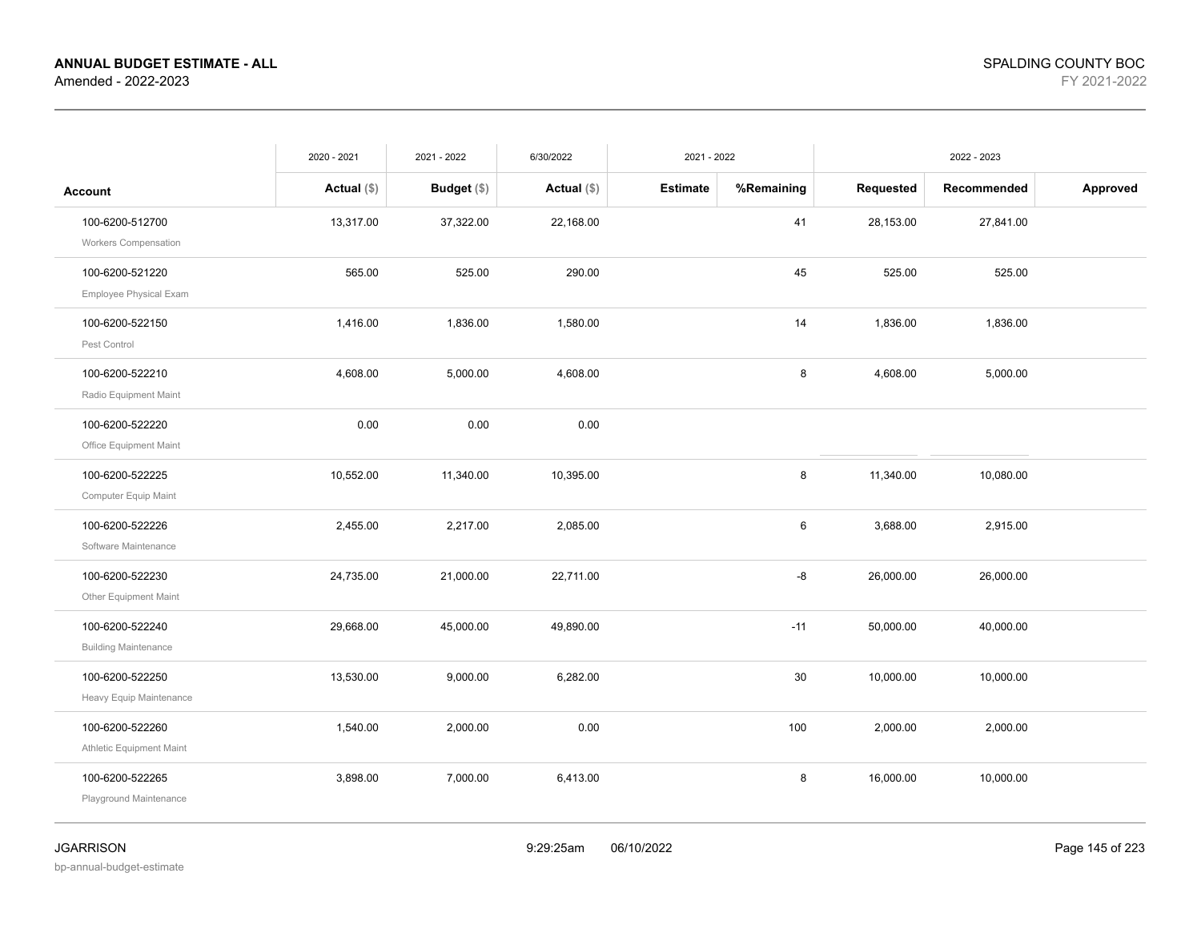**ANNUAL BUDGET ESTIMATE - ALL**
Amended - 2022-2023

SPALDING COUNTY BOC
FY 2021-2022

| | 2020 - 2021 | 2021 - 2022 | 6/30/2022 | 2021 - 2022 | | 2022 - 2023 | | |
|---|---|---|---|---|---|---|---|---|
| **Account** | **Actual ($)** | **Budget ($)** | **Actual ($)** | **Estimate** | **%Remaining** | **Requested** | **Recommended** | **Approved** |
| 100-6200-512700<br>Workers Compensation | 13,317.00 | 37,322.00 | 22,168.00 | | 41 | 28,153.00 | 27,841.00 | |
| 100-6200-521220<br>Employee Physical Exam | 565.00 | 525.00 | 290.00 | | 45 | 525.00 | 525.00 | |
| 100-6200-522150<br>Pest Control | 1,416.00 | 1,836.00 | 1,580.00 | | 14 | 1,836.00 | 1,836.00 | |
| 100-6200-522210<br>Radio Equipment Maint | 4,608.00 | 5,000.00 | 4,608.00 | | 8 | 4,608.00 | 5,000.00 | |
| 100-6200-522220<br>Office Equipment Maint | 0.00 | 0.00 | 0.00 | | | | | |
| 100-6200-522225<br>Computer Equip Maint | 10,552.00 | 11,340.00 | 10,395.00 | | 8 | 11,340.00 | 10,080.00 | |
| 100-6200-522226<br>Software Maintenance | 2,455.00 | 2,217.00 | 2,085.00 | | 6 | 3,688.00 | 2,915.00 | |
| 100-6200-522230<br>Other Equipment Maint | 24,735.00 | 21,000.00 | 22,711.00 | | -8 | 26,000.00 | 26,000.00 | |
| 100-6200-522240<br>Building Maintenance | 29,668.00 | 45,000.00 | 49,890.00 | | -11 | 50,000.00 | 40,000.00 | |
| 100-6200-522250<br>Heavy Equip Maintenance | 13,530.00 | 9,000.00 | 6,282.00 | | 30 | 10,000.00 | 10,000.00 | |
| 100-6200-522260<br>Athletic Equipment Maint | 1,540.00 | 2,000.00 | 0.00 | | 100 | 2,000.00 | 2,000.00 | |
| 100-6200-522265<br>Playground Maintenance | 3,898.00 | 7,000.00 | 6,413.00 | | 8 | 16,000.00 | 10,000.00 | |

JGARRISON
bp-annual-budget-estimate
9:29:25am 06/10/2022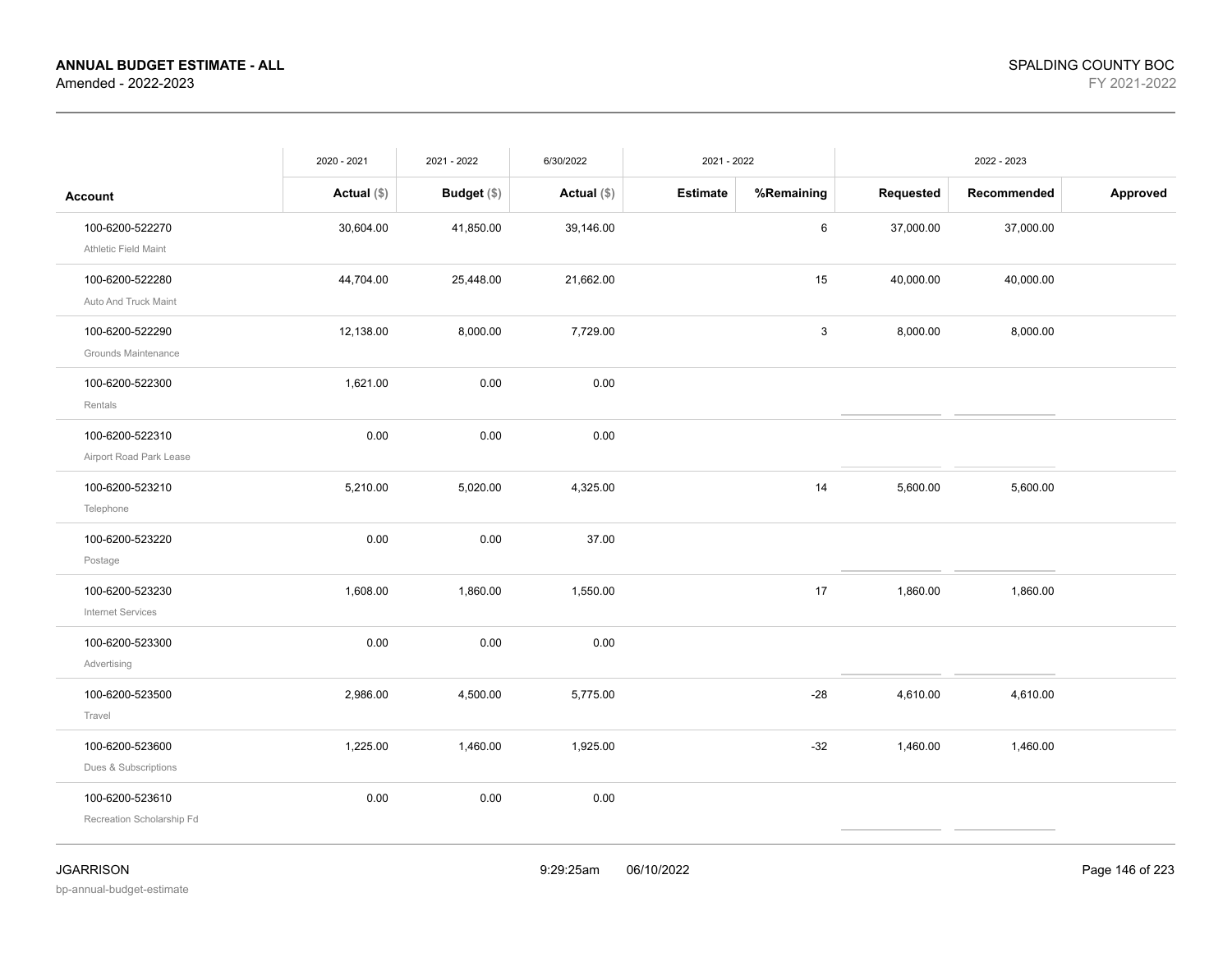**ANNUAL BUDGET ESTIMATE - ALL**
Amended - 2022-2023

SPALDING COUNTY BOC
FY 2021-2022

| Account | 2020 - 2021 Actual ($) | 2021 - 2022 Budget ($) | 6/30/2022 Actual ($) | 2021 - 2022 Estimate | %Remaining | 2022 - 2023 Requested | Recommended | Approved |
|---|---|---|---|---|---|---|---|---|
| 100-6200-522270 Athletic Field Maint | 30,604.00 | 41,850.00 | 39,146.00 | | 6 | 37,000.00 | 37,000.00 | |
| 100-6200-522280 Auto And Truck Maint | 44,704.00 | 25,448.00 | 21,662.00 | | 15 | 40,000.00 | 40,000.00 | |
| 100-6200-522290 Grounds Maintenance | 12,138.00 | 8,000.00 | 7,729.00 | | 3 | 8,000.00 | 8,000.00 | |
| 100-6200-522300 Rentals | 1,621.00 | 0.00 | 0.00 | | | | | |
| 100-6200-522310 Airport Road Park Lease | 0.00 | 0.00 | 0.00 | | | | | |
| 100-6200-523210 Telephone | 5,210.00 | 5,020.00 | 4,325.00 | | 14 | 5,600.00 | 5,600.00 | |
| 100-6200-523220 Postage | 0.00 | 0.00 | 37.00 | | | | | |
| 100-6200-523230 Internet Services | 1,608.00 | 1,860.00 | 1,550.00 | | 17 | 1,860.00 | 1,860.00 | |
| 100-6200-523300 Advertising | 0.00 | 0.00 | 0.00 | | | | | |
| 100-6200-523500 Travel | 2,986.00 | 4,500.00 | 5,775.00 | | -28 | 4,610.00 | 4,610.00 | |
| 100-6200-523600 Dues & Subscriptions | 1,225.00 | 1,460.00 | 1,925.00 | | -32 | 1,460.00 | 1,460.00 | |
| 100-6200-523610 Recreation Scholarship Fd | 0.00 | 0.00 | 0.00 | | | | | |

JGARRISON
bp-annual-budget-estimate

9:29:25am 06/10/2022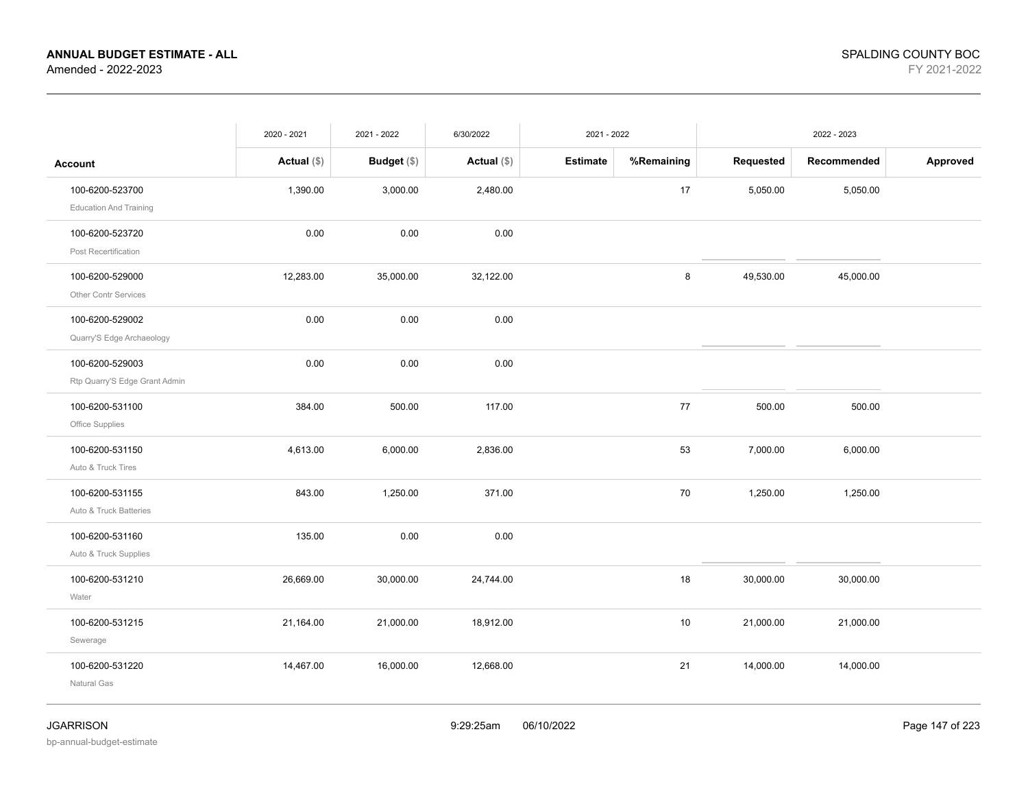**ANNUAL BUDGET ESTIMATE - ALL**
Amended - 2022-2023

SPALDING COUNTY BOC
FY 2021-2022

| Account | 2020 - 2021 Actual ($) | 2021 - 2022 Budget ($) | 6/30/2022 Actual ($) | 2021 - 2022 Estimate | 2021 - 2022 %Remaining | 2022 - 2023 Requested | 2022 - 2023 Recommended | 2022 - 2023 Approved |
|---|---|---|---|---|---|---|---|---|
| 100-6200-523700 Education And Training | 1,390.00 | 3,000.00 | 2,480.00 | | 17 | 5,050.00 | 5,050.00 | |
| 100-6200-523720 Post Recertification | 0.00 | 0.00 | 0.00 | | | | | |
| 100-6200-529000 Other Contr Services | 12,283.00 | 35,000.00 | 32,122.00 | | 8 | 49,530.00 | 45,000.00 | |
| 100-6200-529002 Quarry'S Edge Archaeology | 0.00 | 0.00 | 0.00 | | | | | |
| 100-6200-529003 Rtp Quarry'S Edge Grant Admin | 0.00 | 0.00 | 0.00 | | | | | |
| 100-6200-531100 Office Supplies | 384.00 | 500.00 | 117.00 | | 77 | 500.00 | 500.00 | |
| 100-6200-531150 Auto & Truck Tires | 4,613.00 | 6,000.00 | 2,836.00 | | 53 | 7,000.00 | 6,000.00 | |
| 100-6200-531155 Auto & Truck Batteries | 843.00 | 1,250.00 | 371.00 | | 70 | 1,250.00 | 1,250.00 | |
| 100-6200-531160 Auto & Truck Supplies | 135.00 | 0.00 | 0.00 | | | | | |
| 100-6200-531210 Water | 26,669.00 | 30,000.00 | 24,744.00 | | 18 | 30,000.00 | 30,000.00 | |
| 100-6200-531215 Sewerage | 21,164.00 | 21,000.00 | 18,912.00 | | 10 | 21,000.00 | 21,000.00 | |
| 100-6200-531220 Natural Gas | 14,467.00 | 16,000.00 | 12,668.00 | | 21 | 14,000.00 | 14,000.00 | |

JGARRISON
bp-annual-budget-estimate

9:29:25am 06/10/2022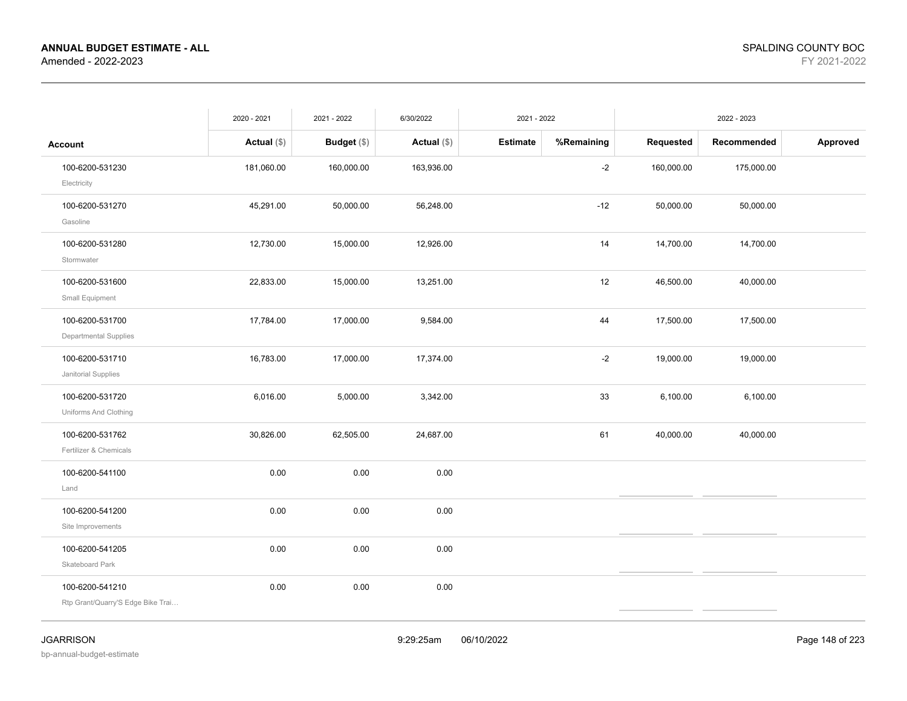| Account | 2020 - 2021 Actual ($) | 2021 - 2022 Budget ($) | 6/30/2022 Actual ($) | 2021 - 2022 Estimate | %Remaining | 2022 - 2023 Requested | Recommended | Approved |
|---|---|---|---|---|---|---|---|---|
| 100-6200-531230 Electricity | 181,060.00 | 160,000.00 | 163,936.00 | | -2 | 160,000.00 | 175,000.00 | |
| 100-6200-531270 Gasoline | 45,291.00 | 50,000.00 | 56,248.00 | | -12 | 50,000.00 | 50,000.00 | |
| 100-6200-531280 Stormwater | 12,730.00 | 15,000.00 | 12,926.00 | | 14 | 14,700.00 | 14,700.00 | |
| 100-6200-531600 Small Equipment | 22,833.00 | 15,000.00 | 13,251.00 | | 12 | 46,500.00 | 40,000.00 | |
| 100-6200-531700 Departmental Supplies | 17,784.00 | 17,000.00 | 9,584.00 | | 44 | 17,500.00 | 17,500.00 | |
| 100-6200-531710 Janitorial Supplies | 16,783.00 | 17,000.00 | 17,374.00 | | -2 | 19,000.00 | 19,000.00 | |
| 100-6200-531720 Uniforms And Clothing | 6,016.00 | 5,000.00 | 3,342.00 | | 33 | 6,100.00 | 6,100.00 | |
| 100-6200-531762 Fertilizer & Chemicals | 30,826.00 | 62,505.00 | 24,687.00 | | 61 | 40,000.00 | 40,000.00 | |
| 100-6200-541100 Land | 0.00 | 0.00 | 0.00 | | | | | |
| 100-6200-541200 Site Improvements | 0.00 | 0.00 | 0.00 | | | | | |
| 100-6200-541205 Skateboard Park | 0.00 | 0.00 | 0.00 | | | | | |
| 100-6200-541210 Rtp Grant/Quarry'S Edge Bike Trai… | 0.00 | 0.00 | 0.00 | | | | | |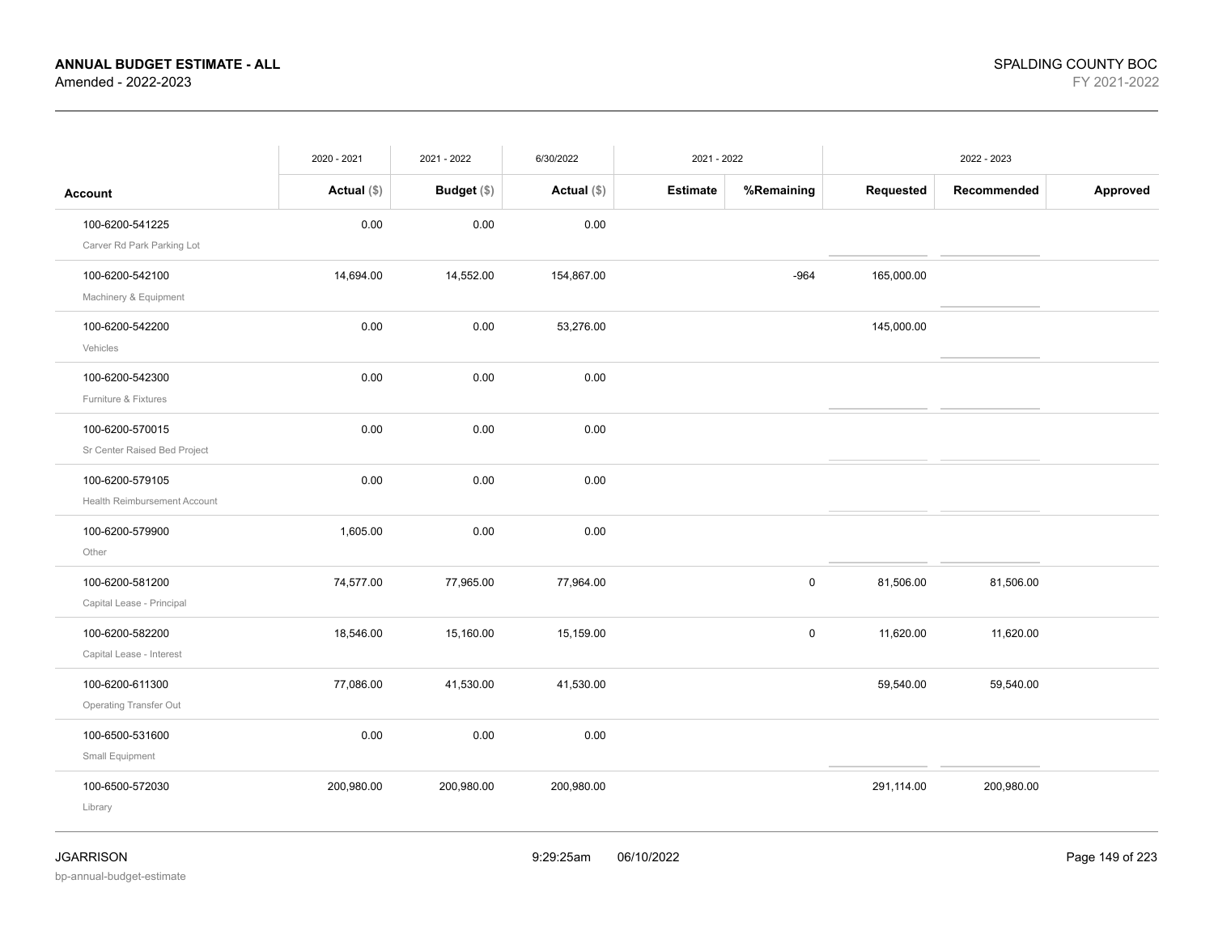| Account | 2020 - 2021 Actual ($) | 2021 - 2022 Budget ($) | 6/30/2022 Actual ($) | 2021 - 2022 Estimate | %Remaining | 2022 - 2023 Requested | Recommended | Approved |
|---|---|---|---|---|---|---|---|---|
| 100-6200-541225 Carver Rd Park Parking Lot | 0.00 | 0.00 | 0.00 | | | | | |
| 100-6200-542100 Machinery & Equipment | 14,694.00 | 14,552.00 | 154,867.00 | | -964 | 165,000.00 | | |
| 100-6200-542200 Vehicles | 0.00 | 0.00 | 53,276.00 | | | 145,000.00 | | |
| 100-6200-542300 Furniture & Fixtures | 0.00 | 0.00 | 0.00 | | | | | |
| 100-6200-570015 Sr Center Raised Bed Project | 0.00 | 0.00 | 0.00 | | | | | |
| 100-6200-579105 Health Reimbursement Account | 0.00 | 0.00 | 0.00 | | | | | |
| 100-6200-579900 Other | 1,605.00 | 0.00 | 0.00 | | | | | |
| 100-6200-581200 Capital Lease - Principal | 74,577.00 | 77,965.00 | 77,964.00 | | 0 | 81,506.00 | 81,506.00 | |
| 100-6200-582200 Capital Lease - Interest | 18,546.00 | 15,160.00 | 15,159.00 | | 0 | 11,620.00 | 11,620.00 | |
| 100-6200-611300 Operating Transfer Out | 77,086.00 | 41,530.00 | 41,530.00 | | | 59,540.00 | 59,540.00 | |
| 100-6500-531600 Small Equipment | 0.00 | 0.00 | 0.00 | | | | | |
| 100-6500-572030 Library | 200,980.00 | 200,980.00 | 200,980.00 | | | 291,114.00 | 200,980.00 | |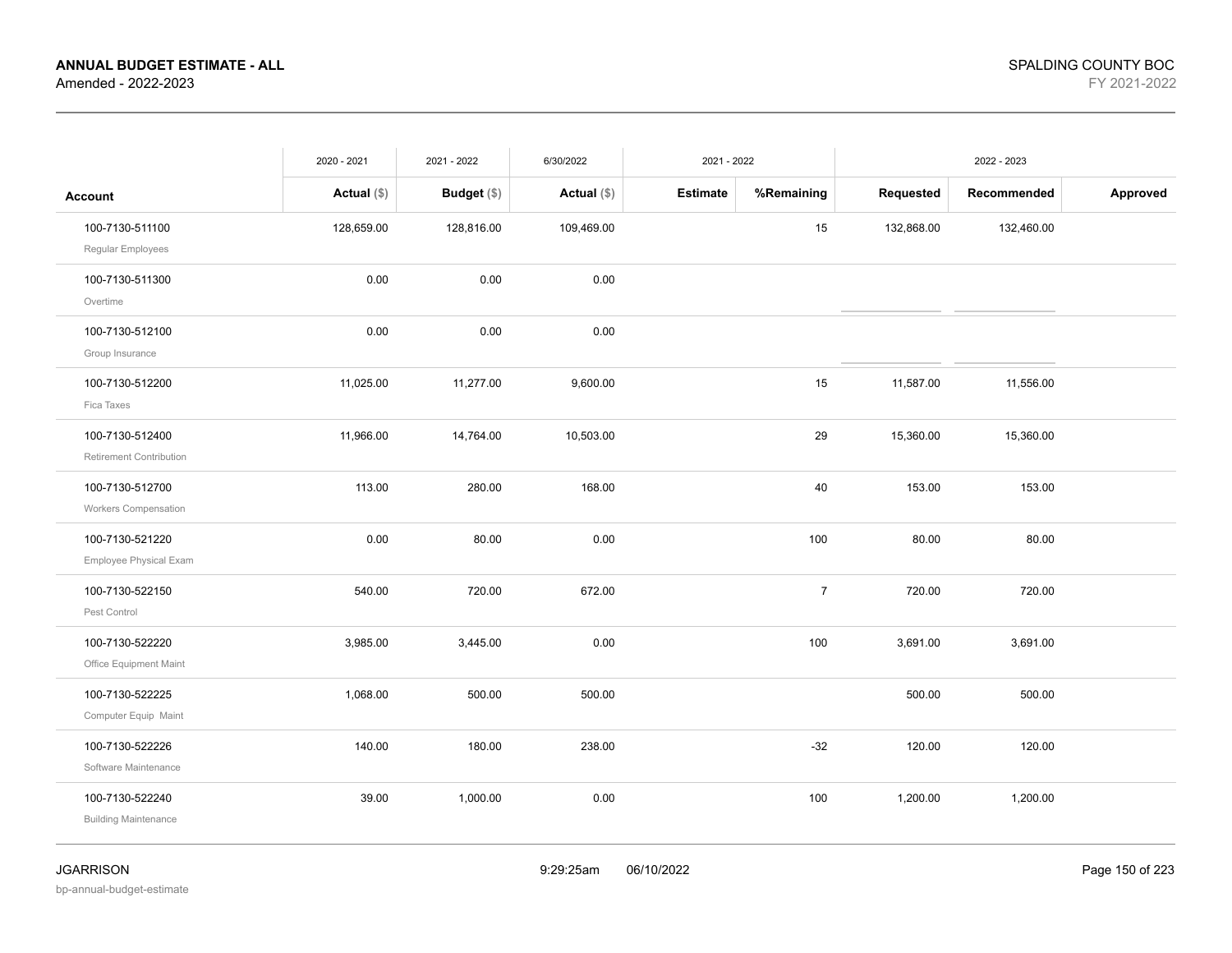**ANNUAL BUDGET ESTIMATE - ALL**
Amended - 2022-2023

SPALDING COUNTY BOC
FY 2021-2022

| Account | 2020 - 2021 Actual ($) | 2021 - 2022 Budget ($) | 6/30/2022 Actual ($) | 2021 - 2022 Estimate | 2021 - 2022 %Remaining | 2022 - 2023 Requested | 2022 - 2023 Recommended | 2022 - 2023 Approved |
|---|---|---|---|---|---|---|---|---|
| 100-7130-511100 Regular Employees | 128,659.00 | 128,816.00 | 109,469.00 | | 15 | 132,868.00 | 132,460.00 | |
| 100-7130-511300 Overtime | 0.00 | 0.00 | 0.00 | | | | | |
| 100-7130-512100 Group Insurance | 0.00 | 0.00 | 0.00 | | | | | |
| 100-7130-512200 Fica Taxes | 11,025.00 | 11,277.00 | 9,600.00 | | 15 | 11,587.00 | 11,556.00 | |
| 100-7130-512400 Retirement Contribution | 11,966.00 | 14,764.00 | 10,503.00 | | 29 | 15,360.00 | 15,360.00 | |
| 100-7130-512700 Workers Compensation | 113.00 | 280.00 | 168.00 | | 40 | 153.00 | 153.00 | |
| 100-7130-521220 Employee Physical Exam | 0.00 | 80.00 | 0.00 | | 100 | 80.00 | 80.00 | |
| 100-7130-522150 Pest Control | 540.00 | 720.00 | 672.00 | | 7 | 720.00 | 720.00 | |
| 100-7130-522220 Office Equipment Maint | 3,985.00 | 3,445.00 | 0.00 | | 100 | 3,691.00 | 3,691.00 | |
| 100-7130-522225 Computer Equip Maint | 1,068.00 | 500.00 | 500.00 | | | 500.00 | 500.00 | |
| 100-7130-522226 Software Maintenance | 140.00 | 180.00 | 238.00 | | -32 | 120.00 | 120.00 | |
| 100-7130-522240 Building Maintenance | 39.00 | 1,000.00 | 0.00 | | 100 | 1,200.00 | 1,200.00 | |

JGARRISON
bp-annual-budget-estimate

9:29:25am 06/10/2022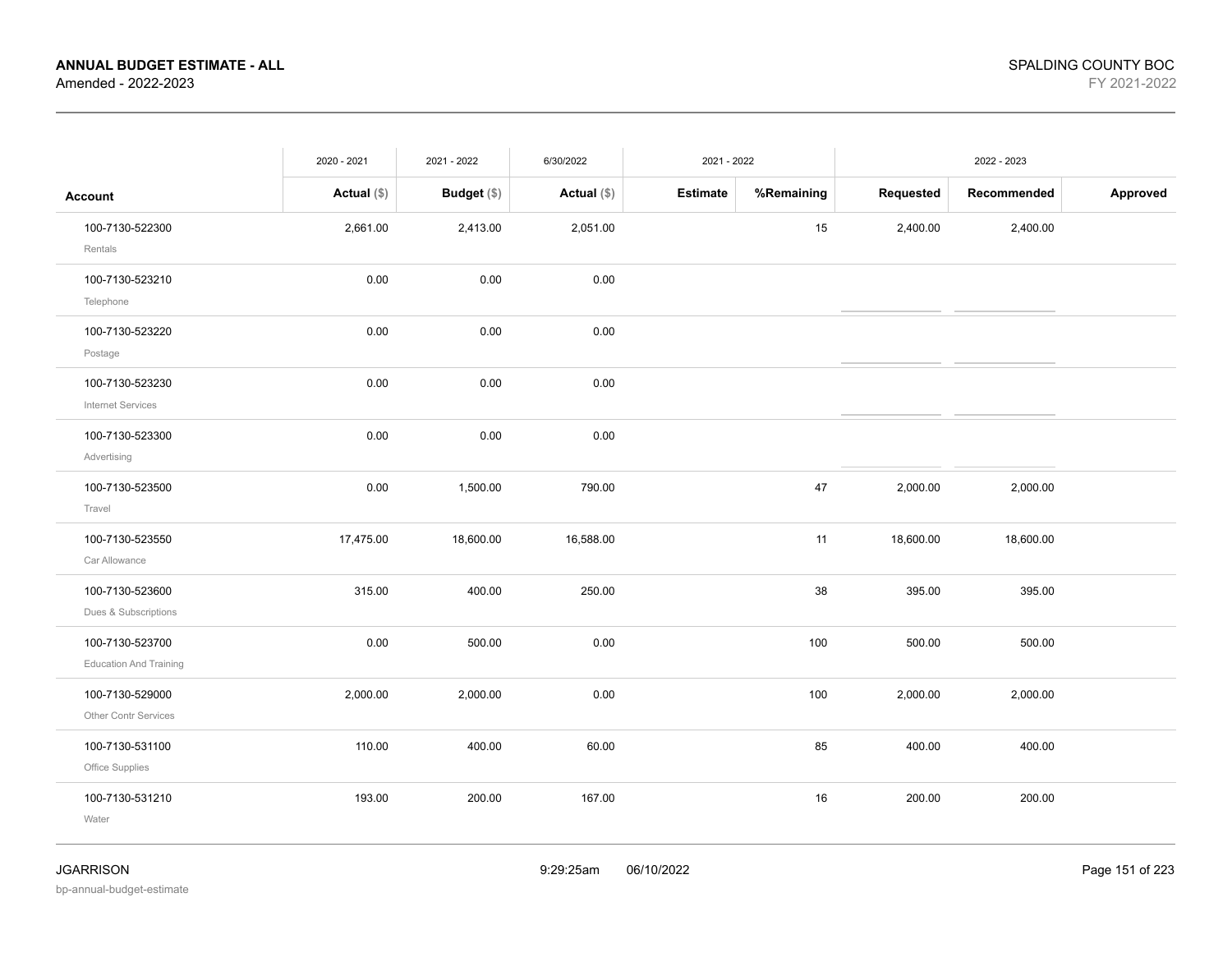**ANNUAL BUDGET ESTIMATE - ALL**
Amended - 2022-2023

SPALDING COUNTY BOC
FY 2021-2022

| | 2020 - 2021 | 2021 - 2022 | 6/30/2022 | 2021 - 2022 | | 2022 - 2023 | | |
|---|---|---|---|---|---|---|---|---|
| **Account** | **Actual** ($) | **Budget** ($) | **Actual** ($) | **Estimate** | **%Remaining** | **Requested** | **Recommended** | **Approved** |
| 100-7130-522300 Rentals | 2,661.00 | 2,413.00 | 2,051.00 | | 15 | 2,400.00 | 2,400.00 | |
| 100-7130-523210 Telephone | 0.00 | 0.00 | 0.00 | | | | | |
| 100-7130-523220 Postage | 0.00 | 0.00 | 0.00 | | | | | |
| 100-7130-523230 Internet Services | 0.00 | 0.00 | 0.00 | | | | | |
| 100-7130-523300 Advertising | 0.00 | 0.00 | 0.00 | | | | | |
| 100-7130-523500 Travel | 0.00 | 1,500.00 | 790.00 | | 47 | 2,000.00 | 2,000.00 | |
| 100-7130-523550 Car Allowance | 17,475.00 | 18,600.00 | 16,588.00 | | 11 | 18,600.00 | 18,600.00 | |
| 100-7130-523600 Dues & Subscriptions | 315.00 | 400.00 | 250.00 | | 38 | 395.00 | 395.00 | |
| 100-7130-523700 Education And Training | 0.00 | 500.00 | 0.00 | | 100 | 500.00 | 500.00 | |
| 100-7130-529000 Other Contr Services | 2,000.00 | 2,000.00 | 0.00 | | 100 | 2,000.00 | 2,000.00 | |
| 100-7130-531100 Office Supplies | 110.00 | 400.00 | 60.00 | | 85 | 400.00 | 400.00 | |
| 100-7130-531210 Water | 193.00 | 200.00 | 167.00 | | 16 | 200.00 | 200.00 | |

JGARRISON
bp-annual-budget-estimate

9:29:25am 06/10/2022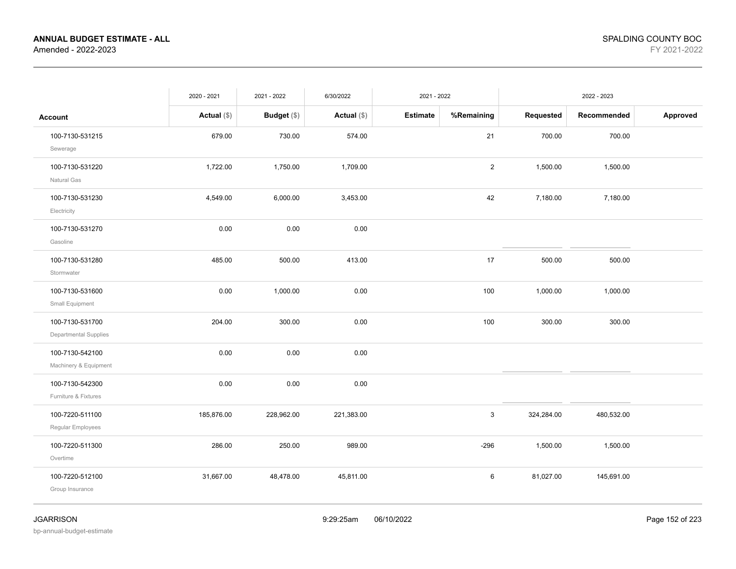| Account | 2020 - 2021 Actual ($) | 2021 - 2022 Budget ($) | 6/30/2022 Actual ($) | 2021 - 2022 Estimate | %Remaining | 2022 - 2023 Requested | Recommended | Approved |
|---|---|---|---|---|---|---|---|---|
| 100-7130-531215 Sewerage | 679.00 | 730.00 | 574.00 | | 21 | 700.00 | 700.00 | |
| 100-7130-531220 Natural Gas | 1,722.00 | 1,750.00 | 1,709.00 | | 2 | 1,500.00 | 1,500.00 | |
| 100-7130-531230 Electricity | 4,549.00 | 6,000.00 | 3,453.00 | | 42 | 7,180.00 | 7,180.00 | |
| 100-7130-531270 Gasoline | 0.00 | 0.00 | 0.00 | | | | | |
| 100-7130-531280 Stormwater | 485.00 | 500.00 | 413.00 | | 17 | 500.00 | 500.00 | |
| 100-7130-531600 Small Equipment | 0.00 | 1,000.00 | 0.00 | | 100 | 1,000.00 | 1,000.00 | |
| 100-7130-531700 Departmental Supplies | 204.00 | 300.00 | 0.00 | | 100 | 300.00 | 300.00 | |
| 100-7130-542100 Machinery & Equipment | 0.00 | 0.00 | 0.00 | | | | | |
| 100-7130-542300 Furniture & Fixtures | 0.00 | 0.00 | 0.00 | | | | | |
| 100-7220-511100 Regular Employees | 185,876.00 | 228,962.00 | 221,383.00 | | 3 | 324,284.00 | 480,532.00 | |
| 100-7220-511300 Overtime | 286.00 | 250.00 | 989.00 | | -296 | 1,500.00 | 1,500.00 | |
| 100-7220-512100 Group Insurance | 31,667.00 | 48,478.00 | 45,811.00 | | 6 | 81,027.00 | 145,691.00 | |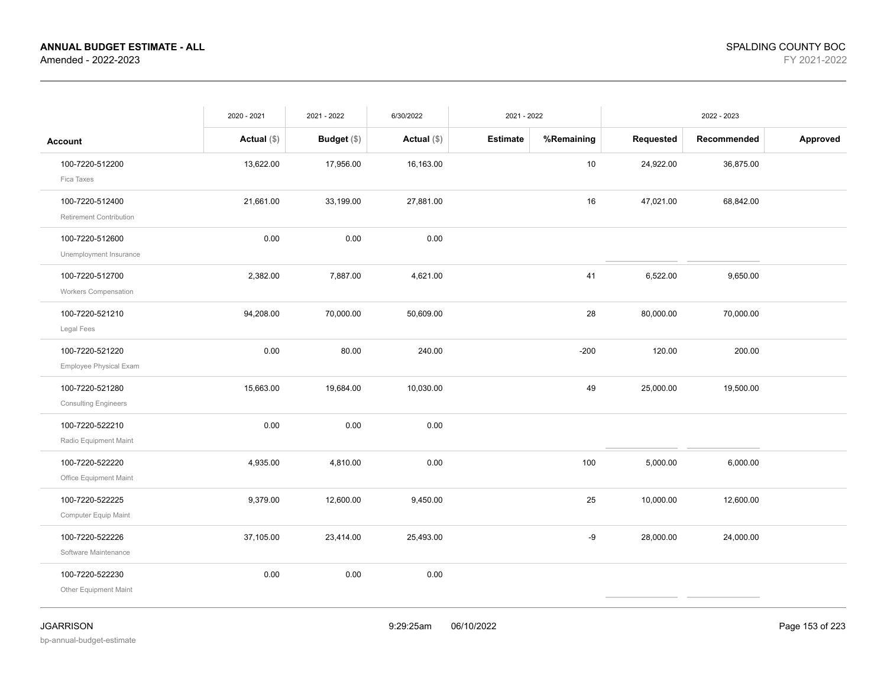# ANNUAL BUDGET ESTIMATE - ALL

Amended - 2022-2023

SPALDING COUNTY BOC

FY 2021-2022

| Account | 2020 - 2021 Actual ($) | 2021 - 2022 Budget ($) | 6/30/2022 Actual ($) | 2021 - 2022 Estimate | %Remaining | 2022 - 2023 Requested | Recommended | Approved |
|---|---|---|---|---|---|---|---|---|
| 100-7220-512200 Fica Taxes | 13,622.00 | 17,956.00 | 16,163.00 | | 10 | 24,922.00 | 36,875.00 | |
| 100-7220-512400 Retirement Contribution | 21,661.00 | 33,199.00 | 27,881.00 | | 16 | 47,021.00 | 68,842.00 | |
| 100-7220-512600 Unemployment Insurance | 0.00 | 0.00 | 0.00 | | | | | |
| 100-7220-512700 Workers Compensation | 2,382.00 | 7,887.00 | 4,621.00 | | 41 | 6,522.00 | 9,650.00 | |
| 100-7220-521210 Legal Fees | 94,208.00 | 70,000.00 | 50,609.00 | | 28 | 80,000.00 | 70,000.00 | |
| 100-7220-521220 Employee Physical Exam | 0.00 | 80.00 | 240.00 | | -200 | 120.00 | 200.00 | |
| 100-7220-521280 Consulting Engineers | 15,663.00 | 19,684.00 | 10,030.00 | | 49 | 25,000.00 | 19,500.00 | |
| 100-7220-522210 Radio Equipment Maint | 0.00 | 0.00 | 0.00 | | | | | |
| 100-7220-522220 Office Equipment Maint | 4,935.00 | 4,810.00 | 0.00 | | 100 | 5,000.00 | 6,000.00 | |
| 100-7220-522225 Computer Equip Maint | 9,379.00 | 12,600.00 | 9,450.00 | | 25 | 10,000.00 | 12,600.00 | |
| 100-7220-522226 Software Maintenance | 37,105.00 | 23,414.00 | 25,493.00 | | -9 | 28,000.00 | 24,000.00 | |
| 100-7220-522230 Other Equipment Maint | 0.00 | 0.00 | 0.00 | | | | | |

JGARRISON

bp-annual-budget-estimate

9:29:25am 06/10/2022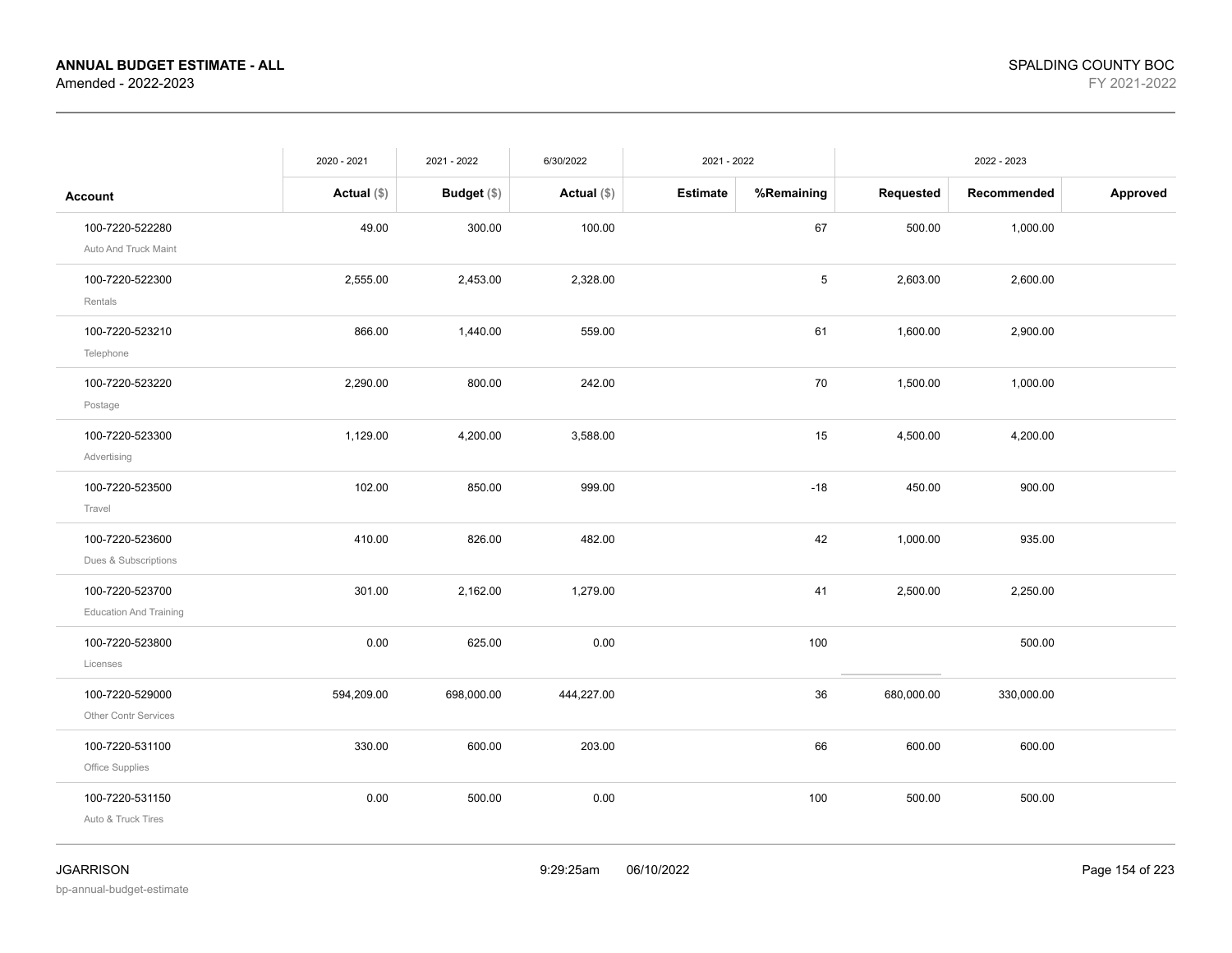**ANNUAL BUDGET ESTIMATE - ALL**
Amended - 2022-2023

SPALDING COUNTY BOC
FY 2021-2022

| Account | 2020 - 2021 Actual ($) | 2021 - 2022 Budget ($) | 6/30/2022 Actual ($) | 2021 - 2022 Estimate | 2021 - 2022 %Remaining | 2022 - 2023 Requested | 2022 - 2023 Recommended | 2022 - 2023 Approved |
|---|---|---|---|---|---|---|---|---|
| 100-7220-522280 Auto And Truck Maint | 49.00 | 300.00 | 100.00 | | 67 | 500.00 | 1,000.00 | |
| 100-7220-522300 Rentals | 2,555.00 | 2,453.00 | 2,328.00 | | 5 | 2,603.00 | 2,600.00 | |
| 100-7220-523210 Telephone | 866.00 | 1,440.00 | 559.00 | | 61 | 1,600.00 | 2,900.00 | |
| 100-7220-523220 Postage | 2,290.00 | 800.00 | 242.00 | | 70 | 1,500.00 | 1,000.00 | |
| 100-7220-523300 Advertising | 1,129.00 | 4,200.00 | 3,588.00 | | 15 | 4,500.00 | 4,200.00 | |
| 100-7220-523500 Travel | 102.00 | 850.00 | 999.00 | | -18 | 450.00 | 900.00 | |
| 100-7220-523600 Dues & Subscriptions | 410.00 | 826.00 | 482.00 | | 42 | 1,000.00 | 935.00 | |
| 100-7220-523700 Education And Training | 301.00 | 2,162.00 | 1,279.00 | | 41 | 2,500.00 | 2,250.00 | |
| 100-7220-523800 Licenses | 0.00 | 625.00 | 0.00 | | 100 | | 500.00 | |
| 100-7220-529000 Other Contr Services | 594,209.00 | 698,000.00 | 444,227.00 | | 36 | 680,000.00 | 330,000.00 | |
| 100-7220-531100 Office Supplies | 330.00 | 600.00 | 203.00 | | 66 | 600.00 | 600.00 | |
| 100-7220-531150 Auto & Truck Tires | 0.00 | 500.00 | 0.00 | | 100 | 500.00 | 500.00 | |

JGARRISON
bp-annual-budget-estimate
9:29:25am 06/10/2022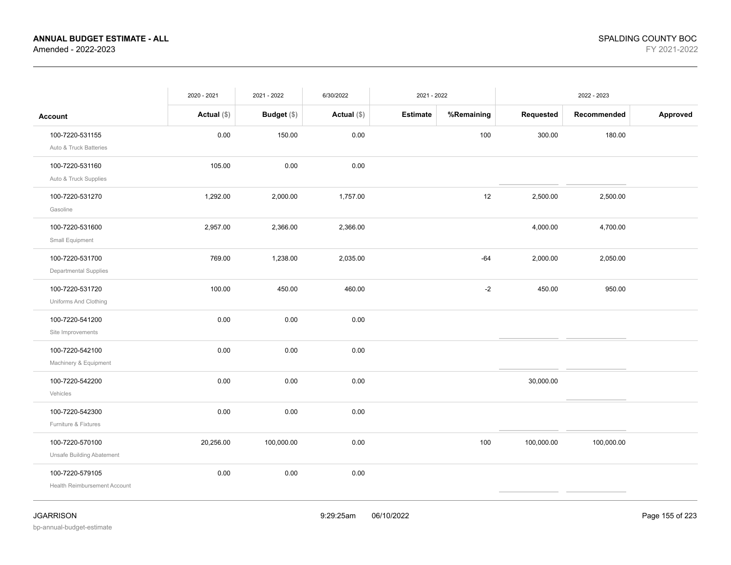**ANNUAL BUDGET ESTIMATE - ALL**
Amended - 2022-2023

SPALDING COUNTY BOC
FY 2021-2022

| | 2020 - 2021 | 2021 - 2022 | 6/30/2022 | 2021 - 2022 | | 2022 - 2023 | | |
|---|---|---|---|---|---|---|---|---|
| **Account** | **Actual ($)** | **Budget ($)** | **Actual ($)** | **Estimate** | **%Remaining** | **Requested** | **Recommended** | **Approved** |
| 100-7220-531155 Auto & Truck Batteries | 0.00 | 150.00 | 0.00 | | 100 | 300.00 | 180.00 | |
| 100-7220-531160 Auto & Truck Supplies | 105.00 | 0.00 | 0.00 | | | | | |
| 100-7220-531270 Gasoline | 1,292.00 | 2,000.00 | 1,757.00 | | 12 | 2,500.00 | 2,500.00 | |
| 100-7220-531600 Small Equipment | 2,957.00 | 2,366.00 | 2,366.00 | | | 4,000.00 | 4,700.00 | |
| 100-7220-531700 Departmental Supplies | 769.00 | 1,238.00 | 2,035.00 | | -64 | 2,000.00 | 2,050.00 | |
| 100-7220-531720 Uniforms And Clothing | 100.00 | 450.00 | 460.00 | | -2 | 450.00 | 950.00 | |
| 100-7220-541200 Site Improvements | 0.00 | 0.00 | 0.00 | | | | | |
| 100-7220-542100 Machinery & Equipment | 0.00 | 0.00 | 0.00 | | | | | |
| 100-7220-542200 Vehicles | 0.00 | 0.00 | 0.00 | | | 30,000.00 | | |
| 100-7220-542300 Furniture & Fixtures | 0.00 | 0.00 | 0.00 | | | | | |
| 100-7220-570100 Unsafe Building Abatement | 20,256.00 | 100,000.00 | 0.00 | | 100 | 100,000.00 | 100,000.00 | |
| 100-7220-579105 Health Reimbursement Account | 0.00 | 0.00 | 0.00 | | | | | |

JGARRISON
bp-annual-budget-estimate

9:29:25am 06/10/2022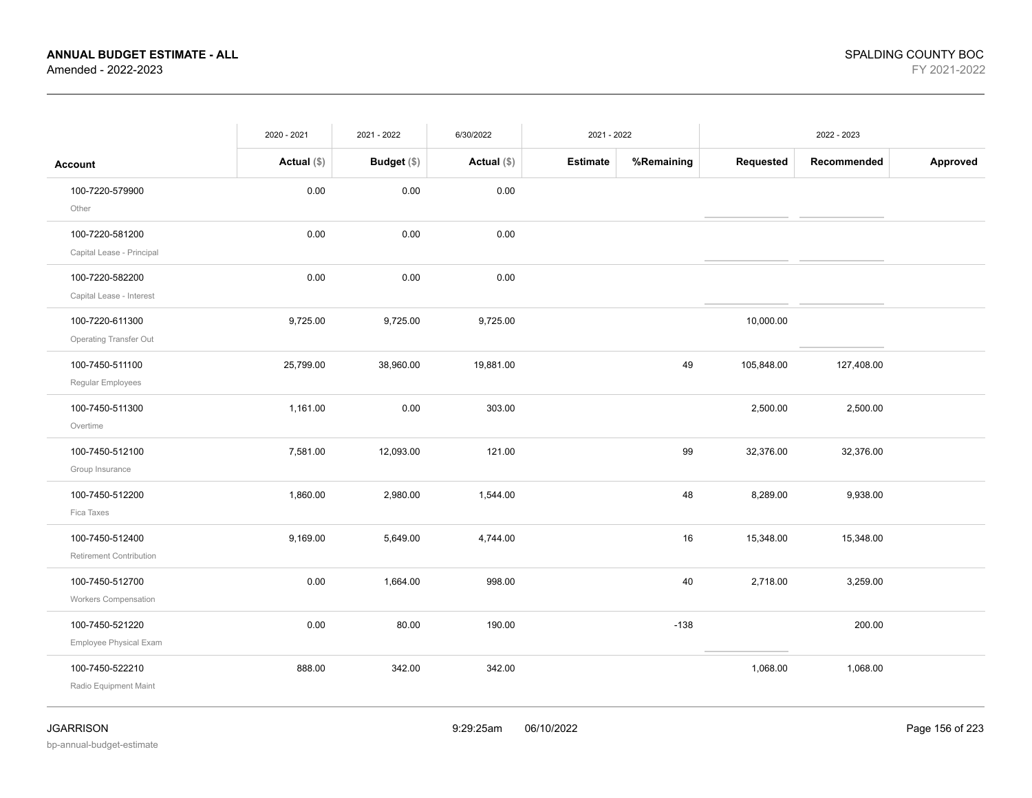**ANNUAL BUDGET ESTIMATE - ALL**
Amended - 2022-2023

SPALDING COUNTY BOC
FY 2021-2022

| | 2020 - 2021 | 2021 - 2022 | 6/30/2022 | 2021 - 2022 | | 2022 - 2023 | | |
|---|---|---|---|---|---|---|---|---|
| **Account** | **Actual ($)** | **Budget ($)** | **Actual ($)** | **Estimate** | **%Remaining** | **Requested** | **Recommended** | **Approved** |
| 100-7220-579900<br>Other | 0.00 | 0.00 | 0.00 | | | | | |
| 100-7220-581200<br>Capital Lease - Principal | 0.00 | 0.00 | 0.00 | | | | | |
| 100-7220-582200<br>Capital Lease - Interest | 0.00 | 0.00 | 0.00 | | | | | |
| 100-7220-611300<br>Operating Transfer Out | 9,725.00 | 9,725.00 | 9,725.00 | | | 10,000.00 | | |
| 100-7450-511100<br>Regular Employees | 25,799.00 | 38,960.00 | 19,881.00 | | 49 | 105,848.00 | 127,408.00 | |
| 100-7450-511300<br>Overtime | 1,161.00 | 0.00 | 303.00 | | | 2,500.00 | 2,500.00 | |
| 100-7450-512100<br>Group Insurance | 7,581.00 | 12,093.00 | 121.00 | | 99 | 32,376.00 | 32,376.00 | |
| 100-7450-512200<br>Fica Taxes | 1,860.00 | 2,980.00 | 1,544.00 | | 48 | 8,289.00 | 9,938.00 | |
| 100-7450-512400<br>Retirement Contribution | 9,169.00 | 5,649.00 | 4,744.00 | | 16 | 15,348.00 | 15,348.00 | |
| 100-7450-512700<br>Workers Compensation | 0.00 | 1,664.00 | 998.00 | | 40 | 2,718.00 | 3,259.00 | |
| 100-7450-521220<br>Employee Physical Exam | 0.00 | 80.00 | 190.00 | | -138 | | 200.00 | |
| 100-7450-522210<br>Radio Equipment Maint | 888.00 | 342.00 | 342.00 | | | 1,068.00 | 1,068.00 | |

JGARRISON
bp-annual-budget-estimate

9:29:25am 06/10/2022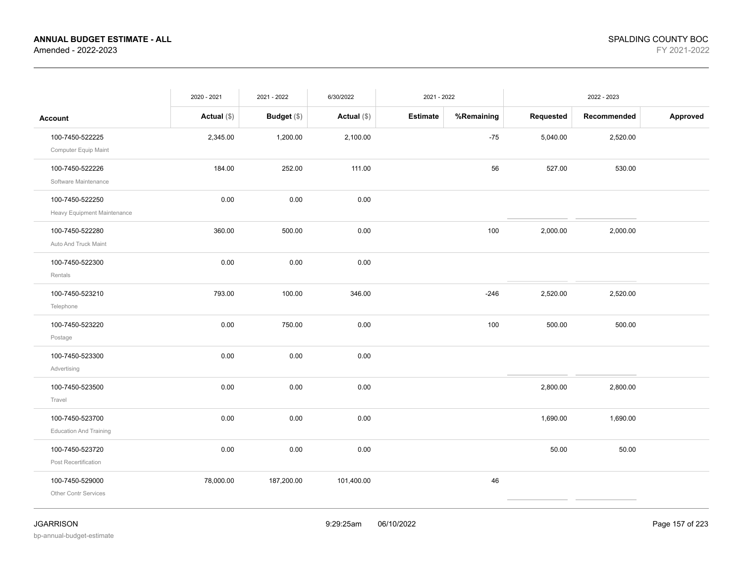**ANNUAL BUDGET ESTIMATE - ALL**
Amended - 2022-2023

SPALDING COUNTY BOC
FY 2021-2022

| Account | 2020 - 2021 | 2021 - 2022 | 6/30/2022 | 2021 - 2022 | | 2022 - 2023 | | |
|---|---|---|---|---|---|---|---|---|
| | **Actual** ($) | **Budget** ($) | **Actual** ($) | **Estimate** | **%Remaining** | **Requested** | **Recommended** | **Approved** |
| 100-7450-522225<br>Computer Equip Maint | 2,345.00 | 1,200.00 | 2,100.00 | | -75 | 5,040.00 | 2,520.00 | |
| 100-7450-522226<br>Software Maintenance | 184.00 | 252.00 | 111.00 | | 56 | 527.00 | 530.00 | |
| 100-7450-522250<br>Heavy Equipment Maintenance | 0.00 | 0.00 | 0.00 | | | | | |
| 100-7450-522280<br>Auto And Truck Maint | 360.00 | 500.00 | 0.00 | | 100 | 2,000.00 | 2,000.00 | |
| 100-7450-522300<br>Rentals | 0.00 | 0.00 | 0.00 | | | | | |
| 100-7450-523210<br>Telephone | 793.00 | 100.00 | 346.00 | | -246 | 2,520.00 | 2,520.00 | |
| 100-7450-523220<br>Postage | 0.00 | 750.00 | 0.00 | | 100 | 500.00 | 500.00 | |
| 100-7450-523300<br>Advertising | 0.00 | 0.00 | 0.00 | | | | | |
| 100-7450-523500<br>Travel | 0.00 | 0.00 | 0.00 | | | 2,800.00 | 2,800.00 | |
| 100-7450-523700<br>Education And Training | 0.00 | 0.00 | 0.00 | | | 1,690.00 | 1,690.00 | |
| 100-7450-523720<br>Post Recertification | 0.00 | 0.00 | 0.00 | | | 50.00 | 50.00 | |
| 100-7450-529000<br>Other Contr Services | 78,000.00 | 187,200.00 | 101,400.00 | | 46 | | | |

JGARRISON
bp-annual-budget-estimate
9:29:25am 06/10/2022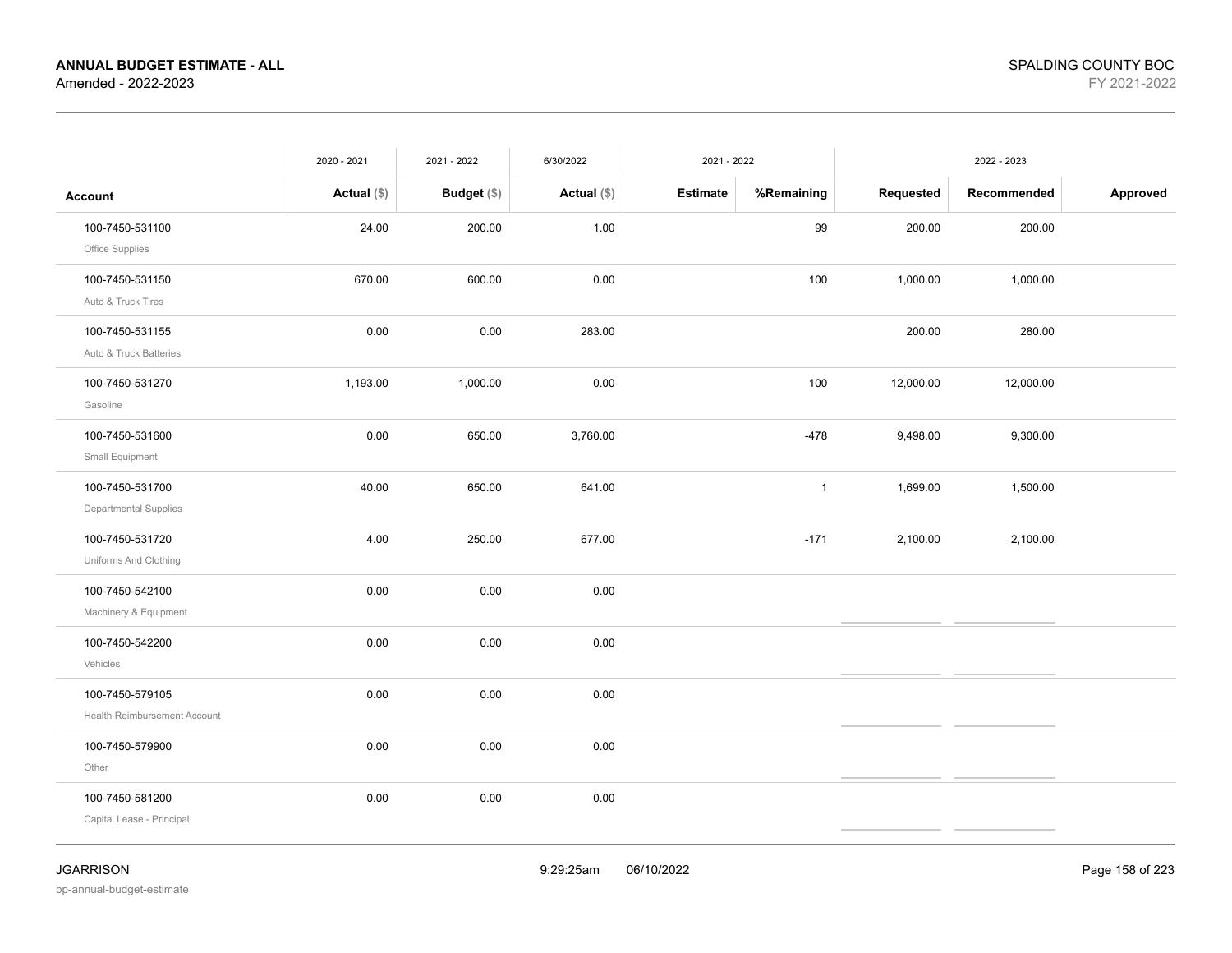**ANNUAL BUDGET ESTIMATE - ALL**
Amended - 2022-2023

SPALDING COUNTY BOC
FY 2021-2022

| | 2020 - 2021 | 2021 - 2022 | 6/30/2022 | 2021 - 2022 | | 2022 - 2023 | | |
|---|---|---|---|---|---|---|---|---|
| **Account** | **Actual ($)** | **Budget ($)** | **Actual ($)** | **Estimate** | **%Remaining** | **Requested** | **Recommended** | **Approved** |
| 100-7450-531100 Office Supplies | 24.00 | 200.00 | 1.00 | | 99 | 200.00 | 200.00 | |
| 100-7450-531150 Auto & Truck Tires | 670.00 | 600.00 | 0.00 | | 100 | 1,000.00 | 1,000.00 | |
| 100-7450-531155 Auto & Truck Batteries | 0.00 | 0.00 | 283.00 | | | 200.00 | 280.00 | |
| 100-7450-531270 Gasoline | 1,193.00 | 1,000.00 | 0.00 | | 100 | 12,000.00 | 12,000.00 | |
| 100-7450-531600 Small Equipment | 0.00 | 650.00 | 3,760.00 | | -478 | 9,498.00 | 9,300.00 | |
| 100-7450-531700 Departmental Supplies | 40.00 | 650.00 | 641.00 | | 1 | 1,699.00 | 1,500.00 | |
| 100-7450-531720 Uniforms And Clothing | 4.00 | 250.00 | 677.00 | | -171 | 2,100.00 | 2,100.00 | |
| 100-7450-542100 Machinery & Equipment | 0.00 | 0.00 | 0.00 | | | | | |
| 100-7450-542200 Vehicles | 0.00 | 0.00 | 0.00 | | | | | |
| 100-7450-579105 Health Reimbursement Account | 0.00 | 0.00 | 0.00 | | | | | |
| 100-7450-579900 Other | 0.00 | 0.00 | 0.00 | | | | | |
| 100-7450-581200 Capital Lease - Principal | 0.00 | 0.00 | 0.00 | | | | | |

JGARRISON
bp-annual-budget-estimate

9:29:25am 06/10/2022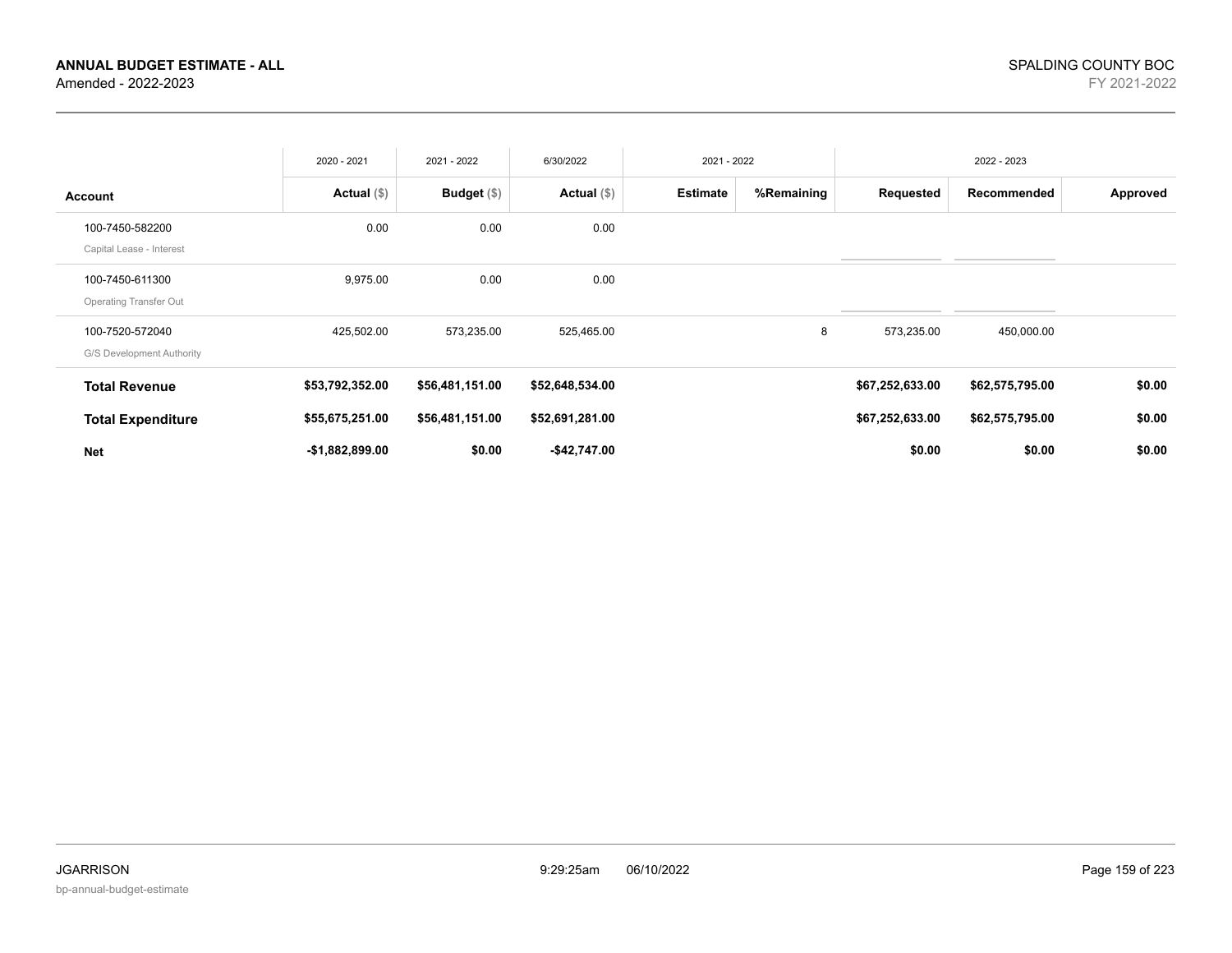**ANNUAL BUDGET ESTIMATE - ALL**
Amended - 2022-2023

SPALDING COUNTY BOC
FY 2021-2022

| Account | 2020 - 2021 Actual ($) | 2021 - 2022 Budget ($) | 6/30/2022 Actual ($) | 2021 - 2022 Estimate | 2021 - 2022 %Remaining | 2022 - 2023 Requested | 2022 - 2023 Recommended | 2022 - 2023 Approved |
|---|---|---|---|---|---|---|---|---|
| 100-7450-582200<br>Capital Lease - Interest | 0.00 | 0.00 | 0.00 | | | | | |
| 100-7450-611300<br>Operating Transfer Out | 9,975.00 | 0.00 | 0.00 | | | | | |
| 100-7520-572040<br>G/S Development Authority | 425,502.00 | 573,235.00 | 525,465.00 | | 8 | 573,235.00 | 450,000.00 | |
| **Total Revenue** | **$53,792,352.00** | **$56,481,151.00** | **$52,648,534.00** | | | **$67,252,633.00** | **$62,575,795.00** | **$0.00** |
| **Total Expenditure** | **$55,675,251.00** | **$56,481,151.00** | **$52,691,281.00** | | | **$67,252,633.00** | **$62,575,795.00** | **$0.00** |
| **Net** | **-$1,882,899.00** | **$0.00** | **-$42,747.00** | | | **$0.00** | **$0.00** | **$0.00** |

JGARRISON
bp-annual-budget-estimate

9:29:25am 06/10/2022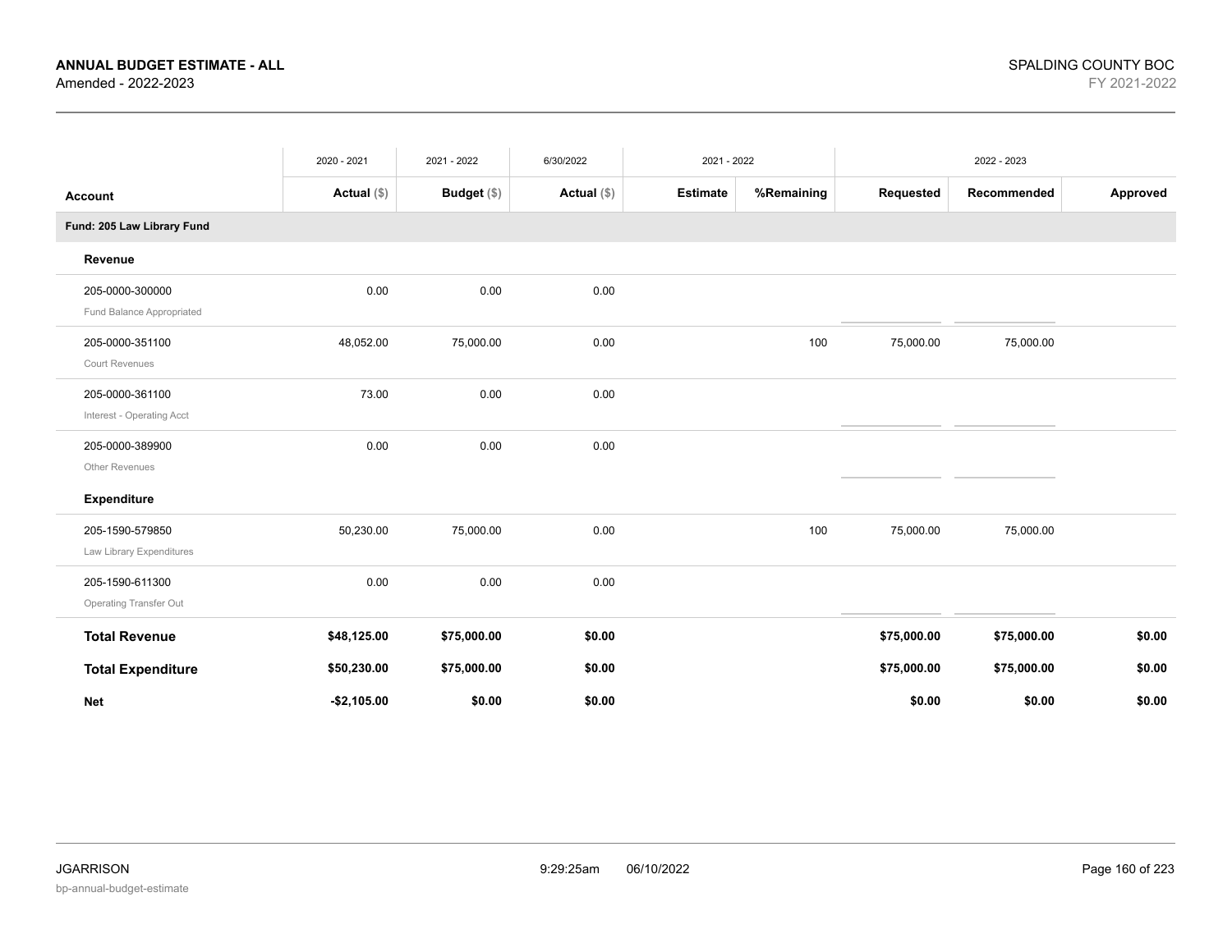**ANNUAL BUDGET ESTIMATE - ALL**
Amended - 2022-2023

SPALDING COUNTY BOC
FY 2021-2022

| | 2020 - 2021 | 2021 - 2022 | 6/30/2022 | 2021 - 2022 | | 2022 - 2023 | | |
|---|---|---|---|---|---|---|---|---|
| **Account** | **Actual ($)** | **Budget ($)** | **Actual ($)** | **Estimate** | **%Remaining** | **Requested** | **Recommended** | **Approved** |
| **Fund: 205 Law Library Fund** | | | | | | | | |
| **Revenue** | | | | | | | | |
| 205-0000-300000 Fund Balance Appropriated | 0.00 | 0.00 | 0.00 | | | | | |
| 205-0000-351100 Court Revenues | 48,052.00 | 75,000.00 | 0.00 | | 100 | 75,000.00 | 75,000.00 | |
| 205-0000-361100 Interest - Operating Acct | 73.00 | 0.00 | 0.00 | | | | | |
| 205-0000-389900 Other Revenues | 0.00 | 0.00 | 0.00 | | | | | |
| **Expenditure** | | | | | | | | |
| 205-1590-579850 Law Library Expenditures | 50,230.00 | 75,000.00 | 0.00 | | 100 | 75,000.00 | 75,000.00 | |
| 205-1590-611300 Operating Transfer Out | 0.00 | 0.00 | 0.00 | | | | | |
| **Total Revenue** | **$48,125.00** | **$75,000.00** | **$0.00** | | | **$75,000.00** | **$75,000.00** | **$0.00** |
| **Total Expenditure** | **$50,230.00** | **$75,000.00** | **$0.00** | | | **$75,000.00** | **$75,000.00** | **$0.00** |
| **Net** | **-$2,105.00** | **$0.00** | **$0.00** | | | **$0.00** | **$0.00** | **$0.00** |

JGARRISON
bp-annual-budget-estimate

9:29:25am 06/10/2022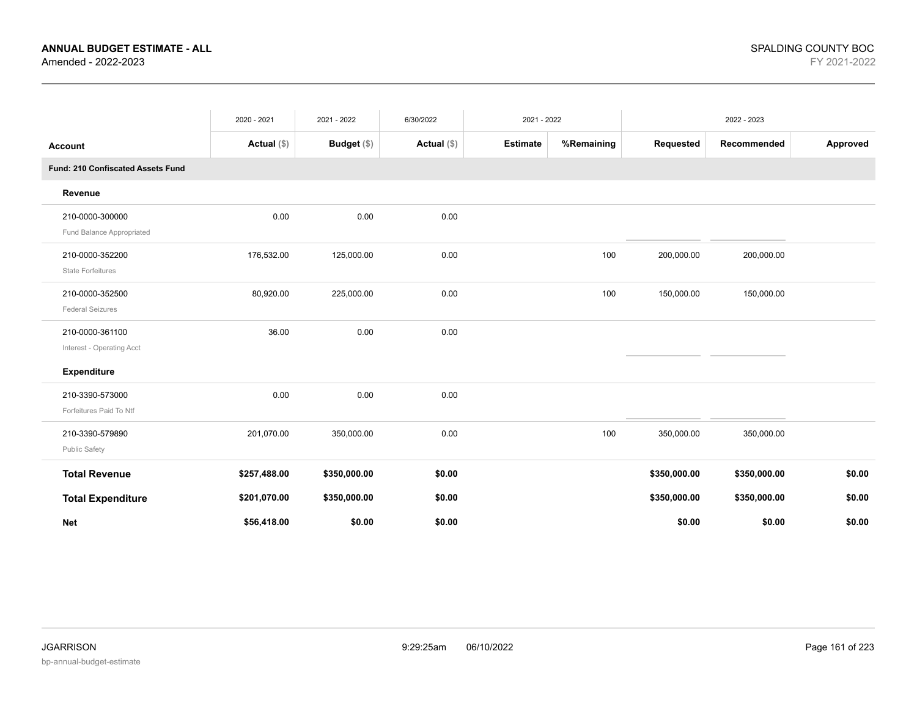**ANNUAL BUDGET ESTIMATE - ALL**
Amended - 2022-2023

SPALDING COUNTY BOC
FY 2021-2022

| | 2020 - 2021 | 2021 - 2022 | 6/30/2022 | 2021 - 2022 | | 2022 - 2023 | | |
|---|---|---|---|---|---|---|---|---|
| **Account** | **Actual** ($) | **Budget** ($) | **Actual** ($) | **Estimate** | **%Remaining** | **Requested** | **Recommended** | **Approved** |
| **Fund: 210 Confiscated Assets Fund** | | | | | | | | |
| **Revenue** | | | | | | | | |
| 210-0000-300000 Fund Balance Appropriated | 0.00 | 0.00 | 0.00 | | | | | |
| 210-0000-352200 State Forfeitures | 176,532.00 | 125,000.00 | 0.00 | | 100 | 200,000.00 | 200,000.00 | |
| 210-0000-352500 Federal Seizures | 80,920.00 | 225,000.00 | 0.00 | | 100 | 150,000.00 | 150,000.00 | |
| 210-0000-361100 Interest - Operating Acct | 36.00 | 0.00 | 0.00 | | | | | |
| **Expenditure** | | | | | | | | |
| 210-3390-573000 Forfeitures Paid To Ntf | 0.00 | 0.00 | 0.00 | | | | | |
| 210-3390-579890 Public Safety | 201,070.00 | 350,000.00 | 0.00 | | 100 | 350,000.00 | 350,000.00 | |
| **Total Revenue** | **$257,488.00** | **$350,000.00** | **$0.00** | | | **$350,000.00** | **$350,000.00** | **$0.00** |
| **Total Expenditure** | **$201,070.00** | **$350,000.00** | **$0.00** | | | **$350,000.00** | **$350,000.00** | **$0.00** |
| **Net** | **$56,418.00** | **$0.00** | **$0.00** | | | **$0.00** | **$0.00** | **$0.00** |

JGARRISON
bp-annual-budget-estimate

9:29:25am 06/10/2022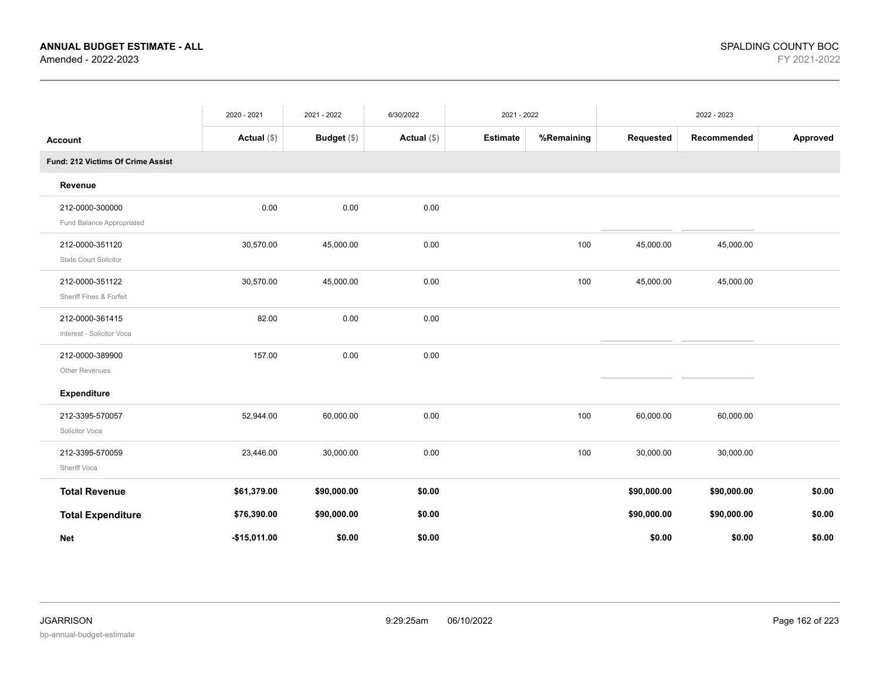**ANNUAL BUDGET ESTIMATE - ALL**
Amended - 2022-2023

SPALDING COUNTY BOC
FY 2021-2022

| | 2020 - 2021 | 2021 - 2022 | 6/30/2022 | 2021 - 2022 | | 2022 - 2023 | | |
|---|---|---|---|---|---|---|---|---|
| **Account** | **Actual** ($) | **Budget** ($) | **Actual** ($) | **Estimate** | **%Remaining** | **Requested** | **Recommended** | **Approved** |
| **Fund: 212 Victims Of Crime Assist** | | | | | | | | |
| **Revenue** | | | | | | | | |
| 212-0000-300000 Fund Balance Appropriated | 0.00 | 0.00 | 0.00 | | | | | |
| 212-0000-351120 State Court Solicitor | 30,570.00 | 45,000.00 | 0.00 | | 100 | 45,000.00 | 45,000.00 | |
| 212-0000-351122 Sheriff Fines & Forfeit | 30,570.00 | 45,000.00 | 0.00 | | 100 | 45,000.00 | 45,000.00 | |
| 212-0000-361415 Interest - Solicitor Voca | 82.00 | 0.00 | 0.00 | | | | | |
| 212-0000-389900 Other Revenues | 157.00 | 0.00 | 0.00 | | | | | |
| **Expenditure** | | | | | | | | |
| 212-3395-570057 Solicitor Voca | 52,944.00 | 60,000.00 | 0.00 | | 100 | 60,000.00 | 60,000.00 | |
| 212-3395-570059 Sheriff Voca | 23,446.00 | 30,000.00 | 0.00 | | 100 | 30,000.00 | 30,000.00 | |
| **Total Revenue** | **$61,379.00** | **$90,000.00** | **$0.00** | | | **$90,000.00** | **$90,000.00** | **$0.00** |
| **Total Expenditure** | **$76,390.00** | **$90,000.00** | **$0.00** | | | **$90,000.00** | **$90,000.00** | **$0.00** |
| **Net** | **-$15,011.00** | **$0.00** | **$0.00** | | | **$0.00** | **$0.00** | **$0.00** |

JGARRISON 9:29:25am 06/10/2022
bp-annual-budget-estimate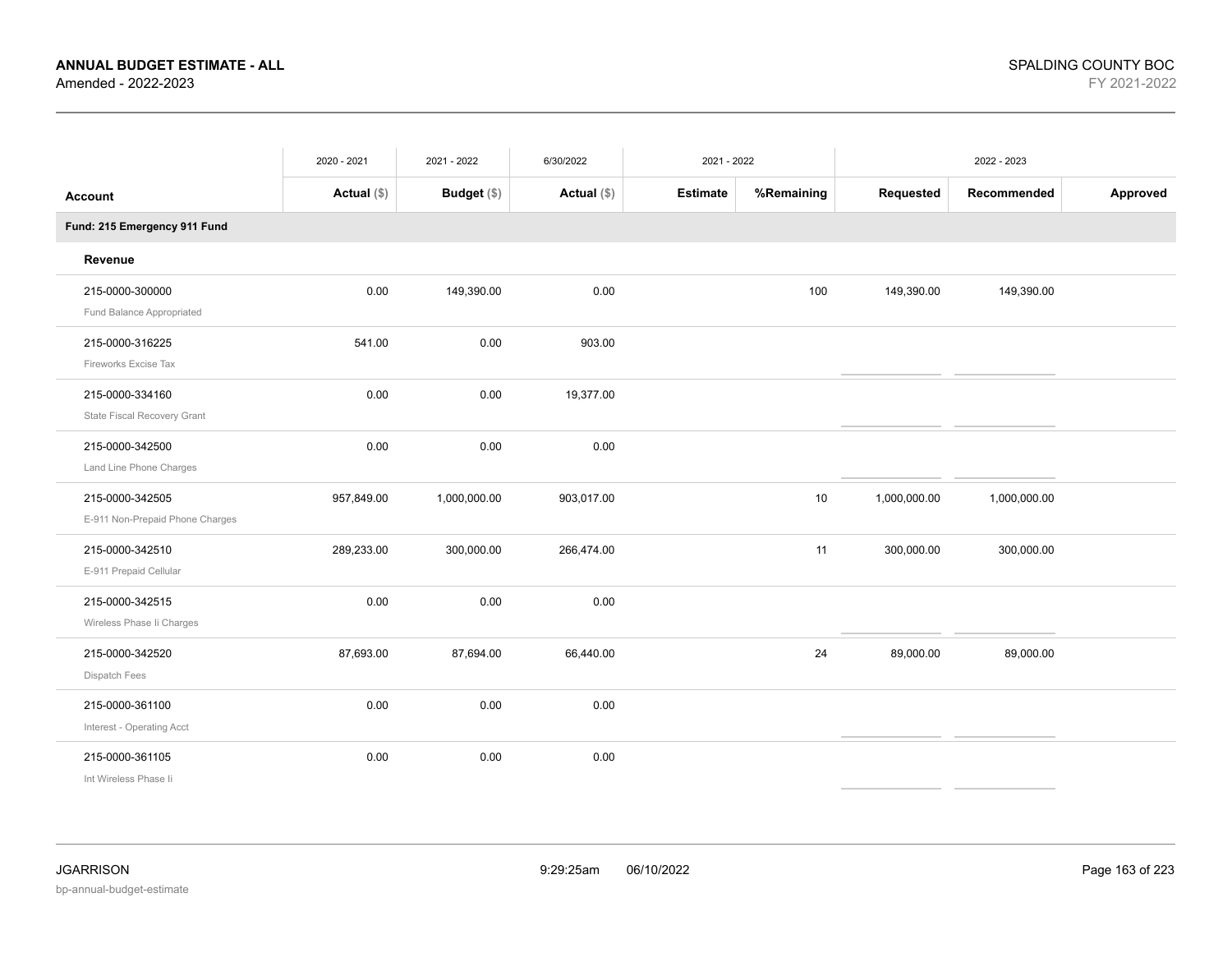**ANNUAL BUDGET ESTIMATE - ALL**
Amended - 2022-2023

SPALDING COUNTY BOC
FY 2021-2022

| Account | 2020 - 2021 Actual ($) | 2021 - 2022 Budget ($) | 6/30/2022 Actual ($) | 2021 - 2022 Estimate | 2021 - 2022 %Remaining | 2022 - 2023 Requested | 2022 - 2023 Recommended | 2022 - 2023 Approved |
|---|---|---|---|---|---|---|---|---|
| **Fund: 215 Emergency 911 Fund** | | | | | | | | |
| **Revenue** | | | | | | | | |
| 215-0000-300000 Fund Balance Appropriated | 0.00 | 149,390.00 | 0.00 | | 100 | 149,390.00 | 149,390.00 | |
| 215-0000-316225 Fireworks Excise Tax | 541.00 | 0.00 | 903.00 | | | | | |
| 215-0000-334160 State Fiscal Recovery Grant | 0.00 | 0.00 | 19,377.00 | | | | | |
| 215-0000-342500 Land Line Phone Charges | 0.00 | 0.00 | 0.00 | | | | | |
| 215-0000-342505 E-911 Non-Prepaid Phone Charges | 957,849.00 | 1,000,000.00 | 903,017.00 | | 10 | 1,000,000.00 | 1,000,000.00 | |
| 215-0000-342510 E-911 Prepaid Cellular | 289,233.00 | 300,000.00 | 266,474.00 | | 11 | 300,000.00 | 300,000.00 | |
| 215-0000-342515 Wireless Phase Ii Charges | 0.00 | 0.00 | 0.00 | | | | | |
| 215-0000-342520 Dispatch Fees | 87,693.00 | 87,694.00 | 66,440.00 | | 24 | 89,000.00 | 89,000.00 | |
| 215-0000-361100 Interest - Operating Acct | 0.00 | 0.00 | 0.00 | | | | | |
| 215-0000-361105 Int Wireless Phase Ii | 0.00 | 0.00 | 0.00 | | | | | |

JGARRISON
bp-annual-budget-estimate

9:29:25am 06/10/2022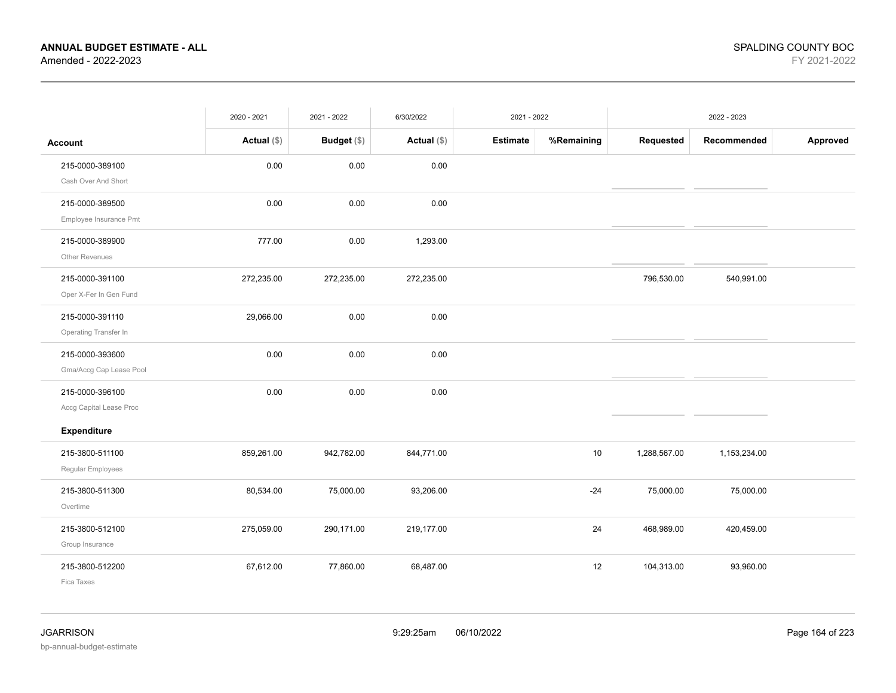**ANNUAL BUDGET ESTIMATE - ALL**
Amended - 2022-2023

SPALDING COUNTY BOC
FY 2021-2022

| Account | 2020 - 2021 Actual ($) | 2021 - 2022 Budget ($) | 6/30/2022 Actual ($) | 2021 - 2022 Estimate | 2021 - 2022 %Remaining | 2022 - 2023 Requested | 2022 - 2023 Recommended | 2022 - 2023 Approved |
|---|---|---|---|---|---|---|---|---|
| 215-0000-389100 Cash Over And Short | 0.00 | 0.00 | 0.00 | | | | | |
| 215-0000-389500 Employee Insurance Pmt | 0.00 | 0.00 | 0.00 | | | | | |
| 215-0000-389900 Other Revenues | 777.00 | 0.00 | 1,293.00 | | | | | |
| 215-0000-391100 Oper X-Fer In Gen Fund | 272,235.00 | 272,235.00 | 272,235.00 | | | 796,530.00 | 540,991.00 | |
| 215-0000-391110 Operating Transfer In | 29,066.00 | 0.00 | 0.00 | | | | | |
| 215-0000-393600 Gma/Accg Cap Lease Pool | 0.00 | 0.00 | 0.00 | | | | | |
| 215-0000-396100 Accg Capital Lease Proc | 0.00 | 0.00 | 0.00 | | | | | |
| **Expenditure** | | | | | | | | |
| 215-3800-511100 Regular Employees | 859,261.00 | 942,782.00 | 844,771.00 | | 10 | 1,288,567.00 | 1,153,234.00 | |
| 215-3800-511300 Overtime | 80,534.00 | 75,000.00 | 93,206.00 | | -24 | 75,000.00 | 75,000.00 | |
| 215-3800-512100 Group Insurance | 275,059.00 | 290,171.00 | 219,177.00 | | 24 | 468,989.00 | 420,459.00 | |
| 215-3800-512200 Fica Taxes | 67,612.00 | 77,860.00 | 68,487.00 | | 12 | 104,313.00 | 93,960.00 | |

JGARRISON
bp-annual-budget-estimate
9:29:25am 06/10/2022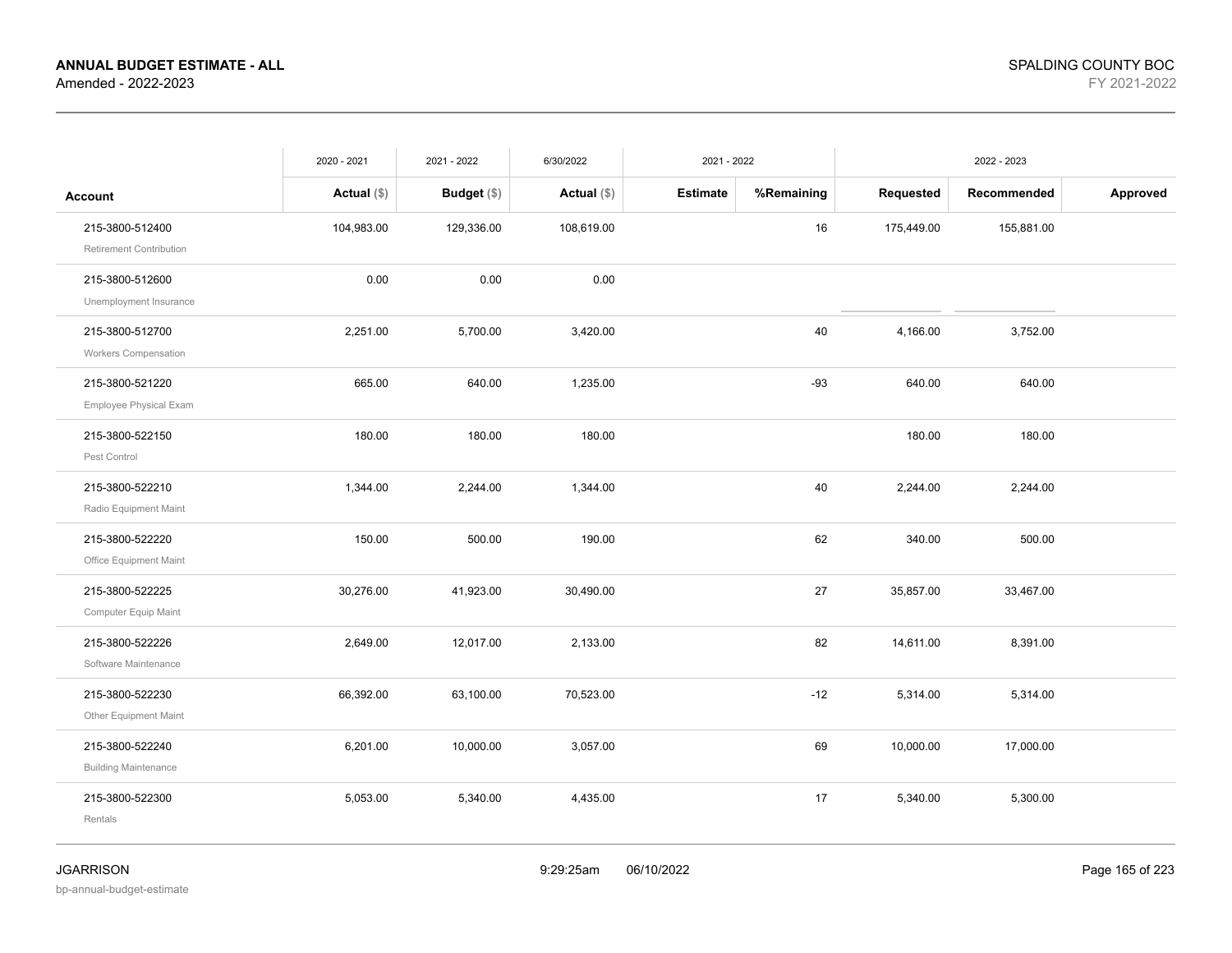**ANNUAL BUDGET ESTIMATE - ALL**
Amended - 2022-2023

SPALDING COUNTY BOC
FY 2021-2022

| Account | 2020 - 2021 Actual ($) | 2021 - 2022 Budget ($) | 6/30/2022 Actual ($) | 2021 - 2022 Estimate | 2021 - 2022 %Remaining | 2022 - 2023 Requested | 2022 - 2023 Recommended | 2022 - 2023 Approved |
|---|---|---|---|---|---|---|---|---|
| 215-3800-512400 Retirement Contribution | 104,983.00 | 129,336.00 | 108,619.00 | | 16 | 175,449.00 | 155,881.00 | |
| 215-3800-512600 Unemployment Insurance | 0.00 | 0.00 | 0.00 | | | | | |
| 215-3800-512700 Workers Compensation | 2,251.00 | 5,700.00 | 3,420.00 | | 40 | 4,166.00 | 3,752.00 | |
| 215-3800-521220 Employee Physical Exam | 665.00 | 640.00 | 1,235.00 | | -93 | 640.00 | 640.00 | |
| 215-3800-522150 Pest Control | 180.00 | 180.00 | 180.00 | | | 180.00 | 180.00 | |
| 215-3800-522210 Radio Equipment Maint | 1,344.00 | 2,244.00 | 1,344.00 | | 40 | 2,244.00 | 2,244.00 | |
| 215-3800-522220 Office Equipment Maint | 150.00 | 500.00 | 190.00 | | 62 | 340.00 | 500.00 | |
| 215-3800-522225 Computer Equip Maint | 30,276.00 | 41,923.00 | 30,490.00 | | 27 | 35,857.00 | 33,467.00 | |
| 215-3800-522226 Software Maintenance | 2,649.00 | 12,017.00 | 2,133.00 | | 82 | 14,611.00 | 8,391.00 | |
| 215-3800-522230 Other Equipment Maint | 66,392.00 | 63,100.00 | 70,523.00 | | -12 | 5,314.00 | 5,314.00 | |
| 215-3800-522240 Building Maintenance | 6,201.00 | 10,000.00 | 3,057.00 | | 69 | 10,000.00 | 17,000.00 | |
| 215-3800-522300 Rentals | 5,053.00 | 5,340.00 | 4,435.00 | | 17 | 5,340.00 | 5,300.00 | |

JGARRISON
bp-annual-budget-estimate
9:29:25am 06/10/2022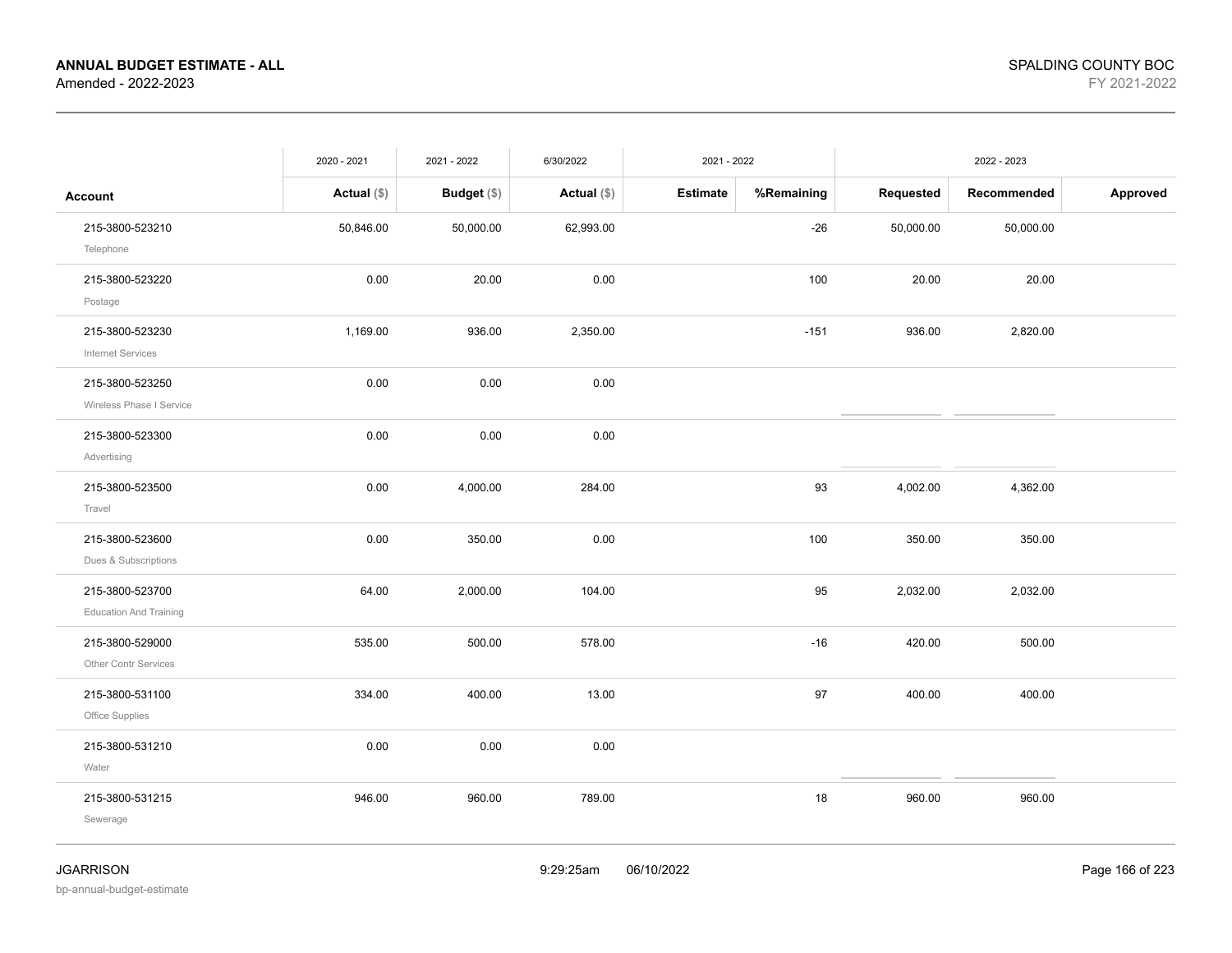**ANNUAL BUDGET ESTIMATE - ALL**
Amended - 2022-2023

SPALDING COUNTY BOC
FY 2021-2022

| Account | 2020 - 2021 Actual ($) | 2021 - 2022 Budget ($) | 6/30/2022 Actual ($) | 2021 - 2022 Estimate | 2021 - 2022 %Remaining | 2022 - 2023 Requested | 2022 - 2023 Recommended | 2022 - 2023 Approved |
|---|---|---|---|---|---|---|---|---|
| 215-3800-523210 Telephone | 50,846.00 | 50,000.00 | 62,993.00 | | -26 | 50,000.00 | 50,000.00 | |
| 215-3800-523220 Postage | 0.00 | 20.00 | 0.00 | | 100 | 20.00 | 20.00 | |
| 215-3800-523230 Internet Services | 1,169.00 | 936.00 | 2,350.00 | | -151 | 936.00 | 2,820.00 | |
| 215-3800-523250 Wireless Phase I Service | 0.00 | 0.00 | 0.00 | | | | | |
| 215-3800-523300 Advertising | 0.00 | 0.00 | 0.00 | | | | | |
| 215-3800-523500 Travel | 0.00 | 4,000.00 | 284.00 | | 93 | 4,002.00 | 4,362.00 | |
| 215-3800-523600 Dues & Subscriptions | 0.00 | 350.00 | 0.00 | | 100 | 350.00 | 350.00 | |
| 215-3800-523700 Education And Training | 64.00 | 2,000.00 | 104.00 | | 95 | 2,032.00 | 2,032.00 | |
| 215-3800-529000 Other Contr Services | 535.00 | 500.00 | 578.00 | | -16 | 420.00 | 500.00 | |
| 215-3800-531100 Office Supplies | 334.00 | 400.00 | 13.00 | | 97 | 400.00 | 400.00 | |
| 215-3800-531210 Water | 0.00 | 0.00 | 0.00 | | | | | |
| 215-3800-531215 Sewerage | 946.00 | 960.00 | 789.00 | | 18 | 960.00 | 960.00 | |

JGARRISON
bp-annual-budget-estimate
9:29:25am 06/10/2022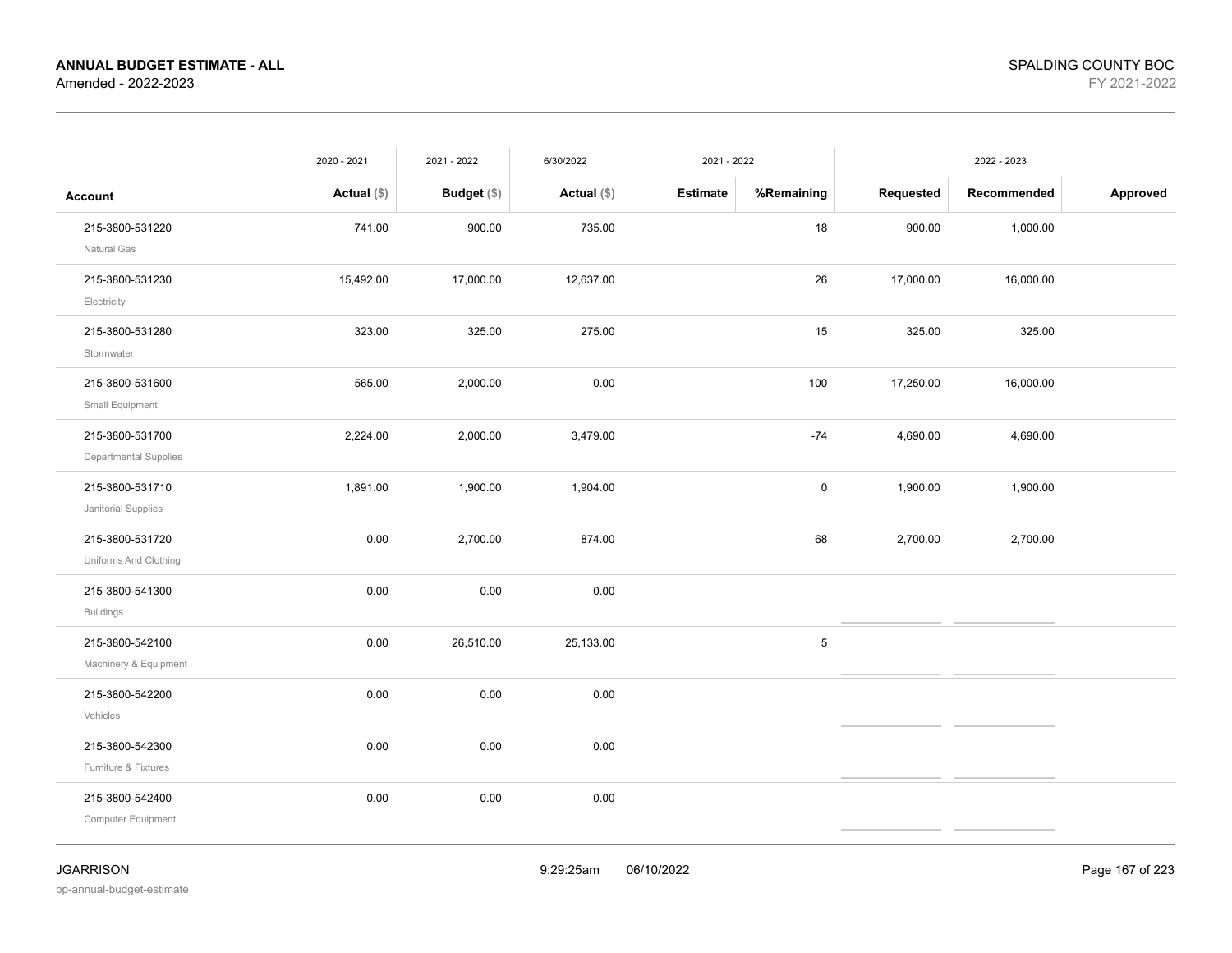**ANNUAL BUDGET ESTIMATE - ALL**
Amended - 2022-2023

SPALDING COUNTY BOC
FY 2021-2022

| Account | 2020 - 2021 Actual ($) | 2021 - 2022 Budget ($) | 6/30/2022 Actual ($) | 2021 - 2022 Estimate | %Remaining | 2022 - 2023 Requested | Recommended | Approved |
|---|---|---|---|---|---|---|---|---|
| 215-3800-531220 Natural Gas | 741.00 | 900.00 | 735.00 | | 18 | 900.00 | 1,000.00 | |
| 215-3800-531230 Electricity | 15,492.00 | 17,000.00 | 12,637.00 | | 26 | 17,000.00 | 16,000.00 | |
| 215-3800-531280 Stormwater | 323.00 | 325.00 | 275.00 | | 15 | 325.00 | 325.00 | |
| 215-3800-531600 Small Equipment | 565.00 | 2,000.00 | 0.00 | | 100 | 17,250.00 | 16,000.00 | |
| 215-3800-531700 Departmental Supplies | 2,224.00 | 2,000.00 | 3,479.00 | | -74 | 4,690.00 | 4,690.00 | |
| 215-3800-531710 Janitorial Supplies | 1,891.00 | 1,900.00 | 1,904.00 | | 0 | 1,900.00 | 1,900.00 | |
| 215-3800-531720 Uniforms And Clothing | 0.00 | 2,700.00 | 874.00 | | 68 | 2,700.00 | 2,700.00 | |
| 215-3800-541300 Buildings | 0.00 | 0.00 | 0.00 | | | | | |
| 215-3800-542100 Machinery & Equipment | 0.00 | 26,510.00 | 25,133.00 | | 5 | | | |
| 215-3800-542200 Vehicles | 0.00 | 0.00 | 0.00 | | | | | |
| 215-3800-542300 Furniture & Fixtures | 0.00 | 0.00 | 0.00 | | | | | |
| 215-3800-542400 Computer Equipment | 0.00 | 0.00 | 0.00 | | | | | |

JGARRISON
bp-annual-budget-estimate
9:29:25am 06/10/2022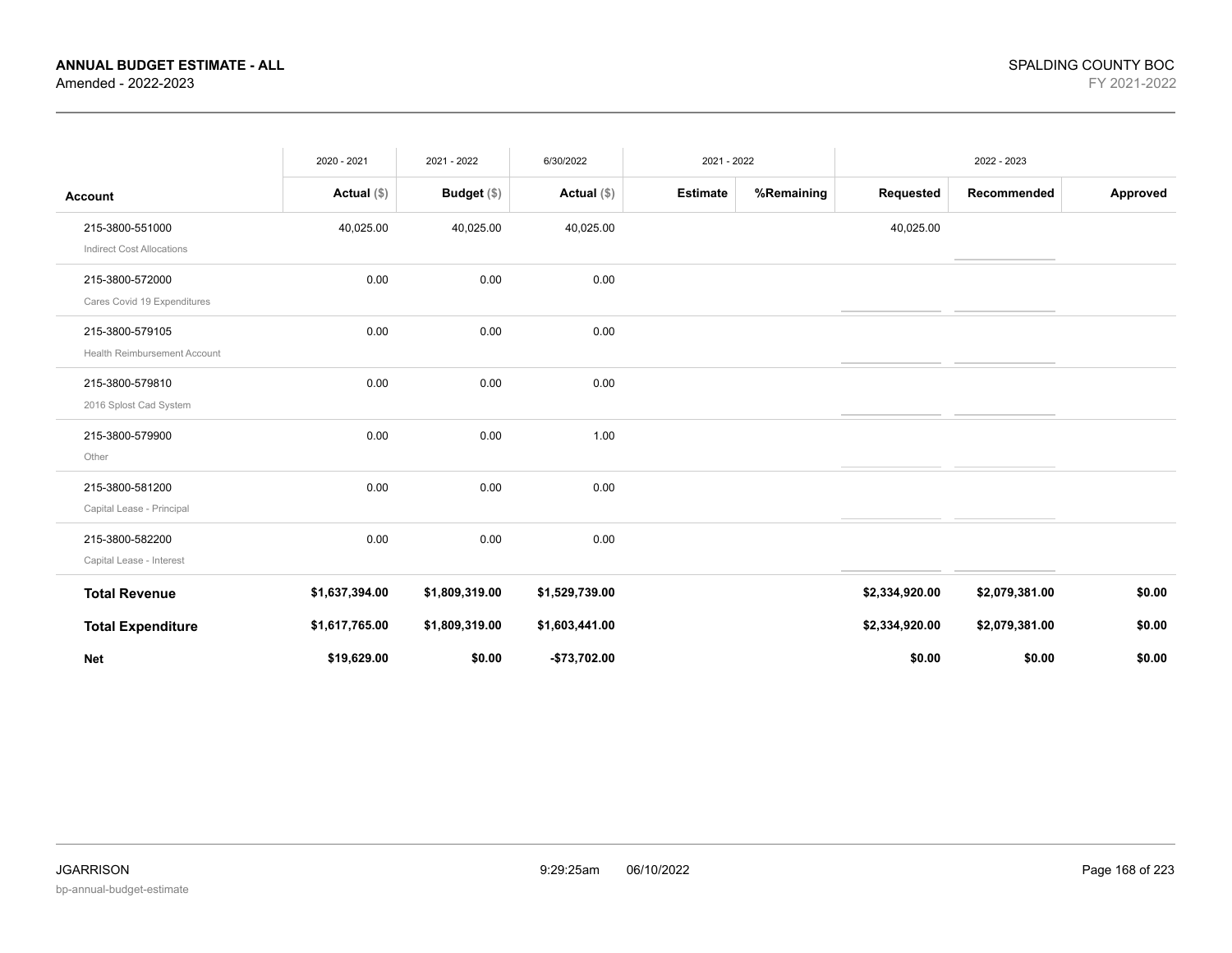**ANNUAL BUDGET ESTIMATE - ALL**
Amended - 2022-2023

SPALDING COUNTY BOC
FY 2021-2022

| | 2020 - 2021 | 2021 - 2022 | 6/30/2022 | 2021 - 2022 | | 2022 - 2023 | | |
|---|---|---|---|---|---|---|---|---|
| **Account** | **Actual** ($) | **Budget** ($) | **Actual** ($) | **Estimate** | **%Remaining** | **Requested** | **Recommended** | **Approved** |
| 215-3800-551000<br>Indirect Cost Allocations | 40,025.00 | 40,025.00 | 40,025.00 | | | 40,025.00 | | |
| 215-3800-572000<br>Cares Covid 19 Expenditures | 0.00 | 0.00 | 0.00 | | | | | |
| 215-3800-579105<br>Health Reimbursement Account | 0.00 | 0.00 | 0.00 | | | | | |
| 215-3800-579810<br>2016 Splost Cad System | 0.00 | 0.00 | 0.00 | | | | | |
| 215-3800-579900<br>Other | 0.00 | 0.00 | 1.00 | | | | | |
| 215-3800-581200<br>Capital Lease - Principal | 0.00 | 0.00 | 0.00 | | | | | |
| 215-3800-582200<br>Capital Lease - Interest | 0.00 | 0.00 | 0.00 | | | | | |
| **Total Revenue** | **$1,637,394.00** | **$1,809,319.00** | **$1,529,739.00** | | | **$2,334,920.00** | **$2,079,381.00** | **$0.00** |
| **Total Expenditure** | **$1,617,765.00** | **$1,809,319.00** | **$1,603,441.00** | | | **$2,334,920.00** | **$2,079,381.00** | **$0.00** |
| **Net** | **$19,629.00** | **$0.00** | **-$73,702.00** | | | **$0.00** | **$0.00** | **$0.00** |

JGARRISON
bp-annual-budget-estimate

9:29:25am 06/10/2022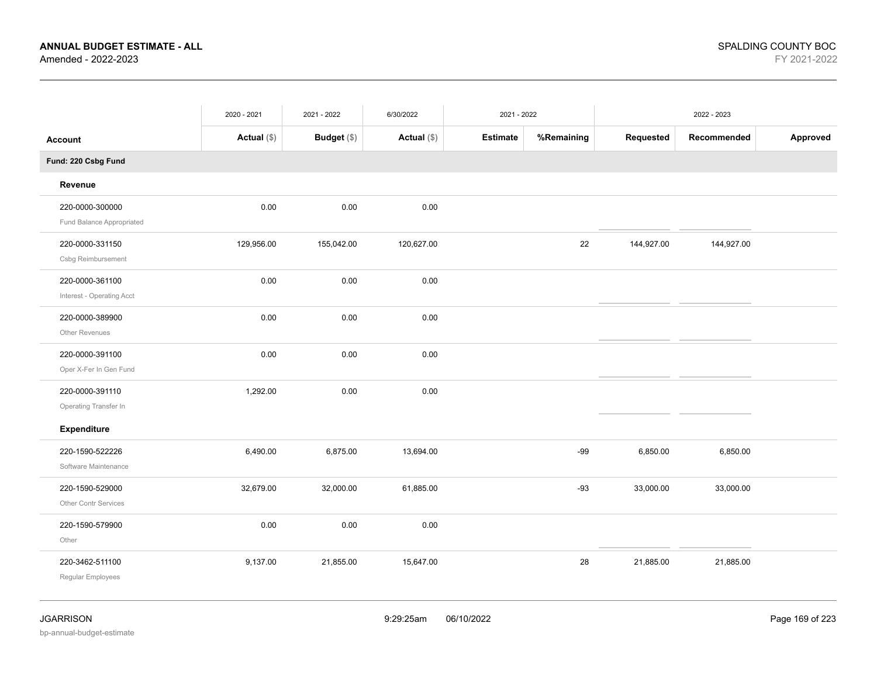**ANNUAL BUDGET ESTIMATE - ALL**
Amended - 2022-2023

SPALDING COUNTY BOC
FY 2021-2022

| | 2020 - 2021 | 2021 - 2022 | 6/30/2022 | 2021 - 2022 | | 2022 - 2023 | | |
|---|---|---|---|---|---|---|---|---|
| **Account** | **Actual ($)** | **Budget ($)** | **Actual ($)** | **Estimate** | **%Remaining** | **Requested** | **Recommended** | **Approved** |
| **Fund: 220 Csbg Fund** | | | | | | | | |
| **Revenue** | | | | | | | | |
| 220-0000-300000 Fund Balance Appropriated | 0.00 | 0.00 | 0.00 | | | | | |
| 220-0000-331150 Csbg Reimbursement | 129,956.00 | 155,042.00 | 120,627.00 | | 22 | 144,927.00 | 144,927.00 | |
| 220-0000-361100 Interest - Operating Acct | 0.00 | 0.00 | 0.00 | | | | | |
| 220-0000-389900 Other Revenues | 0.00 | 0.00 | 0.00 | | | | | |
| 220-0000-391100 Oper X-Fer In Gen Fund | 0.00 | 0.00 | 0.00 | | | | | |
| 220-0000-391110 Operating Transfer In | 1,292.00 | 0.00 | 0.00 | | | | | |
| **Expenditure** | | | | | | | | |
| 220-1590-522226 Software Maintenance | 6,490.00 | 6,875.00 | 13,694.00 | | -99 | 6,850.00 | 6,850.00 | |
| 220-1590-529000 Other Contr Services | 32,679.00 | 32,000.00 | 61,885.00 | | -93 | 33,000.00 | 33,000.00 | |
| 220-1590-579900 Other | 0.00 | 0.00 | 0.00 | | | | | |
| 220-3462-511100 Regular Employees | 9,137.00 | 21,855.00 | 15,647.00 | | 28 | 21,885.00 | 21,885.00 | |

JGARRISON
bp-annual-budget-estimate
9:29:25am 06/10/2022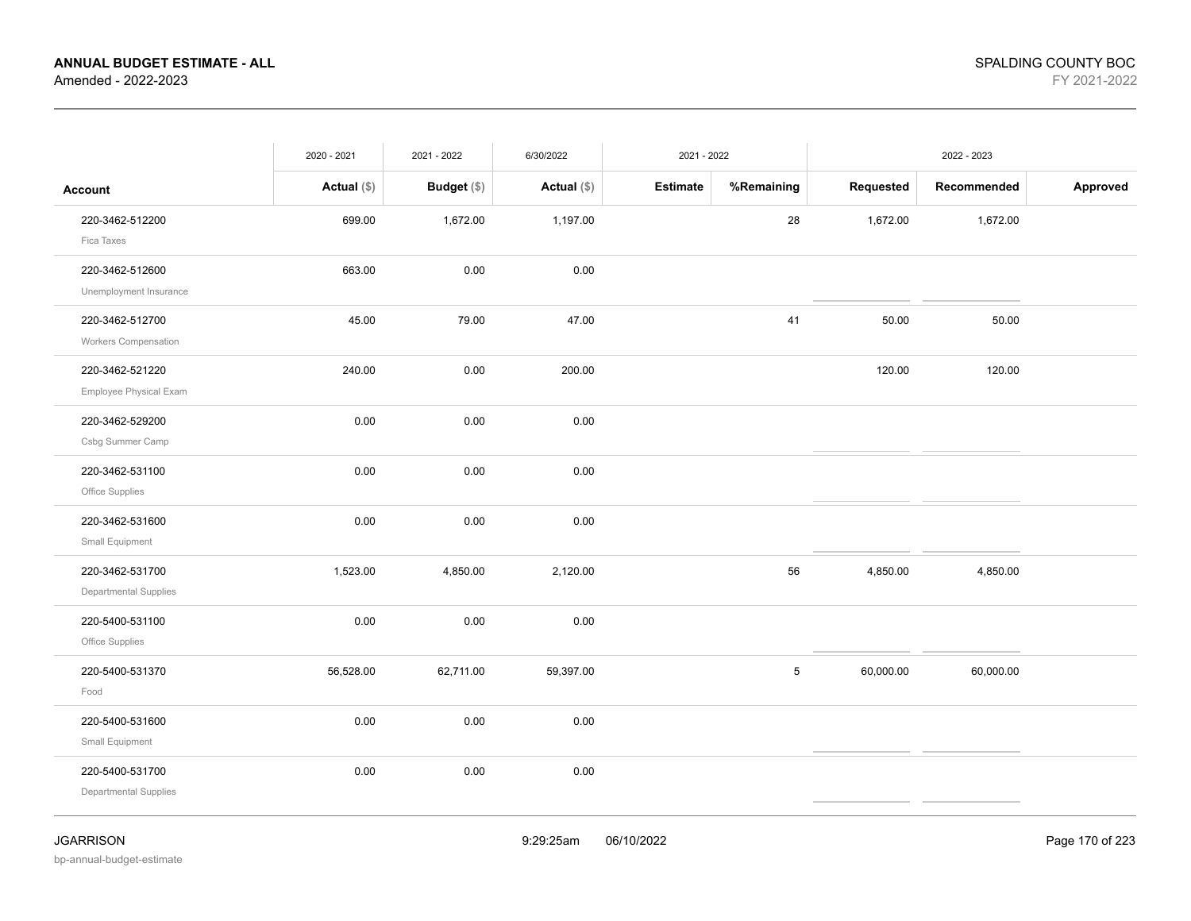**ANNUAL BUDGET ESTIMATE - ALL**
Amended - 2022-2023

SPALDING COUNTY BOC
FY 2021-2022

| | 2020 - 2021 | 2021 - 2022 | 6/30/2022 | 2021 - 2022 | | 2022 - 2023 | | |
|---|---|---|---|---|---|---|---|---|
| **Account** | **Actual ($)** | **Budget ($)** | **Actual ($)** | **Estimate** | **%Remaining** | **Requested** | **Recommended** | **Approved** |
| 220-3462-512200<br>Fica Taxes | 699.00 | 1,672.00 | 1,197.00 | | 28 | 1,672.00 | 1,672.00 | |
| 220-3462-512600<br>Unemployment Insurance | 663.00 | 0.00 | 0.00 | | | | | |
| 220-3462-512700<br>Workers Compensation | 45.00 | 79.00 | 47.00 | | 41 | 50.00 | 50.00 | |
| 220-3462-521220<br>Employee Physical Exam | 240.00 | 0.00 | 200.00 | | | 120.00 | 120.00 | |
| 220-3462-529200<br>Csbg Summer Camp | 0.00 | 0.00 | 0.00 | | | | | |
| 220-3462-531100<br>Office Supplies | 0.00 | 0.00 | 0.00 | | | | | |
| 220-3462-531600<br>Small Equipment | 0.00 | 0.00 | 0.00 | | | | | |
| 220-3462-531700<br>Departmental Supplies | 1,523.00 | 4,850.00 | 2,120.00 | | 56 | 4,850.00 | 4,850.00 | |
| 220-5400-531100<br>Office Supplies | 0.00 | 0.00 | 0.00 | | | | | |
| 220-5400-531370<br>Food | 56,528.00 | 62,711.00 | 59,397.00 | | 5 | 60,000.00 | 60,000.00 | |
| 220-5400-531600<br>Small Equipment | 0.00 | 0.00 | 0.00 | | | | | |
| 220-5400-531700<br>Departmental Supplies | 0.00 | 0.00 | 0.00 | | | | | |

JGARRISON
bp-annual-budget-estimate

9:29:25am 06/10/2022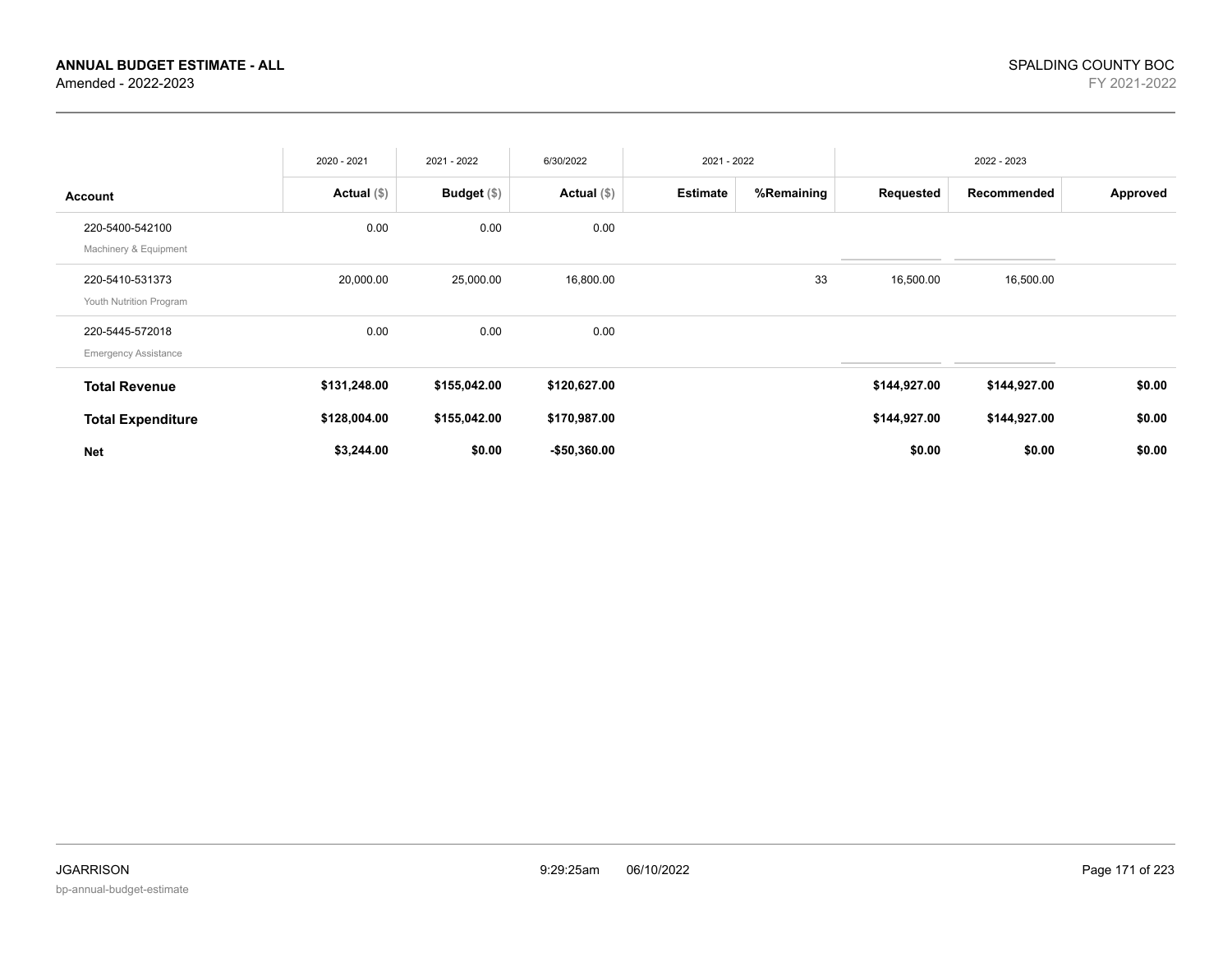**ANNUAL BUDGET ESTIMATE - ALL**
Amended - 2022-2023

SPALDING COUNTY BOC
FY 2021-2022

| Account | 2020 - 2021 Actual ($) | 2021 - 2022 Budget ($) | 6/30/2022 Actual ($) | 2021 - 2022 Estimate | 2021 - 2022 %Remaining | 2022 - 2023 Requested | 2022 - 2023 Recommended | 2022 - 2023 Approved |
|---|---|---|---|---|---|---|---|---|
| 220-5400-542100 Machinery & Equipment | 0.00 | 0.00 | 0.00 | | | | | |
| 220-5410-531373 Youth Nutrition Program | 20,000.00 | 25,000.00 | 16,800.00 | | 33 | 16,500.00 | 16,500.00 | |
| 220-5445-572018 Emergency Assistance | 0.00 | 0.00 | 0.00 | | | | | |
| **Total Revenue** | **$131,248.00** | **$155,042.00** | **$120,627.00** | | | **$144,927.00** | **$144,927.00** | **$0.00** |
| **Total Expenditure** | **$128,004.00** | **$155,042.00** | **$170,987.00** | | | **$144,927.00** | **$144,927.00** | **$0.00** |
| **Net** | **$3,244.00** | **$0.00** | **-$50,360.00** | | | **$0.00** | **$0.00** | **$0.00** |

JGARRISON
bp-annual-budget-estimate

9:29:25am 06/10/2022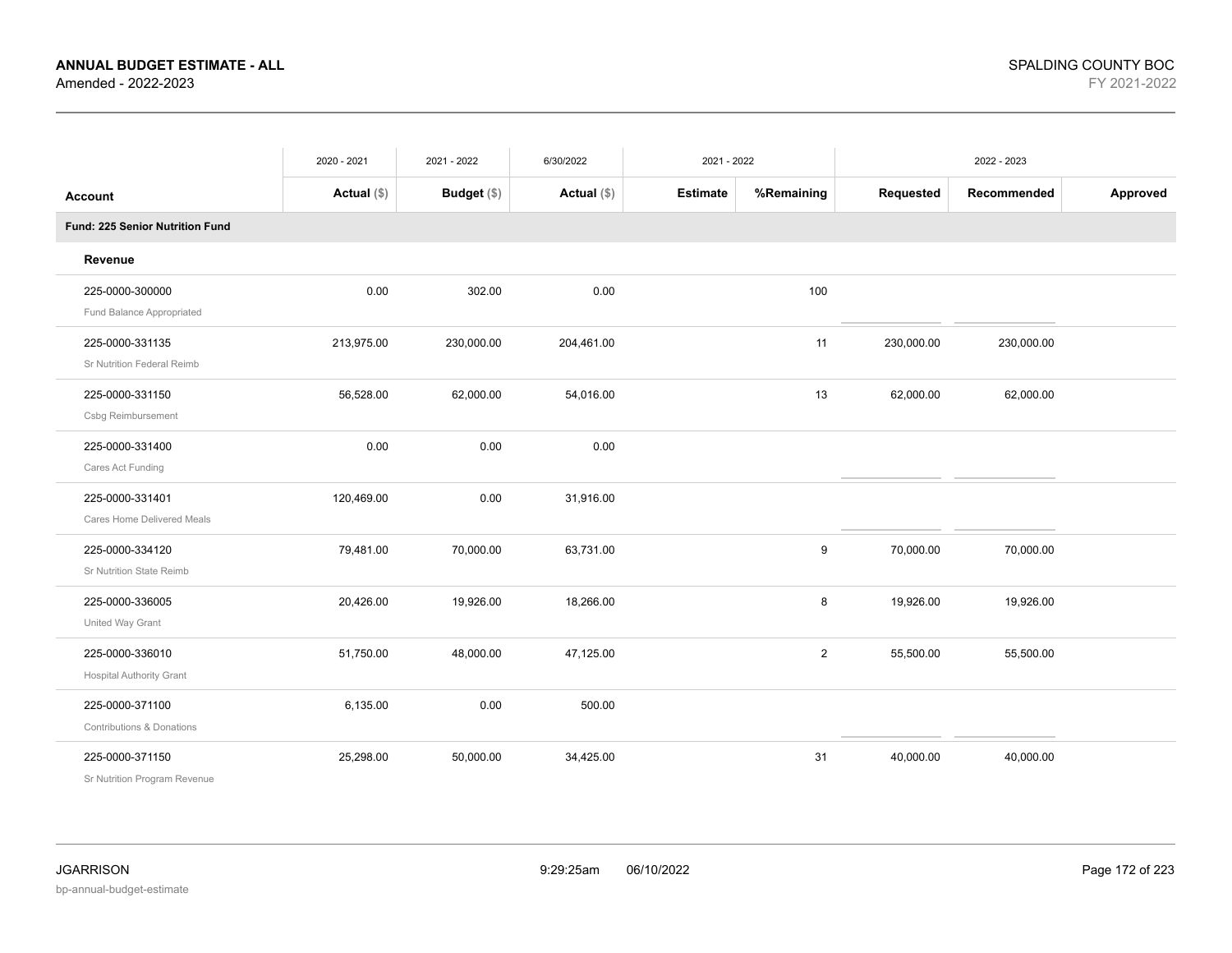**ANNUAL BUDGET ESTIMATE - ALL**
Amended - 2022-2023

SPALDING COUNTY BOC
FY 2021-2022

| Account | 2020 - 2021 Actual ($) | 2021 - 2022 Budget ($) | 6/30/2022 Actual ($) | 2021 - 2022 Estimate | 2021 - 2022 %Remaining | 2022 - 2023 Requested | 2022 - 2023 Recommended | 2022 - 2023 Approved |
|---|---|---|---|---|---|---|---|---|
| **Fund: 225 Senior Nutrition Fund** | | | | | | | | |
| **Revenue** | | | | | | | | |
| 225-0000-300000 Fund Balance Appropriated | 0.00 | 302.00 | 0.00 | | 100 | | | |
| 225-0000-331135 Sr Nutrition Federal Reimb | 213,975.00 | 230,000.00 | 204,461.00 | | 11 | 230,000.00 | 230,000.00 | |
| 225-0000-331150 Csbg Reimbursement | 56,528.00 | 62,000.00 | 54,016.00 | | 13 | 62,000.00 | 62,000.00 | |
| 225-0000-331400 Cares Act Funding | 0.00 | 0.00 | 0.00 | | | | | |
| 225-0000-331401 Cares Home Delivered Meals | 120,469.00 | 0.00 | 31,916.00 | | | | | |
| 225-0000-334120 Sr Nutrition State Reimb | 79,481.00 | 70,000.00 | 63,731.00 | | 9 | 70,000.00 | 70,000.00 | |
| 225-0000-336005 United Way Grant | 20,426.00 | 19,926.00 | 18,266.00 | | 8 | 19,926.00 | 19,926.00 | |
| 225-0000-336010 Hospital Authority Grant | 51,750.00 | 48,000.00 | 47,125.00 | | 2 | 55,500.00 | 55,500.00 | |
| 225-0000-371100 Contributions & Donations | 6,135.00 | 0.00 | 500.00 | | | | | |
| 225-0000-371150 Sr Nutrition Program Revenue | 25,298.00 | 50,000.00 | 34,425.00 | | 31 | 40,000.00 | 40,000.00 | |

JGARRISON
bp-annual-budget-estimate
9:29:25am 06/10/2022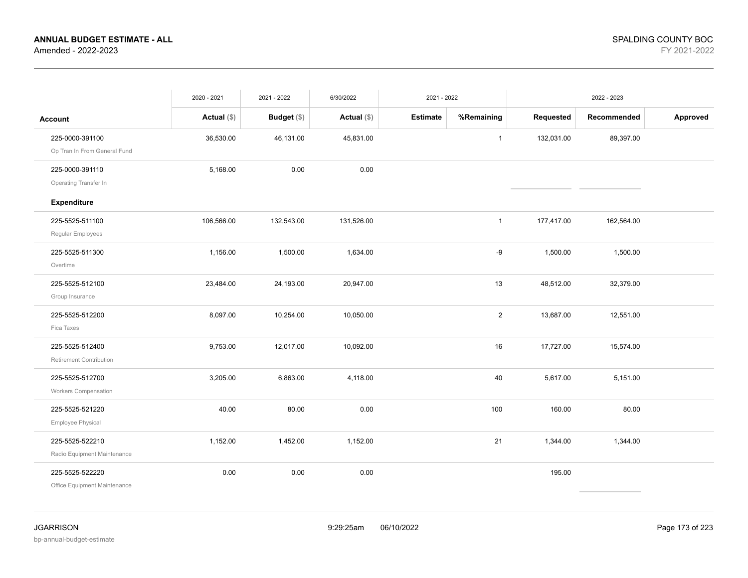**ANNUAL BUDGET ESTIMATE - ALL**
Amended - 2022-2023

SPALDING COUNTY BOC
FY 2021-2022

| Account | 2020 - 2021 Actual ($) | 2021 - 2022 Budget ($) | 6/30/2022 Actual ($) | 2021 - 2022 Estimate | %Remaining | 2022 - 2023 Requested | Recommended | Approved |
|---|---|---|---|---|---|---|---|---|
| 225-0000-391100 Op Tran In From General Fund | 36,530.00 | 46,131.00 | 45,831.00 | | 1 | 132,031.00 | 89,397.00 | |
| 225-0000-391110 Operating Transfer In | 5,168.00 | 0.00 | 0.00 | | | | | |
| **Expenditure** | | | | | | | | |
| 225-5525-511100 Regular Employees | 106,566.00 | 132,543.00 | 131,526.00 | | 1 | 177,417.00 | 162,564.00 | |
| 225-5525-511300 Overtime | 1,156.00 | 1,500.00 | 1,634.00 | | -9 | 1,500.00 | 1,500.00 | |
| 225-5525-512100 Group Insurance | 23,484.00 | 24,193.00 | 20,947.00 | | 13 | 48,512.00 | 32,379.00 | |
| 225-5525-512200 Fica Taxes | 8,097.00 | 10,254.00 | 10,050.00 | | 2 | 13,687.00 | 12,551.00 | |
| 225-5525-512400 Retirement Contribution | 9,753.00 | 12,017.00 | 10,092.00 | | 16 | 17,727.00 | 15,574.00 | |
| 225-5525-512700 Workers Compensation | 3,205.00 | 6,863.00 | 4,118.00 | | 40 | 5,617.00 | 5,151.00 | |
| 225-5525-521220 Employee Physical | 40.00 | 80.00 | 0.00 | | 100 | 160.00 | 80.00 | |
| 225-5525-522210 Radio Equipment Maintenance | 1,152.00 | 1,452.00 | 1,152.00 | | 21 | 1,344.00 | 1,344.00 | |
| 225-5525-522220 Office Equipment Maintenance | 0.00 | 0.00 | 0.00 | | | 195.00 | | |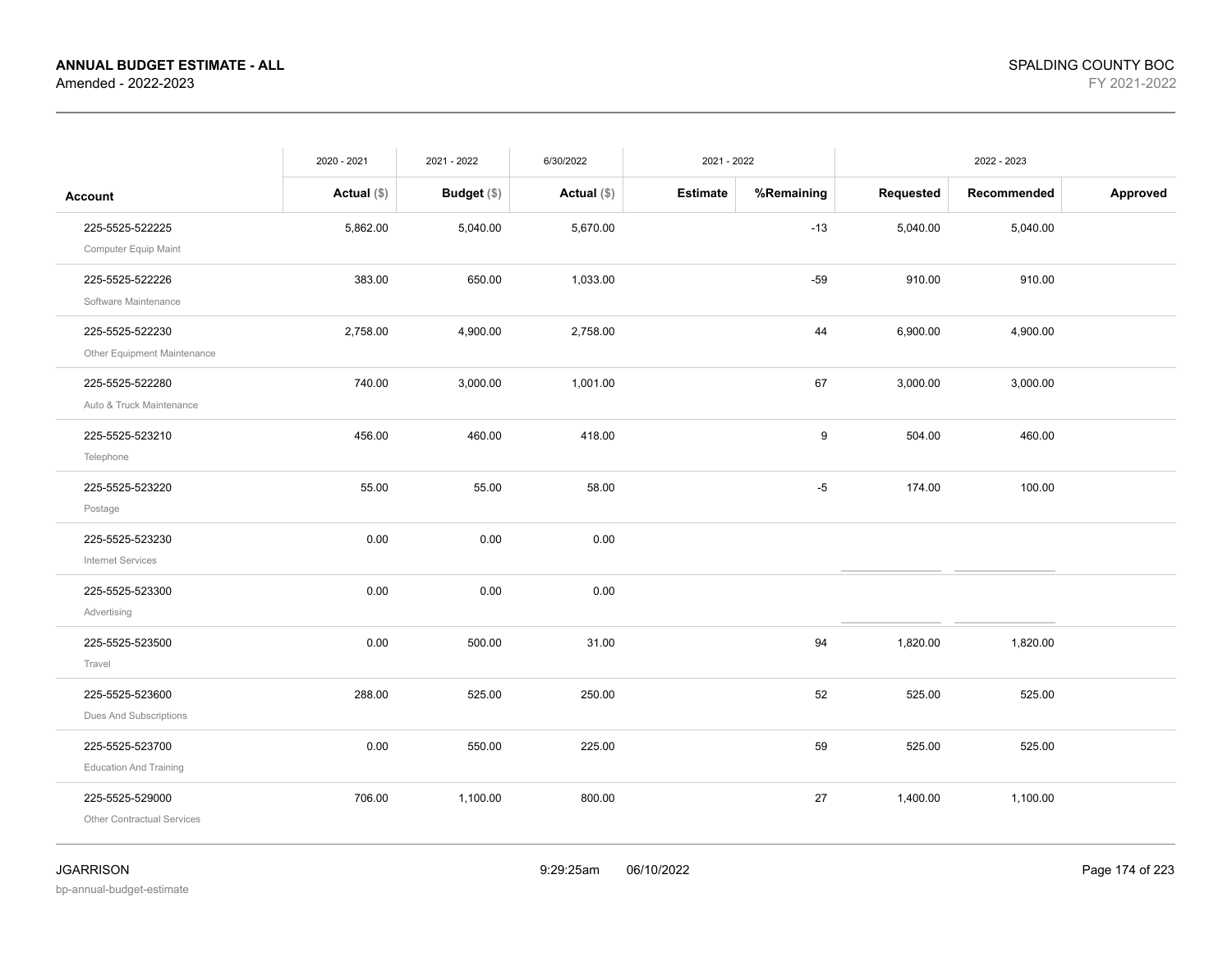**ANNUAL BUDGET ESTIMATE - ALL**
Amended - 2022-2023

SPALDING COUNTY BOC
FY 2021-2022

| | 2020 - 2021 | 2021 - 2022 | 6/30/2022 | 2021 - 2022 | | 2022 - 2023 | | |
|---|---|---|---|---|---|---|---|---|
| **Account** | **Actual ($)** | **Budget ($)** | **Actual ($)** | **Estimate** | **%Remaining** | **Requested** | **Recommended** | **Approved** |
| 225-5525-522225<br>Computer Equip Maint | 5,862.00 | 5,040.00 | 5,670.00 | | -13 | 5,040.00 | 5,040.00 | |
| 225-5525-522226<br>Software Maintenance | 383.00 | 650.00 | 1,033.00 | | -59 | 910.00 | 910.00 | |
| 225-5525-522230<br>Other Equipment Maintenance | 2,758.00 | 4,900.00 | 2,758.00 | | 44 | 6,900.00 | 4,900.00 | |
| 225-5525-522280<br>Auto & Truck Maintenance | 740.00 | 3,000.00 | 1,001.00 | | 67 | 3,000.00 | 3,000.00 | |
| 225-5525-523210<br>Telephone | 456.00 | 460.00 | 418.00 | | 9 | 504.00 | 460.00 | |
| 225-5525-523220<br>Postage | 55.00 | 55.00 | 58.00 | | -5 | 174.00 | 100.00 | |
| 225-5525-523230<br>Internet Services | 0.00 | 0.00 | 0.00 | | | | | |
| 225-5525-523300<br>Advertising | 0.00 | 0.00 | 0.00 | | | | | |
| 225-5525-523500<br>Travel | 0.00 | 500.00 | 31.00 | | 94 | 1,820.00 | 1,820.00 | |
| 225-5525-523600<br>Dues And Subscriptions | 288.00 | 525.00 | 250.00 | | 52 | 525.00 | 525.00 | |
| 225-5525-523700<br>Education And Training | 0.00 | 550.00 | 225.00 | | 59 | 525.00 | 525.00 | |
| 225-5525-529000<br>Other Contractual Services | 706.00 | 1,100.00 | 800.00 | | 27 | 1,400.00 | 1,100.00 | |

JGARRISON
bp-annual-budget-estimate

9:29:25am 06/10/2022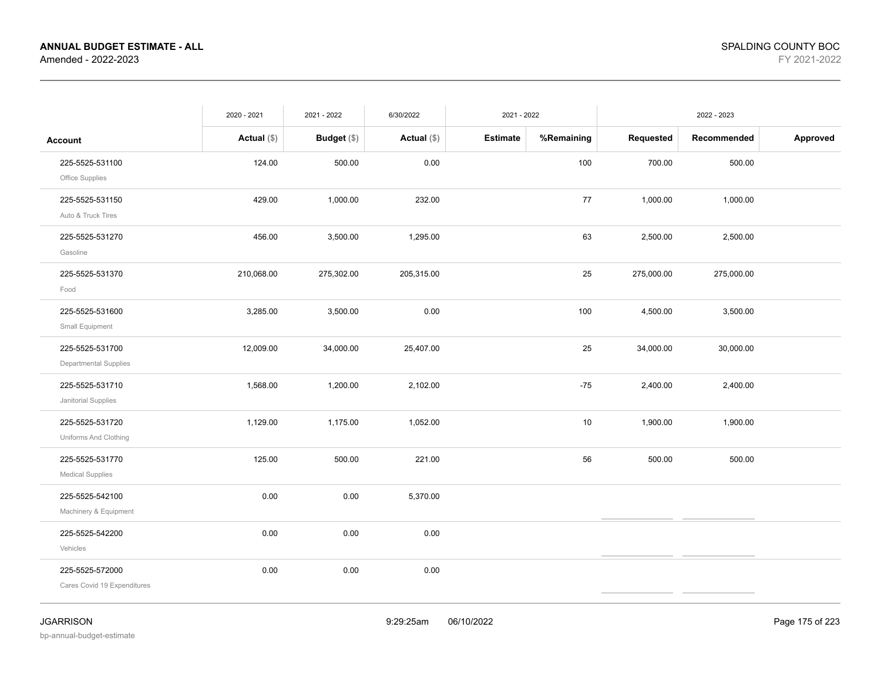**ANNUAL BUDGET ESTIMATE - ALL**
Amended - 2022-2023

SPALDING COUNTY BOC
FY 2021-2022

| | 2020 - 2021 | 2021 - 2022 | 6/30/2022 | 2021 - 2022 | | 2022 - 2023 | | |
|---|---|---|---|---|---|---|---|---|
| **Account** | **Actual ($)** | **Budget ($)** | **Actual ($)** | **Estimate** | **%Remaining** | **Requested** | **Recommended** | **Approved** |
| 225-5525-531100<br>Office Supplies | 124.00 | 500.00 | 0.00 | | 100 | 700.00 | 500.00 | |
| 225-5525-531150<br>Auto & Truck Tires | 429.00 | 1,000.00 | 232.00 | | 77 | 1,000.00 | 1,000.00 | |
| 225-5525-531270<br>Gasoline | 456.00 | 3,500.00 | 1,295.00 | | 63 | 2,500.00 | 2,500.00 | |
| 225-5525-531370<br>Food | 210,068.00 | 275,302.00 | 205,315.00 | | 25 | 275,000.00 | 275,000.00 | |
| 225-5525-531600<br>Small Equipment | 3,285.00 | 3,500.00 | 0.00 | | 100 | 4,500.00 | 3,500.00 | |
| 225-5525-531700<br>Departmental Supplies | 12,009.00 | 34,000.00 | 25,407.00 | | 25 | 34,000.00 | 30,000.00 | |
| 225-5525-531710<br>Janitorial Supplies | 1,568.00 | 1,200.00 | 2,102.00 | | -75 | 2,400.00 | 2,400.00 | |
| 225-5525-531720<br>Uniforms And Clothing | 1,129.00 | 1,175.00 | 1,052.00 | | 10 | 1,900.00 | 1,900.00 | |
| 225-5525-531770<br>Medical Supplies | 125.00 | 500.00 | 221.00 | | 56 | 500.00 | 500.00 | |
| 225-5525-542100<br>Machinery & Equipment | 0.00 | 0.00 | 5,370.00 | | | | | |
| 225-5525-542200<br>Vehicles | 0.00 | 0.00 | 0.00 | | | | | |
| 225-5525-572000<br>Cares Covid 19 Expenditures | 0.00 | 0.00 | 0.00 | | | | | |

JGARRISON
bp-annual-budget-estimate
9:29:25am 06/10/2022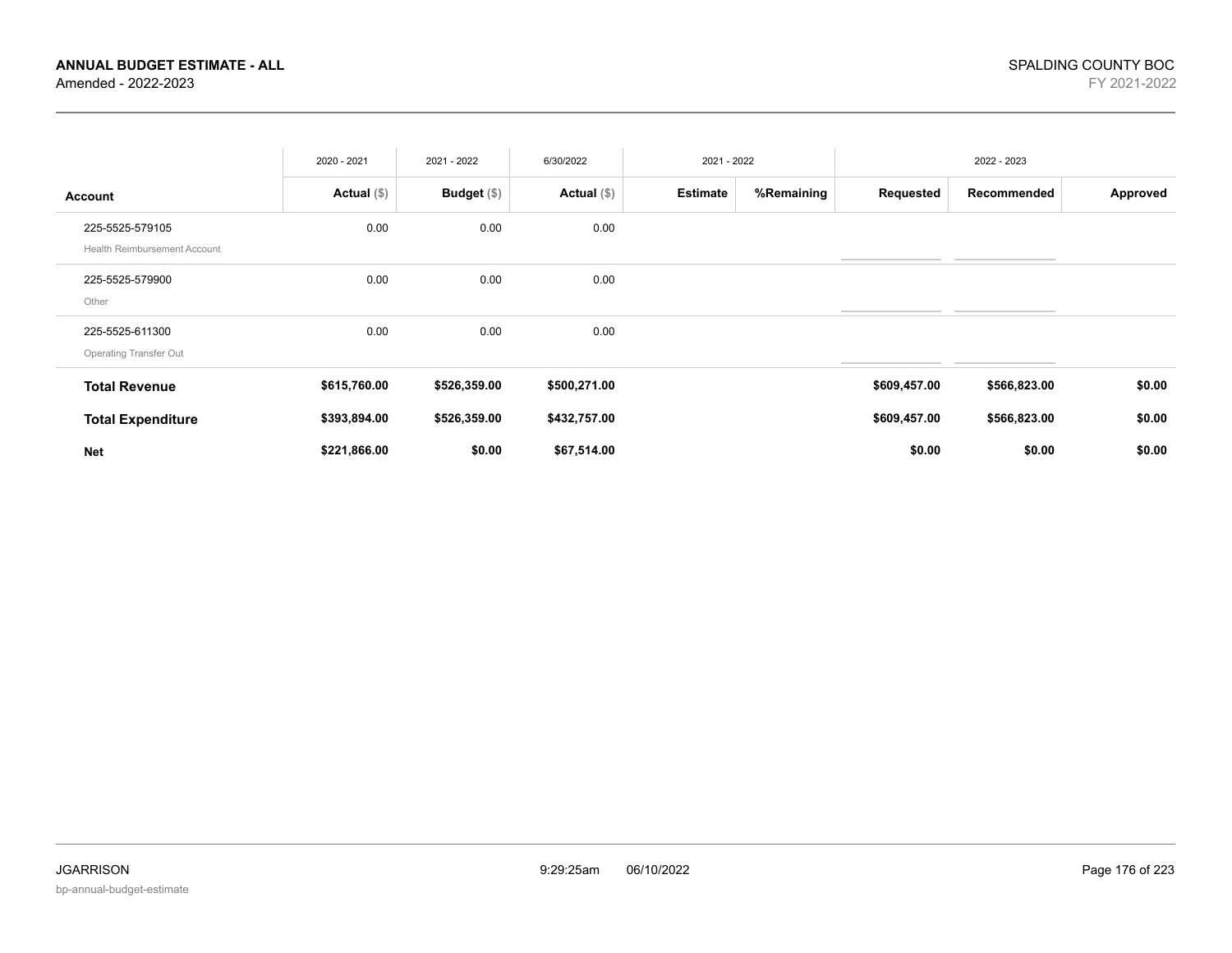**ANNUAL BUDGET ESTIMATE - ALL**
Amended - 2022-2023

SPALDING COUNTY BOC
FY 2021-2022

| | 2020 - 2021 | 2021 - 2022 | 6/30/2022 | 2021 - 2022 | | 2022 - 2023 | | |
|---|---|---|---|---|---|---|---|---|
| **Account** | **Actual** ($) | **Budget** ($) | **Actual** ($) | **Estimate** | **%Remaining** | **Requested** | **Recommended** | **Approved** |
| 225-5525-579105<br>Health Reimbursement Account | 0.00 | 0.00 | 0.00 | | | | | |
| 225-5525-579900<br>Other | 0.00 | 0.00 | 0.00 | | | | | |
| 225-5525-611300<br>Operating Transfer Out | 0.00 | 0.00 | 0.00 | | | | | |
| **Total Revenue** | **$615,760.00** | **$526,359.00** | **$500,271.00** | | | **$609,457.00** | **$566,823.00** | **$0.00** |
| **Total Expenditure** | **$393,894.00** | **$526,359.00** | **$432,757.00** | | | **$609,457.00** | **$566,823.00** | **$0.00** |
| **Net** | **$221,866.00** | **$0.00** | **$67,514.00** | | | **$0.00** | **$0.00** | **$0.00** |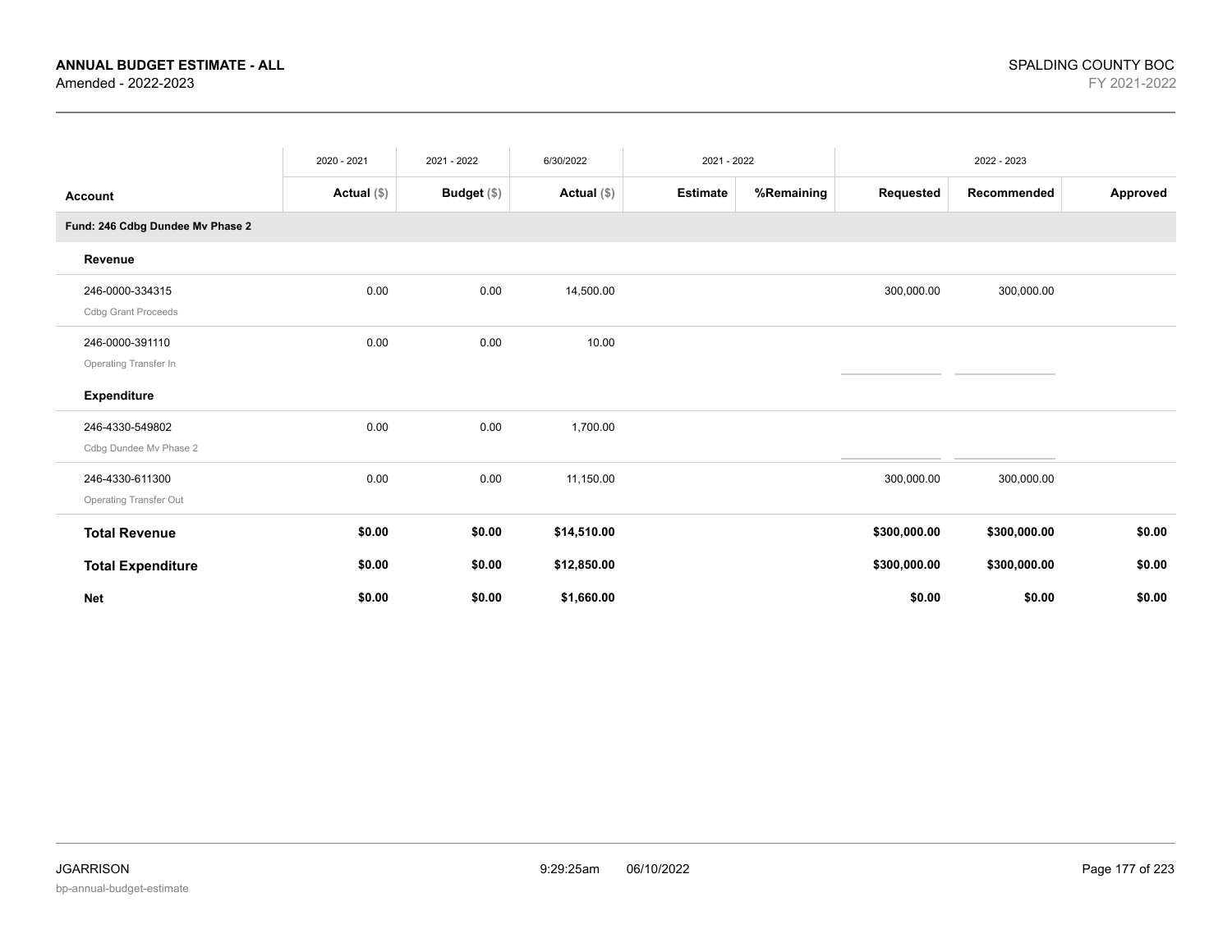**ANNUAL BUDGET ESTIMATE - ALL**
Amended - 2022-2023

SPALDING COUNTY BOC
FY 2021-2022

| | 2020 - 2021 | 2021 - 2022 | 6/30/2022 | 2021 - 2022 | | 2022 - 2023 | | |
|---|---|---|---|---|---|---|---|---|
| **Account** | **Actual** ($) | **Budget** ($) | **Actual** ($) | **Estimate** | **%Remaining** | **Requested** | **Recommended** | **Approved** |
| **Fund: 246 Cdbg Dundee Mv Phase 2** | | | | | | | | |
| **Revenue** | | | | | | | | |
| 246-0000-334315 Cdbg Grant Proceeds | 0.00 | 0.00 | 14,500.00 | | | 300,000.00 | 300,000.00 | |
| 246-0000-391110 Operating Transfer In | 0.00 | 0.00 | 10.00 | | | | | |
| **Expenditure** | | | | | | | | |
| 246-4330-549802 Cdbg Dundee Mv Phase 2 | 0.00 | 0.00 | 1,700.00 | | | | | |
| 246-4330-611300 Operating Transfer Out | 0.00 | 0.00 | 11,150.00 | | | 300,000.00 | 300,000.00 | |
| **Total Revenue** | **$0.00** | **$0.00** | **$14,510.00** | | | **$300,000.00** | **$300,000.00** | **$0.00** |
| **Total Expenditure** | **$0.00** | **$0.00** | **$12,850.00** | | | **$300,000.00** | **$300,000.00** | **$0.00** |
| **Net** | **$0.00** | **$0.00** | **$1,660.00** | | | **$0.00** | **$0.00** | **$0.00** |

JGARRISON
bp-annual-budget-estimate

9:29:25am 06/10/2022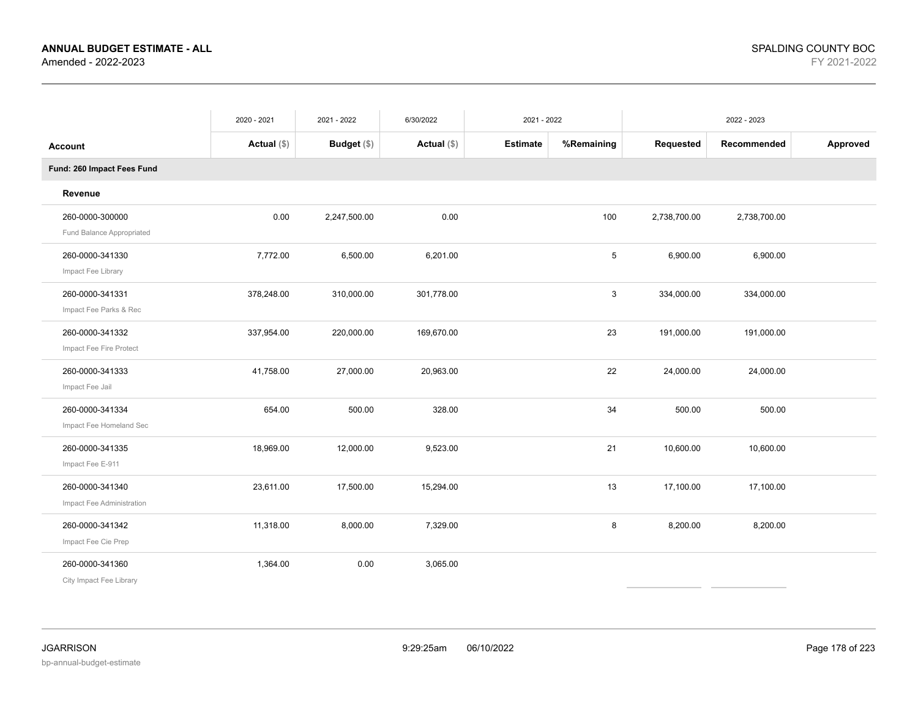**ANNUAL BUDGET ESTIMATE - ALL**
Amended - 2022-2023

SPALDING COUNTY BOC
FY 2021-2022

| Account | 2020 - 2021 Actual ($) | 2021 - 2022 Budget ($) | 6/30/2022 Actual ($) | 2021 - 2022 Estimate | 2021 - 2022 %Remaining | 2022 - 2023 Requested | 2022 - 2023 Recommended | 2022 - 2023 Approved |
|---|---|---|---|---|---|---|---|---|
| **Fund: 260 Impact Fees Fund** | | | | | | | | |
| **Revenue** | | | | | | | | |
| 260-0000-300000 Fund Balance Appropriated | 0.00 | 2,247,500.00 | 0.00 | | 100 | 2,738,700.00 | 2,738,700.00 | |
| 260-0000-341330 Impact Fee Library | 7,772.00 | 6,500.00 | 6,201.00 | | 5 | 6,900.00 | 6,900.00 | |
| 260-0000-341331 Impact Fee Parks & Rec | 378,248.00 | 310,000.00 | 301,778.00 | | 3 | 334,000.00 | 334,000.00 | |
| 260-0000-341332 Impact Fee Fire Protect | 337,954.00 | 220,000.00 | 169,670.00 | | 23 | 191,000.00 | 191,000.00 | |
| 260-0000-341333 Impact Fee Jail | 41,758.00 | 27,000.00 | 20,963.00 | | 22 | 24,000.00 | 24,000.00 | |
| 260-0000-341334 Impact Fee Homeland Sec | 654.00 | 500.00 | 328.00 | | 34 | 500.00 | 500.00 | |
| 260-0000-341335 Impact Fee E-911 | 18,969.00 | 12,000.00 | 9,523.00 | | 21 | 10,600.00 | 10,600.00 | |
| 260-0000-341340 Impact Fee Administration | 23,611.00 | 17,500.00 | 15,294.00 | | 13 | 17,100.00 | 17,100.00 | |
| 260-0000-341342 Impact Fee Cie Prep | 11,318.00 | 8,000.00 | 7,329.00 | | 8 | 8,200.00 | 8,200.00 | |
| 260-0000-341360 City Impact Fee Library | 1,364.00 | 0.00 | 3,065.00 | | | | | |

JGARRISON
bp-annual-budget-estimate

9:29:25am 06/10/2022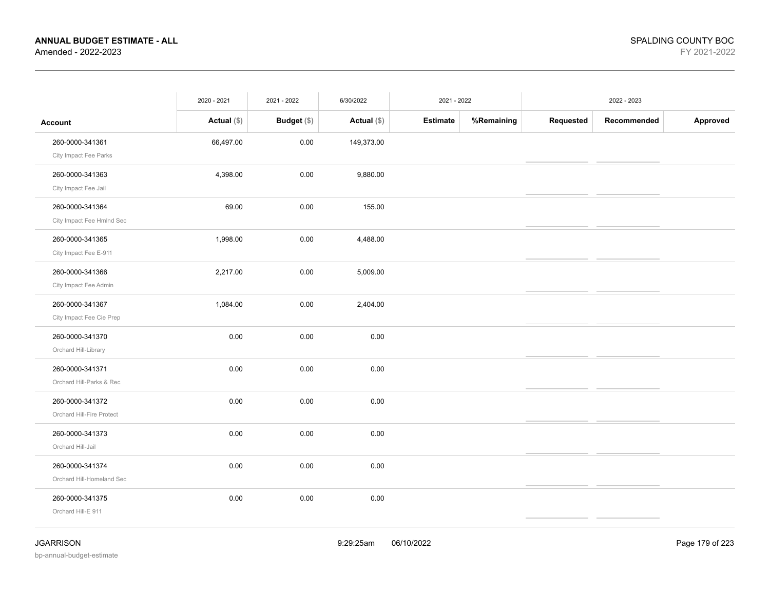| Account | 2020 - 2021 Actual ($) | 2021 - 2022 Budget ($) | 6/30/2022 Actual ($) | 2021 - 2022 Estimate | 2021 - 2022 %Remaining | 2022 - 2023 Requested | 2022 - 2023 Recommended | 2022 - 2023 Approved |
|---|---|---|---|---|---|---|---|---|
| 260-0000-341361 City Impact Fee Parks | 66,497.00 | 0.00 | 149,373.00 | | | | | |
| 260-0000-341363 City Impact Fee Jail | 4,398.00 | 0.00 | 9,880.00 | | | | | |
| 260-0000-341364 City Impact Fee Hmlnd Sec | 69.00 | 0.00 | 155.00 | | | | | |
| 260-0000-341365 City Impact Fee E-911 | 1,998.00 | 0.00 | 4,488.00 | | | | | |
| 260-0000-341366 City Impact Fee Admin | 2,217.00 | 0.00 | 5,009.00 | | | | | |
| 260-0000-341367 City Impact Fee Cie Prep | 1,084.00 | 0.00 | 2,404.00 | | | | | |
| 260-0000-341370 Orchard Hill-Library | 0.00 | 0.00 | 0.00 | | | | | |
| 260-0000-341371 Orchard Hill-Parks & Rec | 0.00 | 0.00 | 0.00 | | | | | |
| 260-0000-341372 Orchard Hill-Fire Protect | 0.00 | 0.00 | 0.00 | | | | | |
| 260-0000-341373 Orchard Hill-Jail | 0.00 | 0.00 | 0.00 | | | | | |
| 260-0000-341374 Orchard Hill-Homeland Sec | 0.00 | 0.00 | 0.00 | | | | | |
| 260-0000-341375 Orchard Hill-E 911 | 0.00 | 0.00 | 0.00 | | | | | |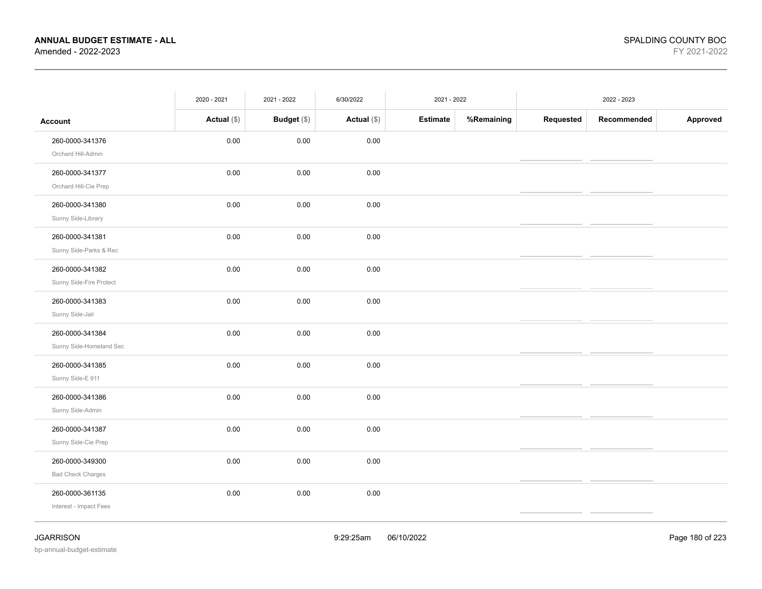| Account | 2020 - 2021 Actual ($) | 2021 - 2022 Budget ($) | 6/30/2022 Actual ($) | 2021 - 2022 Estimate | %Remaining | 2022 - 2023 Requested | Recommended | Approved |
|---|---|---|---|---|---|---|---|---|
| 260-0000-341376 Orchard Hill-Admin | 0.00 | 0.00 | 0.00 | | | | | |
| 260-0000-341377 Orchard Hill-Cie Prep | 0.00 | 0.00 | 0.00 | | | | | |
| 260-0000-341380 Sunny Side-Library | 0.00 | 0.00 | 0.00 | | | | | |
| 260-0000-341381 Sunny Side-Parks & Rec | 0.00 | 0.00 | 0.00 | | | | | |
| 260-0000-341382 Sunny Side-Fire Protect | 0.00 | 0.00 | 0.00 | | | | | |
| 260-0000-341383 Sunny Side-Jail | 0.00 | 0.00 | 0.00 | | | | | |
| 260-0000-341384 Sunny Side-Homeland Sec | 0.00 | 0.00 | 0.00 | | | | | |
| 260-0000-341385 Sunny Side-E 911 | 0.00 | 0.00 | 0.00 | | | | | |
| 260-0000-341386 Sunny Side-Admin | 0.00 | 0.00 | 0.00 | | | | | |
| 260-0000-341387 Sunny Side-Cie Prep | 0.00 | 0.00 | 0.00 | | | | | |
| 260-0000-349300 Bad Check Charges | 0.00 | 0.00 | 0.00 | | | | | |
| 260-0000-361135 Interest - Impact Fees | 0.00 | 0.00 | 0.00 | | | | | |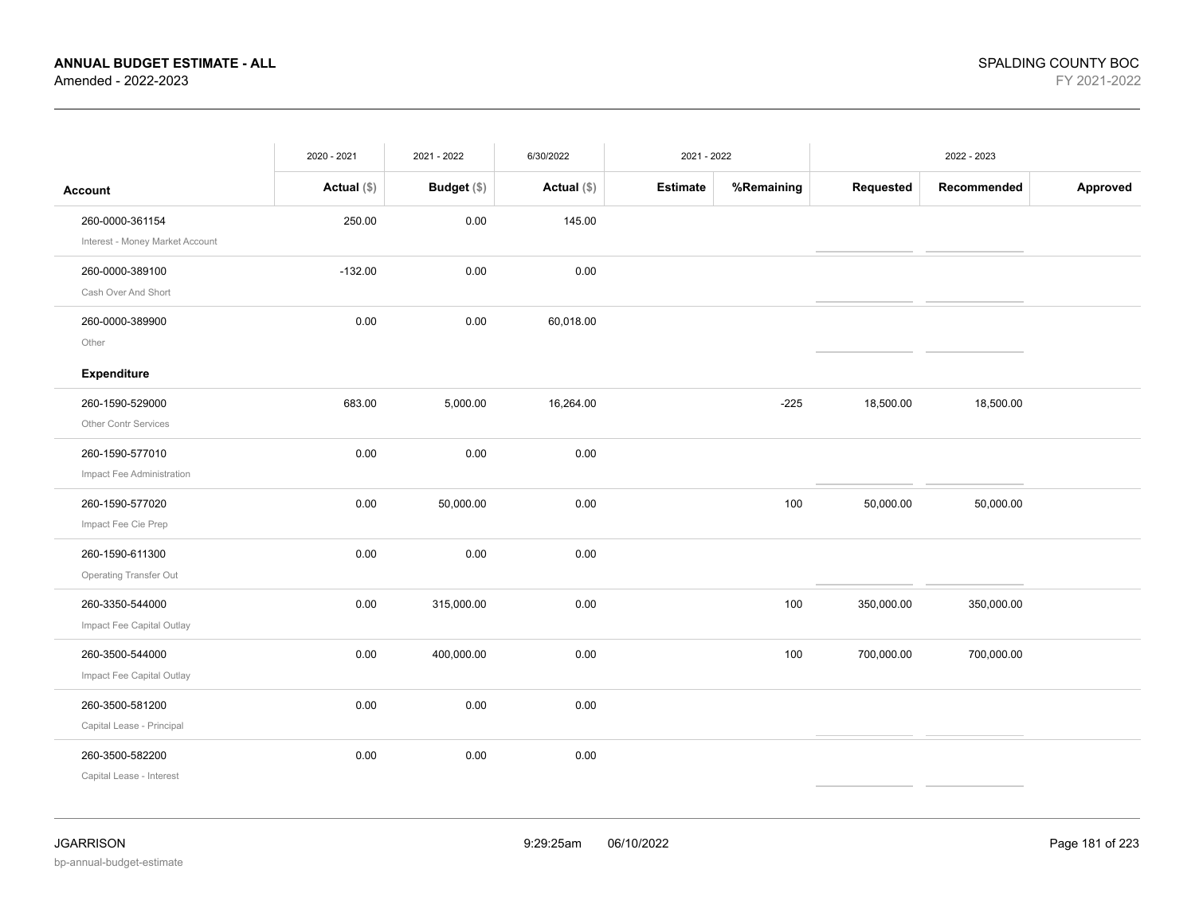# ANNUAL BUDGET ESTIMATE - ALL

Amended - 2022-2023

SPALDING COUNTY BOC

FY 2021-2022

| Account | 2020 - 2021 Actual ($) | 2021 - 2022 Budget ($) | 6/30/2022 Actual ($) | 2021 - 2022 Estimate | %Remaining | 2022 - 2023 Requested | Recommended | Approved |
|---|---|---|---|---|---|---|---|---|
| 260-0000-361154 Interest - Money Market Account | 250.00 | 0.00 | 145.00 | | | | | |
| 260-0000-389100 Cash Over And Short | -132.00 | 0.00 | 0.00 | | | | | |
| 260-0000-389900 Other | 0.00 | 0.00 | 60,018.00 | | | | | |
| **Expenditure** | | | | | | | | |
| 260-1590-529000 Other Contr Services | 683.00 | 5,000.00 | 16,264.00 | | -225 | 18,500.00 | 18,500.00 | |
| 260-1590-577010 Impact Fee Administration | 0.00 | 0.00 | 0.00 | | | | | |
| 260-1590-577020 Impact Fee Cie Prep | 0.00 | 50,000.00 | 0.00 | | 100 | 50,000.00 | 50,000.00 | |
| 260-1590-611300 Operating Transfer Out | 0.00 | 0.00 | 0.00 | | | | | |
| 260-3350-544000 Impact Fee Capital Outlay | 0.00 | 315,000.00 | 0.00 | | 100 | 350,000.00 | 350,000.00 | |
| 260-3500-544000 Impact Fee Capital Outlay | 0.00 | 400,000.00 | 0.00 | | 100 | 700,000.00 | 700,000.00 | |
| 260-3500-581200 Capital Lease - Principal | 0.00 | 0.00 | 0.00 | | | | | |
| 260-3500-582200 Capital Lease - Interest | 0.00 | 0.00 | 0.00 | | | | | |

JGARRISON

bp-annual-budget-estimate

9:29:25am 06/10/2022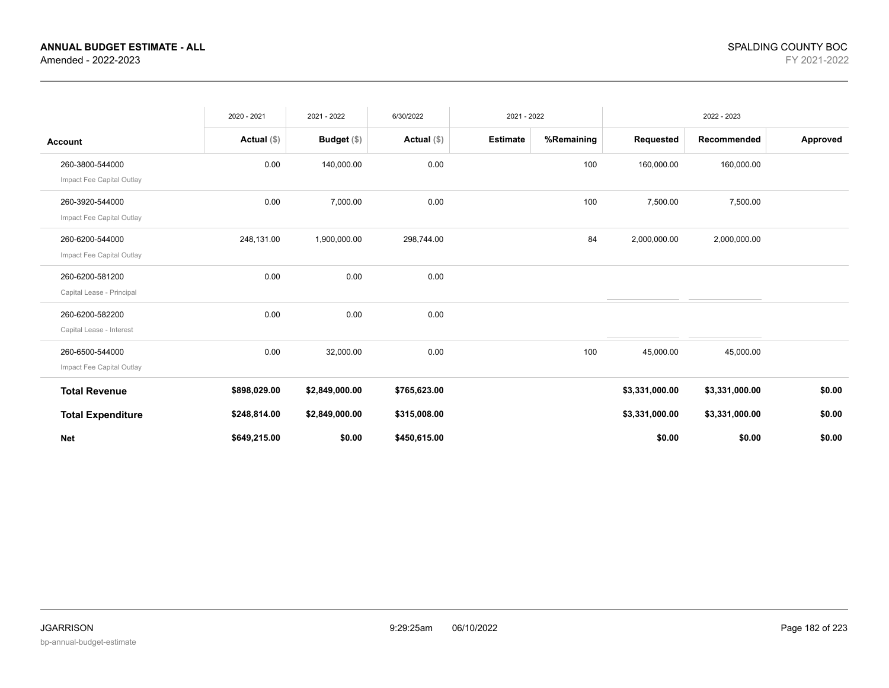**ANNUAL BUDGET ESTIMATE - ALL**
Amended - 2022-2023

SPALDING COUNTY BOC
FY 2021-2022

| | 2020 - 2021 | 2021 - 2022 | 6/30/2022 | 2021 - 2022 | | 2022 - 2023 | | |
|---|---|---|---|---|---|---|---|---|
| **Account** | **Actual** ($) | **Budget** ($) | **Actual** ($) | **Estimate** | **%Remaining** | **Requested** | **Recommended** | **Approved** |
| 260-3800-544000 Impact Fee Capital Outlay | 0.00 | 140,000.00 | 0.00 | | 100 | 160,000.00 | 160,000.00 | |
| 260-3920-544000 Impact Fee Capital Outlay | 0.00 | 7,000.00 | 0.00 | | 100 | 7,500.00 | 7,500.00 | |
| 260-6200-544000 Impact Fee Capital Outlay | 248,131.00 | 1,900,000.00 | 298,744.00 | | 84 | 2,000,000.00 | 2,000,000.00 | |
| 260-6200-581200 Capital Lease - Principal | 0.00 | 0.00 | 0.00 | | | | | |
| 260-6200-582200 Capital Lease - Interest | 0.00 | 0.00 | 0.00 | | | | | |
| 260-6500-544000 Impact Fee Capital Outlay | 0.00 | 32,000.00 | 0.00 | | 100 | 45,000.00 | 45,000.00 | |
| **Total Revenue** | **$898,029.00** | **$2,849,000.00** | **$765,623.00** | | | **$3,331,000.00** | **$3,331,000.00** | **$0.00** |
| **Total Expenditure** | **$248,814.00** | **$2,849,000.00** | **$315,008.00** | | | **$3,331,000.00** | **$3,331,000.00** | **$0.00** |
| **Net** | **$649,215.00** | **$0.00** | **$450,615.00** | | | **$0.00** | **$0.00** | **$0.00** |

JGARRISON
bp-annual-budget-estimate

9:29:25am 06/10/2022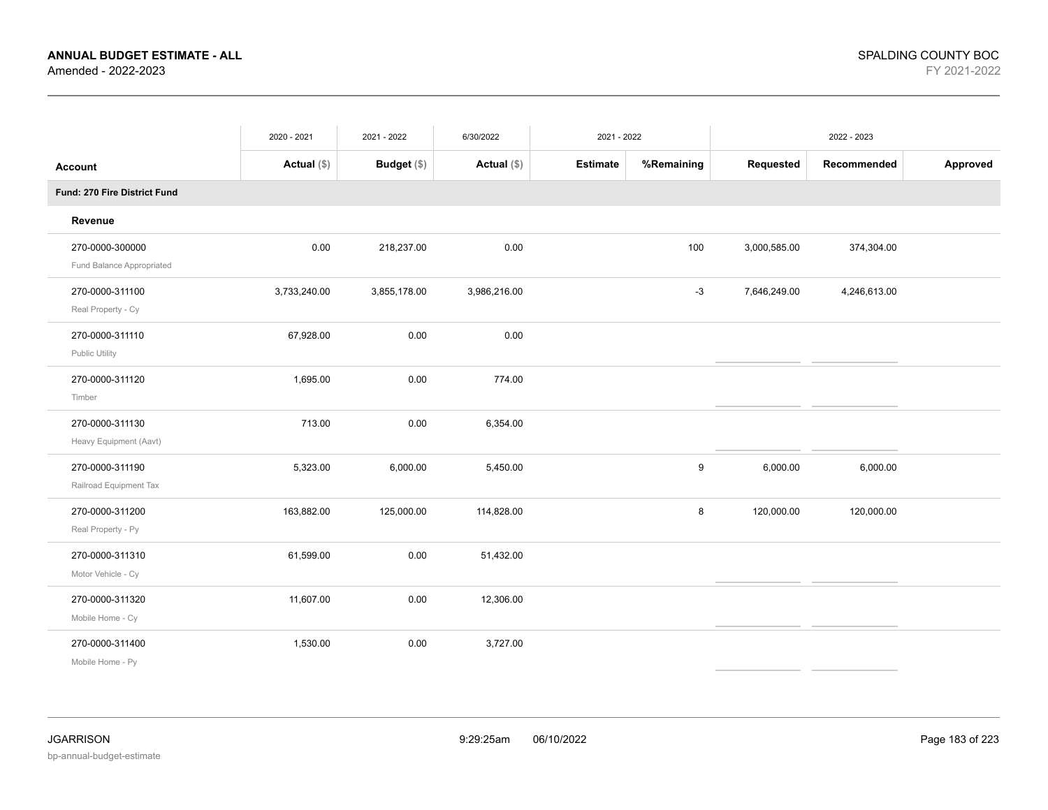**ANNUAL BUDGET ESTIMATE - ALL**
Amended - 2022-2023

SPALDING COUNTY BOC
FY 2021-2022

| | 2020 - 2021 | 2021 - 2022 | 6/30/2022 | 2021 - 2022 | | 2022 - 2023 | | |
|---|---|---|---|---|---|---|---|---|
| **Account** | **Actual ($)** | **Budget ($)** | **Actual ($)** | **Estimate** | **%Remaining** | **Requested** | **Recommended** | **Approved** |
| **Fund: 270 Fire District Fund** | | | | | | | | |
| **Revenue** | | | | | | | | |
| 270-0000-300000 Fund Balance Appropriated | 0.00 | 218,237.00 | 0.00 | | 100 | 3,000,585.00 | 374,304.00 | |
| 270-0000-311100 Real Property - Cy | 3,733,240.00 | 3,855,178.00 | 3,986,216.00 | | -3 | 7,646,249.00 | 4,246,613.00 | |
| 270-0000-311110 Public Utility | 67,928.00 | 0.00 | 0.00 | | | | | |
| 270-0000-311120 Timber | 1,695.00 | 0.00 | 774.00 | | | | | |
| 270-0000-311130 Heavy Equipment (Aavt) | 713.00 | 0.00 | 6,354.00 | | | | | |
| 270-0000-311190 Railroad Equipment Tax | 5,323.00 | 6,000.00 | 5,450.00 | | 9 | 6,000.00 | 6,000.00 | |
| 270-0000-311200 Real Property - Py | 163,882.00 | 125,000.00 | 114,828.00 | | 8 | 120,000.00 | 120,000.00 | |
| 270-0000-311310 Motor Vehicle - Cy | 61,599.00 | 0.00 | 51,432.00 | | | | | |
| 270-0000-311320 Mobile Home - Cy | 11,607.00 | 0.00 | 12,306.00 | | | | | |
| 270-0000-311400 Mobile Home - Py | 1,530.00 | 0.00 | 3,727.00 | | | | | |

JGARRISON
bp-annual-budget-estimate

9:29:25am 06/10/2022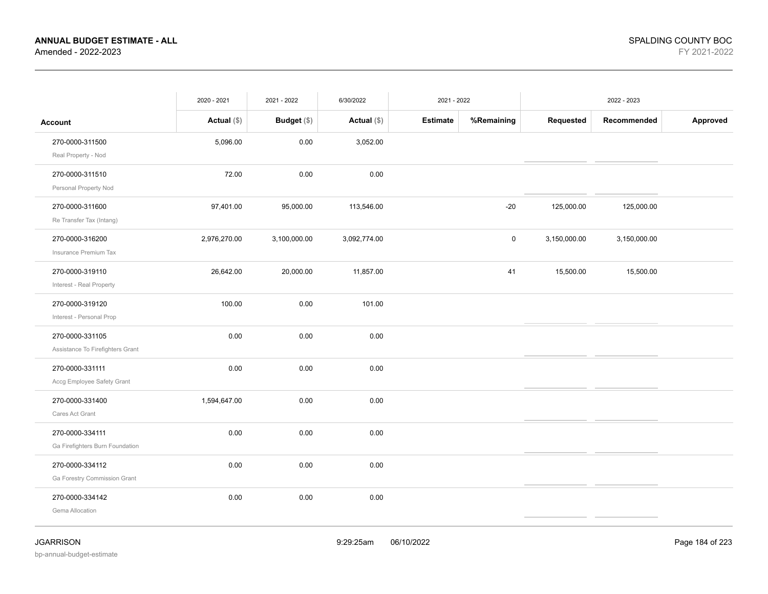**ANNUAL BUDGET ESTIMATE - ALL**
Amended - 2022-2023

SPALDING COUNTY BOC
FY 2021-2022

| Account | 2020 - 2021 Actual ($) | 2021 - 2022 Budget ($) | 6/30/2022 Actual ($) | 2021 - 2022 Estimate | 2021 - 2022 %Remaining | 2022 - 2023 Requested | 2022 - 2023 Recommended | 2022 - 2023 Approved |
|---|---|---|---|---|---|---|---|---|
| 270-0000-311500 Real Property - Nod | 5,096.00 | 0.00 | 3,052.00 | | | | | |
| 270-0000-311510 Personal Property Nod | 72.00 | 0.00 | 0.00 | | | | | |
| 270-0000-311600 Re Transfer Tax (Intang) | 97,401.00 | 95,000.00 | 113,546.00 | | -20 | 125,000.00 | 125,000.00 | |
| 270-0000-316200 Insurance Premium Tax | 2,976,270.00 | 3,100,000.00 | 3,092,774.00 | | 0 | 3,150,000.00 | 3,150,000.00 | |
| 270-0000-319110 Interest - Real Property | 26,642.00 | 20,000.00 | 11,857.00 | | 41 | 15,500.00 | 15,500.00 | |
| 270-0000-319120 Interest - Personal Prop | 100.00 | 0.00 | 101.00 | | | | | |
| 270-0000-331105 Assistance To Firefighters Grant | 0.00 | 0.00 | 0.00 | | | | | |
| 270-0000-331111 Accg Employee Safety Grant | 0.00 | 0.00 | 0.00 | | | | | |
| 270-0000-331400 Cares Act Grant | 1,594,647.00 | 0.00 | 0.00 | | | | | |
| 270-0000-334111 Ga Firefighters Burn Foundation | 0.00 | 0.00 | 0.00 | | | | | |
| 270-0000-334112 Ga Forestry Commission Grant | 0.00 | 0.00 | 0.00 | | | | | |
| 270-0000-334142 Gema Allocation | 0.00 | 0.00 | 0.00 | | | | | |

JGARRISON
bp-annual-budget-estimate
9:29:25am 06/10/2022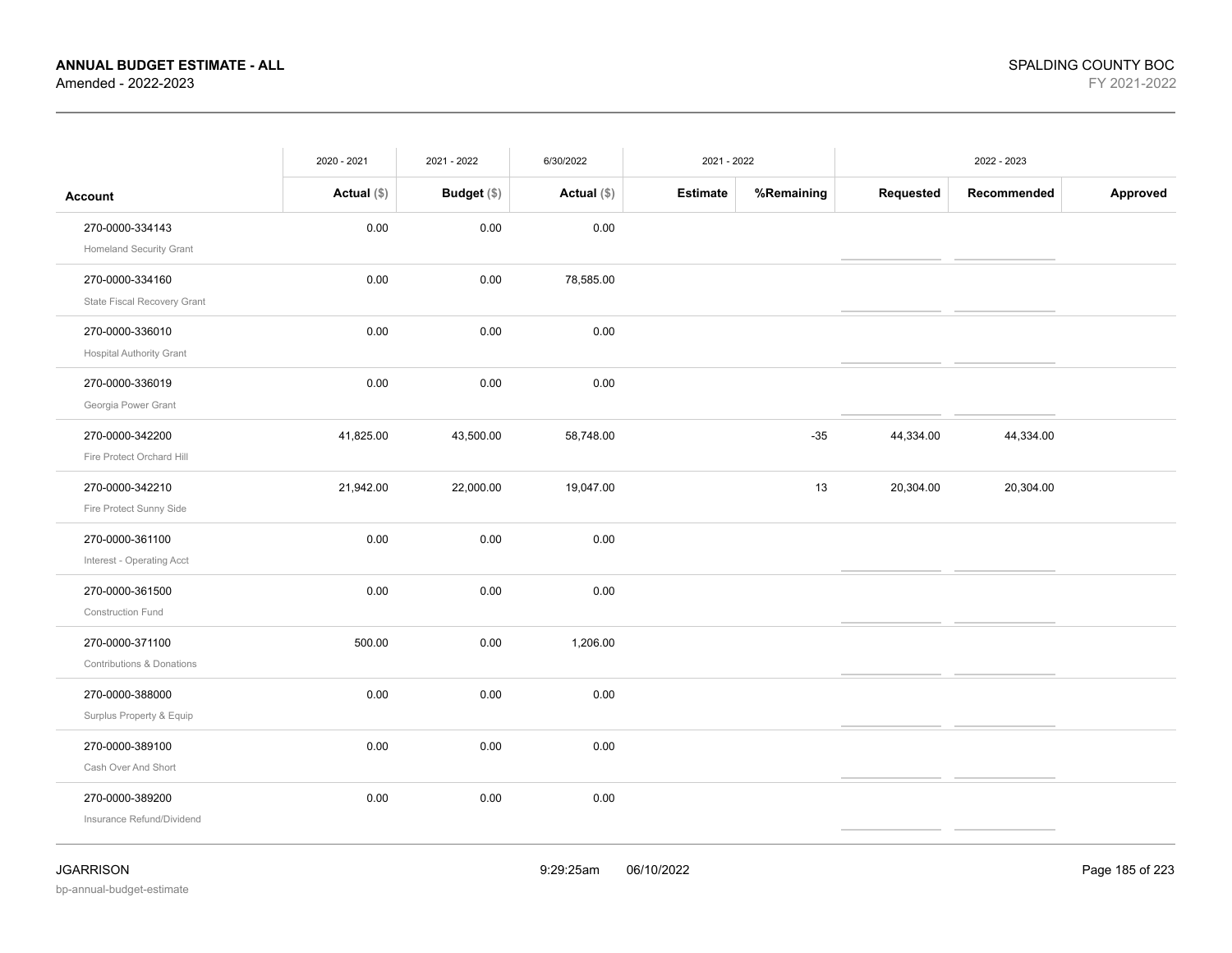| Account | 2020 - 2021 Actual ($) | 2021 - 2022 Budget ($) | 6/30/2022 Actual ($) | 2021 - 2022 Estimate | 2021 - 2022 %Remaining | 2022 - 2023 Requested | 2022 - 2023 Recommended | 2022 - 2023 Approved |
|---|---|---|---|---|---|---|---|---|
| 270-0000-334143 Homeland Security Grant | 0.00 | 0.00 | 0.00 | | | | | |
| 270-0000-334160 State Fiscal Recovery Grant | 0.00 | 0.00 | 78,585.00 | | | | | |
| 270-0000-336010 Hospital Authority Grant | 0.00 | 0.00 | 0.00 | | | | | |
| 270-0000-336019 Georgia Power Grant | 0.00 | 0.00 | 0.00 | | | | | |
| 270-0000-342200 Fire Protect Orchard Hill | 41,825.00 | 43,500.00 | 58,748.00 | | -35 | 44,334.00 | 44,334.00 | |
| 270-0000-342210 Fire Protect Sunny Side | 21,942.00 | 22,000.00 | 19,047.00 | | 13 | 20,304.00 | 20,304.00 | |
| 270-0000-361100 Interest - Operating Acct | 0.00 | 0.00 | 0.00 | | | | | |
| 270-0000-361500 Construction Fund | 0.00 | 0.00 | 0.00 | | | | | |
| 270-0000-371100 Contributions & Donations | 500.00 | 0.00 | 1,206.00 | | | | | |
| 270-0000-388000 Surplus Property & Equip | 0.00 | 0.00 | 0.00 | | | | | |
| 270-0000-389100 Cash Over And Short | 0.00 | 0.00 | 0.00 | | | | | |
| 270-0000-389200 Insurance Refund/Dividend | 0.00 | 0.00 | 0.00 | | | | | |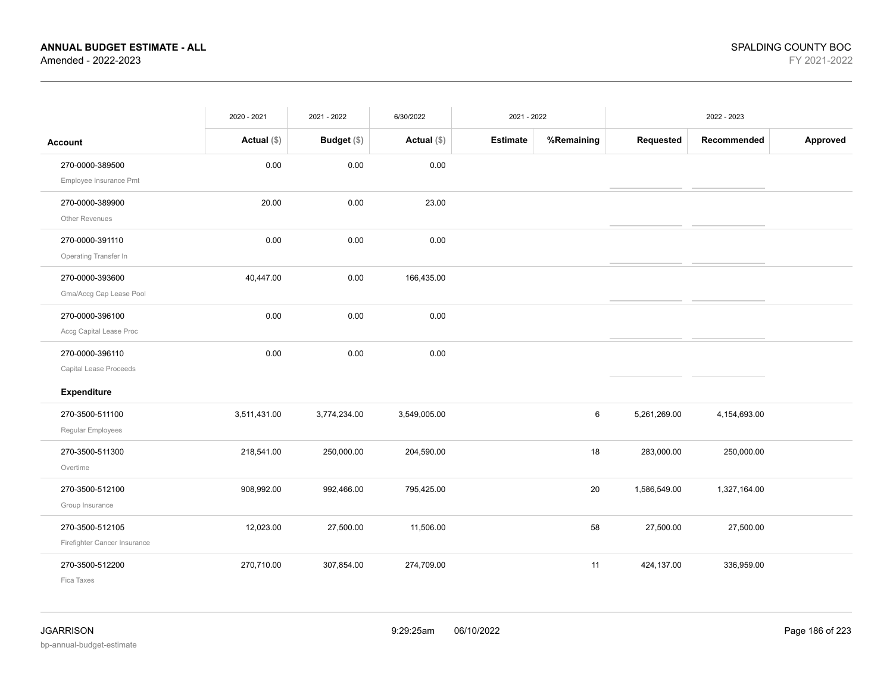**ANNUAL BUDGET ESTIMATE - ALL**
Amended - 2022-2023

SPALDING COUNTY BOC
FY 2021-2022

| | 2020 - 2021 | 2021 - 2022 | 6/30/2022 | 2021 - 2022 | | 2022 - 2023 | | |
|---|---|---|---|---|---|---|---|---|
| **Account** | **Actual ($)** | **Budget ($)** | **Actual ($)** | **Estimate** | **%Remaining** | **Requested** | **Recommended** | **Approved** |
| 270-0000-389500 Employee Insurance Pmt | 0.00 | 0.00 | 0.00 | | | | | |
| 270-0000-389900 Other Revenues | 20.00 | 0.00 | 23.00 | | | | | |
| 270-0000-391110 Operating Transfer In | 0.00 | 0.00 | 0.00 | | | | | |
| 270-0000-393600 Gma/Accg Cap Lease Pool | 40,447.00 | 0.00 | 166,435.00 | | | | | |
| 270-0000-396100 Accg Capital Lease Proc | 0.00 | 0.00 | 0.00 | | | | | |
| 270-0000-396110 Capital Lease Proceeds | 0.00 | 0.00 | 0.00 | | | | | |
| **Expenditure** | | | | | | | | |
| 270-3500-511100 Regular Employees | 3,511,431.00 | 3,774,234.00 | 3,549,005.00 | | 6 | 5,261,269.00 | 4,154,693.00 | |
| 270-3500-511300 Overtime | 218,541.00 | 250,000.00 | 204,590.00 | | 18 | 283,000.00 | 250,000.00 | |
| 270-3500-512100 Group Insurance | 908,992.00 | 992,466.00 | 795,425.00 | | 20 | 1,586,549.00 | 1,327,164.00 | |
| 270-3500-512105 Firefighter Cancer Insurance | 12,023.00 | 27,500.00 | 11,506.00 | | 58 | 27,500.00 | 27,500.00 | |
| 270-3500-512200 Fica Taxes | 270,710.00 | 307,854.00 | 274,709.00 | | 11 | 424,137.00 | 336,959.00 | |

JGARRISON
bp-annual-budget-estimate

9:29:25am 06/10/2022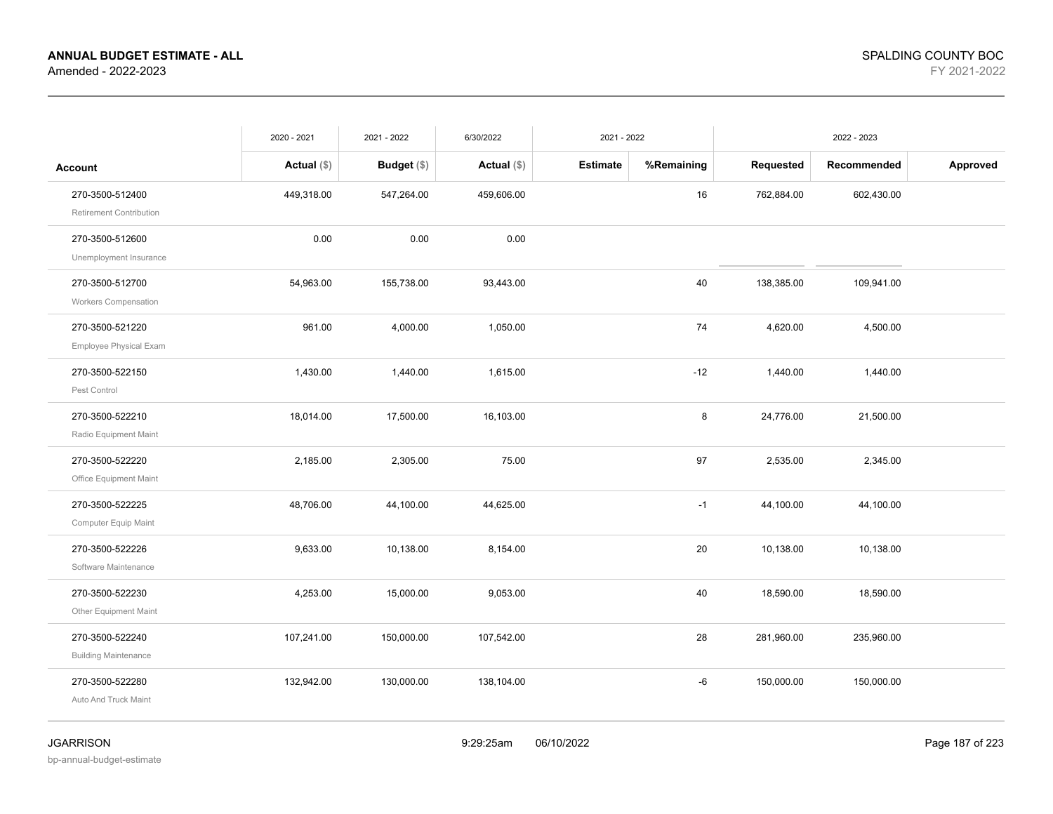**ANNUAL BUDGET ESTIMATE - ALL**
Amended - 2022-2023

SPALDING COUNTY BOC
FY 2021-2022

| Account | 2020 - 2021 Actual ($) | 2021 - 2022 Budget ($) | 6/30/2022 Actual ($) | 2021 - 2022 Estimate | 2021 - 2022 %Remaining | 2022 - 2023 Requested | 2022 - 2023 Recommended | 2022 - 2023 Approved |
|---|---|---|---|---|---|---|---|---|
| 270-3500-512400 Retirement Contribution | 449,318.00 | 547,264.00 | 459,606.00 | | 16 | 762,884.00 | 602,430.00 | |
| 270-3500-512600 Unemployment Insurance | 0.00 | 0.00 | 0.00 | | | | | |
| 270-3500-512700 Workers Compensation | 54,963.00 | 155,738.00 | 93,443.00 | | 40 | 138,385.00 | 109,941.00 | |
| 270-3500-521220 Employee Physical Exam | 961.00 | 4,000.00 | 1,050.00 | | 74 | 4,620.00 | 4,500.00 | |
| 270-3500-522150 Pest Control | 1,430.00 | 1,440.00 | 1,615.00 | | -12 | 1,440.00 | 1,440.00 | |
| 270-3500-522210 Radio Equipment Maint | 18,014.00 | 17,500.00 | 16,103.00 | | 8 | 24,776.00 | 21,500.00 | |
| 270-3500-522220 Office Equipment Maint | 2,185.00 | 2,305.00 | 75.00 | | 97 | 2,535.00 | 2,345.00 | |
| 270-3500-522225 Computer Equip Maint | 48,706.00 | 44,100.00 | 44,625.00 | | -1 | 44,100.00 | 44,100.00 | |
| 270-3500-522226 Software Maintenance | 9,633.00 | 10,138.00 | 8,154.00 | | 20 | 10,138.00 | 10,138.00 | |
| 270-3500-522230 Other Equipment Maint | 4,253.00 | 15,000.00 | 9,053.00 | | 40 | 18,590.00 | 18,590.00 | |
| 270-3500-522240 Building Maintenance | 107,241.00 | 150,000.00 | 107,542.00 | | 28 | 281,960.00 | 235,960.00 | |
| 270-3500-522280 Auto And Truck Maint | 132,942.00 | 130,000.00 | 138,104.00 | | -6 | 150,000.00 | 150,000.00 | |

JGARRISON
bp-annual-budget-estimate
9:29:25am 06/10/2022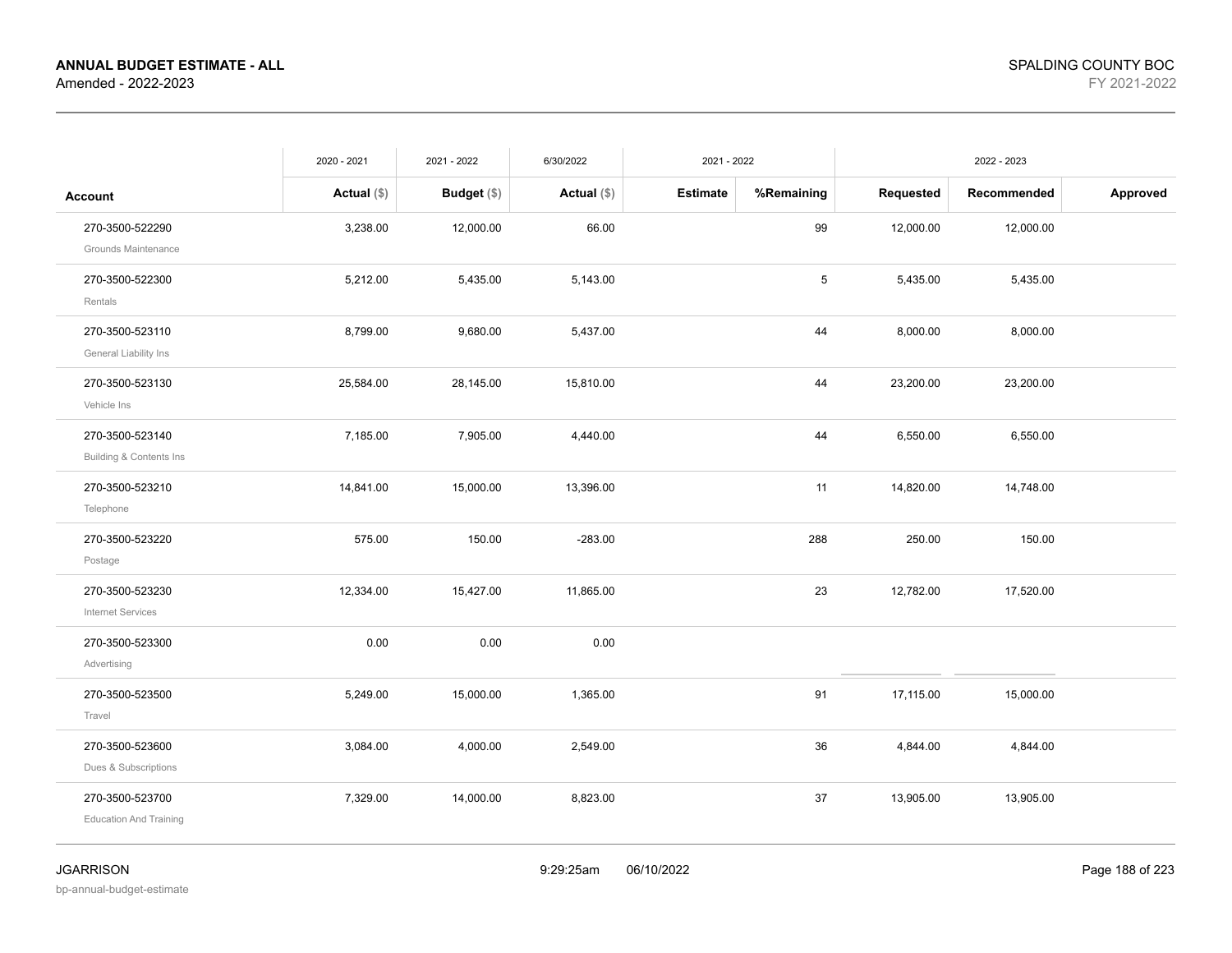**ANNUAL BUDGET ESTIMATE - ALL**
Amended - 2022-2023

SPALDING COUNTY BOC
FY 2021-2022

| | 2020 - 2021 | 2021 - 2022 | 6/30/2022 | 2021 - 2022 | | 2022 - 2023 | | |
|---|---|---|---|---|---|---|---|---|
| **Account** | **Actual ($)** | **Budget ($)** | **Actual ($)** | **Estimate** | **%Remaining** | **Requested** | **Recommended** | **Approved** |
| 270-3500-522290 Grounds Maintenance | 3,238.00 | 12,000.00 | 66.00 | | 99 | 12,000.00 | 12,000.00 | |
| 270-3500-522300 Rentals | 5,212.00 | 5,435.00 | 5,143.00 | | 5 | 5,435.00 | 5,435.00 | |
| 270-3500-523110 General Liability Ins | 8,799.00 | 9,680.00 | 5,437.00 | | 44 | 8,000.00 | 8,000.00 | |
| 270-3500-523130 Vehicle Ins | 25,584.00 | 28,145.00 | 15,810.00 | | 44 | 23,200.00 | 23,200.00 | |
| 270-3500-523140 Building & Contents Ins | 7,185.00 | 7,905.00 | 4,440.00 | | 44 | 6,550.00 | 6,550.00 | |
| 270-3500-523210 Telephone | 14,841.00 | 15,000.00 | 13,396.00 | | 11 | 14,820.00 | 14,748.00 | |
| 270-3500-523220 Postage | 575.00 | 150.00 | -283.00 | | 288 | 250.00 | 150.00 | |
| 270-3500-523230 Internet Services | 12,334.00 | 15,427.00 | 11,865.00 | | 23 | 12,782.00 | 17,520.00 | |
| 270-3500-523300 Advertising | 0.00 | 0.00 | 0.00 | | | | | |
| 270-3500-523500 Travel | 5,249.00 | 15,000.00 | 1,365.00 | | 91 | 17,115.00 | 15,000.00 | |
| 270-3500-523600 Dues & Subscriptions | 3,084.00 | 4,000.00 | 2,549.00 | | 36 | 4,844.00 | 4,844.00 | |
| 270-3500-523700 Education And Training | 7,329.00 | 14,000.00 | 8,823.00 | | 37 | 13,905.00 | 13,905.00 | |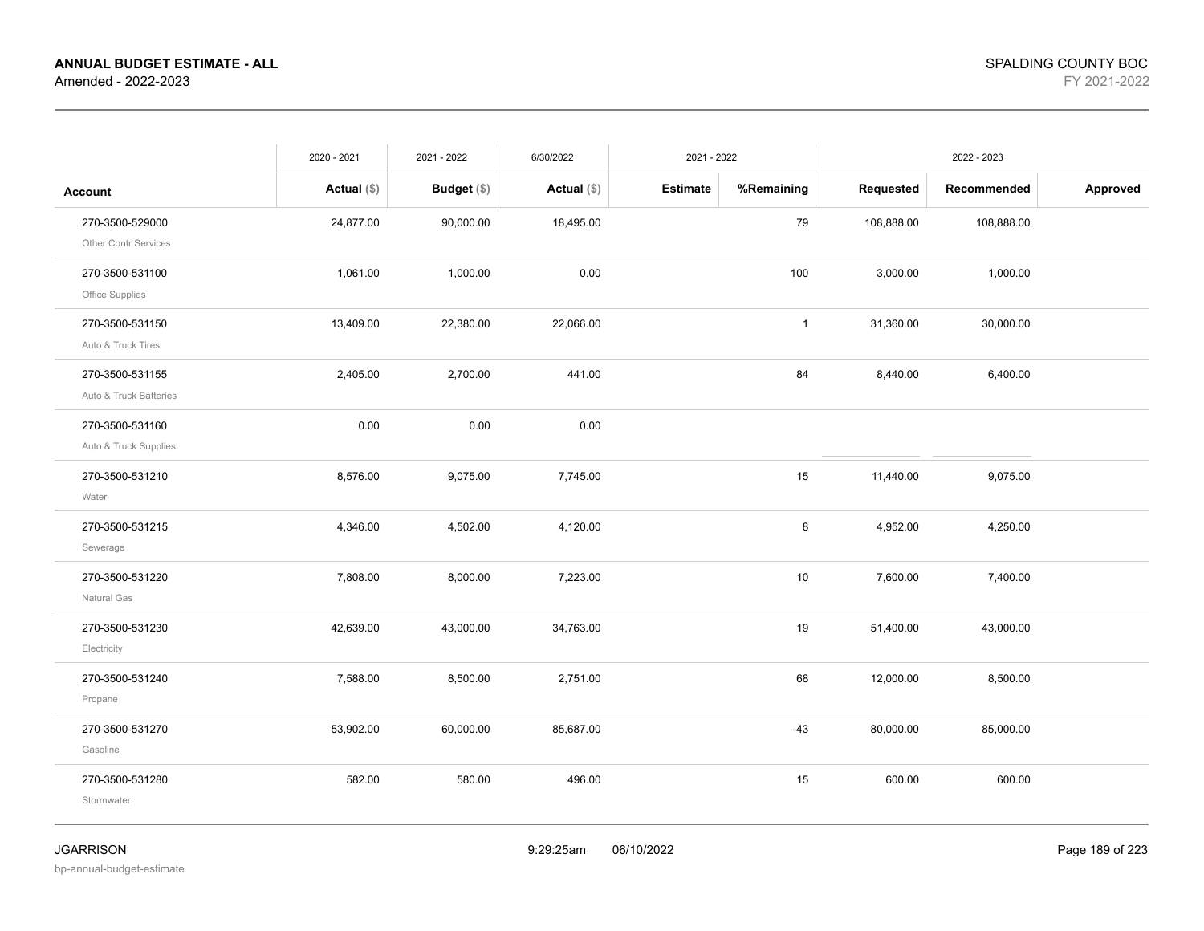| Account | 2020 - 2021 Actual ($) | 2021 - 2022 Budget ($) | 6/30/2022 Actual ($) | 2021 - 2022 Estimate | %Remaining | 2022 - 2023 Requested | Recommended | Approved |
|---|---|---|---|---|---|---|---|---|
| 270-3500-529000 Other Contr Services | 24,877.00 | 90,000.00 | 18,495.00 | | 79 | 108,888.00 | 108,888.00 | |
| 270-3500-531100 Office Supplies | 1,061.00 | 1,000.00 | 0.00 | | 100 | 3,000.00 | 1,000.00 | |
| 270-3500-531150 Auto & Truck Tires | 13,409.00 | 22,380.00 | 22,066.00 | | 1 | 31,360.00 | 30,000.00 | |
| 270-3500-531155 Auto & Truck Batteries | 2,405.00 | 2,700.00 | 441.00 | | 84 | 8,440.00 | 6,400.00 | |
| 270-3500-531160 Auto & Truck Supplies | 0.00 | 0.00 | 0.00 | | | | | |
| 270-3500-531210 Water | 8,576.00 | 9,075.00 | 7,745.00 | | 15 | 11,440.00 | 9,075.00 | |
| 270-3500-531215 Sewerage | 4,346.00 | 4,502.00 | 4,120.00 | | 8 | 4,952.00 | 4,250.00 | |
| 270-3500-531220 Natural Gas | 7,808.00 | 8,000.00 | 7,223.00 | | 10 | 7,600.00 | 7,400.00 | |
| 270-3500-531230 Electricity | 42,639.00 | 43,000.00 | 34,763.00 | | 19 | 51,400.00 | 43,000.00 | |
| 270-3500-531240 Propane | 7,588.00 | 8,500.00 | 2,751.00 | | 68 | 12,000.00 | 8,500.00 | |
| 270-3500-531270 Gasoline | 53,902.00 | 60,000.00 | 85,687.00 | | -43 | 80,000.00 | 85,000.00 | |
| 270-3500-531280 Stormwater | 582.00 | 580.00 | 496.00 | | 15 | 600.00 | 600.00 | |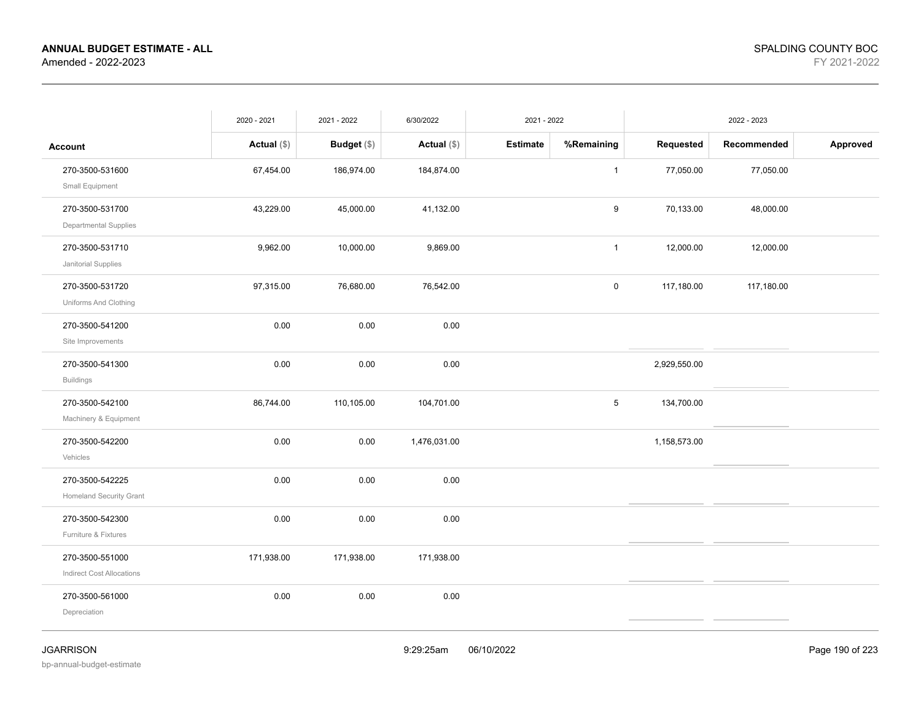**ANNUAL BUDGET ESTIMATE - ALL**
Amended - 2022-2023

SPALDING COUNTY BOC
FY 2021-2022

| Account | 2020 - 2021 Actual ($) | 2021 - 2022 Budget ($) | 6/30/2022 Actual ($) | 2021 - 2022 Estimate | 2021 - 2022 %Remaining | 2022 - 2023 Requested | 2022 - 2023 Recommended | 2022 - 2023 Approved |
|---|---|---|---|---|---|---|---|---|
| 270-3500-531600 Small Equipment | 67,454.00 | 186,974.00 | 184,874.00 | | 1 | 77,050.00 | 77,050.00 | |
| 270-3500-531700 Departmental Supplies | 43,229.00 | 45,000.00 | 41,132.00 | | 9 | 70,133.00 | 48,000.00 | |
| 270-3500-531710 Janitorial Supplies | 9,962.00 | 10,000.00 | 9,869.00 | | 1 | 12,000.00 | 12,000.00 | |
| 270-3500-531720 Uniforms And Clothing | 97,315.00 | 76,680.00 | 76,542.00 | | 0 | 117,180.00 | 117,180.00 | |
| 270-3500-541200 Site Improvements | 0.00 | 0.00 | 0.00 | | | | | |
| 270-3500-541300 Buildings | 0.00 | 0.00 | 0.00 | | | 2,929,550.00 | | |
| 270-3500-542100 Machinery & Equipment | 86,744.00 | 110,105.00 | 104,701.00 | | 5 | 134,700.00 | | |
| 270-3500-542200 Vehicles | 0.00 | 0.00 | 1,476,031.00 | | | 1,158,573.00 | | |
| 270-3500-542225 Homeland Security Grant | 0.00 | 0.00 | 0.00 | | | | | |
| 270-3500-542300 Furniture & Fixtures | 0.00 | 0.00 | 0.00 | | | | | |
| 270-3500-551000 Indirect Cost Allocations | 171,938.00 | 171,938.00 | 171,938.00 | | | | | |
| 270-3500-561000 Depreciation | 0.00 | 0.00 | 0.00 | | | | | |

JGARRISON
bp-annual-budget-estimate
9:29:25am 06/10/2022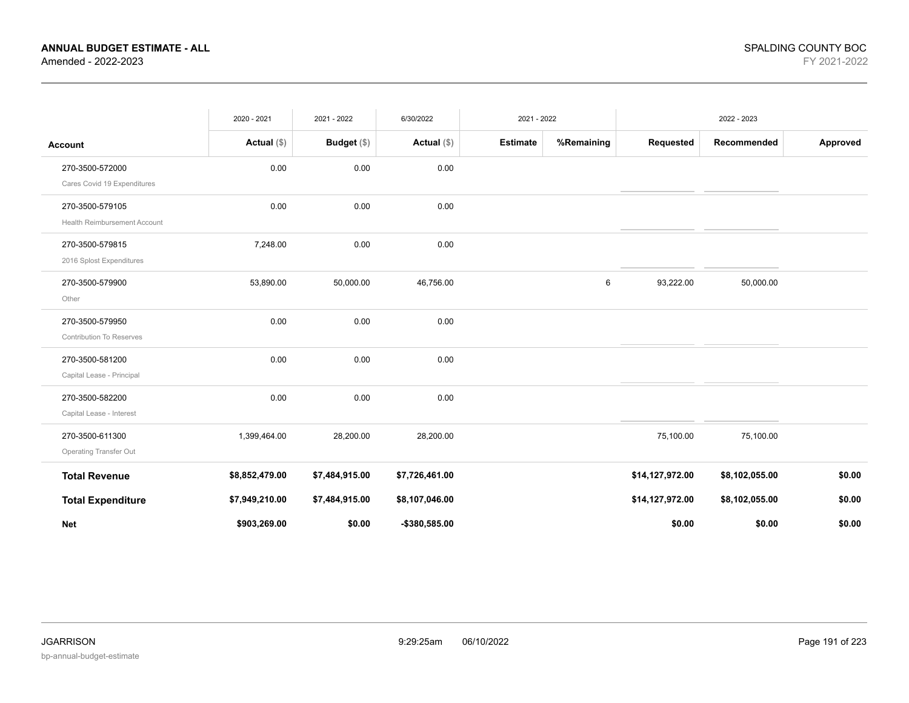**ANNUAL BUDGET ESTIMATE - ALL**
Amended - 2022-2023

SPALDING COUNTY BOC
FY 2021-2022

| | 2020 - 2021 | 2021 - 2022 | 6/30/2022 | 2021 - 2022 | | 2022 - 2023 | | |
|---|---|---|---|---|---|---|---|---|
| **Account** | **Actual ($)** | **Budget ($)** | **Actual ($)** | **Estimate** | **%Remaining** | **Requested** | **Recommended** | **Approved** |
| 270-3500-572000<br>Cares Covid 19 Expenditures | 0.00 | 0.00 | 0.00 | | | | | |
| 270-3500-579105<br>Health Reimbursement Account | 0.00 | 0.00 | 0.00 | | | | | |
| 270-3500-579815<br>2016 Splost Expenditures | 7,248.00 | 0.00 | 0.00 | | | | | |
| 270-3500-579900<br>Other | 53,890.00 | 50,000.00 | 46,756.00 | | 6 | 93,222.00 | 50,000.00 | |
| 270-3500-579950<br>Contribution To Reserves | 0.00 | 0.00 | 0.00 | | | | | |
| 270-3500-581200<br>Capital Lease - Principal | 0.00 | 0.00 | 0.00 | | | | | |
| 270-3500-582200<br>Capital Lease - Interest | 0.00 | 0.00 | 0.00 | | | | | |
| 270-3500-611300<br>Operating Transfer Out | 1,399,464.00 | 28,200.00 | 28,200.00 | | | 75,100.00 | 75,100.00 | |
| **Total Revenue** | **$8,852,479.00** | **$7,484,915.00** | **$7,726,461.00** | | | **$14,127,972.00** | **$8,102,055.00** | **$0.00** |
| **Total Expenditure** | **$7,949,210.00** | **$7,484,915.00** | **$8,107,046.00** | | | **$14,127,972.00** | **$8,102,055.00** | **$0.00** |
| **Net** | **$903,269.00** | **$0.00** | **-$380,585.00** | | | **$0.00** | **$0.00** | **$0.00** |

JGARRISON
bp-annual-budget-estimate

9:29:25am 06/10/2022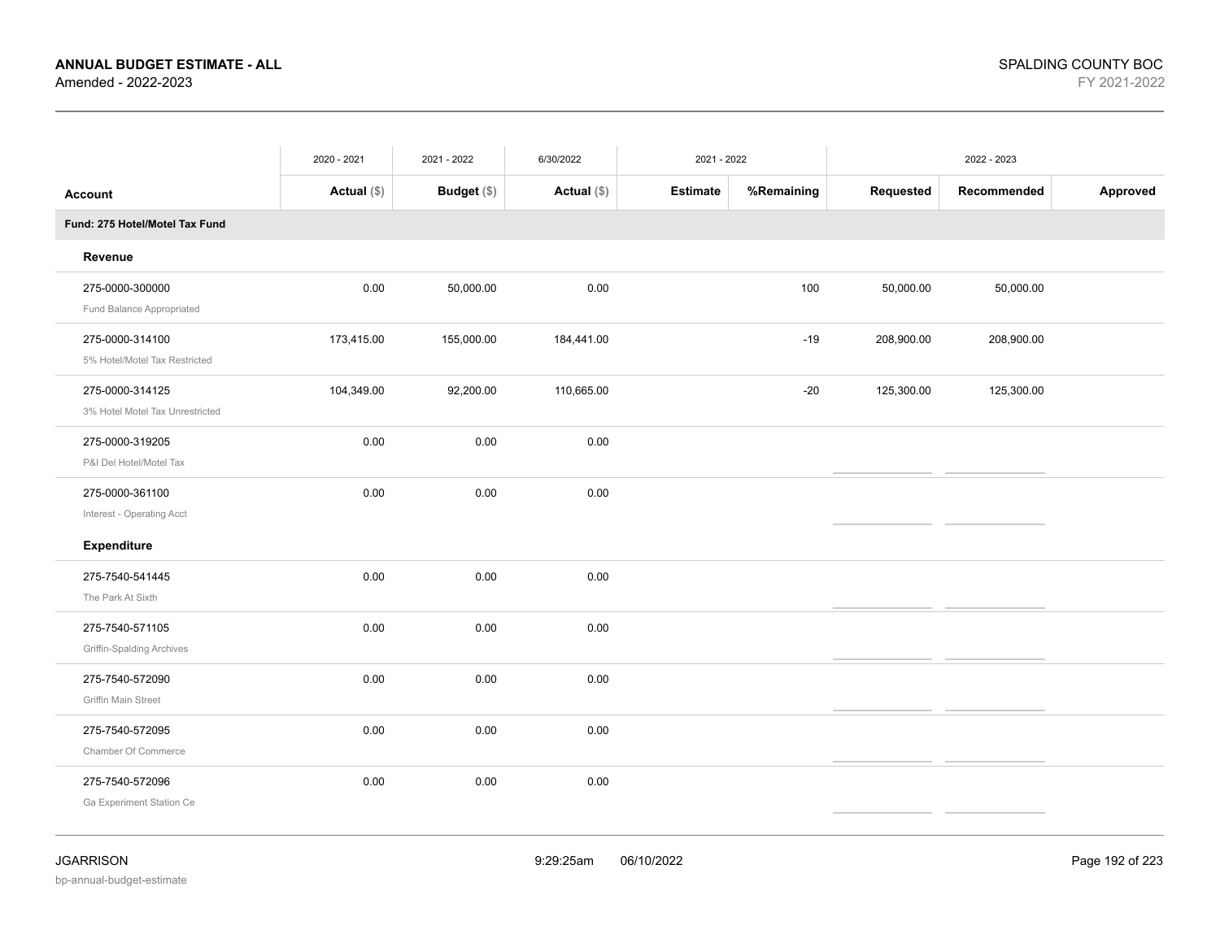**ANNUAL BUDGET ESTIMATE - ALL**
Amended - 2022-2023

SPALDING COUNTY BOC
FY 2021-2022

| | 2020 - 2021 | 2021 - 2022 | 6/30/2022 | 2021 - 2022 | | 2022 - 2023 | | |
|---|---|---|---|---|---|---|---|---|
| **Account** | **Actual ($)** | **Budget ($)** | **Actual ($)** | **Estimate** | **%Remaining** | **Requested** | **Recommended** | **Approved** |
| **Fund: 275 Hotel/Motel Tax Fund** | | | | | | | | |
| **Revenue** | | | | | | | | |
| 275-0000-300000 Fund Balance Appropriated | 0.00 | 50,000.00 | 0.00 | | 100 | 50,000.00 | 50,000.00 | |
| 275-0000-314100 5% Hotel/Motel Tax Restricted | 173,415.00 | 155,000.00 | 184,441.00 | | -19 | 208,900.00 | 208,900.00 | |
| 275-0000-314125 3% Hotel Motel Tax Unrestricted | 104,349.00 | 92,200.00 | 110,665.00 | | -20 | 125,300.00 | 125,300.00 | |
| 275-0000-319205 P&I Del Hotel/Motel Tax | 0.00 | 0.00 | 0.00 | | | | | |
| 275-0000-361100 Interest - Operating Acct | 0.00 | 0.00 | 0.00 | | | | | |
| **Expenditure** | | | | | | | | |
| 275-7540-541445 The Park At Sixth | 0.00 | 0.00 | 0.00 | | | | | |
| 275-7540-571105 Griffin-Spalding Archives | 0.00 | 0.00 | 0.00 | | | | | |
| 275-7540-572090 Griffin Main Street | 0.00 | 0.00 | 0.00 | | | | | |
| 275-7540-572095 Chamber Of Commerce | 0.00 | 0.00 | 0.00 | | | | | |
| 275-7540-572096 Ga Experiment Station Ce | 0.00 | 0.00 | 0.00 | | | | | |

JGARRISON
bp-annual-budget-estimate
9:29:25am 06/10/2022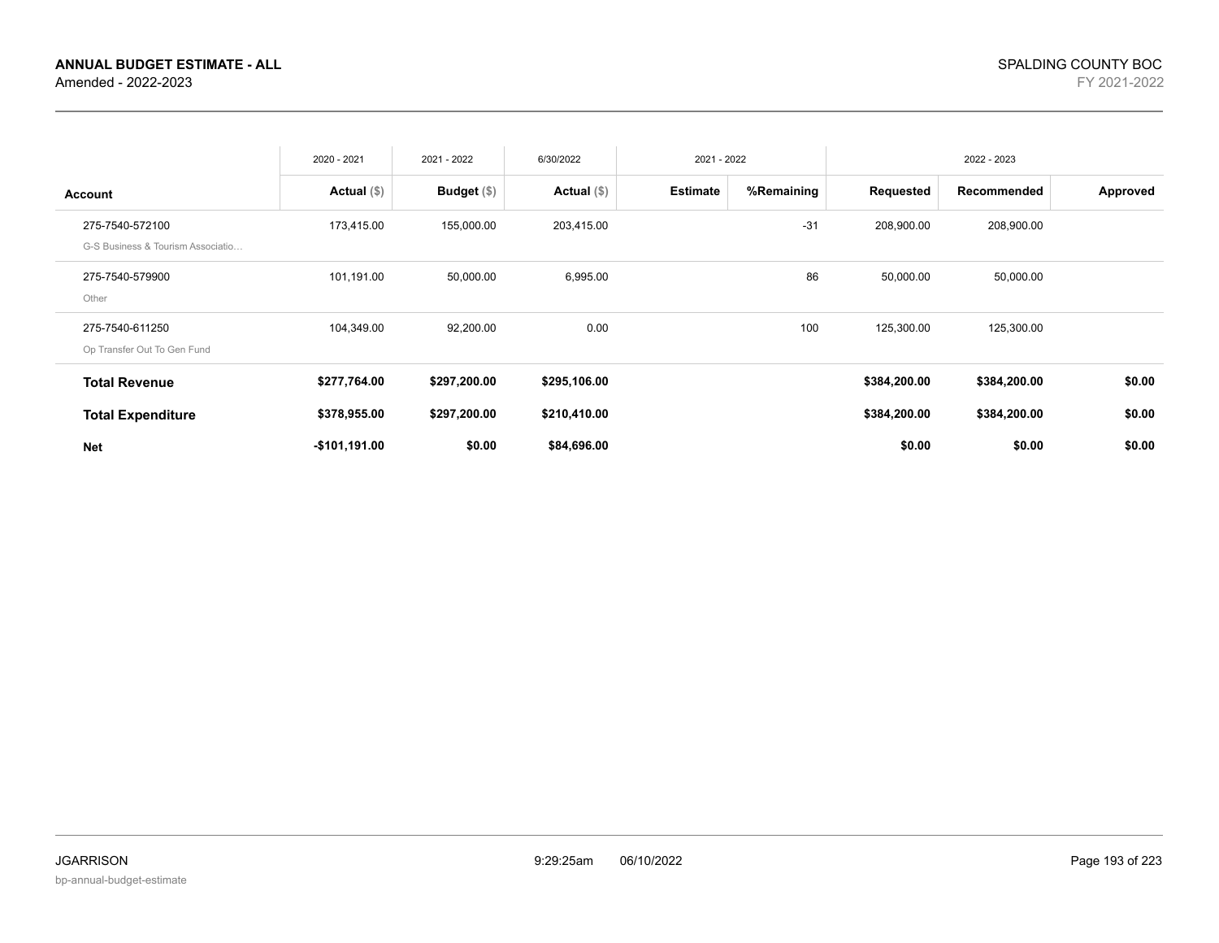**ANNUAL BUDGET ESTIMATE - ALL**
Amended - 2022-2023

SPALDING COUNTY BOC
FY 2021-2022

| | 2020 - 2021 | 2021 - 2022 | 6/30/2022 | 2021 - 2022 | | 2022 - 2023 | | |
|---|---|---|---|---|---|---|---|---|
| **Account** | **Actual ($)** | **Budget ($)** | **Actual ($)** | **Estimate** | **%Remaining** | **Requested** | **Recommended** | **Approved** |
| 275-7540-572100<br>G-S Business & Tourism Associatio… | 173,415.00 | 155,000.00 | 203,415.00 | | -31 | 208,900.00 | 208,900.00 | |
| 275-7540-579900<br>Other | 101,191.00 | 50,000.00 | 6,995.00 | | 86 | 50,000.00 | 50,000.00 | |
| 275-7540-611250<br>Op Transfer Out To Gen Fund | 104,349.00 | 92,200.00 | 0.00 | | 100 | 125,300.00 | 125,300.00 | |
| **Total Revenue** | **$277,764.00** | **$297,200.00** | **$295,106.00** | | | **$384,200.00** | **$384,200.00** | **$0.00** |
| **Total Expenditure** | **$378,955.00** | **$297,200.00** | **$210,410.00** | | | **$384,200.00** | **$384,200.00** | **$0.00** |
| **Net** | **-$101,191.00** | **$0.00** | **$84,696.00** | | | **$0.00** | **$0.00** | **$0.00** |

JGARRISON
bp-annual-budget-estimate

9:29:25am 06/10/2022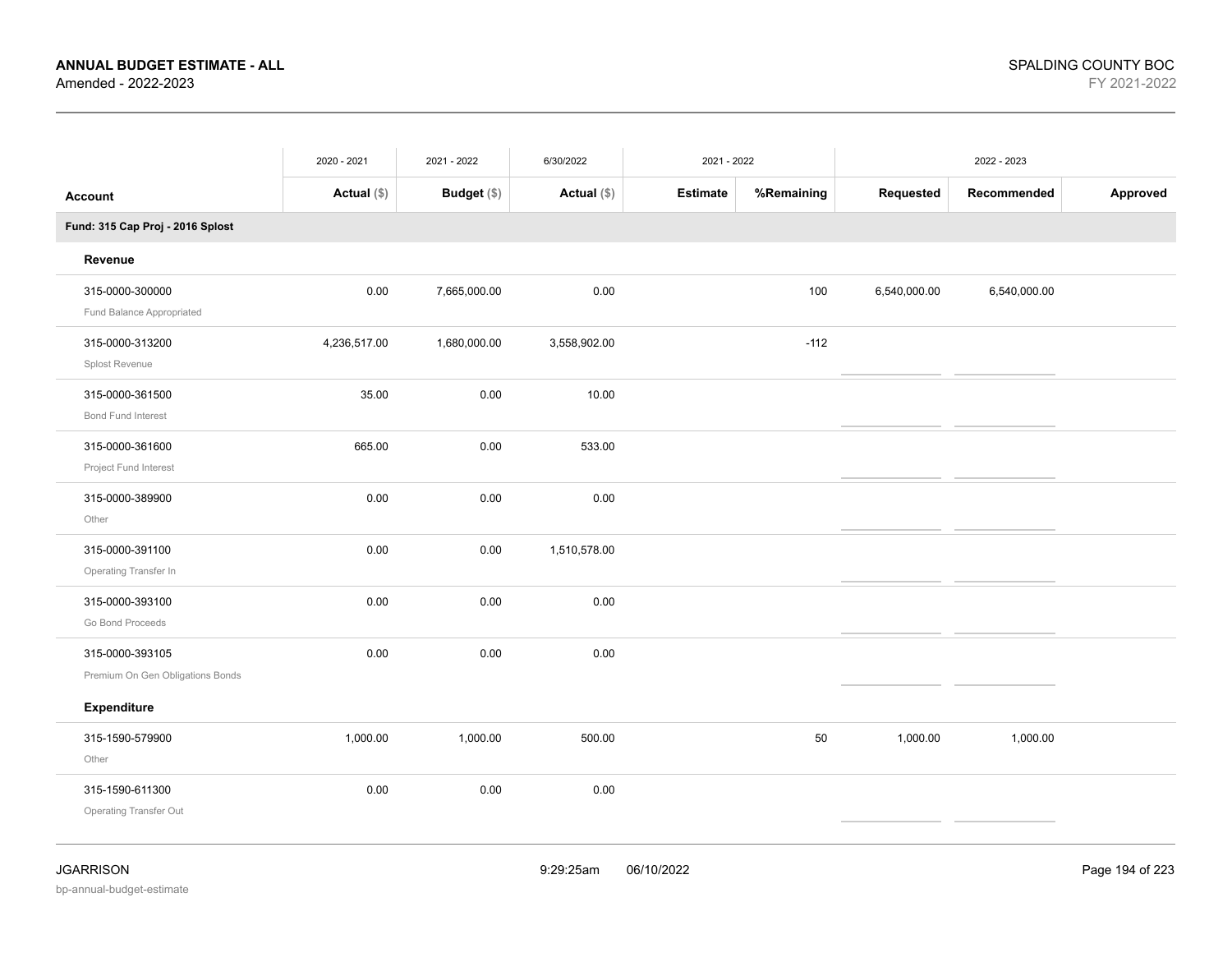**ANNUAL BUDGET ESTIMATE - ALL**
Amended - 2022-2023

SPALDING COUNTY BOC
FY 2021-2022

| Account | 2020 - 2021 Actual ($) | 2021 - 2022 Budget ($) | 6/30/2022 Actual ($) | 2021 - 2022 Estimate | 2021 - 2022 %Remaining | 2022 - 2023 Requested | 2022 - 2023 Recommended | 2022 - 2023 Approved |
|---|---|---|---|---|---|---|---|---|
| **Fund: 315 Cap Proj - 2016 Splost** | | | | | | | | |
| **Revenue** | | | | | | | | |
| 315-0000-300000 Fund Balance Appropriated | 0.00 | 7,665,000.00 | 0.00 | | 100 | 6,540,000.00 | 6,540,000.00 | |
| 315-0000-313200 Splost Revenue | 4,236,517.00 | 1,680,000.00 | 3,558,902.00 | | -112 | | | |
| 315-0000-361500 Bond Fund Interest | 35.00 | 0.00 | 10.00 | | | | | |
| 315-0000-361600 Project Fund Interest | 665.00 | 0.00 | 533.00 | | | | | |
| 315-0000-389900 Other | 0.00 | 0.00 | 0.00 | | | | | |
| 315-0000-391100 Operating Transfer In | 0.00 | 0.00 | 1,510,578.00 | | | | | |
| 315-0000-393100 Go Bond Proceeds | 0.00 | 0.00 | 0.00 | | | | | |
| 315-0000-393105 Premium On Gen Obligations Bonds | 0.00 | 0.00 | 0.00 | | | | | |
| **Expenditure** | | | | | | | | |
| 315-1590-579900 Other | 1,000.00 | 1,000.00 | 500.00 | | 50 | 1,000.00 | 1,000.00 | |
| 315-1590-611300 Operating Transfer Out | 0.00 | 0.00 | 0.00 | | | | | |

JGARRISON
bp-annual-budget-estimate

9:29:25am 06/10/2022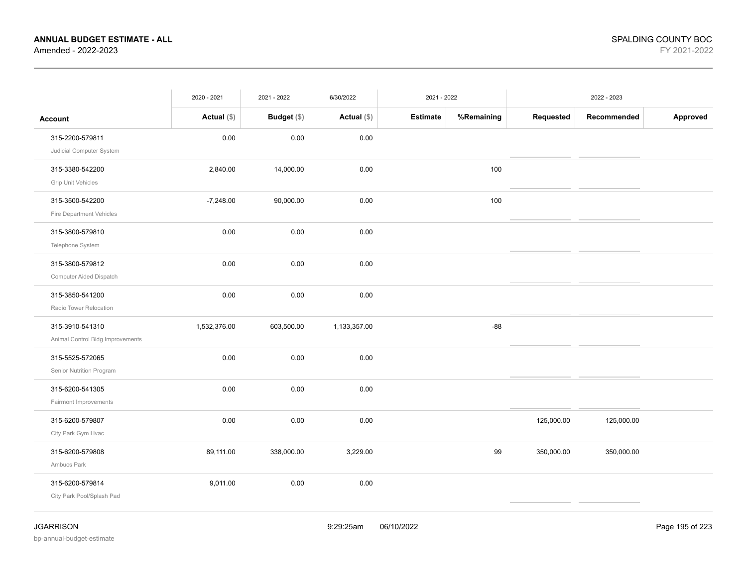**ANNUAL BUDGET ESTIMATE - ALL**
Amended - 2022-2023

SPALDING COUNTY BOC
FY 2021-2022

| Account | 2020 - 2021 Actual ($) | 2021 - 2022 Budget ($) | 6/30/2022 Actual ($) | 2021 - 2022 Estimate | 2021 - 2022 %Remaining | 2022 - 2023 Requested | 2022 - 2023 Recommended | 2022 - 2023 Approved |
|---|---|---|---|---|---|---|---|---|
| 315-2200-579811 Judicial Computer System | 0.00 | 0.00 | 0.00 | | | | | |
| 315-3380-542200 Grip Unit Vehicles | 2,840.00 | 14,000.00 | 0.00 | | 100 | | | |
| 315-3500-542200 Fire Department Vehicles | -7,248.00 | 90,000.00 | 0.00 | | 100 | | | |
| 315-3800-579810 Telephone System | 0.00 | 0.00 | 0.00 | | | | | |
| 315-3800-579812 Computer Aided Dispatch | 0.00 | 0.00 | 0.00 | | | | | |
| 315-3850-541200 Radio Tower Relocation | 0.00 | 0.00 | 0.00 | | | | | |
| 315-3910-541310 Animal Control Bldg Improvements | 1,532,376.00 | 603,500.00 | 1,133,357.00 | | -88 | | | |
| 315-5525-572065 Senior Nutrition Program | 0.00 | 0.00 | 0.00 | | | | | |
| 315-6200-541305 Fairmont Improvements | 0.00 | 0.00 | 0.00 | | | | | |
| 315-6200-579807 City Park Gym Hvac | 0.00 | 0.00 | 0.00 | | | 125,000.00 | 125,000.00 | |
| 315-6200-579808 Ambucs Park | 89,111.00 | 338,000.00 | 3,229.00 | | 99 | 350,000.00 | 350,000.00 | |
| 315-6200-579814 City Park Pool/Splash Pad | 9,011.00 | 0.00 | 0.00 | | | | | |

JGARRISON
bp-annual-budget-estimate

9:29:25am 06/10/2022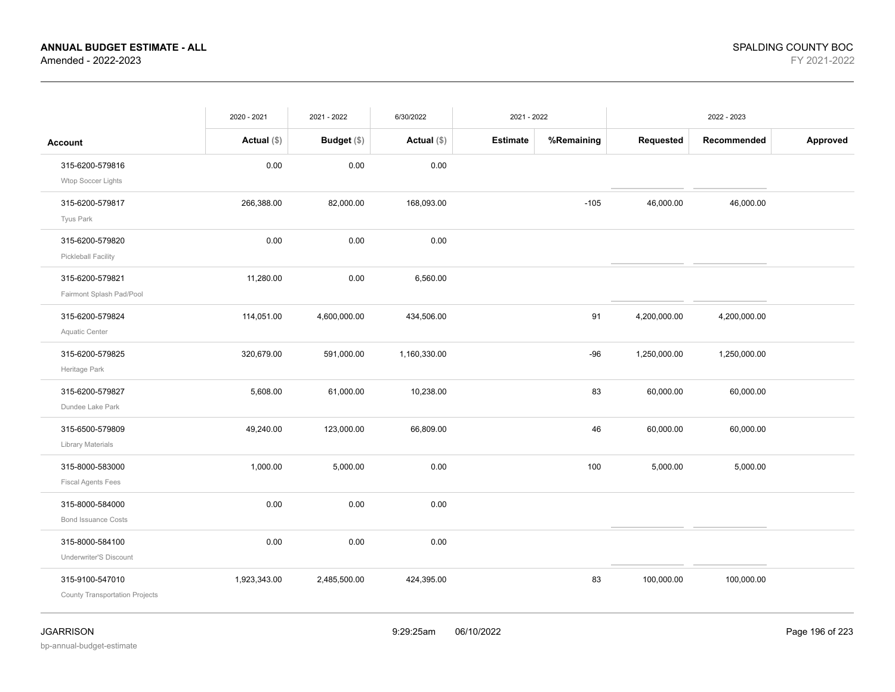**ANNUAL BUDGET ESTIMATE - ALL**
Amended - 2022-2023

SPALDING COUNTY BOC
FY 2021-2022

| Account | 2020 - 2021 Actual ($) | 2021 - 2022 Budget ($) | 6/30/2022 Actual ($) | 2021 - 2022 Estimate | %Remaining | 2022 - 2023 Requested | Recommended | Approved |
|---|---|---|---|---|---|---|---|---|
| 315-6200-579816 Wtop Soccer Lights | 0.00 | 0.00 | 0.00 | | | | | |
| 315-6200-579817 Tyus Park | 266,388.00 | 82,000.00 | 168,093.00 | | -105 | 46,000.00 | 46,000.00 | |
| 315-6200-579820 Pickleball Facility | 0.00 | 0.00 | 0.00 | | | | | |
| 315-6200-579821 Fairmont Splash Pad/Pool | 11,280.00 | 0.00 | 6,560.00 | | | | | |
| 315-6200-579824 Aquatic Center | 114,051.00 | 4,600,000.00 | 434,506.00 | | 91 | 4,200,000.00 | 4,200,000.00 | |
| 315-6200-579825 Heritage Park | 320,679.00 | 591,000.00 | 1,160,330.00 | | -96 | 1,250,000.00 | 1,250,000.00 | |
| 315-6200-579827 Dundee Lake Park | 5,608.00 | 61,000.00 | 10,238.00 | | 83 | 60,000.00 | 60,000.00 | |
| 315-6500-579809 Library Materials | 49,240.00 | 123,000.00 | 66,809.00 | | 46 | 60,000.00 | 60,000.00 | |
| 315-8000-583000 Fiscal Agents Fees | 1,000.00 | 5,000.00 | 0.00 | | 100 | 5,000.00 | 5,000.00 | |
| 315-8000-584000 Bond Issuance Costs | 0.00 | 0.00 | 0.00 | | | | | |
| 315-8000-584100 Underwriter'S Discount | 0.00 | 0.00 | 0.00 | | | | | |
| 315-9100-547010 County Transportation Projects | 1,923,343.00 | 2,485,500.00 | 424,395.00 | | 83 | 100,000.00 | 100,000.00 | |

JGARRISON
bp-annual-budget-estimate

9:29:25am 06/10/2022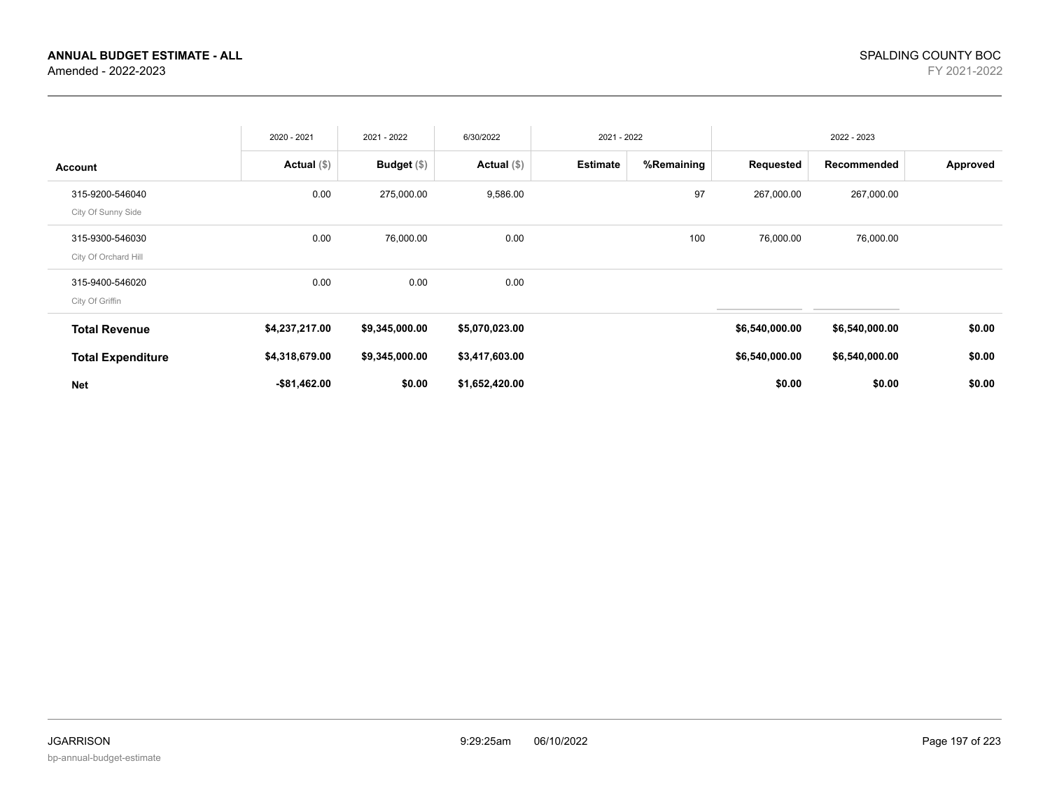**ANNUAL BUDGET ESTIMATE - ALL**
Amended - 2022-2023

SPALDING COUNTY BOC
FY 2021-2022

| Account | 2020 - 2021 Actual ($) | 2021 - 2022 Budget ($) | 6/30/2022 Actual ($) | 2021 - 2022 Estimate | %Remaining | 2022 - 2023 Requested | Recommended | Approved |
|---|---|---|---|---|---|---|---|---|
| 315-9200-546040 City Of Sunny Side | 0.00 | 275,000.00 | 9,586.00 | | 97 | 267,000.00 | 267,000.00 | |
| 315-9300-546030 City Of Orchard Hill | 0.00 | 76,000.00 | 0.00 | | 100 | 76,000.00 | 76,000.00 | |
| 315-9400-546020 City Of Griffin | 0.00 | 0.00 | 0.00 | | | | | |
| **Total Revenue** | **$4,237,217.00** | **$9,345,000.00** | **$5,070,023.00** | | | **$6,540,000.00** | **$6,540,000.00** | **$0.00** |
| **Total Expenditure** | **$4,318,679.00** | **$9,345,000.00** | **$3,417,603.00** | | | **$6,540,000.00** | **$6,540,000.00** | **$0.00** |
| **Net** | **-$81,462.00** | **$0.00** | **$1,652,420.00** | | | **$0.00** | **$0.00** | **$0.00** |

JGARRISON
bp-annual-budget-estimate

9:29:25am 06/10/2022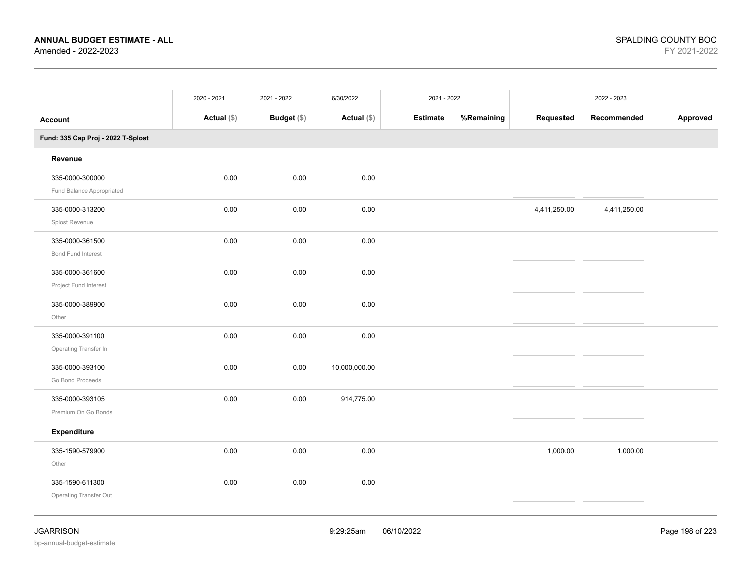**ANNUAL BUDGET ESTIMATE - ALL**
Amended - 2022-2023

SPALDING COUNTY BOC
FY 2021-2022

| Account | 2020 - 2021 Actual ($) | 2021 - 2022 Budget ($) | 6/30/2022 Actual ($) | 2021 - 2022 Estimate | 2021 - 2022 %Remaining | 2022 - 2023 Requested | 2022 - 2023 Recommended | 2022 - 2023 Approved |
|---|---|---|---|---|---|---|---|---|
| **Fund: 335 Cap Proj - 2022 T-Splost** | | | | | | | | |
| **Revenue** | | | | | | | | |
| 335-0000-300000 Fund Balance Appropriated | 0.00 | 0.00 | 0.00 | | | | | |
| 335-0000-313200 Splost Revenue | 0.00 | 0.00 | 0.00 | | | 4,411,250.00 | 4,411,250.00 | |
| 335-0000-361500 Bond Fund Interest | 0.00 | 0.00 | 0.00 | | | | | |
| 335-0000-361600 Project Fund Interest | 0.00 | 0.00 | 0.00 | | | | | |
| 335-0000-389900 Other | 0.00 | 0.00 | 0.00 | | | | | |
| 335-0000-391100 Operating Transfer In | 0.00 | 0.00 | 0.00 | | | | | |
| 335-0000-393100 Go Bond Proceeds | 0.00 | 0.00 | 10,000,000.00 | | | | | |
| 335-0000-393105 Premium On Go Bonds | 0.00 | 0.00 | 914,775.00 | | | | | |
| **Expenditure** | | | | | | | | |
| 335-1590-579900 Other | 0.00 | 0.00 | 0.00 | | | 1,000.00 | 1,000.00 | |
| 335-1590-611300 Operating Transfer Out | 0.00 | 0.00 | 0.00 | | | | | |

JGARRISON
bp-annual-budget-estimate
9:29:25am 06/10/2022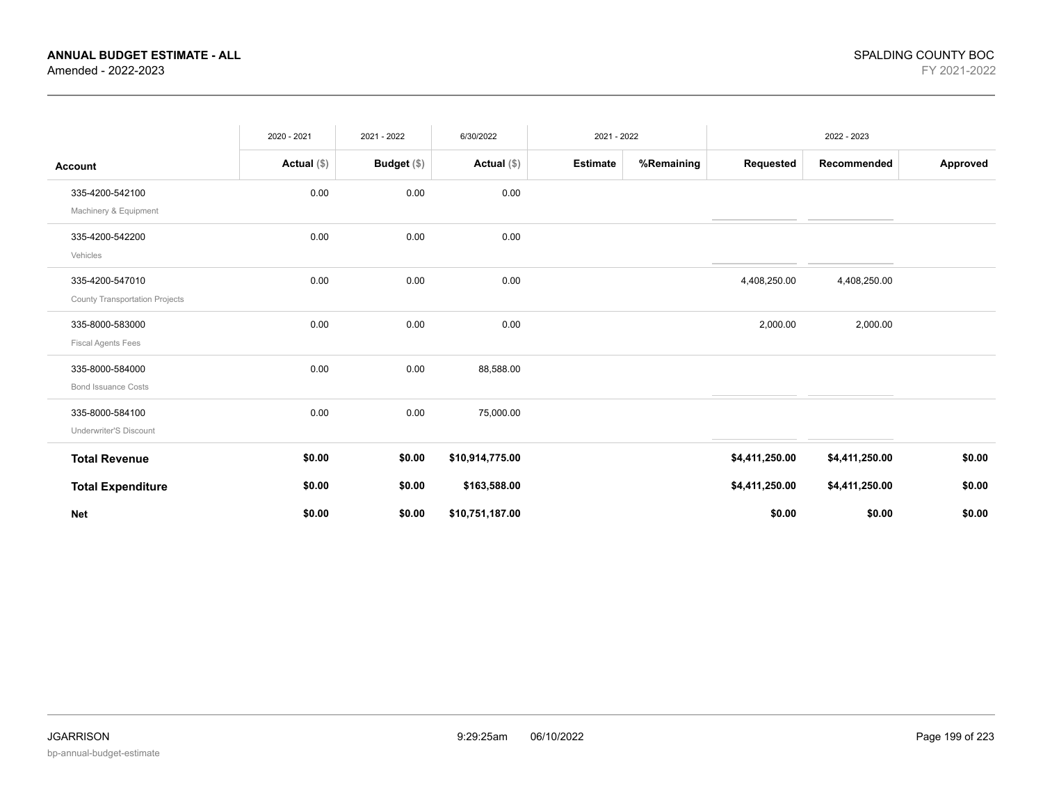**ANNUAL BUDGET ESTIMATE - ALL**
Amended - 2022-2023

SPALDING COUNTY BOC
FY 2021-2022

| Account | 2020 - 2021 Actual ($) | 2021 - 2022 Budget ($) | 6/30/2022 Actual ($) | 2021 - 2022 Estimate | 2021 - 2022 %Remaining | 2022 - 2023 Requested | 2022 - 2023 Recommended | 2022 - 2023 Approved |
|---|---|---|---|---|---|---|---|---|
| 335-4200-542100 Machinery & Equipment | 0.00 | 0.00 | 0.00 | | | | | |
| 335-4200-542200 Vehicles | 0.00 | 0.00 | 0.00 | | | | | |
| 335-4200-547010 County Transportation Projects | 0.00 | 0.00 | 0.00 | | | 4,408,250.00 | 4,408,250.00 | |
| 335-8000-583000 Fiscal Agents Fees | 0.00 | 0.00 | 0.00 | | | 2,000.00 | 2,000.00 | |
| 335-8000-584000 Bond Issuance Costs | 0.00 | 0.00 | 88,588.00 | | | | | |
| 335-8000-584100 Underwriter'S Discount | 0.00 | 0.00 | 75,000.00 | | | | | |
| **Total Revenue** | **$0.00** | **$0.00** | **$10,914,775.00** | | | **$4,411,250.00** | **$4,411,250.00** | **$0.00** |
| **Total Expenditure** | **$0.00** | **$0.00** | **$163,588.00** | | | **$4,411,250.00** | **$4,411,250.00** | **$0.00** |
| **Net** | **$0.00** | **$0.00** | **$10,751,187.00** | | | **$0.00** | **$0.00** | **$0.00** |

JGARRISON
bp-annual-budget-estimate

9:29:25am 06/10/2022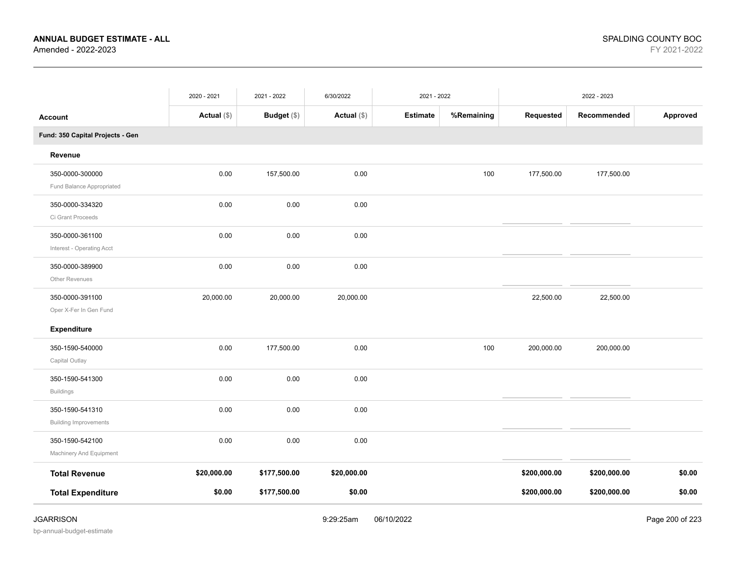**ANNUAL BUDGET ESTIMATE - ALL**
Amended - 2022-2023

SPALDING COUNTY BOC
FY 2021-2022

| Account | 2020 - 2021 Actual ($) | 2021 - 2022 Budget ($) | 6/30/2022 Actual ($) | 2021 - 2022 Estimate | %Remaining | 2022 - 2023 Requested | Recommended | Approved |
|---|---|---|---|---|---|---|---|---|
| **Fund: 350 Capital Projects - Gen** | | | | | | | | |
| **Revenue** | | | | | | | | |
| 350-0000-300000 Fund Balance Appropriated | 0.00 | 157,500.00 | 0.00 | | 100 | 177,500.00 | 177,500.00 | |
| 350-0000-334320 Ci Grant Proceeds | 0.00 | 0.00 | 0.00 | | | | | |
| 350-0000-361100 Interest - Operating Acct | 0.00 | 0.00 | 0.00 | | | | | |
| 350-0000-389900 Other Revenues | 0.00 | 0.00 | 0.00 | | | | | |
| 350-0000-391100 Oper X-Fer In Gen Fund | 20,000.00 | 20,000.00 | 20,000.00 | | | 22,500.00 | 22,500.00 | |
| **Expenditure** | | | | | | | | |
| 350-1590-540000 Capital Outlay | 0.00 | 177,500.00 | 0.00 | | 100 | 200,000.00 | 200,000.00 | |
| 350-1590-541300 Buildings | 0.00 | 0.00 | 0.00 | | | | | |
| 350-1590-541310 Building Improvements | 0.00 | 0.00 | 0.00 | | | | | |
| 350-1590-542100 Machinery And Equipment | 0.00 | 0.00 | 0.00 | | | | | |
| **Total Revenue** | **$20,000.00** | **$177,500.00** | **$20,000.00** | | | **$200,000.00** | **$200,000.00** | **$0.00** |
| **Total Expenditure** | **$0.00** | **$177,500.00** | **$0.00** | | | **$200,000.00** | **$200,000.00** | **$0.00** |

JGARRISON 9:29:25am 06/10/2022
bp-annual-budget-estimate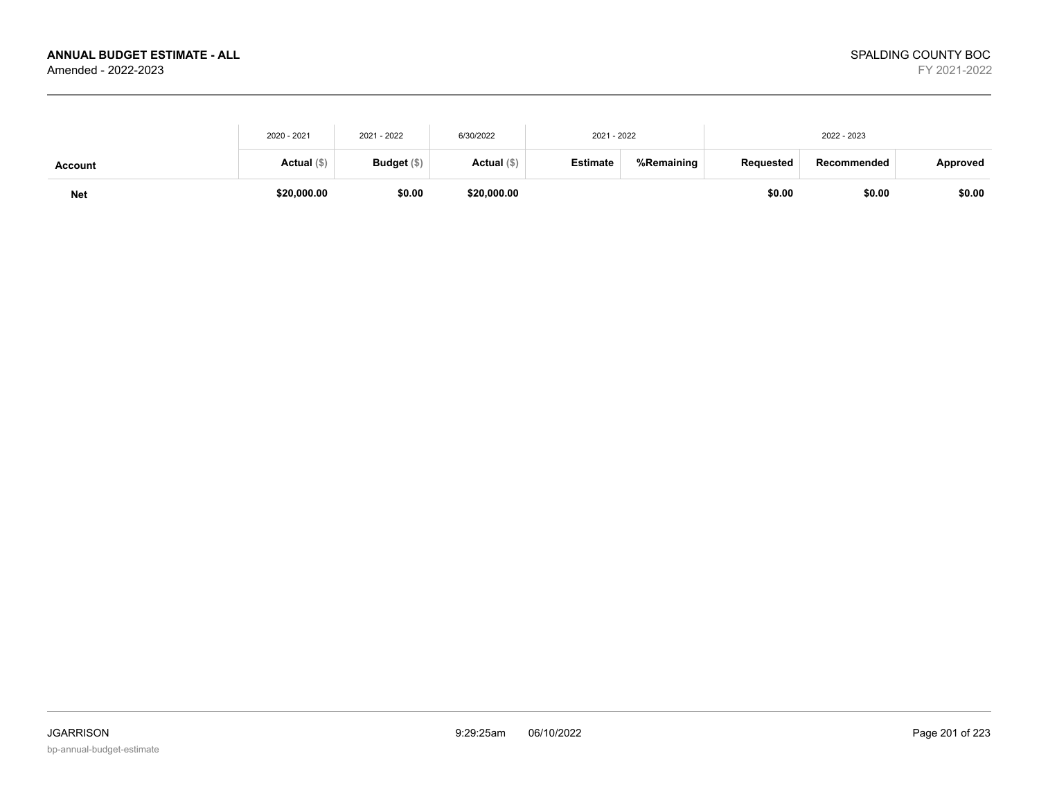| | 2020 - 2021 | 2021 - 2022 | 6/30/2022 | 2021 - 2022 | | 2022 - 2023 | | |
|---|---|---|---|---|---|---|---|---|
| **Account** | **Actual** ($) | **Budget** ($) | **Actual** ($) | **Estimate** | **%Remaining** | **Requested** | **Recommended** | **Approved** |
| **Net** | **$20,000.00** | **$0.00** | **$20,000.00** | | | **$0.00** | **$0.00** | **$0.00** |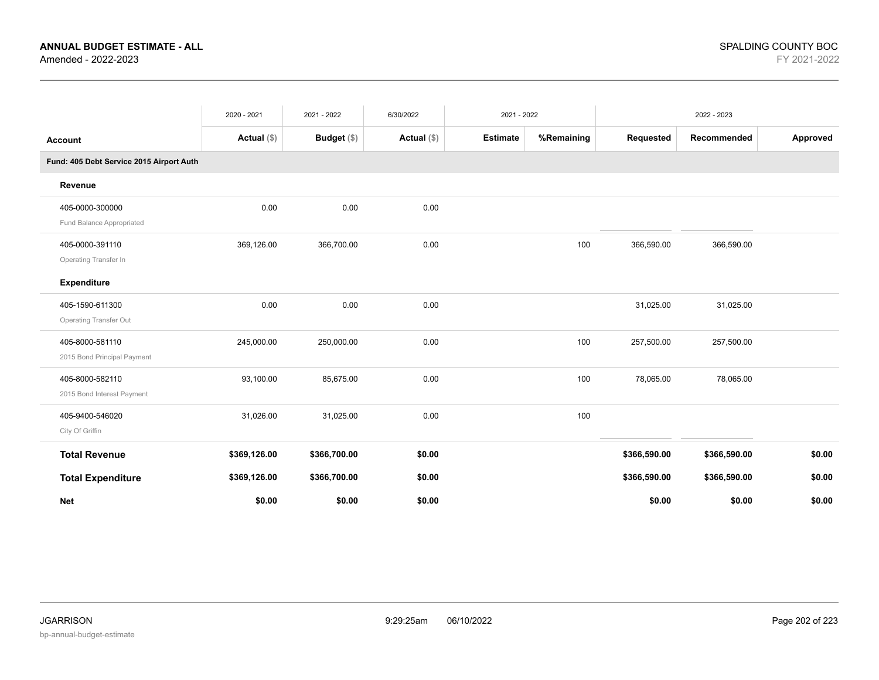**ANNUAL BUDGET ESTIMATE - ALL**
Amended - 2022-2023

SPALDING COUNTY BOC
FY 2021-2022

| | 2020 - 2021 | 2021 - 2022 | 6/30/2022 | 2021 - 2022 | | 2022 - 2023 | | |
|---|---|---|---|---|---|---|---|---|
| **Account** | **Actual ($)** | **Budget ($)** | **Actual ($)** | **Estimate** | **%Remaining** | **Requested** | **Recommended** | **Approved** |
| **Fund: 405 Debt Service 2015 Airport Auth** | | | | | | | | |
| **Revenue** | | | | | | | | |
| 405-0000-300000 Fund Balance Appropriated | 0.00 | 0.00 | 0.00 | | | | | |
| 405-0000-391110 Operating Transfer In | 369,126.00 | 366,700.00 | 0.00 | | 100 | 366,590.00 | 366,590.00 | |
| **Expenditure** | | | | | | | | |
| 405-1590-611300 Operating Transfer Out | 0.00 | 0.00 | 0.00 | | | 31,025.00 | 31,025.00 | |
| 405-8000-581110 2015 Bond Principal Payment | 245,000.00 | 250,000.00 | 0.00 | | 100 | 257,500.00 | 257,500.00 | |
| 405-8000-582110 2015 Bond Interest Payment | 93,100.00 | 85,675.00 | 0.00 | | 100 | 78,065.00 | 78,065.00 | |
| 405-9400-546020 City Of Griffin | 31,026.00 | 31,025.00 | 0.00 | | 100 | | | |
| **Total Revenue** | **$369,126.00** | **$366,700.00** | **$0.00** | | | **$366,590.00** | **$366,590.00** | **$0.00** |
| **Total Expenditure** | **$369,126.00** | **$366,700.00** | **$0.00** | | | **$366,590.00** | **$366,590.00** | **$0.00** |
| **Net** | **$0.00** | **$0.00** | **$0.00** | | | **$0.00** | **$0.00** | **$0.00** |

JGARRISON
bp-annual-budget-estimate
9:29:25am 06/10/2022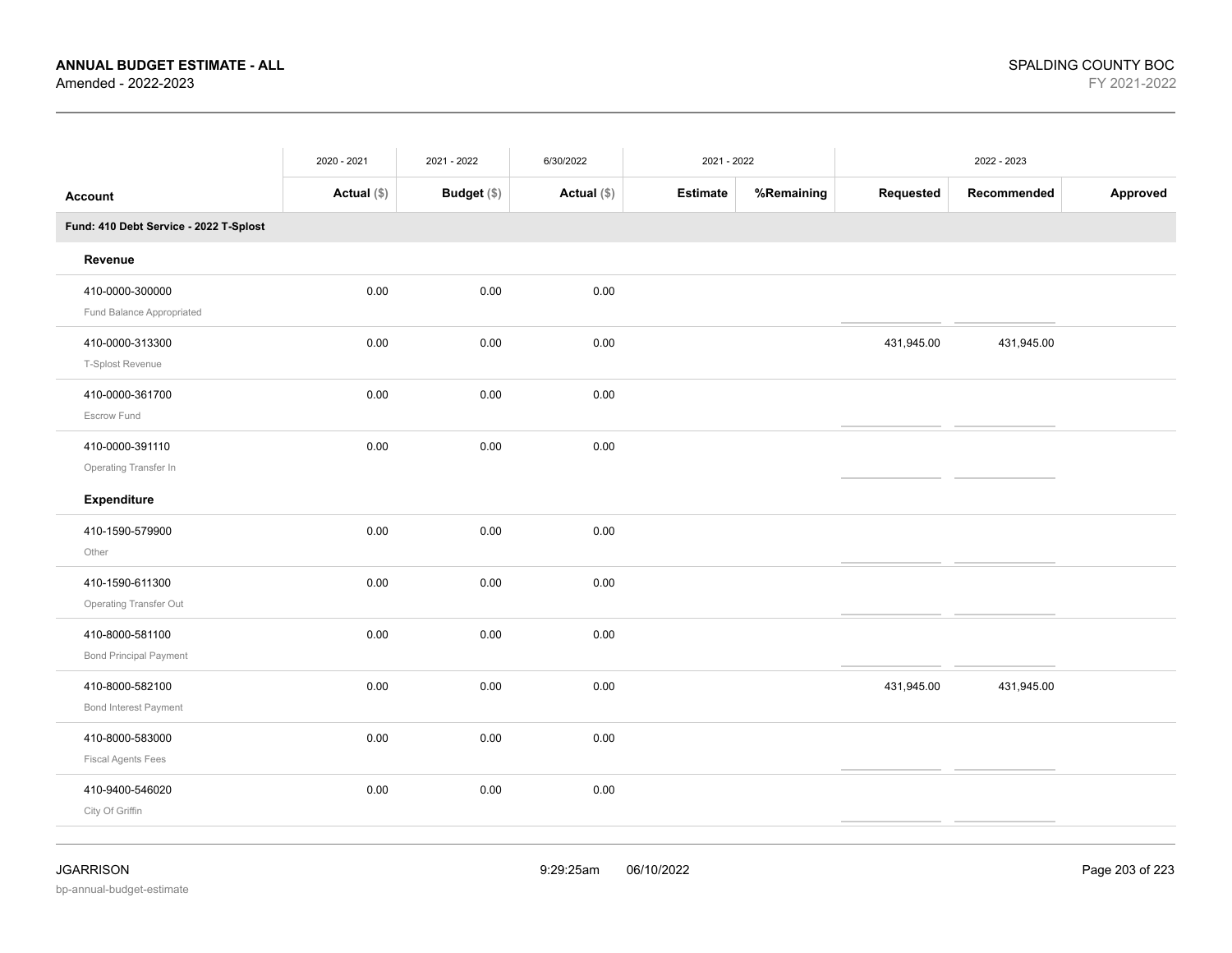**ANNUAL BUDGET ESTIMATE - ALL**
Amended - 2022-2023

SPALDING COUNTY BOC
FY 2021-2022

| | 2020 - 2021 | 2021 - 2022 | 6/30/2022 | 2021 - 2022 | | 2022 - 2023 | | |
|---|---|---|---|---|---|---|---|---|
| **Account** | **Actual** ($) | **Budget** ($) | **Actual** ($) | **Estimate** | **%Remaining** | **Requested** | **Recommended** | **Approved** |
| **Fund: 410 Debt Service - 2022 T-Splost** | | | | | | | | |
| **Revenue** | | | | | | | | |
| 410-0000-300000<br>Fund Balance Appropriated | 0.00 | 0.00 | 0.00 | | | | | |
| 410-0000-313300<br>T-Splost Revenue | 0.00 | 0.00 | 0.00 | | | 431,945.00 | 431,945.00 | |
| 410-0000-361700<br>Escrow Fund | 0.00 | 0.00 | 0.00 | | | | | |
| 410-0000-391110<br>Operating Transfer In | 0.00 | 0.00 | 0.00 | | | | | |
| **Expenditure** | | | | | | | | |
| 410-1590-579900<br>Other | 0.00 | 0.00 | 0.00 | | | | | |
| 410-1590-611300<br>Operating Transfer Out | 0.00 | 0.00 | 0.00 | | | | | |
| 410-8000-581100<br>Bond Principal Payment | 0.00 | 0.00 | 0.00 | | | | | |
| 410-8000-582100<br>Bond Interest Payment | 0.00 | 0.00 | 0.00 | | | 431,945.00 | 431,945.00 | |
| 410-8000-583000<br>Fiscal Agents Fees | 0.00 | 0.00 | 0.00 | | | | | |
| 410-9400-546020<br>City Of Griffin | 0.00 | 0.00 | 0.00 | | | | | |

JGARRISON 9:29:25am 06/10/2022
bp-annual-budget-estimate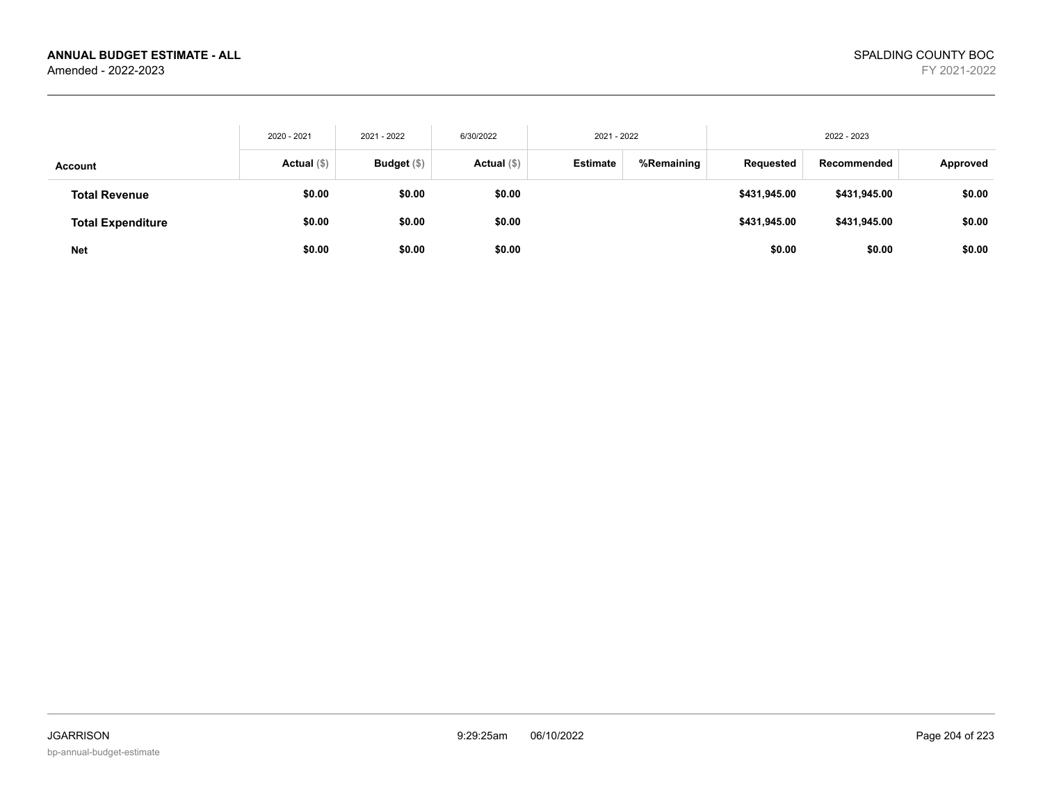**ANNUAL BUDGET ESTIMATE - ALL**
Amended - 2022-2023

SPALDING COUNTY BOC
FY 2021-2022

| | 2020 - 2021 | 2021 - 2022 | 6/30/2022 | 2021 - 2022 | | 2022 - 2023 | | |
|---|---|---|---|---|---|---|---|---|
| **Account** | **Actual** ($) | **Budget** ($) | **Actual** ($) | **Estimate** | **%Remaining** | **Requested** | **Recommended** | **Approved** |
| **Total Revenue** | **$0.00** | **$0.00** | **$0.00** | | | **$431,945.00** | **$431,945.00** | **$0.00** |
| **Total Expenditure** | **$0.00** | **$0.00** | **$0.00** | | | **$431,945.00** | **$431,945.00** | **$0.00** |
| **Net** | **$0.00** | **$0.00** | **$0.00** | | | **$0.00** | **$0.00** | **$0.00** |

JGARRISON 9:29:25am 06/10/2022
bp-annual-budget-estimate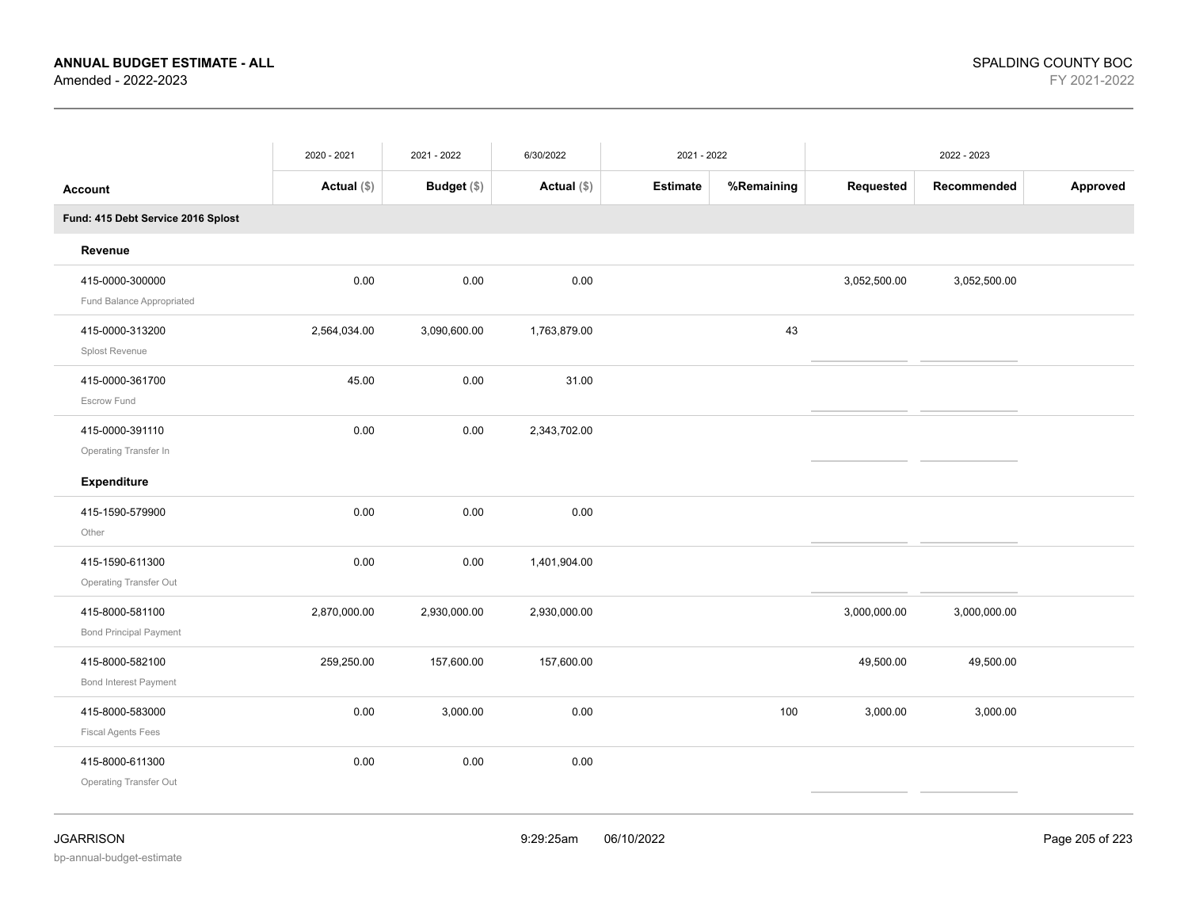**ANNUAL BUDGET ESTIMATE - ALL**
Amended - 2022-2023

SPALDING COUNTY BOC
FY 2021-2022

| Account | 2020 - 2021 Actual ($) | 2021 - 2022 Budget ($) | 6/30/2022 Actual ($) | 2021 - 2022 Estimate | 2021 - 2022 %Remaining | 2022 - 2023 Requested | 2022 - 2023 Recommended | 2022 - 2023 Approved |
|---|---|---|---|---|---|---|---|---|
| **Fund: 415 Debt Service 2016 Splost** | | | | | | | | |
| **Revenue** | | | | | | | | |
| 415-0000-300000 Fund Balance Appropriated | 0.00 | 0.00 | 0.00 | | | 3,052,500.00 | 3,052,500.00 | |
| 415-0000-313200 Splost Revenue | 2,564,034.00 | 3,090,600.00 | 1,763,879.00 | | 43 | | | |
| 415-0000-361700 Escrow Fund | 45.00 | 0.00 | 31.00 | | | | | |
| 415-0000-391110 Operating Transfer In | 0.00 | 0.00 | 2,343,702.00 | | | | | |
| **Expenditure** | | | | | | | | |
| 415-1590-579900 Other | 0.00 | 0.00 | 0.00 | | | | | |
| 415-1590-611300 Operating Transfer Out | 0.00 | 0.00 | 1,401,904.00 | | | | | |
| 415-8000-581100 Bond Principal Payment | 2,870,000.00 | 2,930,000.00 | 2,930,000.00 | | | 3,000,000.00 | 3,000,000.00 | |
| 415-8000-582100 Bond Interest Payment | 259,250.00 | 157,600.00 | 157,600.00 | | | 49,500.00 | 49,500.00 | |
| 415-8000-583000 Fiscal Agents Fees | 0.00 | 3,000.00 | 0.00 | | 100 | 3,000.00 | 3,000.00 | |
| 415-8000-611300 Operating Transfer Out | 0.00 | 0.00 | 0.00 | | | | | |

JGARRISON
bp-annual-budget-estimate

9:29:25am 06/10/2022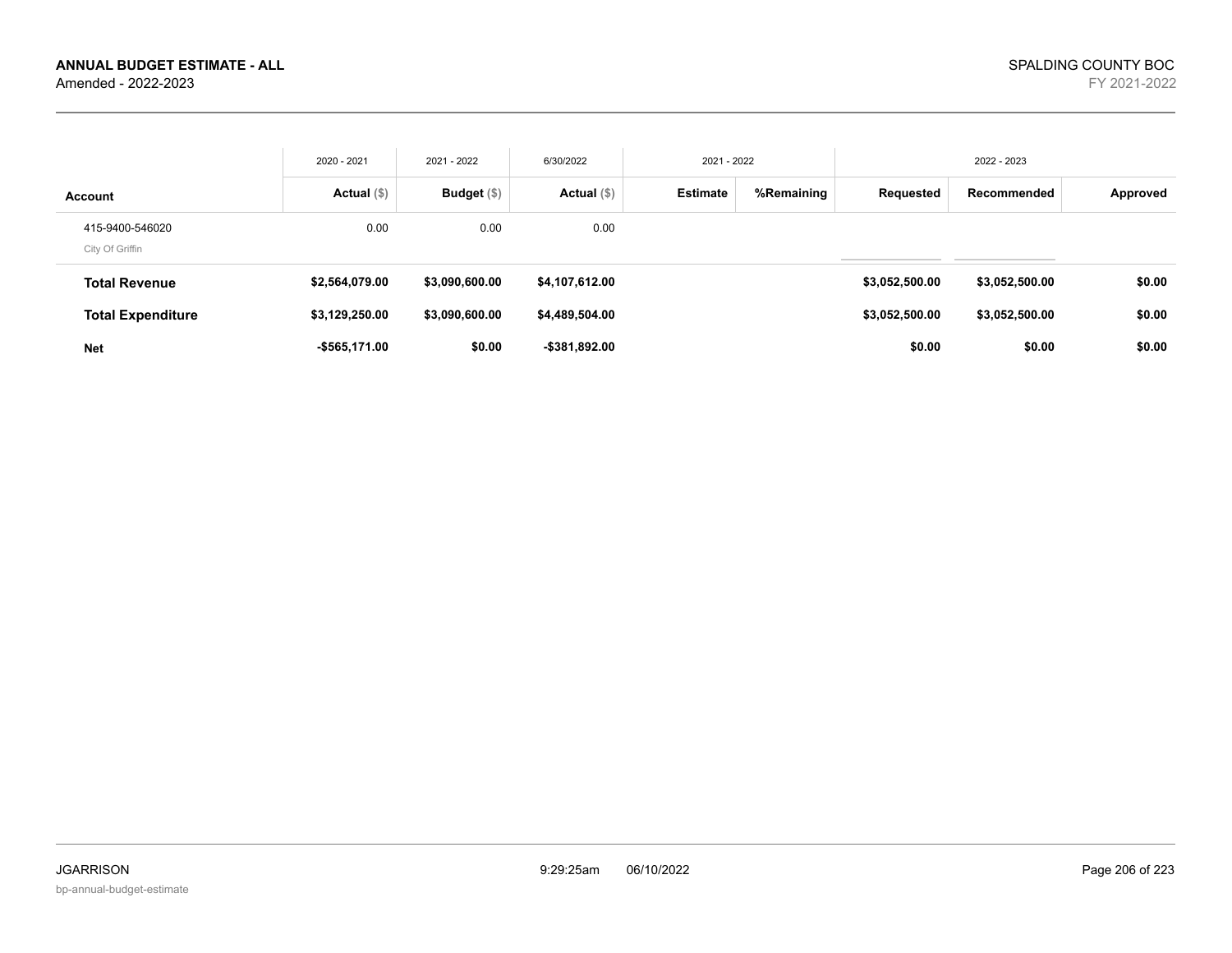**ANNUAL BUDGET ESTIMATE - ALL**
Amended - 2022-2023

SPALDING COUNTY BOC
FY 2021-2022

| Account | 2020 - 2021 Actual ($) | 2021 - 2022 Budget ($) | 6/30/2022 Actual ($) | 2021 - 2022 Estimate | 2021 - 2022 %Remaining | 2022 - 2023 Requested | 2022 - 2023 Recommended | 2022 - 2023 Approved |
|---|---|---|---|---|---|---|---|---|
| 415-9400-546020 City Of Griffin | 0.00 | 0.00 | 0.00 | | | | | |
| **Total Revenue** | **$2,564,079.00** | **$3,090,600.00** | **$4,107,612.00** | | | **$3,052,500.00** | **$3,052,500.00** | **$0.00** |
| **Total Expenditure** | **$3,129,250.00** | **$3,090,600.00** | **$4,489,504.00** | | | **$3,052,500.00** | **$3,052,500.00** | **$0.00** |
| **Net** | **-$565,171.00** | **$0.00** | **-$381,892.00** | | | **$0.00** | **$0.00** | **$0.00** |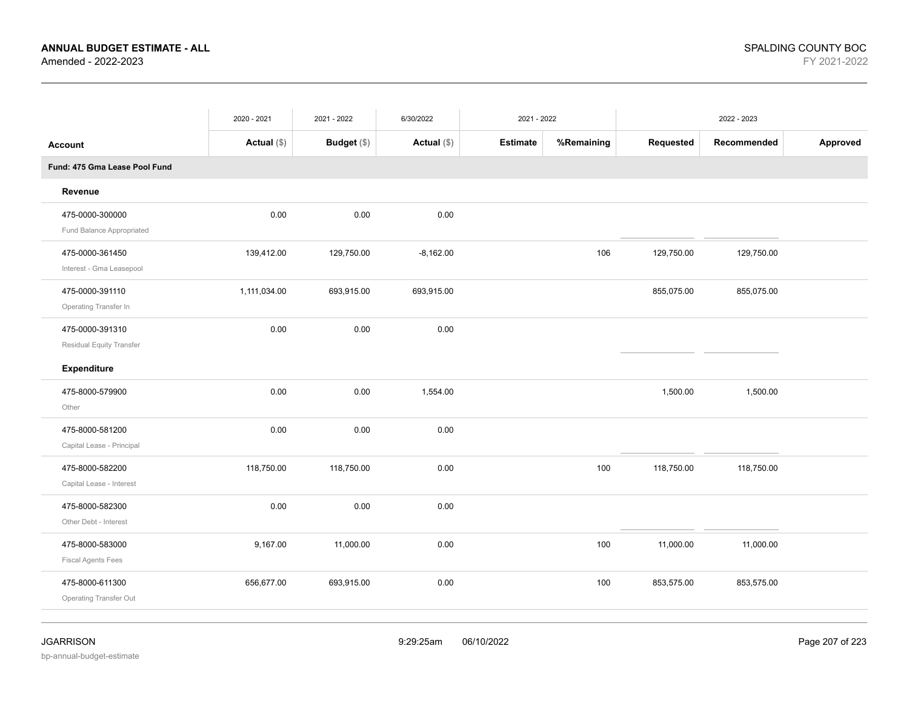**ANNUAL BUDGET ESTIMATE - ALL**
Amended - 2022-2023

SPALDING COUNTY BOC
FY 2021-2022

| Account | 2020 - 2021 Actual ($) | 2021 - 2022 Budget ($) | 6/30/2022 Actual ($) | 2021 - 2022 Estimate | %Remaining | 2022 - 2023 Requested | Recommended | Approved |
|---|---|---|---|---|---|---|---|---|
| **Fund: 475 Gma Lease Pool Fund** | | | | | | | | |
| **Revenue** | | | | | | | | |
| 475-0000-300000 Fund Balance Appropriated | 0.00 | 0.00 | 0.00 | | | | | |
| 475-0000-361450 Interest - Gma Leasepool | 139,412.00 | 129,750.00 | -8,162.00 | | 106 | 129,750.00 | 129,750.00 | |
| 475-0000-391110 Operating Transfer In | 1,111,034.00 | 693,915.00 | 693,915.00 | | | 855,075.00 | 855,075.00 | |
| 475-0000-391310 Residual Equity Transfer | 0.00 | 0.00 | 0.00 | | | | | |
| **Expenditure** | | | | | | | | |
| 475-8000-579900 Other | 0.00 | 0.00 | 1,554.00 | | | 1,500.00 | 1,500.00 | |
| 475-8000-581200 Capital Lease - Principal | 0.00 | 0.00 | 0.00 | | | | | |
| 475-8000-582200 Capital Lease - Interest | 118,750.00 | 118,750.00 | 0.00 | | 100 | 118,750.00 | 118,750.00 | |
| 475-8000-582300 Other Debt - Interest | 0.00 | 0.00 | 0.00 | | | | | |
| 475-8000-583000 Fiscal Agents Fees | 9,167.00 | 11,000.00 | 0.00 | | 100 | 11,000.00 | 11,000.00 | |
| 475-8000-611300 Operating Transfer Out | 656,677.00 | 693,915.00 | 0.00 | | 100 | 853,575.00 | 853,575.00 | |

JGARRISON
bp-annual-budget-estimate
9:29:25am 06/10/2022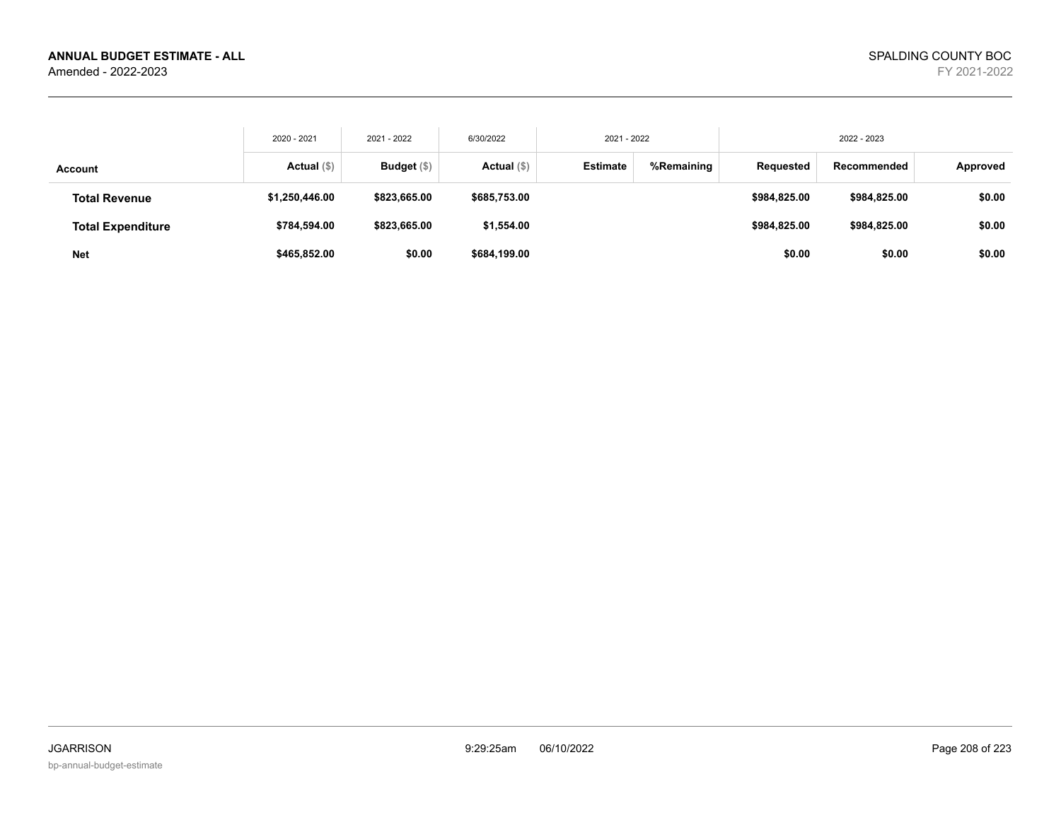**ANNUAL BUDGET ESTIMATE - ALL**
Amended - 2022-2023

SPALDING COUNTY BOC
FY 2021-2022

| | 2020 - 2021 | 2021 - 2022 | 6/30/2022 | 2021 - 2022 | | 2022 - 2023 | | |
|---|---|---|---|---|---|---|---|---|
| **Account** | **Actual** ($) | **Budget** ($) | **Actual** ($) | **Estimate** | **%Remaining** | **Requested** | **Recommended** | **Approved** |
| **Total Revenue** | **$1,250,446.00** | **$823,665.00** | **$685,753.00** | | | **$984,825.00** | **$984,825.00** | **$0.00** |
| **Total Expenditure** | **$784,594.00** | **$823,665.00** | **$1,554.00** | | | **$984,825.00** | **$984,825.00** | **$0.00** |
| **Net** | **$465,852.00** | **$0.00** | **$684,199.00** | | | **$0.00** | **$0.00** | **$0.00** |

JGARRISON
bp-annual-budget-estimate
9:29:25am 06/10/2022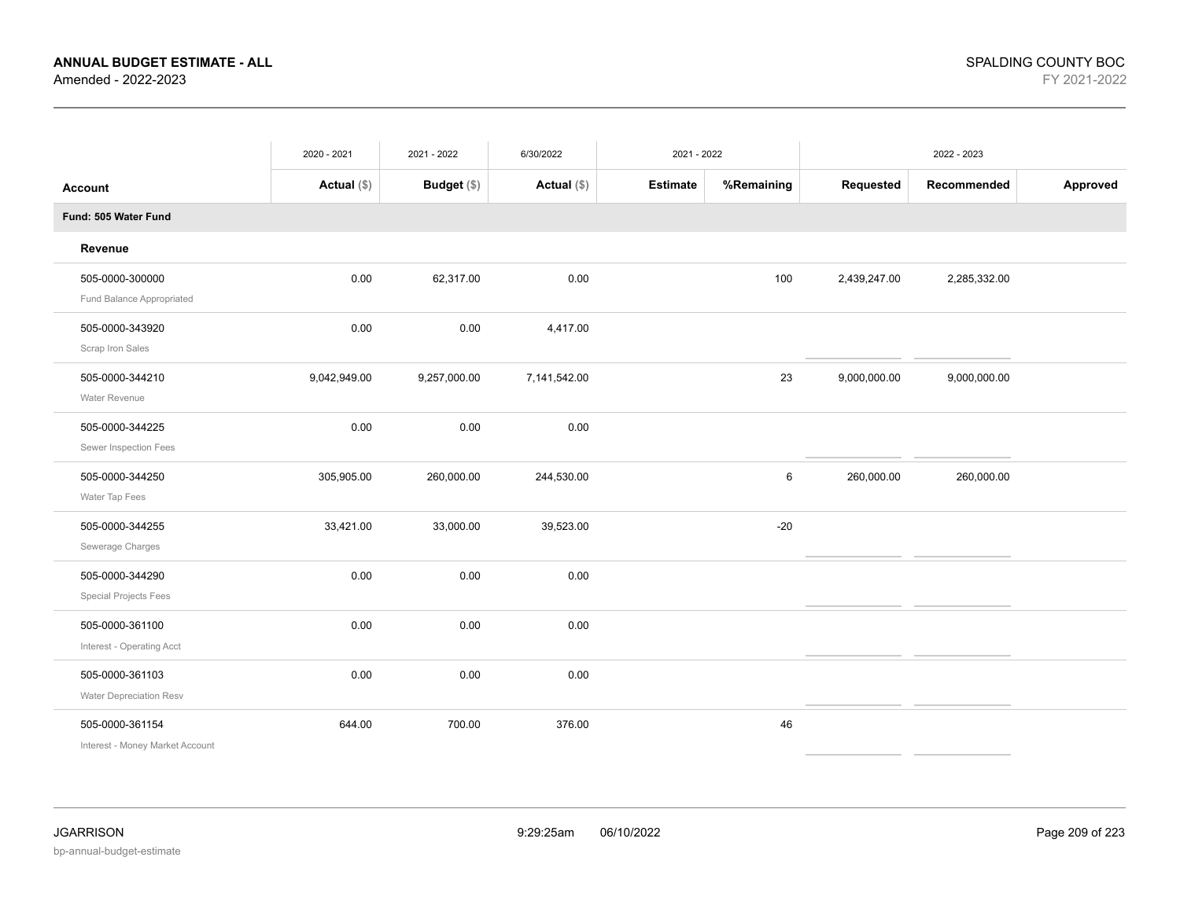**ANNUAL BUDGET ESTIMATE - ALL**
Amended - 2022-2023

SPALDING COUNTY BOC
FY 2021-2022

| | 2020 - 2021 | 2021 - 2022 | 6/30/2022 | 2021 - 2022 | | 2022 - 2023 | | |
|---|---|---|---|---|---|---|---|---|
| **Account** | **Actual ($)** | **Budget ($)** | **Actual ($)** | **Estimate** | **%Remaining** | **Requested** | **Recommended** | **Approved** |
| **Fund: 505 Water Fund** | | | | | | | | |
| **Revenue** | | | | | | | | |
| 505-0000-300000 Fund Balance Appropriated | 0.00 | 62,317.00 | 0.00 | | 100 | 2,439,247.00 | 2,285,332.00 | |
| 505-0000-343920 Scrap Iron Sales | 0.00 | 0.00 | 4,417.00 | | | | | |
| 505-0000-344210 Water Revenue | 9,042,949.00 | 9,257,000.00 | 7,141,542.00 | | 23 | 9,000,000.00 | 9,000,000.00 | |
| 505-0000-344225 Sewer Inspection Fees | 0.00 | 0.00 | 0.00 | | | | | |
| 505-0000-344250 Water Tap Fees | 305,905.00 | 260,000.00 | 244,530.00 | | 6 | 260,000.00 | 260,000.00 | |
| 505-0000-344255 Sewerage Charges | 33,421.00 | 33,000.00 | 39,523.00 | | -20 | | | |
| 505-0000-344290 Special Projects Fees | 0.00 | 0.00 | 0.00 | | | | | |
| 505-0000-361100 Interest - Operating Acct | 0.00 | 0.00 | 0.00 | | | | | |
| 505-0000-361103 Water Depreciation Resv | 0.00 | 0.00 | 0.00 | | | | | |
| 505-0000-361154 Interest - Money Market Account | 644.00 | 700.00 | 376.00 | | 46 | | | |

JGARRISON
bp-annual-budget-estimate

9:29:25am 06/10/2022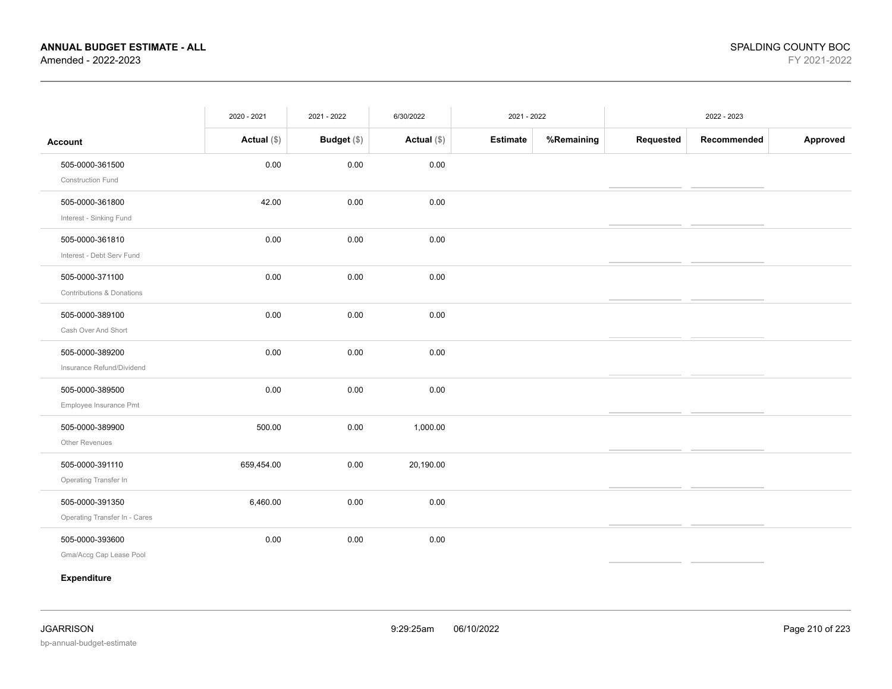**ANNUAL BUDGET ESTIMATE - ALL**
Amended - 2022-2023

SPALDING COUNTY BOC
FY 2021-2022

| Account | 2020 - 2021 Actual ($) | 2021 - 2022 Budget ($) | 6/30/2022 Actual ($) | 2021 - 2022 Estimate | %Remaining | 2022 - 2023 Requested | Recommended | Approved |
|---|---|---|---|---|---|---|---|---|
| 505-0000-361500<br>Construction Fund | 0.00 | 0.00 | 0.00 | | | | | |
| 505-0000-361800<br>Interest - Sinking Fund | 42.00 | 0.00 | 0.00 | | | | | |
| 505-0000-361810<br>Interest - Debt Serv Fund | 0.00 | 0.00 | 0.00 | | | | | |
| 505-0000-371100<br>Contributions & Donations | 0.00 | 0.00 | 0.00 | | | | | |
| 505-0000-389100<br>Cash Over And Short | 0.00 | 0.00 | 0.00 | | | | | |
| 505-0000-389200<br>Insurance Refund/Dividend | 0.00 | 0.00 | 0.00 | | | | | |
| 505-0000-389500<br>Employee Insurance Pmt | 0.00 | 0.00 | 0.00 | | | | | |
| 505-0000-389900<br>Other Revenues | 500.00 | 0.00 | 1,000.00 | | | | | |
| 505-0000-391110<br>Operating Transfer In | 659,454.00 | 0.00 | 20,190.00 | | | | | |
| 505-0000-391350<br>Operating Transfer In - Cares | 6,460.00 | 0.00 | 0.00 | | | | | |
| 505-0000-393600<br>Gma/Accg Cap Lease Pool | 0.00 | 0.00 | 0.00 | | | | | |
| **Expenditure** | | | | | | | | |

JGARRISON
bp-annual-budget-estimate

9:29:25am 06/10/2022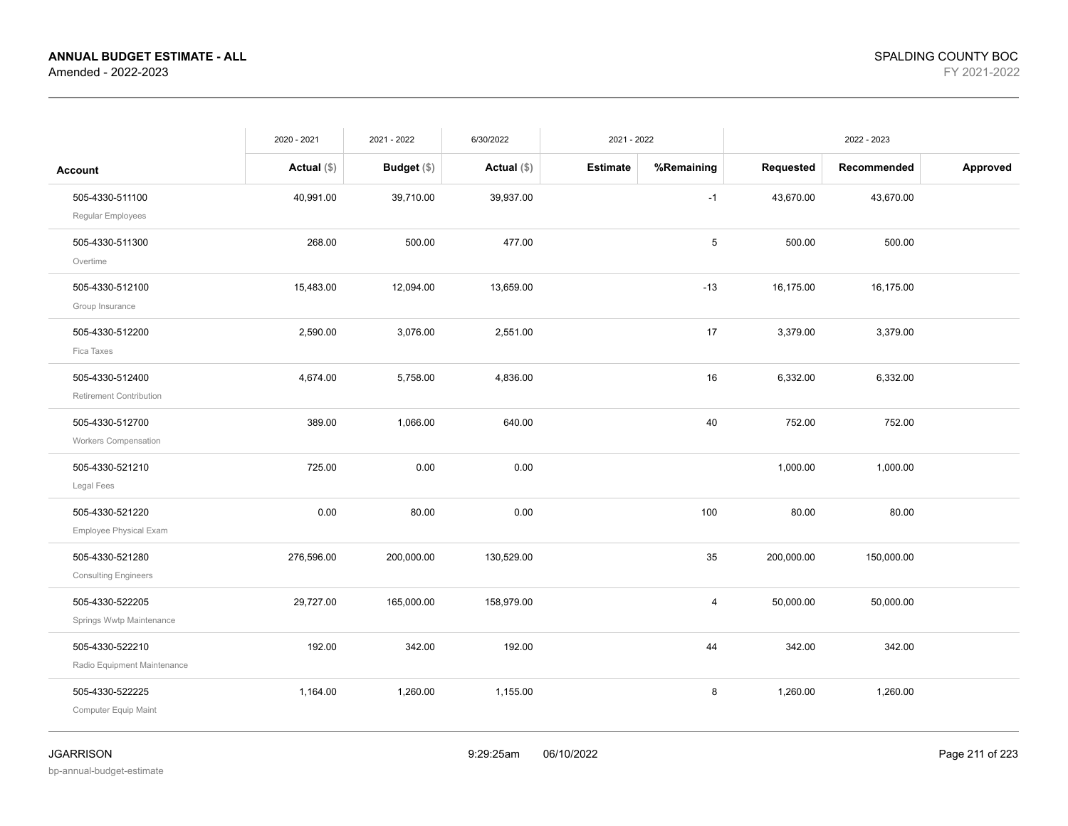**ANNUAL BUDGET ESTIMATE - ALL**
Amended - 2022-2023

SPALDING COUNTY BOC
FY 2021-2022

| | 2020 - 2021 | 2021 - 2022 | 6/30/2022 | 2021 - 2022 | | 2022 - 2023 | | |
|---|---|---|---|---|---|---|---|---|
| **Account** | **Actual ($)** | **Budget ($)** | **Actual ($)** | **Estimate** | **%Remaining** | **Requested** | **Recommended** | **Approved** |
| 505-4330-511100<br>Regular Employees | 40,991.00 | 39,710.00 | 39,937.00 | | -1 | 43,670.00 | 43,670.00 | |
| 505-4330-511300<br>Overtime | 268.00 | 500.00 | 477.00 | | 5 | 500.00 | 500.00 | |
| 505-4330-512100<br>Group Insurance | 15,483.00 | 12,094.00 | 13,659.00 | | -13 | 16,175.00 | 16,175.00 | |
| 505-4330-512200<br>Fica Taxes | 2,590.00 | 3,076.00 | 2,551.00 | | 17 | 3,379.00 | 3,379.00 | |
| 505-4330-512400<br>Retirement Contribution | 4,674.00 | 5,758.00 | 4,836.00 | | 16 | 6,332.00 | 6,332.00 | |
| 505-4330-512700<br>Workers Compensation | 389.00 | 1,066.00 | 640.00 | | 40 | 752.00 | 752.00 | |
| 505-4330-521210<br>Legal Fees | 725.00 | 0.00 | 0.00 | | | 1,000.00 | 1,000.00 | |
| 505-4330-521220<br>Employee Physical Exam | 0.00 | 80.00 | 0.00 | | 100 | 80.00 | 80.00 | |
| 505-4330-521280<br>Consulting Engineers | 276,596.00 | 200,000.00 | 130,529.00 | | 35 | 200,000.00 | 150,000.00 | |
| 505-4330-522205<br>Springs Wwtp Maintenance | 29,727.00 | 165,000.00 | 158,979.00 | | 4 | 50,000.00 | 50,000.00 | |
| 505-4330-522210<br>Radio Equipment Maintenance | 192.00 | 342.00 | 192.00 | | 44 | 342.00 | 342.00 | |
| 505-4330-522225<br>Computer Equip Maint | 1,164.00 | 1,260.00 | 1,155.00 | | 8 | 1,260.00 | 1,260.00 | |

JGARRISON
bp-annual-budget-estimate

9:29:25am 06/10/2022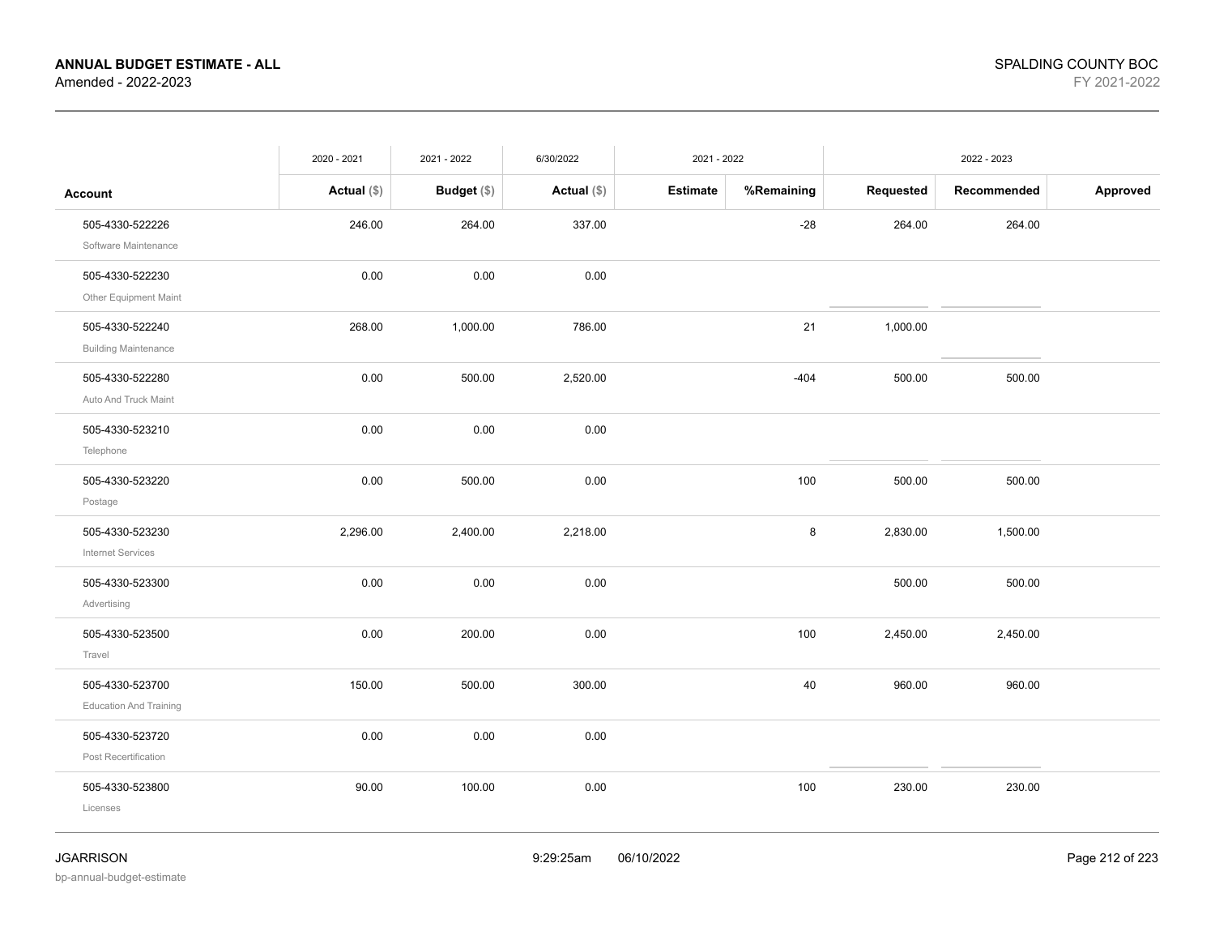# ANNUAL BUDGET ESTIMATE - ALL

Amended - 2022-2023

SPALDING COUNTY BOC

FY 2021-2022

| Account | 2020 - 2021 Actual ($) | 2021 - 2022 Budget ($) | 6/30/2022 Actual ($) | 2021 - 2022 Estimate | %Remaining | 2022 - 2023 Requested | Recommended | Approved |
|---|---|---|---|---|---|---|---|---|
| 505-4330-522226 Software Maintenance | 246.00 | 264.00 | 337.00 | | -28 | 264.00 | 264.00 | |
| 505-4330-522230 Other Equipment Maint | 0.00 | 0.00 | 0.00 | | | | | |
| 505-4330-522240 Building Maintenance | 268.00 | 1,000.00 | 786.00 | | 21 | 1,000.00 | | |
| 505-4330-522280 Auto And Truck Maint | 0.00 | 500.00 | 2,520.00 | | -404 | 500.00 | 500.00 | |
| 505-4330-523210 Telephone | 0.00 | 0.00 | 0.00 | | | | | |
| 505-4330-523220 Postage | 0.00 | 500.00 | 0.00 | | 100 | 500.00 | 500.00 | |
| 505-4330-523230 Internet Services | 2,296.00 | 2,400.00 | 2,218.00 | | 8 | 2,830.00 | 1,500.00 | |
| 505-4330-523300 Advertising | 0.00 | 0.00 | 0.00 | | | 500.00 | 500.00 | |
| 505-4330-523500 Travel | 0.00 | 200.00 | 0.00 | | 100 | 2,450.00 | 2,450.00 | |
| 505-4330-523700 Education And Training | 150.00 | 500.00 | 300.00 | | 40 | 960.00 | 960.00 | |
| 505-4330-523720 Post Recertification | 0.00 | 0.00 | 0.00 | | | | | |
| 505-4330-523800 Licenses | 90.00 | 100.00 | 0.00 | | 100 | 230.00 | 230.00 | |

JGARRISON

bp-annual-budget-estimate

9:29:25am 06/10/2022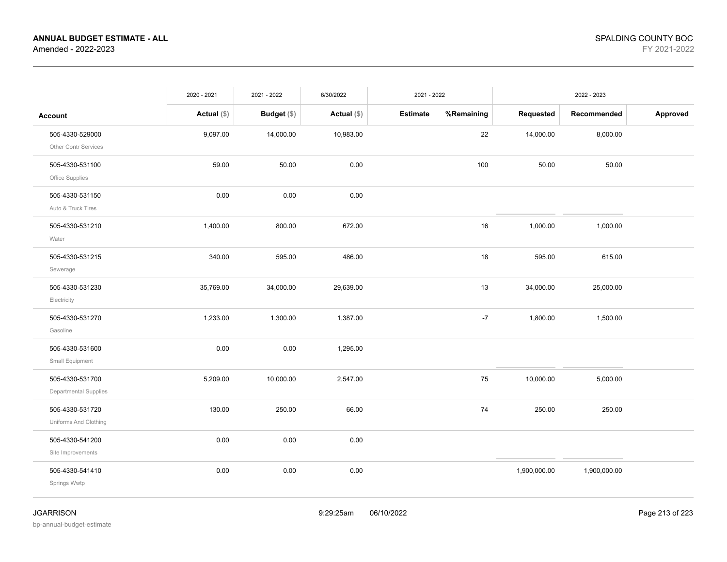**ANNUAL BUDGET ESTIMATE - ALL**
Amended - 2022-2023

SPALDING COUNTY BOC
FY 2021-2022

| | 2020 - 2021 | 2021 - 2022 | 6/30/2022 | 2021 - 2022 | | 2022 - 2023 | | |
|---|---|---|---|---|---|---|---|---|
| **Account** | **Actual ($)** | **Budget ($)** | **Actual ($)** | **Estimate** | **%Remaining** | **Requested** | **Recommended** | **Approved** |
| 505-4330-529000<br>Other Contr Services | 9,097.00 | 14,000.00 | 10,983.00 | | 22 | 14,000.00 | 8,000.00 | |
| 505-4330-531100<br>Office Supplies | 59.00 | 50.00 | 0.00 | | 100 | 50.00 | 50.00 | |
| 505-4330-531150<br>Auto & Truck Tires | 0.00 | 0.00 | 0.00 | | | | | |
| 505-4330-531210<br>Water | 1,400.00 | 800.00 | 672.00 | | 16 | 1,000.00 | 1,000.00 | |
| 505-4330-531215<br>Sewerage | 340.00 | 595.00 | 486.00 | | 18 | 595.00 | 615.00 | |
| 505-4330-531230<br>Electricity | 35,769.00 | 34,000.00 | 29,639.00 | | 13 | 34,000.00 | 25,000.00 | |
| 505-4330-531270<br>Gasoline | 1,233.00 | 1,300.00 | 1,387.00 | | -7 | 1,800.00 | 1,500.00 | |
| 505-4330-531600<br>Small Equipment | 0.00 | 0.00 | 1,295.00 | | | | | |
| 505-4330-531700<br>Departmental Supplies | 5,209.00 | 10,000.00 | 2,547.00 | | 75 | 10,000.00 | 5,000.00 | |
| 505-4330-531720<br>Uniforms And Clothing | 130.00 | 250.00 | 66.00 | | 74 | 250.00 | 250.00 | |
| 505-4330-541200<br>Site Improvements | 0.00 | 0.00 | 0.00 | | | | | |
| 505-4330-541410<br>Springs Wwtp | 0.00 | 0.00 | 0.00 | | | 1,900,000.00 | 1,900,000.00 | |

JGARRISON
bp-annual-budget-estimate

9:29:25am 06/10/2022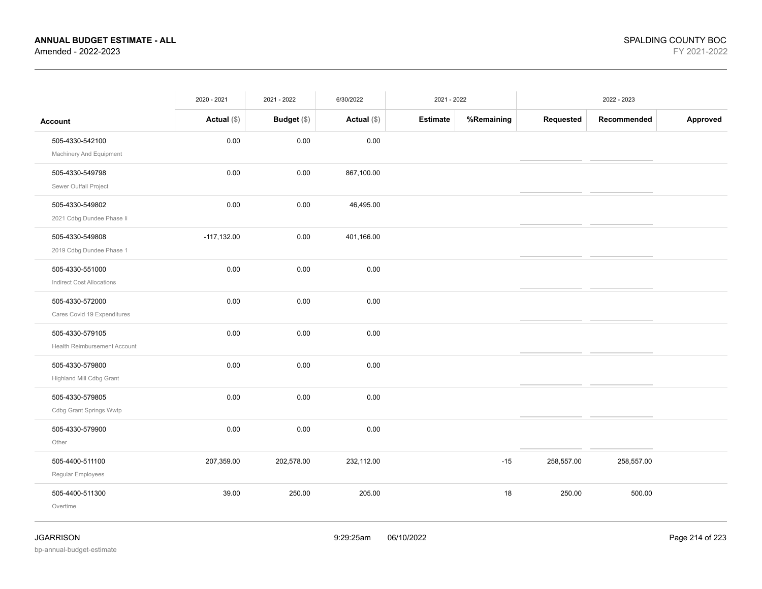# ANNUAL BUDGET ESTIMATE - ALL
Amended - 2022-2023

SPALDING COUNTY BOC
FY 2021-2022

| | 2020 - 2021 | 2021 - 2022 | 6/30/2022 | 2021 - 2022 | | 2022 - 2023 | | |
|---|---|---|---|---|---|---|---|---|
| **Account** | **Actual ($)** | **Budget ($)** | **Actual ($)** | **Estimate** | **%Remaining** | **Requested** | **Recommended** | **Approved** |
| 505-4330-542100<br>Machinery And Equipment | 0.00 | 0.00 | 0.00 | | | | | |
| 505-4330-549798<br>Sewer Outfall Project | 0.00 | 0.00 | 867,100.00 | | | | | |
| 505-4330-549802<br>2021 Cdbg Dundee Phase Ii | 0.00 | 0.00 | 46,495.00 | | | | | |
| 505-4330-549808<br>2019 Cdbg Dundee Phase 1 | -117,132.00 | 0.00 | 401,166.00 | | | | | |
| 505-4330-551000<br>Indirect Cost Allocations | 0.00 | 0.00 | 0.00 | | | | | |
| 505-4330-572000<br>Cares Covid 19 Expenditures | 0.00 | 0.00 | 0.00 | | | | | |
| 505-4330-579105<br>Health Reimbursement Account | 0.00 | 0.00 | 0.00 | | | | | |
| 505-4330-579800<br>Highland Mill Cdbg Grant | 0.00 | 0.00 | 0.00 | | | | | |
| 505-4330-579805<br>Cdbg Grant Springs Wwtp | 0.00 | 0.00 | 0.00 | | | | | |
| 505-4330-579900<br>Other | 0.00 | 0.00 | 0.00 | | | | | |
| 505-4400-511100<br>Regular Employees | 207,359.00 | 202,578.00 | 232,112.00 | | -15 | 258,557.00 | 258,557.00 | |
| 505-4400-511300<br>Overtime | 39.00 | 250.00 | 205.00 | | 18 | 250.00 | 500.00 | |

JGARRISON
bp-annual-budget-estimate

9:29:25am 06/10/2022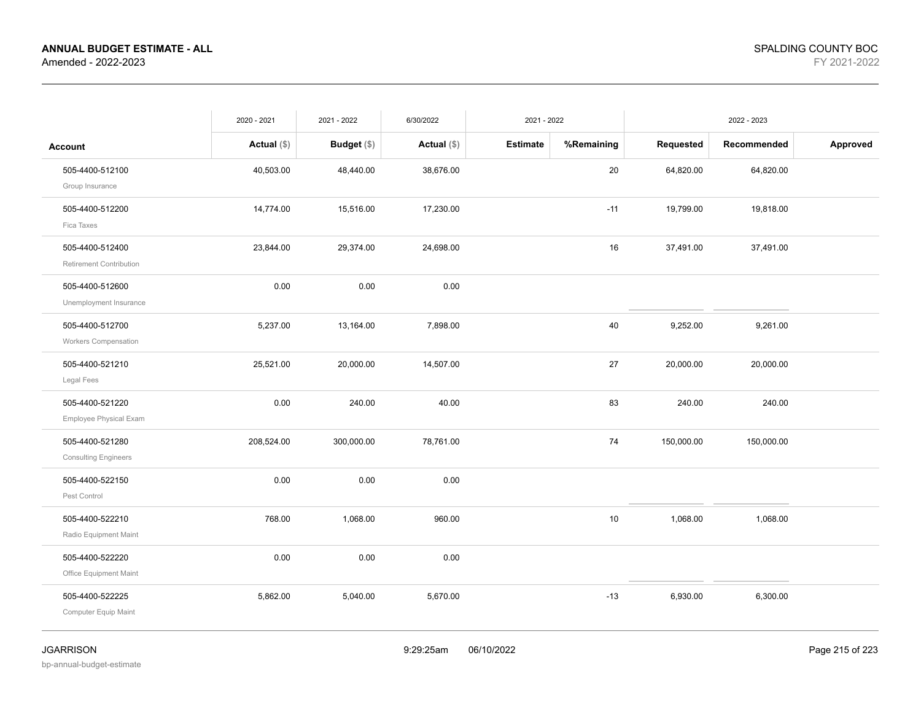**ANNUAL BUDGET ESTIMATE - ALL**
Amended - 2022-2023

SPALDING COUNTY BOC
FY 2021-2022

| | 2020 - 2021 | 2021 - 2022 | 6/30/2022 | 2021 - 2022 | | 2022 - 2023 | | |
|---|---|---|---|---|---|---|---|---|
| **Account** | **Actual ($)** | **Budget ($)** | **Actual ($)** | **Estimate** | **%Remaining** | **Requested** | **Recommended** | **Approved** |
| 505-4400-512100 Group Insurance | 40,503.00 | 48,440.00 | 38,676.00 | | 20 | 64,820.00 | 64,820.00 | |
| 505-4400-512200 Fica Taxes | 14,774.00 | 15,516.00 | 17,230.00 | | -11 | 19,799.00 | 19,818.00 | |
| 505-4400-512400 Retirement Contribution | 23,844.00 | 29,374.00 | 24,698.00 | | 16 | 37,491.00 | 37,491.00 | |
| 505-4400-512600 Unemployment Insurance | 0.00 | 0.00 | 0.00 | | | | | |
| 505-4400-512700 Workers Compensation | 5,237.00 | 13,164.00 | 7,898.00 | | 40 | 9,252.00 | 9,261.00 | |
| 505-4400-521210 Legal Fees | 25,521.00 | 20,000.00 | 14,507.00 | | 27 | 20,000.00 | 20,000.00 | |
| 505-4400-521220 Employee Physical Exam | 0.00 | 240.00 | 40.00 | | 83 | 240.00 | 240.00 | |
| 505-4400-521280 Consulting Engineers | 208,524.00 | 300,000.00 | 78,761.00 | | 74 | 150,000.00 | 150,000.00 | |
| 505-4400-522150 Pest Control | 0.00 | 0.00 | 0.00 | | | | | |
| 505-4400-522210 Radio Equipment Maint | 768.00 | 1,068.00 | 960.00 | | 10 | 1,068.00 | 1,068.00 | |
| 505-4400-522220 Office Equipment Maint | 0.00 | 0.00 | 0.00 | | | | | |
| 505-4400-522225 Computer Equip Maint | 5,862.00 | 5,040.00 | 5,670.00 | | -13 | 6,930.00 | 6,300.00 | |

JGARRISON
bp-annual-budget-estimate

9:29:25am 06/10/2022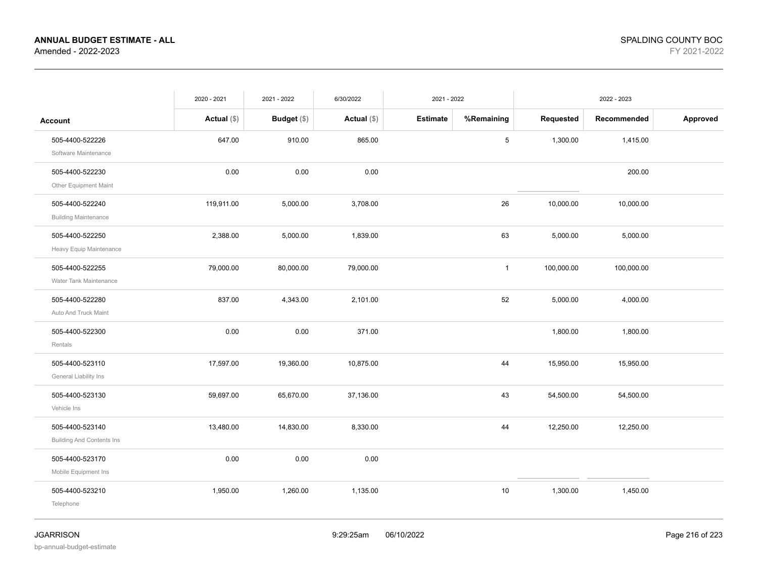| Account | 2020 - 2021 Actual ($) | 2021 - 2022 Budget ($) | 6/30/2022 Actual ($) | 2021 - 2022 Estimate | 2021 - 2022 %Remaining | 2022 - 2023 Requested | 2022 - 2023 Recommended | 2022 - 2023 Approved |
|---|---|---|---|---|---|---|---|---|
| 505-4400-522226 Software Maintenance | 647.00 | 910.00 | 865.00 | | 5 | 1,300.00 | 1,415.00 | |
| 505-4400-522230 Other Equipment Maint | 0.00 | 0.00 | 0.00 | | | | 200.00 | |
| 505-4400-522240 Building Maintenance | 119,911.00 | 5,000.00 | 3,708.00 | | 26 | 10,000.00 | 10,000.00 | |
| 505-4400-522250 Heavy Equip Maintenance | 2,388.00 | 5,000.00 | 1,839.00 | | 63 | 5,000.00 | 5,000.00 | |
| 505-4400-522255 Water Tank Maintenance | 79,000.00 | 80,000.00 | 79,000.00 | | 1 | 100,000.00 | 100,000.00 | |
| 505-4400-522280 Auto And Truck Maint | 837.00 | 4,343.00 | 2,101.00 | | 52 | 5,000.00 | 4,000.00 | |
| 505-4400-522300 Rentals | 0.00 | 0.00 | 371.00 | | | 1,800.00 | 1,800.00 | |
| 505-4400-523110 General Liability Ins | 17,597.00 | 19,360.00 | 10,875.00 | | 44 | 15,950.00 | 15,950.00 | |
| 505-4400-523130 Vehicle Ins | 59,697.00 | 65,670.00 | 37,136.00 | | 43 | 54,500.00 | 54,500.00 | |
| 505-4400-523140 Building And Contents Ins | 13,480.00 | 14,830.00 | 8,330.00 | | 44 | 12,250.00 | 12,250.00 | |
| 505-4400-523170 Mobile Equipment Ins | 0.00 | 0.00 | 0.00 | | | | | |
| 505-4400-523210 Telephone | 1,950.00 | 1,260.00 | 1,135.00 | | 10 | 1,300.00 | 1,450.00 | |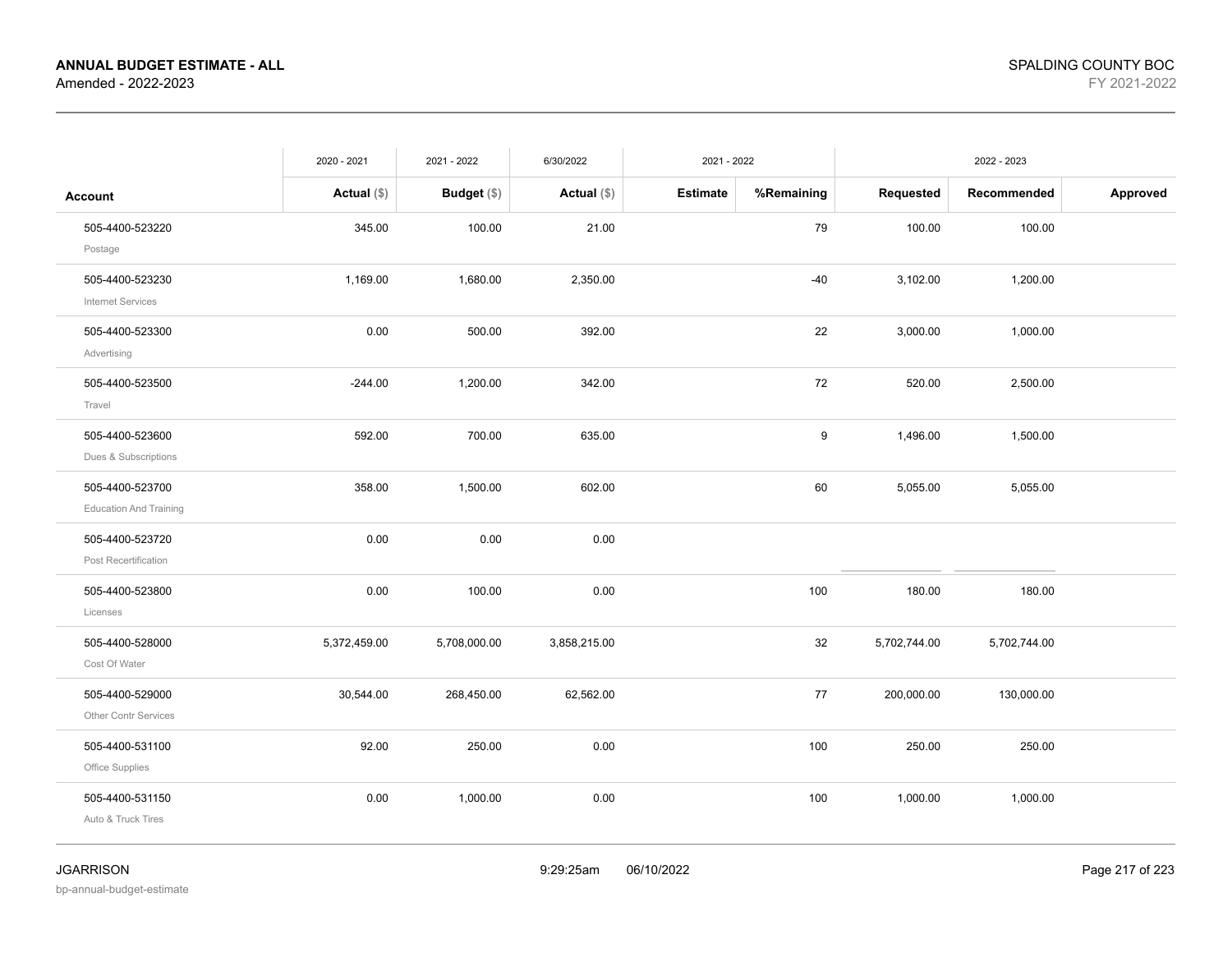**ANNUAL BUDGET ESTIMATE - ALL**
Amended - 2022-2023

SPALDING COUNTY BOC
FY 2021-2022

| | 2020 - 2021 | 2021 - 2022 | 6/30/2022 | 2021 - 2022 | | 2022 - 2023 | | |
|---|---|---|---|---|---|---|---|---|
| **Account** | **Actual ($)** | **Budget ($)** | **Actual ($)** | **Estimate** | **%Remaining** | **Requested** | **Recommended** | **Approved** |
| 505-4400-523220 Postage | 345.00 | 100.00 | 21.00 | | 79 | 100.00 | 100.00 | |
| 505-4400-523230 Internet Services | 1,169.00 | 1,680.00 | 2,350.00 | | -40 | 3,102.00 | 1,200.00 | |
| 505-4400-523300 Advertising | 0.00 | 500.00 | 392.00 | | 22 | 3,000.00 | 1,000.00 | |
| 505-4400-523500 Travel | -244.00 | 1,200.00 | 342.00 | | 72 | 520.00 | 2,500.00 | |
| 505-4400-523600 Dues & Subscriptions | 592.00 | 700.00 | 635.00 | | 9 | 1,496.00 | 1,500.00 | |
| 505-4400-523700 Education And Training | 358.00 | 1,500.00 | 602.00 | | 60 | 5,055.00 | 5,055.00 | |
| 505-4400-523720 Post Recertification | 0.00 | 0.00 | 0.00 | | | | | |
| 505-4400-523800 Licenses | 0.00 | 100.00 | 0.00 | | 100 | 180.00 | 180.00 | |
| 505-4400-528000 Cost Of Water | 5,372,459.00 | 5,708,000.00 | 3,858,215.00 | | 32 | 5,702,744.00 | 5,702,744.00 | |
| 505-4400-529000 Other Contr Services | 30,544.00 | 268,450.00 | 62,562.00 | | 77 | 200,000.00 | 130,000.00 | |
| 505-4400-531100 Office Supplies | 92.00 | 250.00 | 0.00 | | 100 | 250.00 | 250.00 | |
| 505-4400-531150 Auto & Truck Tires | 0.00 | 1,000.00 | 0.00 | | 100 | 1,000.00 | 1,000.00 | |

JGARRISON
bp-annual-budget-estimate

9:29:25am 06/10/2022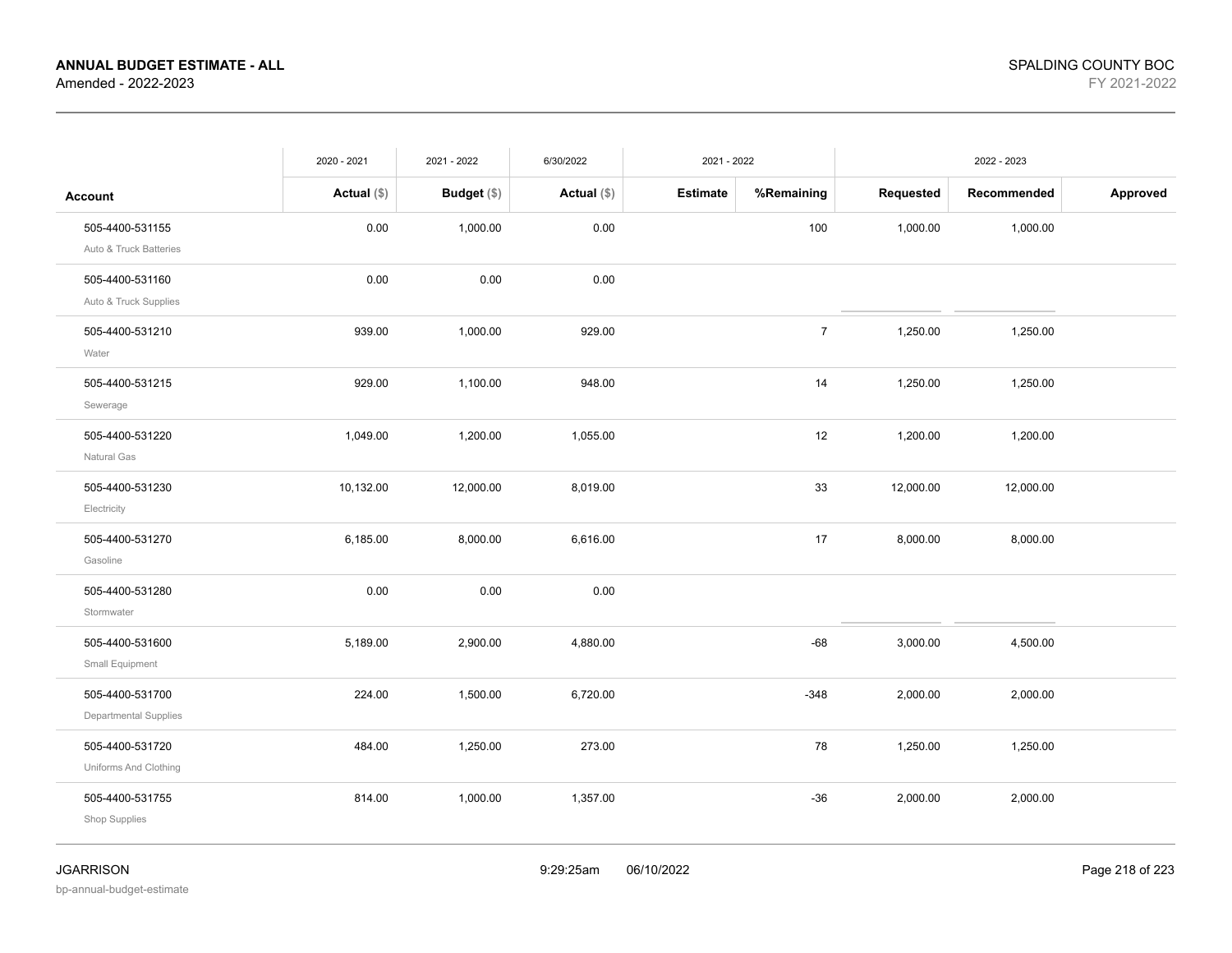**ANNUAL BUDGET ESTIMATE - ALL**
Amended - 2022-2023

SPALDING COUNTY BOC
FY 2021-2022

| | 2020 - 2021 | 2021 - 2022 | 6/30/2022 | 2021 - 2022 | | 2022 - 2023 | | |
|---|---|---|---|---|---|---|---|---|
| **Account** | **Actual ($)** | **Budget ($)** | **Actual ($)** | **Estimate** | **%Remaining** | **Requested** | **Recommended** | **Approved** |
| 505-4400-531155 Auto & Truck Batteries | 0.00 | 1,000.00 | 0.00 | | 100 | 1,000.00 | 1,000.00 | |
| 505-4400-531160 Auto & Truck Supplies | 0.00 | 0.00 | 0.00 | | | | | |
| 505-4400-531210 Water | 939.00 | 1,000.00 | 929.00 | | 7 | 1,250.00 | 1,250.00 | |
| 505-4400-531215 Sewerage | 929.00 | 1,100.00 | 948.00 | | 14 | 1,250.00 | 1,250.00 | |
| 505-4400-531220 Natural Gas | 1,049.00 | 1,200.00 | 1,055.00 | | 12 | 1,200.00 | 1,200.00 | |
| 505-4400-531230 Electricity | 10,132.00 | 12,000.00 | 8,019.00 | | 33 | 12,000.00 | 12,000.00 | |
| 505-4400-531270 Gasoline | 6,185.00 | 8,000.00 | 6,616.00 | | 17 | 8,000.00 | 8,000.00 | |
| 505-4400-531280 Stormwater | 0.00 | 0.00 | 0.00 | | | | | |
| 505-4400-531600 Small Equipment | 5,189.00 | 2,900.00 | 4,880.00 | | -68 | 3,000.00 | 4,500.00 | |
| 505-4400-531700 Departmental Supplies | 224.00 | 1,500.00 | 6,720.00 | | -348 | 2,000.00 | 2,000.00 | |
| 505-4400-531720 Uniforms And Clothing | 484.00 | 1,250.00 | 273.00 | | 78 | 1,250.00 | 1,250.00 | |
| 505-4400-531755 Shop Supplies | 814.00 | 1,000.00 | 1,357.00 | | -36 | 2,000.00 | 2,000.00 | |

JGARRISON
bp-annual-budget-estimate

9:29:25am 06/10/2022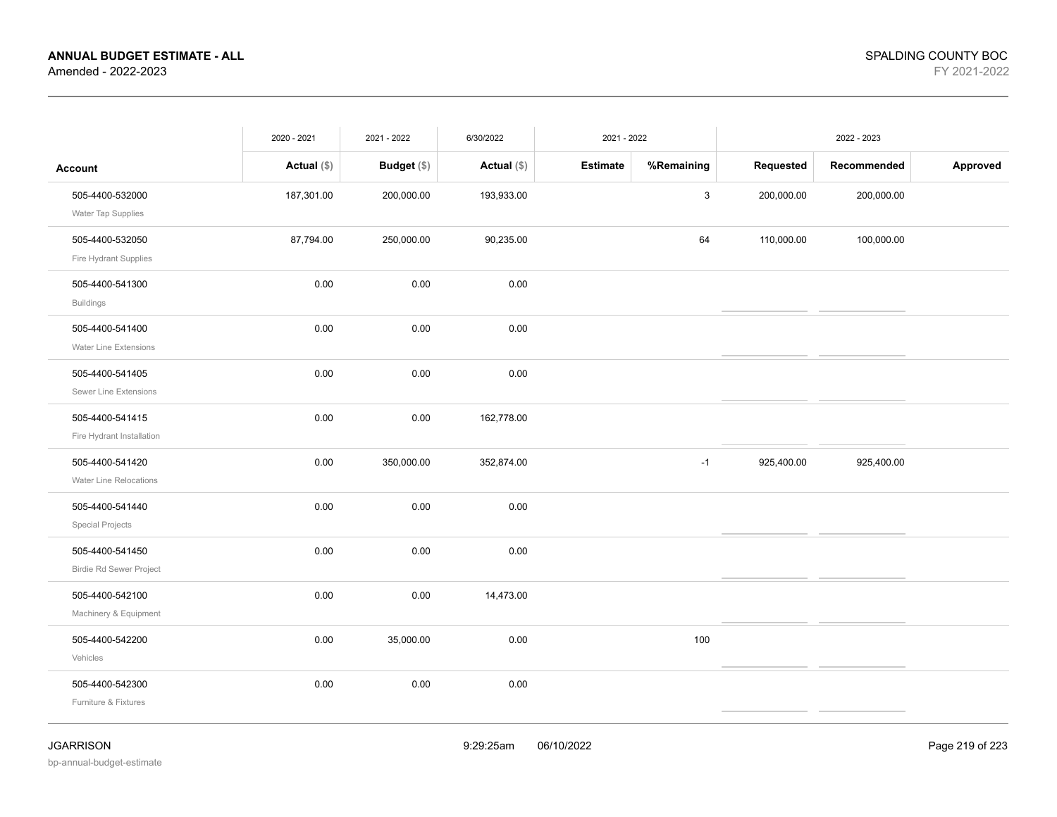**ANNUAL BUDGET ESTIMATE - ALL**
Amended - 2022-2023

SPALDING COUNTY BOC
FY 2021-2022

| | 2020 - 2021 | 2021 - 2022 | 6/30/2022 | 2021 - 2022 | | 2022 - 2023 | | |
|---|---|---|---|---|---|---|---|---|
| **Account** | **Actual ($)** | **Budget ($)** | **Actual ($)** | **Estimate** | **%Remaining** | **Requested** | **Recommended** | **Approved** |
| 505-4400-532000<br>Water Tap Supplies | 187,301.00 | 200,000.00 | 193,933.00 | | 3 | 200,000.00 | 200,000.00 | |
| 505-4400-532050<br>Fire Hydrant Supplies | 87,794.00 | 250,000.00 | 90,235.00 | | 64 | 110,000.00 | 100,000.00 | |
| 505-4400-541300<br>Buildings | 0.00 | 0.00 | 0.00 | | | | | |
| 505-4400-541400<br>Water Line Extensions | 0.00 | 0.00 | 0.00 | | | | | |
| 505-4400-541405<br>Sewer Line Extensions | 0.00 | 0.00 | 0.00 | | | | | |
| 505-4400-541415<br>Fire Hydrant Installation | 0.00 | 0.00 | 162,778.00 | | | | | |
| 505-4400-541420<br>Water Line Relocations | 0.00 | 350,000.00 | 352,874.00 | | -1 | 925,400.00 | 925,400.00 | |
| 505-4400-541440<br>Special Projects | 0.00 | 0.00 | 0.00 | | | | | |
| 505-4400-541450<br>Birdie Rd Sewer Project | 0.00 | 0.00 | 0.00 | | | | | |
| 505-4400-542100<br>Machinery & Equipment | 0.00 | 0.00 | 14,473.00 | | | | | |
| 505-4400-542200<br>Vehicles | 0.00 | 35,000.00 | 0.00 | | 100 | | | |
| 505-4400-542300<br>Furniture & Fixtures | 0.00 | 0.00 | 0.00 | | | | | |

JGARRISON
bp-annual-budget-estimate

9:29:25am 06/10/2022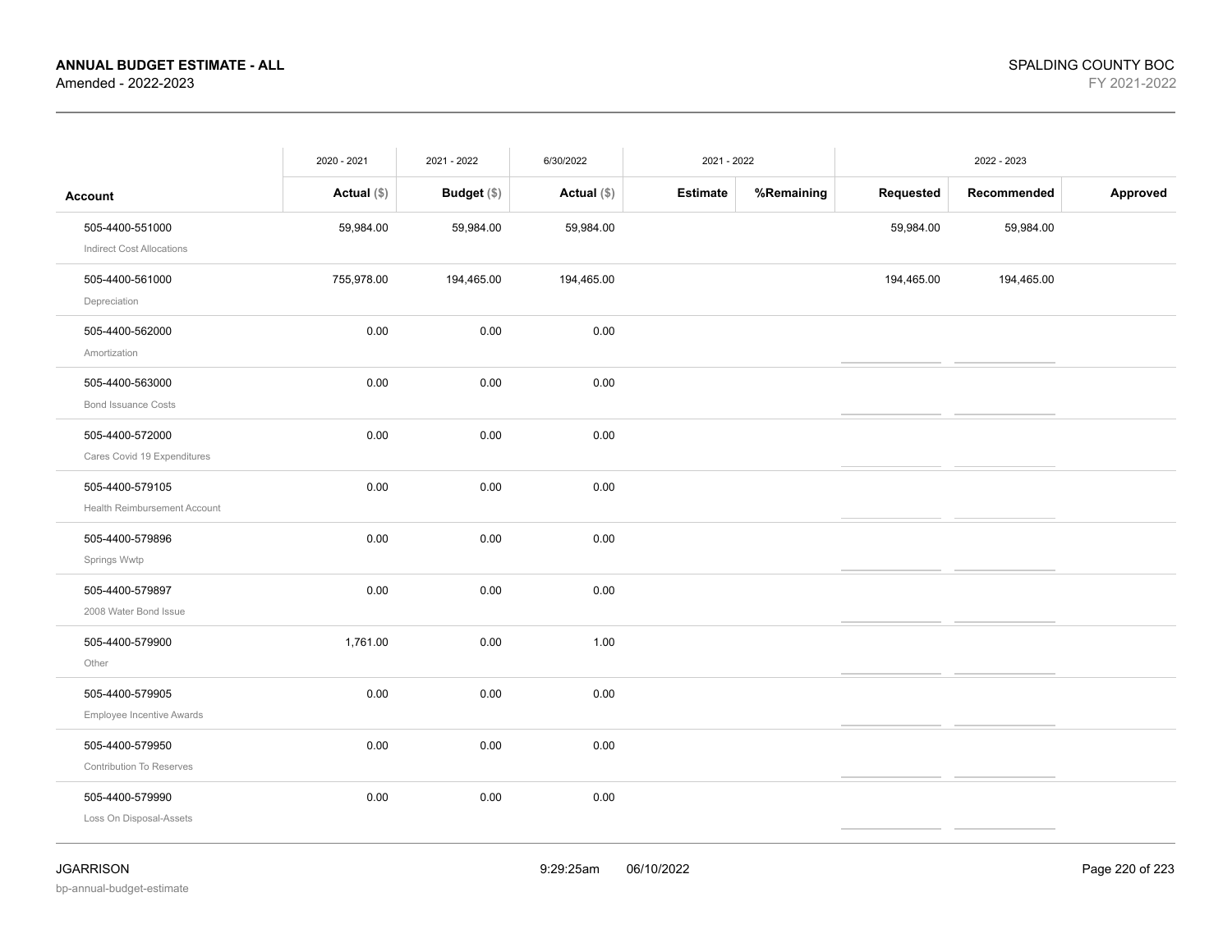| Account | 2020 - 2021 Actual ($) | 2021 - 2022 Budget ($) | 6/30/2022 Actual ($) | 2021 - 2022 Estimate | 2021 - 2022 %Remaining | 2022 - 2023 Requested | 2022 - 2023 Recommended | 2022 - 2023 Approved |
|---|---|---|---|---|---|---|---|---|
| 505-4400-551000 Indirect Cost Allocations | 59,984.00 | 59,984.00 | 59,984.00 | | | 59,984.00 | 59,984.00 | |
| 505-4400-561000 Depreciation | 755,978.00 | 194,465.00 | 194,465.00 | | | 194,465.00 | 194,465.00 | |
| 505-4400-562000 Amortization | 0.00 | 0.00 | 0.00 | | | | | |
| 505-4400-563000 Bond Issuance Costs | 0.00 | 0.00 | 0.00 | | | | | |
| 505-4400-572000 Cares Covid 19 Expenditures | 0.00 | 0.00 | 0.00 | | | | | |
| 505-4400-579105 Health Reimbursement Account | 0.00 | 0.00 | 0.00 | | | | | |
| 505-4400-579896 Springs Wwtp | 0.00 | 0.00 | 0.00 | | | | | |
| 505-4400-579897 2008 Water Bond Issue | 0.00 | 0.00 | 0.00 | | | | | |
| 505-4400-579900 Other | 1,761.00 | 0.00 | 1.00 | | | | | |
| 505-4400-579905 Employee Incentive Awards | 0.00 | 0.00 | 0.00 | | | | | |
| 505-4400-579950 Contribution To Reserves | 0.00 | 0.00 | 0.00 | | | | | |
| 505-4400-579990 Loss On Disposal-Assets | 0.00 | 0.00 | 0.00 | | | | | |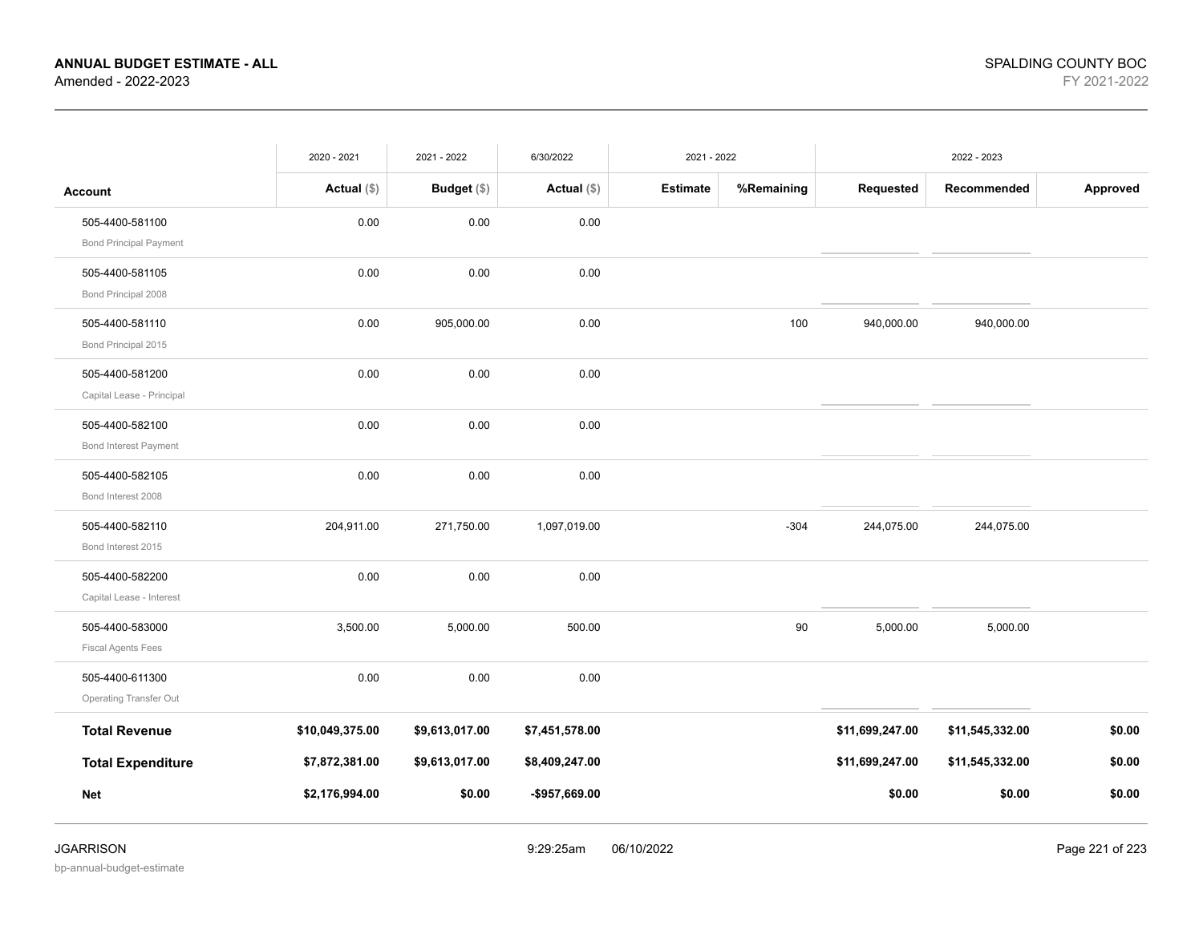**ANNUAL BUDGET ESTIMATE - ALL**
Amended - 2022-2023

SPALDING COUNTY BOC
FY 2021-2022

| | 2020 - 2021 | 2021 - 2022 | 6/30/2022 | 2021 - 2022 | | 2022 - 2023 | | |
|---|---|---|---|---|---|---|---|---|
| **Account** | **Actual ($)** | **Budget ($)** | **Actual ($)** | **Estimate** | **%Remaining** | **Requested** | **Recommended** | **Approved** |
| 505-4400-581100<br>Bond Principal Payment | 0.00 | 0.00 | 0.00 | | | | | |
| 505-4400-581105<br>Bond Principal 2008 | 0.00 | 0.00 | 0.00 | | | | | |
| 505-4400-581110<br>Bond Principal 2015 | 0.00 | 905,000.00 | 0.00 | | 100 | 940,000.00 | 940,000.00 | |
| 505-4400-581200<br>Capital Lease - Principal | 0.00 | 0.00 | 0.00 | | | | | |
| 505-4400-582100<br>Bond Interest Payment | 0.00 | 0.00 | 0.00 | | | | | |
| 505-4400-582105<br>Bond Interest 2008 | 0.00 | 0.00 | 0.00 | | | | | |
| 505-4400-582110<br>Bond Interest 2015 | 204,911.00 | 271,750.00 | 1,097,019.00 | | -304 | 244,075.00 | 244,075.00 | |
| 505-4400-582200<br>Capital Lease - Interest | 0.00 | 0.00 | 0.00 | | | | | |
| 505-4400-583000<br>Fiscal Agents Fees | 3,500.00 | 5,000.00 | 500.00 | | 90 | 5,000.00 | 5,000.00 | |
| 505-4400-611300<br>Operating Transfer Out | 0.00 | 0.00 | 0.00 | | | | | |
| **Total Revenue** | **$10,049,375.00** | **$9,613,017.00** | **$7,451,578.00** | | | **$11,699,247.00** | **$11,545,332.00** | **$0.00** |
| **Total Expenditure** | **$7,872,381.00** | **$9,613,017.00** | **$8,409,247.00** | | | **$11,699,247.00** | **$11,545,332.00** | **$0.00** |
| **Net** | **$2,176,994.00** | **$0.00** | **-$957,669.00** | | | **$0.00** | **$0.00** | **$0.00** |

JGARRISON
bp-annual-budget-estimate
9:29:25am 06/10/2022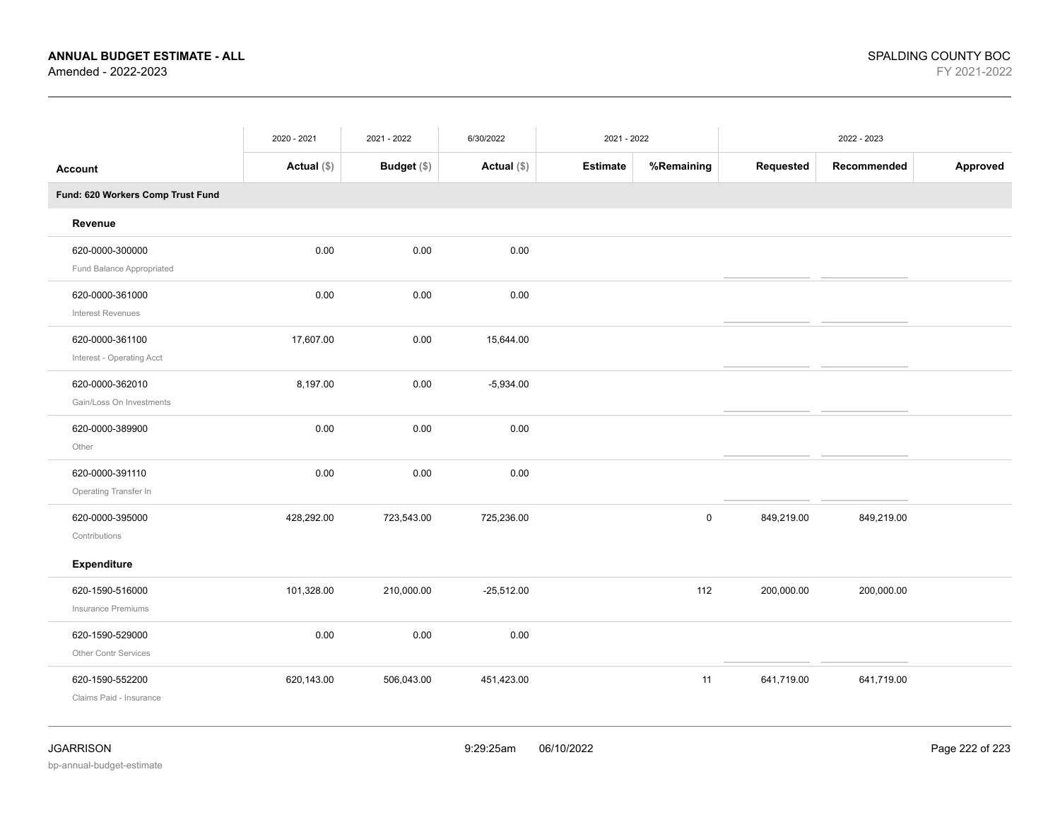**ANNUAL BUDGET ESTIMATE - ALL**
Amended - 2022-2023

SPALDING COUNTY BOC
FY 2021-2022

| Account | 2020 - 2021 Actual ($) | 2021 - 2022 Budget ($) | 6/30/2022 Actual ($) | 2021 - 2022 Estimate | 2021 - 2022 %Remaining | 2022 - 2023 Requested | 2022 - 2023 Recommended | 2022 - 2023 Approved |
|---|---|---|---|---|---|---|---|---|
| **Fund: 620 Workers Comp Trust Fund** | | | | | | | | |
| **Revenue** | | | | | | | | |
| 620-0000-300000 Fund Balance Appropriated | 0.00 | 0.00 | 0.00 | | | | | |
| 620-0000-361000 Interest Revenues | 0.00 | 0.00 | 0.00 | | | | | |
| 620-0000-361100 Interest - Operating Acct | 17,607.00 | 0.00 | 15,644.00 | | | | | |
| 620-0000-362010 Gain/Loss On Investments | 8,197.00 | 0.00 | -5,934.00 | | | | | |
| 620-0000-389900 Other | 0.00 | 0.00 | 0.00 | | | | | |
| 620-0000-391110 Operating Transfer In | 0.00 | 0.00 | 0.00 | | | | | |
| 620-0000-395000 Contributions | 428,292.00 | 723,543.00 | 725,236.00 | | 0 | 849,219.00 | 849,219.00 | |
| **Expenditure** | | | | | | | | |
| 620-1590-516000 Insurance Premiums | 101,328.00 | 210,000.00 | -25,512.00 | | 112 | 200,000.00 | 200,000.00 | |
| 620-1590-529000 Other Contr Services | 0.00 | 0.00 | 0.00 | | | | | |
| 620-1590-552200 Claims Paid - Insurance | 620,143.00 | 506,043.00 | 451,423.00 | | 11 | 641,719.00 | 641,719.00 | |

JGARRISON
bp-annual-budget-estimate
9:29:25am 06/10/2022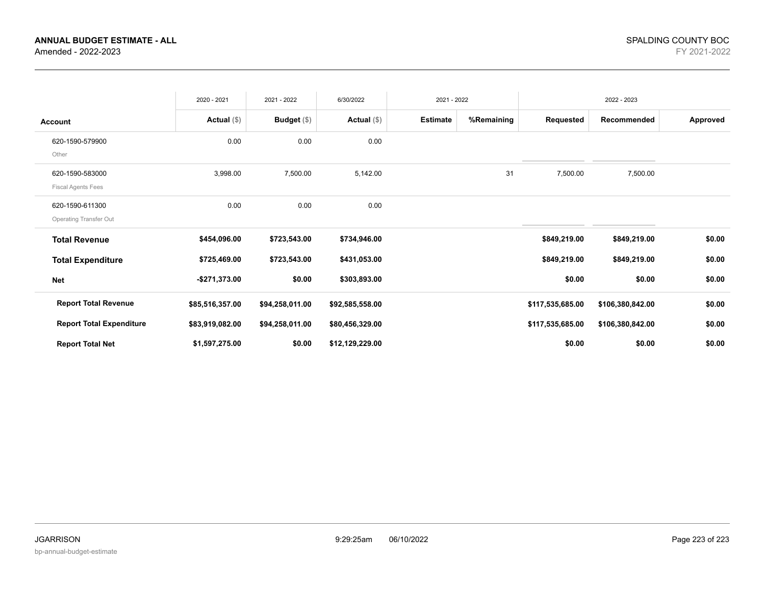**ANNUAL BUDGET ESTIMATE - ALL**
Amended - 2022-2023

SPALDING COUNTY BOC
FY 2021-2022

| | 2020 - 2021 | 2021 - 2022 | 6/30/2022 | 2021 - 2022 | | 2022 - 2023 | | |
|---|---|---|---|---|---|---|---|---|
| **Account** | **Actual ($)** | **Budget ($)** | **Actual ($)** | **Estimate** | **%Remaining** | **Requested** | **Recommended** | **Approved** |
| 620-1590-579900<br>Other | 0.00 | 0.00 | 0.00 | | | | | |
| 620-1590-583000<br>Fiscal Agents Fees | 3,998.00 | 7,500.00 | 5,142.00 | | 31 | 7,500.00 | 7,500.00 | |
| 620-1590-611300<br>Operating Transfer Out | 0.00 | 0.00 | 0.00 | | | | | |
| **Total Revenue** | **$454,096.00** | **$723,543.00** | **$734,946.00** | | | **$849,219.00** | **$849,219.00** | **$0.00** |
| **Total Expenditure** | **$725,469.00** | **$723,543.00** | **$431,053.00** | | | **$849,219.00** | **$849,219.00** | **$0.00** |
| **Net** | **-$271,373.00** | **$0.00** | **$303,893.00** | | | **$0.00** | **$0.00** | **$0.00** |
| **Report Total Revenue** | **$85,516,357.00** | **$94,258,011.00** | **$92,585,558.00** | | | **$117,535,685.00** | **$106,380,842.00** | **$0.00** |
| **Report Total Expenditure** | **$83,919,082.00** | **$94,258,011.00** | **$80,456,329.00** | | | **$117,535,685.00** | **$106,380,842.00** | **$0.00** |
| **Report Total Net** | **$1,597,275.00** | **$0.00** | **$12,129,229.00** | | | **$0.00** | **$0.00** | **$0.00** |

JGARRISON
bp-annual-budget-estimate
9:29:25am 06/10/2022